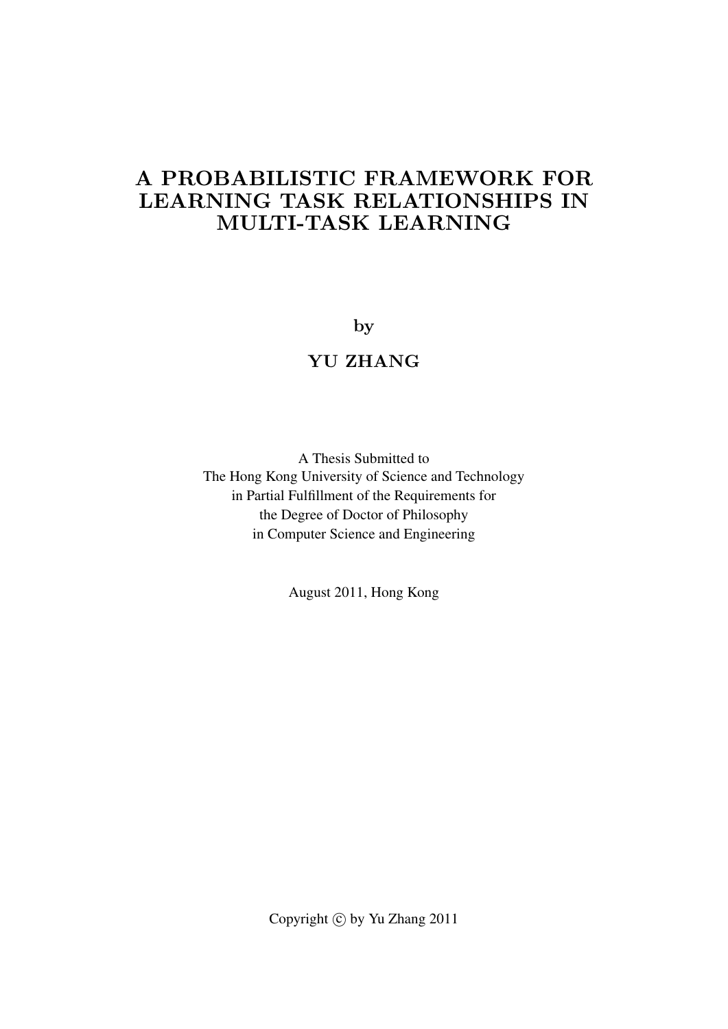# A PROBABILISTIC FRAMEWORK FOR LEARNING TASK RELATIONSHIPS IN MULTI-TASK LEARNING

by

**YU ZHANG**

A Thesis Submitted to
The Hong Kong University of Science and Technology
in Partial Fulfillment of the Requirements for
the Degree of Doctor of Philosophy
in Computer Science and Engineering

August 2011, Hong Kong

Copyright © by Yu Zhang 2011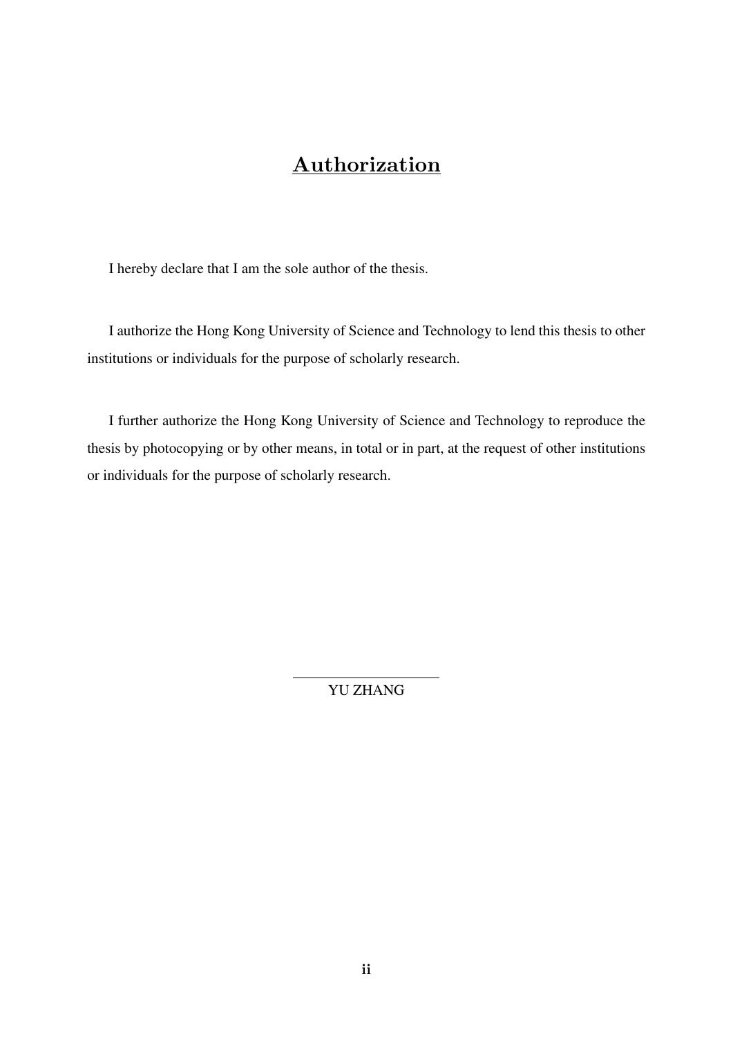# Authorization

I hereby declare that I am the sole author of the thesis.

I authorize the Hong Kong University of Science and Technology to lend this thesis to other institutions or individuals for the purpose of scholarly research.

I further authorize the Hong Kong University of Science and Technology to reproduce the thesis by photocopying or by other means, in total or in part, at the request of other institutions or individuals for the purpose of scholarly research.

YU ZHANG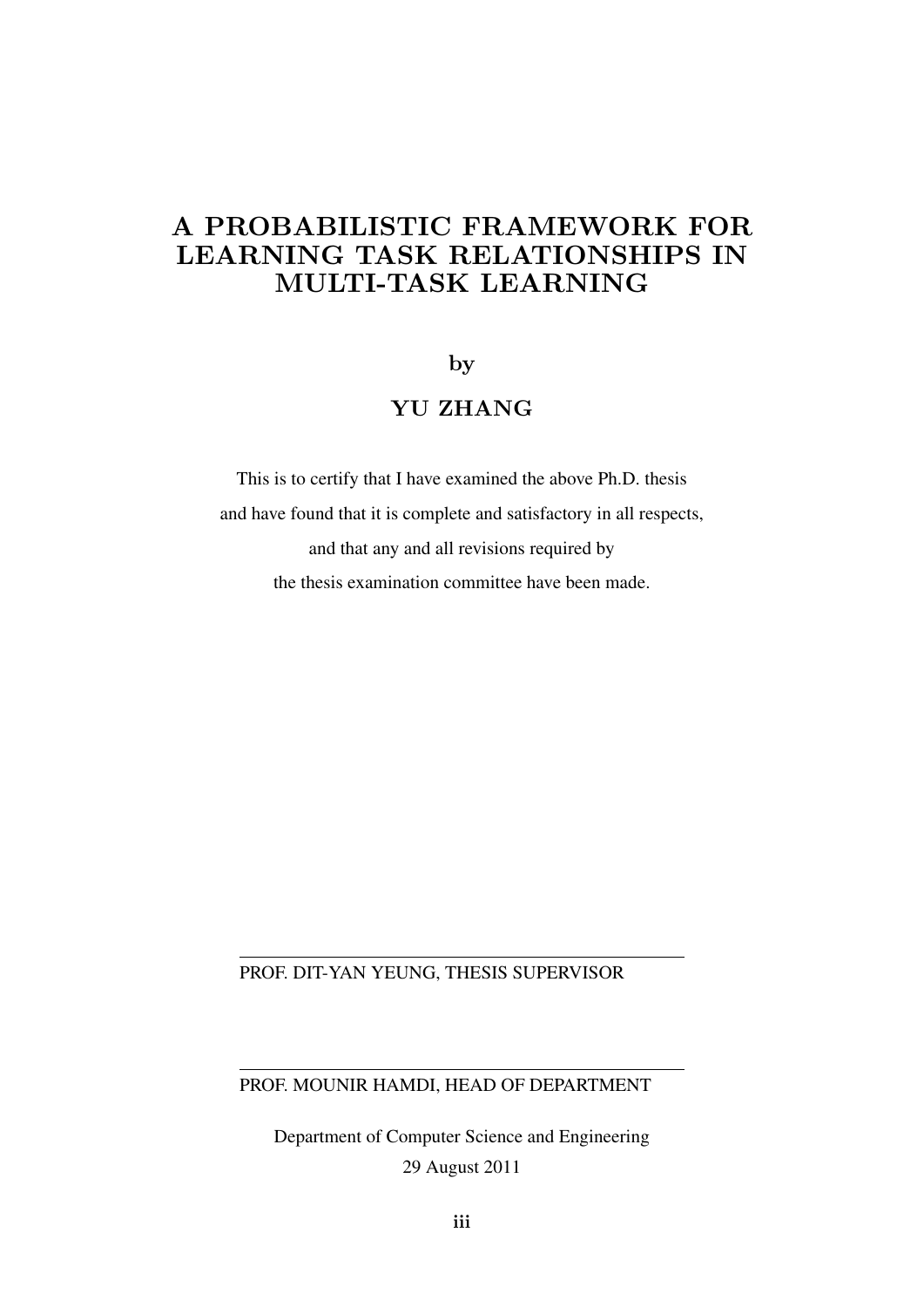# A PROBABILISTIC FRAMEWORK FOR LEARNING TASK RELATIONSHIPS IN MULTI-TASK LEARNING

by

**YU ZHANG**

This is to certify that I have examined the above Ph.D. thesis
and have found that it is complete and satisfactory in all respects,
and that any and all revisions required by
the thesis examination committee have been made.

PROF. DIT-YAN YEUNG, THESIS SUPERVISOR

PROF. MOUNIR HAMDI, HEAD OF DEPARTMENT

Department of Computer Science and Engineering
29 August 2011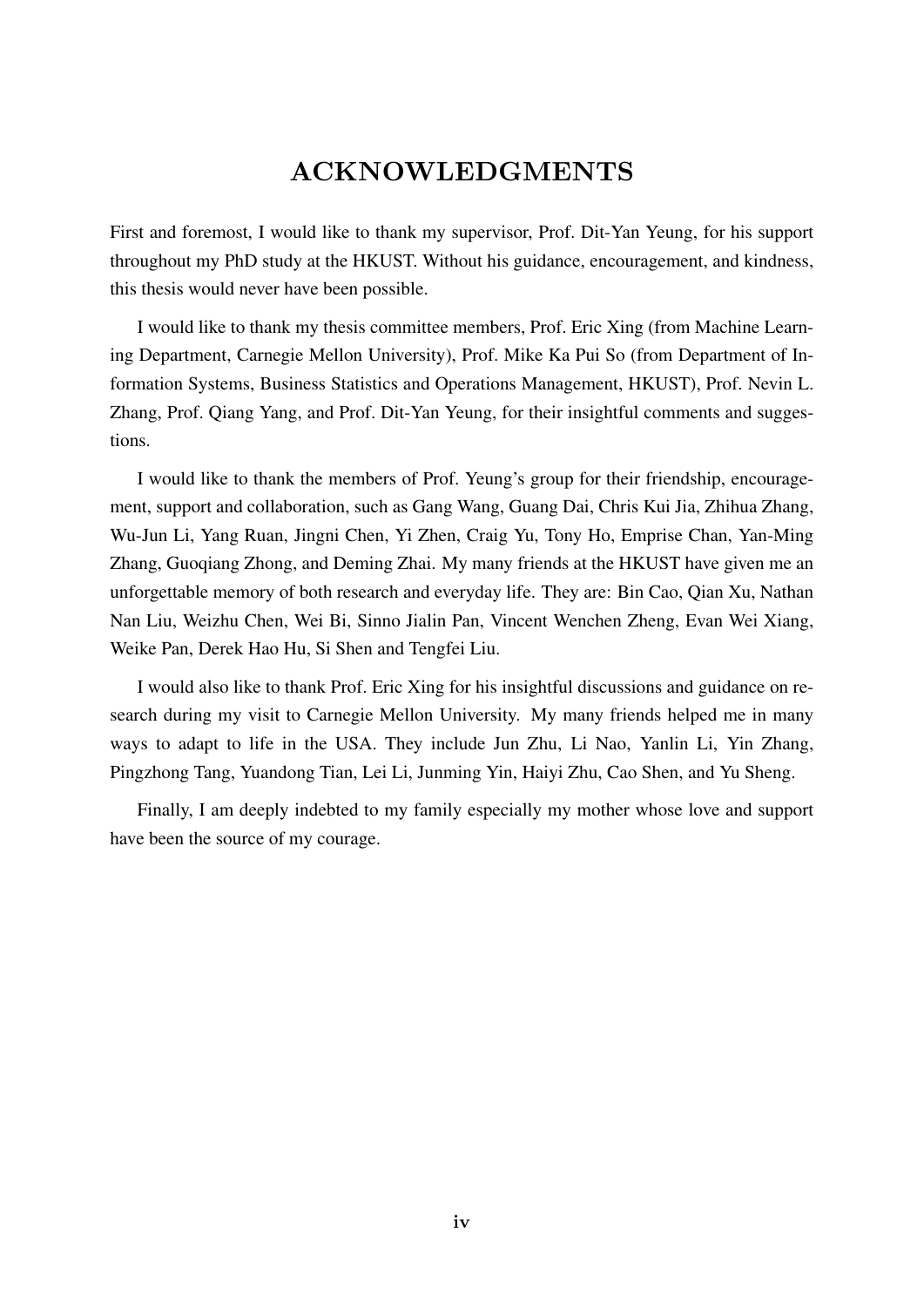# ACKNOWLEDGMENTS

First and foremost, I would like to thank my supervisor, Prof. Dit-Yan Yeung, for his support throughout my PhD study at the HKUST. Without his guidance, encouragement, and kindness, this thesis would never have been possible.

I would like to thank my thesis committee members, Prof. Eric Xing (from Machine Learning Department, Carnegie Mellon University), Prof. Mike Ka Pui So (from Department of Information Systems, Business Statistics and Operations Management, HKUST), Prof. Nevin L. Zhang, Prof. Qiang Yang, and Prof. Dit-Yan Yeung, for their insightful comments and suggestions.

I would like to thank the members of Prof. Yeung's group for their friendship, encouragement, support and collaboration, such as Gang Wang, Guang Dai, Chris Kui Jia, Zhihua Zhang, Wu-Jun Li, Yang Ruan, Jingni Chen, Yi Zhen, Craig Yu, Tony Ho, Emprise Chan, Yan-Ming Zhang, Guoqiang Zhong, and Deming Zhai. My many friends at the HKUST have given me an unforgettable memory of both research and everyday life. They are: Bin Cao, Qian Xu, Nathan Nan Liu, Weizhu Chen, Wei Bi, Sinno Jialin Pan, Vincent Wenchen Zheng, Evan Wei Xiang, Weike Pan, Derek Hao Hu, Si Shen and Tengfei Liu.

I would also like to thank Prof. Eric Xing for his insightful discussions and guidance on research during my visit to Carnegie Mellon University. My many friends helped me in many ways to adapt to life in the USA. They include Jun Zhu, Li Nao, Yanlin Li, Yin Zhang, Pingzhong Tang, Yuandong Tian, Lei Li, Junming Yin, Haiyi Zhu, Cao Shen, and Yu Sheng.

Finally, I am deeply indebted to my family especially my mother whose love and support have been the source of my courage.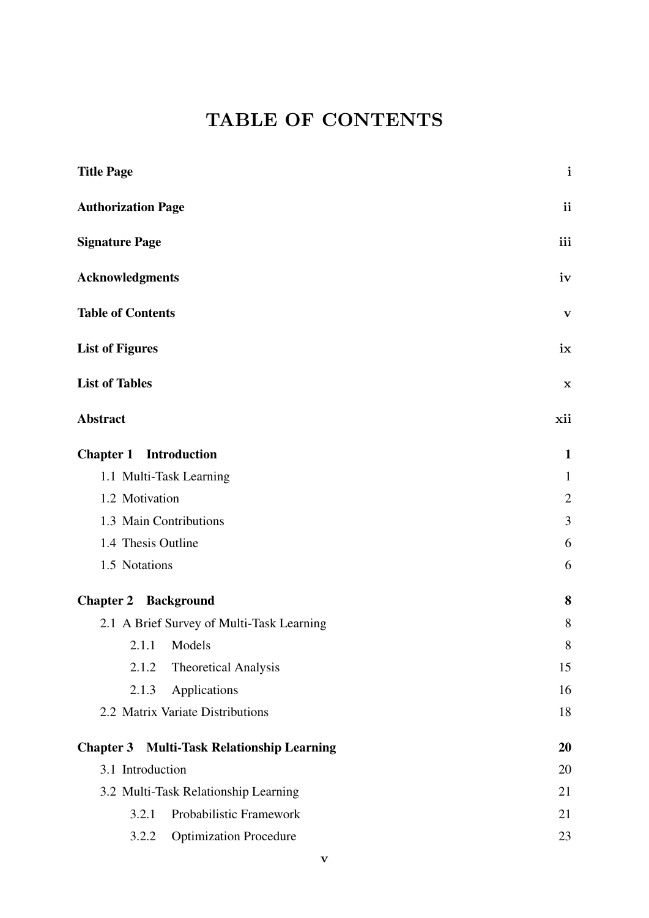# TABLE OF CONTENTS

| | |
|---|---|
| **Title Page** | i |
| **Authorization Page** | ii |
| **Signature Page** | iii |
| **Acknowledgments** | iv |
| **Table of Contents** | v |
| **List of Figures** | ix |
| **List of Tables** | x |
| **Abstract** | xii |
| **Chapter 1 Introduction** | **1** |
| 1.1 Multi-Task Learning | 1 |
| 1.2 Motivation | 2 |
| 1.3 Main Contributions | 3 |
| 1.4 Thesis Outline | 6 |
| 1.5 Notations | 6 |
| **Chapter 2 Background** | **8** |
| 2.1 A Brief Survey of Multi-Task Learning | 8 |
| 2.1.1 Models | 8 |
| 2.1.2 Theoretical Analysis | 15 |
| 2.1.3 Applications | 16 |
| 2.2 Matrix Variate Distributions | 18 |
| **Chapter 3 Multi-Task Relationship Learning** | **20** |
| 3.1 Introduction | 20 |
| 3.2 Multi-Task Relationship Learning | 21 |
| 3.2.1 Probabilistic Framework | 21 |
| 3.2.2 Optimization Procedure | 23 |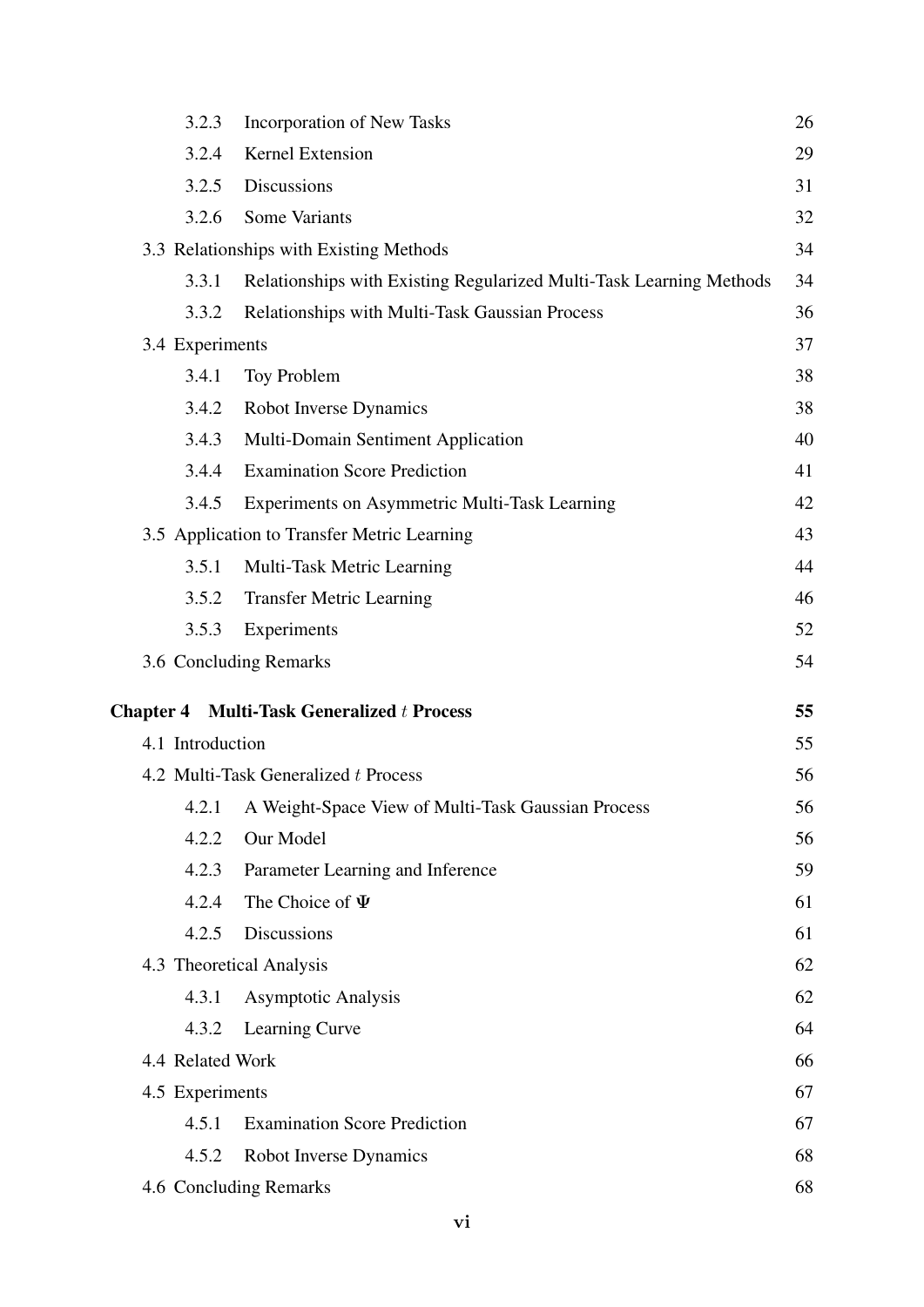3.2.3 Incorporation of New Tasks 26

3.2.4 Kernel Extension 29

3.2.5 Discussions 31

3.2.6 Some Variants 32

3.3 Relationships with Existing Methods 34

3.3.1 Relationships with Existing Regularized Multi-Task Learning Methods 34

3.3.2 Relationships with Multi-Task Gaussian Process 36

3.4 Experiments 37

3.4.1 Toy Problem 38

3.4.2 Robot Inverse Dynamics 38

3.4.3 Multi-Domain Sentiment Application 40

3.4.4 Examination Score Prediction 41

3.4.5 Experiments on Asymmetric Multi-Task Learning 42

3.5 Application to Transfer Metric Learning 43

3.5.1 Multi-Task Metric Learning 44

3.5.2 Transfer Metric Learning 46

3.5.3 Experiments 52

3.6 Concluding Remarks 54

**Chapter 4 Multi-Task Generalized $t$ Process 55**

4.1 Introduction 55

4.2 Multi-Task Generalized $t$ Process 56

4.2.1 A Weight-Space View of Multi-Task Gaussian Process 56

4.2.2 Our Model 56

4.2.3 Parameter Learning and Inference 59

4.2.4 The Choice of $\mathbf{\Psi}$ 61

4.2.5 Discussions 61

4.3 Theoretical Analysis 62

4.3.1 Asymptotic Analysis 62

4.3.2 Learning Curve 64

4.4 Related Work 66

4.5 Experiments 67

4.5.1 Examination Score Prediction 67

4.5.2 Robot Inverse Dynamics 68

4.6 Concluding Remarks 68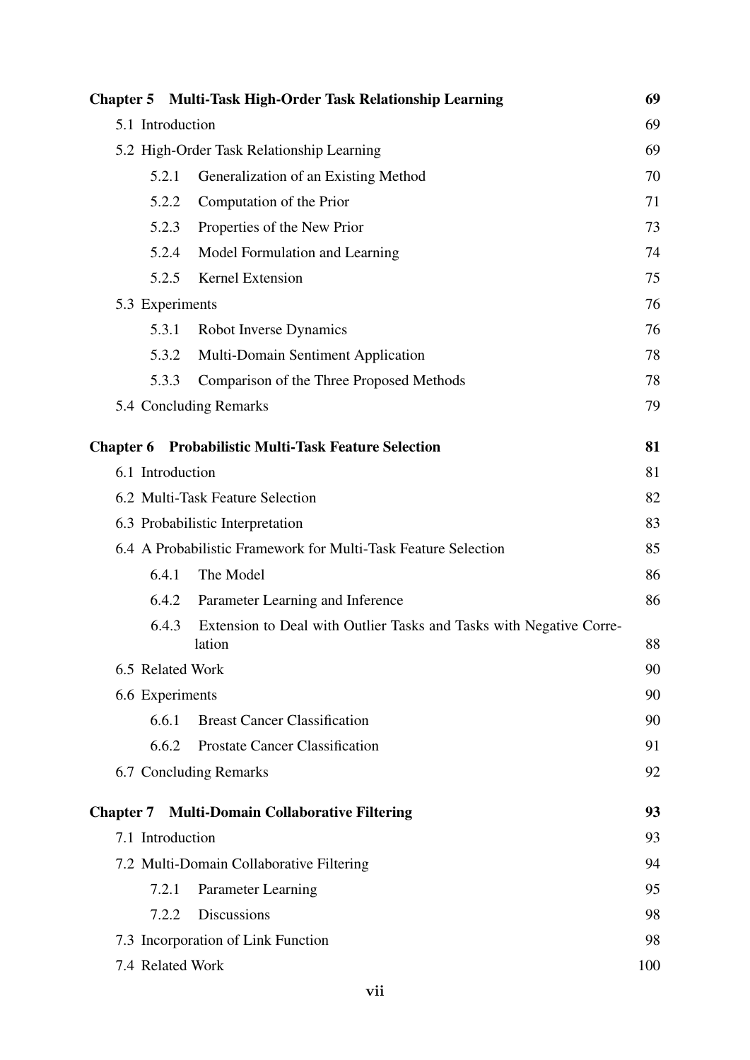**Chapter 5 Multi-Task High-Order Task Relationship Learning** 69

- 5.1 Introduction 69
- 5.2 High-Order Task Relationship Learning 69
  - 5.2.1 Generalization of an Existing Method 70
  - 5.2.2 Computation of the Prior 71
  - 5.2.3 Properties of the New Prior 73
  - 5.2.4 Model Formulation and Learning 74
  - 5.2.5 Kernel Extension 75
- 5.3 Experiments 76
  - 5.3.1 Robot Inverse Dynamics 76
  - 5.3.2 Multi-Domain Sentiment Application 78
  - 5.3.3 Comparison of the Three Proposed Methods 78
- 5.4 Concluding Remarks 79

**Chapter 6 Probabilistic Multi-Task Feature Selection** 81

- 6.1 Introduction 81
- 6.2 Multi-Task Feature Selection 82
- 6.3 Probabilistic Interpretation 83
- 6.4 A Probabilistic Framework for Multi-Task Feature Selection 85
  - 6.4.1 The Model 86
  - 6.4.2 Parameter Learning and Inference 86
  - 6.4.3 Extension to Deal with Outlier Tasks and Tasks with Negative Correlation 88
- 6.5 Related Work 90
- 6.6 Experiments 90
  - 6.6.1 Breast Cancer Classification 90
  - 6.6.2 Prostate Cancer Classification 91
- 6.7 Concluding Remarks 92

**Chapter 7 Multi-Domain Collaborative Filtering** 93

- 7.1 Introduction 93
- 7.2 Multi-Domain Collaborative Filtering 94
  - 7.2.1 Parameter Learning 95
  - 7.2.2 Discussions 98
- 7.3 Incorporation of Link Function 98
- 7.4 Related Work 100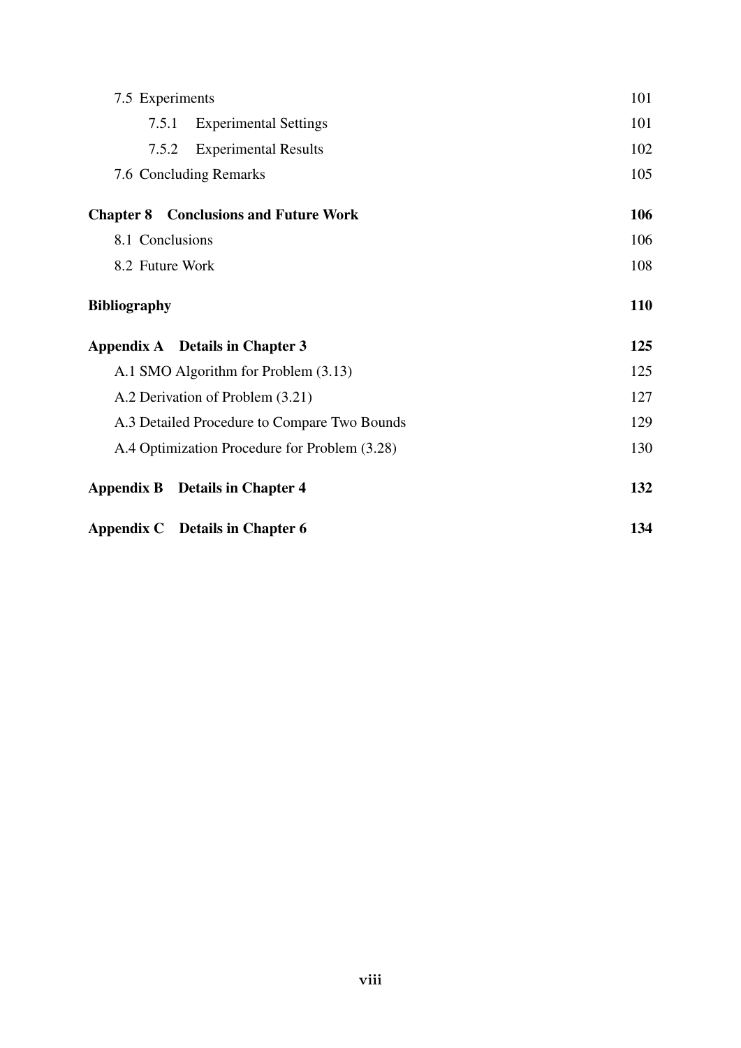7.5 Experiments 101

7.5.1 Experimental Settings 101

7.5.2 Experimental Results 102

7.6 Concluding Remarks 105

**Chapter 8 Conclusions and Future Work** **106**

8.1 Conclusions 106

8.2 Future Work 108

**Bibliography** **110**

**Appendix A Details in Chapter 3** **125**

A.1 SMO Algorithm for Problem (3.13) 125

A.2 Derivation of Problem (3.21) 127

A.3 Detailed Procedure to Compare Two Bounds 129

A.4 Optimization Procedure for Problem (3.28) 130

**Appendix B Details in Chapter 4** **132**

**Appendix C Details in Chapter 6** **134**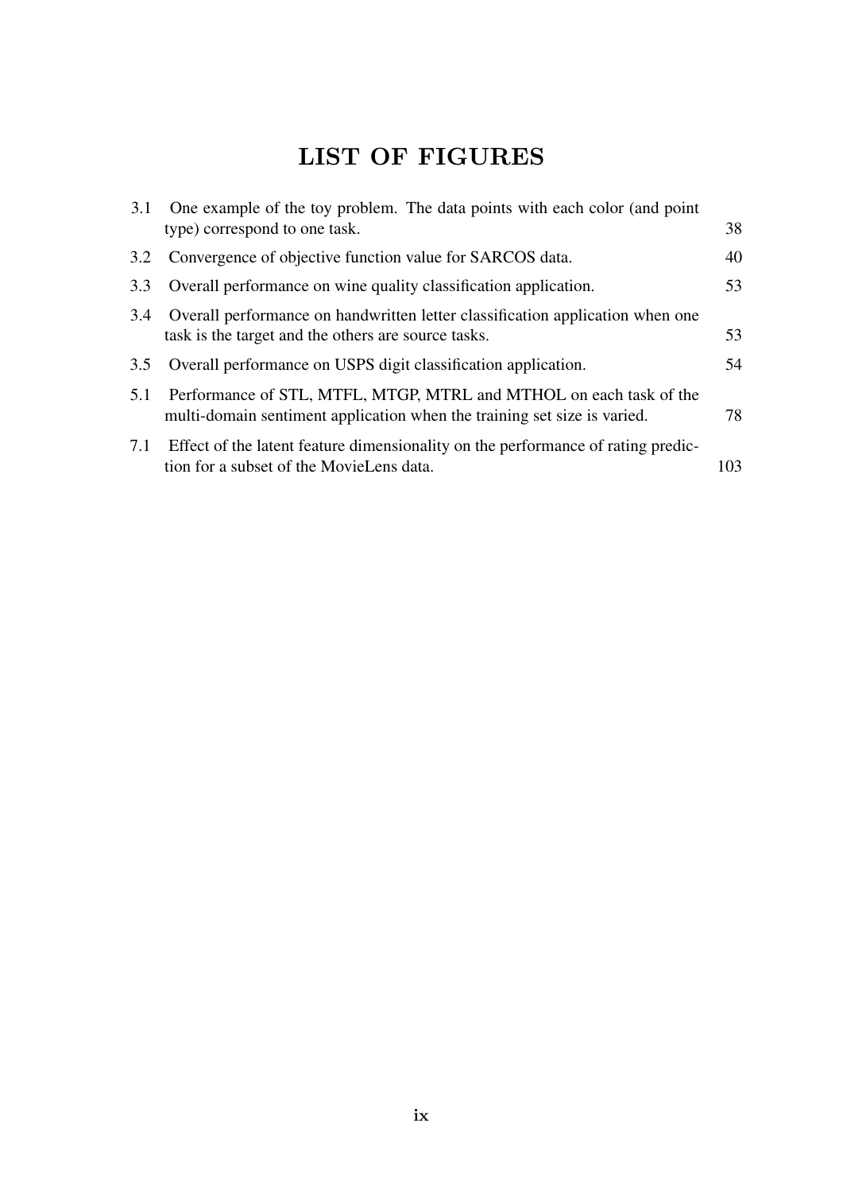# LIST OF FIGURES

| | | |
|---|---|---|
| 3.1 | One example of the toy problem. The data points with each color (and point type) correspond to one task. | 38 |
| 3.2 | Convergence of objective function value for SARCOS data. | 40 |
| 3.3 | Overall performance on wine quality classification application. | 53 |
| 3.4 | Overall performance on handwritten letter classification application when one task is the target and the others are source tasks. | 53 |
| 3.5 | Overall performance on USPS digit classification application. | 54 |
| 5.1 | Performance of STL, MTFL, MTGP, MTRL and MTHOL on each task of the multi-domain sentiment application when the training set size is varied. | 78 |
| 7.1 | Effect of the latent feature dimensionality on the performance of rating prediction for a subset of the MovieLens data. | 103 |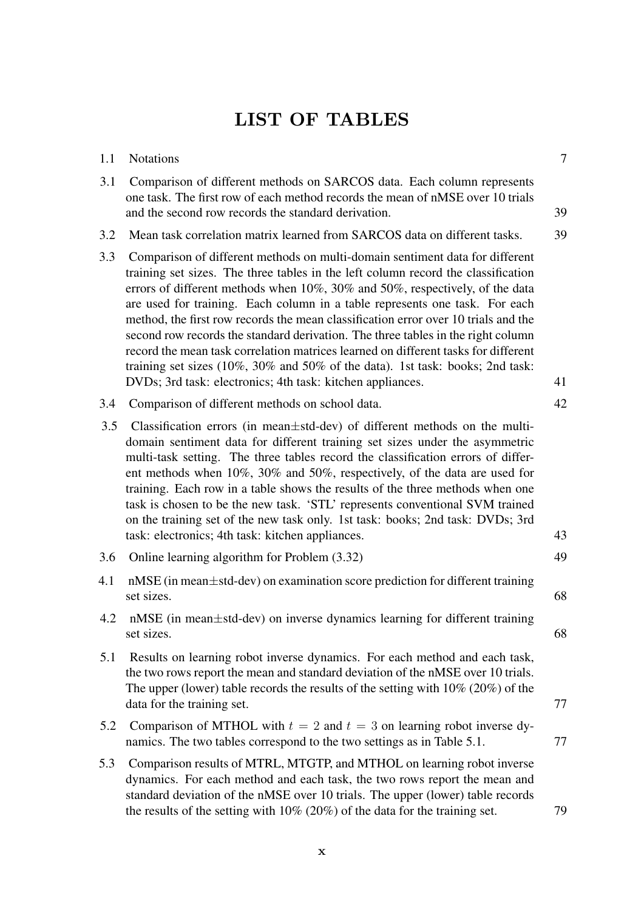# LIST OF TABLES

| | | |
|---|---|---|
| 1.1 | Notations | 7 |
| 3.1 | Comparison of different methods on SARCOS data. Each column represents one task. The first row of each method records the mean of nMSE over 10 trials and the second row records the standard derivation. | 39 |
| 3.2 | Mean task correlation matrix learned from SARCOS data on different tasks. | 39 |
| 3.3 | Comparison of different methods on multi-domain sentiment data for different training set sizes. The three tables in the left column record the classification errors of different methods when 10%, 30% and 50%, respectively, of the data are used for training. Each column in a table represents one task. For each method, the first row records the mean classification error over 10 trials and the second row records the standard derivation. The three tables in the right column record the mean task correlation matrices learned on different tasks for different training set sizes (10%, 30% and 50% of the data). 1st task: books; 2nd task: DVDs; 3rd task: electronics; 4th task: kitchen appliances. | 41 |
| 3.4 | Comparison of different methods on school data. | 42 |
| 3.5 | Classification errors (in mean±std-dev) of different methods on the multi-domain sentiment data for different training set sizes under the asymmetric multi-task setting. The three tables record the classification errors of different methods when 10%, 30% and 50%, respectively, of the data are used for training. Each row in a table shows the results of the three methods when one task is chosen to be the new task. 'STL' represents conventional SVM trained on the training set of the new task only. 1st task: books; 2nd task: DVDs; 3rd task: electronics; 4th task: kitchen appliances. | 43 |
| 3.6 | Online learning algorithm for Problem (3.32) | 49 |
| 4.1 | nMSE (in mean±std-dev) on examination score prediction for different training set sizes. | 68 |
| 4.2 | nMSE (in mean±std-dev) on inverse dynamics learning for different training set sizes. | 68 |
| 5.1 | Results on learning robot inverse dynamics. For each method and each task, the two rows report the mean and standard deviation of the nMSE over 10 trials. The upper (lower) table records the results of the setting with 10% (20%) of the data for the training set. | 77 |
| 5.2 | Comparison of MTHOL with $t = 2$ and $t = 3$ on learning robot inverse dynamics. The two tables correspond to the two settings as in Table 5.1. | 77 |
| 5.3 | Comparison results of MTRL, MTGTP, and MTHOL on learning robot inverse dynamics. For each method and each task, the two rows report the mean and standard deviation of the nMSE over 10 trials. The upper (lower) table records the results of the setting with 10% (20%) of the data for the training set. | 79 |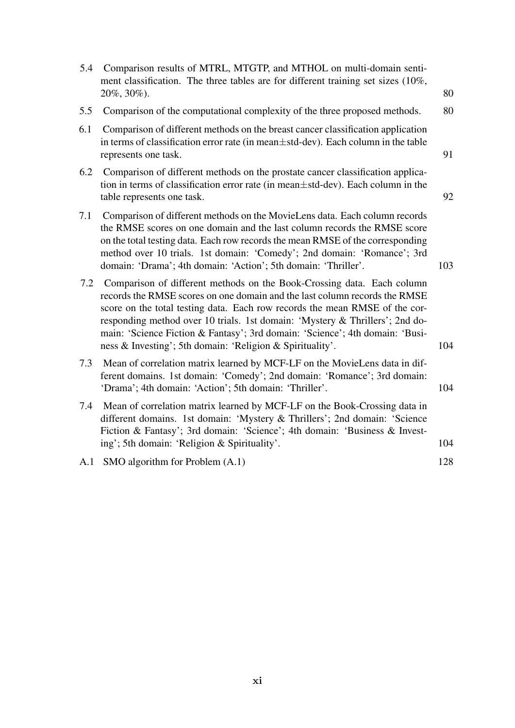5.4 Comparison results of MTRL, MTGTP, and MTHOL on multi-domain sentiment classification. The three tables are for different training set sizes (10%, 20%, 30%). 80

5.5 Comparison of the computational complexity of the three proposed methods. 80

6.1 Comparison of different methods on the breast cancer classification application in terms of classification error rate (in mean$\pm$std-dev). Each column in the table represents one task. 91

6.2 Comparison of different methods on the prostate cancer classification application in terms of classification error rate (in mean$\pm$std-dev). Each column in the table represents one task. 92

7.1 Comparison of different methods on the MovieLens data. Each column records the RMSE scores on one domain and the last column records the RMSE score on the total testing data. Each row records the mean RMSE of the corresponding method over 10 trials. 1st domain: 'Comedy'; 2nd domain: 'Romance'; 3rd domain: 'Drama'; 4th domain: 'Action'; 5th domain: 'Thriller'. 103

7.2 Comparison of different methods on the Book-Crossing data. Each column records the RMSE scores on one domain and the last column records the RMSE score on the total testing data. Each row records the mean RMSE of the corresponding method over 10 trials. 1st domain: 'Mystery & Thrillers'; 2nd domain: 'Science Fiction & Fantasy'; 3rd domain: 'Science'; 4th domain: 'Business & Investing'; 5th domain: 'Religion & Spirituality'. 104

7.3 Mean of correlation matrix learned by MCF-LF on the MovieLens data in different domains. 1st domain: 'Comedy'; 2nd domain: 'Romance'; 3rd domain: 'Drama'; 4th domain: 'Action'; 5th domain: 'Thriller'. 104

7.4 Mean of correlation matrix learned by MCF-LF on the Book-Crossing data in different domains. 1st domain: 'Mystery & Thrillers'; 2nd domain: 'Science Fiction & Fantasy'; 3rd domain: 'Science'; 4th domain: 'Business & Investing'; 5th domain: 'Religion & Spirituality'. 104

A.1 SMO algorithm for Problem (A.1) 128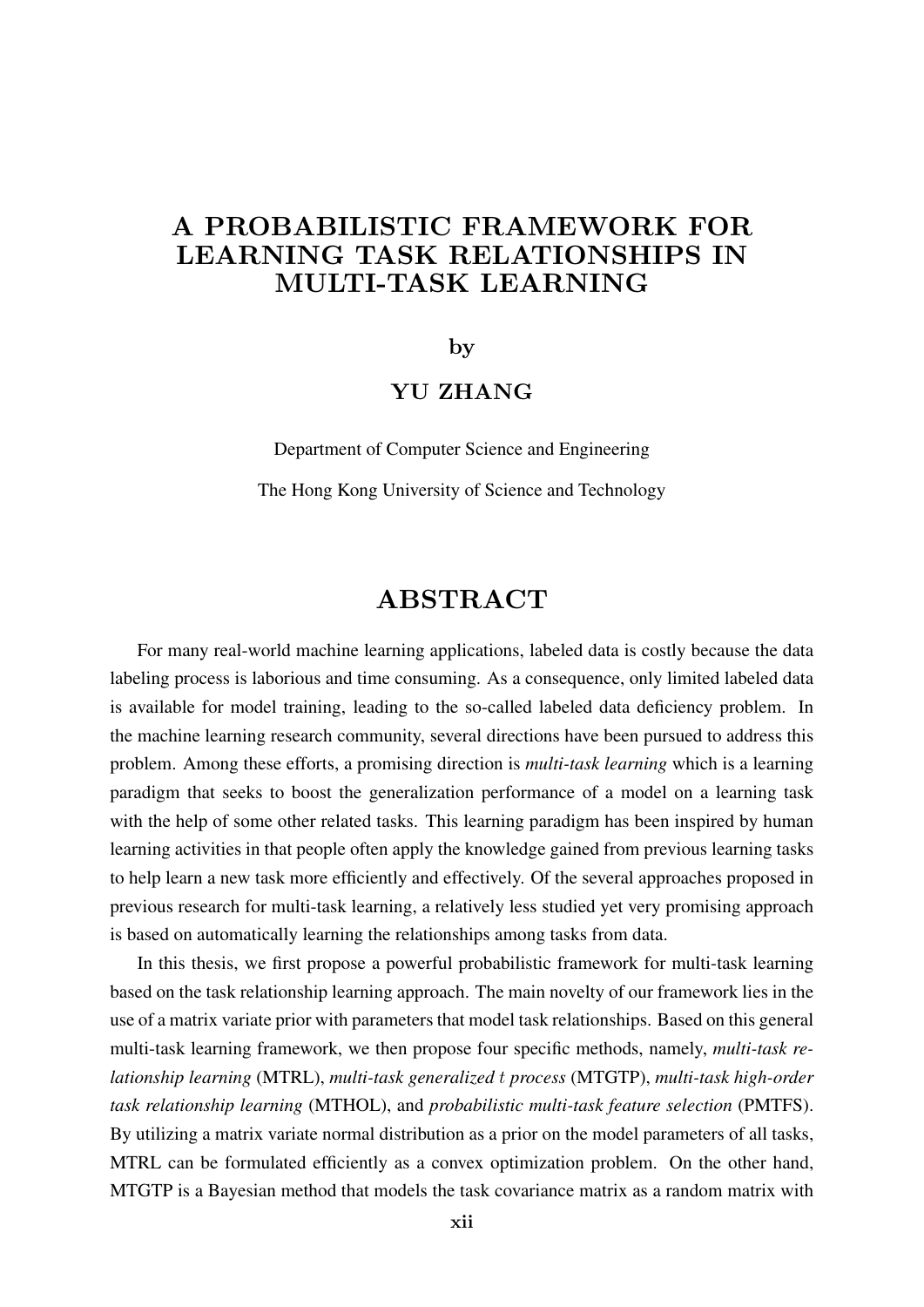# A PROBABILISTIC FRAMEWORK FOR LEARNING TASK RELATIONSHIPS IN MULTI-TASK LEARNING

by

**YU ZHANG**

Department of Computer Science and Engineering

The Hong Kong University of Science and Technology

## ABSTRACT

For many real-world machine learning applications, labeled data is costly because the data labeling process is laborious and time consuming. As a consequence, only limited labeled data is available for model training, leading to the so-called labeled data deficiency problem. In the machine learning research community, several directions have been pursued to address this problem. Among these efforts, a promising direction is *multi-task learning* which is a learning paradigm that seeks to boost the generalization performance of a model on a learning task with the help of some other related tasks. This learning paradigm has been inspired by human learning activities in that people often apply the knowledge gained from previous learning tasks to help learn a new task more efficiently and effectively. Of the several approaches proposed in previous research for multi-task learning, a relatively less studied yet very promising approach is based on automatically learning the relationships among tasks from data.

In this thesis, we first propose a powerful probabilistic framework for multi-task learning based on the task relationship learning approach. The main novelty of our framework lies in the use of a matrix variate prior with parameters that model task relationships. Based on this general multi-task learning framework, we then propose four specific methods, namely, *multi-task relationship learning* (MTRL), *multi-task generalized $t$ process* (MTGTP), *multi-task high-order task relationship learning* (MTHOL), and *probabilistic multi-task feature selection* (PMTFS). By utilizing a matrix variate normal distribution as a prior on the model parameters of all tasks, MTRL can be formulated efficiently as a convex optimization problem. On the other hand, MTGTP is a Bayesian method that models the task covariance matrix as a random matrix with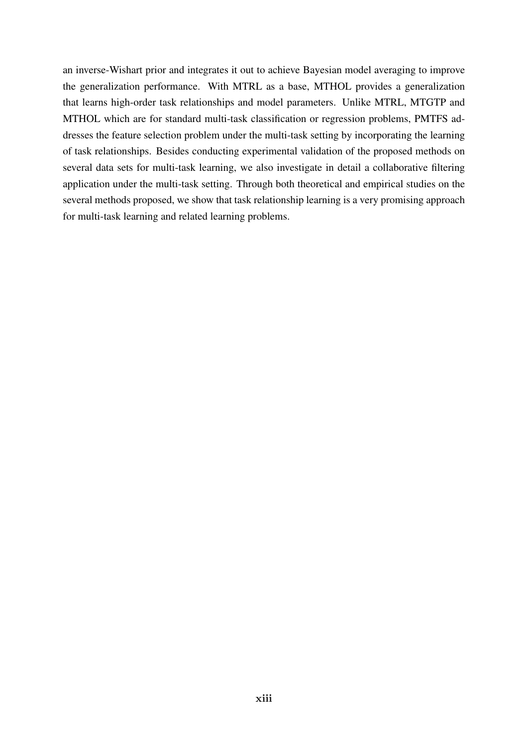an inverse-Wishart prior and integrates it out to achieve Bayesian model averaging to improve the generalization performance. With MTRL as a base, MTHOL provides a generalization that learns high-order task relationships and model parameters. Unlike MTRL, MTGTP and MTHOL which are for standard multi-task classification or regression problems, PMTFS addresses the feature selection problem under the multi-task setting by incorporating the learning of task relationships. Besides conducting experimental validation of the proposed methods on several data sets for multi-task learning, we also investigate in detail a collaborative filtering application under the multi-task setting. Through both theoretical and empirical studies on the several methods proposed, we show that task relationship learning is a very promising approach for multi-task learning and related learning problems.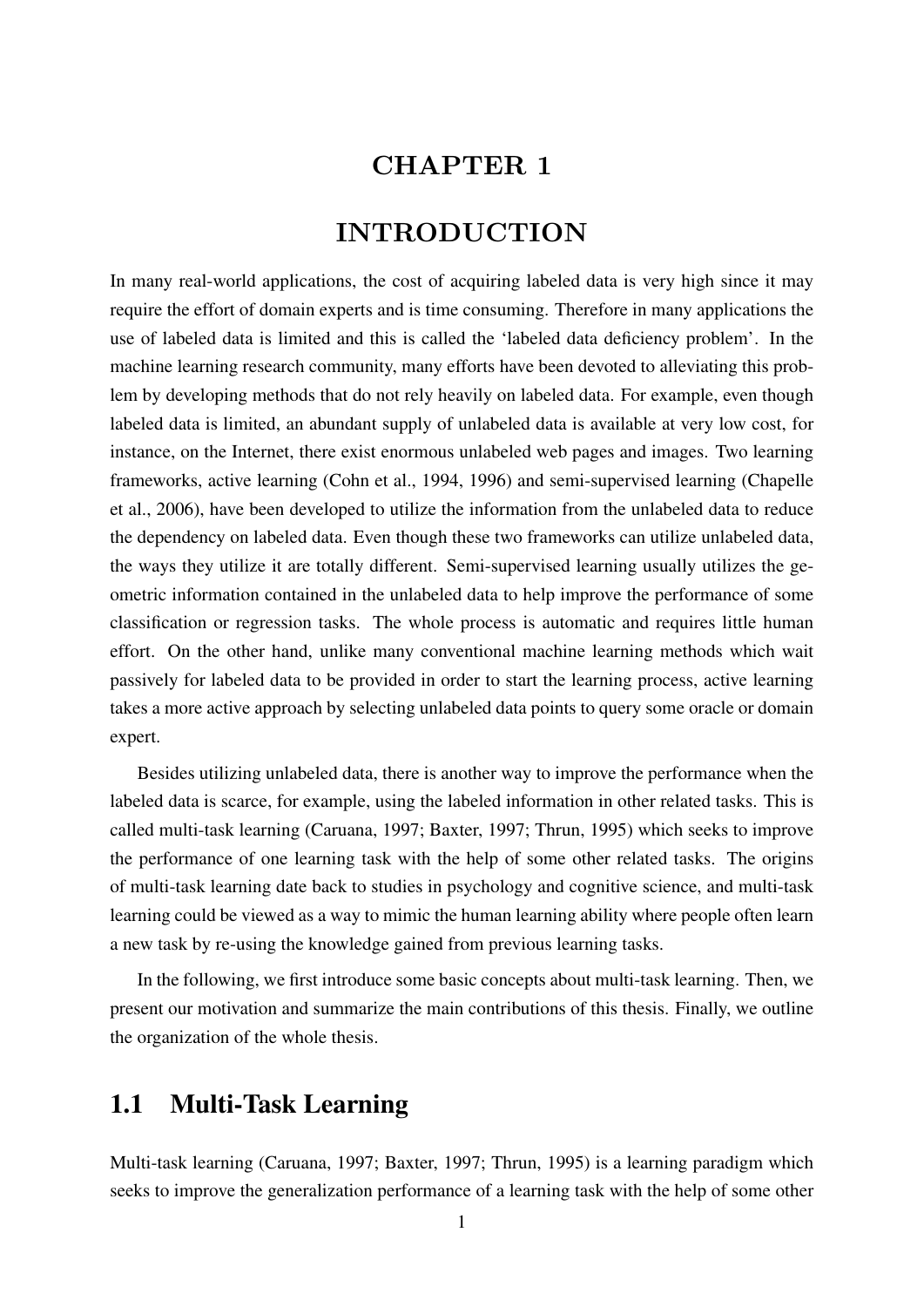# CHAPTER 1

# INTRODUCTION

In many real-world applications, the cost of acquiring labeled data is very high since it may require the effort of domain experts and is time consuming. Therefore in many applications the use of labeled data is limited and this is called the 'labeled data deficiency problem'. In the machine learning research community, many efforts have been devoted to alleviating this problem by developing methods that do not rely heavily on labeled data. For example, even though labeled data is limited, an abundant supply of unlabeled data is available at very low cost, for instance, on the Internet, there exist enormous unlabeled web pages and images. Two learning frameworks, active learning (Cohn et al., 1994, 1996) and semi-supervised learning (Chapelle et al., 2006), have been developed to utilize the information from the unlabeled data to reduce the dependency on labeled data. Even though these two frameworks can utilize unlabeled data, the ways they utilize it are totally different. Semi-supervised learning usually utilizes the geometric information contained in the unlabeled data to help improve the performance of some classification or regression tasks. The whole process is automatic and requires little human effort. On the other hand, unlike many conventional machine learning methods which wait passively for labeled data to be provided in order to start the learning process, active learning takes a more active approach by selecting unlabeled data points to query some oracle or domain expert.

Besides utilizing unlabeled data, there is another way to improve the performance when the labeled data is scarce, for example, using the labeled information in other related tasks. This is called multi-task learning (Caruana, 1997; Baxter, 1997; Thrun, 1995) which seeks to improve the performance of one learning task with the help of some other related tasks. The origins of multi-task learning date back to studies in psychology and cognitive science, and multi-task learning could be viewed as a way to mimic the human learning ability where people often learn a new task by re-using the knowledge gained from previous learning tasks.

In the following, we first introduce some basic concepts about multi-task learning. Then, we present our motivation and summarize the main contributions of this thesis. Finally, we outline the organization of the whole thesis.

## 1.1 Multi-Task Learning

Multi-task learning (Caruana, 1997; Baxter, 1997; Thrun, 1995) is a learning paradigm which seeks to improve the generalization performance of a learning task with the help of some other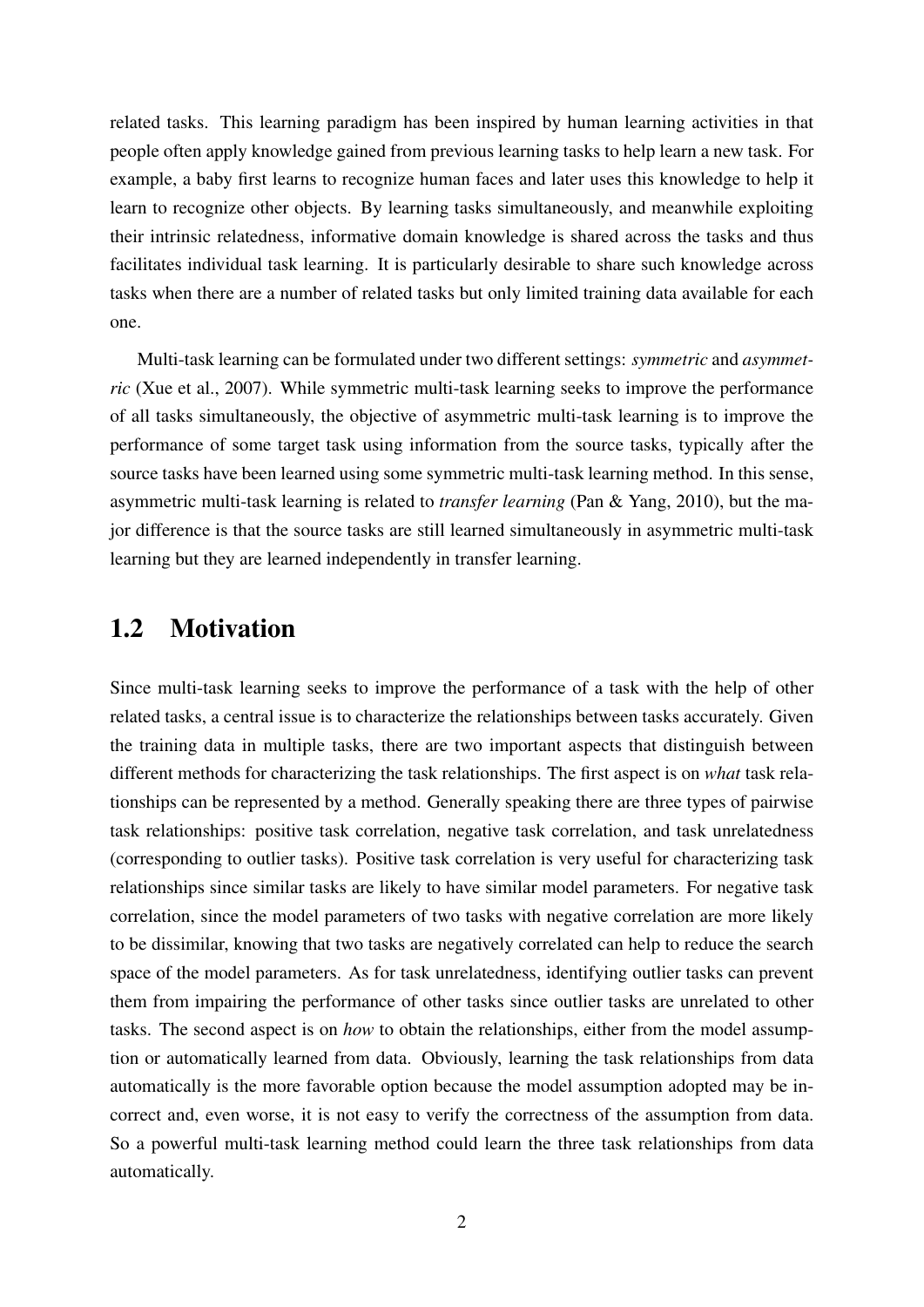related tasks. This learning paradigm has been inspired by human learning activities in that people often apply knowledge gained from previous learning tasks to help learn a new task. For example, a baby first learns to recognize human faces and later uses this knowledge to help it learn to recognize other objects. By learning tasks simultaneously, and meanwhile exploiting their intrinsic relatedness, informative domain knowledge is shared across the tasks and thus facilitates individual task learning. It is particularly desirable to share such knowledge across tasks when there are a number of related tasks but only limited training data available for each one.

Multi-task learning can be formulated under two different settings: *symmetric* and *asymmetric* (Xue et al., 2007). While symmetric multi-task learning seeks to improve the performance of all tasks simultaneously, the objective of asymmetric multi-task learning is to improve the performance of some target task using information from the source tasks, typically after the source tasks have been learned using some symmetric multi-task learning method. In this sense, asymmetric multi-task learning is related to *transfer learning* (Pan & Yang, 2010), but the major difference is that the source tasks are still learned simultaneously in asymmetric multi-task learning but they are learned independently in transfer learning.

## 1.2 Motivation

Since multi-task learning seeks to improve the performance of a task with the help of other related tasks, a central issue is to characterize the relationships between tasks accurately. Given the training data in multiple tasks, there are two important aspects that distinguish between different methods for characterizing the task relationships. The first aspect is on *what* task relationships can be represented by a method. Generally speaking there are three types of pairwise task relationships: positive task correlation, negative task correlation, and task unrelatedness (corresponding to outlier tasks). Positive task correlation is very useful for characterizing task relationships since similar tasks are likely to have similar model parameters. For negative task correlation, since the model parameters of two tasks with negative correlation are more likely to be dissimilar, knowing that two tasks are negatively correlated can help to reduce the search space of the model parameters. As for task unrelatedness, identifying outlier tasks can prevent them from impairing the performance of other tasks since outlier tasks are unrelated to other tasks. The second aspect is on *how* to obtain the relationships, either from the model assumption or automatically learned from data. Obviously, learning the task relationships from data automatically is the more favorable option because the model assumption adopted may be incorrect and, even worse, it is not easy to verify the correctness of the assumption from data. So a powerful multi-task learning method could learn the three task relationships from data automatically.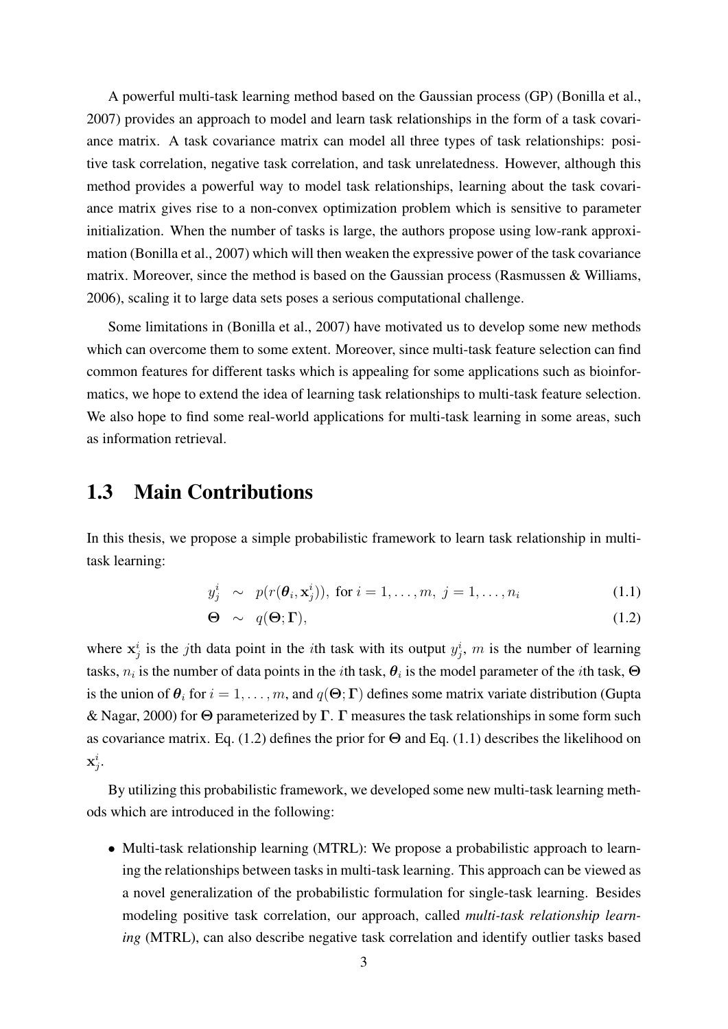A powerful multi-task learning method based on the Gaussian process (GP) (Bonilla et al., 2007) provides an approach to model and learn task relationships in the form of a task covariance matrix. A task covariance matrix can model all three types of task relationships: positive task correlation, negative task correlation, and task unrelatedness. However, although this method provides a powerful way to model task relationships, learning about the task covariance matrix gives rise to a non-convex optimization problem which is sensitive to parameter initialization. When the number of tasks is large, the authors propose using low-rank approximation (Bonilla et al., 2007) which will then weaken the expressive power of the task covariance matrix. Moreover, since the method is based on the Gaussian process (Rasmussen & Williams, 2006), scaling it to large data sets poses a serious computational challenge.

Some limitations in (Bonilla et al., 2007) have motivated us to develop some new methods which can overcome them to some extent. Moreover, since multi-task feature selection can find common features for different tasks which is appealing for some applications such as bioinformatics, we hope to extend the idea of learning task relationships to multi-task feature selection. We also hope to find some real-world applications for multi-task learning in some areas, such as information retrieval.

## 1.3 Main Contributions

In this thesis, we propose a simple probabilistic framework to learn task relationship in multi-task learning:

$$y^i_j \sim p(r(\boldsymbol{\theta}_i, \mathbf{x}^i_j)), \text{ for } i = 1, \ldots, m, \; j = 1, \ldots, n_i \tag{1.1}$$

$$\boldsymbol{\Theta} \sim q(\boldsymbol{\Theta}; \boldsymbol{\Gamma}), \tag{1.2}$$

where $\mathbf{x}^i_j$ is the $j$th data point in the $i$th task with its output $y^i_j$, $m$ is the number of learning tasks, $n_i$ is the number of data points in the $i$th task, $\boldsymbol{\theta}_i$ is the model parameter of the $i$th task, $\boldsymbol{\Theta}$ is the union of $\boldsymbol{\theta}_i$ for $i = 1, \ldots, m$, and $q(\boldsymbol{\Theta}; \boldsymbol{\Gamma})$ defines some matrix variate distribution (Gupta & Nagar, 2000) for $\boldsymbol{\Theta}$ parameterized by $\boldsymbol{\Gamma}$. $\boldsymbol{\Gamma}$ measures the task relationships in some form such as covariance matrix. Eq. (1.2) defines the prior for $\boldsymbol{\Theta}$ and Eq. (1.1) describes the likelihood on $\mathbf{x}^i_j$.

By utilizing this probabilistic framework, we developed some new multi-task learning methods which are introduced in the following:

- Multi-task relationship learning (MTRL): We propose a probabilistic approach to learning the relationships between tasks in multi-task learning. This approach can be viewed as a novel generalization of the probabilistic formulation for single-task learning. Besides modeling positive task correlation, our approach, called *multi-task relationship learning* (MTRL), can also describe negative task correlation and identify outlier tasks based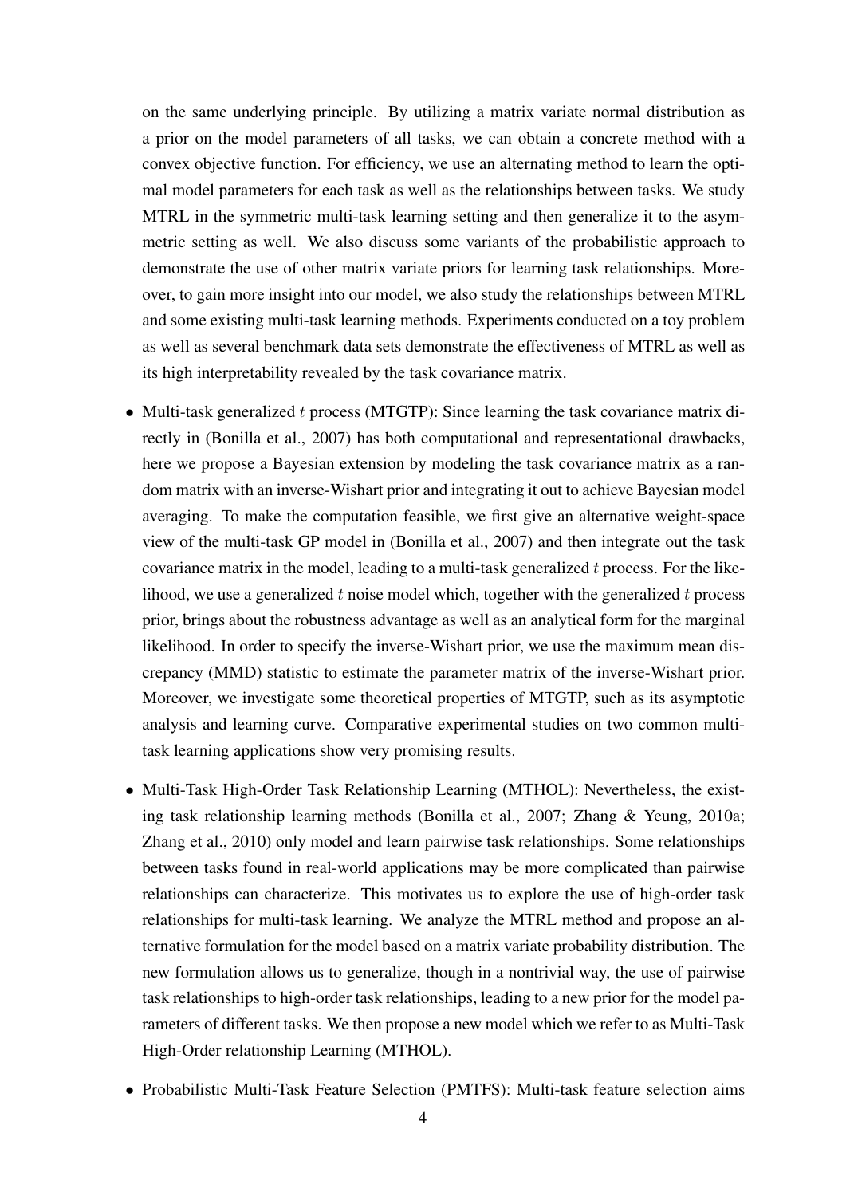on the same underlying principle. By utilizing a matrix variate normal distribution as a prior on the model parameters of all tasks, we can obtain a concrete method with a convex objective function. For efficiency, we use an alternating method to learn the optimal model parameters for each task as well as the relationships between tasks. We study MTRL in the symmetric multi-task learning setting and then generalize it to the asymmetric setting as well. We also discuss some variants of the probabilistic approach to demonstrate the use of other matrix variate priors for learning task relationships. Moreover, to gain more insight into our model, we also study the relationships between MTRL and some existing multi-task learning methods. Experiments conducted on a toy problem as well as several benchmark data sets demonstrate the effectiveness of MTRL as well as its high interpretability revealed by the task covariance matrix.

- Multi-task generalized $t$ process (MTGTP): Since learning the task covariance matrix directly in (Bonilla et al., 2007) has both computational and representational drawbacks, here we propose a Bayesian extension by modeling the task covariance matrix as a random matrix with an inverse-Wishart prior and integrating it out to achieve Bayesian model averaging. To make the computation feasible, we first give an alternative weight-space view of the multi-task GP model in (Bonilla et al., 2007) and then integrate out the task covariance matrix in the model, leading to a multi-task generalized $t$ process. For the likelihood, we use a generalized $t$ noise model which, together with the generalized $t$ process prior, brings about the robustness advantage as well as an analytical form for the marginal likelihood. In order to specify the inverse-Wishart prior, we use the maximum mean discrepancy (MMD) statistic to estimate the parameter matrix of the inverse-Wishart prior. Moreover, we investigate some theoretical properties of MTGTP, such as its asymptotic analysis and learning curve. Comparative experimental studies on two common multi-task learning applications show very promising results.

- Multi-Task High-Order Task Relationship Learning (MTHOL): Nevertheless, the existing task relationship learning methods (Bonilla et al., 2007; Zhang & Yeung, 2010a; Zhang et al., 2010) only model and learn pairwise task relationships. Some relationships between tasks found in real-world applications may be more complicated than pairwise relationships can characterize. This motivates us to explore the use of high-order task relationships for multi-task learning. We analyze the MTRL method and propose an alternative formulation for the model based on a matrix variate probability distribution. The new formulation allows us to generalize, though in a nontrivial way, the use of pairwise task relationships to high-order task relationships, leading to a new prior for the model parameters of different tasks. We then propose a new model which we refer to as Multi-Task High-Order relationship Learning (MTHOL).

- Probabilistic Multi-Task Feature Selection (PMTFS): Multi-task feature selection aims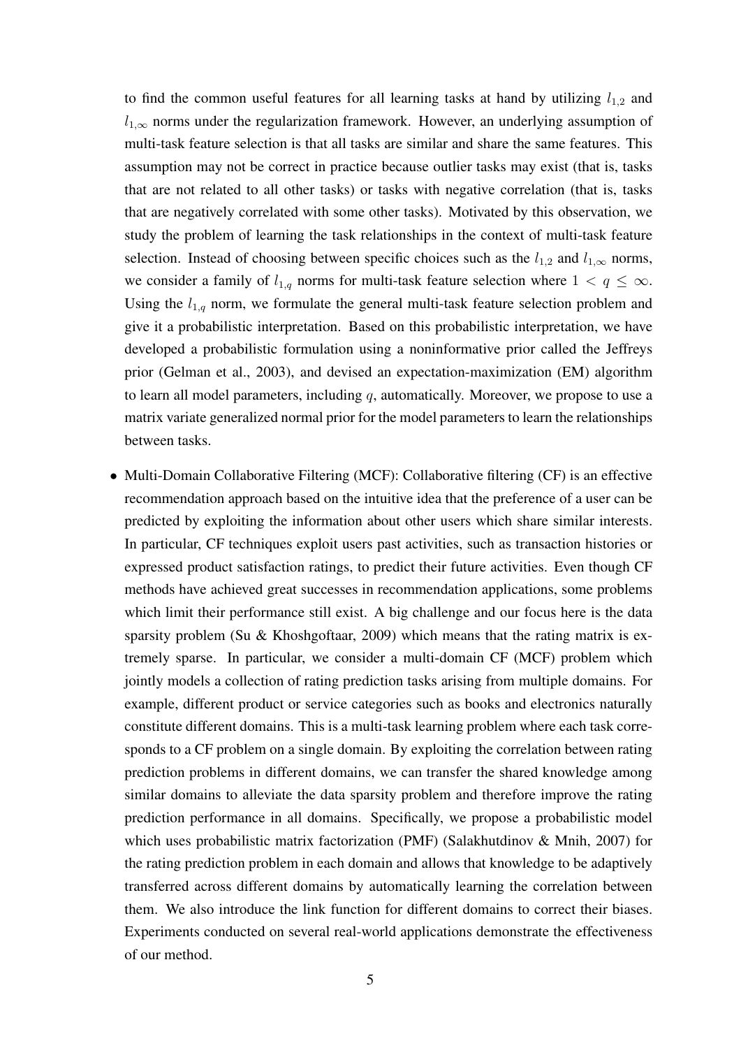to find the common useful features for all learning tasks at hand by utilizing $l_{1,2}$ and $l_{1,\infty}$ norms under the regularization framework. However, an underlying assumption of multi-task feature selection is that all tasks are similar and share the same features. This assumption may not be correct in practice because outlier tasks may exist (that is, tasks that are not related to all other tasks) or tasks with negative correlation (that is, tasks that are negatively correlated with some other tasks). Motivated by this observation, we study the problem of learning the task relationships in the context of multi-task feature selection. Instead of choosing between specific choices such as the $l_{1,2}$ and $l_{1,\infty}$ norms, we consider a family of $l_{1,q}$ norms for multi-task feature selection where $1 < q \leq \infty$. Using the $l_{1,q}$ norm, we formulate the general multi-task feature selection problem and give it a probabilistic interpretation. Based on this probabilistic interpretation, we have developed a probabilistic formulation using a noninformative prior called the Jeffreys prior (Gelman et al., 2003), and devised an expectation-maximization (EM) algorithm to learn all model parameters, including $q$, automatically. Moreover, we propose to use a matrix variate generalized normal prior for the model parameters to learn the relationships between tasks.

- Multi-Domain Collaborative Filtering (MCF): Collaborative filtering (CF) is an effective recommendation approach based on the intuitive idea that the preference of a user can be predicted by exploiting the information about other users which share similar interests. In particular, CF techniques exploit users past activities, such as transaction histories or expressed product satisfaction ratings, to predict their future activities. Even though CF methods have achieved great successes in recommendation applications, some problems which limit their performance still exist. A big challenge and our focus here is the data sparsity problem (Su & Khoshgoftaar, 2009) which means that the rating matrix is extremely sparse. In particular, we consider a multi-domain CF (MCF) problem which jointly models a collection of rating prediction tasks arising from multiple domains. For example, different product or service categories such as books and electronics naturally constitute different domains. This is a multi-task learning problem where each task corresponds to a CF problem on a single domain. By exploiting the correlation between rating prediction problems in different domains, we can transfer the shared knowledge among similar domains to alleviate the data sparsity problem and therefore improve the rating prediction performance in all domains. Specifically, we propose a probabilistic model which uses probabilistic matrix factorization (PMF) (Salakhutdinov & Mnih, 2007) for the rating prediction problem in each domain and allows that knowledge to be adaptively transferred across different domains by automatically learning the correlation between them. We also introduce the link function for different domains to correct their biases. Experiments conducted on several real-world applications demonstrate the effectiveness of our method.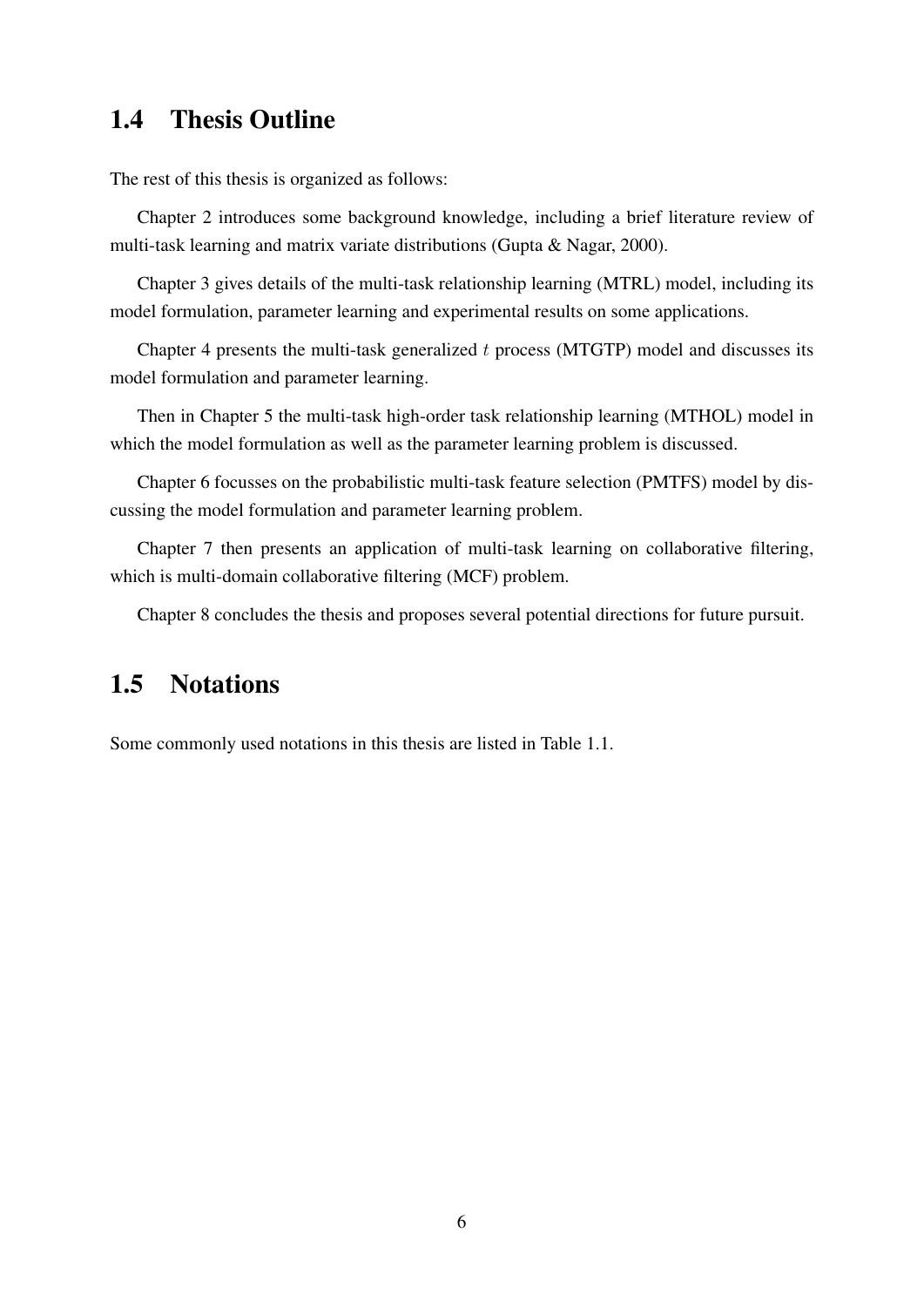## 1.4 Thesis Outline

The rest of this thesis is organized as follows:

Chapter 2 introduces some background knowledge, including a brief literature review of multi-task learning and matrix variate distributions (Gupta & Nagar, 2000).

Chapter 3 gives details of the multi-task relationship learning (MTRL) model, including its model formulation, parameter learning and experimental results on some applications.

Chapter 4 presents the multi-task generalized $t$ process (MTGTP) model and discusses its model formulation and parameter learning.

Then in Chapter 5 the multi-task high-order task relationship learning (MTHOL) model in which the model formulation as well as the parameter learning problem is discussed.

Chapter 6 focusses on the probabilistic multi-task feature selection (PMTFS) model by discussing the model formulation and parameter learning problem.

Chapter 7 then presents an application of multi-task learning on collaborative filtering, which is multi-domain collaborative filtering (MCF) problem.

Chapter 8 concludes the thesis and proposes several potential directions for future pursuit.

## 1.5 Notations

Some commonly used notations in this thesis are listed in Table 1.1.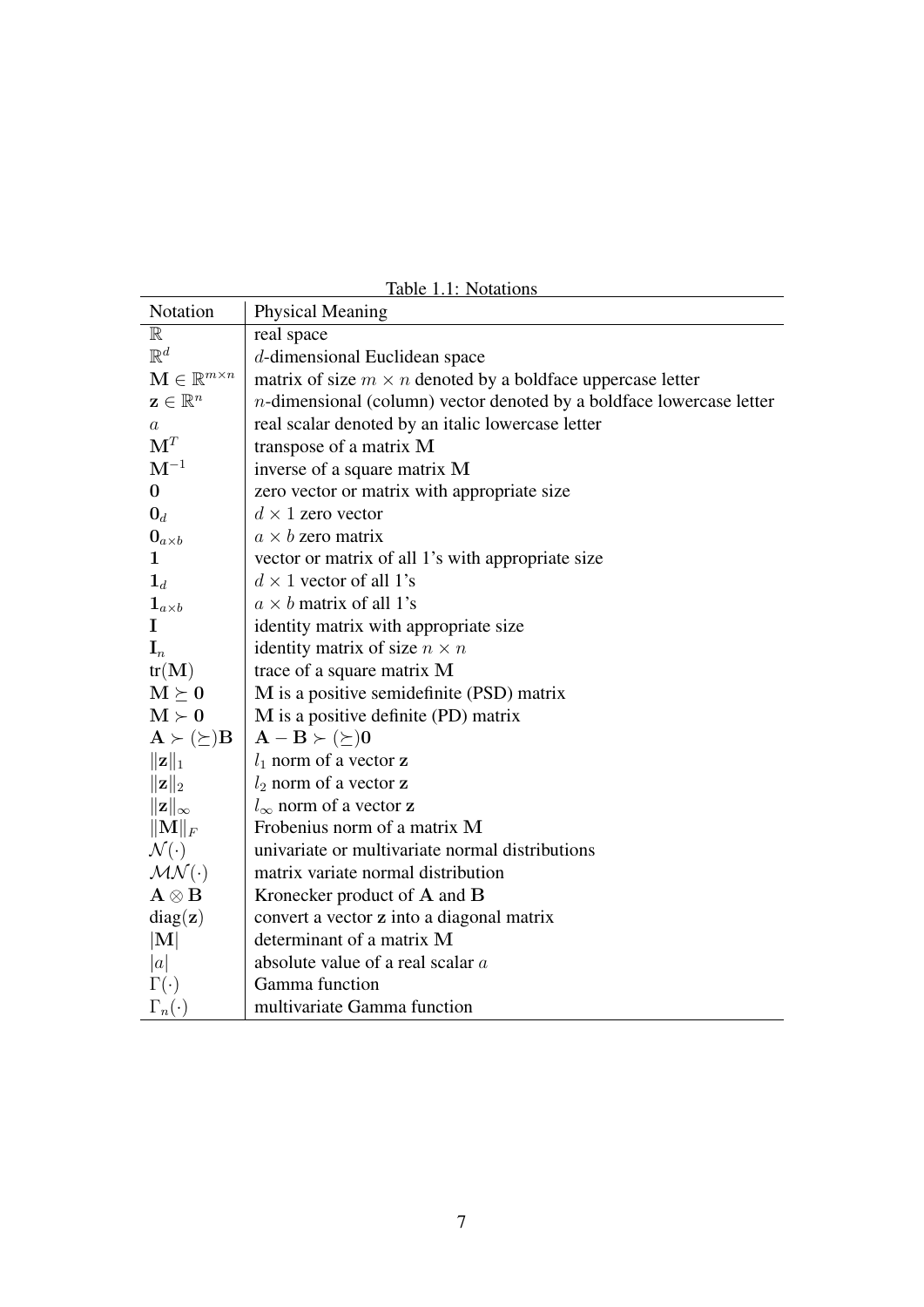Table 1.1: Notations

| Notation | Physical Meaning |
|---|---|
| $\mathbb{R}$ | real space |
| $\mathbb{R}^d$ | $d$-dimensional Euclidean space |
| $\mathbf{M} \in \mathbb{R}^{m \times n}$ | matrix of size $m \times n$ denoted by a boldface uppercase letter |
| $\mathbf{z} \in \mathbb{R}^n$ | $n$-dimensional (column) vector denoted by a boldface lowercase letter |
| $a$ | real scalar denoted by an italic lowercase letter |
| $\mathbf{M}^T$ | transpose of a matrix $\mathbf{M}$ |
| $\mathbf{M}^{-1}$ | inverse of a square matrix $\mathbf{M}$ |
| $\mathbf{0}$ | zero vector or matrix with appropriate size |
| $\mathbf{0}_d$ | $d \times 1$ zero vector |
| $\mathbf{0}_{a \times b}$ | $a \times b$ zero matrix |
| $\mathbf{1}$ | vector or matrix of all 1's with appropriate size |
| $\mathbf{1}_d$ | $d \times 1$ vector of all 1's |
| $\mathbf{1}_{a \times b}$ | $a \times b$ matrix of all 1's |
| $\mathbf{I}$ | identity matrix with appropriate size |
| $\mathbf{I}_n$ | identity matrix of size $n \times n$ |
| $\mathrm{tr}(\mathbf{M})$ | trace of a square matrix $\mathbf{M}$ |
| $\mathbf{M} \succeq \mathbf{0}$ | $\mathbf{M}$ is a positive semidefinite (PSD) matrix |
| $\mathbf{M} \succ \mathbf{0}$ | $\mathbf{M}$ is a positive definite (PD) matrix |
| $\mathbf{A} \succ (\succeq) \mathbf{B}$ | $\mathbf{A} - \mathbf{B} \succ (\succeq) \mathbf{0}$ |
| $\lVert \mathbf{z} \rVert_1$ | $l_1$ norm of a vector $\mathbf{z}$ |
| $\lVert \mathbf{z} \rVert_2$ | $l_2$ norm of a vector $\mathbf{z}$ |
| $\lVert \mathbf{z} \rVert_\infty$ | $l_\infty$ norm of a vector $\mathbf{z}$ |
| $\lVert \mathbf{M} \rVert_F$ | Frobenius norm of a matrix $\mathbf{M}$ |
| $\mathcal{N}(\cdot)$ | univariate or multivariate normal distributions |
| $\mathcal{MN}(\cdot)$ | matrix variate normal distribution |
| $\mathbf{A} \otimes \mathbf{B}$ | Kronecker product of $\mathbf{A}$ and $\mathbf{B}$ |
| $\mathrm{diag}(\mathbf{z})$ | convert a vector $\mathbf{z}$ into a diagonal matrix |
| $\lvert \mathbf{M} \rvert$ | determinant of a matrix $\mathbf{M}$ |
| $\lvert a \rvert$ | absolute value of a real scalar $a$ |
| $\Gamma(\cdot)$ | Gamma function |
| $\Gamma_n(\cdot)$ | multivariate Gamma function |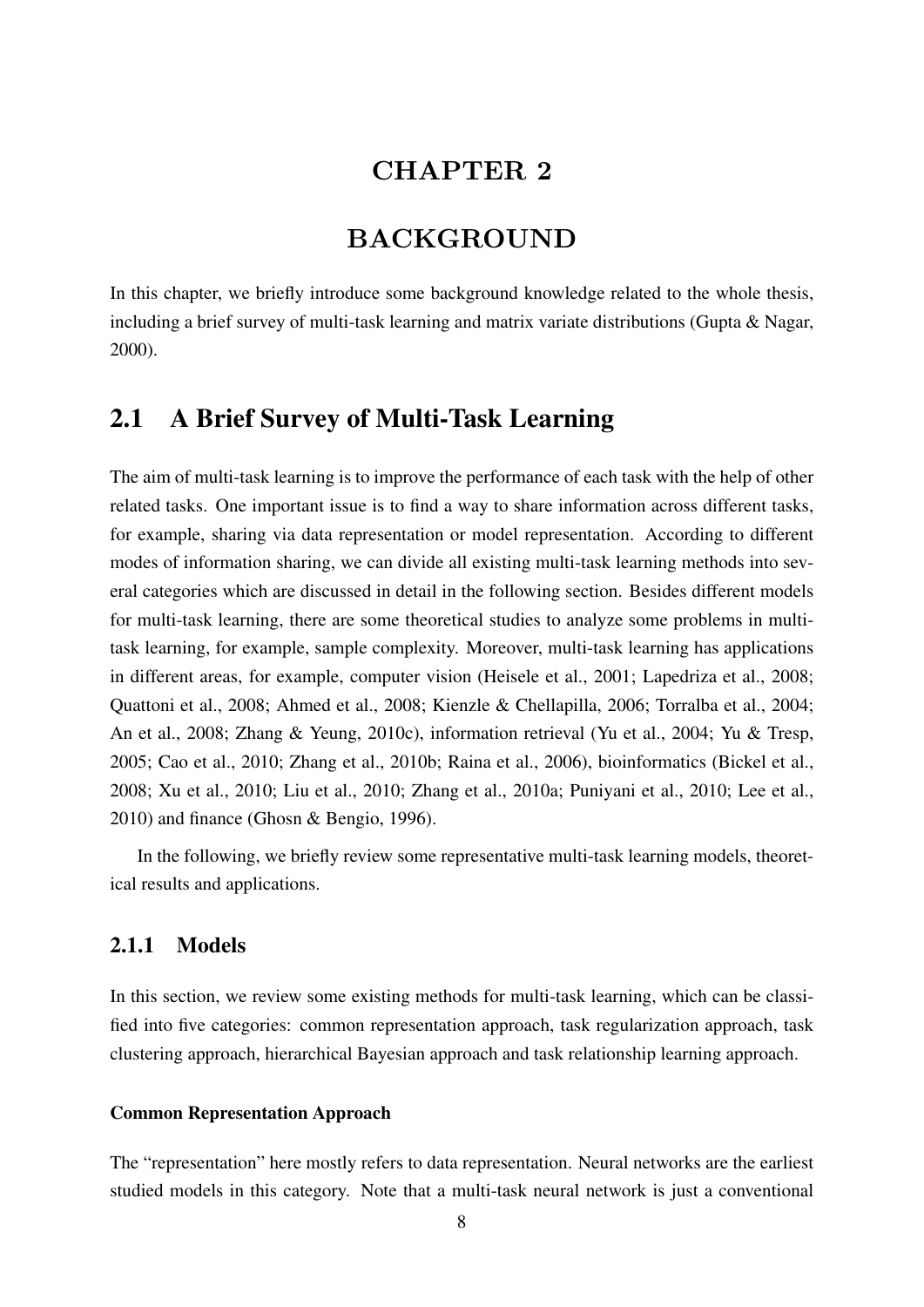# CHAPTER 2

# BACKGROUND

In this chapter, we briefly introduce some background knowledge related to the whole thesis, including a brief survey of multi-task learning and matrix variate distributions (Gupta & Nagar, 2000).

## 2.1 A Brief Survey of Multi-Task Learning

The aim of multi-task learning is to improve the performance of each task with the help of other related tasks. One important issue is to find a way to share information across different tasks, for example, sharing via data representation or model representation. According to different modes of information sharing, we can divide all existing multi-task learning methods into several categories which are discussed in detail in the following section. Besides different models for multi-task learning, there are some theoretical studies to analyze some problems in multi-task learning, for example, sample complexity. Moreover, multi-task learning has applications in different areas, for example, computer vision (Heisele et al., 2001; Lapedriza et al., 2008; Quattoni et al., 2008; Ahmed et al., 2008; Kienzle & Chellapilla, 2006; Torralba et al., 2004; An et al., 2008; Zhang & Yeung, 2010c), information retrieval (Yu et al., 2004; Yu & Tresp, 2005; Cao et al., 2010; Zhang et al., 2010b; Raina et al., 2006), bioinformatics (Bickel et al., 2008; Xu et al., 2010; Liu et al., 2010; Zhang et al., 2010a; Puniyani et al., 2010; Lee et al., 2010) and finance (Ghosn & Bengio, 1996).

In the following, we briefly review some representative multi-task learning models, theoretical results and applications.

### 2.1.1 Models

In this section, we review some existing methods for multi-task learning, which can be classified into five categories: common representation approach, task regularization approach, task clustering approach, hierarchical Bayesian approach and task relationship learning approach.

#### Common Representation Approach

The "representation" here mostly refers to data representation. Neural networks are the earliest studied models in this category. Note that a multi-task neural network is just a conventional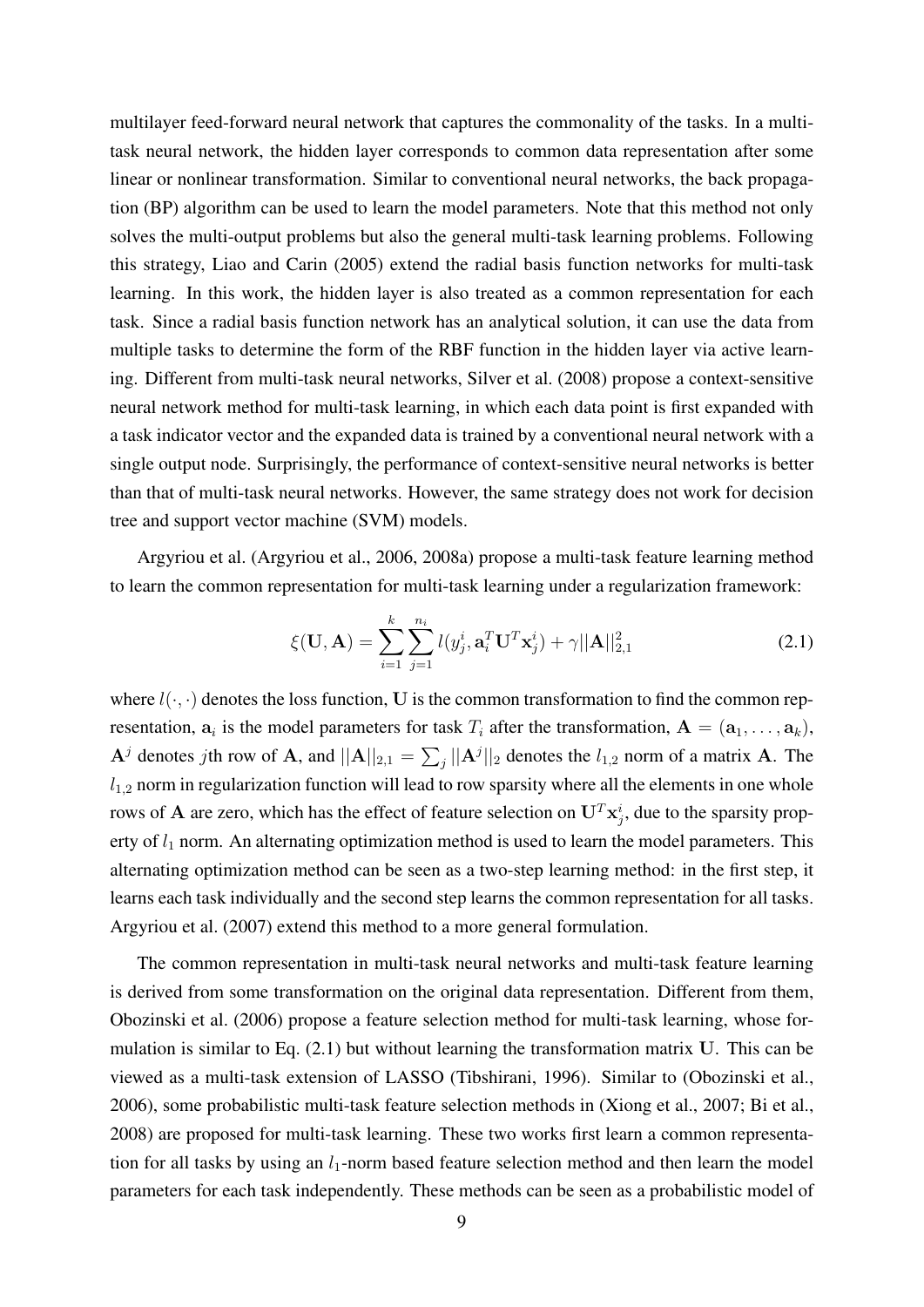multilayer feed-forward neural network that captures the commonality of the tasks. In a multi-task neural network, the hidden layer corresponds to common data representation after some linear or nonlinear transformation. Similar to conventional neural networks, the back propagation (BP) algorithm can be used to learn the model parameters. Note that this method not only solves the multi-output problems but also the general multi-task learning problems. Following this strategy, Liao and Carin (2005) extend the radial basis function networks for multi-task learning. In this work, the hidden layer is also treated as a common representation for each task. Since a radial basis function network has an analytical solution, it can use the data from multiple tasks to determine the form of the RBF function in the hidden layer via active learning. Different from multi-task neural networks, Silver et al. (2008) propose a context-sensitive neural network method for multi-task learning, in which each data point is first expanded with a task indicator vector and the expanded data is trained by a conventional neural network with a single output node. Surprisingly, the performance of context-sensitive neural networks is better than that of multi-task neural networks. However, the same strategy does not work for decision tree and support vector machine (SVM) models.

Argyriou et al. (Argyriou et al., 2006, 2008a) propose a multi-task feature learning method to learn the common representation for multi-task learning under a regularization framework:

$$\xi(\mathbf{U}, \mathbf{A}) = \sum_{i=1}^{k} \sum_{j=1}^{n_i} l(y_j^i, \mathbf{a}_i^T \mathbf{U}^T \mathbf{x}_j^i) + \gamma ||\mathbf{A}||_{2,1}^2 \tag{2.1}$$

where $l(\cdot, \cdot)$ denotes the loss function, $\mathbf{U}$ is the common transformation to find the common representation, $\mathbf{a}_i$ is the model parameters for task $T_i$ after the transformation, $\mathbf{A} = (\mathbf{a}_1, \ldots, \mathbf{a}_k)$, $\mathbf{A}^j$ denotes $j$th row of $\mathbf{A}$, and $||\mathbf{A}||_{2,1} = \sum_j ||\mathbf{A}^j||_2$ denotes the $l_{1,2}$ norm of a matrix $\mathbf{A}$. The $l_{1,2}$ norm in regularization function will lead to row sparsity where all the elements in one whole rows of $\mathbf{A}$ are zero, which has the effect of feature selection on $\mathbf{U}^T \mathbf{x}_j^i$, due to the sparsity property of $l_1$ norm. An alternating optimization method is used to learn the model parameters. This alternating optimization method can be seen as a two-step learning method: in the first step, it learns each task individually and the second step learns the common representation for all tasks. Argyriou et al. (2007) extend this method to a more general formulation.

The common representation in multi-task neural networks and multi-task feature learning is derived from some transformation on the original data representation. Different from them, Obozinski et al. (2006) propose a feature selection method for multi-task learning, whose formulation is similar to Eq. (2.1) but without learning the transformation matrix $\mathbf{U}$. This can be viewed as a multi-task extension of LASSO (Tibshirani, 1996). Similar to (Obozinski et al., 2006), some probabilistic multi-task feature selection methods in (Xiong et al., 2007; Bi et al., 2008) are proposed for multi-task learning. These two works first learn a common representation for all tasks by using an $l_1$-norm based feature selection method and then learn the model parameters for each task independently. These methods can be seen as a probabilistic model of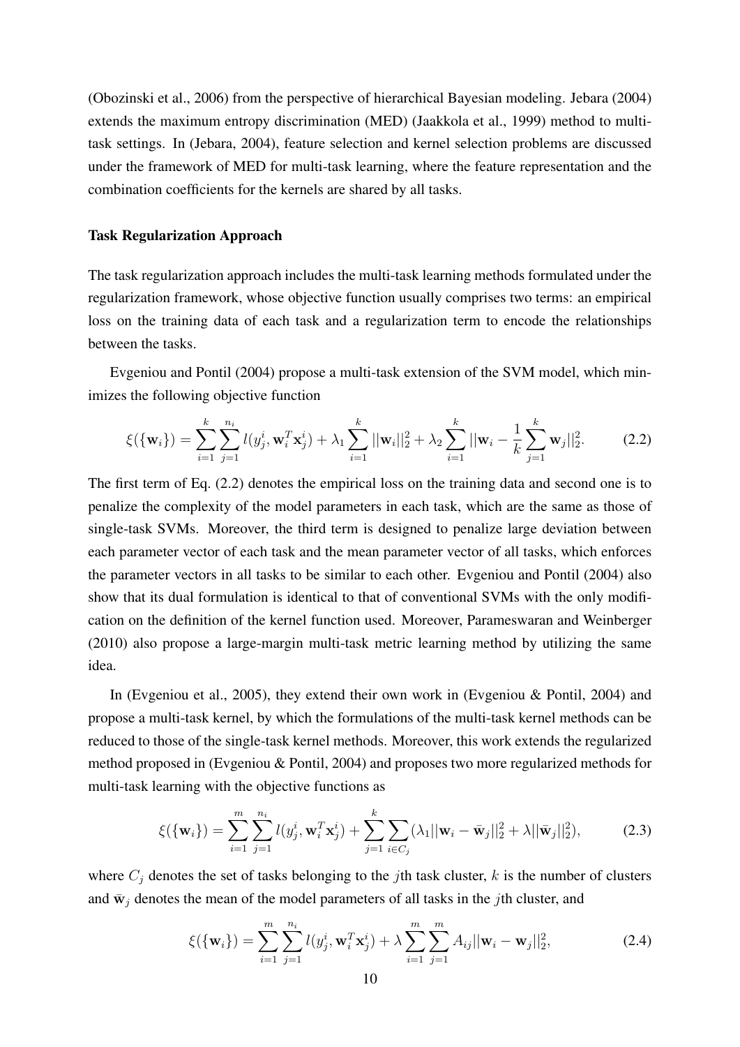(Obozinski et al., 2006) from the perspective of hierarchical Bayesian modeling. Jebara (2004) extends the maximum entropy discrimination (MED) (Jaakkola et al., 1999) method to multi-task settings. In (Jebara, 2004), feature selection and kernel selection problems are discussed under the framework of MED for multi-task learning, where the feature representation and the combination coefficients for the kernels are shared by all tasks.

**Task Regularization Approach**

The task regularization approach includes the multi-task learning methods formulated under the regularization framework, whose objective function usually comprises two terms: an empirical loss on the training data of each task and a regularization term to encode the relationships between the tasks.

Evgeniou and Pontil (2004) propose a multi-task extension of the SVM model, which minimizes the following objective function

$$\xi(\{\mathbf{w}_i\}) = \sum_{i=1}^{k} \sum_{j=1}^{n_i} l(y_j^i, \mathbf{w}_i^T \mathbf{x}_j^i) + \lambda_1 \sum_{i=1}^{k} ||\mathbf{w}_i||_2^2 + \lambda_2 \sum_{i=1}^{k} ||\mathbf{w}_i - \frac{1}{k} \sum_{j=1}^{k} \mathbf{w}_j||_2^2. \tag{2.2}$$

The first term of Eq. (2.2) denotes the empirical loss on the training data and second one is to penalize the complexity of the model parameters in each task, which are the same as those of single-task SVMs. Moreover, the third term is designed to penalize large deviation between each parameter vector of each task and the mean parameter vector of all tasks, which enforces the parameter vectors in all tasks to be similar to each other. Evgeniou and Pontil (2004) also show that its dual formulation is identical to that of conventional SVMs with the only modification on the definition of the kernel function used. Moreover, Parameswaran and Weinberger (2010) also propose a large-margin multi-task metric learning method by utilizing the same idea.

In (Evgeniou et al., 2005), they extend their own work in (Evgeniou & Pontil, 2004) and propose a multi-task kernel, by which the formulations of the multi-task kernel methods can be reduced to those of the single-task kernel methods. Moreover, this work extends the regularized method proposed in (Evgeniou & Pontil, 2004) and proposes two more regularized methods for multi-task learning with the objective functions as

$$\xi(\{\mathbf{w}_i\}) = \sum_{i=1}^{m} \sum_{j=1}^{n_i} l(y_j^i, \mathbf{w}_i^T \mathbf{x}_j^i) + \sum_{j=1}^{k} \sum_{i \in C_j} (\lambda_1 ||\mathbf{w}_i - \bar{\mathbf{w}}_j||_2^2 + \lambda ||\bar{\mathbf{w}}_j||_2^2), \tag{2.3}$$

where $C_j$ denotes the set of tasks belonging to the $j$th task cluster, $k$ is the number of clusters and $\bar{\mathbf{w}}_j$ denotes the mean of the model parameters of all tasks in the $j$th cluster, and

$$\xi(\{\mathbf{w}_i\}) = \sum_{i=1}^{m} \sum_{j=1}^{n_i} l(y_j^i, \mathbf{w}_i^T \mathbf{x}_j^i) + \lambda \sum_{i=1}^{m} \sum_{j=1}^{m} A_{ij} ||\mathbf{w}_i - \mathbf{w}_j||_2^2, \tag{2.4}$$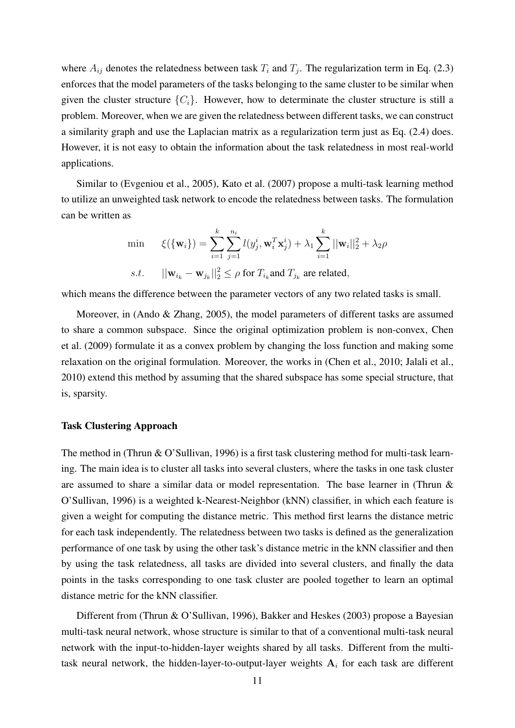where $A_{ij}$ denotes the relatedness between task $T_i$ and $T_j$. The regularization term in Eq. (2.3) enforces that the model parameters of the tasks belonging to the same cluster to be similar when given the cluster structure $\{C_i\}$. However, how to determinate the cluster structure is still a problem. Moreover, when we are given the relatedness between different tasks, we can construct a similarity graph and use the Laplacian matrix as a regularization term just as Eq. (2.4) does. However, it is not easy to obtain the information about the task relatedness in most real-world applications.

Similar to (Evgeniou et al., 2005), Kato et al. (2007) propose a multi-task learning method to utilize an unweighted task network to encode the relatedness between tasks. The formulation can be written as

$$
\begin{aligned}
\min \quad & \xi(\{\mathbf{w}_i\}) = \sum_{i=1}^{k} \sum_{j=1}^{n_i} l(y_j^i, \mathbf{w}_i^T \mathbf{x}_j^i) + \lambda_1 \sum_{i=1}^{k} ||\mathbf{w}_i||_2^2 + \lambda_2 \rho \\
s.t. \quad & ||\mathbf{w}_{i_k} - \mathbf{w}_{j_k}||_2^2 \leq \rho \text{ for } T_{i_k} \text{and } T_{j_k} \text{ are related},
\end{aligned}
$$

which means the difference between the parameter vectors of any two related tasks is small.

Moreover, in (Ando & Zhang, 2005), the model parameters of different tasks are assumed to share a common subspace. Since the original optimization problem is non-convex, Chen et al. (2009) formulate it as a convex problem by changing the loss function and making some relaxation on the original formulation. Moreover, the works in (Chen et al., 2010; Jalali et al., 2010) extend this method by assuming that the shared subspace has some special structure, that is, sparsity.

### Task Clustering Approach

The method in (Thrun & O'Sullivan, 1996) is a first task clustering method for multi-task learning. The main idea is to cluster all tasks into several clusters, where the tasks in one task cluster are assumed to share a similar data or model representation. The base learner in (Thrun & O'Sullivan, 1996) is a weighted k-Nearest-Neighbor (kNN) classifier, in which each feature is given a weight for computing the distance metric. This method first learns the distance metric for each task independently. The relatedness between two tasks is defined as the generalization performance of one task by using the other task's distance metric in the kNN classifier and then by using the task relatedness, all tasks are divided into several clusters, and finally the data points in the tasks corresponding to one task cluster are pooled together to learn an optimal distance metric for the kNN classifier.

Different from (Thrun & O'Sullivan, 1996), Bakker and Heskes (2003) propose a Bayesian multi-task neural network, whose structure is similar to that of a conventional multi-task neural network with the input-to-hidden-layer weights shared by all tasks. Different from the multi-task neural network, the hidden-layer-to-output-layer weights $\mathbf{A}_i$ for each task are different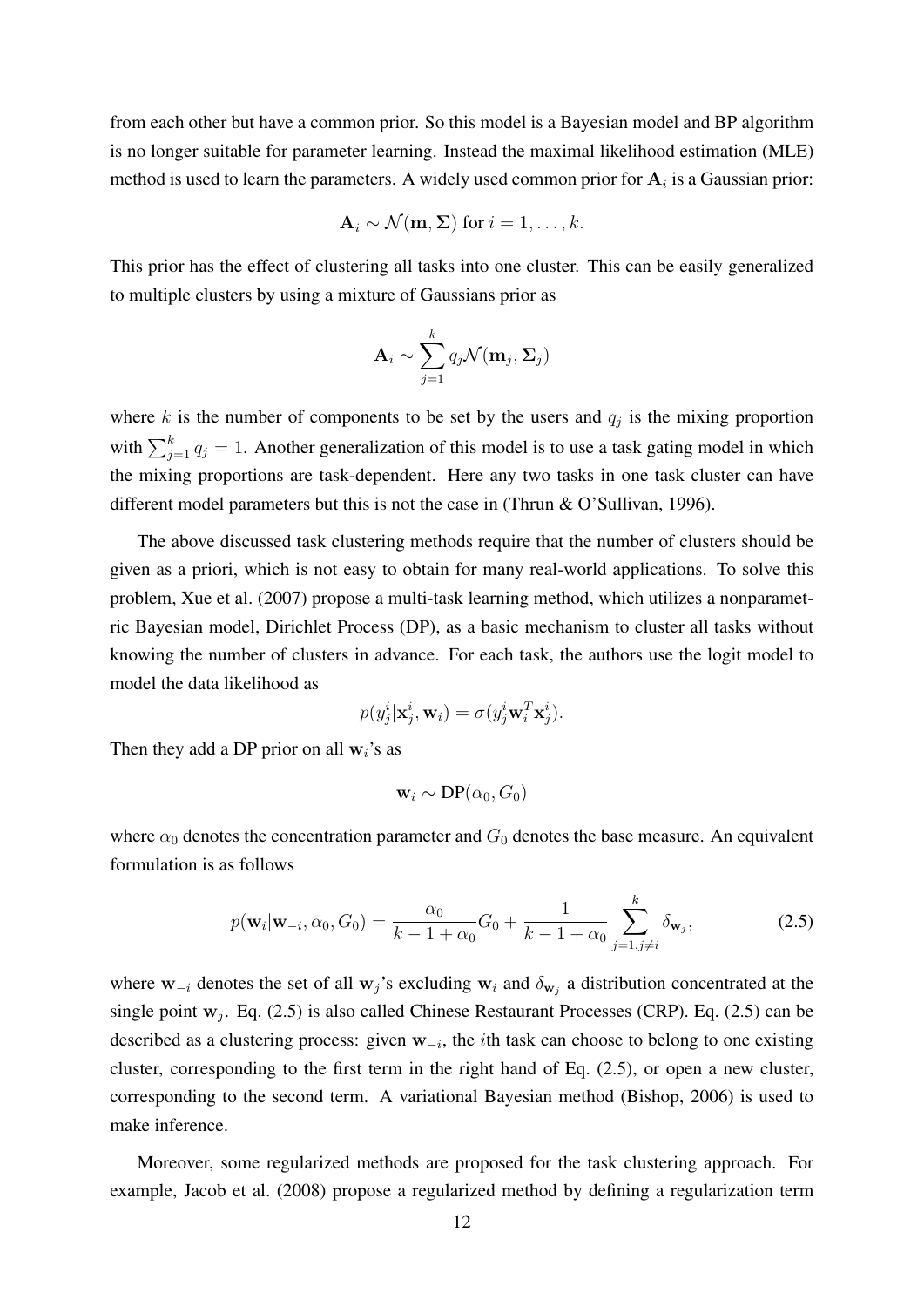from each other but have a common prior. So this model is a Bayesian model and BP algorithm is no longer suitable for parameter learning. Instead the maximal likelihood estimation (MLE) method is used to learn the parameters. A widely used common prior for $\mathbf{A}_i$ is a Gaussian prior:

$$\mathbf{A}_i \sim \mathcal{N}(\mathbf{m}, \mathbf{\Sigma}) \text{ for } i = 1, \ldots, k.$$

This prior has the effect of clustering all tasks into one cluster. This can be easily generalized to multiple clusters by using a mixture of Gaussians prior as

$$\mathbf{A}_i \sim \sum_{j=1}^{k} q_j \mathcal{N}(\mathbf{m}_j, \mathbf{\Sigma}_j)$$

where $k$ is the number of components to be set by the users and $q_j$ is the mixing proportion with $\sum_{j=1}^{k} q_j = 1$. Another generalization of this model is to use a task gating model in which the mixing proportions are task-dependent. Here any two tasks in one task cluster can have different model parameters but this is not the case in (Thrun & O'Sullivan, 1996).

The above discussed task clustering methods require that the number of clusters should be given as a priori, which is not easy to obtain for many real-world applications. To solve this problem, Xue et al. (2007) propose a multi-task learning method, which utilizes a nonparametric Bayesian model, Dirichlet Process (DP), as a basic mechanism to cluster all tasks without knowing the number of clusters in advance. For each task, the authors use the logit model to model the data likelihood as

$$p(y_j^i | \mathbf{x}_j^i, \mathbf{w}_i) = \sigma(y_j^i \mathbf{w}_i^T \mathbf{x}_j^i).$$

Then they add a DP prior on all $\mathbf{w}_i$'s as

$$\mathbf{w}_i \sim \text{DP}(\alpha_0, G_0)$$

where $\alpha_0$ denotes the concentration parameter and $G_0$ denotes the base measure. An equivalent formulation is as follows

$$p(\mathbf{w}_i | \mathbf{w}_{-i}, \alpha_0, G_0) = \frac{\alpha_0}{k - 1 + \alpha_0} G_0 + \frac{1}{k - 1 + \alpha_0} \sum_{j=1, j \neq i}^{k} \delta_{\mathbf{w}_j}, \tag{2.5}$$

where $\mathbf{w}_{-i}$ denotes the set of all $\mathbf{w}_j$'s excluding $\mathbf{w}_i$ and $\delta_{\mathbf{w}_j}$ a distribution concentrated at the single point $\mathbf{w}_j$. Eq. (2.5) is also called Chinese Restaurant Processes (CRP). Eq. (2.5) can be described as a clustering process: given $\mathbf{w}_{-i}$, the $i$th task can choose to belong to one existing cluster, corresponding to the first term in the right hand of Eq. (2.5), or open a new cluster, corresponding to the second term. A variational Bayesian method (Bishop, 2006) is used to make inference.

Moreover, some regularized methods are proposed for the task clustering approach. For example, Jacob et al. (2008) propose a regularized method by defining a regularization term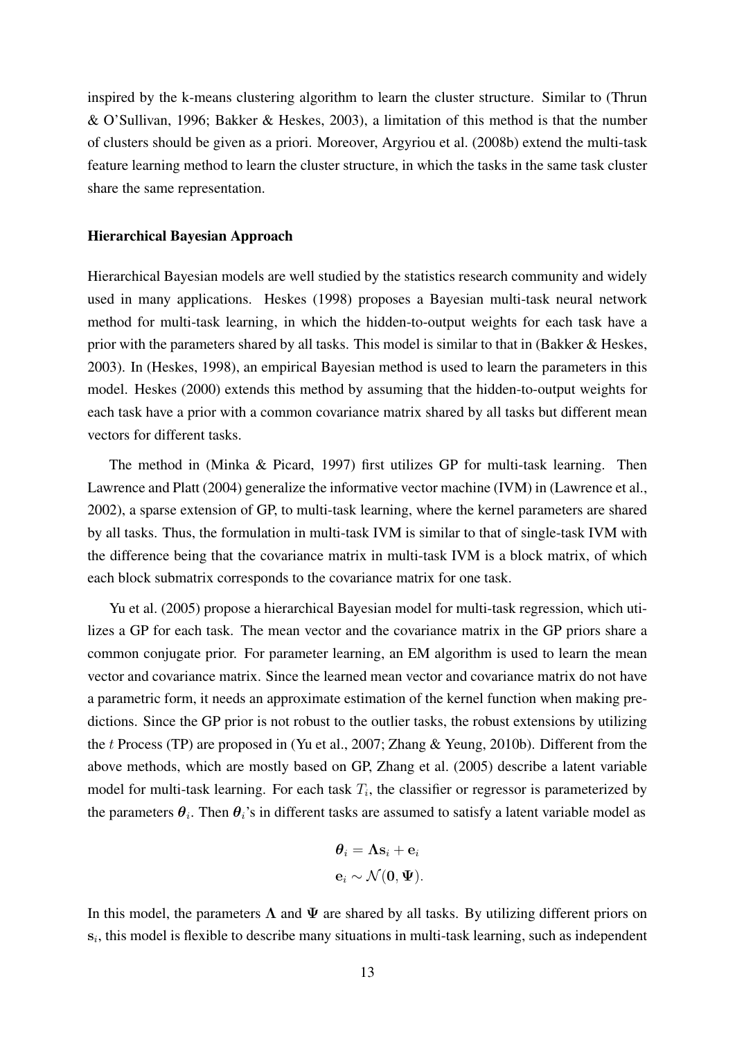inspired by the k-means clustering algorithm to learn the cluster structure. Similar to (Thrun & O'Sullivan, 1996; Bakker & Heskes, 2003), a limitation of this method is that the number of clusters should be given as a priori. Moreover, Argyriou et al. (2008b) extend the multi-task feature learning method to learn the cluster structure, in which the tasks in the same task cluster share the same representation.

#### Hierarchical Bayesian Approach

Hierarchical Bayesian models are well studied by the statistics research community and widely used in many applications. Heskes (1998) proposes a Bayesian multi-task neural network method for multi-task learning, in which the hidden-to-output weights for each task have a prior with the parameters shared by all tasks. This model is similar to that in (Bakker & Heskes, 2003). In (Heskes, 1998), an empirical Bayesian method is used to learn the parameters in this model. Heskes (2000) extends this method by assuming that the hidden-to-output weights for each task have a prior with a common covariance matrix shared by all tasks but different mean vectors for different tasks.

The method in (Minka & Picard, 1997) first utilizes GP for multi-task learning. Then Lawrence and Platt (2004) generalize the informative vector machine (IVM) in (Lawrence et al., 2002), a sparse extension of GP, to multi-task learning, where the kernel parameters are shared by all tasks. Thus, the formulation in multi-task IVM is similar to that of single-task IVM with the difference being that the covariance matrix in multi-task IVM is a block matrix, of which each block submatrix corresponds to the covariance matrix for one task.

Yu et al. (2005) propose a hierarchical Bayesian model for multi-task regression, which utilizes a GP for each task. The mean vector and the covariance matrix in the GP priors share a common conjugate prior. For parameter learning, an EM algorithm is used to learn the mean vector and covariance matrix. Since the learned mean vector and covariance matrix do not have a parametric form, it needs an approximate estimation of the kernel function when making predictions. Since the GP prior is not robust to the outlier tasks, the robust extensions by utilizing the $t$ Process (TP) are proposed in (Yu et al., 2007; Zhang & Yeung, 2010b). Different from the above methods, which are mostly based on GP, Zhang et al. (2005) describe a latent variable model for multi-task learning. For each task $T_i$, the classifier or regressor is parameterized by the parameters $\boldsymbol{\theta}_i$. Then $\boldsymbol{\theta}_i$'s in different tasks are assumed to satisfy a latent variable model as

$$\boldsymbol{\theta}_i = \boldsymbol{\Lambda}\mathbf{s}_i + \mathbf{e}_i$$
$$\mathbf{e}_i \sim \mathcal{N}(\mathbf{0}, \boldsymbol{\Psi}).$$

In this model, the parameters $\boldsymbol{\Lambda}$ and $\boldsymbol{\Psi}$ are shared by all tasks. By utilizing different priors on $\mathbf{s}_i$, this model is flexible to describe many situations in multi-task learning, such as independent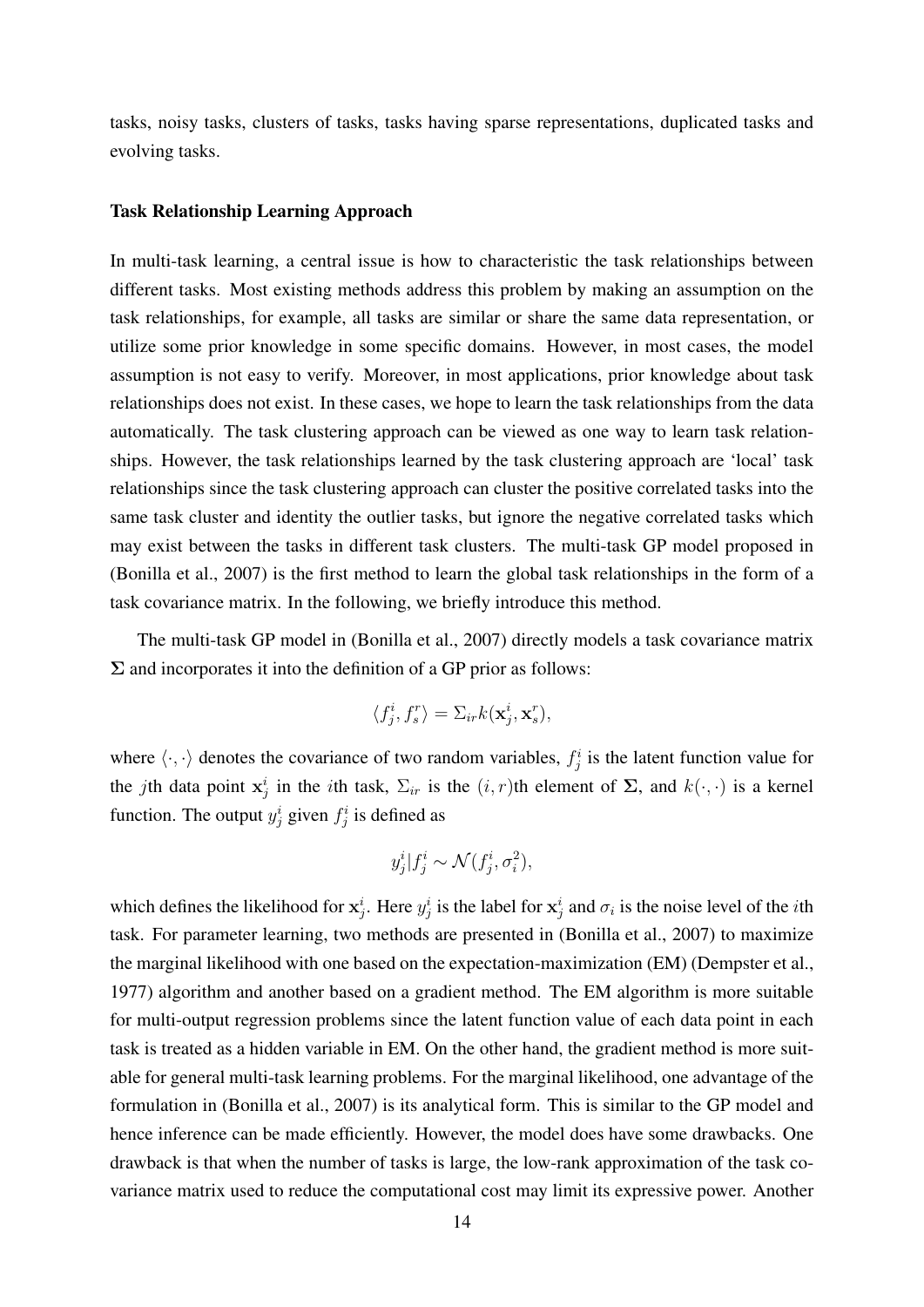tasks, noisy tasks, clusters of tasks, tasks having sparse representations, duplicated tasks and evolving tasks.

### Task Relationship Learning Approach

In multi-task learning, a central issue is how to characteristic the task relationships between different tasks. Most existing methods address this problem by making an assumption on the task relationships, for example, all tasks are similar or share the same data representation, or utilize some prior knowledge in some specific domains. However, in most cases, the model assumption is not easy to verify. Moreover, in most applications, prior knowledge about task relationships does not exist. In these cases, we hope to learn the task relationships from the data automatically. The task clustering approach can be viewed as one way to learn task relationships. However, the task relationships learned by the task clustering approach are 'local' task relationships since the task clustering approach can cluster the positive correlated tasks into the same task cluster and identity the outlier tasks, but ignore the negative correlated tasks which may exist between the tasks in different task clusters. The multi-task GP model proposed in (Bonilla et al., 2007) is the first method to learn the global task relationships in the form of a task covariance matrix. In the following, we briefly introduce this method.

The multi-task GP model in (Bonilla et al., 2007) directly models a task covariance matrix $\mathbf{\Sigma}$ and incorporates it into the definition of a GP prior as follows:

$$\langle f_j^i, f_s^r \rangle = \Sigma_{ir} k(\mathbf{x}_j^i, \mathbf{x}_s^r),$$

where $\langle \cdot, \cdot \rangle$ denotes the covariance of two random variables, $f_j^i$ is the latent function value for the $j$th data point $\mathbf{x}_j^i$ in the $i$th task, $\Sigma_{ir}$ is the $(i, r)$th element of $\mathbf{\Sigma}$, and $k(\cdot, \cdot)$ is a kernel function. The output $y_j^i$ given $f_j^i$ is defined as

$$y_j^i | f_j^i \sim \mathcal{N}(f_j^i, \sigma_i^2),$$

which defines the likelihood for $\mathbf{x}_j^i$. Here $y_j^i$ is the label for $\mathbf{x}_j^i$ and $\sigma_i$ is the noise level of the $i$th task. For parameter learning, two methods are presented in (Bonilla et al., 2007) to maximize the marginal likelihood with one based on the expectation-maximization (EM) (Dempster et al., 1977) algorithm and another based on a gradient method. The EM algorithm is more suitable for multi-output regression problems since the latent function value of each data point in each task is treated as a hidden variable in EM. On the other hand, the gradient method is more suitable for general multi-task learning problems. For the marginal likelihood, one advantage of the formulation in (Bonilla et al., 2007) is its analytical form. This is similar to the GP model and hence inference can be made efficiently. However, the model does have some drawbacks. One drawback is that when the number of tasks is large, the low-rank approximation of the task covariance matrix used to reduce the computational cost may limit its expressive power. Another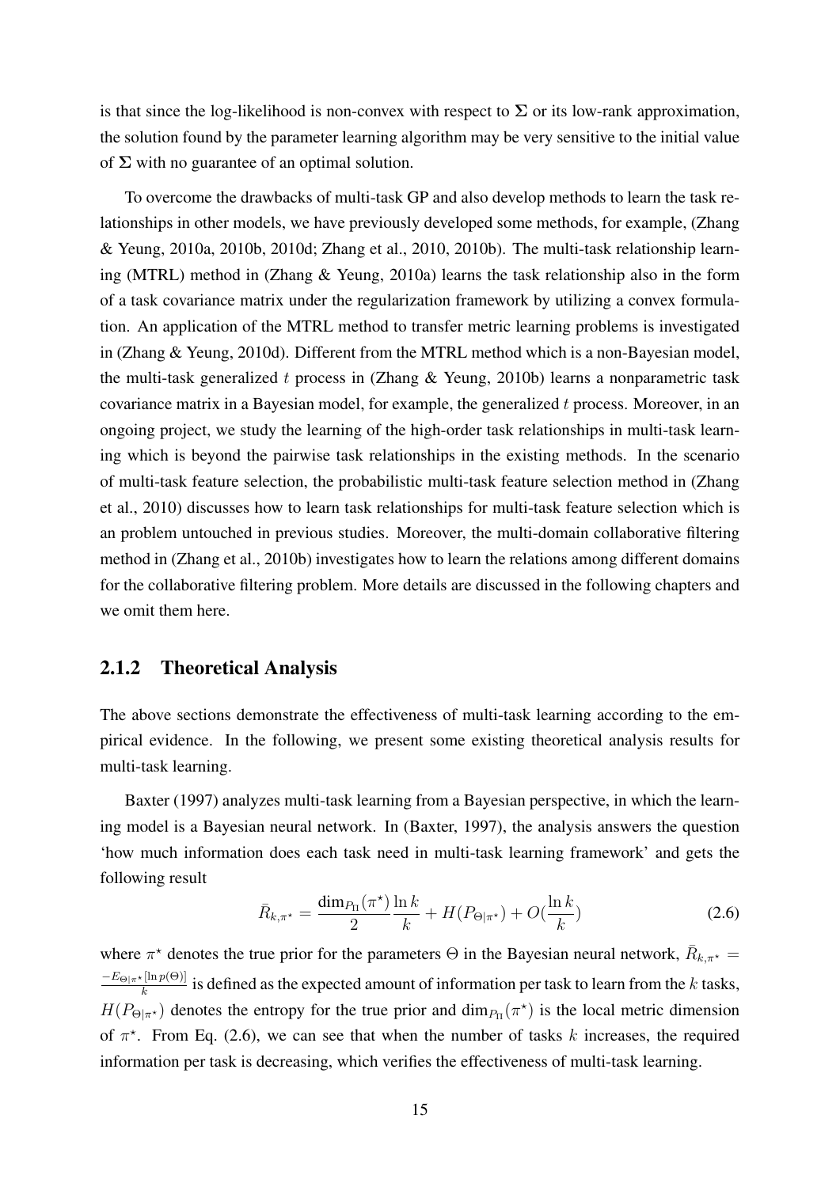is that since the log-likelihood is non-convex with respect to $\mathbf{\Sigma}$ or its low-rank approximation, the solution found by the parameter learning algorithm may be very sensitive to the initial value of $\mathbf{\Sigma}$ with no guarantee of an optimal solution.

To overcome the drawbacks of multi-task GP and also develop methods to learn the task relationships in other models, we have previously developed some methods, for example, (Zhang & Yeung, 2010a, 2010b, 2010d; Zhang et al., 2010, 2010b). The multi-task relationship learning (MTRL) method in (Zhang & Yeung, 2010a) learns the task relationship also in the form of a task covariance matrix under the regularization framework by utilizing a convex formulation. An application of the MTRL method to transfer metric learning problems is investigated in (Zhang & Yeung, 2010d). Different from the MTRL method which is a non-Bayesian model, the multi-task generalized $t$ process in (Zhang & Yeung, 2010b) learns a nonparametric task covariance matrix in a Bayesian model, for example, the generalized $t$ process. Moreover, in an ongoing project, we study the learning of the high-order task relationships in multi-task learning which is beyond the pairwise task relationships in the existing methods. In the scenario of multi-task feature selection, the probabilistic multi-task feature selection method in (Zhang et al., 2010) discusses how to learn task relationships for multi-task feature selection which is an problem untouched in previous studies. Moreover, the multi-domain collaborative filtering method in (Zhang et al., 2010b) investigates how to learn the relations among different domains for the collaborative filtering problem. More details are discussed in the following chapters and we omit them here.

### 2.1.2 Theoretical Analysis

The above sections demonstrate the effectiveness of multi-task learning according to the empirical evidence. In the following, we present some existing theoretical analysis results for multi-task learning.

Baxter (1997) analyzes multi-task learning from a Bayesian perspective, in which the learning model is a Bayesian neural network. In (Baxter, 1997), the analysis answers the question 'how much information does each task need in multi-task learning framework' and gets the following result

$$\bar{R}_{k,\pi^\star} = \frac{\dim_{P_\Pi}(\pi^\star)}{2}\frac{\ln k}{k} + H(P_{\Theta|\pi^\star}) + O(\frac{\ln k}{k}) \tag{2.6}$$

where $\pi^\star$ denotes the true prior for the parameters $\Theta$ in the Bayesian neural network, $\bar{R}_{k,\pi^\star} = \frac{-E_{\Theta|\pi^\star}[\ln p(\Theta)]}{k}$ is defined as the expected amount of information per task to learn from the $k$ tasks, $H(P_{\Theta|\pi^\star})$ denotes the entropy for the true prior and $\dim_{P_\Pi}(\pi^\star)$ is the local metric dimension of $\pi^\star$. From Eq. (2.6), we can see that when the number of tasks $k$ increases, the required information per task is decreasing, which verifies the effectiveness of multi-task learning.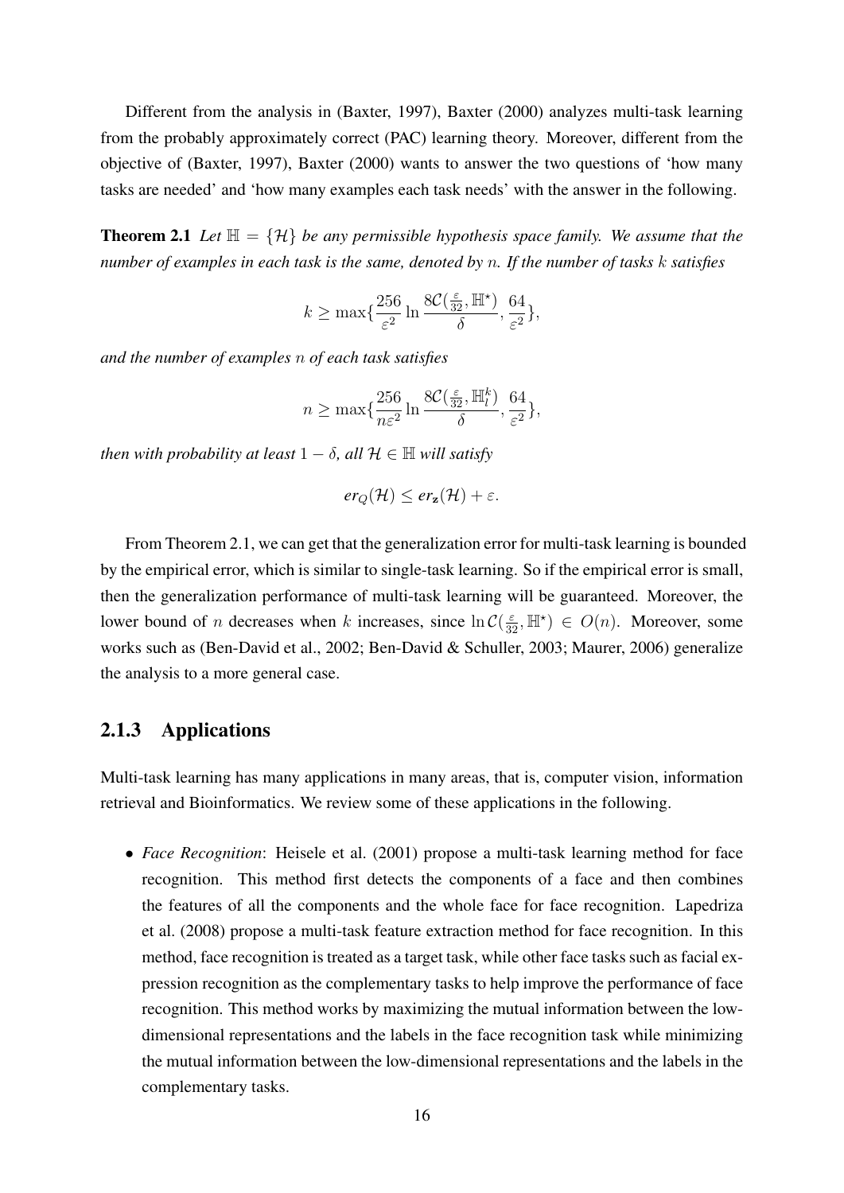Different from the analysis in (Baxter, 1997), Baxter (2000) analyzes multi-task learning from the probably approximately correct (PAC) learning theory. Moreover, different from the objective of (Baxter, 1997), Baxter (2000) wants to answer the two questions of 'how many tasks are needed' and 'how many examples each task needs' with the answer in the following.

**Theorem 2.1** *Let $\mathbb{H} = \{\mathcal{H}\}$ be any permissible hypothesis space family. We assume that the number of examples in each task is the same, denoted by $n$. If the number of tasks $k$ satisfies*

$$k \geq \max\{\frac{256}{\varepsilon^2}\ln\frac{8\mathcal{C}(\frac{\varepsilon}{32}, \mathbb{H}^\star)}{\delta}, \frac{64}{\varepsilon^2}\},$$

*and the number of examples $n$ of each task satisfies*

$$n \geq \max\{\frac{256}{n\varepsilon^2}\ln\frac{8\mathcal{C}(\frac{\varepsilon}{32}, \mathbb{H}_l^k)}{\delta}, \frac{64}{\varepsilon^2}\},$$

*then with probability at least $1-\delta$, all $\mathcal{H} \in \mathbb{H}$ will satisfy*

$$er_Q(\mathcal{H}) \leq er_{\mathbf{z}}(\mathcal{H}) + \varepsilon.$$

From Theorem 2.1, we can get that the generalization error for multi-task learning is bounded by the empirical error, which is similar to single-task learning. So if the empirical error is small, then the generalization performance of multi-task learning will be guaranteed. Moreover, the lower bound of $n$ decreases when $k$ increases, since $\ln\mathcal{C}(\frac{\varepsilon}{32}, \mathbb{H}^\star) \in O(n)$. Moreover, some works such as (Ben-David et al., 2002; Ben-David & Schuller, 2003; Maurer, 2006) generalize the analysis to a more general case.

### 2.1.3 Applications

Multi-task learning has many applications in many areas, that is, computer vision, information retrieval and Bioinformatics. We review some of these applications in the following.

- *Face Recognition*: Heisele et al. (2001) propose a multi-task learning method for face recognition. This method first detects the components of a face and then combines the features of all the components and the whole face for face recognition. Lapedriza et al. (2008) propose a multi-task feature extraction method for face recognition. In this method, face recognition is treated as a target task, while other face tasks such as facial expression recognition as the complementary tasks to help improve the performance of face recognition. This method works by maximizing the mutual information between the low-dimensional representations and the labels in the face recognition task while minimizing the mutual information between the low-dimensional representations and the labels in the complementary tasks.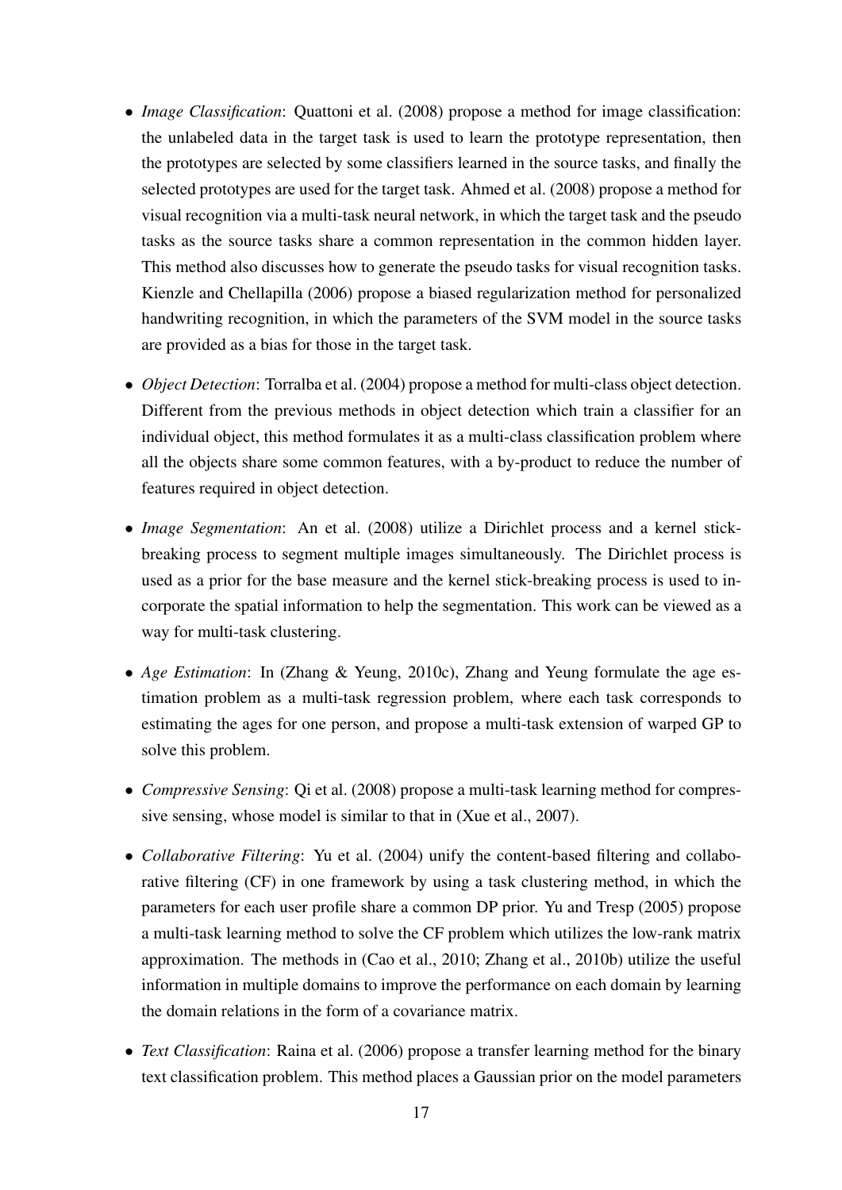- *Image Classification*: Quattoni et al. (2008) propose a method for image classification: the unlabeled data in the target task is used to learn the prototype representation, then the prototypes are selected by some classifiers learned in the source tasks, and finally the selected prototypes are used for the target task. Ahmed et al. (2008) propose a method for visual recognition via a multi-task neural network, in which the target task and the pseudo tasks as the source tasks share a common representation in the common hidden layer. This method also discusses how to generate the pseudo tasks for visual recognition tasks. Kienzle and Chellapilla (2006) propose a biased regularization method for personalized handwriting recognition, in which the parameters of the SVM model in the source tasks are provided as a bias for those in the target task.

- *Object Detection*: Torralba et al. (2004) propose a method for multi-class object detection. Different from the previous methods in object detection which train a classifier for an individual object, this method formulates it as a multi-class classification problem where all the objects share some common features, with a by-product to reduce the number of features required in object detection.

- *Image Segmentation*: An et al. (2008) utilize a Dirichlet process and a kernel stick-breaking process to segment multiple images simultaneously. The Dirichlet process is used as a prior for the base measure and the kernel stick-breaking process is used to incorporate the spatial information to help the segmentation. This work can be viewed as a way for multi-task clustering.

- *Age Estimation*: In (Zhang & Yeung, 2010c), Zhang and Yeung formulate the age estimation problem as a multi-task regression problem, where each task corresponds to estimating the ages for one person, and propose a multi-task extension of warped GP to solve this problem.

- *Compressive Sensing*: Qi et al. (2008) propose a multi-task learning method for compressive sensing, whose model is similar to that in (Xue et al., 2007).

- *Collaborative Filtering*: Yu et al. (2004) unify the content-based filtering and collaborative filtering (CF) in one framework by using a task clustering method, in which the parameters for each user profile share a common DP prior. Yu and Tresp (2005) propose a multi-task learning method to solve the CF problem which utilizes the low-rank matrix approximation. The methods in (Cao et al., 2010; Zhang et al., 2010b) utilize the useful information in multiple domains to improve the performance on each domain by learning the domain relations in the form of a covariance matrix.

- *Text Classification*: Raina et al. (2006) propose a transfer learning method for the binary text classification problem. This method places a Gaussian prior on the model parameters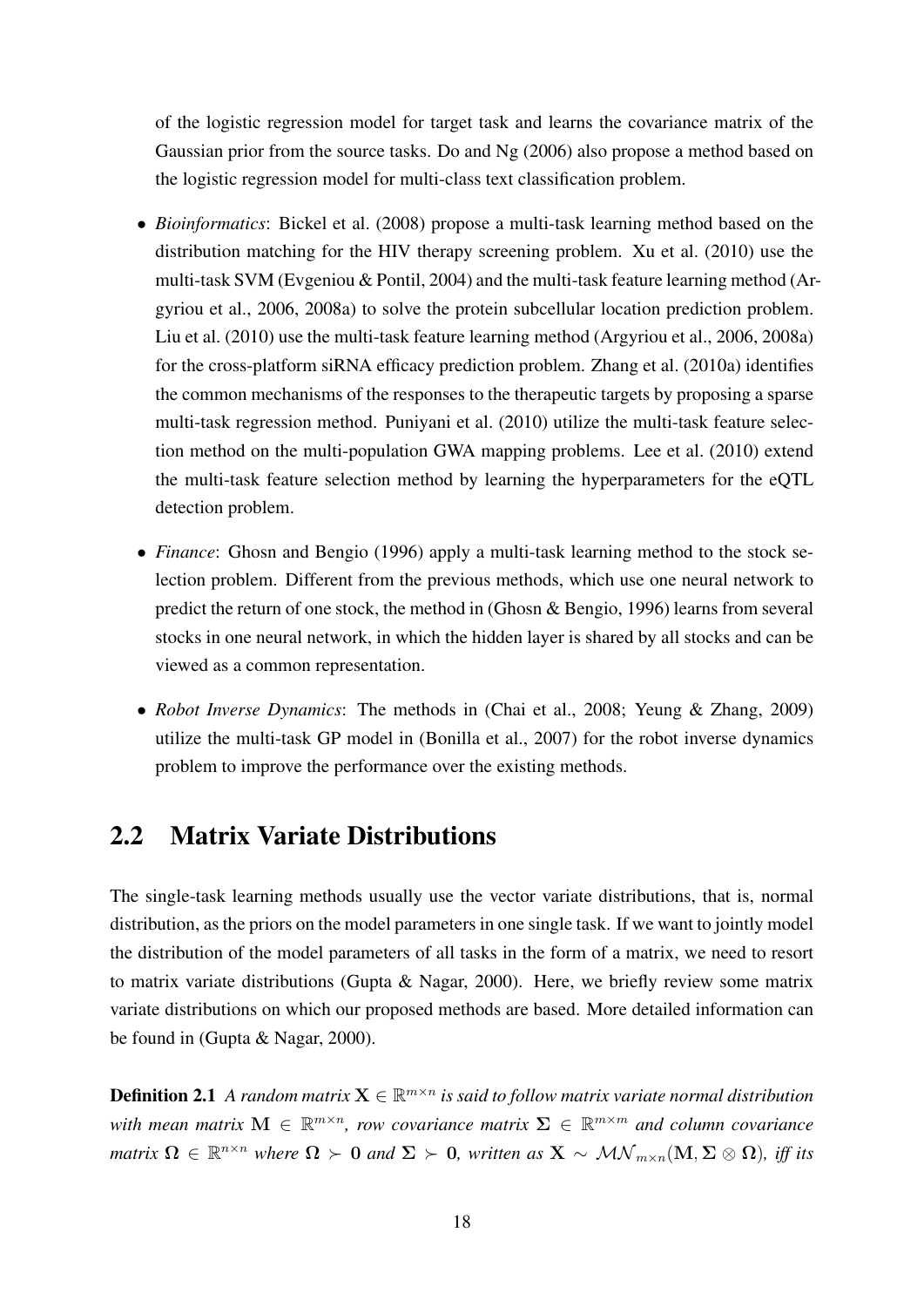of the logistic regression model for target task and learns the covariance matrix of the Gaussian prior from the source tasks. Do and Ng (2006) also propose a method based on the logistic regression model for multi-class text classification problem.

- *Bioinformatics*: Bickel et al. (2008) propose a multi-task learning method based on the distribution matching for the HIV therapy screening problem. Xu et al. (2010) use the multi-task SVM (Evgeniou & Pontil, 2004) and the multi-task feature learning method (Argyriou et al., 2006, 2008a) to solve the protein subcellular location prediction problem. Liu et al. (2010) use the multi-task feature learning method (Argyriou et al., 2006, 2008a) for the cross-platform siRNA efficacy prediction problem. Zhang et al. (2010a) identifies the common mechanisms of the responses to the therapeutic targets by proposing a sparse multi-task regression method. Puniyani et al. (2010) utilize the multi-task feature selection method on the multi-population GWA mapping problems. Lee et al. (2010) extend the multi-task feature selection method by learning the hyperparameters for the eQTL detection problem.
- *Finance*: Ghosn and Bengio (1996) apply a multi-task learning method to the stock selection problem. Different from the previous methods, which use one neural network to predict the return of one stock, the method in (Ghosn & Bengio, 1996) learns from several stocks in one neural network, in which the hidden layer is shared by all stocks and can be viewed as a common representation.
- *Robot Inverse Dynamics*: The methods in (Chai et al., 2008; Yeung & Zhang, 2009) utilize the multi-task GP model in (Bonilla et al., 2007) for the robot inverse dynamics problem to improve the performance over the existing methods.

## 2.2 Matrix Variate Distributions

The single-task learning methods usually use the vector variate distributions, that is, normal distribution, as the priors on the model parameters in one single task. If we want to jointly model the distribution of the model parameters of all tasks in the form of a matrix, we need to resort to matrix variate distributions (Gupta & Nagar, 2000). Here, we briefly review some matrix variate distributions on which our proposed methods are based. More detailed information can be found in (Gupta & Nagar, 2000).

**Definition 2.1** *A random matrix $\mathbf{X} \in \mathbb{R}^{m\times n}$ is said to follow matrix variate normal distribution with mean matrix $\mathbf{M} \in \mathbb{R}^{m\times n}$, row covariance matrix $\mathbf{\Sigma} \in \mathbb{R}^{m\times m}$ and column covariance matrix $\mathbf{\Omega} \in \mathbb{R}^{n\times n}$ where $\mathbf{\Omega} \succ \mathbf{0}$ and $\mathbf{\Sigma} \succ \mathbf{0}$, written as $\mathbf{X} \sim \mathcal{MN}_{m\times n}(\mathbf{M}, \mathbf{\Sigma} \otimes \mathbf{\Omega})$, iff its*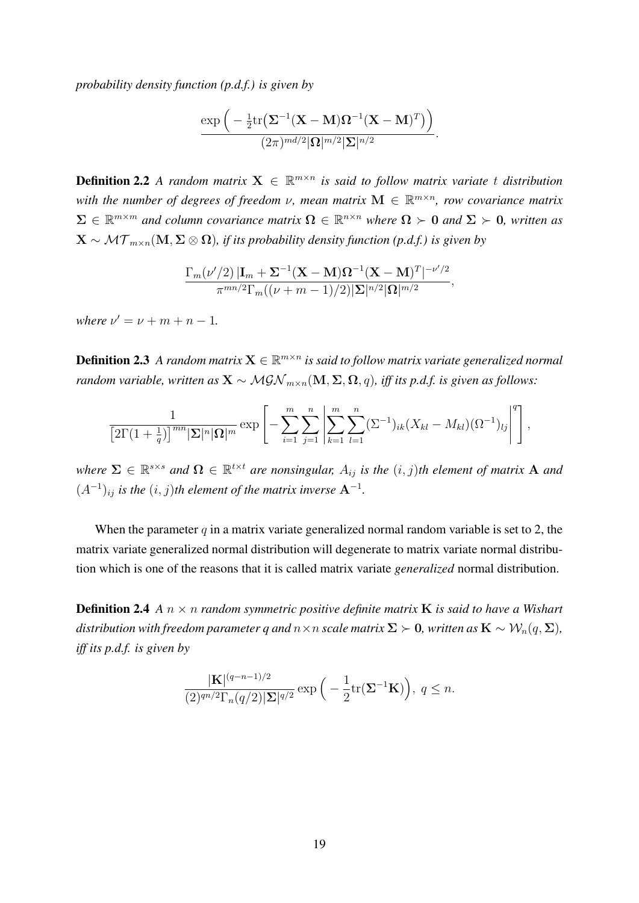*probability density function (p.d.f.) is given by*

$$\frac{\exp\Big(-\frac{1}{2}\mathrm{tr}\big(\mathbf{\Sigma}^{-1}(\mathbf{X}-\mathbf{M})\mathbf{\Omega}^{-1}(\mathbf{X}-\mathbf{M})^T\big)\Big)}{(2\pi)^{md/2}|\mathbf{\Omega}|^{m/2}|\mathbf{\Sigma}|^{n/2}}.$$

**Definition 2.2** *A random matrix $\mathbf{X} \in \mathbb{R}^{m\times n}$ is said to follow matrix variate $t$ distribution with the number of degrees of freedom $\nu$, mean matrix $\mathbf{M} \in \mathbb{R}^{m\times n}$, row covariance matrix $\mathbf{\Sigma} \in \mathbb{R}^{m\times m}$ and column covariance matrix $\mathbf{\Omega} \in \mathbb{R}^{n\times n}$ where $\mathbf{\Omega} \succ \mathbf{0}$ and $\mathbf{\Sigma} \succ \mathbf{0}$, written as $\mathbf{X} \sim \mathcal{MT}_{m\times n}(\mathbf{M}, \mathbf{\Sigma}\otimes\mathbf{\Omega})$, if its probability density function (p.d.f.) is given by*

$$\frac{\Gamma_m(\nu'/2)\,|\mathbf{I}_m + \mathbf{\Sigma}^{-1}(\mathbf{X}-\mathbf{M})\mathbf{\Omega}^{-1}(\mathbf{X}-\mathbf{M})^T|^{-\nu'/2}}{\pi^{mn/2}\Gamma_m((\nu+m-1)/2)|\mathbf{\Sigma}|^{n/2}|\mathbf{\Omega}|^{m/2}},$$

*where $\nu' = \nu + m + n - 1$.*

**Definition 2.3** *A random matrix $\mathbf{X} \in \mathbb{R}^{m\times n}$ is said to follow matrix variate generalized normal random variable, written as $\mathbf{X} \sim \mathcal{MGN}_{m\times n}(\mathbf{M}, \mathbf{\Sigma}, \mathbf{\Omega}, q)$, iff its p.d.f. is given as follows:*

$$\frac{1}{\left[2\Gamma(1+\frac{1}{q})\right]^{mn}|\mathbf{\Sigma}|^n|\mathbf{\Omega}|^m}\exp\left[-\sum_{i=1}^{m}\sum_{j=1}^{n}\left|\sum_{k=1}^{m}\sum_{l=1}^{n}(\Sigma^{-1})_{ik}(X_{kl}-M_{kl})(\Omega^{-1})_{lj}\right|^q\right],$$

*where $\mathbf{\Sigma} \in \mathbb{R}^{s\times s}$ and $\mathbf{\Omega} \in \mathbb{R}^{t\times t}$ are nonsingular, $A_{ij}$ is the $(i,j)$th element of matrix $\mathbf{A}$ and $(A^{-1})_{ij}$ is the $(i,j)$th element of the matrix inverse $\mathbf{A}^{-1}$.*

When the parameter $q$ in a matrix variate generalized normal random variable is set to 2, the matrix variate generalized normal distribution will degenerate to matrix variate normal distribution which is one of the reasons that it is called matrix variate *generalized* normal distribution.

**Definition 2.4** *A $n \times n$ random symmetric positive definite matrix $\mathbf{K}$ is said to have a Wishart distribution with freedom parameter $q$ and $n\times n$ scale matrix $\mathbf{\Sigma} \succ \mathbf{0}$, written as $\mathbf{K} \sim \mathcal{W}_n(q, \mathbf{\Sigma})$, iff its p.d.f. is given by*

$$\frac{|\mathbf{K}|^{(q-n-1)/2}}{(2)^{qn/2}\Gamma_n(q/2)|\mathbf{\Sigma}|^{q/2}}\exp\Big(-\frac{1}{2}\mathrm{tr}(\mathbf{\Sigma}^{-1}\mathbf{K})\Big),\ q \le n.$$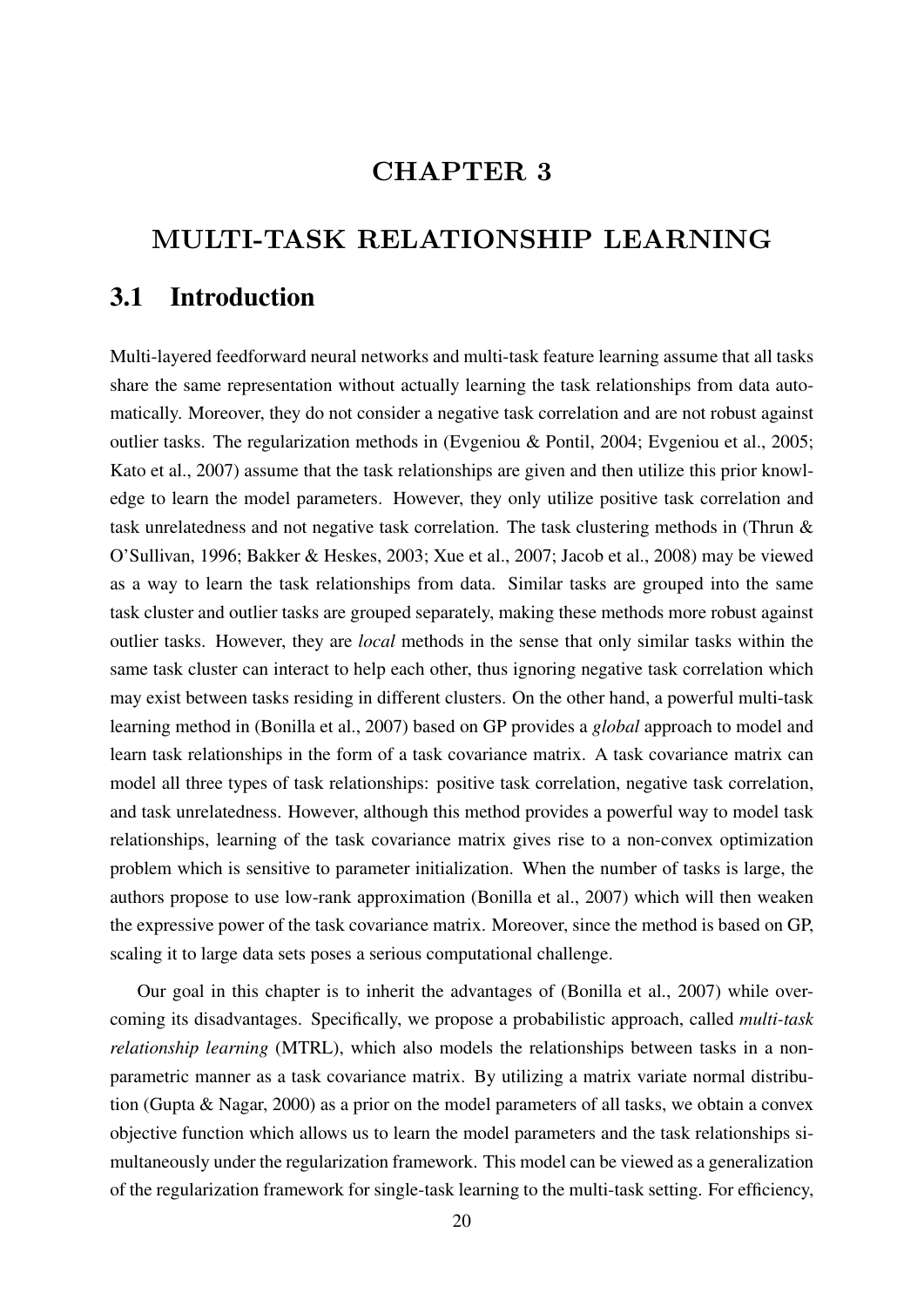# CHAPTER 3

# MULTI-TASK RELATIONSHIP LEARNING

## 3.1 Introduction

Multi-layered feedforward neural networks and multi-task feature learning assume that all tasks share the same representation without actually learning the task relationships from data automatically. Moreover, they do not consider a negative task correlation and are not robust against outlier tasks. The regularization methods in (Evgeniou & Pontil, 2004; Evgeniou et al., 2005; Kato et al., 2007) assume that the task relationships are given and then utilize this prior knowledge to learn the model parameters. However, they only utilize positive task correlation and task unrelatedness and not negative task correlation. The task clustering methods in (Thrun & O'Sullivan, 1996; Bakker & Heskes, 2003; Xue et al., 2007; Jacob et al., 2008) may be viewed as a way to learn the task relationships from data. Similar tasks are grouped into the same task cluster and outlier tasks are grouped separately, making these methods more robust against outlier tasks. However, they are *local* methods in the sense that only similar tasks within the same task cluster can interact to help each other, thus ignoring negative task correlation which may exist between tasks residing in different clusters. On the other hand, a powerful multi-task learning method in (Bonilla et al., 2007) based on GP provides a *global* approach to model and learn task relationships in the form of a task covariance matrix. A task covariance matrix can model all three types of task relationships: positive task correlation, negative task correlation, and task unrelatedness. However, although this method provides a powerful way to model task relationships, learning of the task covariance matrix gives rise to a non-convex optimization problem which is sensitive to parameter initialization. When the number of tasks is large, the authors propose to use low-rank approximation (Bonilla et al., 2007) which will then weaken the expressive power of the task covariance matrix. Moreover, since the method is based on GP, scaling it to large data sets poses a serious computational challenge.

Our goal in this chapter is to inherit the advantages of (Bonilla et al., 2007) while overcoming its disadvantages. Specifically, we propose a probabilistic approach, called *multi-task relationship learning* (MTRL), which also models the relationships between tasks in a non-parametric manner as a task covariance matrix. By utilizing a matrix variate normal distribution (Gupta & Nagar, 2000) as a prior on the model parameters of all tasks, we obtain a convex objective function which allows us to learn the model parameters and the task relationships simultaneously under the regularization framework. This model can be viewed as a generalization of the regularization framework for single-task learning to the multi-task setting. For efficiency,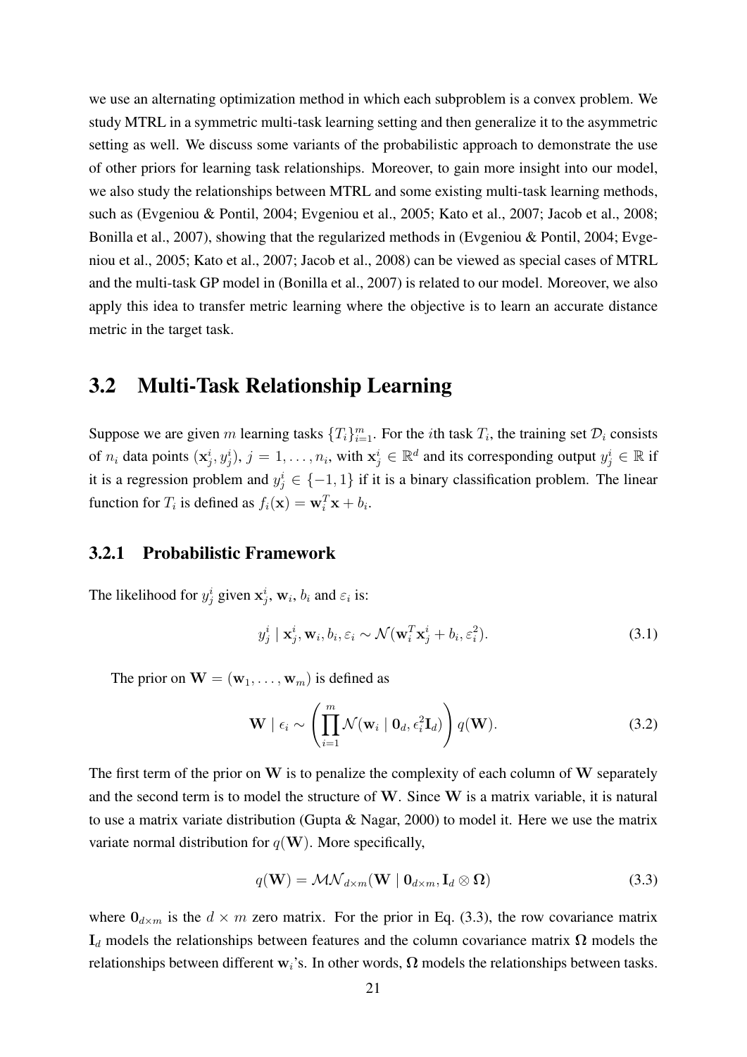we use an alternating optimization method in which each subproblem is a convex problem. We study MTRL in a symmetric multi-task learning setting and then generalize it to the asymmetric setting as well. We discuss some variants of the probabilistic approach to demonstrate the use of other priors for learning task relationships. Moreover, to gain more insight into our model, we also study the relationships between MTRL and some existing multi-task learning methods, such as (Evgeniou & Pontil, 2004; Evgeniou et al., 2005; Kato et al., 2007; Jacob et al., 2008; Bonilla et al., 2007), showing that the regularized methods in (Evgeniou & Pontil, 2004; Evgeniou et al., 2005; Kato et al., 2007; Jacob et al., 2008) can be viewed as special cases of MTRL and the multi-task GP model in (Bonilla et al., 2007) is related to our model. Moreover, we also apply this idea to transfer metric learning where the objective is to learn an accurate distance metric in the target task.

## 3.2 Multi-Task Relationship Learning

Suppose we are given $m$ learning tasks $\{T_i\}_{i=1}^m$. For the $i$th task $T_i$, the training set $\mathcal{D}_i$ consists of $n_i$ data points $(\mathbf{x}_j^i, y_j^i)$, $j = 1, \ldots, n_i$, with $\mathbf{x}_j^i \in \mathbb{R}^d$ and its corresponding output $y_j^i \in \mathbb{R}$ if it is a regression problem and $y_j^i \in \{-1, 1\}$ if it is a binary classification problem. The linear function for $T_i$ is defined as $f_i(\mathbf{x}) = \mathbf{w}_i^T \mathbf{x} + b_i$.

### 3.2.1 Probabilistic Framework

The likelihood for $y_j^i$ given $\mathbf{x}_j^i$, $\mathbf{w}_i$, $b_i$ and $\varepsilon_i$ is:

$$y_j^i \mid \mathbf{x}_j^i, \mathbf{w}_i, b_i, \varepsilon_i \sim \mathcal{N}(\mathbf{w}_i^T \mathbf{x}_j^i + b_i, \varepsilon_i^2). \tag{3.1}$$

The prior on $\mathbf{W} = (\mathbf{w}_1, \ldots, \mathbf{w}_m)$ is defined as

$$\mathbf{W} \mid \epsilon_i \sim \left( \prod_{i=1}^m \mathcal{N}(\mathbf{w}_i \mid \mathbf{0}_d, \epsilon_i^2 \mathbf{I}_d) \right) q(\mathbf{W}). \tag{3.2}$$

The first term of the prior on $\mathbf{W}$ is to penalize the complexity of each column of $\mathbf{W}$ separately and the second term is to model the structure of $\mathbf{W}$. Since $\mathbf{W}$ is a matrix variable, it is natural to use a matrix variate distribution (Gupta & Nagar, 2000) to model it. Here we use the matrix variate normal distribution for $q(\mathbf{W})$. More specifically,

$$q(\mathbf{W}) = \mathcal{MN}_{d \times m}(\mathbf{W} \mid \mathbf{0}_{d \times m}, \mathbf{I}_d \otimes \mathbf{\Omega}) \tag{3.3}$$

where $\mathbf{0}_{d \times m}$ is the $d \times m$ zero matrix. For the prior in Eq. (3.3), the row covariance matrix $\mathbf{I}_d$ models the relationships between features and the column covariance matrix $\mathbf{\Omega}$ models the relationships between different $\mathbf{w}_i$'s. In other words, $\mathbf{\Omega}$ models the relationships between tasks.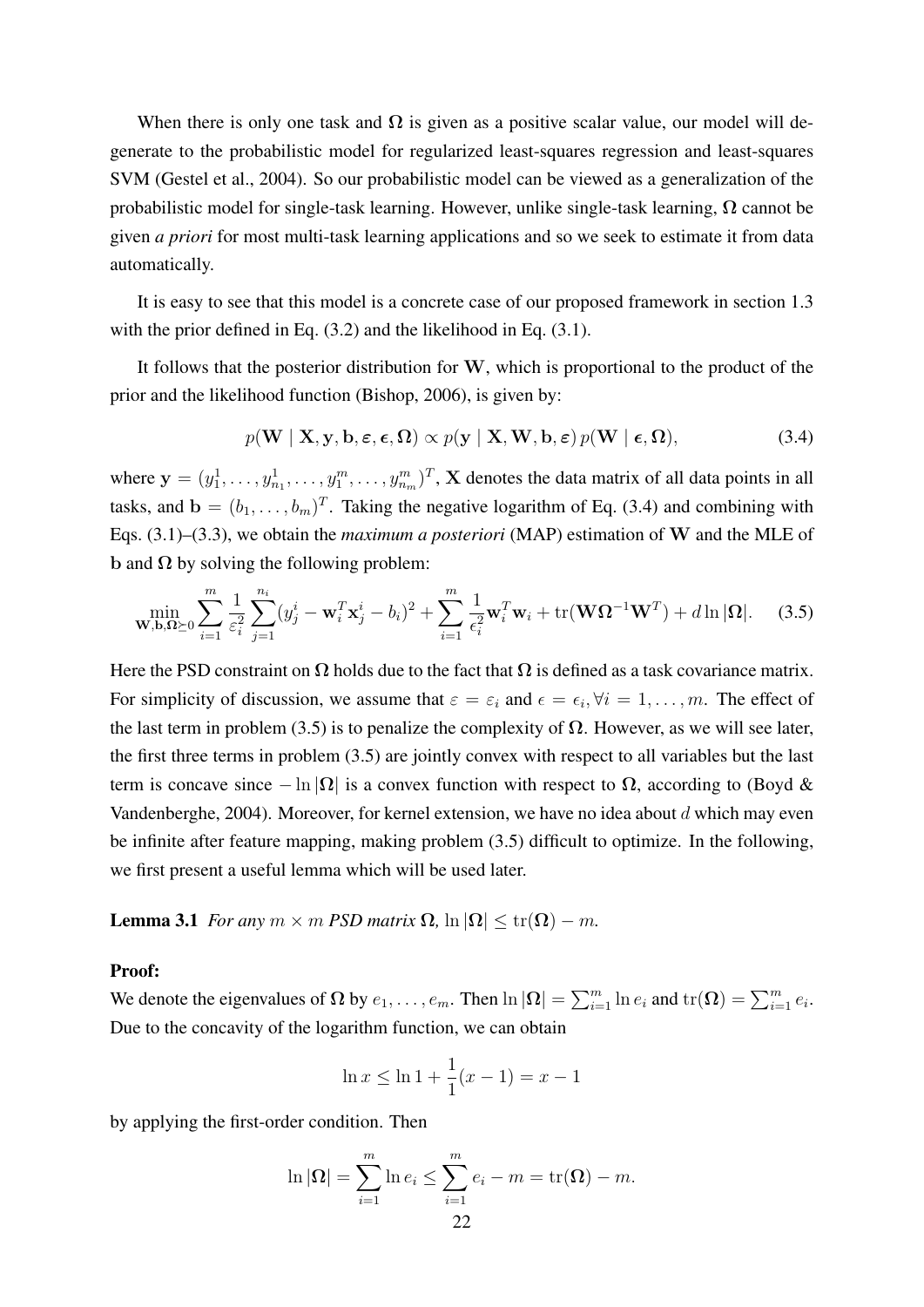When there is only one task and $\mathbf{\Omega}$ is given as a positive scalar value, our model will degenerate to the probabilistic model for regularized least-squares regression and least-squares SVM (Gestel et al., 2004). So our probabilistic model can be viewed as a generalization of the probabilistic model for single-task learning. However, unlike single-task learning, $\mathbf{\Omega}$ cannot be given *a priori* for most multi-task learning applications and so we seek to estimate it from data automatically.

It is easy to see that this model is a concrete case of our proposed framework in section 1.3 with the prior defined in Eq. (3.2) and the likelihood in Eq. (3.1).

It follows that the posterior distribution for $\mathbf{W}$, which is proportional to the product of the prior and the likelihood function (Bishop, 2006), is given by:

$$p(\mathbf{W} \mid \mathbf{X}, \mathbf{y}, \mathbf{b}, \boldsymbol{\varepsilon}, \boldsymbol{\epsilon}, \mathbf{\Omega}) \propto p(\mathbf{y} \mid \mathbf{X}, \mathbf{W}, \mathbf{b}, \boldsymbol{\varepsilon})\, p(\mathbf{W} \mid \boldsymbol{\epsilon}, \mathbf{\Omega}), \tag{3.4}$$

where $\mathbf{y} = (y_1^1, \ldots, y_{n_1}^1, \ldots, y_1^m, \ldots, y_{n_m}^m)^T$, $\mathbf{X}$ denotes the data matrix of all data points in all tasks, and $\mathbf{b} = (b_1, \ldots, b_m)^T$. Taking the negative logarithm of Eq. (3.4) and combining with Eqs. (3.1)–(3.3), we obtain the *maximum a posteriori* (MAP) estimation of $\mathbf{W}$ and the MLE of $\mathbf{b}$ and $\mathbf{\Omega}$ by solving the following problem:

$$\min_{\mathbf{W}, \mathbf{b}, \mathbf{\Omega} \succeq 0} \sum_{i=1}^{m} \frac{1}{\varepsilon_i^2} \sum_{j=1}^{n_i} (y_j^i - \mathbf{w}_i^T \mathbf{x}_j^i - b_i)^2 + \sum_{i=1}^{m} \frac{1}{\epsilon_i^2} \mathbf{w}_i^T \mathbf{w}_i + \operatorname{tr}(\mathbf{W}\mathbf{\Omega}^{-1}\mathbf{W}^T) + d \ln |\mathbf{\Omega}|. \tag{3.5}$$

Here the PSD constraint on $\mathbf{\Omega}$ holds due to the fact that $\mathbf{\Omega}$ is defined as a task covariance matrix. For simplicity of discussion, we assume that $\varepsilon = \varepsilon_i$ and $\epsilon = \epsilon_i, \forall i = 1, \ldots, m$. The effect of the last term in problem (3.5) is to penalize the complexity of $\mathbf{\Omega}$. However, as we will see later, the first three terms in problem (3.5) are jointly convex with respect to all variables but the last term is concave since $-\ln |\mathbf{\Omega}|$ is a convex function with respect to $\mathbf{\Omega}$, according to (Boyd & Vandenberghe, 2004). Moreover, for kernel extension, we have no idea about $d$ which may even be infinite after feature mapping, making problem (3.5) difficult to optimize. In the following, we first present a useful lemma which will be used later.

**Lemma 3.1** *For any $m \times m$ PSD matrix $\mathbf{\Omega}$, $\ln |\mathbf{\Omega}| \leq \operatorname{tr}(\mathbf{\Omega}) - m$.*

**Proof:**
We denote the eigenvalues of $\mathbf{\Omega}$ by $e_1, \ldots, e_m$. Then $\ln |\mathbf{\Omega}| = \sum_{i=1}^{m} \ln e_i$ and $\operatorname{tr}(\mathbf{\Omega}) = \sum_{i=1}^{m} e_i$. Due to the concavity of the logarithm function, we can obtain

$$\ln x \leq \ln 1 + \frac{1}{1}(x - 1) = x - 1$$

by applying the first-order condition. Then

$$\ln |\mathbf{\Omega}| = \sum_{i=1}^{m} \ln e_i \leq \sum_{i=1}^{m} e_i - m = \operatorname{tr}(\mathbf{\Omega}) - m.$$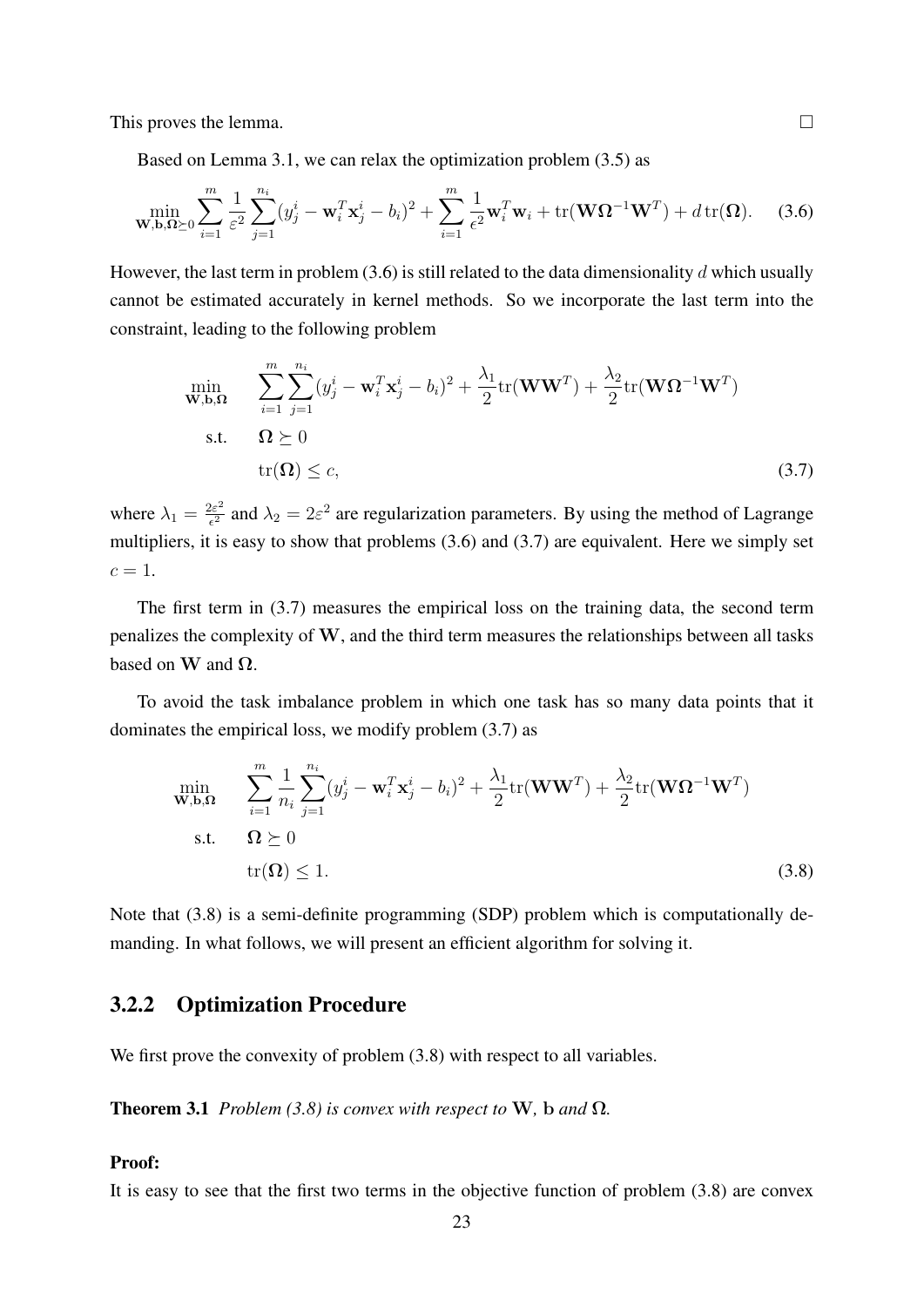This proves the lemma. □

Based on Lemma 3.1, we can relax the optimization problem (3.5) as

$$\min_{\mathbf{W},\mathbf{b},\mathbf{\Omega}\succeq 0} \sum_{i=1}^{m} \frac{1}{\varepsilon^2} \sum_{j=1}^{n_i} (y_j^i - \mathbf{w}_i^T \mathbf{x}_j^i - b_i)^2 + \sum_{i=1}^{m} \frac{1}{\epsilon^2} \mathbf{w}_i^T \mathbf{w}_i + \mathrm{tr}(\mathbf{W}\mathbf{\Omega}^{-1}\mathbf{W}^T) + d\,\mathrm{tr}(\mathbf{\Omega}). \tag{3.6}$$

However, the last term in problem (3.6) is still related to the data dimensionality $d$ which usually cannot be estimated accurately in kernel methods. So we incorporate the last term into the constraint, leading to the following problem

$$\begin{aligned}
\min_{\mathbf{W},\mathbf{b},\mathbf{\Omega}} \quad & \sum_{i=1}^{m} \sum_{j=1}^{n_i} (y_j^i - \mathbf{w}_i^T \mathbf{x}_j^i - b_i)^2 + \frac{\lambda_1}{2} \mathrm{tr}(\mathbf{W}\mathbf{W}^T) + \frac{\lambda_2}{2} \mathrm{tr}(\mathbf{W}\mathbf{\Omega}^{-1}\mathbf{W}^T) \\
\text{s.t.} \quad & \mathbf{\Omega} \succeq 0 \\
& \mathrm{tr}(\mathbf{\Omega}) \leq c,
\end{aligned} \tag{3.7}$$

where $\lambda_1 = \frac{2\varepsilon^2}{\epsilon^2}$ and $\lambda_2 = 2\varepsilon^2$ are regularization parameters. By using the method of Lagrange multipliers, it is easy to show that problems (3.6) and (3.7) are equivalent. Here we simply set $c = 1$.

The first term in (3.7) measures the empirical loss on the training data, the second term penalizes the complexity of $\mathbf{W}$, and the third term measures the relationships between all tasks based on $\mathbf{W}$ and $\mathbf{\Omega}$.

To avoid the task imbalance problem in which one task has so many data points that it dominates the empirical loss, we modify problem (3.7) as

$$\begin{aligned}
\min_{\mathbf{W},\mathbf{b},\mathbf{\Omega}} \quad & \sum_{i=1}^{m} \frac{1}{n_i} \sum_{j=1}^{n_i} (y_j^i - \mathbf{w}_i^T \mathbf{x}_j^i - b_i)^2 + \frac{\lambda_1}{2} \mathrm{tr}(\mathbf{W}\mathbf{W}^T) + \frac{\lambda_2}{2} \mathrm{tr}(\mathbf{W}\mathbf{\Omega}^{-1}\mathbf{W}^T) \\
\text{s.t.} \quad & \mathbf{\Omega} \succeq 0 \\
& \mathrm{tr}(\mathbf{\Omega}) \leq 1.
\end{aligned} \tag{3.8}$$

Note that (3.8) is a semi-definite programming (SDP) problem which is computationally demanding. In what follows, we will present an efficient algorithm for solving it.

### 3.2.2 Optimization Procedure

We first prove the convexity of problem (3.8) with respect to all variables.

**Theorem 3.1** *Problem (3.8) is convex with respect to* $\mathbf{W}$*,* $\mathbf{b}$ *and* $\mathbf{\Omega}$*.*

**Proof:**
It is easy to see that the first two terms in the objective function of problem (3.8) are convex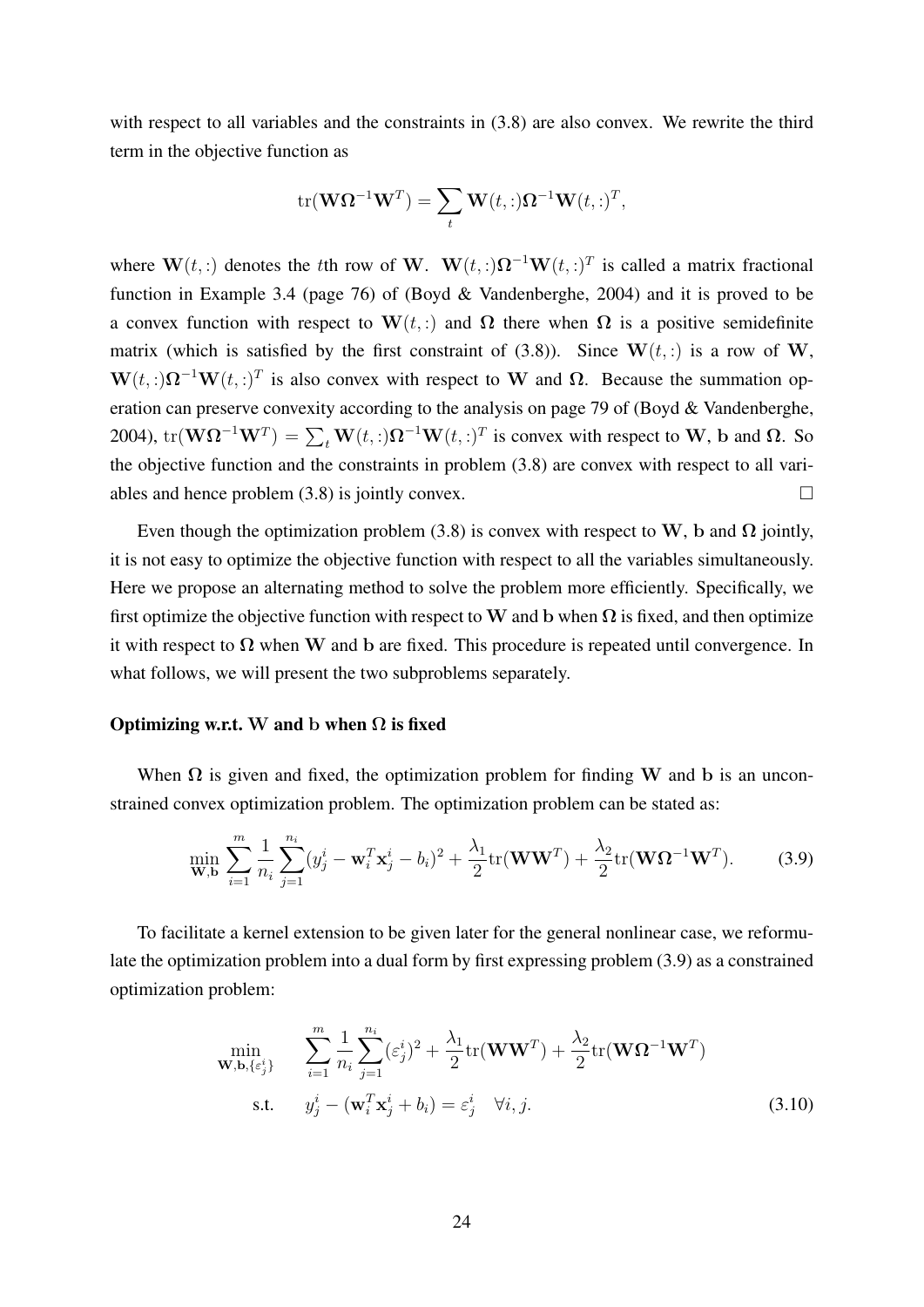with respect to all variables and the constraints in (3.8) are also convex. We rewrite the third term in the objective function as

$$\mathrm{tr}(\mathbf{W}\boldsymbol{\Omega}^{-1}\mathbf{W}^T) = \sum_t \mathbf{W}(t,:)\boldsymbol{\Omega}^{-1}\mathbf{W}(t,:)^T,$$

where $\mathbf{W}(t,:)$ denotes the $t$th row of $\mathbf{W}$. $\mathbf{W}(t,:)\boldsymbol{\Omega}^{-1}\mathbf{W}(t,:)^T$ is called a matrix fractional function in Example 3.4 (page 76) of (Boyd & Vandenberghe, 2004) and it is proved to be a convex function with respect to $\mathbf{W}(t,:)$ and $\boldsymbol{\Omega}$ there when $\boldsymbol{\Omega}$ is a positive semidefinite matrix (which is satisfied by the first constraint of (3.8)). Since $\mathbf{W}(t,:)$ is a row of $\mathbf{W}$, $\mathbf{W}(t,:)\boldsymbol{\Omega}^{-1}\mathbf{W}(t,:)^T$ is also convex with respect to $\mathbf{W}$ and $\boldsymbol{\Omega}$. Because the summation operation can preserve convexity according to the analysis on page 79 of (Boyd & Vandenberghe, 2004), $\mathrm{tr}(\mathbf{W}\boldsymbol{\Omega}^{-1}\mathbf{W}^T) = \sum_t \mathbf{W}(t,:)\boldsymbol{\Omega}^{-1}\mathbf{W}(t,:)^T$ is convex with respect to $\mathbf{W}$, $\mathbf{b}$ and $\boldsymbol{\Omega}$. So the objective function and the constraints in problem (3.8) are convex with respect to all variables and hence problem (3.8) is jointly convex. □

Even though the optimization problem (3.8) is convex with respect to $\mathbf{W}$, $\mathbf{b}$ and $\boldsymbol{\Omega}$ jointly, it is not easy to optimize the objective function with respect to all the variables simultaneously. Here we propose an alternating method to solve the problem more efficiently. Specifically, we first optimize the objective function with respect to $\mathbf{W}$ and $\mathbf{b}$ when $\boldsymbol{\Omega}$ is fixed, and then optimize it with respect to $\boldsymbol{\Omega}$ when $\mathbf{W}$ and $\mathbf{b}$ are fixed. This procedure is repeated until convergence. In what follows, we will present the two subproblems separately.

**Optimizing w.r.t. $\mathbf{W}$ and $\mathbf{b}$ when $\boldsymbol{\Omega}$ is fixed**

When $\boldsymbol{\Omega}$ is given and fixed, the optimization problem for finding $\mathbf{W}$ and $\mathbf{b}$ is an unconstrained convex optimization problem. The optimization problem can be stated as:

$$\min_{\mathbf{W},\mathbf{b}} \sum_{i=1}^{m} \frac{1}{n_i} \sum_{j=1}^{n_i} (y_j^i - \mathbf{w}_i^T \mathbf{x}_j^i - b_i)^2 + \frac{\lambda_1}{2}\mathrm{tr}(\mathbf{W}\mathbf{W}^T) + \frac{\lambda_2}{2}\mathrm{tr}(\mathbf{W}\boldsymbol{\Omega}^{-1}\mathbf{W}^T). \tag{3.9}$$

To facilitate a kernel extension to be given later for the general nonlinear case, we reformulate the optimization problem into a dual form by first expressing problem (3.9) as a constrained optimization problem:

$$\begin{aligned} \min_{\mathbf{W},\mathbf{b},\{\varepsilon_j^i\}} \quad & \sum_{i=1}^{m} \frac{1}{n_i} \sum_{j=1}^{n_i} (\varepsilon_j^i)^2 + \frac{\lambda_1}{2}\mathrm{tr}(\mathbf{W}\mathbf{W}^T) + \frac{\lambda_2}{2}\mathrm{tr}(\mathbf{W}\boldsymbol{\Omega}^{-1}\mathbf{W}^T) \\ \text{s.t.} \quad & y_j^i - (\mathbf{w}_i^T \mathbf{x}_j^i + b_i) = \varepsilon_j^i \quad \forall i, j. \end{aligned} \tag{3.10}$$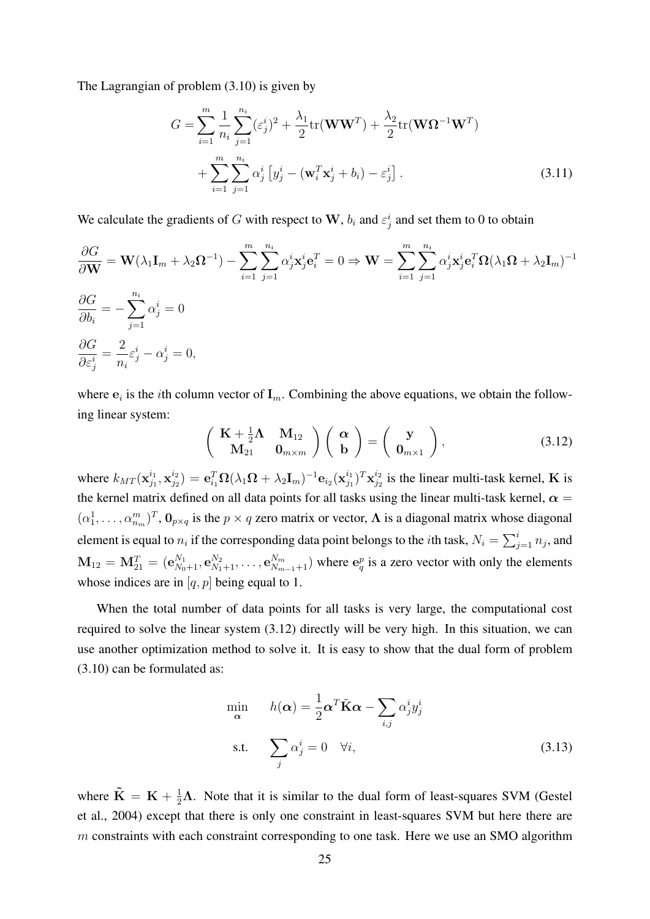The Lagrangian of problem (3.10) is given by

$$
\begin{aligned}
G =& \sum_{i=1}^{m} \frac{1}{n_i} \sum_{j=1}^{n_i} (\varepsilon_j^i)^2 + \frac{\lambda_1}{2} \mathrm{tr}(\mathbf{W}\mathbf{W}^T) + \frac{\lambda_2}{2} \mathrm{tr}(\mathbf{W}\boldsymbol{\Omega}^{-1}\mathbf{W}^T) \\
&+ \sum_{i=1}^{m} \sum_{j=1}^{n_i} \alpha_j^i \left[ y_j^i - (\mathbf{w}_i^T \mathbf{x}_j^i + b_i) - \varepsilon_j^i \right]. \qquad (3.11)
\end{aligned}
$$

We calculate the gradients of $G$ with respect to $\mathbf{W}$, $b_i$ and $\varepsilon_j^i$ and set them to 0 to obtain

$$
\frac{\partial G}{\partial \mathbf{W}} = \mathbf{W}(\lambda_1 \mathbf{I}_m + \lambda_2 \boldsymbol{\Omega}^{-1}) - \sum_{i=1}^{m} \sum_{j=1}^{n_i} \alpha_j^i \mathbf{x}_j^i \mathbf{e}_i^T = 0 \Rightarrow \mathbf{W} = \sum_{i=1}^{m} \sum_{j=1}^{n_i} \alpha_j^i \mathbf{x}_j^i \mathbf{e}_i^T \boldsymbol{\Omega}(\lambda_1 \boldsymbol{\Omega} + \lambda_2 \mathbf{I}_m)^{-1}
$$

$$
\frac{\partial G}{\partial b_i} = -\sum_{j=1}^{n_i} \alpha_j^i = 0
$$

$$
\frac{\partial G}{\partial \varepsilon_j^i} = \frac{2}{n_i} \varepsilon_j^i - \alpha_j^i = 0,
$$

where $\mathbf{e}_i$ is the $i$th column vector of $\mathbf{I}_m$. Combining the above equations, we obtain the following linear system:

$$
\begin{pmatrix} \mathbf{K} + \frac{1}{2}\boldsymbol{\Lambda} & \mathbf{M}_{12} \\ \mathbf{M}_{21} & \mathbf{0}_{m \times m} \end{pmatrix} \begin{pmatrix} \boldsymbol{\alpha} \\ \mathbf{b} \end{pmatrix} = \begin{pmatrix} \mathbf{y} \\ \mathbf{0}_{m \times 1} \end{pmatrix}, \qquad (3.12)
$$

where $k_{MT}(\mathbf{x}_{j_1}^{i_1}, \mathbf{x}_{j_2}^{i_2}) = \mathbf{e}_{i_1}^T \boldsymbol{\Omega}(\lambda_1 \boldsymbol{\Omega} + \lambda_2 \mathbf{I}_m)^{-1} \mathbf{e}_{i_2} (\mathbf{x}_{j_1}^{i_1})^T \mathbf{x}_{j_2}^{i_2}$ is the linear multi-task kernel, $\mathbf{K}$ is the kernel matrix defined on all data points for all tasks using the linear multi-task kernel, $\boldsymbol{\alpha} = (\alpha_1^1, \ldots, \alpha_{n_m}^m)^T$, $\mathbf{0}_{p \times q}$ is the $p \times q$ zero matrix or vector, $\boldsymbol{\Lambda}$ is a diagonal matrix whose diagonal element is equal to $n_i$ if the corresponding data point belongs to the $i$th task, $N_i = \sum_{j=1}^{i} n_j$, and $\mathbf{M}_{12} = \mathbf{M}_{21}^T = (\mathbf{e}_{N_0+1}^{N_1}, \mathbf{e}_{N_1+1}^{N_2}, \ldots, \mathbf{e}_{N_{m-1}+1}^{N_m})$ where $\mathbf{e}_q^p$ is a zero vector with only the elements whose indices are in $[q, p]$ being equal to 1.

When the total number of data points for all tasks is very large, the computational cost required to solve the linear system (3.12) directly will be very high. In this situation, we can use another optimization method to solve it. It is easy to show that the dual form of problem (3.10) can be formulated as:

$$
\begin{aligned}
\min_{\boldsymbol{\alpha}} \quad & h(\boldsymbol{\alpha}) = \frac{1}{2} \boldsymbol{\alpha}^T \tilde{\mathbf{K}} \boldsymbol{\alpha} - \sum_{i,j} \alpha_j^i y_j^i \\
\text{s.t.} \quad & \sum_{j} \alpha_j^i = 0 \quad \forall i, \qquad (3.13)
\end{aligned}
$$

where $\tilde{\mathbf{K}} = \mathbf{K} + \frac{1}{2}\boldsymbol{\Lambda}$. Note that it is similar to the dual form of least-squares SVM (Gestel et al., 2004) except that there is only one constraint in least-squares SVM but here there are $m$ constraints with each constraint corresponding to one task. Here we use an SMO algorithm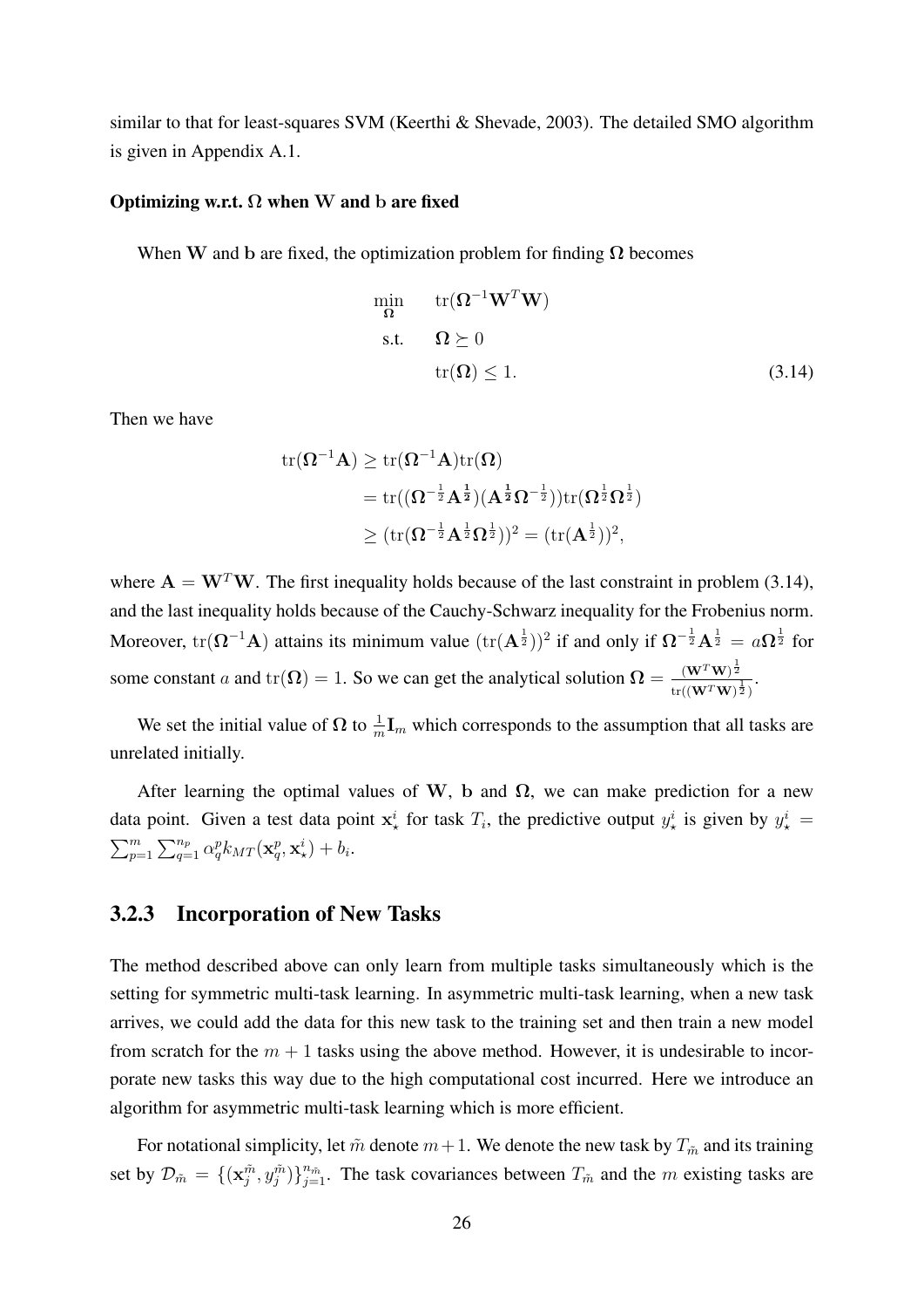similar to that for least-squares SVM (Keerthi & Shevade, 2003). The detailed SMO algorithm is given in Appendix A.1.

**Optimizing w.r.t. $\Omega$ when $\mathbf{W}$ and $\mathbf{b}$ are fixed**

When $\mathbf{W}$ and $\mathbf{b}$ are fixed, the optimization problem for finding $\mathbf{\Omega}$ becomes

$$
\begin{aligned}
\min_{\mathbf{\Omega}} \quad & \mathrm{tr}(\mathbf{\Omega}^{-1}\mathbf{W}^T\mathbf{W}) \\
\text{s.t.} \quad & \mathbf{\Omega} \succeq 0 \\
& \mathrm{tr}(\mathbf{\Omega}) \leq 1. 
\end{aligned} \tag{3.14}
$$

Then we have

$$
\begin{aligned}
\mathrm{tr}(\mathbf{\Omega}^{-1}\mathbf{A}) &\geq \mathrm{tr}(\mathbf{\Omega}^{-1}\mathbf{A})\mathrm{tr}(\mathbf{\Omega}) \\
&= \mathrm{tr}((\mathbf{\Omega}^{-\frac{1}{2}}\mathbf{A}^{\frac{1}{2}})(\mathbf{A}^{\frac{1}{2}}\mathbf{\Omega}^{-\frac{1}{2}}))\mathrm{tr}(\mathbf{\Omega}^{\frac{1}{2}}\mathbf{\Omega}^{\frac{1}{2}}) \\
&\geq (\mathrm{tr}(\mathbf{\Omega}^{-\frac{1}{2}}\mathbf{A}^{\frac{1}{2}}\mathbf{\Omega}^{\frac{1}{2}}))^2 = (\mathrm{tr}(\mathbf{A}^{\frac{1}{2}}))^2,
\end{aligned}
$$

where $\mathbf{A} = \mathbf{W}^T\mathbf{W}$. The first inequality holds because of the last constraint in problem (3.14), and the last inequality holds because of the Cauchy-Schwarz inequality for the Frobenius norm. Moreover, $\mathrm{tr}(\mathbf{\Omega}^{-1}\mathbf{A})$ attains its minimum value $(\mathrm{tr}(\mathbf{A}^{\frac{1}{2}}))^2$ if and only if $\mathbf{\Omega}^{-\frac{1}{2}}\mathbf{A}^{\frac{1}{2}} = a\mathbf{\Omega}^{\frac{1}{2}}$ for some constant $a$ and $\mathrm{tr}(\mathbf{\Omega}) = 1$. So we can get the analytical solution $\mathbf{\Omega} = \frac{(\mathbf{W}^T\mathbf{W})^{\frac{1}{2}}}{\mathrm{tr}((\mathbf{W}^T\mathbf{W})^{\frac{1}{2}})}$.

We set the initial value of $\mathbf{\Omega}$ to $\frac{1}{m}\mathbf{I}_m$ which corresponds to the assumption that all tasks are unrelated initially.

After learning the optimal values of $\mathbf{W}$, $\mathbf{b}$ and $\mathbf{\Omega}$, we can make prediction for a new data point. Given a test data point $\mathbf{x}_\star^i$ for task $T_i$, the predictive output $y_\star^i$ is given by $y_\star^i = \sum_{p=1}^m \sum_{q=1}^{n_p} \alpha_q^p k_{MT}(\mathbf{x}_q^p, \mathbf{x}_\star^i) + b_i$.

### 3.2.3 Incorporation of New Tasks

The method described above can only learn from multiple tasks simultaneously which is the setting for symmetric multi-task learning. In asymmetric multi-task learning, when a new task arrives, we could add the data for this new task to the training set and then train a new model from scratch for the $m+1$ tasks using the above method. However, it is undesirable to incorporate new tasks this way due to the high computational cost incurred. Here we introduce an algorithm for asymmetric multi-task learning which is more efficient.

For notational simplicity, let $\tilde{m}$ denote $m+1$. We denote the new task by $T_{\tilde{m}}$ and its training set by $\mathcal{D}_{\tilde{m}} = \{(\mathbf{x}_j^{\tilde{m}}, y_j^{\tilde{m}})\}_{j=1}^{n_{\tilde{m}}}$. The task covariances between $T_{\tilde{m}}$ and the $m$ existing tasks are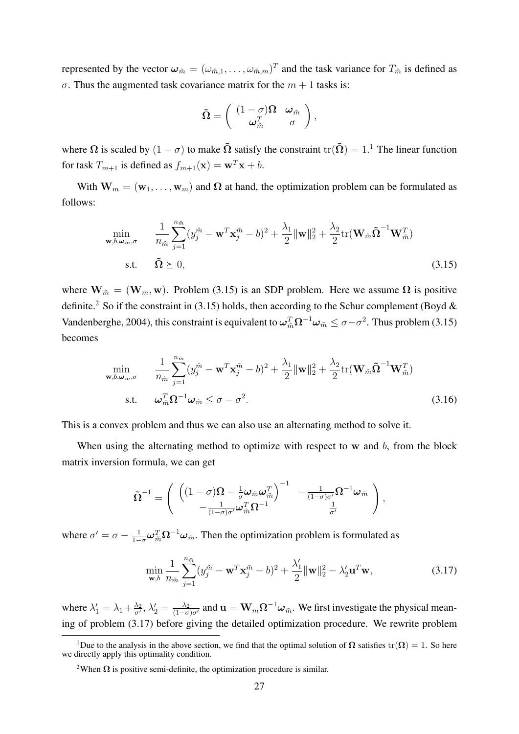represented by the vector $\boldsymbol{\omega}_{\tilde{m}} = (\omega_{\tilde{m},1}, \ldots, \omega_{\tilde{m},m})^T$ and the task variance for $T_{\tilde{m}}$ is defined as $\sigma$. Thus the augmented task covariance matrix for the $m+1$ tasks is:

$$\tilde{\boldsymbol{\Omega}} = \begin{pmatrix} (1-\sigma)\boldsymbol{\Omega} & \boldsymbol{\omega}_{\tilde{m}} \\ \boldsymbol{\omega}_{\tilde{m}}^T & \sigma \end{pmatrix},$$

where $\boldsymbol{\Omega}$ is scaled by $(1-\sigma)$ to make $\tilde{\boldsymbol{\Omega}}$ satisfy the constraint $\mathrm{tr}(\tilde{\boldsymbol{\Omega}}) = 1$.[1] The linear function for task $T_{m+1}$ is defined as $f_{m+1}(\mathbf{x}) = \mathbf{w}^T\mathbf{x} + b$.

With $\mathbf{W}_m = (\mathbf{w}_1, \ldots, \mathbf{w}_m)$ and $\boldsymbol{\Omega}$ at hand, the optimization problem can be formulated as follows:

$$\begin{aligned} \min_{\mathbf{w}, b, \boldsymbol{\omega}_{\tilde{m}}, \sigma} \quad & \frac{1}{n_{\tilde{m}}} \sum_{j=1}^{n_{\tilde{m}}} (y_j^{\tilde{m}} - \mathbf{w}^T\mathbf{x}_j^{\tilde{m}} - b)^2 + \frac{\lambda_1}{2}\|\mathbf{w}\|_2^2 + \frac{\lambda_2}{2}\mathrm{tr}(\mathbf{W}_{\tilde{m}}\tilde{\boldsymbol{\Omega}}^{-1}\mathbf{W}_{\tilde{m}}^T) \\ \text{s.t.} \quad & \tilde{\boldsymbol{\Omega}} \succeq 0, \end{aligned} \tag{3.15}$$

where $\mathbf{W}_{\tilde{m}} = (\mathbf{W}_m, \mathbf{w})$. Problem (3.15) is an SDP problem. Here we assume $\boldsymbol{\Omega}$ is positive definite.[2] So if the constraint in (3.15) holds, then according to the Schur complement (Boyd & Vandenberghe, 2004), this constraint is equivalent to $\boldsymbol{\omega}_{\tilde{m}}^T\boldsymbol{\Omega}^{-1}\boldsymbol{\omega}_{\tilde{m}} \leq \sigma - \sigma^2$. Thus problem (3.15) becomes

$$\begin{aligned} \min_{\mathbf{w}, b, \boldsymbol{\omega}_{\tilde{m}}, \sigma} \quad & \frac{1}{n_{\tilde{m}}} \sum_{j=1}^{n_{\tilde{m}}} (y_j^{\tilde{m}} - \mathbf{w}^T\mathbf{x}_j^{\tilde{m}} - b)^2 + \frac{\lambda_1}{2}\|\mathbf{w}\|_2^2 + \frac{\lambda_2}{2}\mathrm{tr}(\mathbf{W}_{\tilde{m}}\tilde{\boldsymbol{\Omega}}^{-1}\mathbf{W}_{\tilde{m}}^T) \\ \text{s.t.} \quad & \boldsymbol{\omega}_{\tilde{m}}^T\boldsymbol{\Omega}^{-1}\boldsymbol{\omega}_{\tilde{m}} \leq \sigma - \sigma^2. \end{aligned} \tag{3.16}$$

This is a convex problem and thus we can also use an alternating method to solve it.

When using the alternating method to optimize with respect to $\mathbf{w}$ and $b$, from the block matrix inversion formula, we can get

$$\tilde{\boldsymbol{\Omega}}^{-1} = \begin{pmatrix} \left((1-\sigma)\boldsymbol{\Omega} - \frac{1}{\sigma}\boldsymbol{\omega}_{\tilde{m}}\boldsymbol{\omega}_{\tilde{m}}^T\right)^{-1} & -\frac{1}{(1-\sigma)\sigma'}\boldsymbol{\Omega}^{-1}\boldsymbol{\omega}_{\tilde{m}} \\ -\frac{1}{(1-\sigma)\sigma'}\boldsymbol{\omega}_{\tilde{m}}^T\boldsymbol{\Omega}^{-1} & \frac{1}{\sigma'} \end{pmatrix},$$

where $\sigma' = \sigma - \frac{1}{1-\sigma}\boldsymbol{\omega}_{\tilde{m}}^T\boldsymbol{\Omega}^{-1}\boldsymbol{\omega}_{\tilde{m}}$. Then the optimization problem is formulated as

$$\min_{\mathbf{w}, b} \frac{1}{n_{\tilde{m}}} \sum_{j=1}^{n_{\tilde{m}}} (y_j^{\tilde{m}} - \mathbf{w}^T\mathbf{x}_j^{\tilde{m}} - b)^2 + \frac{\lambda_1'}{2}\|\mathbf{w}\|_2^2 - \lambda_2'\mathbf{u}^T\mathbf{w}, \tag{3.17}$$

where $\lambda_1' = \lambda_1 + \frac{\lambda_2}{\sigma'}$, $\lambda_2' = \frac{\lambda_2}{(1-\sigma)\sigma'}$ and $\mathbf{u} = \mathbf{W}_m\boldsymbol{\Omega}^{-1}\boldsymbol{\omega}_{\tilde{m}}$. We first investigate the physical meaning of problem (3.17) before giving the detailed optimization procedure. We rewrite problem

[1] Due to the analysis in the above section, we find that the optimal solution of $\boldsymbol{\Omega}$ satisfies $\mathrm{tr}(\boldsymbol{\Omega}) = 1$. So here we directly apply this optimality condition.

[2] When $\boldsymbol{\Omega}$ is positive semi-definite, the optimization procedure is similar.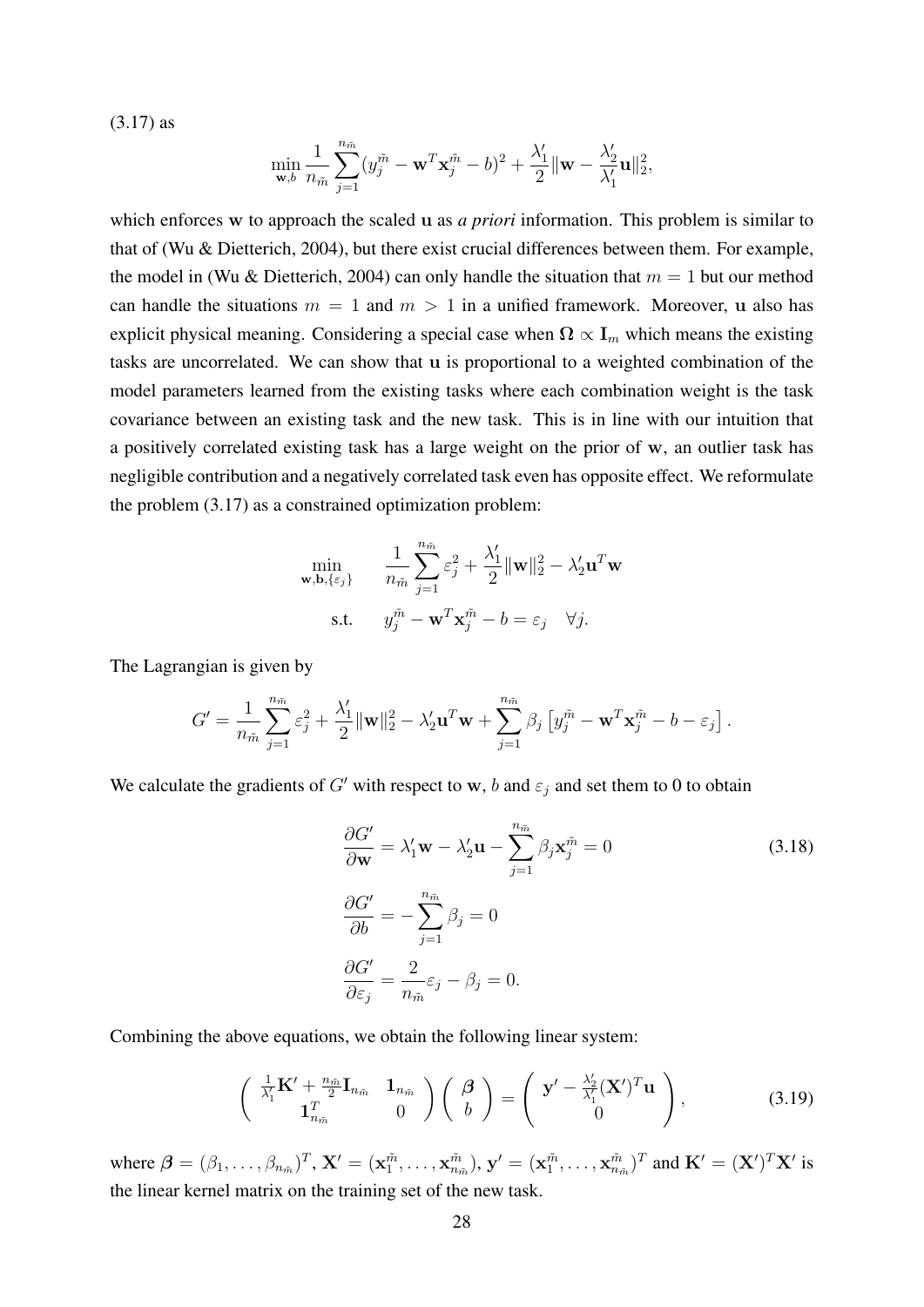(3.17) as

$$\min_{\mathbf{w},b} \frac{1}{n_{\tilde{m}}} \sum_{j=1}^{n_{\tilde{m}}} (y_j^{\tilde{m}} - \mathbf{w}^T \mathbf{x}_j^{\tilde{m}} - b)^2 + \frac{\lambda_1'}{2} \|\mathbf{w} - \frac{\lambda_2'}{\lambda_1'} \mathbf{u}\|_2^2,$$

which enforces $\mathbf{w}$ to approach the scaled $\mathbf{u}$ as *a priori* information. This problem is similar to that of (Wu & Dietterich, 2004), but there exist crucial differences between them. For example, the model in (Wu & Dietterich, 2004) can only handle the situation that $m = 1$ but our method can handle the situations $m = 1$ and $m > 1$ in a unified framework. Moreover, $\mathbf{u}$ also has explicit physical meaning. Considering a special case when $\mathbf{\Omega} \propto \mathbf{I}_m$ which means the existing tasks are uncorrelated. We can show that $\mathbf{u}$ is proportional to a weighted combination of the model parameters learned from the existing tasks where each combination weight is the task covariance between an existing task and the new task. This is in line with our intuition that a positively correlated existing task has a large weight on the prior of $\mathbf{w}$, an outlier task has negligible contribution and a negatively correlated task even has opposite effect. We reformulate the problem (3.17) as a constrained optimization problem:

$$\begin{aligned}
\min_{\mathbf{w},\mathbf{b},\{\varepsilon_j\}} \quad & \frac{1}{n_{\tilde{m}}} \sum_{j=1}^{n_{\tilde{m}}} \varepsilon_j^2 + \frac{\lambda_1'}{2} \|\mathbf{w}\|_2^2 - \lambda_2' \mathbf{u}^T \mathbf{w} \\
\text{s.t.} \quad & y_j^{\tilde{m}} - \mathbf{w}^T \mathbf{x}_j^{\tilde{m}} - b = \varepsilon_j \quad \forall j.
\end{aligned}$$

The Lagrangian is given by

$$G' = \frac{1}{n_{\tilde{m}}} \sum_{j=1}^{n_{\tilde{m}}} \varepsilon_j^2 + \frac{\lambda_1'}{2} \|\mathbf{w}\|_2^2 - \lambda_2' \mathbf{u}^T \mathbf{w} + \sum_{j=1}^{n_{\tilde{m}}} \beta_j \left[ y_j^{\tilde{m}} - \mathbf{w}^T \mathbf{x}_j^{\tilde{m}} - b - \varepsilon_j \right].$$

We calculate the gradients of $G'$ with respect to $\mathbf{w}$, $b$ and $\varepsilon_j$ and set them to 0 to obtain

$$\frac{\partial G'}{\partial \mathbf{w}} = \lambda_1' \mathbf{w} - \lambda_2' \mathbf{u} - \sum_{j=1}^{n_{\tilde{m}}} \beta_j \mathbf{x}_j^{\tilde{m}} = 0 \tag{3.18}$$

$$\frac{\partial G'}{\partial b} = - \sum_{j=1}^{n_{\tilde{m}}} \beta_j = 0$$

$$\frac{\partial G'}{\partial \varepsilon_j} = \frac{2}{n_{\tilde{m}}} \varepsilon_j - \beta_j = 0.$$

Combining the above equations, we obtain the following linear system:

$$\begin{pmatrix} \frac{1}{\lambda_1'} \mathbf{K}' + \frac{n_{\tilde{m}}}{2} \mathbf{I}_{n_{\tilde{m}}} & \mathbf{1}_{n_{\tilde{m}}} \\ \mathbf{1}_{n_{\tilde{m}}}^T & 0 \end{pmatrix} \begin{pmatrix} \boldsymbol{\beta} \\ b \end{pmatrix} = \begin{pmatrix} \mathbf{y}' - \frac{\lambda_2'}{\lambda_1'} (\mathbf{X}')^T \mathbf{u} \\ 0 \end{pmatrix}, \tag{3.19}$$

where $\boldsymbol{\beta} = (\beta_1, \ldots, \beta_{n_{\tilde{m}}})^T$, $\mathbf{X}' = (\mathbf{x}_1^{\tilde{m}}, \ldots, \mathbf{x}_{n_{\tilde{m}}}^{\tilde{m}})$, $\mathbf{y}' = (\mathbf{x}_1^{\tilde{m}}, \ldots, \mathbf{x}_{n_{\tilde{m}}}^{\tilde{m}})^T$ and $\mathbf{K}' = (\mathbf{X}')^T \mathbf{X}'$ is the linear kernel matrix on the training set of the new task.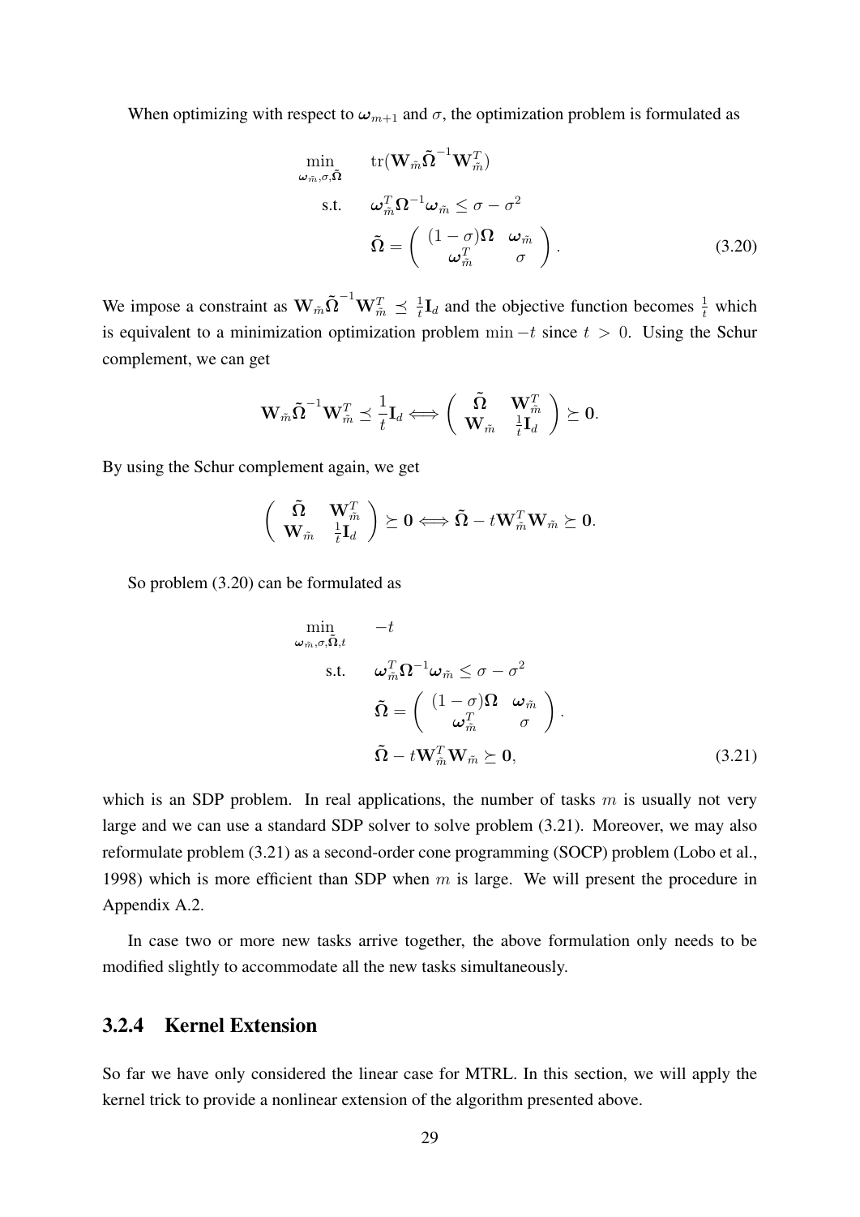When optimizing with respect to $\boldsymbol{\omega}_{m+1}$ and $\sigma$, the optimization problem is formulated as

$$
\begin{aligned}
\min_{\boldsymbol{\omega}_{\tilde{m}},\sigma,\tilde{\boldsymbol{\Omega}}} \quad & \mathrm{tr}(\mathbf{W}_{\tilde{m}}\tilde{\boldsymbol{\Omega}}^{-1}\mathbf{W}_{\tilde{m}}^T) \\
\text{s.t.} \quad & \boldsymbol{\omega}_{\tilde{m}}^T\boldsymbol{\Omega}^{-1}\boldsymbol{\omega}_{\tilde{m}} \leq \sigma - \sigma^2 \\
& \tilde{\boldsymbol{\Omega}} = \begin{pmatrix} (1-\sigma)\boldsymbol{\Omega} & \boldsymbol{\omega}_{\tilde{m}} \\ \boldsymbol{\omega}_{\tilde{m}}^T & \sigma \end{pmatrix}.
\end{aligned}
\tag{3.20}
$$

We impose a constraint as $\mathbf{W}_{\tilde{m}}\tilde{\boldsymbol{\Omega}}^{-1}\mathbf{W}_{\tilde{m}}^T \preceq \frac{1}{t}\mathbf{I}_d$ and the objective function becomes $\frac{1}{t}$ which is equivalent to a minimization optimization problem $\min -t$ since $t > 0$. Using the Schur complement, we can get

$$
\mathbf{W}_{\tilde{m}}\tilde{\boldsymbol{\Omega}}^{-1}\mathbf{W}_{\tilde{m}}^T \preceq \frac{1}{t}\mathbf{I}_d \Longleftrightarrow \begin{pmatrix} \tilde{\boldsymbol{\Omega}} & \mathbf{W}_{\tilde{m}}^T \\ \mathbf{W}_{\tilde{m}} & \frac{1}{t}\mathbf{I}_d \end{pmatrix} \succeq \mathbf{0}.
$$

By using the Schur complement again, we get

$$
\begin{pmatrix} \tilde{\boldsymbol{\Omega}} & \mathbf{W}_{\tilde{m}}^T \\ \mathbf{W}_{\tilde{m}} & \frac{1}{t}\mathbf{I}_d \end{pmatrix} \succeq \mathbf{0} \Longleftrightarrow \tilde{\boldsymbol{\Omega}} - t\mathbf{W}_{\tilde{m}}^T\mathbf{W}_{\tilde{m}} \succeq \mathbf{0}.
$$

So problem (3.20) can be formulated as

$$
\begin{aligned}
\min_{\boldsymbol{\omega}_{\tilde{m}},\sigma,\tilde{\boldsymbol{\Omega}},t} \quad & -t \\
\text{s.t.} \quad & \boldsymbol{\omega}_{\tilde{m}}^T\boldsymbol{\Omega}^{-1}\boldsymbol{\omega}_{\tilde{m}} \leq \sigma - \sigma^2 \\
& \tilde{\boldsymbol{\Omega}} = \begin{pmatrix} (1-\sigma)\boldsymbol{\Omega} & \boldsymbol{\omega}_{\tilde{m}} \\ \boldsymbol{\omega}_{\tilde{m}}^T & \sigma \end{pmatrix}. \\
& \tilde{\boldsymbol{\Omega}} - t\mathbf{W}_{\tilde{m}}^T\mathbf{W}_{\tilde{m}} \succeq \mathbf{0},
\end{aligned}
\tag{3.21}
$$

which is an SDP problem. In real applications, the number of tasks $m$ is usually not very large and we can use a standard SDP solver to solve problem (3.21). Moreover, we may also reformulate problem (3.21) as a second-order cone programming (SOCP) problem (Lobo et al., 1998) which is more efficient than SDP when $m$ is large. We will present the procedure in Appendix A.2.

In case two or more new tasks arrive together, the above formulation only needs to be modified slightly to accommodate all the new tasks simultaneously.

### 3.2.4 Kernel Extension

So far we have only considered the linear case for MTRL. In this section, we will apply the kernel trick to provide a nonlinear extension of the algorithm presented above.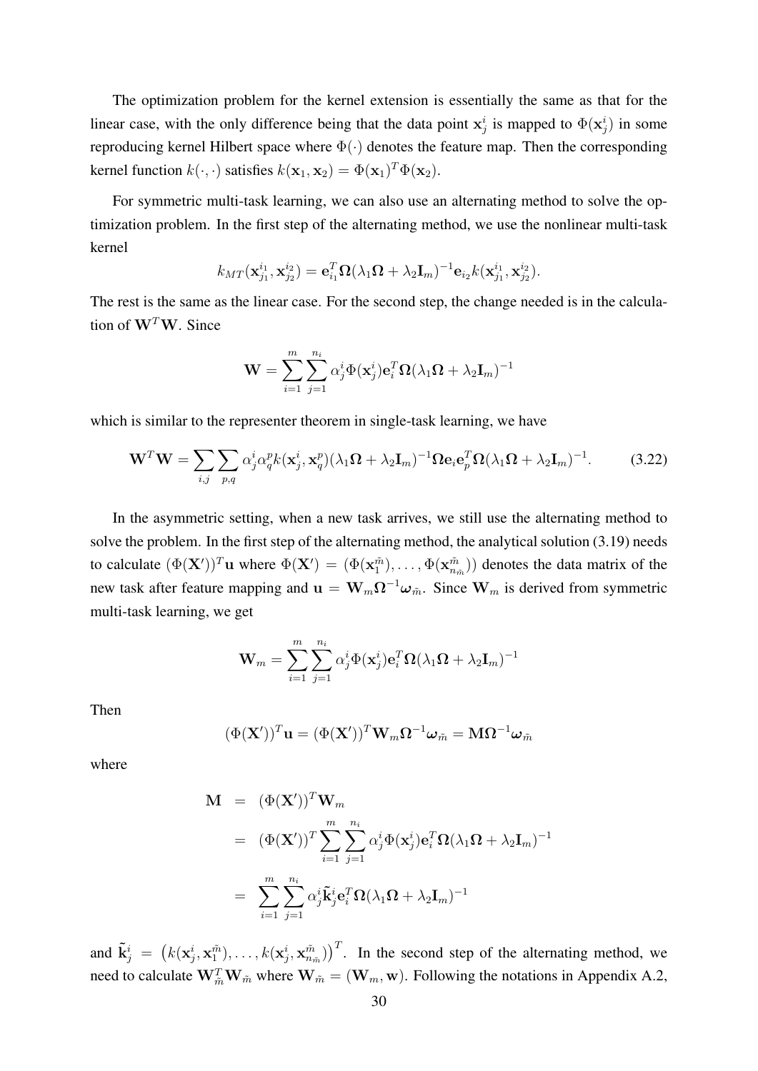The optimization problem for the kernel extension is essentially the same as that for the linear case, with the only difference being that the data point $\mathbf{x}_j^i$ is mapped to $\Phi(\mathbf{x}_j^i)$ in some reproducing kernel Hilbert space where $\Phi(\cdot)$ denotes the feature map. Then the corresponding kernel function $k(\cdot,\cdot)$ satisfies $k(\mathbf{x}_1,\mathbf{x}_2) = \Phi(\mathbf{x}_1)^T\Phi(\mathbf{x}_2)$.

For symmetric multi-task learning, we can also use an alternating method to solve the optimization problem. In the first step of the alternating method, we use the nonlinear multi-task kernel

$$k_{MT}(\mathbf{x}_{j_1}^{i_1}, \mathbf{x}_{j_2}^{i_2}) = \mathbf{e}_{i_1}^T \boldsymbol{\Omega}(\lambda_1\boldsymbol{\Omega} + \lambda_2\mathbf{I}_m)^{-1}\mathbf{e}_{i_2} k(\mathbf{x}_{j_1}^{i_1}, \mathbf{x}_{j_2}^{i_2}).$$

The rest is the same as the linear case. For the second step, the change needed is in the calculation of $\mathbf{W}^T\mathbf{W}$. Since

$$\mathbf{W} = \sum_{i=1}^{m}\sum_{j=1}^{n_i} \alpha_j^i \Phi(\mathbf{x}_j^i)\mathbf{e}_i^T\boldsymbol{\Omega}(\lambda_1\boldsymbol{\Omega} + \lambda_2\mathbf{I}_m)^{-1}$$

which is similar to the representer theorem in single-task learning, we have

$$\mathbf{W}^T\mathbf{W} = \sum_{i,j}\sum_{p,q} \alpha_j^i\alpha_q^p k(\mathbf{x}_j^i, \mathbf{x}_q^p)(\lambda_1\boldsymbol{\Omega} + \lambda_2\mathbf{I}_m)^{-1}\boldsymbol{\Omega}\mathbf{e}_i\mathbf{e}_p^T\boldsymbol{\Omega}(\lambda_1\boldsymbol{\Omega} + \lambda_2\mathbf{I}_m)^{-1}. \tag{3.22}$$

In the asymmetric setting, when a new task arrives, we still use the alternating method to solve the problem. In the first step of the alternating method, the analytical solution (3.19) needs to calculate $(\Phi(\mathbf{X}'))^T\mathbf{u}$ where $\Phi(\mathbf{X}') = (\Phi(\mathbf{x}_1^{\tilde{m}}), \ldots, \Phi(\mathbf{x}_{n_{\tilde{m}}}^{\tilde{m}}))$ denotes the data matrix of the new task after feature mapping and $\mathbf{u} = \mathbf{W}_m\boldsymbol{\Omega}^{-1}\boldsymbol{\omega}_{\tilde{m}}$. Since $\mathbf{W}_m$ is derived from symmetric multi-task learning, we get

$$\mathbf{W}_m = \sum_{i=1}^{m}\sum_{j=1}^{n_i} \alpha_j^i \Phi(\mathbf{x}_j^i)\mathbf{e}_i^T\boldsymbol{\Omega}(\lambda_1\boldsymbol{\Omega} + \lambda_2\mathbf{I}_m)^{-1}$$

Then

$$(\Phi(\mathbf{X}'))^T\mathbf{u} = (\Phi(\mathbf{X}'))^T\mathbf{W}_m\boldsymbol{\Omega}^{-1}\boldsymbol{\omega}_{\tilde{m}} = \mathbf{M}\boldsymbol{\Omega}^{-1}\boldsymbol{\omega}_{\tilde{m}}$$

where

$$\begin{aligned}
\mathbf{M} &= (\Phi(\mathbf{X}'))^T\mathbf{W}_m \\
&= (\Phi(\mathbf{X}'))^T\sum_{i=1}^{m}\sum_{j=1}^{n_i} \alpha_j^i \Phi(\mathbf{x}_j^i)\mathbf{e}_i^T\boldsymbol{\Omega}(\lambda_1\boldsymbol{\Omega} + \lambda_2\mathbf{I}_m)^{-1} \\
&= \sum_{i=1}^{m}\sum_{j=1}^{n_i} \alpha_j^i \tilde{\mathbf{k}}_j^i\mathbf{e}_i^T\boldsymbol{\Omega}(\lambda_1\boldsymbol{\Omega} + \lambda_2\mathbf{I}_m)^{-1}
\end{aligned}$$

and $\tilde{\mathbf{k}}_j^i = \left(k(\mathbf{x}_j^i, \mathbf{x}_1^{\tilde{m}}), \ldots, k(\mathbf{x}_j^i, \mathbf{x}_{n_{\tilde{m}}}^{\tilde{m}})\right)^T$. In the second step of the alternating method, we need to calculate $\mathbf{W}_{\tilde{m}}^T\mathbf{W}_{\tilde{m}}$ where $\mathbf{W}_{\tilde{m}} = (\mathbf{W}_m, \mathbf{w})$. Following the notations in Appendix A.2,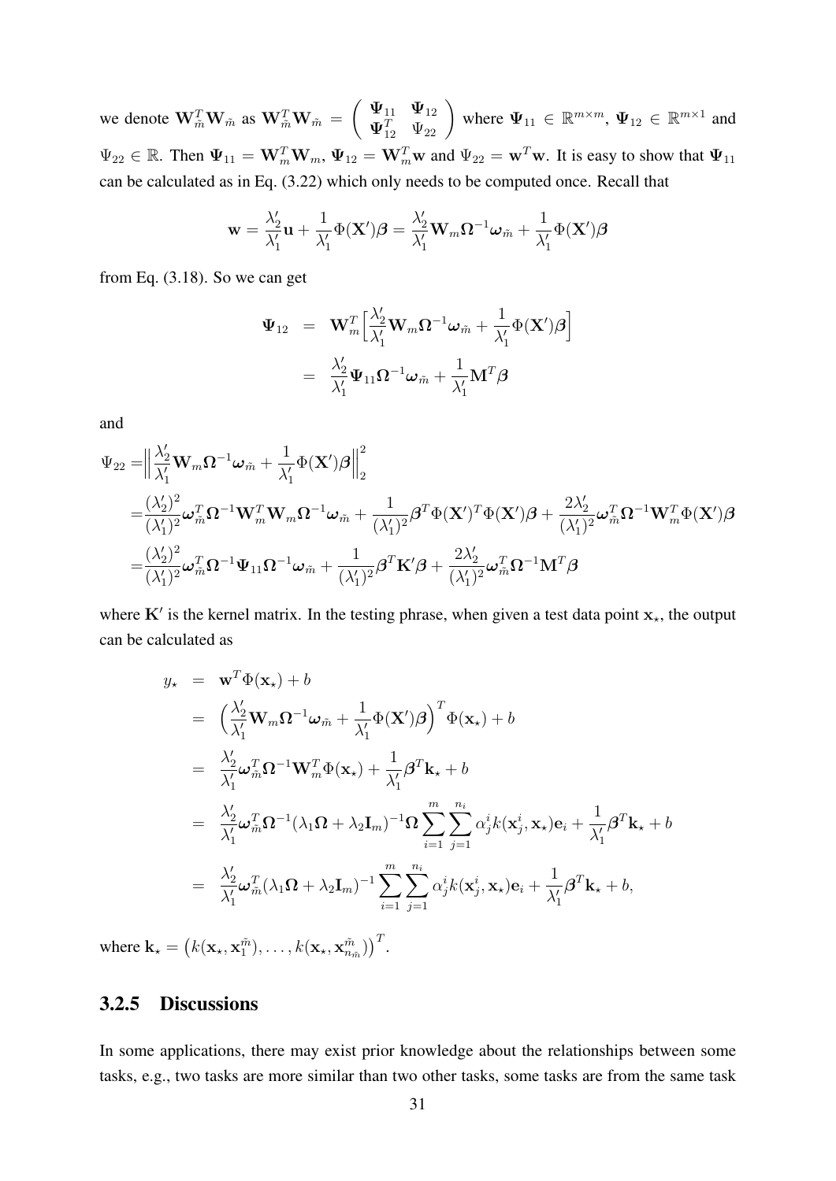we denote $\mathbf{W}_{\tilde{m}}^T\mathbf{W}_{\tilde{m}}$ as $\mathbf{W}_{\tilde{m}}^T\mathbf{W}_{\tilde{m}} = \begin{pmatrix} \mathbf{\Psi}_{11} & \mathbf{\Psi}_{12} \\ \mathbf{\Psi}_{12}^T & \Psi_{22} \end{pmatrix}$ where $\mathbf{\Psi}_{11} \in \mathbb{R}^{m\times m}$, $\mathbf{\Psi}_{12} \in \mathbb{R}^{m\times 1}$ and $\Psi_{22} \in \mathbb{R}$. Then $\mathbf{\Psi}_{11} = \mathbf{W}_m^T\mathbf{W}_m$, $\mathbf{\Psi}_{12} = \mathbf{W}_m^T\mathbf{w}$ and $\Psi_{22} = \mathbf{w}^T\mathbf{w}$. It is easy to show that $\mathbf{\Psi}_{11}$ can be calculated as in Eq. (3.22) which only needs to be computed once. Recall that

$$\mathbf{w} = \frac{\lambda_2'}{\lambda_1'}\mathbf{u} + \frac{1}{\lambda_1'}\Phi(\mathbf{X}')\boldsymbol{\beta} = \frac{\lambda_2'}{\lambda_1'}\mathbf{W}_m\mathbf{\Omega}^{-1}\boldsymbol{\omega}_{\tilde{m}} + \frac{1}{\lambda_1'}\Phi(\mathbf{X}')\boldsymbol{\beta}$$

from Eq. (3.18). So we can get

$$\begin{aligned}
\mathbf{\Psi}_{12} &= \mathbf{W}_m^T\Big[\frac{\lambda_2'}{\lambda_1'}\mathbf{W}_m\mathbf{\Omega}^{-1}\boldsymbol{\omega}_{\tilde{m}} + \frac{1}{\lambda_1'}\Phi(\mathbf{X}')\boldsymbol{\beta}\Big] \\
&= \frac{\lambda_2'}{\lambda_1'}\mathbf{\Psi}_{11}\mathbf{\Omega}^{-1}\boldsymbol{\omega}_{\tilde{m}} + \frac{1}{\lambda_1'}\mathbf{M}^T\boldsymbol{\beta}
\end{aligned}$$

and

$$\begin{aligned}
\Psi_{22} =& \Big\|\frac{\lambda_2'}{\lambda_1'}\mathbf{W}_m\mathbf{\Omega}^{-1}\boldsymbol{\omega}_{\tilde{m}} + \frac{1}{\lambda_1'}\Phi(\mathbf{X}')\boldsymbol{\beta}\Big\|_2^2 \\
=& \frac{(\lambda_2')^2}{(\lambda_1')^2}\boldsymbol{\omega}_{\tilde{m}}^T\mathbf{\Omega}^{-1}\mathbf{W}_m^T\mathbf{W}_m\mathbf{\Omega}^{-1}\boldsymbol{\omega}_{\tilde{m}} + \frac{1}{(\lambda_1')^2}\boldsymbol{\beta}^T\Phi(\mathbf{X}')^T\Phi(\mathbf{X}')\boldsymbol{\beta} + \frac{2\lambda_2'}{(\lambda_1')^2}\boldsymbol{\omega}_{\tilde{m}}^T\mathbf{\Omega}^{-1}\mathbf{W}_m^T\Phi(\mathbf{X}')\boldsymbol{\beta} \\
=& \frac{(\lambda_2')^2}{(\lambda_1')^2}\boldsymbol{\omega}_{\tilde{m}}^T\mathbf{\Omega}^{-1}\mathbf{\Psi}_{11}\mathbf{\Omega}^{-1}\boldsymbol{\omega}_{\tilde{m}} + \frac{1}{(\lambda_1')^2}\boldsymbol{\beta}^T\mathbf{K}'\boldsymbol{\beta} + \frac{2\lambda_2'}{(\lambda_1')^2}\boldsymbol{\omega}_{\tilde{m}}^T\mathbf{\Omega}^{-1}\mathbf{M}^T\boldsymbol{\beta}
\end{aligned}$$

where $\mathbf{K}'$ is the kernel matrix. In the testing phrase, when given a test data point $\mathbf{x}_\star$, the output can be calculated as

$$\begin{aligned}
y_\star &= \mathbf{w}^T\Phi(\mathbf{x}_\star) + b \\
&= \Big(\frac{\lambda_2'}{\lambda_1'}\mathbf{W}_m\mathbf{\Omega}^{-1}\boldsymbol{\omega}_{\tilde{m}} + \frac{1}{\lambda_1'}\Phi(\mathbf{X}')\boldsymbol{\beta}\Big)^T\Phi(\mathbf{x}_\star) + b \\
&= \frac{\lambda_2'}{\lambda_1'}\boldsymbol{\omega}_{\tilde{m}}^T\mathbf{\Omega}^{-1}\mathbf{W}_m^T\Phi(\mathbf{x}_\star) + \frac{1}{\lambda_1'}\boldsymbol{\beta}^T\mathbf{k}_\star + b \\
&= \frac{\lambda_2'}{\lambda_1'}\boldsymbol{\omega}_{\tilde{m}}^T\mathbf{\Omega}^{-1}(\lambda_1\mathbf{\Omega} + \lambda_2\mathbf{I}_m)^{-1}\mathbf{\Omega}\sum_{i=1}^{m}\sum_{j=1}^{n_i}\alpha_j^i k(\mathbf{x}_j^i, \mathbf{x}_\star)\mathbf{e}_i + \frac{1}{\lambda_1'}\boldsymbol{\beta}^T\mathbf{k}_\star + b \\
&= \frac{\lambda_2'}{\lambda_1'}\boldsymbol{\omega}_{\tilde{m}}^T(\lambda_1\mathbf{\Omega} + \lambda_2\mathbf{I}_m)^{-1}\sum_{i=1}^{m}\sum_{j=1}^{n_i}\alpha_j^i k(\mathbf{x}_j^i, \mathbf{x}_\star)\mathbf{e}_i + \frac{1}{\lambda_1'}\boldsymbol{\beta}^T\mathbf{k}_\star + b,
\end{aligned}$$

where $\mathbf{k}_\star = \big(k(\mathbf{x}_\star, \mathbf{x}_1^{\tilde{m}}), \ldots, k(\mathbf{x}_\star, \mathbf{x}_{n_{\tilde{m}}}^{\tilde{m}})\big)^T$.

### 3.2.5 Discussions

In some applications, there may exist prior knowledge about the relationships between some tasks, e.g., two tasks are more similar than two other tasks, some tasks are from the same task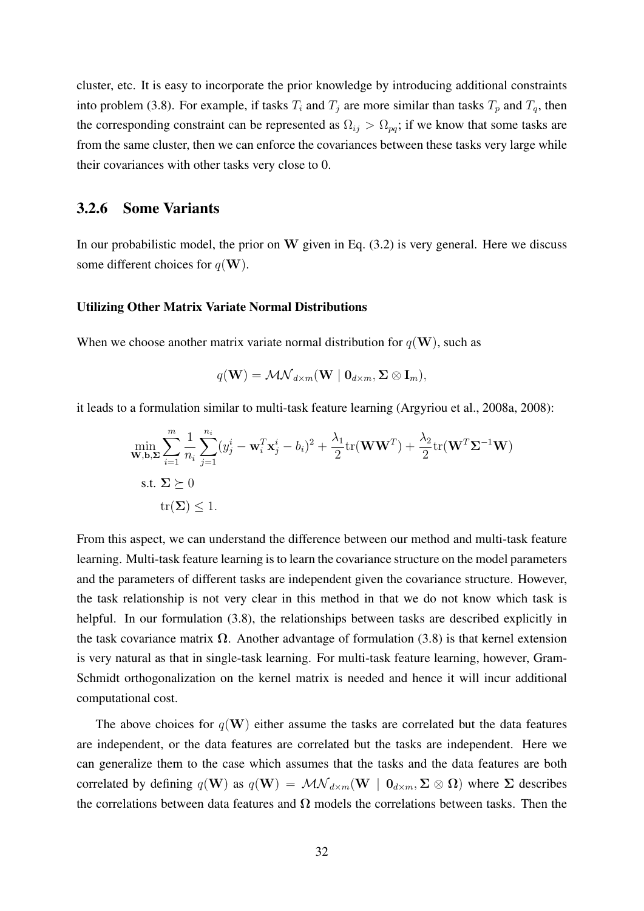cluster, etc. It is easy to incorporate the prior knowledge by introducing additional constraints into problem (3.8). For example, if tasks $T_i$ and $T_j$ are more similar than tasks $T_p$ and $T_q$, then the corresponding constraint can be represented as $\Omega_{ij} > \Omega_{pq}$; if we know that some tasks are from the same cluster, then we can enforce the covariances between these tasks very large while their covariances with other tasks very close to 0.

### 3.2.6 Some Variants

In our probabilistic model, the prior on $\mathbf{W}$ given in Eq. (3.2) is very general. Here we discuss some different choices for $q(\mathbf{W})$.

#### Utilizing Other Matrix Variate Normal Distributions

When we choose another matrix variate normal distribution for $q(\mathbf{W})$, such as

$$q(\mathbf{W}) = \mathcal{MN}_{d\times m}(\mathbf{W} \mid \mathbf{0}_{d\times m}, \mathbf{\Sigma} \otimes \mathbf{I}_m),$$

it leads to a formulation similar to multi-task feature learning (Argyriou et al., 2008a, 2008):

$$\begin{aligned}
\min_{\mathbf{W},\mathbf{b},\mathbf{\Sigma}} & \sum_{i=1}^{m} \frac{1}{n_i} \sum_{j=1}^{n_i} (y_j^i - \mathbf{w}_i^T \mathbf{x}_j^i - b_i)^2 + \frac{\lambda_1}{2} \mathrm{tr}(\mathbf{W}\mathbf{W}^T) + \frac{\lambda_2}{2} \mathrm{tr}(\mathbf{W}^T \mathbf{\Sigma}^{-1} \mathbf{W}) \\
\text{s.t. } & \mathbf{\Sigma} \succeq 0 \\
& \mathrm{tr}(\mathbf{\Sigma}) \leq 1.
\end{aligned}$$

From this aspect, we can understand the difference between our method and multi-task feature learning. Multi-task feature learning is to learn the covariance structure on the model parameters and the parameters of different tasks are independent given the covariance structure. However, the task relationship is not very clear in this method in that we do not know which task is helpful. In our formulation (3.8), the relationships between tasks are described explicitly in the task covariance matrix $\mathbf{\Omega}$. Another advantage of formulation (3.8) is that kernel extension is very natural as that in single-task learning. For multi-task feature learning, however, Gram-Schmidt orthogonalization on the kernel matrix is needed and hence it will incur additional computational cost.

The above choices for $q(\mathbf{W})$ either assume the tasks are correlated but the data features are independent, or the data features are correlated but the tasks are independent. Here we can generalize them to the case which assumes that the tasks and the data features are both correlated by defining $q(\mathbf{W})$ as $q(\mathbf{W}) = \mathcal{MN}_{d\times m}(\mathbf{W} \mid \mathbf{0}_{d\times m}, \mathbf{\Sigma} \otimes \mathbf{\Omega})$ where $\mathbf{\Sigma}$ describes the correlations between data features and $\mathbf{\Omega}$ models the correlations between tasks. Then the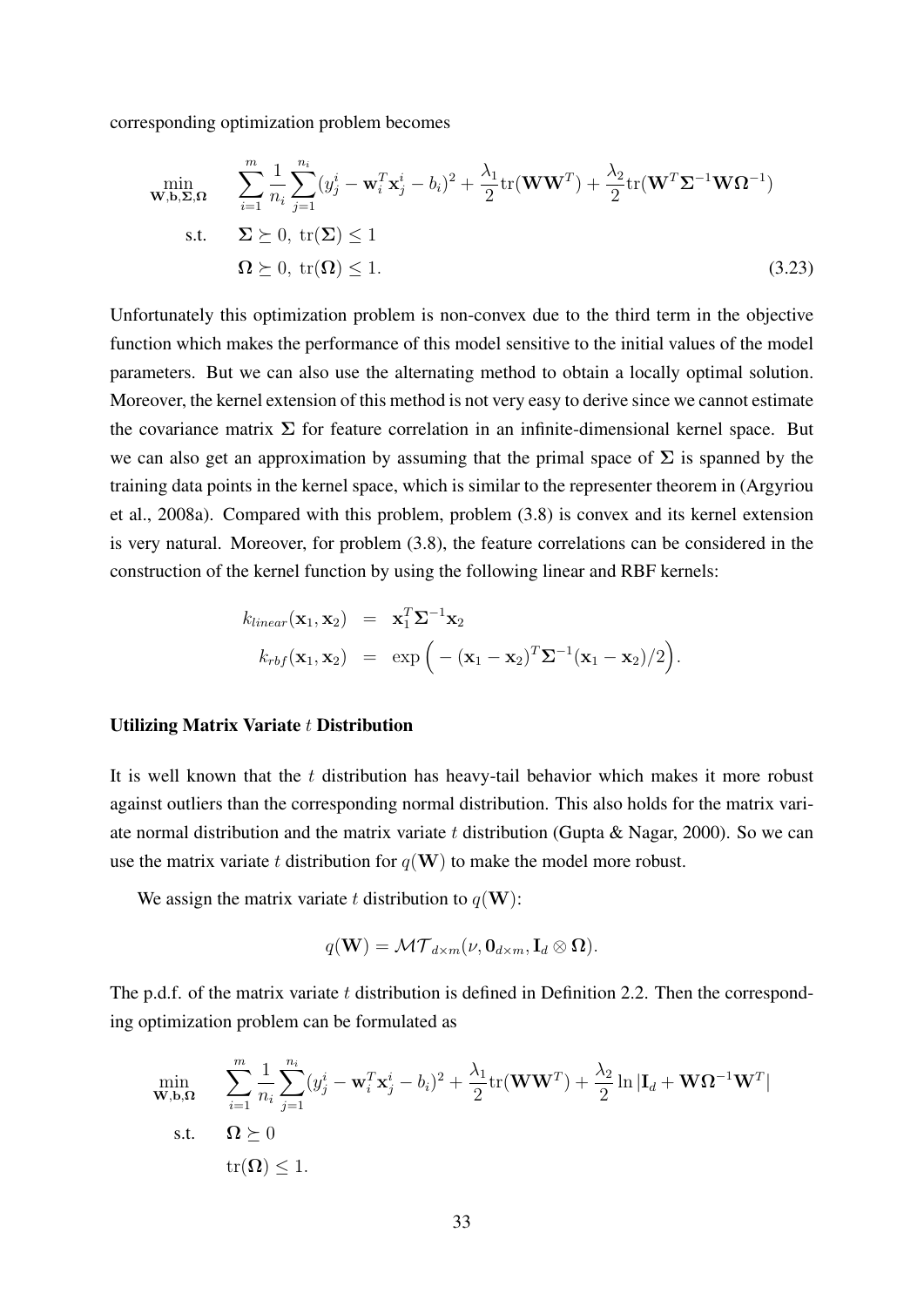corresponding optimization problem becomes

$$
\begin{aligned}
\min_{\mathbf{W},\mathbf{b},\boldsymbol{\Sigma},\boldsymbol{\Omega}} \quad & \sum_{i=1}^{m} \frac{1}{n_i} \sum_{j=1}^{n_i} (y_j^i - \mathbf{w}_i^T \mathbf{x}_j^i - b_i)^2 + \frac{\lambda_1}{2} \mathrm{tr}(\mathbf{W}\mathbf{W}^T) + \frac{\lambda_2}{2} \mathrm{tr}(\mathbf{W}^T \boldsymbol{\Sigma}^{-1} \mathbf{W} \boldsymbol{\Omega}^{-1}) \\
\text{s.t.} \quad & \boldsymbol{\Sigma} \succeq 0, \ \mathrm{tr}(\boldsymbol{\Sigma}) \leq 1 \\
& \boldsymbol{\Omega} \succeq 0, \ \mathrm{tr}(\boldsymbol{\Omega}) \leq 1. \qquad (3.23)
\end{aligned}
$$

Unfortunately this optimization problem is non-convex due to the third term in the objective function which makes the performance of this model sensitive to the initial values of the model parameters. But we can also use the alternating method to obtain a locally optimal solution. Moreover, the kernel extension of this method is not very easy to derive since we cannot estimate the covariance matrix $\boldsymbol{\Sigma}$ for feature correlation in an infinite-dimensional kernel space. But we can also get an approximation by assuming that the primal space of $\boldsymbol{\Sigma}$ is spanned by the training data points in the kernel space, which is similar to the representer theorem in (Argyriou et al., 2008a). Compared with this problem, problem (3.8) is convex and its kernel extension is very natural. Moreover, for problem (3.8), the feature correlations can be considered in the construction of the kernel function by using the following linear and RBF kernels:

$$
\begin{aligned}
k_{linear}(\mathbf{x}_1, \mathbf{x}_2) &= \mathbf{x}_1^T \boldsymbol{\Sigma}^{-1} \mathbf{x}_2 \\
k_{rbf}(\mathbf{x}_1, \mathbf{x}_2) &= \exp\Big( - (\mathbf{x}_1 - \mathbf{x}_2)^T \boldsymbol{\Sigma}^{-1} (\mathbf{x}_1 - \mathbf{x}_2)/2 \Big).
\end{aligned}
$$

### Utilizing Matrix Variate $t$ Distribution

It is well known that the $t$ distribution has heavy-tail behavior which makes it more robust against outliers than the corresponding normal distribution. This also holds for the matrix variate normal distribution and the matrix variate $t$ distribution (Gupta & Nagar, 2000). So we can use the matrix variate $t$ distribution for $q(\mathbf{W})$ to make the model more robust.

We assign the matrix variate $t$ distribution to $q(\mathbf{W})$:

$$
q(\mathbf{W}) = \mathcal{MT}_{d \times m}(\nu, \mathbf{0}_{d \times m}, \mathbf{I}_d \otimes \boldsymbol{\Omega}).
$$

The p.d.f. of the matrix variate $t$ distribution is defined in Definition 2.2. Then the corresponding optimization problem can be formulated as

$$
\begin{aligned}
\min_{\mathbf{W},\mathbf{b},\boldsymbol{\Omega}} \quad & \sum_{i=1}^{m} \frac{1}{n_i} \sum_{j=1}^{n_i} (y_j^i - \mathbf{w}_i^T \mathbf{x}_j^i - b_i)^2 + \frac{\lambda_1}{2} \mathrm{tr}(\mathbf{W}\mathbf{W}^T) + \frac{\lambda_2}{2} \ln |\mathbf{I}_d + \mathbf{W} \boldsymbol{\Omega}^{-1} \mathbf{W}^T| \\
\text{s.t.} \quad & \boldsymbol{\Omega} \succeq 0 \\
& \mathrm{tr}(\boldsymbol{\Omega}) \leq 1.
\end{aligned}
$$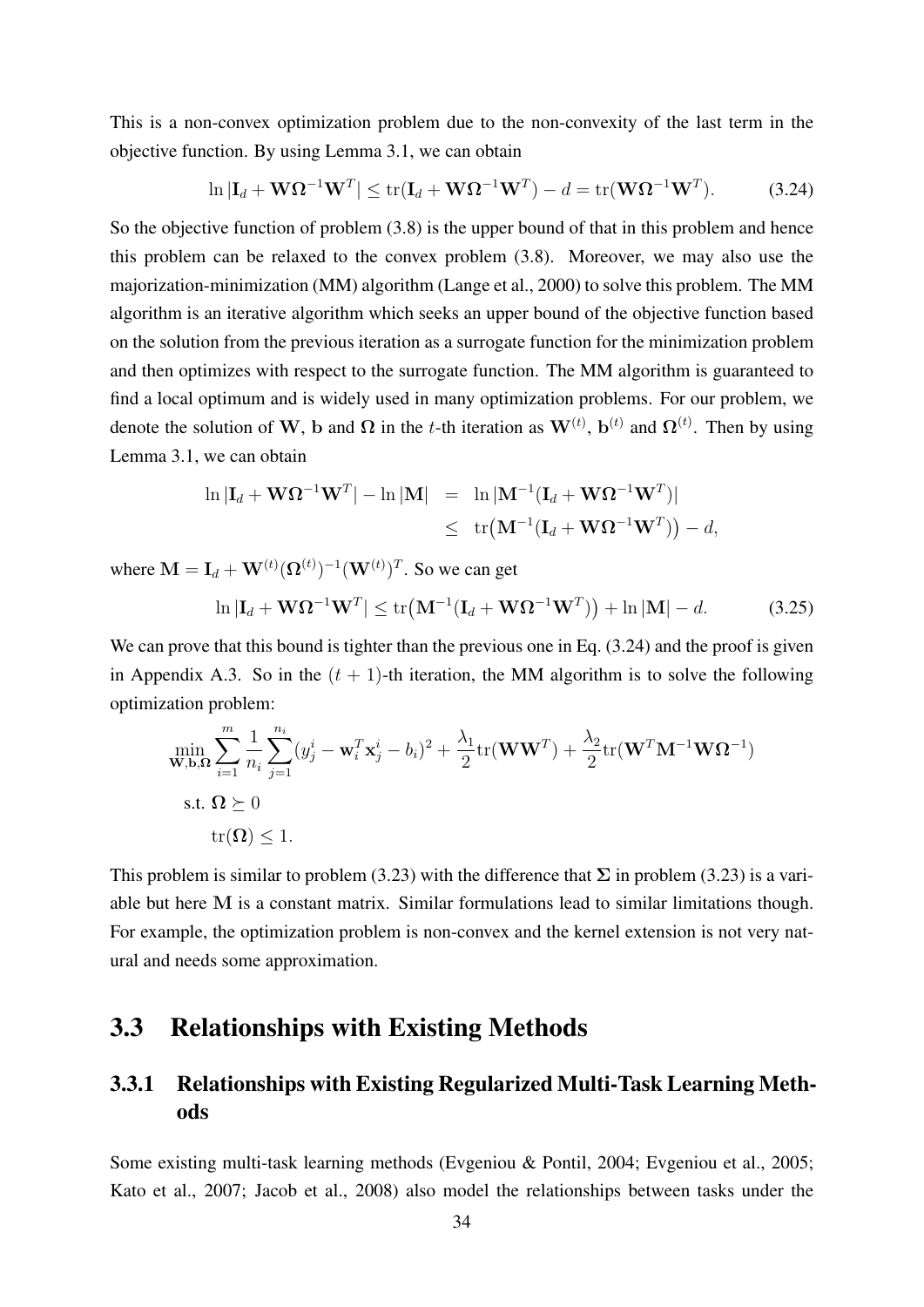This is a non-convex optimization problem due to the non-convexity of the last term in the objective function. By using Lemma 3.1, we can obtain

$$\ln|\mathbf{I}_d + \mathbf{W}\boldsymbol{\Omega}^{-1}\mathbf{W}^T| \leq \mathrm{tr}(\mathbf{I}_d + \mathbf{W}\boldsymbol{\Omega}^{-1}\mathbf{W}^T) - d = \mathrm{tr}(\mathbf{W}\boldsymbol{\Omega}^{-1}\mathbf{W}^T). \tag{3.24}$$

So the objective function of problem (3.8) is the upper bound of that in this problem and hence this problem can be relaxed to the convex problem (3.8). Moreover, we may also use the majorization-minimization (MM) algorithm (Lange et al., 2000) to solve this problem. The MM algorithm is an iterative algorithm which seeks an upper bound of the objective function based on the solution from the previous iteration as a surrogate function for the minimization problem and then optimizes with respect to the surrogate function. The MM algorithm is guaranteed to find a local optimum and is widely used in many optimization problems. For our problem, we denote the solution of $\mathbf{W}$, $\mathbf{b}$ and $\boldsymbol{\Omega}$ in the $t$-th iteration as $\mathbf{W}^{(t)}$, $\mathbf{b}^{(t)}$ and $\boldsymbol{\Omega}^{(t)}$. Then by using Lemma 3.1, we can obtain

$$\begin{aligned}
\ln|\mathbf{I}_d + \mathbf{W}\boldsymbol{\Omega}^{-1}\mathbf{W}^T| - \ln|\mathbf{M}| &= \ln|\mathbf{M}^{-1}(\mathbf{I}_d + \mathbf{W}\boldsymbol{\Omega}^{-1}\mathbf{W}^T)| \\
&\leq \mathrm{tr}\big(\mathbf{M}^{-1}(\mathbf{I}_d + \mathbf{W}\boldsymbol{\Omega}^{-1}\mathbf{W}^T)\big) - d,
\end{aligned}$$

where $\mathbf{M} = \mathbf{I}_d + \mathbf{W}^{(t)}(\boldsymbol{\Omega}^{(t)})^{-1}(\mathbf{W}^{(t)})^T$. So we can get

$$\ln|\mathbf{I}_d + \mathbf{W}\boldsymbol{\Omega}^{-1}\mathbf{W}^T| \leq \mathrm{tr}\big(\mathbf{M}^{-1}(\mathbf{I}_d + \mathbf{W}\boldsymbol{\Omega}^{-1}\mathbf{W}^T)\big) + \ln|\mathbf{M}| - d. \tag{3.25}$$

We can prove that this bound is tighter than the previous one in Eq. (3.24) and the proof is given in Appendix A.3. So in the $(t+1)$-th iteration, the MM algorithm is to solve the following optimization problem:

$$\begin{aligned}
\min_{\mathbf{W},\mathbf{b},\boldsymbol{\Omega}} \ & \sum_{i=1}^{m} \frac{1}{n_i} \sum_{j=1}^{n_i} (y_j^i - \mathbf{w}_i^T \mathbf{x}_j^i - b_i)^2 + \frac{\lambda_1}{2}\mathrm{tr}(\mathbf{W}\mathbf{W}^T) + \frac{\lambda_2}{2}\mathrm{tr}(\mathbf{W}^T\mathbf{M}^{-1}\mathbf{W}\boldsymbol{\Omega}^{-1}) \\
\text{s.t. } & \boldsymbol{\Omega} \succeq 0 \\
& \mathrm{tr}(\boldsymbol{\Omega}) \leq 1.
\end{aligned}$$

This problem is similar to problem (3.23) with the difference that $\boldsymbol{\Sigma}$ in problem (3.23) is a variable but here $\mathbf{M}$ is a constant matrix. Similar formulations lead to similar limitations though. For example, the optimization problem is non-convex and the kernel extension is not very natural and needs some approximation.

## 3.3 Relationships with Existing Methods

### 3.3.1 Relationships with Existing Regularized Multi-Task Learning Methods

Some existing multi-task learning methods (Evgeniou & Pontil, 2004; Evgeniou et al., 2005; Kato et al., 2007; Jacob et al., 2008) also model the relationships between tasks under the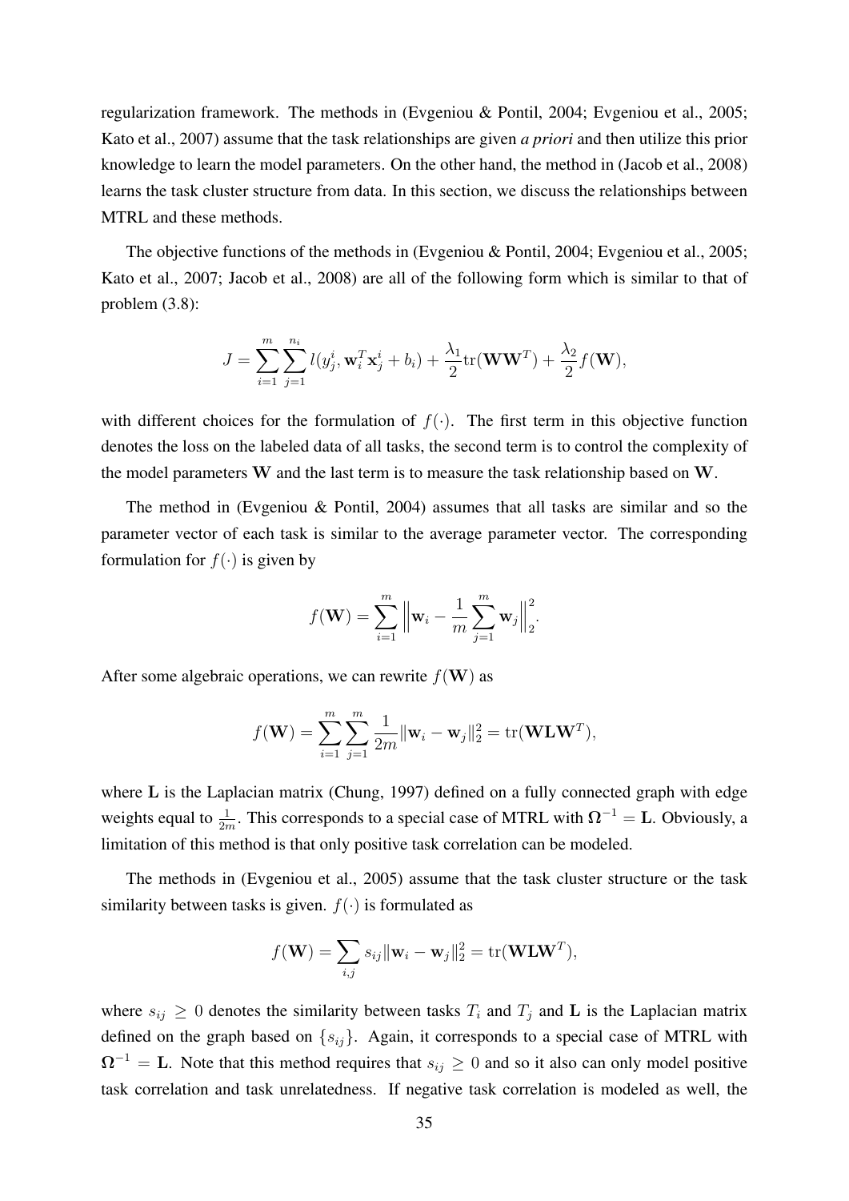regularization framework. The methods in (Evgeniou & Pontil, 2004; Evgeniou et al., 2005; Kato et al., 2007) assume that the task relationships are given *a priori* and then utilize this prior knowledge to learn the model parameters. On the other hand, the method in (Jacob et al., 2008) learns the task cluster structure from data. In this section, we discuss the relationships between MTRL and these methods.

The objective functions of the methods in (Evgeniou & Pontil, 2004; Evgeniou et al., 2005; Kato et al., 2007; Jacob et al., 2008) are all of the following form which is similar to that of problem (3.8):

$$J = \sum_{i=1}^{m}\sum_{j=1}^{n_i} l(y_j^i, \mathbf{w}_i^T\mathbf{x}_j^i + b_i) + \frac{\lambda_1}{2}\mathrm{tr}(\mathbf{W}\mathbf{W}^T) + \frac{\lambda_2}{2}f(\mathbf{W}),$$

with different choices for the formulation of $f(\cdot)$. The first term in this objective function denotes the loss on the labeled data of all tasks, the second term is to control the complexity of the model parameters $\mathbf{W}$ and the last term is to measure the task relationship based on $\mathbf{W}$.

The method in (Evgeniou & Pontil, 2004) assumes that all tasks are similar and so the parameter vector of each task is similar to the average parameter vector. The corresponding formulation for $f(\cdot)$ is given by

$$f(\mathbf{W}) = \sum_{i=1}^{m}\Big\|\mathbf{w}_i - \frac{1}{m}\sum_{j=1}^{m}\mathbf{w}_j\Big\|_2^2.$$

After some algebraic operations, we can rewrite $f(\mathbf{W})$ as

$$f(\mathbf{W}) = \sum_{i=1}^{m}\sum_{j=1}^{m}\frac{1}{2m}\|\mathbf{w}_i - \mathbf{w}_j\|_2^2 = \mathrm{tr}(\mathbf{W}\mathbf{L}\mathbf{W}^T),$$

where $\mathbf{L}$ is the Laplacian matrix (Chung, 1997) defined on a fully connected graph with edge weights equal to $\frac{1}{2m}$. This corresponds to a special case of MTRL with $\mathbf{\Omega}^{-1} = \mathbf{L}$. Obviously, a limitation of this method is that only positive task correlation can be modeled.

The methods in (Evgeniou et al., 2005) assume that the task cluster structure or the task similarity between tasks is given. $f(\cdot)$ is formulated as

$$f(\mathbf{W}) = \sum_{i,j} s_{ij}\|\mathbf{w}_i - \mathbf{w}_j\|_2^2 = \mathrm{tr}(\mathbf{W}\mathbf{L}\mathbf{W}^T),$$

where $s_{ij} \geq 0$ denotes the similarity between tasks $T_i$ and $T_j$ and $\mathbf{L}$ is the Laplacian matrix defined on the graph based on $\{s_{ij}\}$. Again, it corresponds to a special case of MTRL with $\mathbf{\Omega}^{-1} = \mathbf{L}$. Note that this method requires that $s_{ij} \geq 0$ and so it also can only model positive task correlation and task unrelatedness. If negative task correlation is modeled as well, the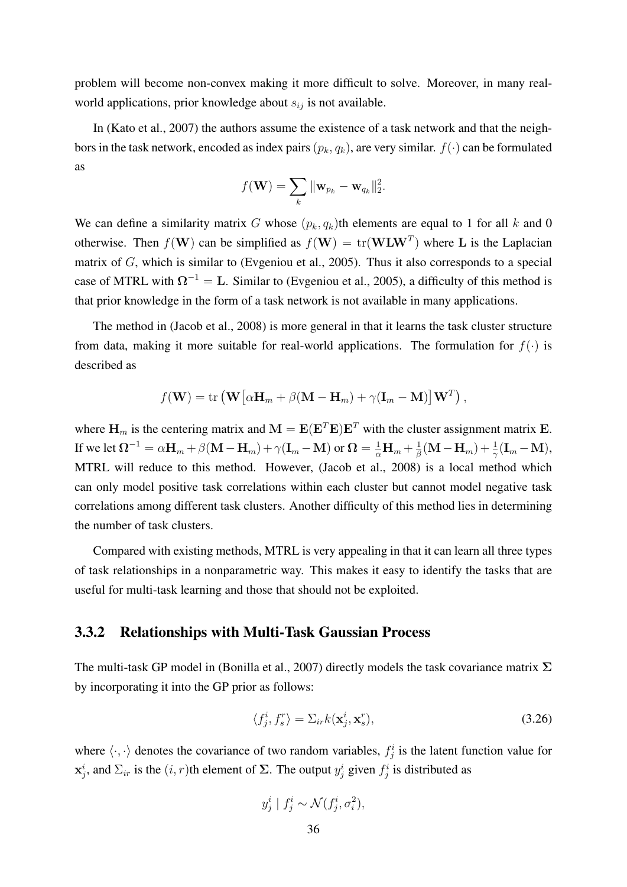problem will become non-convex making it more difficult to solve. Moreover, in many real-world applications, prior knowledge about $s_{ij}$ is not available.

In (Kato et al., 2007) the authors assume the existence of a task network and that the neighbors in the task network, encoded as index pairs $(p_k, q_k)$, are very similar. $f(\cdot)$ can be formulated as

$$f(\mathbf{W}) = \sum_k \|\mathbf{w}_{p_k} - \mathbf{w}_{q_k}\|_2^2.$$

We can define a similarity matrix $G$ whose $(p_k, q_k)$th elements are equal to 1 for all $k$ and 0 otherwise. Then $f(\mathbf{W})$ can be simplified as $f(\mathbf{W}) = \mathrm{tr}(\mathbf{W}\mathbf{L}\mathbf{W}^T)$ where $\mathbf{L}$ is the Laplacian matrix of $G$, which is similar to (Evgeniou et al., 2005). Thus it also corresponds to a special case of MTRL with $\mathbf{\Omega}^{-1} = \mathbf{L}$. Similar to (Evgeniou et al., 2005), a difficulty of this method is that prior knowledge in the form of a task network is not available in many applications.

The method in (Jacob et al., 2008) is more general in that it learns the task cluster structure from data, making it more suitable for real-world applications. The formulation for $f(\cdot)$ is described as

$$f(\mathbf{W}) = \mathrm{tr}\left(\mathbf{W}\left[\alpha\mathbf{H}_m + \beta(\mathbf{M} - \mathbf{H}_m) + \gamma(\mathbf{I}_m - \mathbf{M})\right]\mathbf{W}^T\right),$$

where $\mathbf{H}_m$ is the centering matrix and $\mathbf{M} = \mathbf{E}(\mathbf{E}^T\mathbf{E})\mathbf{E}^T$ with the cluster assignment matrix $\mathbf{E}$. If we let $\mathbf{\Omega}^{-1} = \alpha\mathbf{H}_m + \beta(\mathbf{M} - \mathbf{H}_m) + \gamma(\mathbf{I}_m - \mathbf{M})$ or $\mathbf{\Omega} = \frac{1}{\alpha}\mathbf{H}_m + \frac{1}{\beta}(\mathbf{M} - \mathbf{H}_m) + \frac{1}{\gamma}(\mathbf{I}_m - \mathbf{M})$, MTRL will reduce to this method. However, (Jacob et al., 2008) is a local method which can only model positive task correlations within each cluster but cannot model negative task correlations among different task clusters. Another difficulty of this method lies in determining the number of task clusters.

Compared with existing methods, MTRL is very appealing in that it can learn all three types of task relationships in a nonparametric way. This makes it easy to identify the tasks that are useful for multi-task learning and those that should not be exploited.

### 3.3.2 Relationships with Multi-Task Gaussian Process

The multi-task GP model in (Bonilla et al., 2007) directly models the task covariance matrix $\mathbf{\Sigma}$ by incorporating it into the GP prior as follows:

$$\langle f_j^i, f_s^r \rangle = \Sigma_{ir} k(\mathbf{x}_j^i, \mathbf{x}_s^r), \tag{3.26}$$

where $\langle \cdot, \cdot \rangle$ denotes the covariance of two random variables, $f_j^i$ is the latent function value for $\mathbf{x}_j^i$, and $\Sigma_{ir}$ is the $(i, r)$th element of $\mathbf{\Sigma}$. The output $y_j^i$ given $f_j^i$ is distributed as

$$y_j^i \mid f_j^i \sim \mathcal{N}(f_j^i, \sigma_i^2),$$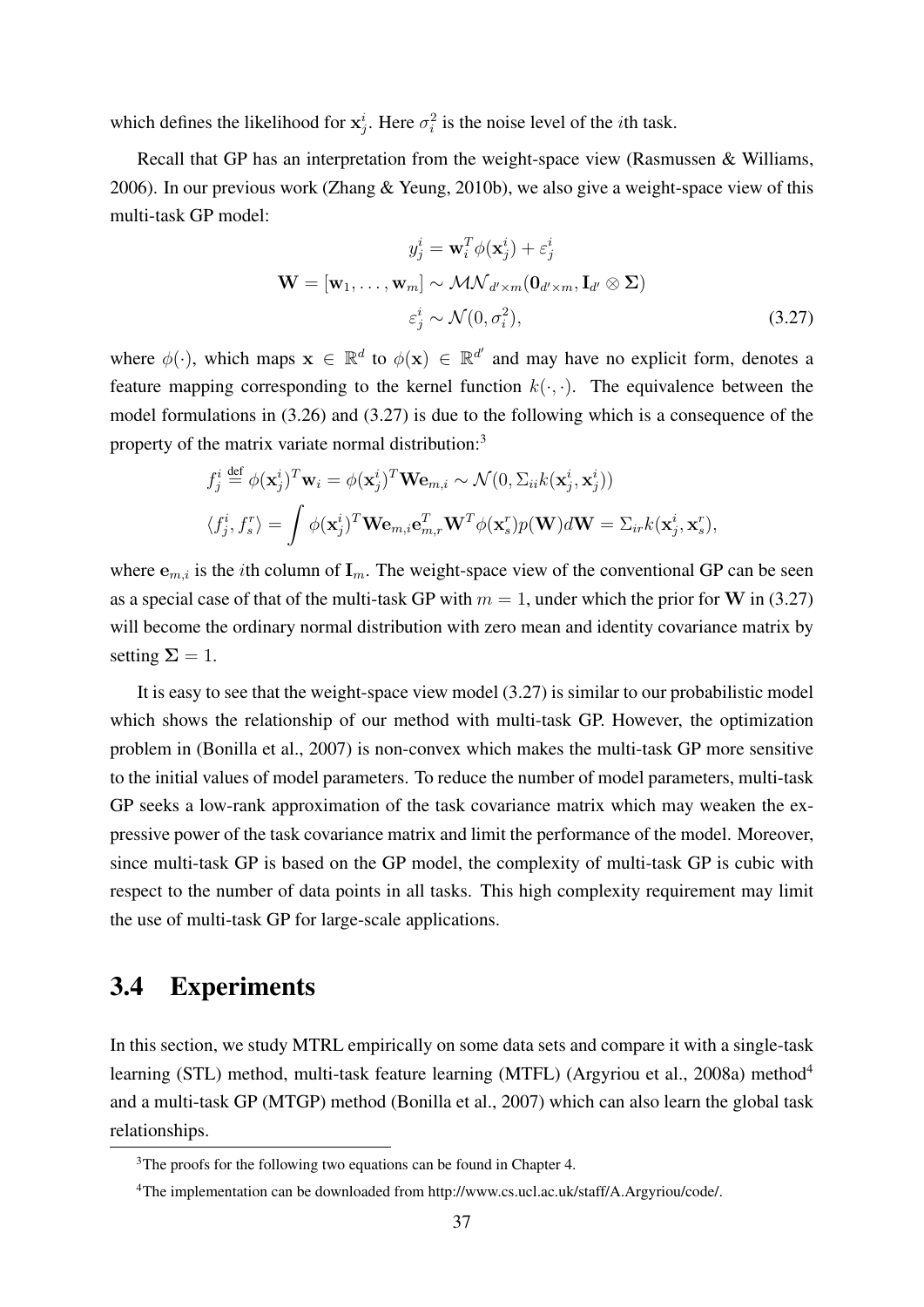which defines the likelihood for $\mathbf{x}_j^i$. Here $\sigma_i^2$ is the noise level of the $i$th task.

Recall that GP has an interpretation from the weight-space view (Rasmussen & Williams, 2006). In our previous work (Zhang & Yeung, 2010b), we also give a weight-space view of this multi-task GP model:

$$
\begin{aligned}
y_j^i &= \mathbf{w}_i^T \phi(\mathbf{x}_j^i) + \varepsilon_j^i \\
\mathbf{W} = [\mathbf{w}_1, \ldots, \mathbf{w}_m] &\sim \mathcal{MN}_{d' \times m}(\mathbf{0}_{d' \times m}, \mathbf{I}_{d'} \otimes \boldsymbol{\Sigma}) \\
\varepsilon_j^i &\sim \mathcal{N}(0, \sigma_i^2),
\end{aligned} \tag{3.27}
$$

where $\phi(\cdot)$, which maps $\mathbf{x} \in \mathbb{R}^d$ to $\phi(\mathbf{x}) \in \mathbb{R}^{d'}$ and may have no explicit form, denotes a feature mapping corresponding to the kernel function $k(\cdot, \cdot)$. The equivalence between the model formulations in (3.26) and (3.27) is due to the following which is a consequence of the property of the matrix variate normal distribution:[3]

$$
\begin{aligned}
& f_j^i \stackrel{\text{def}}{=} \phi(\mathbf{x}_j^i)^T \mathbf{w}_i = \phi(\mathbf{x}_j^i)^T \mathbf{W} \mathbf{e}_{m,i} \sim \mathcal{N}(0, \Sigma_{ii} k(\mathbf{x}_j^i, \mathbf{x}_j^i)) \\
& \langle f_j^i, f_s^r \rangle = \int \phi(\mathbf{x}_j^i)^T \mathbf{W} \mathbf{e}_{m,i} \mathbf{e}_{m,r}^T \mathbf{W}^T \phi(\mathbf{x}_s^r) p(\mathbf{W}) d\mathbf{W} = \Sigma_{ir} k(\mathbf{x}_j^i, \mathbf{x}_s^r),
\end{aligned}
$$

where $\mathbf{e}_{m,i}$ is the $i$th column of $\mathbf{I}_m$. The weight-space view of the conventional GP can be seen as a special case of that of the multi-task GP with $m = 1$, under which the prior for $\mathbf{W}$ in (3.27) will become the ordinary normal distribution with zero mean and identity covariance matrix by setting $\boldsymbol{\Sigma} = 1$.

It is easy to see that the weight-space view model (3.27) is similar to our probabilistic model which shows the relationship of our method with multi-task GP. However, the optimization problem in (Bonilla et al., 2007) is non-convex which makes the multi-task GP more sensitive to the initial values of model parameters. To reduce the number of model parameters, multi-task GP seeks a low-rank approximation of the task covariance matrix which may weaken the expressive power of the task covariance matrix and limit the performance of the model. Moreover, since multi-task GP is based on the GP model, the complexity of multi-task GP is cubic with respect to the number of data points in all tasks. This high complexity requirement may limit the use of multi-task GP for large-scale applications.

## 3.4 Experiments

In this section, we study MTRL empirically on some data sets and compare it with a single-task learning (STL) method, multi-task feature learning (MTFL) (Argyriou et al., 2008a) method[4] and a multi-task GP (MTGP) method (Bonilla et al., 2007) which can also learn the global task relationships.

[3] The proofs for the following two equations can be found in Chapter 4.

[4] The implementation can be downloaded from http://www.cs.ucl.ac.uk/staff/A.Argyriou/code/.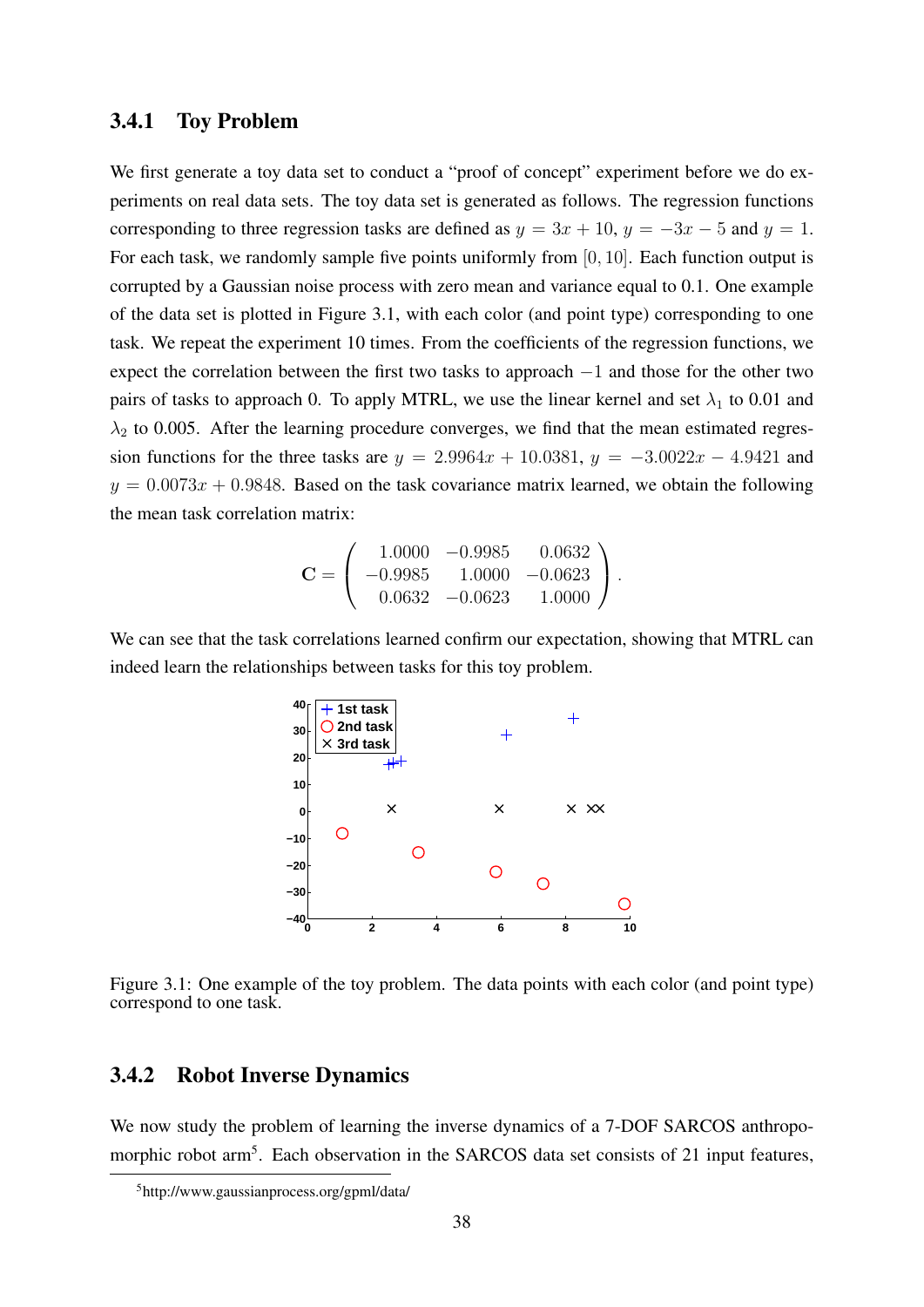### 3.4.1 Toy Problem

We first generate a toy data set to conduct a "proof of concept" experiment before we do experiments on real data sets. The toy data set is generated as follows. The regression functions corresponding to three regression tasks are defined as $y = 3x + 10$, $y = -3x - 5$ and $y = 1$. For each task, we randomly sample five points uniformly from $[0, 10]$. Each function output is corrupted by a Gaussian noise process with zero mean and variance equal to 0.1. One example of the data set is plotted in Figure 3.1, with each color (and point type) corresponding to one task. We repeat the experiment 10 times. From the coefficients of the regression functions, we expect the correlation between the first two tasks to approach $-1$ and those for the other two pairs of tasks to approach 0. To apply MTRL, we use the linear kernel and set $\lambda_1$ to 0.01 and $\lambda_2$ to 0.005. After the learning procedure converges, we find that the mean estimated regression functions for the three tasks are $y = 2.9964x + 10.0381$, $y = -3.0022x - 4.9421$ and $y = 0.0073x + 0.9848$. Based on the task covariance matrix learned, we obtain the following the mean task correlation matrix:

$$\mathbf{C} = \begin{pmatrix} 1.0000 & -0.9985 & 0.0632 \\ -0.9985 & 1.0000 & -0.0623 \\ 0.0632 & -0.0623 & 1.0000 \end{pmatrix}.$$

We can see that the task correlations learned confirm our expectation, showing that MTRL can indeed learn the relationships between tasks for this toy problem.

1st task
2nd task
3rd task

40
30
20
10
0
−10
−20
−30
−40

0 2 4 6 8 10

Figure 3.1: One example of the toy problem. The data points with each color (and point type) correspond to one task.

### 3.4.2 Robot Inverse Dynamics

We now study the problem of learning the inverse dynamics of a 7-DOF SARCOS anthropomorphic robot arm[5]. Each observation in the SARCOS data set consists of 21 input features,

[5]http://www.gaussianprocess.org/gpml/data/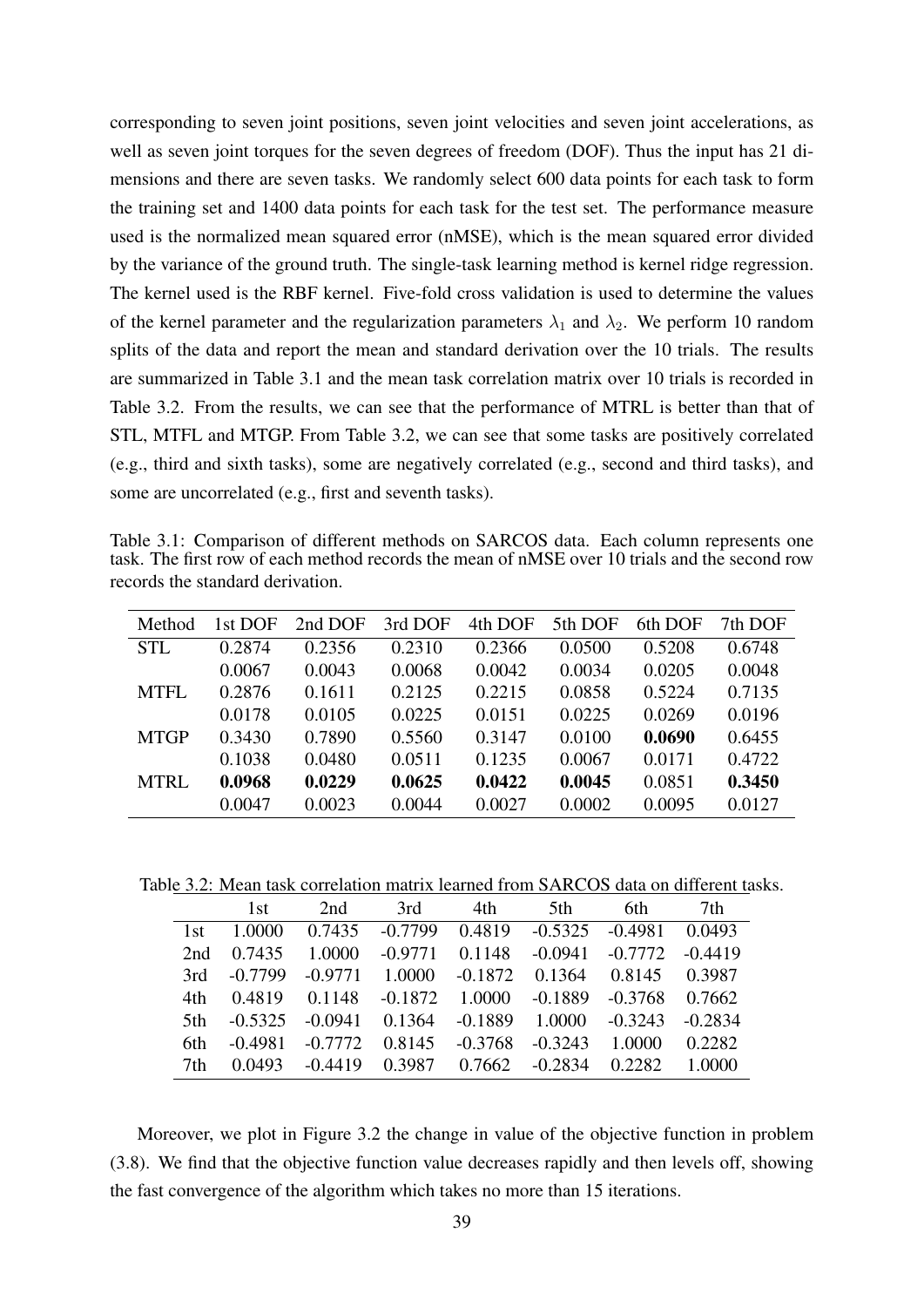corresponding to seven joint positions, seven joint velocities and seven joint accelerations, as well as seven joint torques for the seven degrees of freedom (DOF). Thus the input has 21 dimensions and there are seven tasks. We randomly select 600 data points for each task to form the training set and 1400 data points for each task for the test set. The performance measure used is the normalized mean squared error (nMSE), which is the mean squared error divided by the variance of the ground truth. The single-task learning method is kernel ridge regression. The kernel used is the RBF kernel. Five-fold cross validation is used to determine the values of the kernel parameter and the regularization parameters $\lambda_1$ and $\lambda_2$. We perform 10 random splits of the data and report the mean and standard derivation over the 10 trials. The results are summarized in Table 3.1 and the mean task correlation matrix over 10 trials is recorded in Table 3.2. From the results, we can see that the performance of MTRL is better than that of STL, MTFL and MTGP. From Table 3.2, we can see that some tasks are positively correlated (e.g., third and sixth tasks), some are negatively correlated (e.g., second and third tasks), and some are uncorrelated (e.g., first and seventh tasks).

Table 3.1: Comparison of different methods on SARCOS data. Each column represents one task. The first row of each method records the mean of nMSE over 10 trials and the second row records the standard derivation.

| Method | 1st DOF | 2nd DOF | 3rd DOF | 4th DOF | 5th DOF | 6th DOF | 7th DOF |
|---|---|---|---|---|---|---|---|
| STL | 0.2874 | 0.2356 | 0.2310 | 0.2366 | 0.0500 | 0.5208 | 0.6748 |
| | 0.0067 | 0.0043 | 0.0068 | 0.0042 | 0.0034 | 0.0205 | 0.0048 |
| MTFL | 0.2876 | 0.1611 | 0.2125 | 0.2215 | 0.0858 | 0.5224 | 0.7135 |
| | 0.0178 | 0.0105 | 0.0225 | 0.0151 | 0.0225 | 0.0269 | 0.0196 |
| MTGP | 0.3430 | 0.7890 | 0.5560 | 0.3147 | 0.0100 | **0.0690** | 0.6455 |
| | 0.1038 | 0.0480 | 0.0511 | 0.1235 | 0.0067 | 0.0171 | 0.4722 |
| MTRL | **0.0968** | **0.0229** | **0.0625** | **0.0422** | **0.0045** | 0.0851 | **0.3450** |
| | 0.0047 | 0.0023 | 0.0044 | 0.0027 | 0.0002 | 0.0095 | 0.0127 |

Table 3.2: Mean task correlation matrix learned from SARCOS data on different tasks.

| | 1st | 2nd | 3rd | 4th | 5th | 6th | 7th |
|---|---|---|---|---|---|---|---|
| 1st | 1.0000 | 0.7435 | -0.7799 | 0.4819 | -0.5325 | -0.4981 | 0.0493 |
| 2nd | 0.7435 | 1.0000 | -0.9771 | 0.1148 | -0.0941 | -0.7772 | -0.4419 |
| 3rd | -0.7799 | -0.9771 | 1.0000 | -0.1872 | 0.1364 | 0.8145 | 0.3987 |
| 4th | 0.4819 | 0.1148 | -0.1872 | 1.0000 | -0.1889 | -0.3768 | 0.7662 |
| 5th | -0.5325 | -0.0941 | 0.1364 | -0.1889 | 1.0000 | -0.3243 | -0.2834 |
| 6th | -0.4981 | -0.7772 | 0.8145 | -0.3768 | -0.3243 | 1.0000 | 0.2282 |
| 7th | 0.0493 | -0.4419 | 0.3987 | 0.7662 | -0.2834 | 0.2282 | 1.0000 |

Moreover, we plot in Figure 3.2 the change in value of the objective function in problem (3.8). We find that the objective function value decreases rapidly and then levels off, showing the fast convergence of the algorithm which takes no more than 15 iterations.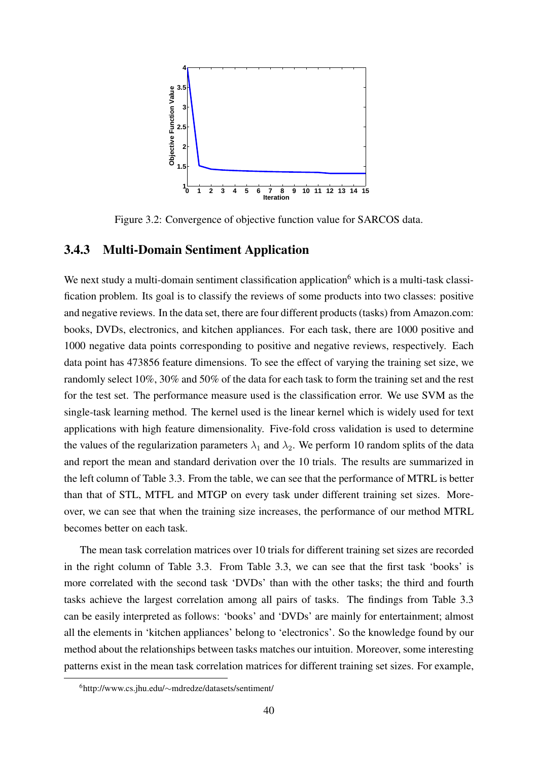Objective Function Value

4
3.5
3
2.5
2
1.5
1

0 1 2 3 4 5 6 7 8 9 10 11 12 13 14 15

Iteration

Figure 3.2: Convergence of objective function value for SARCOS data.

### 3.4.3 Multi-Domain Sentiment Application

We next study a multi-domain sentiment classification application[6] which is a multi-task classification problem. Its goal is to classify the reviews of some products into two classes: positive and negative reviews. In the data set, there are four different products (tasks) from Amazon.com: books, DVDs, electronics, and kitchen appliances. For each task, there are 1000 positive and 1000 negative data points corresponding to positive and negative reviews, respectively. Each data point has 473856 feature dimensions. To see the effect of varying the training set size, we randomly select 10%, 30% and 50% of the data for each task to form the training set and the rest for the test set. The performance measure used is the classification error. We use SVM as the single-task learning method. The kernel used is the linear kernel which is widely used for text applications with high feature dimensionality. Five-fold cross validation is used to determine the values of the regularization parameters $\lambda_1$ and $\lambda_2$. We perform 10 random splits of the data and report the mean and standard derivation over the 10 trials. The results are summarized in the left column of Table 3.3. From the table, we can see that the performance of MTRL is better than that of STL, MTFL and MTGP on every task under different training set sizes. Moreover, we can see that when the training size increases, the performance of our method MTRL becomes better on each task.

The mean task correlation matrices over 10 trials for different training set sizes are recorded in the right column of Table 3.3. From Table 3.3, we can see that the first task 'books' is more correlated with the second task 'DVDs' than with the other tasks; the third and fourth tasks achieve the largest correlation among all pairs of tasks. The findings from Table 3.3 can be easily interpreted as follows: 'books' and 'DVDs' are mainly for entertainment; almost all the elements in 'kitchen appliances' belong to 'electronics'. So the knowledge found by our method about the relationships between tasks matches our intuition. Moreover, some interesting patterns exist in the mean task correlation matrices for different training set sizes. For example,

[6] http://www.cs.jhu.edu/∼mdredze/datasets/sentiment/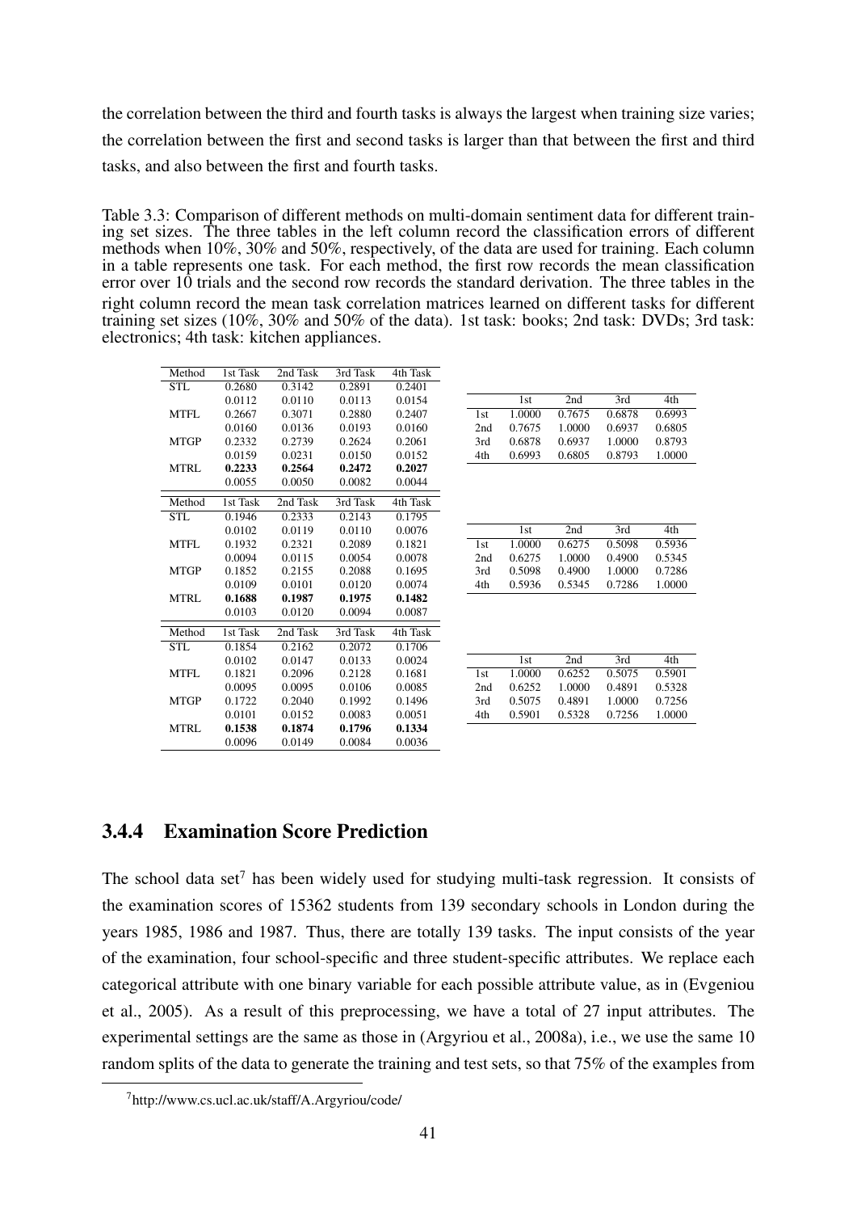the correlation between the third and fourth tasks is always the largest when training size varies; the correlation between the first and second tasks is larger than that between the first and third tasks, and also between the first and fourth tasks.

Table 3.3: Comparison of different methods on multi-domain sentiment data for different training set sizes. The three tables in the left column record the classification errors of different methods when 10%, 30% and 50%, respectively, of the data are used for training. Each column in a table represents one task. For each method, the first row records the mean classification error over 10 trials and the second row records the standard derivation. The three tables in the right column record the mean task correlation matrices learned on different tasks for different training set sizes (10%, 30% and 50% of the data). 1st task: books; 2nd task: DVDs; 3rd task: electronics; 4th task: kitchen appliances.

| Method | 1st Task | 2nd Task | 3rd Task | 4th Task |
|---|---|---|---|---|
| STL | 0.2680 | 0.3142 | 0.2891 | 0.2401 |
| | 0.0112 | 0.0110 | 0.0113 | 0.0154 |
| MTFL | 0.2667 | 0.3071 | 0.2880 | 0.2407 |
| | 0.0160 | 0.0136 | 0.0193 | 0.0160 |
| MTGP | 0.2332 | 0.2739 | 0.2624 | 0.2061 |
| | 0.0159 | 0.0231 | 0.0150 | 0.0152 |
| MTRL | **0.2233** | **0.2564** | **0.2472** | **0.2027** |
| | 0.0055 | 0.0050 | 0.0082 | 0.0044 |

| | 1st | 2nd | 3rd | 4th |
|---|---|---|---|---|
| 1st | 1.0000 | 0.7675 | 0.6878 | 0.6993 |
| 2nd | 0.7675 | 1.0000 | 0.6937 | 0.6805 |
| 3rd | 0.6878 | 0.6937 | 1.0000 | 0.8793 |
| 4th | 0.6993 | 0.6805 | 0.8793 | 1.0000 |

| Method | 1st Task | 2nd Task | 3rd Task | 4th Task |
|---|---|---|---|---|
| STL | 0.1946 | 0.2333 | 0.2143 | 0.1795 |
| | 0.0102 | 0.0119 | 0.0110 | 0.0076 |
| MTFL | 0.1932 | 0.2321 | 0.2089 | 0.1821 |
| | 0.0094 | 0.0115 | 0.0054 | 0.0078 |
| MTGP | 0.1852 | 0.2155 | 0.2088 | 0.1695 |
| | 0.0109 | 0.0101 | 0.0120 | 0.0074 |
| MTRL | **0.1688** | **0.1987** | **0.1975** | **0.1482** |
| | 0.0103 | 0.0120 | 0.0094 | 0.0087 |

| | 1st | 2nd | 3rd | 4th |
|---|---|---|---|---|
| 1st | 1.0000 | 0.6275 | 0.5098 | 0.5936 |
| 2nd | 0.6275 | 1.0000 | 0.4900 | 0.5345 |
| 3rd | 0.5098 | 0.4900 | 1.0000 | 0.7286 |
| 4th | 0.5936 | 0.5345 | 0.7286 | 1.0000 |

| Method | 1st Task | 2nd Task | 3rd Task | 4th Task |
|---|---|---|---|---|
| STL | 0.1854 | 0.2162 | 0.2072 | 0.1706 |
| | 0.0102 | 0.0147 | 0.0133 | 0.0024 |
| MTFL | 0.1821 | 0.2096 | 0.2128 | 0.1681 |
| | 0.0095 | 0.0095 | 0.0106 | 0.0085 |
| MTGP | 0.1722 | 0.2040 | 0.1992 | 0.1496 |
| | 0.0101 | 0.0152 | 0.0083 | 0.0051 |
| MTRL | **0.1538** | **0.1874** | **0.1796** | **0.1334** |
| | 0.0096 | 0.0149 | 0.0084 | 0.0036 |

| | 1st | 2nd | 3rd | 4th |
|---|---|---|---|---|
| 1st | 1.0000 | 0.6252 | 0.5075 | 0.5901 |
| 2nd | 0.6252 | 1.0000 | 0.4891 | 0.5328 |
| 3rd | 0.5075 | 0.4891 | 1.0000 | 0.7256 |
| 4th | 0.5901 | 0.5328 | 0.7256 | 1.0000 |

### 3.4.4 Examination Score Prediction

The school data set[7] has been widely used for studying multi-task regression. It consists of the examination scores of 15362 students from 139 secondary schools in London during the years 1985, 1986 and 1987. Thus, there are totally 139 tasks. The input consists of the year of the examination, four school-specific and three student-specific attributes. We replace each categorical attribute with one binary variable for each possible attribute value, as in (Evgeniou et al., 2005). As a result of this preprocessing, we have a total of 27 input attributes. The experimental settings are the same as those in (Argyriou et al., 2008a), i.e., we use the same 10 random splits of the data to generate the training and test sets, so that 75% of the examples from

[7] http://www.cs.ucl.ac.uk/staff/A.Argyriou/code/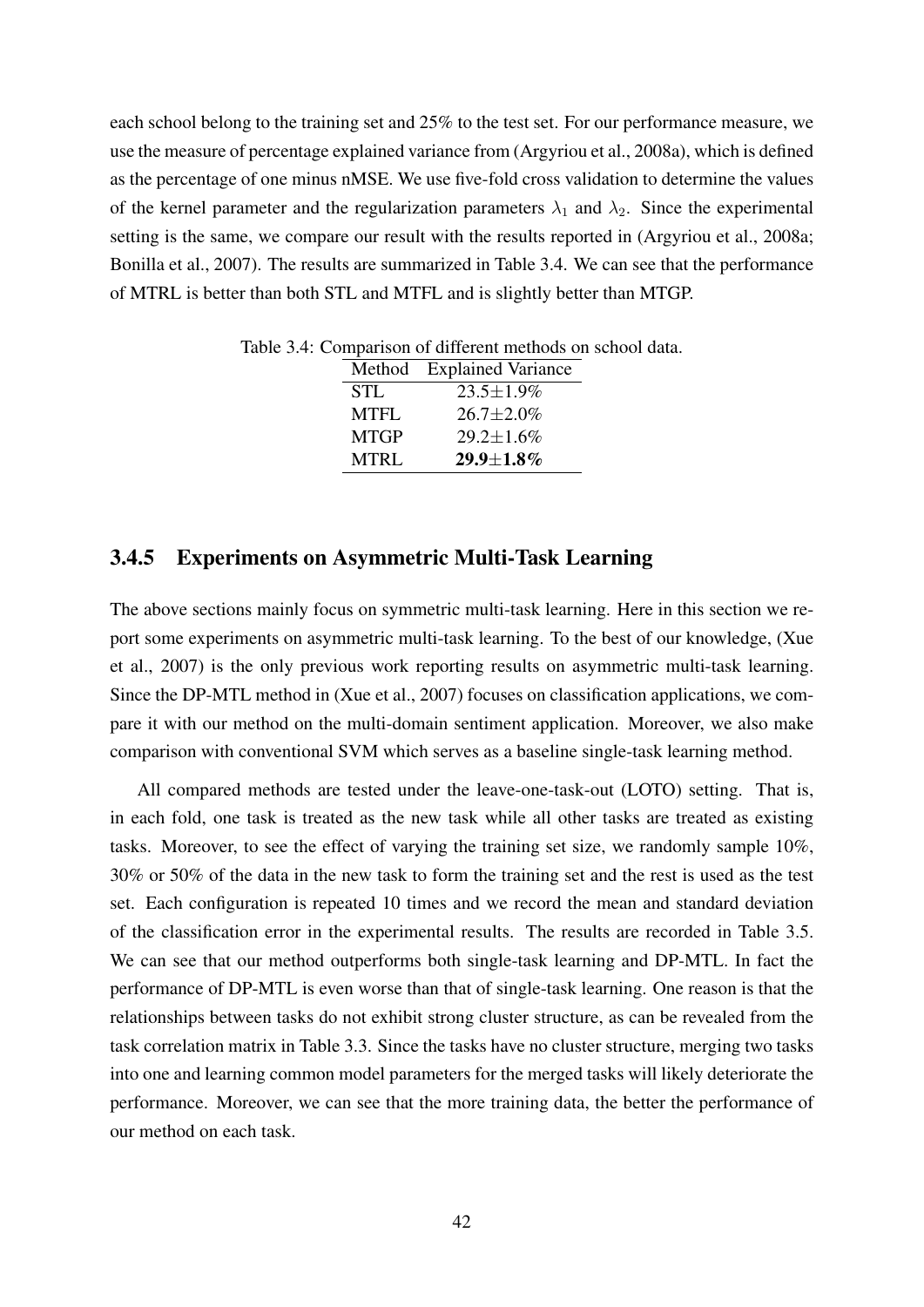each school belong to the training set and 25% to the test set. For our performance measure, we use the measure of percentage explained variance from (Argyriou et al., 2008a), which is defined as the percentage of one minus nMSE. We use five-fold cross validation to determine the values of the kernel parameter and the regularization parameters $\lambda_1$ and $\lambda_2$. Since the experimental setting is the same, we compare our result with the results reported in (Argyriou et al., 2008a; Bonilla et al., 2007). The results are summarized in Table 3.4. We can see that the performance of MTRL is better than both STL and MTFL and is slightly better than MTGP.

Table 3.4: Comparison of different methods on school data.

| Method | Explained Variance |
|---|---|
| STL | 23.5±1.9% |
| MTFL | 26.7±2.0% |
| MTGP | 29.2±1.6% |
| MTRL | **29.9±1.8%** |

### 3.4.5 Experiments on Asymmetric Multi-Task Learning

The above sections mainly focus on symmetric multi-task learning. Here in this section we report some experiments on asymmetric multi-task learning. To the best of our knowledge, (Xue et al., 2007) is the only previous work reporting results on asymmetric multi-task learning. Since the DP-MTL method in (Xue et al., 2007) focuses on classification applications, we compare it with our method on the multi-domain sentiment application. Moreover, we also make comparison with conventional SVM which serves as a baseline single-task learning method.

All compared methods are tested under the leave-one-task-out (LOTO) setting. That is, in each fold, one task is treated as the new task while all other tasks are treated as existing tasks. Moreover, to see the effect of varying the training set size, we randomly sample 10%, 30% or 50% of the data in the new task to form the training set and the rest is used as the test set. Each configuration is repeated 10 times and we record the mean and standard deviation of the classification error in the experimental results. The results are recorded in Table 3.5. We can see that our method outperforms both single-task learning and DP-MTL. In fact the performance of DP-MTL is even worse than that of single-task learning. One reason is that the relationships between tasks do not exhibit strong cluster structure, as can be revealed from the task correlation matrix in Table 3.3. Since the tasks have no cluster structure, merging two tasks into one and learning common model parameters for the merged tasks will likely deteriorate the performance. Moreover, we can see that the more training data, the better the performance of our method on each task.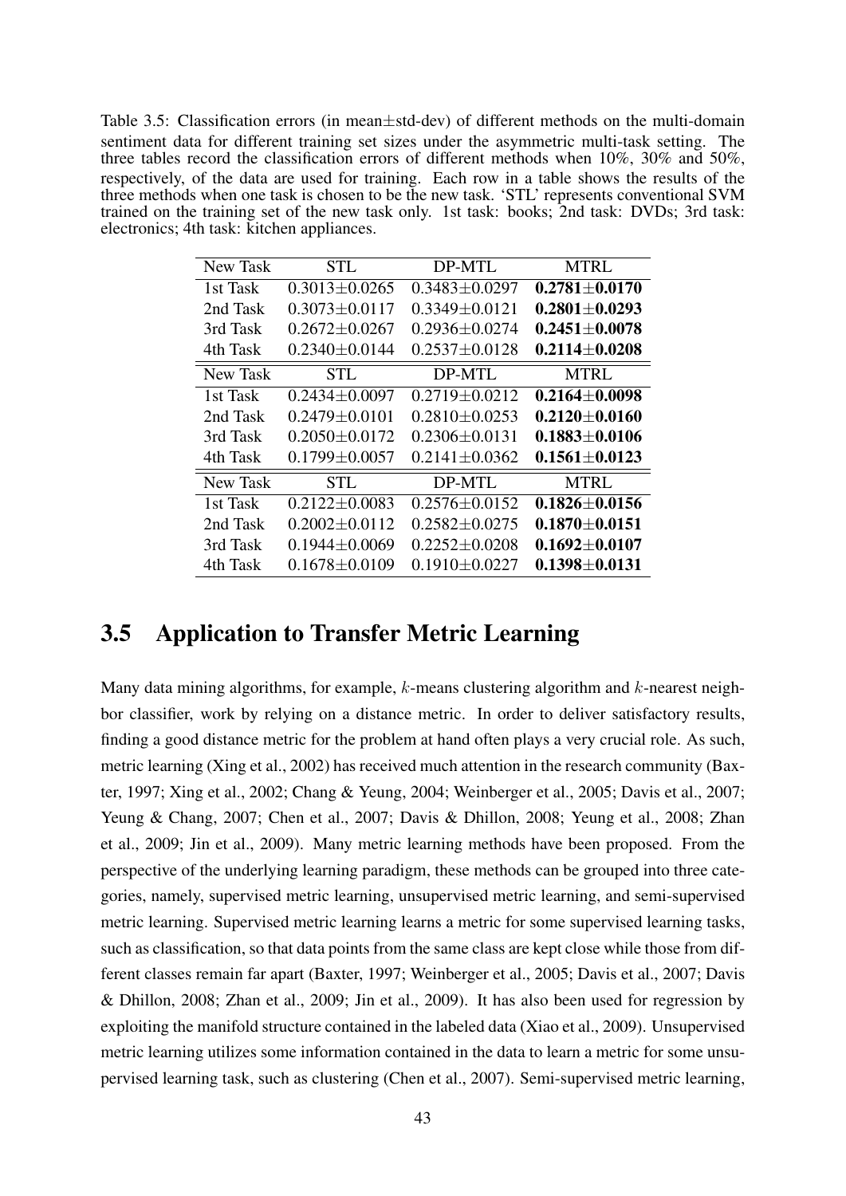Table 3.5: Classification errors (in mean±std-dev) of different methods on the multi-domain sentiment data for different training set sizes under the asymmetric multi-task setting. The three tables record the classification errors of different methods when 10%, 30% and 50%, respectively, of the data are used for training. Each row in a table shows the results of the three methods when one task is chosen to be the new task. 'STL' represents conventional SVM trained on the training set of the new task only. 1st task: books; 2nd task: DVDs; 3rd task: electronics; 4th task: kitchen appliances.

| New Task | STL | DP-MTL | MTRL |
|---|---|---|---|
| 1st Task | 0.3013±0.0265 | 0.3483±0.0297 | **0.2781±0.0170** |
| 2nd Task | 0.3073±0.0117 | 0.3349±0.0121 | **0.2801±0.0293** |
| 3rd Task | 0.2672±0.0267 | 0.2936±0.0274 | **0.2451±0.0078** |
| 4th Task | 0.2340±0.0144 | 0.2537±0.0128 | **0.2114±0.0208** |

| New Task | STL | DP-MTL | MTRL |
|---|---|---|---|
| 1st Task | 0.2434±0.0097 | 0.2719±0.0212 | **0.2164±0.0098** |
| 2nd Task | 0.2479±0.0101 | 0.2810±0.0253 | **0.2120±0.0160** |
| 3rd Task | 0.2050±0.0172 | 0.2306±0.0131 | **0.1883±0.0106** |
| 4th Task | 0.1799±0.0057 | 0.2141±0.0362 | **0.1561±0.0123** |

| New Task | STL | DP-MTL | MTRL |
|---|---|---|---|
| 1st Task | 0.2122±0.0083 | 0.2576±0.0152 | **0.1826±0.0156** |
| 2nd Task | 0.2002±0.0112 | 0.2582±0.0275 | **0.1870±0.0151** |
| 3rd Task | 0.1944±0.0069 | 0.2252±0.0208 | **0.1692±0.0107** |
| 4th Task | 0.1678±0.0109 | 0.1910±0.0227 | **0.1398±0.0131** |

## 3.5 Application to Transfer Metric Learning

Many data mining algorithms, for example, $k$-means clustering algorithm and $k$-nearest neighbor classifier, work by relying on a distance metric. In order to deliver satisfactory results, finding a good distance metric for the problem at hand often plays a very crucial role. As such, metric learning (Xing et al., 2002) has received much attention in the research community (Baxter, 1997; Xing et al., 2002; Chang & Yeung, 2004; Weinberger et al., 2005; Davis et al., 2007; Yeung & Chang, 2007; Chen et al., 2007; Davis & Dhillon, 2008; Yeung et al., 2008; Zhan et al., 2009; Jin et al., 2009). Many metric learning methods have been proposed. From the perspective of the underlying learning paradigm, these methods can be grouped into three categories, namely, supervised metric learning, unsupervised metric learning, and semi-supervised metric learning. Supervised metric learning learns a metric for some supervised learning tasks, such as classification, so that data points from the same class are kept close while those from different classes remain far apart (Baxter, 1997; Weinberger et al., 2005; Davis et al., 2007; Davis & Dhillon, 2008; Zhan et al., 2009; Jin et al., 2009). It has also been used for regression by exploiting the manifold structure contained in the labeled data (Xiao et al., 2009). Unsupervised metric learning utilizes some information contained in the data to learn a metric for some unsupervised learning task, such as clustering (Chen et al., 2007). Semi-supervised metric learning,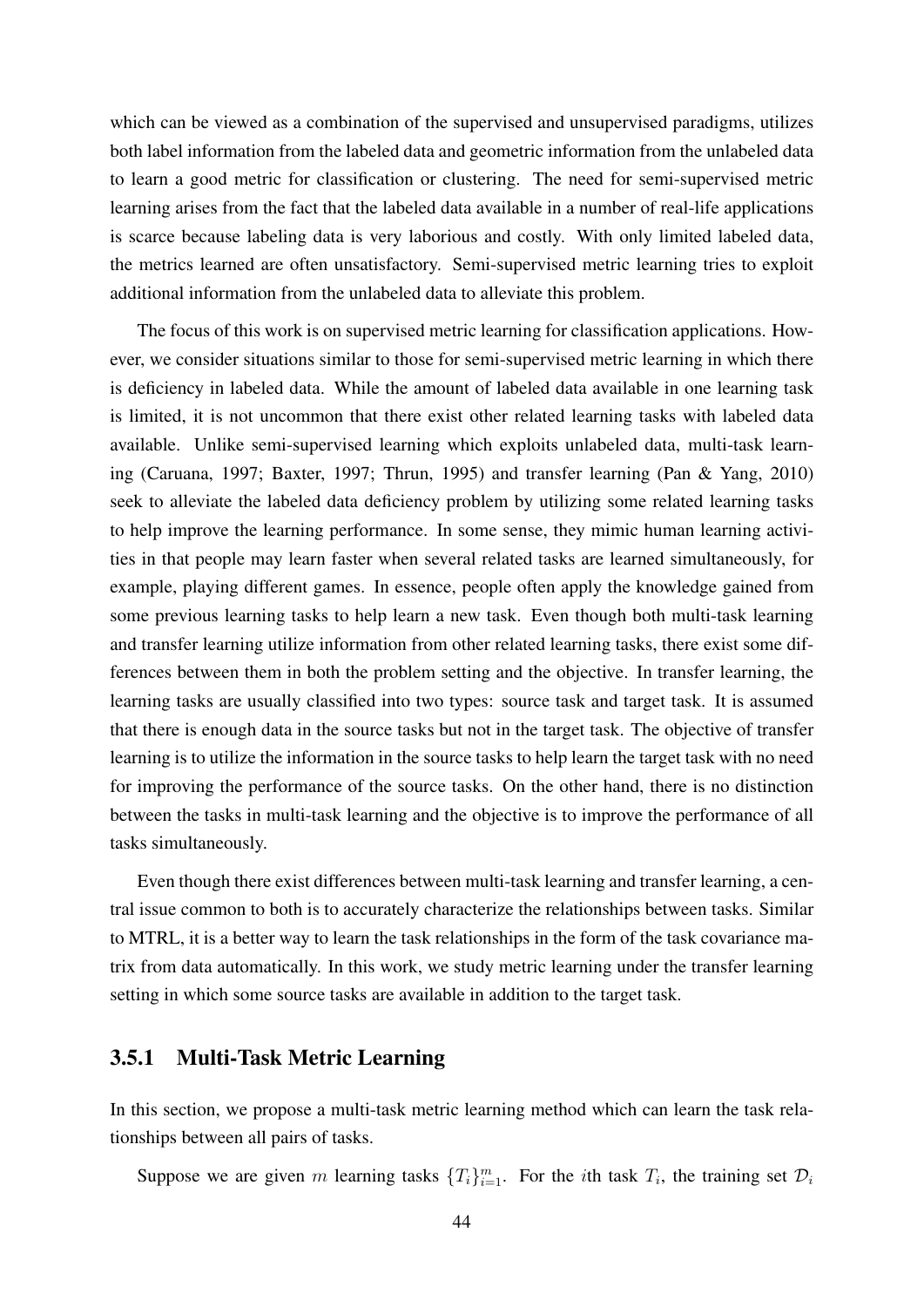which can be viewed as a combination of the supervised and unsupervised paradigms, utilizes both label information from the labeled data and geometric information from the unlabeled data to learn a good metric for classification or clustering. The need for semi-supervised metric learning arises from the fact that the labeled data available in a number of real-life applications is scarce because labeling data is very laborious and costly. With only limited labeled data, the metrics learned are often unsatisfactory. Semi-supervised metric learning tries to exploit additional information from the unlabeled data to alleviate this problem.

The focus of this work is on supervised metric learning for classification applications. However, we consider situations similar to those for semi-supervised metric learning in which there is deficiency in labeled data. While the amount of labeled data available in one learning task is limited, it is not uncommon that there exist other related learning tasks with labeled data available. Unlike semi-supervised learning which exploits unlabeled data, multi-task learning (Caruana, 1997; Baxter, 1997; Thrun, 1995) and transfer learning (Pan & Yang, 2010) seek to alleviate the labeled data deficiency problem by utilizing some related learning tasks to help improve the learning performance. In some sense, they mimic human learning activities in that people may learn faster when several related tasks are learned simultaneously, for example, playing different games. In essence, people often apply the knowledge gained from some previous learning tasks to help learn a new task. Even though both multi-task learning and transfer learning utilize information from other related learning tasks, there exist some differences between them in both the problem setting and the objective. In transfer learning, the learning tasks are usually classified into two types: source task and target task. It is assumed that there is enough data in the source tasks but not in the target task. The objective of transfer learning is to utilize the information in the source tasks to help learn the target task with no need for improving the performance of the source tasks. On the other hand, there is no distinction between the tasks in multi-task learning and the objective is to improve the performance of all tasks simultaneously.

Even though there exist differences between multi-task learning and transfer learning, a central issue common to both is to accurately characterize the relationships between tasks. Similar to MTRL, it is a better way to learn the task relationships in the form of the task covariance matrix from data automatically. In this work, we study metric learning under the transfer learning setting in which some source tasks are available in addition to the target task.

### 3.5.1 Multi-Task Metric Learning

In this section, we propose a multi-task metric learning method which can learn the task relationships between all pairs of tasks.

Suppose we are given $m$ learning tasks $\{T_i\}_{i=1}^m$. For the $i$th task $T_i$, the training set $\mathcal{D}_i$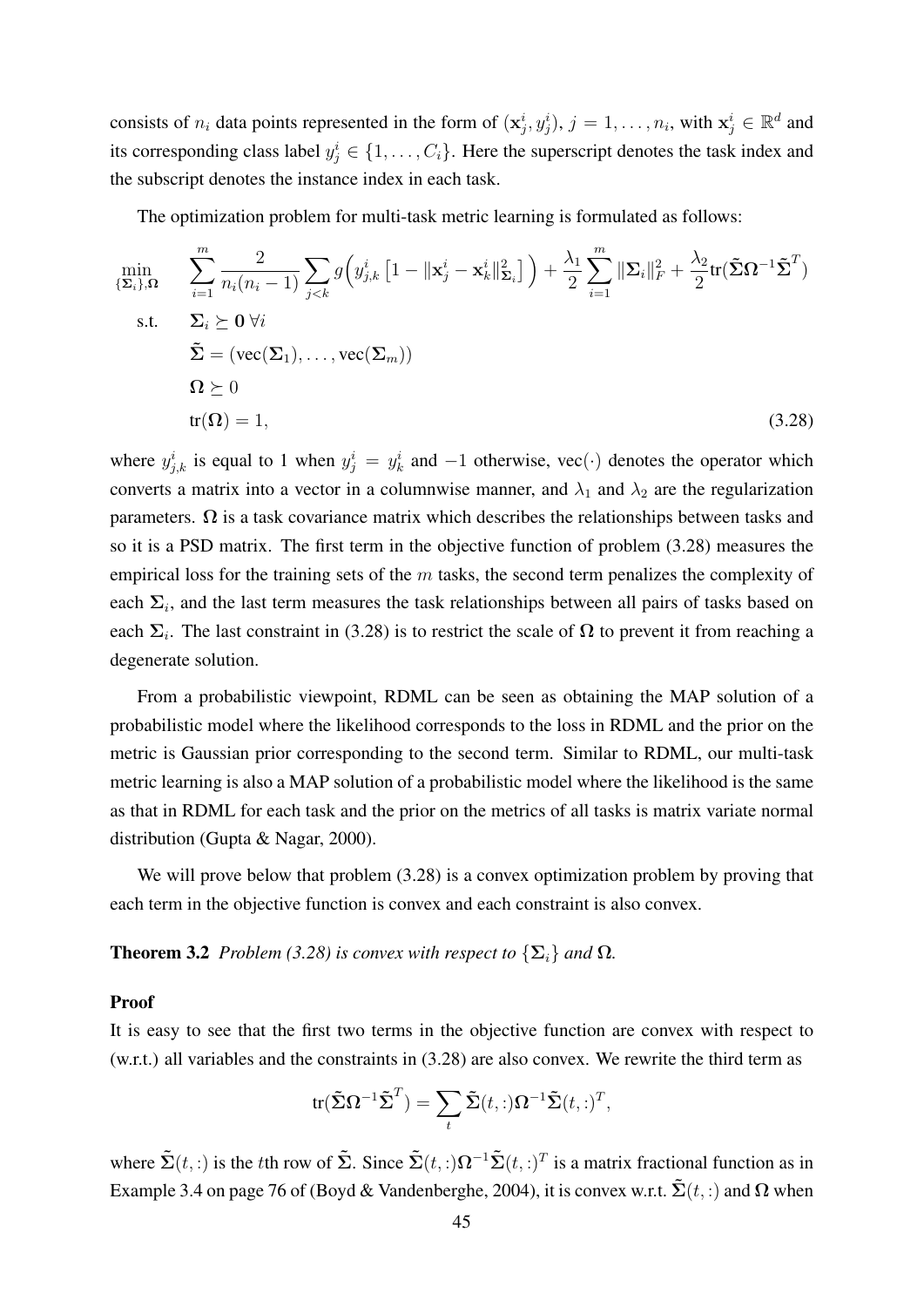consists of $n_i$ data points represented in the form of $(\mathbf{x}_j^i, y_j^i)$, $j = 1, \ldots, n_i$, with $\mathbf{x}_j^i \in \mathbb{R}^d$ and its corresponding class label $y_j^i \in \{1, \ldots, C_i\}$. Here the superscript denotes the task index and the subscript denotes the instance index in each task.

The optimization problem for multi-task metric learning is formulated as follows:

$$
\begin{aligned}
\min_{\{\boldsymbol{\Sigma}_i\}, \boldsymbol{\Omega}} \quad & \sum_{i=1}^{m} \frac{2}{n_i(n_i-1)} \sum_{j<k} g\Big(y_{j,k}^i \left[1 - \|\mathbf{x}_j^i - \mathbf{x}_k^i\|_{\boldsymbol{\Sigma}_i}^2\right]\Big) + \frac{\lambda_1}{2} \sum_{i=1}^{m} \|\boldsymbol{\Sigma}_i\|_F^2 + \frac{\lambda_2}{2} \mathrm{tr}(\tilde{\boldsymbol{\Sigma}} \boldsymbol{\Omega}^{-1} \tilde{\boldsymbol{\Sigma}}^T) \\
\text{s.t.} \quad & \boldsymbol{\Sigma}_i \succeq \mathbf{0} \ \forall i \\
& \tilde{\boldsymbol{\Sigma}} = (\mathrm{vec}(\boldsymbol{\Sigma}_1), \ldots, \mathrm{vec}(\boldsymbol{\Sigma}_m)) \\
& \boldsymbol{\Omega} \succeq 0 \\
& \mathrm{tr}(\boldsymbol{\Omega}) = 1, \qquad (3.28)
\end{aligned}
$$

where $y_{j,k}^i$ is equal to 1 when $y_j^i = y_k^i$ and $-1$ otherwise, $\mathrm{vec}(\cdot)$ denotes the operator which converts a matrix into a vector in a columnwise manner, and $\lambda_1$ and $\lambda_2$ are the regularization parameters. $\boldsymbol{\Omega}$ is a task covariance matrix which describes the relationships between tasks and so it is a PSD matrix. The first term in the objective function of problem (3.28) measures the empirical loss for the training sets of the $m$ tasks, the second term penalizes the complexity of each $\boldsymbol{\Sigma}_i$, and the last term measures the task relationships between all pairs of tasks based on each $\boldsymbol{\Sigma}_i$. The last constraint in (3.28) is to restrict the scale of $\boldsymbol{\Omega}$ to prevent it from reaching a degenerate solution.

From a probabilistic viewpoint, RDML can be seen as obtaining the MAP solution of a probabilistic model where the likelihood corresponds to the loss in RDML and the prior on the metric is Gaussian prior corresponding to the second term. Similar to RDML, our multi-task metric learning is also a MAP solution of a probabilistic model where the likelihood is the same as that in RDML for each task and the prior on the metrics of all tasks is matrix variate normal distribution (Gupta & Nagar, 2000).

We will prove below that problem (3.28) is a convex optimization problem by proving that each term in the objective function is convex and each constraint is also convex.

**Theorem 3.2** *Problem (3.28) is convex with respect to $\{\boldsymbol{\Sigma}_i\}$ and $\boldsymbol{\Omega}$.*

**Proof**

It is easy to see that the first two terms in the objective function are convex with respect to (w.r.t.) all variables and the constraints in (3.28) are also convex. We rewrite the third term as

$$
\mathrm{tr}(\tilde{\boldsymbol{\Sigma}} \boldsymbol{\Omega}^{-1} \tilde{\boldsymbol{\Sigma}}^T) = \sum_t \tilde{\boldsymbol{\Sigma}}(t,:) \boldsymbol{\Omega}^{-1} \tilde{\boldsymbol{\Sigma}}(t,:)^T,
$$

where $\tilde{\boldsymbol{\Sigma}}(t,:)$ is the $t$th row of $\tilde{\boldsymbol{\Sigma}}$. Since $\tilde{\boldsymbol{\Sigma}}(t,:) \boldsymbol{\Omega}^{-1} \tilde{\boldsymbol{\Sigma}}(t,:)^T$ is a matrix fractional function as in Example 3.4 on page 76 of (Boyd & Vandenberghe, 2004), it is convex w.r.t. $\tilde{\boldsymbol{\Sigma}}(t,:)$ and $\boldsymbol{\Omega}$ when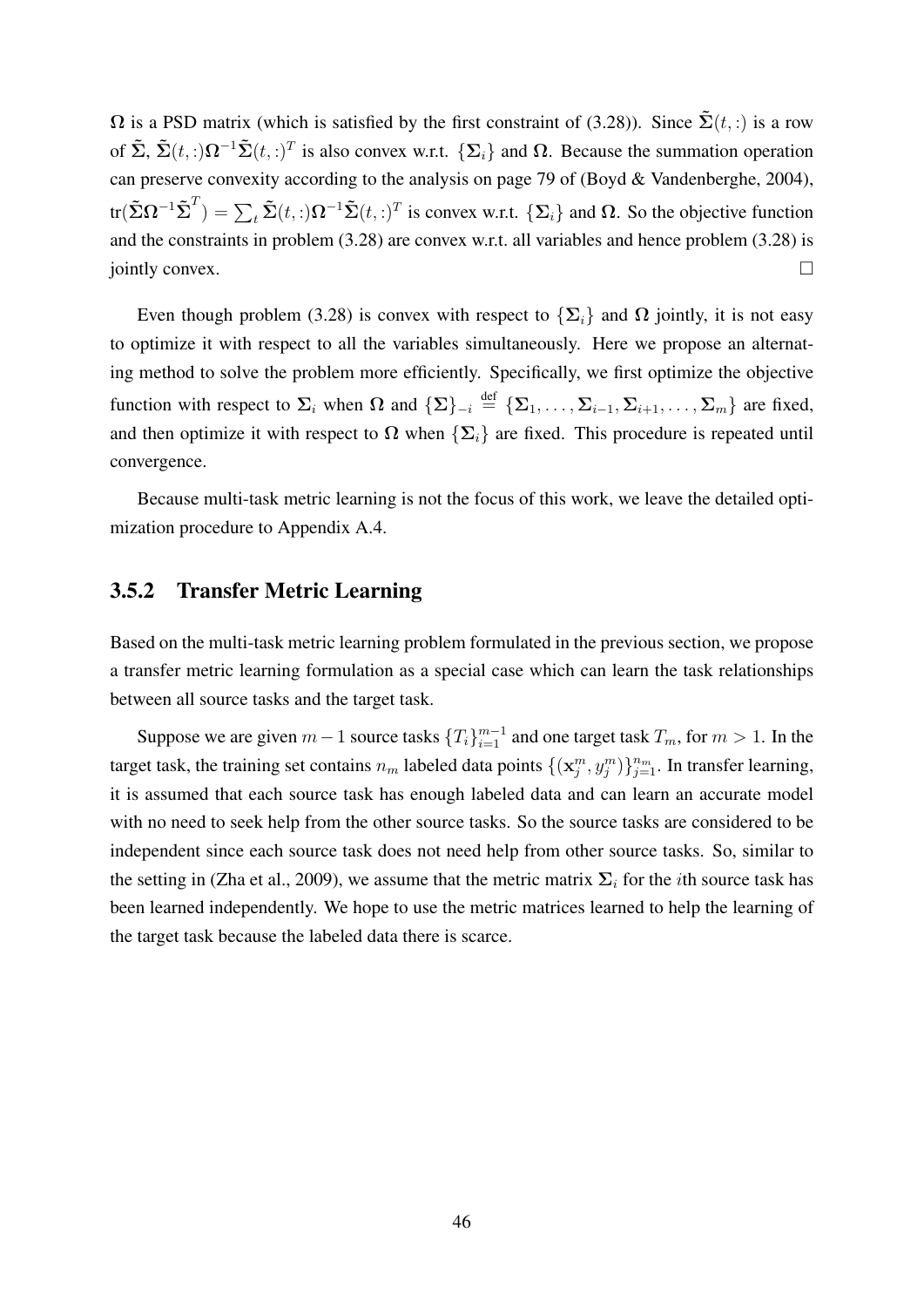$\mathbf{\Omega}$ is a PSD matrix (which is satisfied by the first constraint of (3.28)). Since $\tilde{\mathbf{\Sigma}}(t,:)$ is a row of $\tilde{\mathbf{\Sigma}}$, $\tilde{\mathbf{\Sigma}}(t,:)\mathbf{\Omega}^{-1}\tilde{\mathbf{\Sigma}}(t,:)^T$ is also convex w.r.t. $\{\mathbf{\Sigma}_i\}$ and $\mathbf{\Omega}$. Because the summation operation can preserve convexity according to the analysis on page 79 of (Boyd & Vandenberghe, 2004), $\text{tr}(\tilde{\mathbf{\Sigma}}\mathbf{\Omega}^{-1}\tilde{\mathbf{\Sigma}}^T) = \sum_t \tilde{\mathbf{\Sigma}}(t,:)\mathbf{\Omega}^{-1}\tilde{\mathbf{\Sigma}}(t,:)^T$ is convex w.r.t. $\{\mathbf{\Sigma}_i\}$ and $\mathbf{\Omega}$. So the objective function and the constraints in problem (3.28) are convex w.r.t. all variables and hence problem (3.28) is jointly convex. □

Even though problem (3.28) is convex with respect to $\{\mathbf{\Sigma}_i\}$ and $\mathbf{\Omega}$ jointly, it is not easy to optimize it with respect to all the variables simultaneously. Here we propose an alternating method to solve the problem more efficiently. Specifically, we first optimize the objective function with respect to $\mathbf{\Sigma}_i$ when $\mathbf{\Omega}$ and $\{\mathbf{\Sigma}\}_{-i} \stackrel{\text{def}}{=} \{\mathbf{\Sigma}_1, \ldots, \mathbf{\Sigma}_{i-1}, \mathbf{\Sigma}_{i+1}, \ldots, \mathbf{\Sigma}_m\}$ are fixed, and then optimize it with respect to $\mathbf{\Omega}$ when $\{\mathbf{\Sigma}_i\}$ are fixed. This procedure is repeated until convergence.

Because multi-task metric learning is not the focus of this work, we leave the detailed optimization procedure to Appendix A.4.

### 3.5.2 Transfer Metric Learning

Based on the multi-task metric learning problem formulated in the previous section, we propose a transfer metric learning formulation as a special case which can learn the task relationships between all source tasks and the target task.

Suppose we are given $m-1$ source tasks $\{T_i\}_{i=1}^{m-1}$ and one target task $T_m$, for $m > 1$. In the target task, the training set contains $n_m$ labeled data points $\{(\mathbf{x}_j^m, y_j^m)\}_{j=1}^{n_m}$. In transfer learning, it is assumed that each source task has enough labeled data and can learn an accurate model with no need to seek help from the other source tasks. So the source tasks are considered to be independent since each source task does not need help from other source tasks. So, similar to the setting in (Zha et al., 2009), we assume that the metric matrix $\mathbf{\Sigma}_i$ for the $i$th source task has been learned independently. We hope to use the metric matrices learned to help the learning of the target task because the labeled data there is scarce.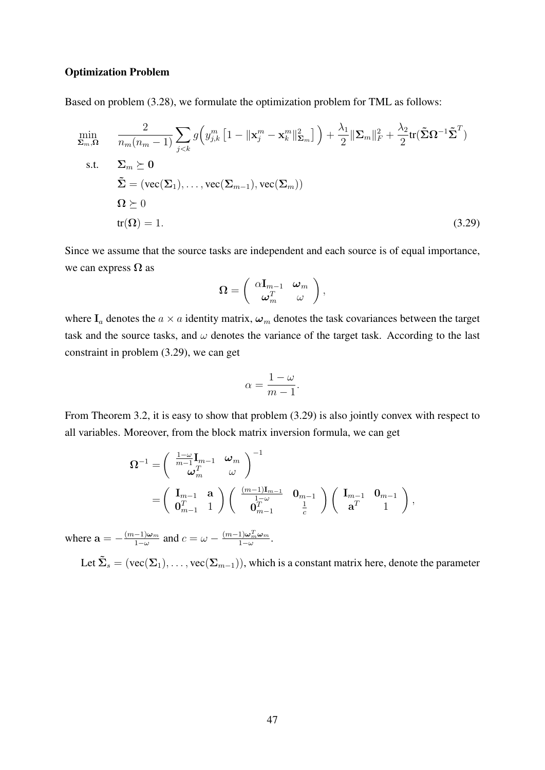**Optimization Problem**

Based on problem (3.28), we formulate the optimization problem for TML as follows:

$$
\begin{aligned}
\min_{\boldsymbol{\Sigma}_m, \boldsymbol{\Omega}} \quad & \frac{2}{n_m(n_m-1)} \sum_{j<k} g\Big( y_{j,k}^m \left[ 1 - \|\mathbf{x}_j^m - \mathbf{x}_k^m\|_{\boldsymbol{\Sigma}_m}^2 \right] \Big) + \frac{\lambda_1}{2} \|\boldsymbol{\Sigma}_m\|_F^2 + \frac{\lambda_2}{2} \mathrm{tr}(\tilde{\boldsymbol{\Sigma}} \boldsymbol{\Omega}^{-1} \tilde{\boldsymbol{\Sigma}}^T) \\
\text{s.t.} \quad & \boldsymbol{\Sigma}_m \succeq \mathbf{0} \\
& \tilde{\boldsymbol{\Sigma}} = (\mathrm{vec}(\boldsymbol{\Sigma}_1), \ldots, \mathrm{vec}(\boldsymbol{\Sigma}_{m-1}), \mathrm{vec}(\boldsymbol{\Sigma}_m)) \\
& \boldsymbol{\Omega} \succeq 0 \\
& \mathrm{tr}(\boldsymbol{\Omega}) = 1.
\end{aligned} \tag{3.29}
$$

Since we assume that the source tasks are independent and each source is of equal importance, we can express $\boldsymbol{\Omega}$ as

$$
\boldsymbol{\Omega} = \begin{pmatrix} \alpha \mathbf{I}_{m-1} & \boldsymbol{\omega}_m \\ \boldsymbol{\omega}_m^T & \omega \end{pmatrix},
$$

where $\mathbf{I}_a$ denotes the $a \times a$ identity matrix, $\boldsymbol{\omega}_m$ denotes the task covariances between the target task and the source tasks, and $\omega$ denotes the variance of the target task. According to the last constraint in problem (3.29), we can get

$$
\alpha = \frac{1-\omega}{m-1}.
$$

From Theorem 3.2, it is easy to show that problem (3.29) is also jointly convex with respect to all variables. Moreover, from the block matrix inversion formula, we can get

$$
\begin{aligned}
\boldsymbol{\Omega}^{-1} &= \begin{pmatrix} \frac{1-\omega}{m-1} \mathbf{I}_{m-1} & \boldsymbol{\omega}_m \\ \boldsymbol{\omega}_m^T & \omega \end{pmatrix}^{-1} \\
&= \begin{pmatrix} \mathbf{I}_{m-1} & \mathbf{a} \\ \mathbf{0}_{m-1}^T & 1 \end{pmatrix} \begin{pmatrix} \frac{(m-1)\mathbf{I}_{m-1}}{1-\omega} & \mathbf{0}_{m-1} \\ \mathbf{0}_{m-1}^T & \frac{1}{c} \end{pmatrix} \begin{pmatrix} \mathbf{I}_{m-1} & \mathbf{0}_{m-1} \\ \mathbf{a}^T & 1 \end{pmatrix},
\end{aligned}
$$

where $\mathbf{a} = -\frac{(m-1)\boldsymbol{\omega}_m}{1-\omega}$ and $c = \omega - \frac{(m-1)\boldsymbol{\omega}_m^T \boldsymbol{\omega}_m}{1-\omega}$.

Let $\tilde{\boldsymbol{\Sigma}}_s = (\mathrm{vec}(\boldsymbol{\Sigma}_1), \ldots, \mathrm{vec}(\boldsymbol{\Sigma}_{m-1}))$, which is a constant matrix here, denote the parameter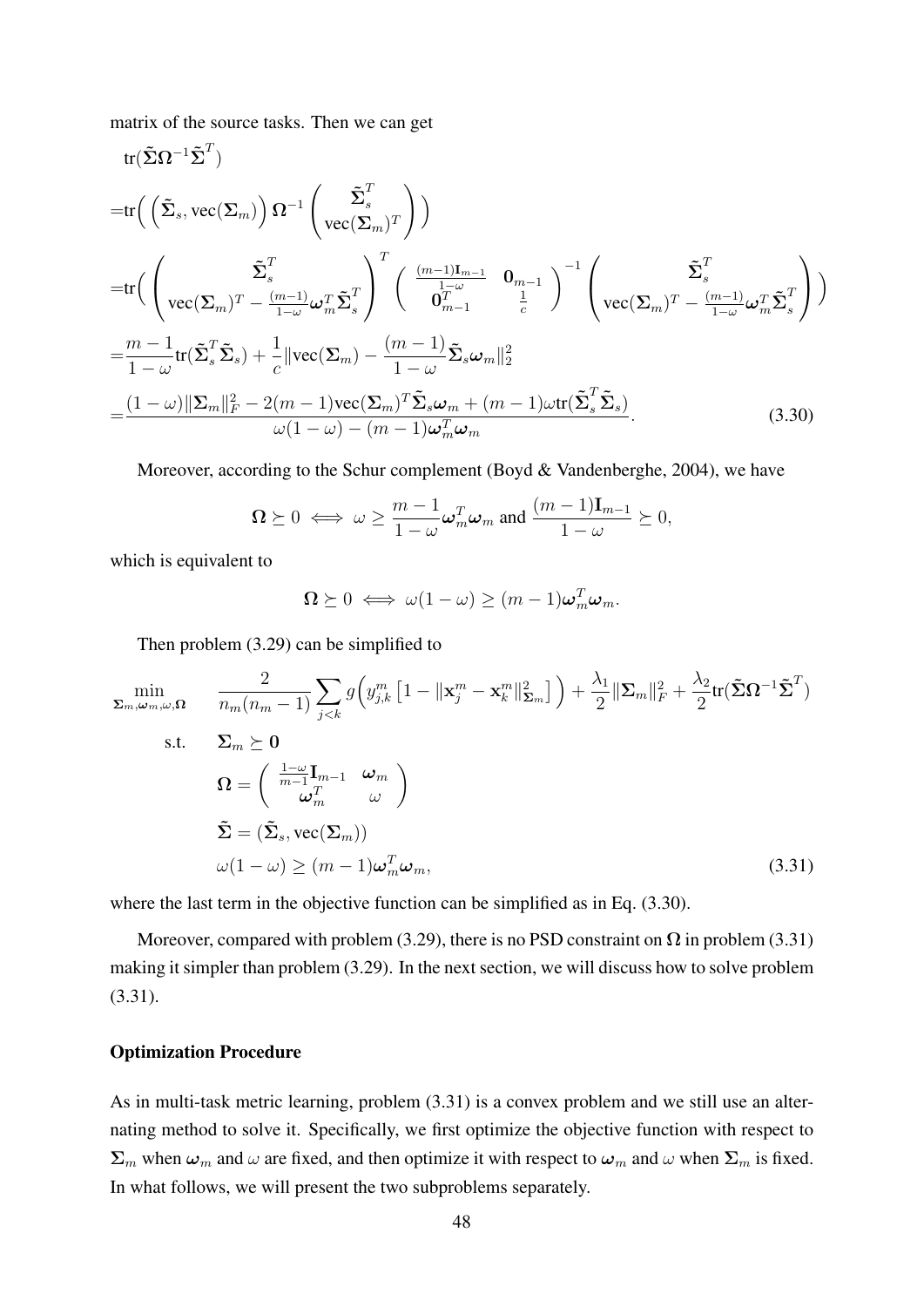matrix of the source tasks. Then we can get

$$
\begin{aligned}
&\mathrm{tr}(\tilde{\boldsymbol{\Sigma}}\boldsymbol{\Omega}^{-1}\tilde{\boldsymbol{\Sigma}}^T) \\
=&\mathrm{tr}\Big( \left(\tilde{\boldsymbol{\Sigma}}_s, \mathrm{vec}(\boldsymbol{\Sigma}_m)\right) \boldsymbol{\Omega}^{-1} \begin{pmatrix} \tilde{\boldsymbol{\Sigma}}_s^T \\ \mathrm{vec}(\boldsymbol{\Sigma}_m)^T \end{pmatrix} \Big) \\
=&\mathrm{tr}\Big( \begin{pmatrix} \tilde{\boldsymbol{\Sigma}}_s^T \\ \mathrm{vec}(\boldsymbol{\Sigma}_m)^T - \frac{(m-1)}{1-\omega}\boldsymbol{\omega}_m^T \tilde{\boldsymbol{\Sigma}}_s^T \end{pmatrix}^T \begin{pmatrix} \frac{(m-1)\mathbf{I}_{m-1}}{1-\omega} & \mathbf{0}_{m-1} \\ \mathbf{0}_{m-1}^T & \frac{1}{c} \end{pmatrix}^{-1} \begin{pmatrix} \tilde{\boldsymbol{\Sigma}}_s^T \\ \mathrm{vec}(\boldsymbol{\Sigma}_m)^T - \frac{(m-1)}{1-\omega}\boldsymbol{\omega}_m^T \tilde{\boldsymbol{\Sigma}}_s^T \end{pmatrix} \Big) \\
=&\frac{m-1}{1-\omega}\mathrm{tr}(\tilde{\boldsymbol{\Sigma}}_s^T\tilde{\boldsymbol{\Sigma}}_s) + \frac{1}{c}\|\mathrm{vec}(\boldsymbol{\Sigma}_m) - \frac{(m-1)}{1-\omega}\tilde{\boldsymbol{\Sigma}}_s\boldsymbol{\omega}_m\|_2^2 \\
=&\frac{(1-\omega)\|\boldsymbol{\Sigma}_m\|_F^2 - 2(m-1)\mathrm{vec}(\boldsymbol{\Sigma}_m)^T\tilde{\boldsymbol{\Sigma}}_s\boldsymbol{\omega}_m + (m-1)\omega\mathrm{tr}(\tilde{\boldsymbol{\Sigma}}_s^T\tilde{\boldsymbol{\Sigma}}_s)}{\omega(1-\omega) - (m-1)\boldsymbol{\omega}_m^T\boldsymbol{\omega}_m}.
\end{aligned} \tag{3.30}
$$

Moreover, according to the Schur complement (Boyd & Vandenberghe, 2004), we have

$$
\boldsymbol{\Omega} \succeq 0 \iff \omega \geq \frac{m-1}{1-\omega}\boldsymbol{\omega}_m^T\boldsymbol{\omega}_m \text{ and } \frac{(m-1)\mathbf{I}_{m-1}}{1-\omega} \succeq 0,
$$

which is equivalent to

$$
\boldsymbol{\Omega} \succeq 0 \iff \omega(1-\omega) \geq (m-1)\boldsymbol{\omega}_m^T\boldsymbol{\omega}_m.
$$

Then problem (3.29) can be simplified to

$$
\begin{aligned}
\min_{\boldsymbol{\Sigma}_m, \boldsymbol{\omega}_m, \omega, \boldsymbol{\Omega}} \quad & \frac{2}{n_m(n_m-1)}\sum_{j<k} g\Big(y_{j,k}^m \left[1 - \|\mathbf{x}_j^m - \mathbf{x}_k^m\|_{\boldsymbol{\Sigma}_m}^2\right]\Big) + \frac{\lambda_1}{2}\|\boldsymbol{\Sigma}_m\|_F^2 + \frac{\lambda_2}{2}\mathrm{tr}(\tilde{\boldsymbol{\Sigma}}\boldsymbol{\Omega}^{-1}\tilde{\boldsymbol{\Sigma}}^T) \\
\text{s.t.} \quad & \boldsymbol{\Sigma}_m \succeq \mathbf{0} \\
& \boldsymbol{\Omega} = \begin{pmatrix} \frac{1-\omega}{m-1}\mathbf{I}_{m-1} & \boldsymbol{\omega}_m \\ \boldsymbol{\omega}_m^T & \omega \end{pmatrix} \\
& \tilde{\boldsymbol{\Sigma}} = (\tilde{\boldsymbol{\Sigma}}_s, \mathrm{vec}(\boldsymbol{\Sigma}_m)) \\
& \omega(1-\omega) \geq (m-1)\boldsymbol{\omega}_m^T\boldsymbol{\omega}_m,
\end{aligned} \tag{3.31}
$$

where the last term in the objective function can be simplified as in Eq. (3.30).

Moreover, compared with problem (3.29), there is no PSD constraint on $\boldsymbol{\Omega}$ in problem (3.31) making it simpler than problem (3.29). In the next section, we will discuss how to solve problem (3.31).

### Optimization Procedure

As in multi-task metric learning, problem (3.31) is a convex problem and we still use an alternating method to solve it. Specifically, we first optimize the objective function with respect to $\boldsymbol{\Sigma}_m$ when $\boldsymbol{\omega}_m$ and $\omega$ are fixed, and then optimize it with respect to $\boldsymbol{\omega}_m$ and $\omega$ when $\boldsymbol{\Sigma}_m$ is fixed. In what follows, we will present the two subproblems separately.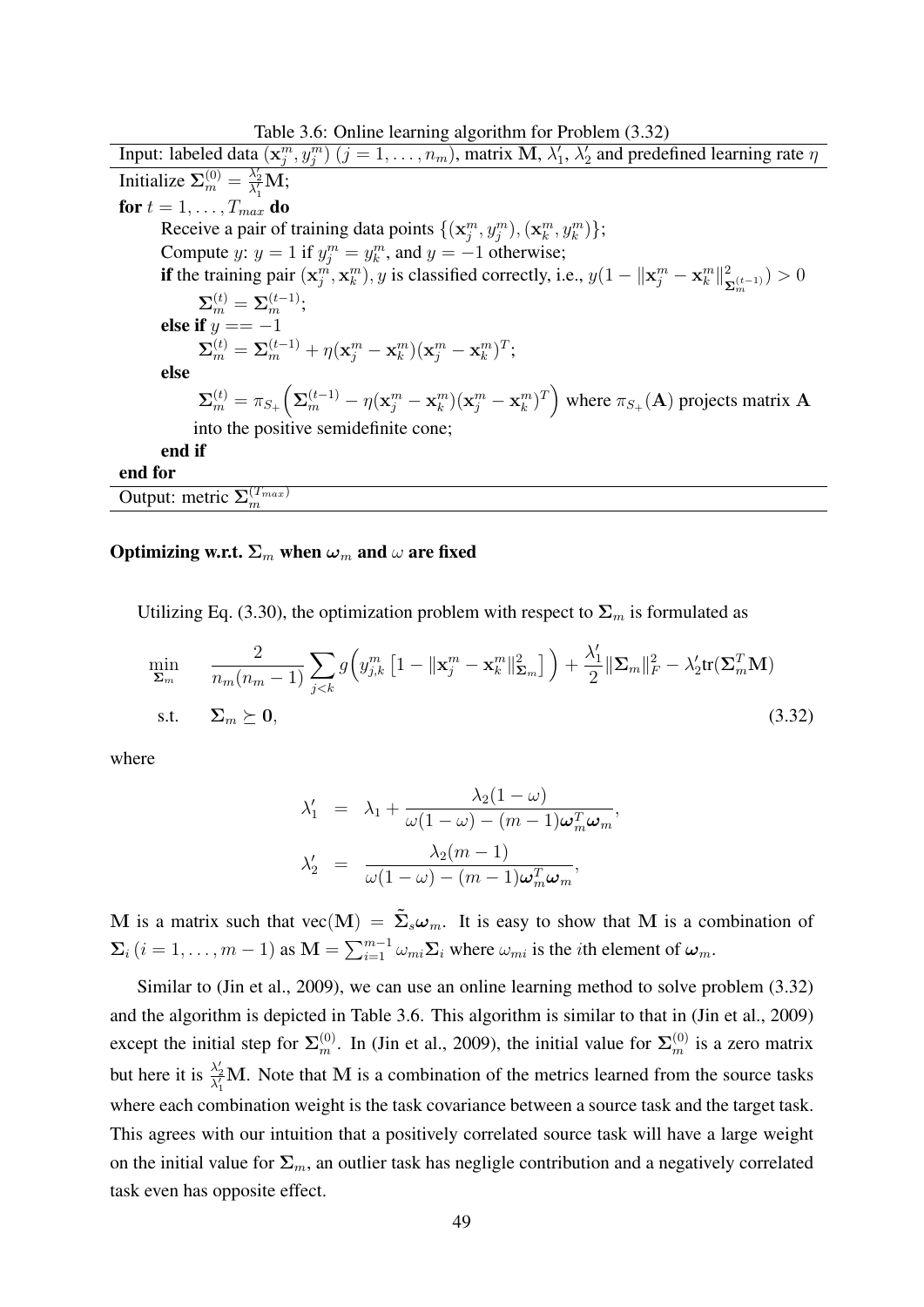Table 3.6: Online learning algorithm for Problem (3.32)

Input: labeled data $(\mathbf{x}_j^m, y_j^m)$ $(j = 1, \ldots, n_m)$, matrix $\mathbf{M}$, $\lambda_1'$, $\lambda_2'$ and predefined learning rate $\eta$

Initialize $\mathbf{\Sigma}_m^{(0)} = \frac{\lambda_2'}{\lambda_1'}\mathbf{M}$;

**for** $t = 1, \ldots, T_{max}$ **do**

  Receive a pair of training data points $\{(\mathbf{x}_j^m, y_j^m), (\mathbf{x}_k^m, y_k^m)\}$;

  Compute $y$: $y = 1$ if $y_j^m = y_k^m$, and $y = -1$ otherwise;

  **if** the training pair $(\mathbf{x}_j^m, \mathbf{x}_k^m), y$ is classified correctly, i.e., $y(1 - \|\mathbf{x}_j^m - \mathbf{x}_k^m\|^2_{\mathbf{\Sigma}_m^{(t-1)}}) > 0$

    $\mathbf{\Sigma}_m^{(t)} = \mathbf{\Sigma}_m^{(t-1)}$;

  **else if** $y == -1$

    $\mathbf{\Sigma}_m^{(t)} = \mathbf{\Sigma}_m^{(t-1)} + \eta(\mathbf{x}_j^m - \mathbf{x}_k^m)(\mathbf{x}_j^m - \mathbf{x}_k^m)^T$;

  **else**

    $\mathbf{\Sigma}_m^{(t)} = \pi_{S_+}\Big(\mathbf{\Sigma}_m^{(t-1)} - \eta(\mathbf{x}_j^m - \mathbf{x}_k^m)(\mathbf{x}_j^m - \mathbf{x}_k^m)^T\Big)$ where $\pi_{S_+}(\mathbf{A})$ projects matrix $\mathbf{A}$ into the positive semidefinite cone;

  **end if**

**end for**

Output: metric $\mathbf{\Sigma}_m^{(T_{max})}$

**Optimizing w.r.t. $\mathbf{\Sigma}_m$ when $\boldsymbol{\omega}_m$ and $\omega$ are fixed**

Utilizing Eq. (3.30), the optimization problem with respect to $\mathbf{\Sigma}_m$ is formulated as

$$
\begin{aligned}
\min_{\mathbf{\Sigma}_m} \quad & \frac{2}{n_m(n_m-1)} \sum_{j<k} g\Big(y_{j,k}^m \left[1 - \|\mathbf{x}_j^m - \mathbf{x}_k^m\|^2_{\mathbf{\Sigma}_m}\right]\Big) + \frac{\lambda_1'}{2}\|\mathbf{\Sigma}_m\|_F^2 - \lambda_2' \mathrm{tr}(\mathbf{\Sigma}_m^T \mathbf{M}) \\
\text{s.t.} \quad & \mathbf{\Sigma}_m \succeq \mathbf{0},
\end{aligned}
\tag{3.32}
$$

where

$$
\begin{aligned}
\lambda_1' &= \lambda_1 + \frac{\lambda_2(1-\omega)}{\omega(1-\omega) - (m-1)\boldsymbol{\omega}_m^T\boldsymbol{\omega}_m}, \\
\lambda_2' &= \frac{\lambda_2(m-1)}{\omega(1-\omega) - (m-1)\boldsymbol{\omega}_m^T\boldsymbol{\omega}_m},
\end{aligned}
$$

$\mathbf{M}$ is a matrix such that $\mathrm{vec}(\mathbf{M}) = \tilde{\mathbf{\Sigma}}_s\boldsymbol{\omega}_m$. It is easy to show that $\mathbf{M}$ is a combination of $\mathbf{\Sigma}_i$ $(i = 1, \ldots, m-1)$ as $\mathbf{M} = \sum_{i=1}^{m-1} \omega_{mi}\mathbf{\Sigma}_i$ where $\omega_{mi}$ is the $i$th element of $\boldsymbol{\omega}_m$.

Similar to (Jin et al., 2009), we can use an online learning method to solve problem (3.32) and the algorithm is depicted in Table 3.6. This algorithm is similar to that in (Jin et al., 2009) except the initial step for $\mathbf{\Sigma}_m^{(0)}$. In (Jin et al., 2009), the initial value for $\mathbf{\Sigma}_m^{(0)}$ is a zero matrix but here it is $\frac{\lambda_2'}{\lambda_1'}\mathbf{M}$. Note that $\mathbf{M}$ is a combination of the metrics learned from the source tasks where each combination weight is the task covariance between a source task and the target task. This agrees with our intuition that a positively correlated source task will have a large weight on the initial value for $\mathbf{\Sigma}_m$, an outlier task has negligle contribution and a negatively correlated task even has opposite effect.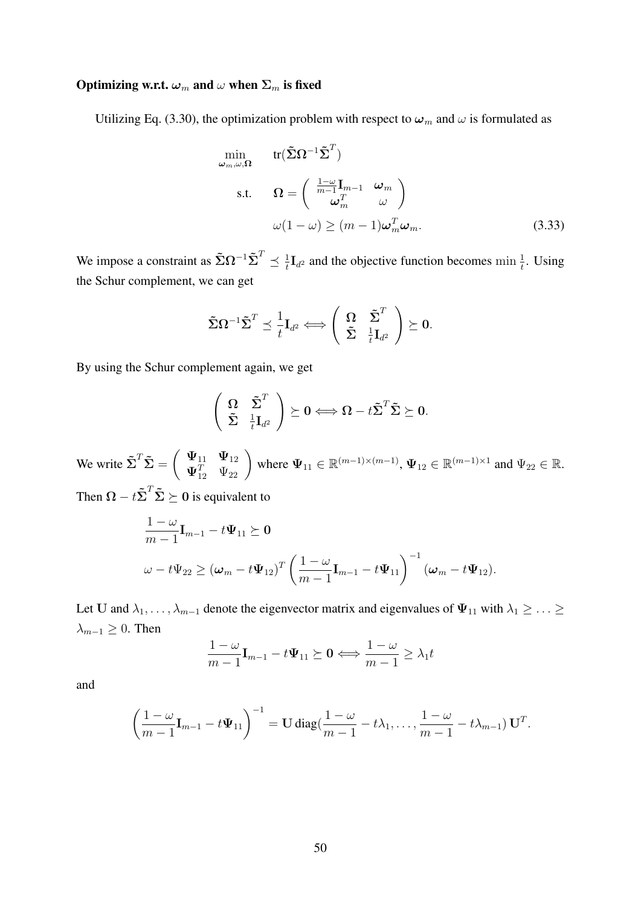**Optimizing w.r.t. $\boldsymbol{\omega}_m$ and $\omega$ when $\boldsymbol{\Sigma}_m$ is fixed**

Utilizing Eq. (3.30), the optimization problem with respect to $\boldsymbol{\omega}_m$ and $\omega$ is formulated as

$$
\begin{aligned}
\min_{\boldsymbol{\omega}_m, \omega, \boldsymbol{\Omega}} \quad & \text{tr}(\tilde{\boldsymbol{\Sigma}} \boldsymbol{\Omega}^{-1} \tilde{\boldsymbol{\Sigma}}^T) \\
\text{s.t.} \quad & \boldsymbol{\Omega} = \begin{pmatrix} \frac{1-\omega}{m-1} \mathbf{I}_{m-1} & \boldsymbol{\omega}_m \\ \boldsymbol{\omega}_m^T & \omega \end{pmatrix} \\
& \omega(1-\omega) \geq (m-1) \boldsymbol{\omega}_m^T \boldsymbol{\omega}_m.
\end{aligned}
\tag{3.33}
$$

We impose a constraint as $\tilde{\boldsymbol{\Sigma}} \boldsymbol{\Omega}^{-1} \tilde{\boldsymbol{\Sigma}}^T \preceq \frac{1}{t} \mathbf{I}_{d^2}$ and the objective function becomes $\min \frac{1}{t}$. Using the Schur complement, we can get

$$
\tilde{\boldsymbol{\Sigma}} \boldsymbol{\Omega}^{-1} \tilde{\boldsymbol{\Sigma}}^T \preceq \frac{1}{t} \mathbf{I}_{d^2} \Longleftrightarrow \begin{pmatrix} \boldsymbol{\Omega} & \tilde{\boldsymbol{\Sigma}}^T \\ \tilde{\boldsymbol{\Sigma}} & \frac{1}{t} \mathbf{I}_{d^2} \end{pmatrix} \succeq \mathbf{0}.
$$

By using the Schur complement again, we get

$$
\begin{pmatrix} \boldsymbol{\Omega} & \tilde{\boldsymbol{\Sigma}}^T \\ \tilde{\boldsymbol{\Sigma}} & \frac{1}{t} \mathbf{I}_{d^2} \end{pmatrix} \succeq \mathbf{0} \Longleftrightarrow \boldsymbol{\Omega} - t \tilde{\boldsymbol{\Sigma}}^T \tilde{\boldsymbol{\Sigma}} \succeq \mathbf{0}.
$$

We write $\tilde{\boldsymbol{\Sigma}}^T \tilde{\boldsymbol{\Sigma}} = \begin{pmatrix} \boldsymbol{\Psi}_{11} & \boldsymbol{\Psi}_{12} \\ \boldsymbol{\Psi}_{12}^T & \Psi_{22} \end{pmatrix}$ where $\boldsymbol{\Psi}_{11} \in \mathbb{R}^{(m-1)\times(m-1)}$, $\boldsymbol{\Psi}_{12} \in \mathbb{R}^{(m-1)\times 1}$ and $\Psi_{22} \in \mathbb{R}$. Then $\boldsymbol{\Omega} - t \tilde{\boldsymbol{\Sigma}}^T \tilde{\boldsymbol{\Sigma}} \succeq \mathbf{0}$ is equivalent to

$$
\begin{aligned}
& \frac{1-\omega}{m-1} \mathbf{I}_{m-1} - t \boldsymbol{\Psi}_{11} \succeq \mathbf{0} \\
& \omega - t \Psi_{22} \geq (\boldsymbol{\omega}_m - t \boldsymbol{\Psi}_{12})^T \left( \frac{1-\omega}{m-1} \mathbf{I}_{m-1} - t \boldsymbol{\Psi}_{11} \right)^{-1} (\boldsymbol{\omega}_m - t \boldsymbol{\Psi}_{12}).
\end{aligned}
$$

Let $\mathbf{U}$ and $\lambda_1, \ldots, \lambda_{m-1}$ denote the eigenvector matrix and eigenvalues of $\boldsymbol{\Psi}_{11}$ with $\lambda_1 \geq \ldots \geq \lambda_{m-1} \geq 0$. Then

$$
\frac{1-\omega}{m-1} \mathbf{I}_{m-1} - t \boldsymbol{\Psi}_{11} \succeq \mathbf{0} \Longleftrightarrow \frac{1-\omega}{m-1} \geq \lambda_1 t
$$

and

$$
\left( \frac{1-\omega}{m-1} \mathbf{I}_{m-1} - t \boldsymbol{\Psi}_{11} \right)^{-1} = \mathbf{U} \operatorname{diag}\left(\frac{1-\omega}{m-1} - t\lambda_1, \ldots, \frac{1-\omega}{m-1} - t\lambda_{m-1}\right) \mathbf{U}^T.
$$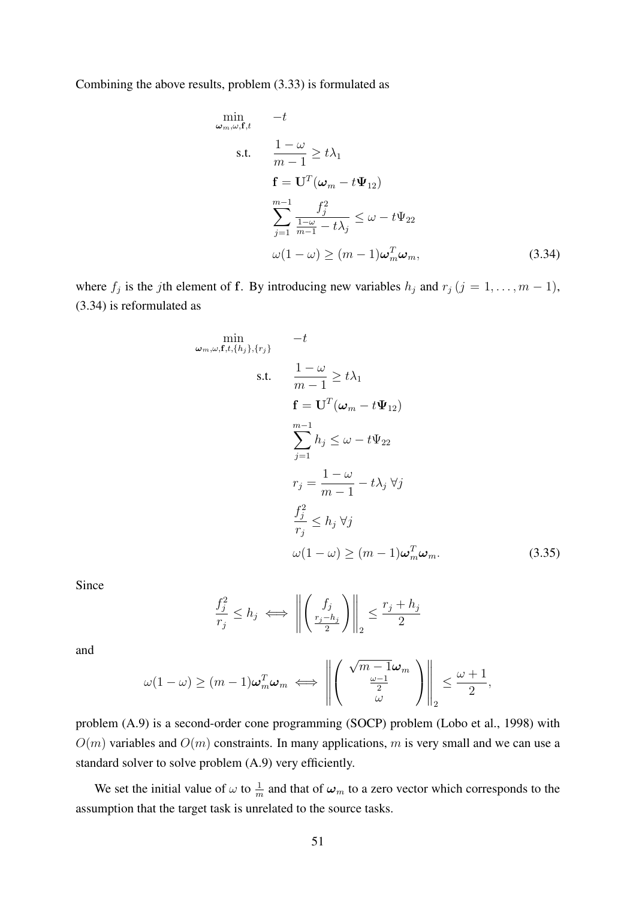Combining the above results, problem (3.33) is formulated as

$$
\begin{aligned}
\min_{\boldsymbol{\omega}_m, \omega, \mathbf{f}, t} \quad & -t \\
\text{s.t.} \quad & \frac{1-\omega}{m-1} \geq t\lambda_1 \\
& \mathbf{f} = \mathbf{U}^T(\boldsymbol{\omega}_m - t\boldsymbol{\Psi}_{12}) \\
& \sum_{j=1}^{m-1} \frac{f_j^2}{\frac{1-\omega}{m-1} - t\lambda_j} \leq \omega - t\Psi_{22} \\
& \omega(1-\omega) \geq (m-1)\boldsymbol{\omega}_m^T\boldsymbol{\omega}_m,
\end{aligned} \tag{3.34}
$$

where $f_j$ is the $j$th element of $\mathbf{f}$. By introducing new variables $h_j$ and $r_j$ $(j = 1, \ldots, m-1)$, (3.34) is reformulated as

$$
\begin{aligned}
\min_{\boldsymbol{\omega}_m, \omega, \mathbf{f}, t, \{h_j\}, \{r_j\}} \quad & -t \\
\text{s.t.} \quad & \frac{1-\omega}{m-1} \geq t\lambda_1 \\
& \mathbf{f} = \mathbf{U}^T(\boldsymbol{\omega}_m - t\boldsymbol{\Psi}_{12}) \\
& \sum_{j=1}^{m-1} h_j \leq \omega - t\Psi_{22} \\
& r_j = \frac{1-\omega}{m-1} - t\lambda_j \ \forall j \\
& \frac{f_j^2}{r_j} \leq h_j \ \forall j \\
& \omega(1-\omega) \geq (m-1)\boldsymbol{\omega}_m^T\boldsymbol{\omega}_m.
\end{aligned} \tag{3.35}
$$

Since

$$
\frac{f_j^2}{r_j} \leq h_j \iff \left\| \begin{pmatrix} f_j \\ \frac{r_j - h_j}{2} \end{pmatrix} \right\|_2 \leq \frac{r_j + h_j}{2}
$$

and

$$
\omega(1-\omega) \geq (m-1)\boldsymbol{\omega}_m^T\boldsymbol{\omega}_m \iff \left\| \begin{pmatrix} \sqrt{m-1}\boldsymbol{\omega}_m \\ \frac{\omega-1}{2} \\ \omega \end{pmatrix} \right\|_2 \leq \frac{\omega+1}{2},
$$

problem (A.9) is a second-order cone programming (SOCP) problem (Lobo et al., 1998) with $O(m)$ variables and $O(m)$ constraints. In many applications, $m$ is very small and we can use a standard solver to solve problem (A.9) very efficiently.

We set the initial value of $\omega$ to $\frac{1}{m}$ and that of $\boldsymbol{\omega}_m$ to a zero vector which corresponds to the assumption that the target task is unrelated to the source tasks.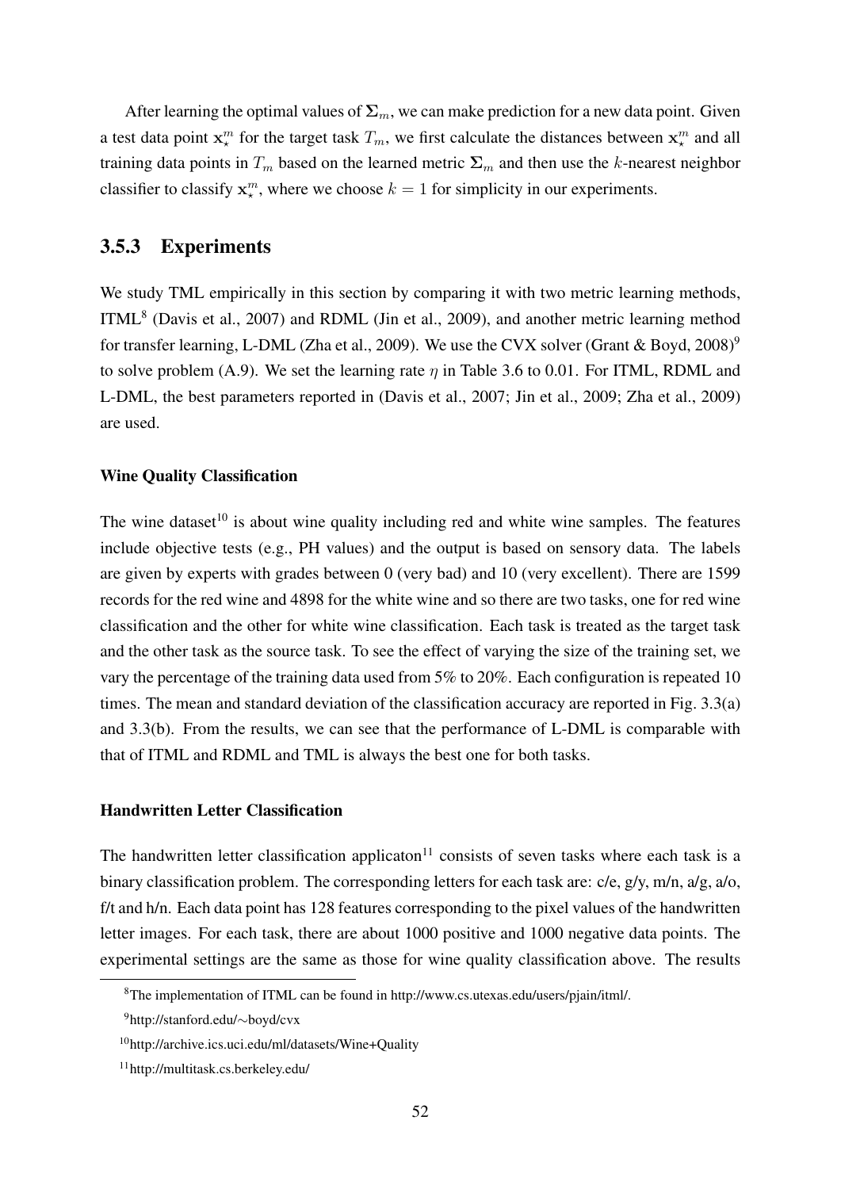After learning the optimal values of $\mathbf{\Sigma}_m$, we can make prediction for a new data point. Given a test data point $\mathbf{x}_\star^m$ for the target task $T_m$, we first calculate the distances between $\mathbf{x}_\star^m$ and all training data points in $T_m$ based on the learned metric $\mathbf{\Sigma}_m$ and then use the $k$-nearest neighbor classifier to classify $\mathbf{x}_\star^m$, where we choose $k = 1$ for simplicity in our experiments.

### 3.5.3 Experiments

We study TML empirically in this section by comparing it with two metric learning methods, ITML[8] (Davis et al., 2007) and RDML (Jin et al., 2009), and another metric learning method for transfer learning, L-DML (Zha et al., 2009). We use the CVX solver (Grant & Boyd, 2008)[9] to solve problem (A.9). We set the learning rate $\eta$ in Table 3.6 to 0.01. For ITML, RDML and L-DML, the best parameters reported in (Davis et al., 2007; Jin et al., 2009; Zha et al., 2009) are used.

#### Wine Quality Classification

The wine dataset[10] is about wine quality including red and white wine samples. The features include objective tests (e.g., PH values) and the output is based on sensory data. The labels are given by experts with grades between 0 (very bad) and 10 (very excellent). There are 1599 records for the red wine and 4898 for the white wine and so there are two tasks, one for red wine classification and the other for white wine classification. Each task is treated as the target task and the other task as the source task. To see the effect of varying the size of the training set, we vary the percentage of the training data used from 5% to 20%. Each configuration is repeated 10 times. The mean and standard deviation of the classification accuracy are reported in Fig. 3.3(a) and 3.3(b). From the results, we can see that the performance of L-DML is comparable with that of ITML and RDML and TML is always the best one for both tasks.

#### Handwritten Letter Classification

The handwritten letter classification applicaton[11] consists of seven tasks where each task is a binary classification problem. The corresponding letters for each task are: c/e, g/y, m/n, a/g, a/o, f/t and h/n. Each data point has 128 features corresponding to the pixel values of the handwritten letter images. For each task, there are about 1000 positive and 1000 negative data points. The experimental settings are the same as those for wine quality classification above. The results

---

[8] The implementation of ITML can be found in http://www.cs.utexas.edu/users/pjain/itml/.

[9] http://stanford.edu/∼boyd/cvx

[10] http://archive.ics.uci.edu/ml/datasets/Wine+Quality

[11] http://multitask.cs.berkeley.edu/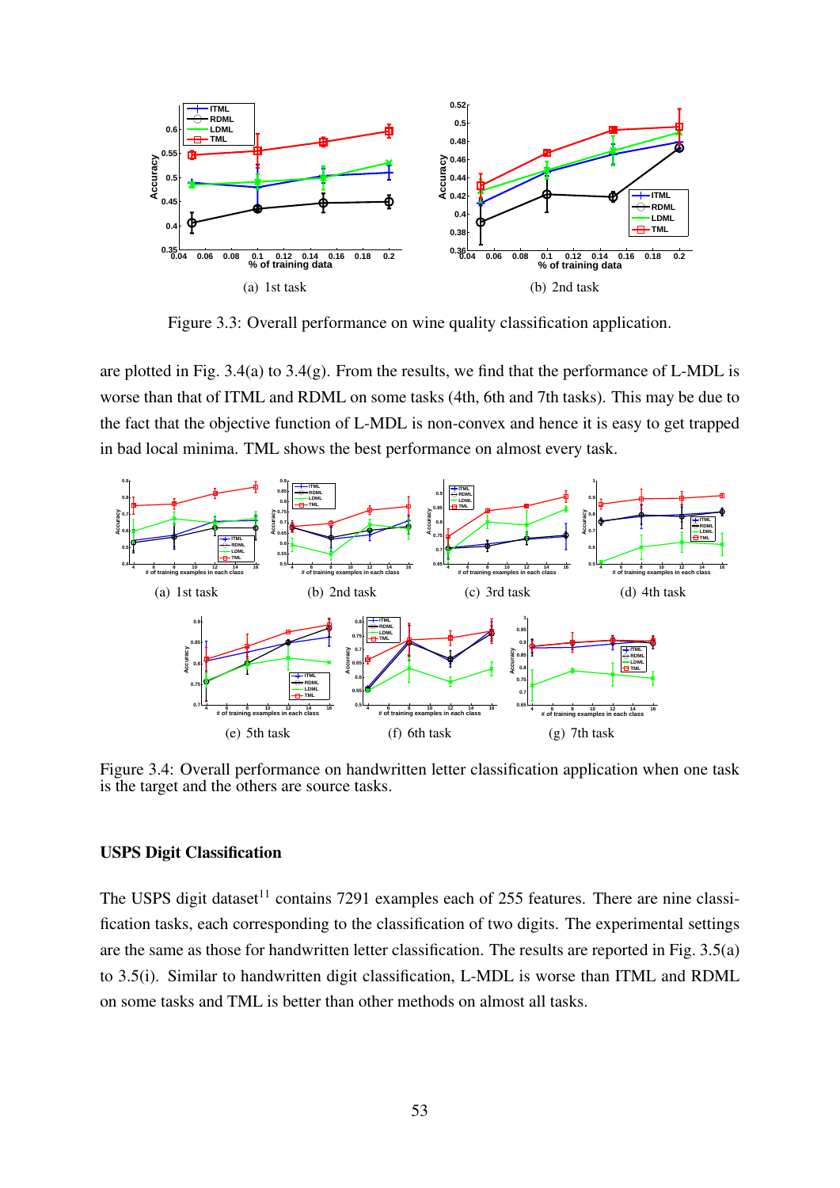(a) 1st task

(b) 2nd task

Figure 3.3: Overall performance on wine quality classification application.

are plotted in Fig. 3.4(a) to 3.4(g). From the results, we find that the performance of L-MDL is worse than that of ITML and RDML on some tasks (4th, 6th and 7th tasks). This may be due to the fact that the objective function of L-MDL is non-convex and hence it is easy to get trapped in bad local minima. TML shows the best performance on almost every task.

(a) 1st task

(b) 2nd task

(c) 3rd task

(d) 4th task

(e) 5th task

(f) 6th task

(g) 7th task

Figure 3.4: Overall performance on handwritten letter classification application when one task is the target and the others are source tasks.

### USPS Digit Classification

The USPS digit dataset[11] contains 7291 examples each of 255 features. There are nine classification tasks, each corresponding to the classification of two digits. The experimental settings are the same as those for handwritten letter classification. The results are reported in Fig. 3.5(a) to 3.5(i). Similar to handwritten digit classification, L-MDL is worse than ITML and RDML on some tasks and TML is better than other methods on almost all tasks.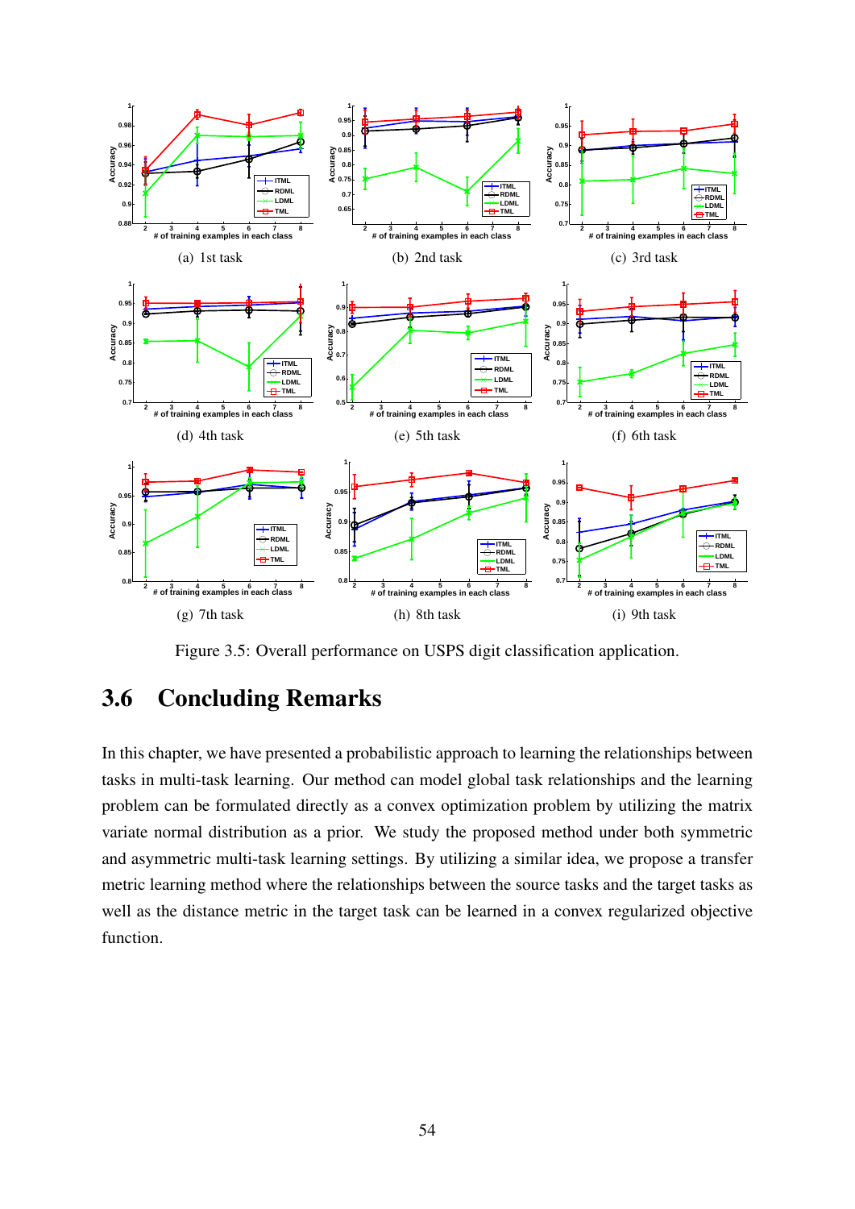Accuracy
0.88
0.9
0.92
0.94
0.96
0.98
1
2 3 4 5 6 7 8
# of training examples in each class
ITML
RDML
LDML
TML

(a) 1st task

Accuracy
0.65
0.7
0.75
0.8
0.85
0.9
0.95
1
2 3 4 5 6 7 8
# of training examples in each class
ITML
RDML
LDML
TML

(b) 2nd task

Accuracy
0.7
0.75
0.8
0.85
0.9
0.95
1
2 3 4 5 6 7 8
# of training examples in each class
ITML
RDML
LDML
TML

(c) 3rd task

Accuracy
0.7
0.75
0.8
0.85
0.9
0.95
1
2 3 4 5 6 7 8
# of training examples in each class
ITML
RDML
LDML
TML

(d) 4th task

Accuracy
0.5
0.6
0.7
0.8
0.9
1
2 3 4 5 6 7 8
# of training examples in each class
ITML
RDML
LDML
TML

(e) 5th task

Accuracy
0.7
0.75
0.8
0.85
0.9
0.95
1
2 3 4 5 6 7 8
# of training examples in each class
ITML
RDML
LDML
TML

(f) 6th task

Accuracy
0.8
0.85
0.9
0.95
1
2 3 4 5 6 7 8
# of training examples in each class
ITML
RDML
LDML
TML

(g) 7th task

Accuracy
0.8
0.85
0.9
0.95
1
2 3 4 5 6 7 8
# of training examples in each class
ITML
RDML
LDML
TML

(h) 8th task

Accuracy
0.7
0.75
0.8
0.85
0.9
0.95
1
2 3 4 5 6 7 8
# of training examples in each class
ITML
RDML
LDML
TML

(i) 9th task

Figure 3.5: Overall performance on USPS digit classification application.

## 3.6 Concluding Remarks

In this chapter, we have presented a probabilistic approach to learning the relationships between tasks in multi-task learning. Our method can model global task relationships and the learning problem can be formulated directly as a convex optimization problem by utilizing the matrix variate normal distribution as a prior. We study the proposed method under both symmetric and asymmetric multi-task learning settings. By utilizing a similar idea, we propose a transfer metric learning method where the relationships between the source tasks and the target tasks as well as the distance metric in the target task can be learned in a convex regularized objective function.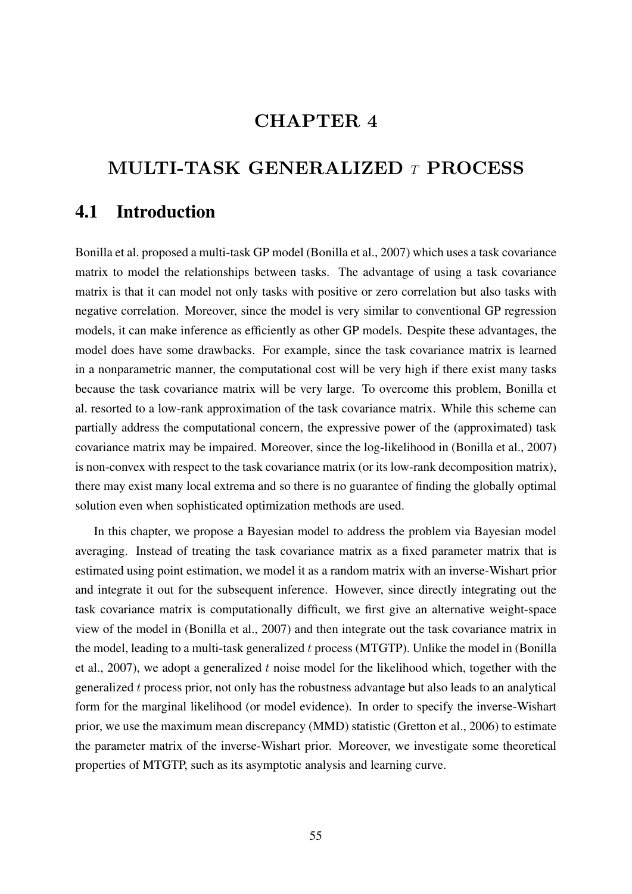# CHAPTER 4

# MULTI-TASK GENERALIZED $t$ PROCESS

## 4.1 Introduction

Bonilla et al. proposed a multi-task GP model (Bonilla et al., 2007) which uses a task covariance matrix to model the relationships between tasks. The advantage of using a task covariance matrix is that it can model not only tasks with positive or zero correlation but also tasks with negative correlation. Moreover, since the model is very similar to conventional GP regression models, it can make inference as efficiently as other GP models. Despite these advantages, the model does have some drawbacks. For example, since the task covariance matrix is learned in a nonparametric manner, the computational cost will be very high if there exist many tasks because the task covariance matrix will be very large. To overcome this problem, Bonilla et al. resorted to a low-rank approximation of the task covariance matrix. While this scheme can partially address the computational concern, the expressive power of the (approximated) task covariance matrix may be impaired. Moreover, since the log-likelihood in (Bonilla et al., 2007) is non-convex with respect to the task covariance matrix (or its low-rank decomposition matrix), there may exist many local extrema and so there is no guarantee of finding the globally optimal solution even when sophisticated optimization methods are used.

In this chapter, we propose a Bayesian model to address the problem via Bayesian model averaging. Instead of treating the task covariance matrix as a fixed parameter matrix that is estimated using point estimation, we model it as a random matrix with an inverse-Wishart prior and integrate it out for the subsequent inference. However, since directly integrating out the task covariance matrix is computationally difficult, we first give an alternative weight-space view of the model in (Bonilla et al., 2007) and then integrate out the task covariance matrix in the model, leading to a multi-task generalized $t$ process (MTGTP). Unlike the model in (Bonilla et al., 2007), we adopt a generalized $t$ noise model for the likelihood which, together with the generalized $t$ process prior, not only has the robustness advantage but also leads to an analytical form for the marginal likelihood (or model evidence). In order to specify the inverse-Wishart prior, we use the maximum mean discrepancy (MMD) statistic (Gretton et al., 2006) to estimate the parameter matrix of the inverse-Wishart prior. Moreover, we investigate some theoretical properties of MTGTP, such as its asymptotic analysis and learning curve.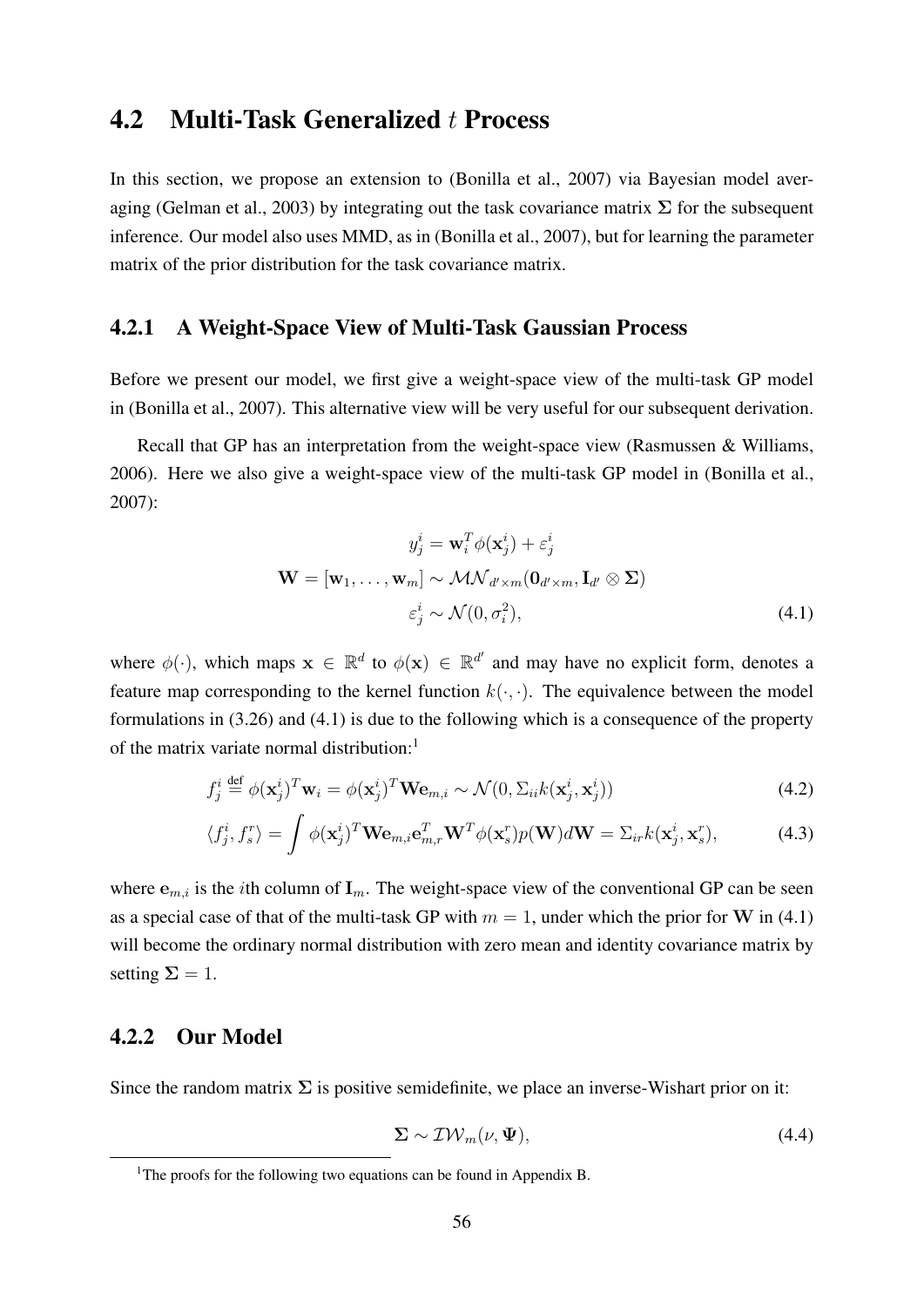## 4.2 Multi-Task Generalized $t$ Process

In this section, we propose an extension to (Bonilla et al., 2007) via Bayesian model averaging (Gelman et al., 2003) by integrating out the task covariance matrix $\mathbf{\Sigma}$ for the subsequent inference. Our model also uses MMD, as in (Bonilla et al., 2007), but for learning the parameter matrix of the prior distribution for the task covariance matrix.

### 4.2.1 A Weight-Space View of Multi-Task Gaussian Process

Before we present our model, we first give a weight-space view of the multi-task GP model in (Bonilla et al., 2007). This alternative view will be very useful for our subsequent derivation.

Recall that GP has an interpretation from the weight-space view (Rasmussen & Williams, 2006). Here we also give a weight-space view of the multi-task GP model in (Bonilla et al., 2007):

$$
\begin{aligned}
y_j^i &= \mathbf{w}_i^T \phi(\mathbf{x}_j^i) + \varepsilon_j^i \\
\mathbf{W} = [\mathbf{w}_1, \ldots, \mathbf{w}_m] &\sim \mathcal{MN}_{d' \times m}(\mathbf{0}_{d' \times m}, \mathbf{I}_{d'} \otimes \mathbf{\Sigma}) \\
\varepsilon_j^i &\sim \mathcal{N}(0, \sigma_i^2),
\end{aligned}
\tag{4.1}
$$

where $\phi(\cdot)$, which maps $\mathbf{x} \in \mathbb{R}^d$ to $\phi(\mathbf{x}) \in \mathbb{R}^{d'}$ and may have no explicit form, denotes a feature map corresponding to the kernel function $k(\cdot, \cdot)$. The equivalence between the model formulations in (3.26) and (4.1) is due to the following which is a consequence of the property of the matrix variate normal distribution:[1]

$$
f_j^i \stackrel{\text{def}}{=} \phi(\mathbf{x}_j^i)^T \mathbf{w}_i = \phi(\mathbf{x}_j^i)^T \mathbf{W} \mathbf{e}_{m,i} \sim \mathcal{N}(0, \Sigma_{ii} k(\mathbf{x}_j^i, \mathbf{x}_j^i)) \tag{4.2}
$$

$$
\langle f_j^i, f_s^r \rangle = \int \phi(\mathbf{x}_j^i)^T \mathbf{W} \mathbf{e}_{m,i} \mathbf{e}_{m,r}^T \mathbf{W}^T \phi(\mathbf{x}_s^r) p(\mathbf{W}) d\mathbf{W} = \Sigma_{ir} k(\mathbf{x}_j^i, \mathbf{x}_s^r), \tag{4.3}
$$

where $\mathbf{e}_{m,i}$ is the $i$th column of $\mathbf{I}_m$. The weight-space view of the conventional GP can be seen as a special case of that of the multi-task GP with $m = 1$, under which the prior for $\mathbf{W}$ in (4.1) will become the ordinary normal distribution with zero mean and identity covariance matrix by setting $\mathbf{\Sigma} = 1$.

### 4.2.2 Our Model

Since the random matrix $\mathbf{\Sigma}$ is positive semidefinite, we place an inverse-Wishart prior on it:

$$
\mathbf{\Sigma} \sim \mathcal{IW}_m(\nu, \mathbf{\Psi}), \tag{4.4}
$$

[1] The proofs for the following two equations can be found in Appendix B.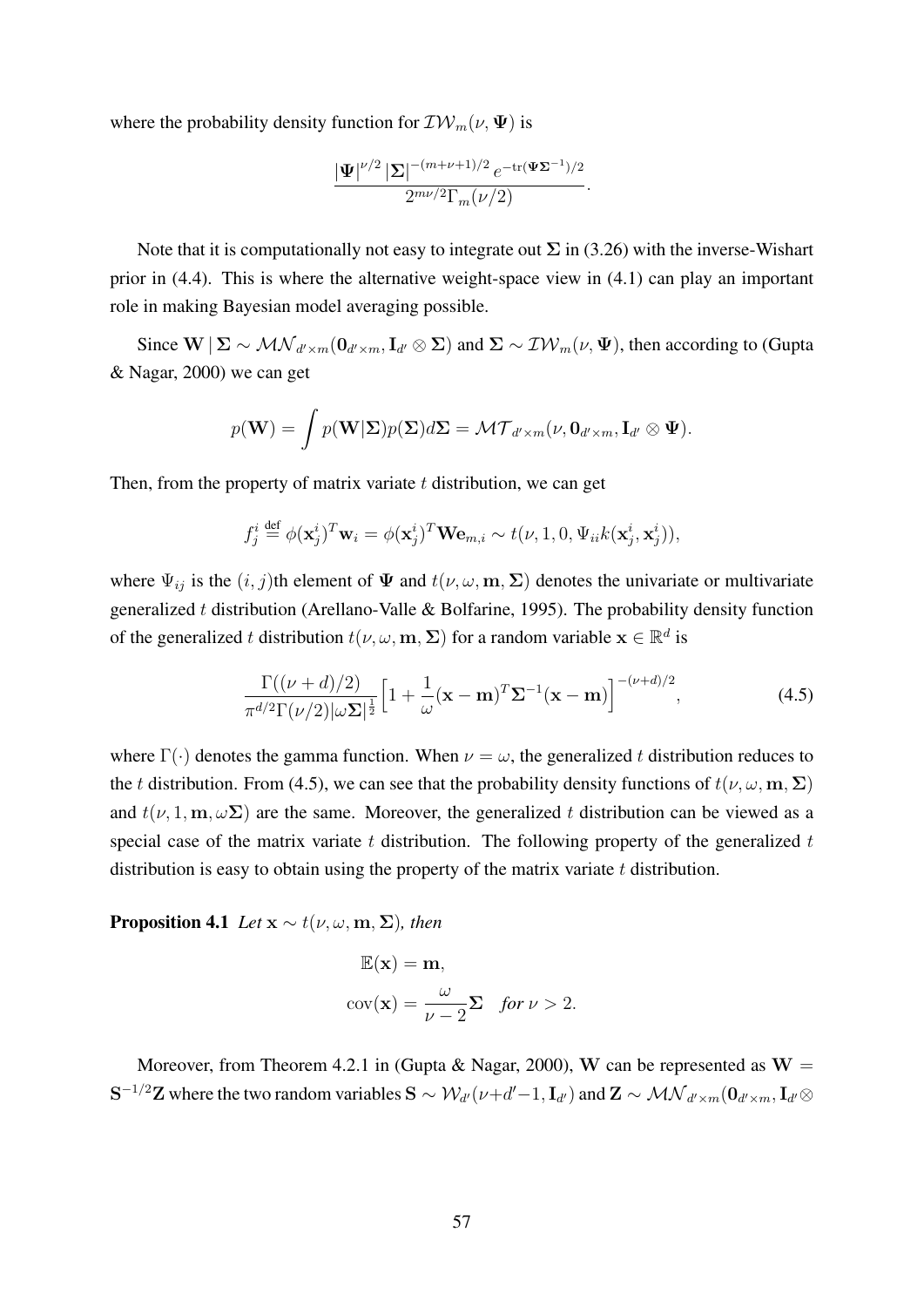where the probability density function for $\mathcal{IW}_m(\nu, \mathbf{\Psi})$ is

$$\frac{|\mathbf{\Psi}|^{\nu/2} |\mathbf{\Sigma}|^{-(m+\nu+1)/2} e^{-\mathrm{tr}(\mathbf{\Psi}\mathbf{\Sigma}^{-1})/2}}{2^{m\nu/2}\Gamma_m(\nu/2)}.$$

Note that it is computationally not easy to integrate out $\mathbf{\Sigma}$ in (3.26) with the inverse-Wishart prior in (4.4). This is where the alternative weight-space view in (4.1) can play an important role in making Bayesian model averaging possible.

Since $\mathbf{W} \,|\, \mathbf{\Sigma} \sim \mathcal{MN}_{d' \times m}(\mathbf{0}_{d' \times m}, \mathbf{I}_{d'} \otimes \mathbf{\Sigma})$ and $\mathbf{\Sigma} \sim \mathcal{IW}_m(\nu, \mathbf{\Psi})$, then according to (Gupta & Nagar, 2000) we can get

$$p(\mathbf{W}) = \int p(\mathbf{W}|\mathbf{\Sigma})p(\mathbf{\Sigma})d\mathbf{\Sigma} = \mathcal{MT}_{d' \times m}(\nu, \mathbf{0}_{d' \times m}, \mathbf{I}_{d'} \otimes \mathbf{\Psi}).$$

Then, from the property of matrix variate $t$ distribution, we can get

$$f_j^i \stackrel{\text{def}}{=} \phi(\mathbf{x}_j^i)^T \mathbf{w}_i = \phi(\mathbf{x}_j^i)^T \mathbf{W}\mathbf{e}_{m,i} \sim t(\nu, 1, 0, \Psi_{ii} k(\mathbf{x}_j^i, \mathbf{x}_j^i)),$$

where $\Psi_{ij}$ is the $(i, j)$th element of $\mathbf{\Psi}$ and $t(\nu, \omega, \mathbf{m}, \mathbf{\Sigma})$ denotes the univariate or multivariate generalized $t$ distribution (Arellano-Valle & Bolfarine, 1995). The probability density function of the generalized $t$ distribution $t(\nu, \omega, \mathbf{m}, \mathbf{\Sigma})$ for a random variable $\mathbf{x} \in \mathbb{R}^d$ is

$$\frac{\Gamma((\nu+d)/2)}{\pi^{d/2}\Gamma(\nu/2)|\omega\mathbf{\Sigma}|^{\frac{1}{2}}} \Big[1 + \frac{1}{\omega}(\mathbf{x}-\mathbf{m})^T\mathbf{\Sigma}^{-1}(\mathbf{x}-\mathbf{m})\Big]^{-(\nu+d)/2}, \tag{4.5}$$

where $\Gamma(\cdot)$ denotes the gamma function. When $\nu = \omega$, the generalized $t$ distribution reduces to the $t$ distribution. From (4.5), we can see that the probability density functions of $t(\nu, \omega, \mathbf{m}, \mathbf{\Sigma})$ and $t(\nu, 1, \mathbf{m}, \omega\mathbf{\Sigma})$ are the same. Moreover, the generalized $t$ distribution can be viewed as a special case of the matrix variate $t$ distribution. The following property of the generalized $t$ distribution is easy to obtain using the property of the matrix variate $t$ distribution.

**Proposition 4.1** *Let* $\mathbf{x} \sim t(\nu, \omega, \mathbf{m}, \mathbf{\Sigma})$*, then*

$$\mathbb{E}(\mathbf{x}) = \mathbf{m},$$
$$\mathrm{cov}(\mathbf{x}) = \frac{\omega}{\nu - 2}\mathbf{\Sigma} \quad \textit{for } \nu > 2.$$

Moreover, from Theorem 4.2.1 in (Gupta & Nagar, 2000), $\mathbf{W}$ can be represented as $\mathbf{W} = \mathbf{S}^{-1/2}\mathbf{Z}$ where the two random variables $\mathbf{S} \sim \mathcal{W}_{d'}(\nu+d'-1, \mathbf{I}_{d'})$ and $\mathbf{Z} \sim \mathcal{MN}_{d' \times m}(\mathbf{0}_{d' \times m}, \mathbf{I}_{d'} \otimes$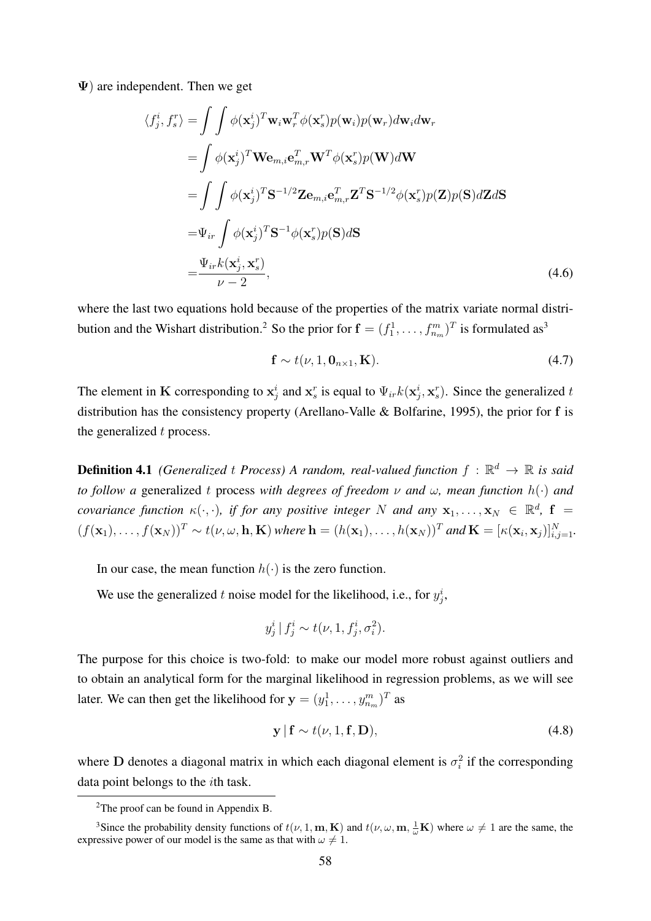$\mathbf{\Psi}$) are independent. Then we get

$$
\begin{aligned}
\langle f_j^i, f_s^r \rangle &= \int \int \phi(\mathbf{x}_j^i)^T \mathbf{w}_i \mathbf{w}_r^T \phi(\mathbf{x}_s^r) p(\mathbf{w}_i) p(\mathbf{w}_r) d\mathbf{w}_i d\mathbf{w}_r \\
&= \int \phi(\mathbf{x}_j^i)^T \mathbf{W} \mathbf{e}_{m,i} \mathbf{e}_{m,r}^T \mathbf{W}^T \phi(\mathbf{x}_s^r) p(\mathbf{W}) d\mathbf{W} \\
&= \int \int \phi(\mathbf{x}_j^i)^T \mathbf{S}^{-1/2} \mathbf{Z} \mathbf{e}_{m,i} \mathbf{e}_{m,r}^T \mathbf{Z}^T \mathbf{S}^{-1/2} \phi(\mathbf{x}_s^r) p(\mathbf{Z}) p(\mathbf{S}) d\mathbf{Z} d\mathbf{S} \\
&= \Psi_{ir} \int \phi(\mathbf{x}_j^i)^T \mathbf{S}^{-1} \phi(\mathbf{x}_s^r) p(\mathbf{S}) d\mathbf{S} \\
&= \frac{\Psi_{ir} k(\mathbf{x}_j^i, \mathbf{x}_s^r)}{\nu - 2},
\end{aligned} \tag{4.6}
$$

where the last two equations hold because of the properties of the matrix variate normal distribution and the Wishart distribution.[2] So the prior for $\mathbf{f} = (f_1^1, \ldots, f_{n_m}^m)^T$ is formulated as[3]

$$
\mathbf{f} \sim t(\nu, 1, \mathbf{0}_{n \times 1}, \mathbf{K}). \tag{4.7}
$$

The element in $\mathbf{K}$ corresponding to $\mathbf{x}_j^i$ and $\mathbf{x}_s^r$ is equal to $\Psi_{ir} k(\mathbf{x}_j^i, \mathbf{x}_s^r)$. Since the generalized $t$ distribution has the consistency property (Arellano-Valle & Bolfarine, 1995), the prior for $\mathbf{f}$ is the generalized $t$ process.

**Definition 4.1** *(Generalized $t$ Process) A random, real-valued function $f : \mathbb{R}^d \to \mathbb{R}$ is said to follow a* generalized $t$ process *with degrees of freedom $\nu$ and $\omega$, mean function $h(\cdot)$ and covariance function $\kappa(\cdot, \cdot)$, if for any positive integer $N$ and any $\mathbf{x}_1, \ldots, \mathbf{x}_N \in \mathbb{R}^d$, $\mathbf{f} = (f(\mathbf{x}_1), \ldots, f(\mathbf{x}_N))^T \sim t(\nu, \omega, \mathbf{h}, \mathbf{K})$ where $\mathbf{h} = (h(\mathbf{x}_1), \ldots, h(\mathbf{x}_N))^T$ and $\mathbf{K} = [\kappa(\mathbf{x}_i, \mathbf{x}_j)]_{i,j=1}^N$.*

In our case, the mean function $h(\cdot)$ is the zero function.

We use the generalized $t$ noise model for the likelihood, i.e., for $y_j^i$,

$$
y_j^i \mid f_j^i \sim t(\nu, 1, f_j^i, \sigma_i^2).
$$

The purpose for this choice is two-fold: to make our model more robust against outliers and to obtain an analytical form for the marginal likelihood in regression problems, as we will see later. We can then get the likelihood for $\mathbf{y} = (y_1^1, \ldots, y_{n_m}^m)^T$ as

$$
\mathbf{y} \mid \mathbf{f} \sim t(\nu, 1, \mathbf{f}, \mathbf{D}), \tag{4.8}
$$

where $\mathbf{D}$ denotes a diagonal matrix in which each diagonal element is $\sigma_i^2$ if the corresponding data point belongs to the $i$th task.

---

[2] The proof can be found in Appendix B.

[3] Since the probability density functions of $t(\nu, 1, \mathbf{m}, \mathbf{K})$ and $t(\nu, \omega, \mathbf{m}, \frac{1}{\omega}\mathbf{K})$ where $\omega \neq 1$ are the same, the expressive power of our model is the same as that with $\omega \neq 1$.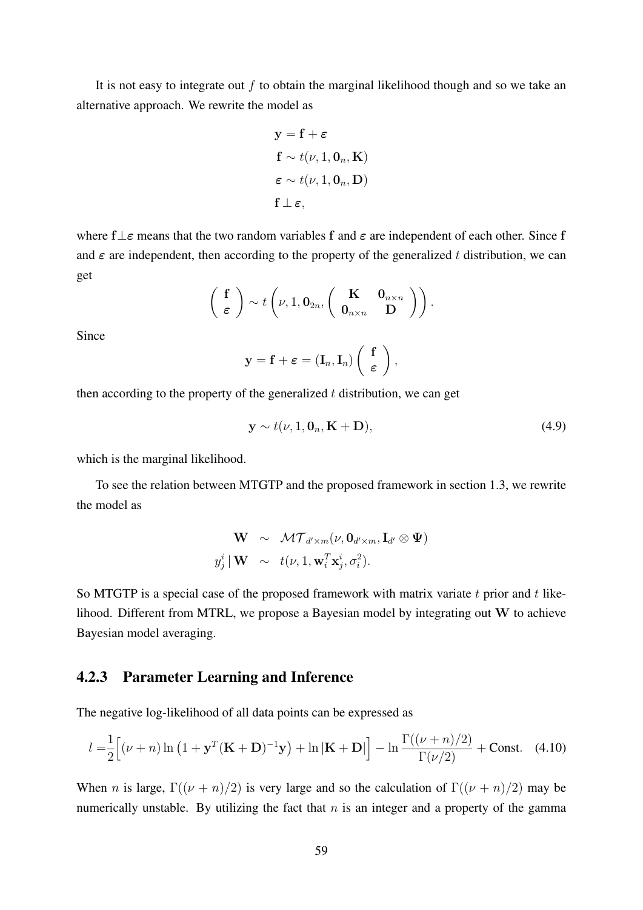It is not easy to integrate out $f$ to obtain the marginal likelihood though and so we take an alternative approach. We rewrite the model as

$$
\begin{aligned}
&\mathbf{y} = \mathbf{f} + \boldsymbol{\varepsilon} \\
&\mathbf{f} \sim t(\nu, 1, \mathbf{0}_n, \mathbf{K}) \\
&\boldsymbol{\varepsilon} \sim t(\nu, 1, \mathbf{0}_n, \mathbf{D}) \\
&\mathbf{f} \perp \boldsymbol{\varepsilon},
\end{aligned}
$$

where $\mathbf{f} \perp \boldsymbol{\varepsilon}$ means that the two random variables $\mathbf{f}$ and $\boldsymbol{\varepsilon}$ are independent of each other. Since $\mathbf{f}$ and $\boldsymbol{\varepsilon}$ are independent, then according to the property of the generalized $t$ distribution, we can get

$$
\begin{pmatrix} \mathbf{f} \\ \boldsymbol{\varepsilon} \end{pmatrix} \sim t\left(\nu, 1, \mathbf{0}_{2n}, \begin{pmatrix} \mathbf{K} & \mathbf{0}_{n\times n} \\ \mathbf{0}_{n\times n} & \mathbf{D} \end{pmatrix}\right).
$$

Since

$$
\mathbf{y} = \mathbf{f} + \boldsymbol{\varepsilon} = (\mathbf{I}_n, \mathbf{I}_n) \begin{pmatrix} \mathbf{f} \\ \boldsymbol{\varepsilon} \end{pmatrix},
$$

then according to the property of the generalized $t$ distribution, we can get

$$
\mathbf{y} \sim t(\nu, 1, \mathbf{0}_n, \mathbf{K} + \mathbf{D}), \tag{4.9}
$$

which is the marginal likelihood.

To see the relation between MTGTP and the proposed framework in section 1.3, we rewrite the model as

$$
\begin{aligned}
\mathbf{W} &\sim \mathcal{MT}_{d'\times m}(\nu, \mathbf{0}_{d'\times m}, \mathbf{I}_{d'} \otimes \boldsymbol{\Psi}) \\
y_j^i \,|\, \mathbf{W} &\sim t(\nu, 1, \mathbf{w}_i^T \mathbf{x}_j^i, \sigma_i^2).
\end{aligned}
$$

So MTGTP is a special case of the proposed framework with matrix variate $t$ prior and $t$ likelihood. Different from MTRL, we propose a Bayesian model by integrating out $\mathbf{W}$ to achieve Bayesian model averaging.

### 4.2.3 Parameter Learning and Inference

The negative log-likelihood of all data points can be expressed as

$$
l = \frac{1}{2}\Big[(\nu + n)\ln\big(1 + \mathbf{y}^T(\mathbf{K} + \mathbf{D})^{-1}\mathbf{y}\big) + \ln|\mathbf{K} + \mathbf{D}|\Big] - \ln\frac{\Gamma((\nu + n)/2)}{\Gamma(\nu/2)} + \text{Const.} \tag{4.10}
$$

When $n$ is large, $\Gamma((\nu + n)/2)$ is very large and so the calculation of $\Gamma((\nu + n)/2)$ may be numerically unstable. By utilizing the fact that $n$ is an integer and a property of the gamma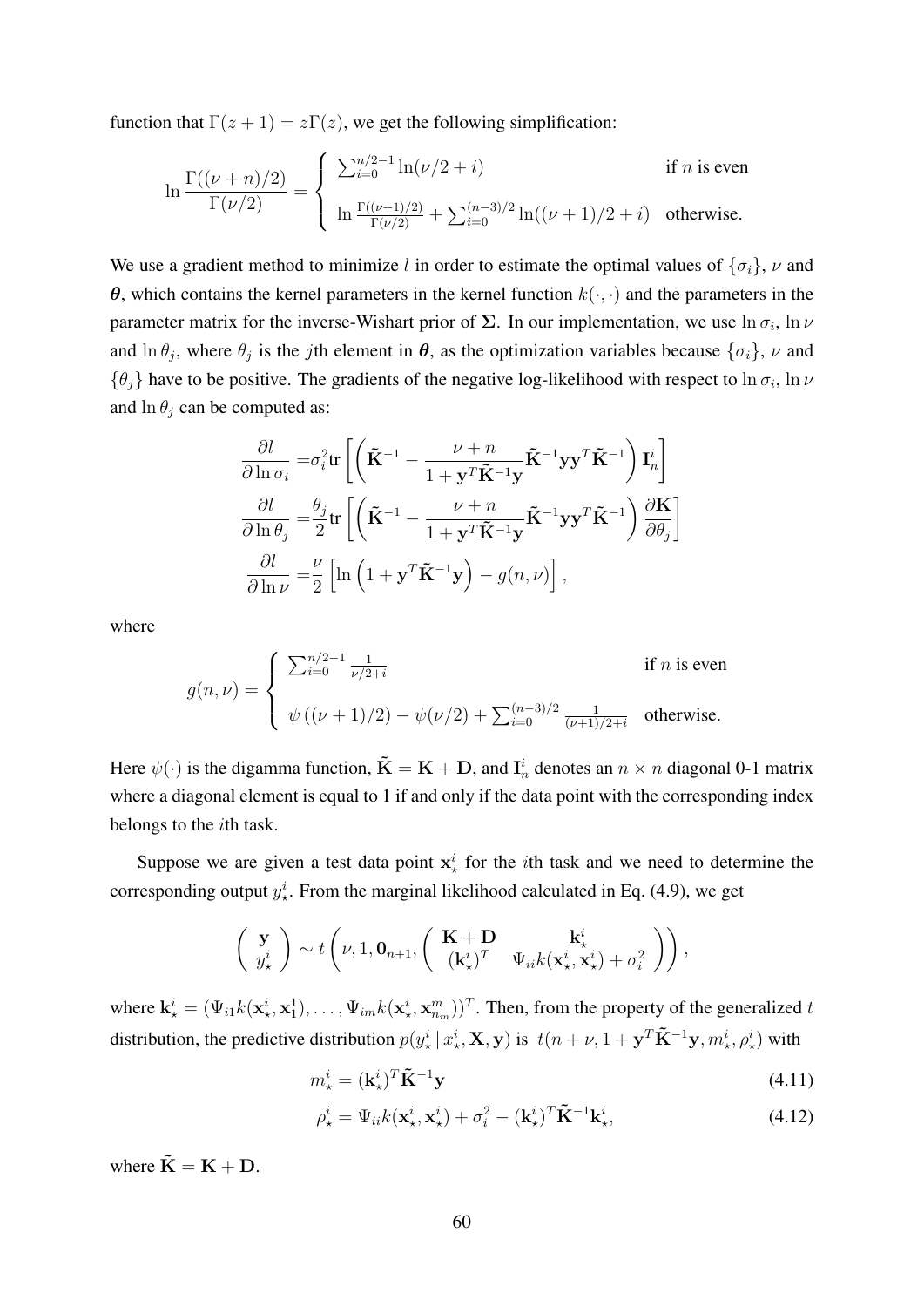function that $\Gamma(z+1) = z\Gamma(z)$, we get the following simplification:

$$
\ln \frac{\Gamma((\nu+n)/2)}{\Gamma(\nu/2)} = \begin{cases} \sum_{i=0}^{n/2-1} \ln(\nu/2+i) & \text{if } n \text{ is even} \\ \ln \frac{\Gamma((\nu+1)/2)}{\Gamma(\nu/2)} + \sum_{i=0}^{(n-3)/2} \ln((\nu+1)/2+i) & \text{otherwise.} \end{cases}
$$

We use a gradient method to minimize $l$ in order to estimate the optimal values of $\{\sigma_i\}$, $\nu$ and $\boldsymbol{\theta}$, which contains the kernel parameters in the kernel function $k(\cdot,\cdot)$ and the parameters in the parameter matrix for the inverse-Wishart prior of $\boldsymbol{\Sigma}$. In our implementation, we use $\ln \sigma_i$, $\ln \nu$ and $\ln \theta_j$, where $\theta_j$ is the $j$th element in $\boldsymbol{\theta}$, as the optimization variables because $\{\sigma_i\}$, $\nu$ and $\{\theta_j\}$ have to be positive. The gradients of the negative log-likelihood with respect to $\ln \sigma_i$, $\ln \nu$ and $\ln \theta_j$ can be computed as:

$$
\begin{aligned}
\frac{\partial l}{\partial \ln \sigma_i} &= \sigma_i^2 \text{tr}\left[\left(\tilde{\mathbf{K}}^{-1} - \frac{\nu+n}{1+\mathbf{y}^T\tilde{\mathbf{K}}^{-1}\mathbf{y}}\tilde{\mathbf{K}}^{-1}\mathbf{y}\mathbf{y}^T\tilde{\mathbf{K}}^{-1}\right)\mathbf{I}_n^i\right] \\
\frac{\partial l}{\partial \ln \theta_j} &= \frac{\theta_j}{2} \text{tr}\left[\left(\tilde{\mathbf{K}}^{-1} - \frac{\nu+n}{1+\mathbf{y}^T\tilde{\mathbf{K}}^{-1}\mathbf{y}}\tilde{\mathbf{K}}^{-1}\mathbf{y}\mathbf{y}^T\tilde{\mathbf{K}}^{-1}\right)\frac{\partial \mathbf{K}}{\partial \theta_j}\right] \\
\frac{\partial l}{\partial \ln \nu} &= \frac{\nu}{2}\left[\ln\left(1+\mathbf{y}^T\tilde{\mathbf{K}}^{-1}\mathbf{y}\right) - g(n,\nu)\right],
\end{aligned}
$$

where

$$
g(n,\nu) = \begin{cases} \sum_{i=0}^{n/2-1} \frac{1}{\nu/2+i} & \text{if } n \text{ is even} \\ \psi\left((\nu+1)/2\right) - \psi(\nu/2) + \sum_{i=0}^{(n-3)/2} \frac{1}{(\nu+1)/2+i} & \text{otherwise.} \end{cases}
$$

Here $\psi(\cdot)$ is the digamma function, $\tilde{\mathbf{K}} = \mathbf{K} + \mathbf{D}$, and $\mathbf{I}_n^i$ denotes an $n \times n$ diagonal 0-1 matrix where a diagonal element is equal to 1 if and only if the data point with the corresponding index belongs to the $i$th task.

Suppose we are given a test data point $\mathbf{x}_\star^i$ for the $i$th task and we need to determine the corresponding output $y_\star^i$. From the marginal likelihood calculated in Eq. (4.9), we get

$$
\begin{pmatrix} \mathbf{y} \\ y_\star^i \end{pmatrix} \sim t\left(\nu, 1, \mathbf{0}_{n+1}, \begin{pmatrix} \mathbf{K}+\mathbf{D} & \mathbf{k}_\star^i \\ (\mathbf{k}_\star^i)^T & \Psi_{ii}k(\mathbf{x}_\star^i, \mathbf{x}_\star^i) + \sigma_i^2 \end{pmatrix}\right),
$$

where $\mathbf{k}_\star^i = (\Psi_{i1}k(\mathbf{x}_\star^i, \mathbf{x}_1^1), \ldots, \Psi_{im}k(\mathbf{x}_\star^i, \mathbf{x}_{n_m}^m))^T$. Then, from the property of the generalized $t$ distribution, the predictive distribution $p(y_\star^i \mid x_\star^i, \mathbf{X}, \mathbf{y})$ is $t(n+\nu, 1+\mathbf{y}^T\tilde{\mathbf{K}}^{-1}\mathbf{y}, m_\star^i, \rho_\star^i)$ with

$$
m_\star^i = (\mathbf{k}_\star^i)^T\tilde{\mathbf{K}}^{-1}\mathbf{y} \tag{4.11}
$$

$$
\rho_\star^i = \Psi_{ii}k(\mathbf{x}_\star^i, \mathbf{x}_\star^i) + \sigma_i^2 - (\mathbf{k}_\star^i)^T\tilde{\mathbf{K}}^{-1}\mathbf{k}_\star^i, \tag{4.12}
$$

where $\tilde{\mathbf{K}} = \mathbf{K} + \mathbf{D}$.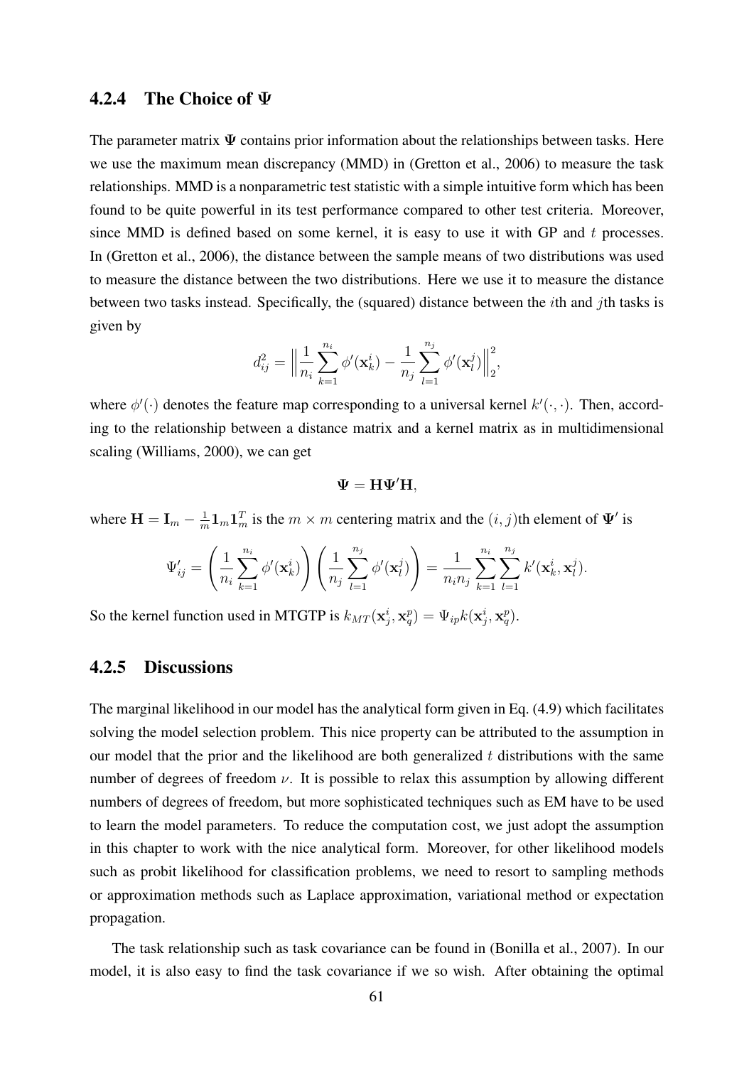### 4.2.4 The Choice of $\mathbf{\Psi}$

The parameter matrix $\mathbf{\Psi}$ contains prior information about the relationships between tasks. Here we use the maximum mean discrepancy (MMD) in (Gretton et al., 2006) to measure the task relationships. MMD is a nonparametric test statistic with a simple intuitive form which has been found to be quite powerful in its test performance compared to other test criteria. Moreover, since MMD is defined based on some kernel, it is easy to use it with GP and $t$ processes. In (Gretton et al., 2006), the distance between the sample means of two distributions was used to measure the distance between the two distributions. Here we use it to measure the distance between two tasks instead. Specifically, the (squared) distance between the $i$th and $j$th tasks is given by

$$d_{ij}^2 = \Big\| \frac{1}{n_i} \sum_{k=1}^{n_i} \phi'(\mathbf{x}_k^i) - \frac{1}{n_j} \sum_{l=1}^{n_j} \phi'(\mathbf{x}_l^j) \Big\|_2^2,$$

where $\phi'(\cdot)$ denotes the feature map corresponding to a universal kernel $k'(\cdot, \cdot)$. Then, according to the relationship between a distance matrix and a kernel matrix as in multidimensional scaling (Williams, 2000), we can get

$$\mathbf{\Psi} = \mathbf{H}\mathbf{\Psi}'\mathbf{H},$$

where $\mathbf{H} = \mathbf{I}_m - \frac{1}{m}\mathbf{1}_m\mathbf{1}_m^T$ is the $m \times m$ centering matrix and the $(i, j)$th element of $\mathbf{\Psi}'$ is

$$\Psi'_{ij} = \left( \frac{1}{n_i} \sum_{k=1}^{n_i} \phi'(\mathbf{x}_k^i) \right) \left( \frac{1}{n_j} \sum_{l=1}^{n_j} \phi'(\mathbf{x}_l^j) \right) = \frac{1}{n_i n_j} \sum_{k=1}^{n_i} \sum_{l=1}^{n_j} k'(\mathbf{x}_k^i, \mathbf{x}_l^j).$$

So the kernel function used in MTGTP is $k_{MT}(\mathbf{x}_j^i, \mathbf{x}_q^p) = \Psi_{ip} k(\mathbf{x}_j^i, \mathbf{x}_q^p)$.

### 4.2.5 Discussions

The marginal likelihood in our model has the analytical form given in Eq. (4.9) which facilitates solving the model selection problem. This nice property can be attributed to the assumption in our model that the prior and the likelihood are both generalized $t$ distributions with the same number of degrees of freedom $\nu$. It is possible to relax this assumption by allowing different numbers of degrees of freedom, but more sophisticated techniques such as EM have to be used to learn the model parameters. To reduce the computation cost, we just adopt the assumption in this chapter to work with the nice analytical form. Moreover, for other likelihood models such as probit likelihood for classification problems, we need to resort to sampling methods or approximation methods such as Laplace approximation, variational method or expectation propagation.

The task relationship such as task covariance can be found in (Bonilla et al., 2007). In our model, it is also easy to find the task covariance if we so wish. After obtaining the optimal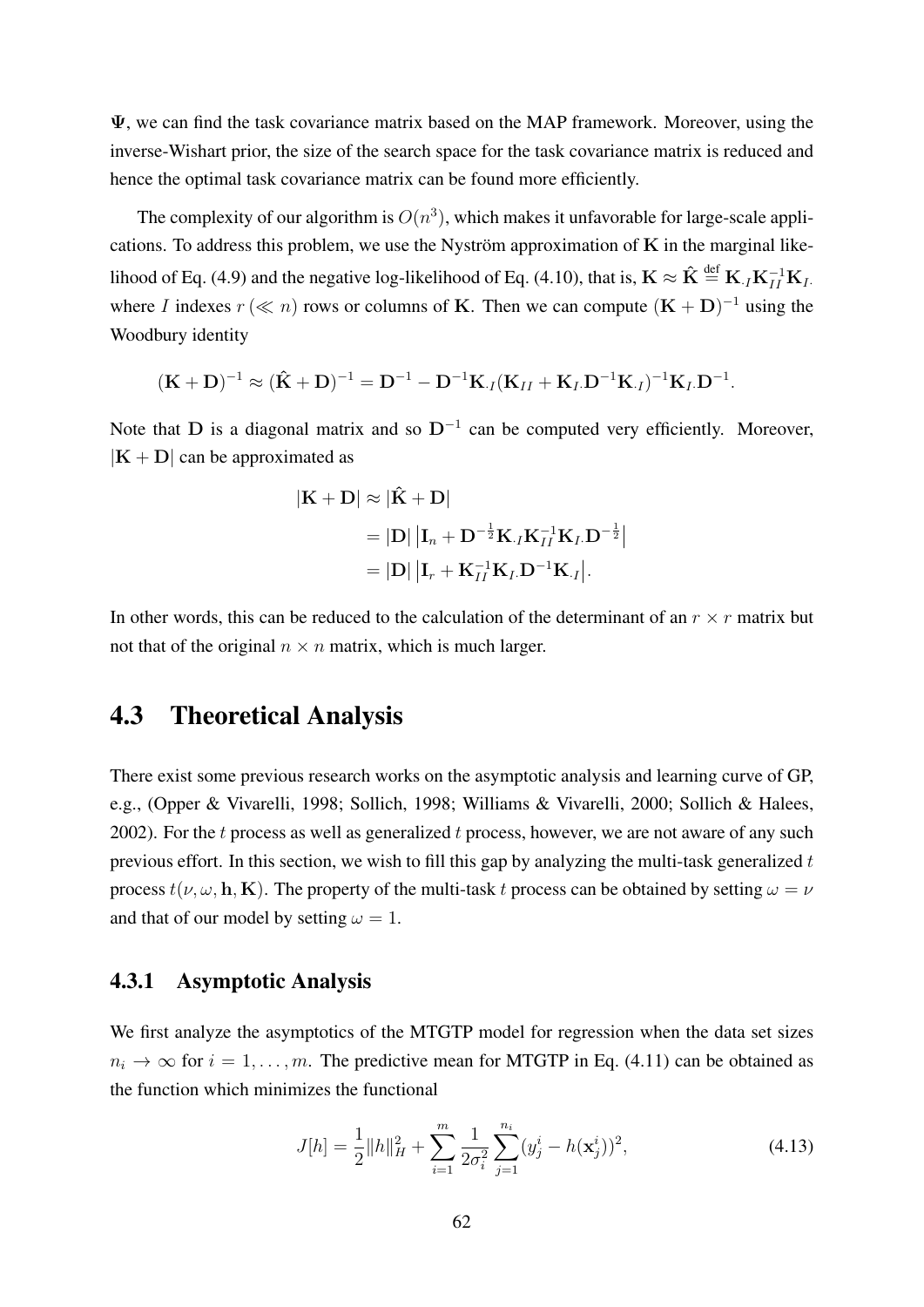$\mathbf{\Psi}$, we can find the task covariance matrix based on the MAP framework. Moreover, using the inverse-Wishart prior, the size of the search space for the task covariance matrix is reduced and hence the optimal task covariance matrix can be found more efficiently.

The complexity of our algorithm is $O(n^3)$, which makes it unfavorable for large-scale applications. To address this problem, we use the Nyström approximation of $\mathbf{K}$ in the marginal likelihood of Eq. (4.9) and the negative log-likelihood of Eq. (4.10), that is, $\mathbf{K} \approx \hat{\mathbf{K}} \stackrel{\text{def}}{=} \mathbf{K}_{\cdot I}\mathbf{K}_{II}^{-1}\mathbf{K}_{I\cdot}$ where $I$ indexes $r$ ($\ll n$) rows or columns of $\mathbf{K}$. Then we can compute $(\mathbf{K}+\mathbf{D})^{-1}$ using the Woodbury identity

$$(\mathbf{K}+\mathbf{D})^{-1} \approx (\hat{\mathbf{K}}+\mathbf{D})^{-1} = \mathbf{D}^{-1} - \mathbf{D}^{-1}\mathbf{K}_{\cdot I}(\mathbf{K}_{II} + \mathbf{K}_{I\cdot}\mathbf{D}^{-1}\mathbf{K}_{\cdot I})^{-1}\mathbf{K}_{I\cdot}\mathbf{D}^{-1}.$$

Note that $\mathbf{D}$ is a diagonal matrix and so $\mathbf{D}^{-1}$ can be computed very efficiently. Moreover, $|\mathbf{K}+\mathbf{D}|$ can be approximated as

$$\begin{aligned}
|\mathbf{K}+\mathbf{D}| &\approx |\hat{\mathbf{K}}+\mathbf{D}| \\
&= |\mathbf{D}|\left|\mathbf{I}_n + \mathbf{D}^{-\frac{1}{2}}\mathbf{K}_{\cdot I}\mathbf{K}_{II}^{-1}\mathbf{K}_{I\cdot}\mathbf{D}^{-\frac{1}{2}}\right| \\
&= |\mathbf{D}|\left|\mathbf{I}_r + \mathbf{K}_{II}^{-1}\mathbf{K}_{I\cdot}\mathbf{D}^{-1}\mathbf{K}_{\cdot I}\right|.
\end{aligned}$$

In other words, this can be reduced to the calculation of the determinant of an $r \times r$ matrix but not that of the original $n \times n$ matrix, which is much larger.

## 4.3 Theoretical Analysis

There exist some previous research works on the asymptotic analysis and learning curve of GP, e.g., (Opper & Vivarelli, 1998; Sollich, 1998; Williams & Vivarelli, 2000; Sollich & Halees, 2002). For the $t$ process as well as generalized $t$ process, however, we are not aware of any such previous effort. In this section, we wish to fill this gap by analyzing the multi-task generalized $t$ process $t(\nu, \omega, \mathbf{h}, \mathbf{K})$. The property of the multi-task $t$ process can be obtained by setting $\omega = \nu$ and that of our model by setting $\omega = 1$.

### 4.3.1 Asymptotic Analysis

We first analyze the asymptotics of the MTGTP model for regression when the data set sizes $n_i \to \infty$ for $i = 1, \ldots, m$. The predictive mean for MTGTP in Eq. (4.11) can be obtained as the function which minimizes the functional

$$J[h] = \frac{1}{2}\|h\|_H^2 + \sum_{i=1}^{m} \frac{1}{2\sigma_i^2} \sum_{j=1}^{n_i} (y_j^i - h(\mathbf{x}_j^i))^2, \tag{4.13}$$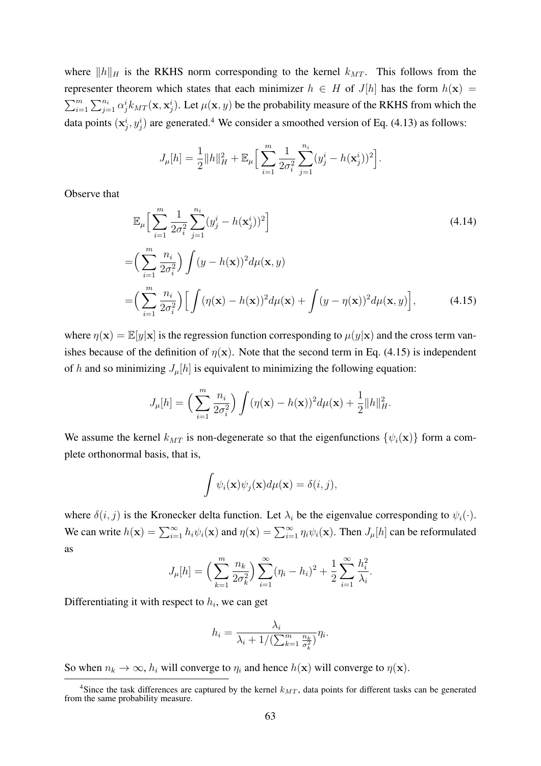where $\|h\|_H$ is the RKHS norm corresponding to the kernel $k_{MT}$. This follows from the representer theorem which states that each minimizer $h \in H$ of $J[h]$ has the form $h(\mathbf{x}) = \sum_{i=1}^{m}\sum_{j=1}^{n_i} \alpha_j^i k_{MT}(\mathbf{x}, \mathbf{x}_j^i)$. Let $\mu(\mathbf{x}, y)$ be the probability measure of the RKHS from which the data points $(\mathbf{x}_j^i, y_j^i)$ are generated.[4] We consider a smoothed version of Eq. (4.13) as follows:

$$J_\mu[h] = \frac{1}{2}\|h\|_H^2 + \mathbb{E}_\mu\Big[\sum_{i=1}^{m}\frac{1}{2\sigma_i^2}\sum_{j=1}^{n_i}(y_j^i - h(\mathbf{x}_j^i))^2\Big].$$

Observe that

$$\mathbb{E}_\mu\Big[\sum_{i=1}^{m}\frac{1}{2\sigma_i^2}\sum_{j=1}^{n_i}(y_j^i - h(\mathbf{x}_j^i))^2\Big] \tag{4.14}$$

$$=\Big(\sum_{i=1}^{m}\frac{n_i}{2\sigma_i^2}\Big)\int (y - h(\mathbf{x}))^2 d\mu(\mathbf{x}, y)$$

$$=\Big(\sum_{i=1}^{m}\frac{n_i}{2\sigma_i^2}\Big)\Big[\int (\eta(\mathbf{x}) - h(\mathbf{x}))^2 d\mu(\mathbf{x}) + \int (y - \eta(\mathbf{x}))^2 d\mu(\mathbf{x}, y)\Big], \tag{4.15}$$

where $\eta(\mathbf{x}) = \mathbb{E}[y|\mathbf{x}]$ is the regression function corresponding to $\mu(y|\mathbf{x})$ and the cross term vanishes because of the definition of $\eta(\mathbf{x})$. Note that the second term in Eq. (4.15) is independent of $h$ and so minimizing $J_\mu[h]$ is equivalent to minimizing the following equation:

$$J_\mu[h] = \Big(\sum_{i=1}^{m}\frac{n_i}{2\sigma_i^2}\Big)\int (\eta(\mathbf{x}) - h(\mathbf{x}))^2 d\mu(\mathbf{x}) + \frac{1}{2}\|h\|_H^2.$$

We assume the kernel $k_{MT}$ is non-degenerate so that the eigenfunctions $\{\psi_i(\mathbf{x})\}$ form a complete orthonormal basis, that is,

$$\int \psi_i(\mathbf{x})\psi_j(\mathbf{x}) d\mu(\mathbf{x}) = \delta(i, j),$$

where $\delta(i, j)$ is the Kronecker delta function. Let $\lambda_i$ be the eigenvalue corresponding to $\psi_i(\cdot)$. We can write $h(\mathbf{x}) = \sum_{i=1}^{\infty} h_i\psi_i(\mathbf{x})$ and $\eta(\mathbf{x}) = \sum_{i=1}^{\infty}\eta_i\psi_i(\mathbf{x})$. Then $J_\mu[h]$ can be reformulated as

$$J_\mu[h] = \Big(\sum_{k=1}^{m}\frac{n_k}{2\sigma_k^2}\Big)\sum_{i=1}^{\infty}(\eta_i - h_i)^2 + \frac{1}{2}\sum_{i=1}^{\infty}\frac{h_i^2}{\lambda_i}.$$

Differentiating it with respect to $h_i$, we can get

$$h_i = \frac{\lambda_i}{\lambda_i + 1/(\sum_{k=1}^{m}\frac{n_k}{\sigma_k^2})}\eta_i.$$

So when $n_k \to \infty$, $h_i$ will converge to $\eta_i$ and hence $h(\mathbf{x})$ will converge to $\eta(\mathbf{x})$.

[4] Since the task differences are captured by the kernel $k_{MT}$, data points for different tasks can be generated from the same probability measure.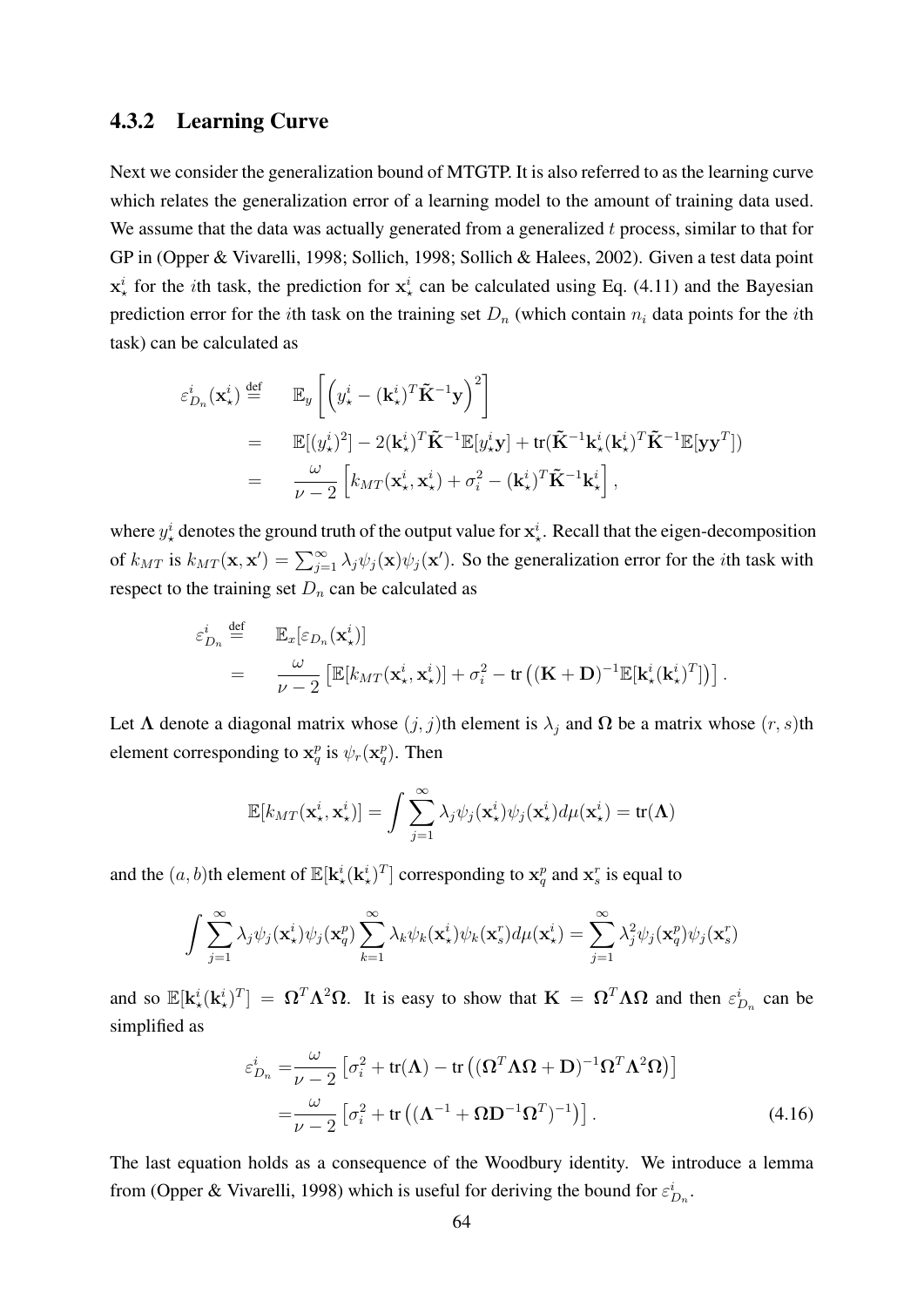### 4.3.2 Learning Curve

Next we consider the generalization bound of MTGTP. It is also referred to as the learning curve which relates the generalization error of a learning model to the amount of training data used. We assume that the data was actually generated from a generalized $t$ process, similar to that for GP in (Opper & Vivarelli, 1998; Sollich, 1998; Sollich & Halees, 2002). Given a test data point $\mathbf{x}_\star^i$ for the $i$th task, the prediction for $\mathbf{x}_\star^i$ can be calculated using Eq. (4.11) and the Bayesian prediction error for the $i$th task on the training set $D_n$ (which contain $n_i$ data points for the $i$th task) can be calculated as

$$
\begin{aligned}
\varepsilon_{D_n}^i(\mathbf{x}_\star^i) &\stackrel{\text{def}}{=} \mathbb{E}_y\left[\left(y_\star^i - (\mathbf{k}_\star^i)^T\tilde{\mathbf{K}}^{-1}\mathbf{y}\right)^2\right] \\
&= \mathbb{E}[(y_\star^i)^2] - 2(\mathbf{k}_\star^i)^T\tilde{\mathbf{K}}^{-1}\mathbb{E}[y_\star^i\mathbf{y}] + \text{tr}(\tilde{\mathbf{K}}^{-1}\mathbf{k}_\star^i(\mathbf{k}_\star^i)^T\tilde{\mathbf{K}}^{-1}\mathbb{E}[\mathbf{y}\mathbf{y}^T]) \\
&= \frac{\omega}{\nu-2}\left[k_{MT}(\mathbf{x}_\star^i, \mathbf{x}_\star^i) + \sigma_i^2 - (\mathbf{k}_\star^i)^T\tilde{\mathbf{K}}^{-1}\mathbf{k}_\star^i\right],
\end{aligned}
$$

where $y_\star^i$ denotes the ground truth of the output value for $\mathbf{x}_\star^i$. Recall that the eigen-decomposition of $k_{MT}$ is $k_{MT}(\mathbf{x}, \mathbf{x}') = \sum_{j=1}^{\infty}\lambda_j\psi_j(\mathbf{x})\psi_j(\mathbf{x}')$. So the generalization error for the $i$th task with respect to the training set $D_n$ can be calculated as

$$
\begin{aligned}
\varepsilon_{D_n}^i &\stackrel{\text{def}}{=} \mathbb{E}_x[\varepsilon_{D_n}(\mathbf{x}_\star^i)] \\
&= \frac{\omega}{\nu-2}\left[\mathbb{E}[k_{MT}(\mathbf{x}_\star^i, \mathbf{x}_\star^i)] + \sigma_i^2 - \text{tr}\left((\mathbf{K}+\mathbf{D})^{-1}\mathbb{E}[\mathbf{k}_\star^i(\mathbf{k}_\star^i)^T]\right)\right].
\end{aligned}
$$

Let $\mathbf{\Lambda}$ denote a diagonal matrix whose $(j, j)$th element is $\lambda_j$ and $\mathbf{\Omega}$ be a matrix whose $(r, s)$th element corresponding to $\mathbf{x}_q^p$ is $\psi_r(\mathbf{x}_q^p)$. Then

$$
\mathbb{E}[k_{MT}(\mathbf{x}_\star^i, \mathbf{x}_\star^i)] = \int\sum_{j=1}^{\infty}\lambda_j\psi_j(\mathbf{x}_\star^i)\psi_j(\mathbf{x}_\star^i)d\mu(\mathbf{x}_\star^i) = \text{tr}(\mathbf{\Lambda})
$$

and the $(a, b)$th element of $\mathbb{E}[\mathbf{k}_\star^i(\mathbf{k}_\star^i)^T]$ corresponding to $\mathbf{x}_q^p$ and $\mathbf{x}_s^r$ is equal to

$$
\int\sum_{j=1}^{\infty}\lambda_j\psi_j(\mathbf{x}_\star^i)\psi_j(\mathbf{x}_q^p)\sum_{k=1}^{\infty}\lambda_k\psi_k(\mathbf{x}_\star^i)\psi_k(\mathbf{x}_s^r)d\mu(\mathbf{x}_\star^i) = \sum_{j=1}^{\infty}\lambda_j^2\psi_j(\mathbf{x}_q^p)\psi_j(\mathbf{x}_s^r)
$$

and so $\mathbb{E}[\mathbf{k}_\star^i(\mathbf{k}_\star^i)^T] = \mathbf{\Omega}^T\mathbf{\Lambda}^2\mathbf{\Omega}$. It is easy to show that $\mathbf{K} = \mathbf{\Omega}^T\mathbf{\Lambda}\mathbf{\Omega}$ and then $\varepsilon_{D_n}^i$ can be simplified as

$$
\begin{aligned}
\varepsilon_{D_n}^i =& \frac{\omega}{\nu-2}\left[\sigma_i^2 + \text{tr}(\mathbf{\Lambda}) - \text{tr}\left((\mathbf{\Omega}^T\mathbf{\Lambda}\mathbf{\Omega}+\mathbf{D})^{-1}\mathbf{\Omega}^T\mathbf{\Lambda}^2\mathbf{\Omega}\right)\right] \\
=& \frac{\omega}{\nu-2}\left[\sigma_i^2 + \text{tr}\left((\mathbf{\Lambda}^{-1}+\mathbf{\Omega}\mathbf{D}^{-1}\mathbf{\Omega}^T)^{-1}\right)\right].
\end{aligned}
\tag{4.16}
$$

The last equation holds as a consequence of the Woodbury identity. We introduce a lemma from (Opper & Vivarelli, 1998) which is useful for deriving the bound for $\varepsilon_{D_n}^i$.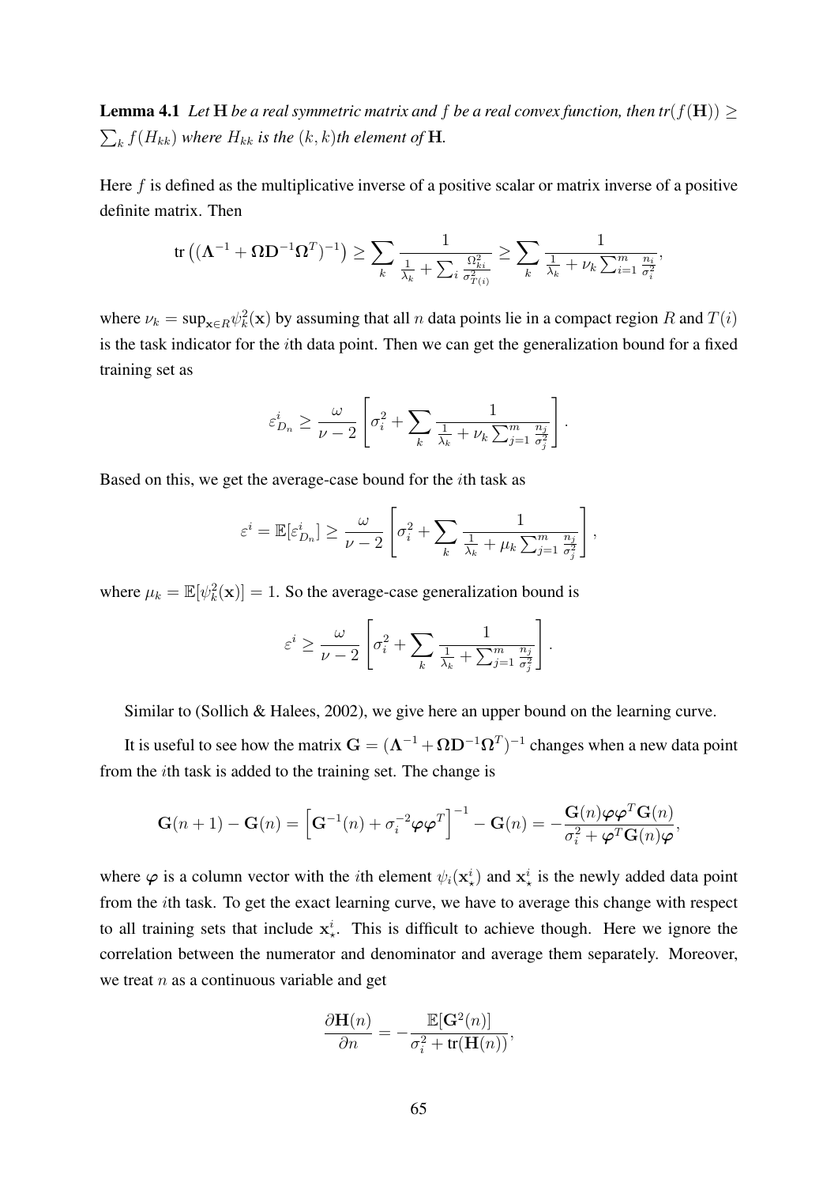**Lemma 4.1** *Let* $\mathbf{H}$ *be a real symmetric matrix and* $f$ *be a real convex function, then tr*$(f(\mathbf{H})) \geq \sum_k f(H_{kk})$ *where* $H_{kk}$ *is the* $(k,k)$*th element of* $\mathbf{H}$*.*

Here $f$ is defined as the multiplicative inverse of a positive scalar or matrix inverse of a positive definite matrix. Then

$$\text{tr}\left((\mathbf{\Lambda}^{-1} + \mathbf{\Omega}\mathbf{D}^{-1}\mathbf{\Omega}^T)^{-1}\right) \geq \sum_k \frac{1}{\frac{1}{\lambda_k} + \sum_i \frac{\Omega_{ki}^2}{\sigma_{T(i)}^2}} \geq \sum_k \frac{1}{\frac{1}{\lambda_k} + \nu_k \sum_{i=1}^m \frac{n_i}{\sigma_i^2}},$$

where $\nu_k = \sup_{\mathbf{x} \in R} \psi_k^2(\mathbf{x})$ by assuming that all $n$ data points lie in a compact region $R$ and $T(i)$ is the task indicator for the $i$th data point. Then we can get the generalization bound for a fixed training set as

$$\varepsilon_{D_n}^i \geq \frac{\omega}{\nu - 2}\left[\sigma_i^2 + \sum_k \frac{1}{\frac{1}{\lambda_k} + \nu_k \sum_{j=1}^m \frac{n_j}{\sigma_j^2}}\right].$$

Based on this, we get the average-case bound for the $i$th task as

$$\varepsilon^i = \mathbb{E}[\varepsilon_{D_n}^i] \geq \frac{\omega}{\nu - 2}\left[\sigma_i^2 + \sum_k \frac{1}{\frac{1}{\lambda_k} + \mu_k \sum_{j=1}^m \frac{n_j}{\sigma_j^2}}\right],$$

where $\mu_k = \mathbb{E}[\psi_k^2(\mathbf{x})] = 1$. So the average-case generalization bound is

$$\varepsilon^i \geq \frac{\omega}{\nu - 2}\left[\sigma_i^2 + \sum_k \frac{1}{\frac{1}{\lambda_k} + \sum_{j=1}^m \frac{n_j}{\sigma_j^2}}\right].$$

Similar to (Sollich & Halees, 2002), we give here an upper bound on the learning curve.

It is useful to see how the matrix $\mathbf{G} = (\mathbf{\Lambda}^{-1} + \mathbf{\Omega}\mathbf{D}^{-1}\mathbf{\Omega}^T)^{-1}$ changes when a new data point from the $i$th task is added to the training set. The change is

$$\mathbf{G}(n+1) - \mathbf{G}(n) = \left[\mathbf{G}^{-1}(n) + \sigma_i^{-2}\boldsymbol{\varphi}\boldsymbol{\varphi}^T\right]^{-1} - \mathbf{G}(n) = -\frac{\mathbf{G}(n)\boldsymbol{\varphi}\boldsymbol{\varphi}^T\mathbf{G}(n)}{\sigma_i^2 + \boldsymbol{\varphi}^T\mathbf{G}(n)\boldsymbol{\varphi}},$$

where $\boldsymbol{\varphi}$ is a column vector with the $i$th element $\psi_i(\mathbf{x}_\star^i)$ and $\mathbf{x}_\star^i$ is the newly added data point from the $i$th task. To get the exact learning curve, we have to average this change with respect to all training sets that include $\mathbf{x}_\star^i$. This is difficult to achieve though. Here we ignore the correlation between the numerator and denominator and average them separately. Moreover, we treat $n$ as a continuous variable and get

$$\frac{\partial \mathbf{H}(n)}{\partial n} = -\frac{\mathbb{E}[\mathbf{G}^2(n)]}{\sigma_i^2 + \text{tr}(\mathbf{H}(n))},$$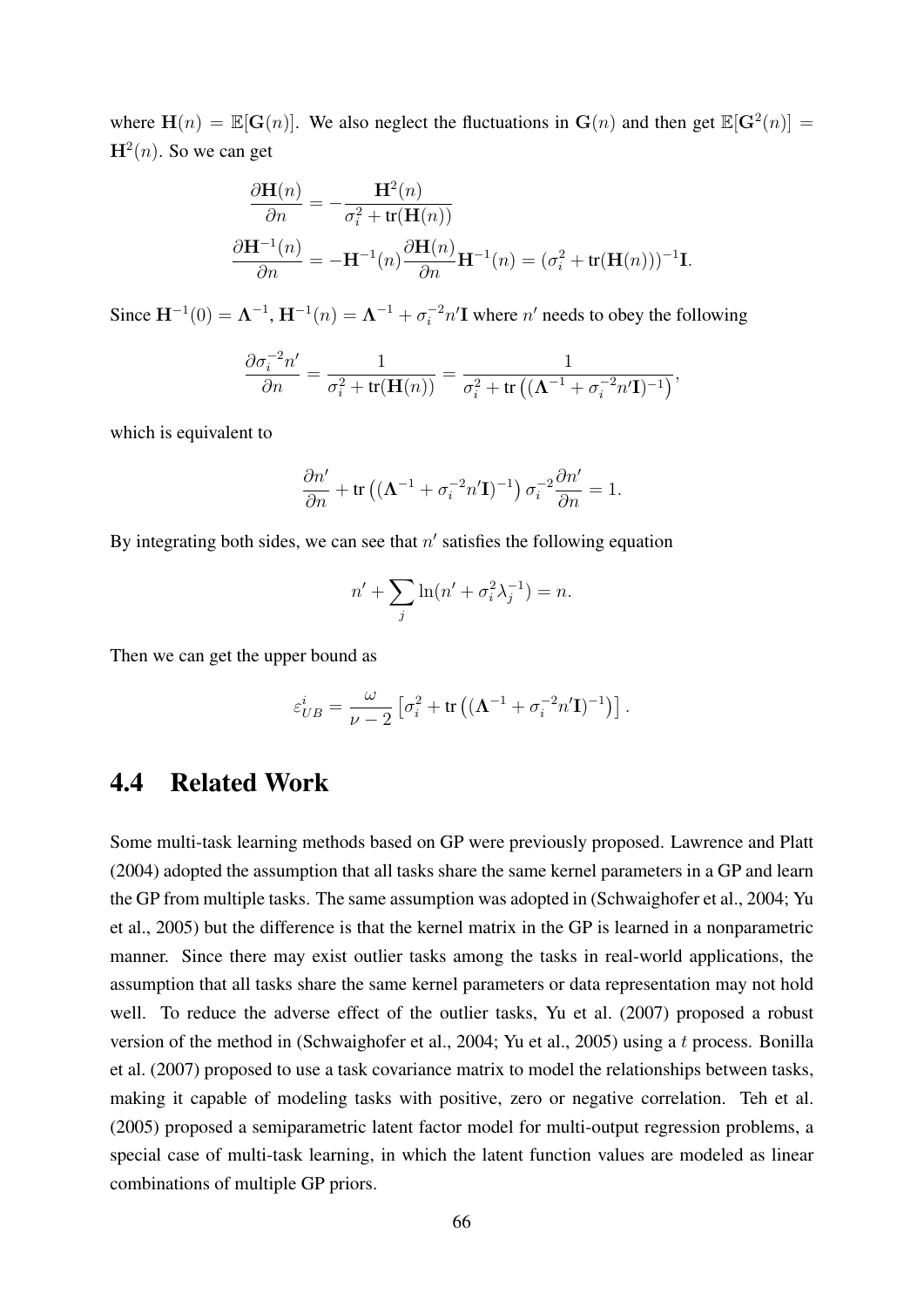where $\mathbf{H}(n) = \mathbb{E}[\mathbf{G}(n)]$. We also neglect the fluctuations in $\mathbf{G}(n)$ and then get $\mathbb{E}[\mathbf{G}^2(n)] = \mathbf{H}^2(n)$. So we can get

$$
\begin{aligned}
\frac{\partial \mathbf{H}(n)}{\partial n} &= -\frac{\mathbf{H}^2(n)}{\sigma_i^2 + \text{tr}(\mathbf{H}(n))} \\
\frac{\partial \mathbf{H}^{-1}(n)}{\partial n} &= -\mathbf{H}^{-1}(n) \frac{\partial \mathbf{H}(n)}{\partial n} \mathbf{H}^{-1}(n) = (\sigma_i^2 + \text{tr}(\mathbf{H}(n)))^{-1} \mathbf{I}.
\end{aligned}
$$

Since $\mathbf{H}^{-1}(0) = \mathbf{\Lambda}^{-1}$, $\mathbf{H}^{-1}(n) = \mathbf{\Lambda}^{-1} + \sigma_i^{-2} n' \mathbf{I}$ where $n'$ needs to obey the following

$$
\frac{\partial \sigma_i^{-2} n'}{\partial n} = \frac{1}{\sigma_i^2 + \text{tr}(\mathbf{H}(n))} = \frac{1}{\sigma_i^2 + \text{tr}\left((\mathbf{\Lambda}^{-1} + \sigma_i^{-2} n' \mathbf{I})^{-1}\right)},
$$

which is equivalent to

$$
\frac{\partial n'}{\partial n} + \text{tr}\left((\mathbf{\Lambda}^{-1} + \sigma_i^{-2} n' \mathbf{I})^{-1}\right) \sigma_i^{-2} \frac{\partial n'}{\partial n} = 1.
$$

By integrating both sides, we can see that $n'$ satisfies the following equation

$$
n' + \sum_j \ln(n' + \sigma_i^2 \lambda_j^{-1}) = n.
$$

Then we can get the upper bound as

$$
\varepsilon_{UB}^i = \frac{\omega}{\nu - 2} \left[ \sigma_i^2 + \text{tr}\left((\mathbf{\Lambda}^{-1} + \sigma_i^{-2} n' \mathbf{I})^{-1}\right) \right].
$$

## 4.4 Related Work

Some multi-task learning methods based on GP were previously proposed. Lawrence and Platt (2004) adopted the assumption that all tasks share the same kernel parameters in a GP and learn the GP from multiple tasks. The same assumption was adopted in (Schwaighofer et al., 2004; Yu et al., 2005) but the difference is that the kernel matrix in the GP is learned in a nonparametric manner. Since there may exist outlier tasks among the tasks in real-world applications, the assumption that all tasks share the same kernel parameters or data representation may not hold well. To reduce the adverse effect of the outlier tasks, Yu et al. (2007) proposed a robust version of the method in (Schwaighofer et al., 2004; Yu et al., 2005) using a $t$ process. Bonilla et al. (2007) proposed to use a task covariance matrix to model the relationships between tasks, making it capable of modeling tasks with positive, zero or negative correlation. Teh et al. (2005) proposed a semiparametric latent factor model for multi-output regression problems, a special case of multi-task learning, in which the latent function values are modeled as linear combinations of multiple GP priors.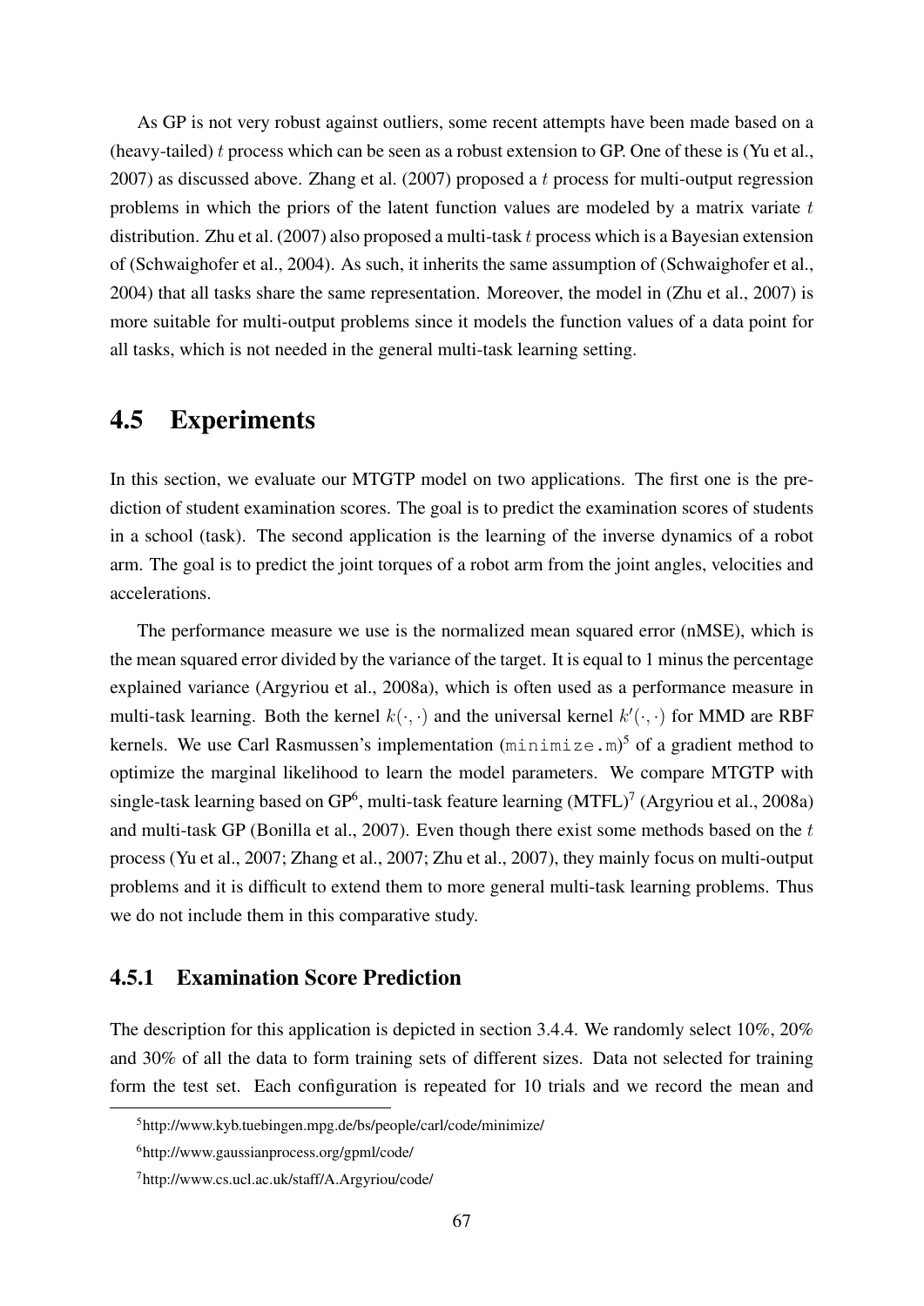As GP is not very robust against outliers, some recent attempts have been made based on a (heavy-tailed) $t$ process which can be seen as a robust extension to GP. One of these is (Yu et al., 2007) as discussed above. Zhang et al. (2007) proposed a $t$ process for multi-output regression problems in which the priors of the latent function values are modeled by a matrix variate $t$ distribution. Zhu et al. (2007) also proposed a multi-task $t$ process which is a Bayesian extension of (Schwaighofer et al., 2004). As such, it inherits the same assumption of (Schwaighofer et al., 2004) that all tasks share the same representation. Moreover, the model in (Zhu et al., 2007) is more suitable for multi-output problems since it models the function values of a data point for all tasks, which is not needed in the general multi-task learning setting.

## 4.5 Experiments

In this section, we evaluate our MTGTP model on two applications. The first one is the prediction of student examination scores. The goal is to predict the examination scores of students in a school (task). The second application is the learning of the inverse dynamics of a robot arm. The goal is to predict the joint torques of a robot arm from the joint angles, velocities and accelerations.

The performance measure we use is the normalized mean squared error (nMSE), which is the mean squared error divided by the variance of the target. It is equal to 1 minus the percentage explained variance (Argyriou et al., 2008a), which is often used as a performance measure in multi-task learning. Both the kernel $k(\cdot, \cdot)$ and the universal kernel $k'(\cdot, \cdot)$ for MMD are RBF kernels. We use Carl Rasmussen's implementation (`minimize.m`)[5] of a gradient method to optimize the marginal likelihood to learn the model parameters. We compare MTGTP with single-task learning based on GP[6], multi-task feature learning (MTFL)[7] (Argyriou et al., 2008a) and multi-task GP (Bonilla et al., 2007). Even though there exist some methods based on the $t$ process (Yu et al., 2007; Zhang et al., 2007; Zhu et al., 2007), they mainly focus on multi-output problems and it is difficult to extend them to more general multi-task learning problems. Thus we do not include them in this comparative study.

### 4.5.1 Examination Score Prediction

The description for this application is depicted in section 3.4.4. We randomly select 10%, 20% and 30% of all the data to form training sets of different sizes. Data not selected for training form the test set. Each configuration is repeated for 10 trials and we record the mean and

[5] http://www.kyb.tuebingen.mpg.de/bs/people/carl/code/minimize/

[6] http://www.gaussianprocess.org/gpml/code/

[7] http://www.cs.ucl.ac.uk/staff/A.Argyriou/code/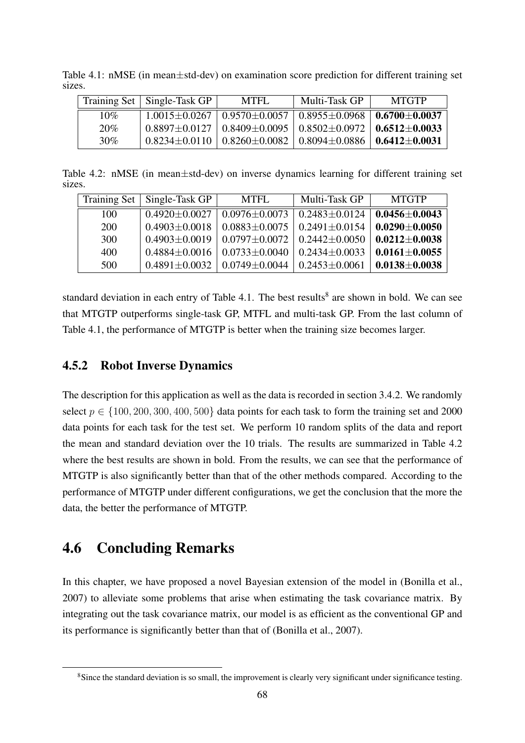Table 4.1: nMSE (in mean±std-dev) on examination score prediction for different training set sizes.

| Training Set | Single-Task GP | MTFL | Multi-Task GP | MTGTP |
|---|---|---|---|---|
| 10% | 1.0015±0.0267 | 0.9570±0.0057 | 0.8955±0.0968 | **0.6700±0.0037** |
| 20% | 0.8897±0.0127 | 0.8409±0.0095 | 0.8502±0.0972 | **0.6512±0.0033** |
| 30% | 0.8234±0.0110 | 0.8260±0.0082 | 0.8094±0.0886 | **0.6412±0.0031** |

Table 4.2: nMSE (in mean±std-dev) on inverse dynamics learning for different training set sizes.

| Training Set | Single-Task GP | MTFL | Multi-Task GP | MTGTP |
|---|---|---|---|---|
| 100 | 0.4920±0.0027 | 0.0976±0.0073 | 0.2483±0.0124 | **0.0456±0.0043** |
| 200 | 0.4903±0.0018 | 0.0883±0.0075 | 0.2491±0.0154 | **0.0290±0.0050** |
| 300 | 0.4903±0.0019 | 0.0797±0.0072 | 0.2442±0.0050 | **0.0212±0.0038** |
| 400 | 0.4884±0.0016 | 0.0733±0.0040 | 0.2434±0.0033 | **0.0161±0.0055** |
| 500 | 0.4891±0.0032 | 0.0749±0.0044 | 0.2453±0.0061 | **0.0138±0.0038** |

standard deviation in each entry of Table 4.1. The best results[8] are shown in bold. We can see that MTGTP outperforms single-task GP, MTFL and multi-task GP. From the last column of Table 4.1, the performance of MTGTP is better when the training size becomes larger.

### 4.5.2 Robot Inverse Dynamics

The description for this application as well as the data is recorded in section 3.4.2. We randomly select $p \in \{100, 200, 300, 400, 500\}$ data points for each task to form the training set and 2000 data points for each task for the test set. We perform 10 random splits of the data and report the mean and standard deviation over the 10 trials. The results are summarized in Table 4.2 where the best results are shown in bold. From the results, we can see that the performance of MTGTP is also significantly better than that of the other methods compared. According to the performance of MTGTP under different configurations, we get the conclusion that the more the data, the better the performance of MTGTP.

## 4.6 Concluding Remarks

In this chapter, we have proposed a novel Bayesian extension of the model in (Bonilla et al., 2007) to alleviate some problems that arise when estimating the task covariance matrix. By integrating out the task covariance matrix, our model is as efficient as the conventional GP and its performance is significantly better than that of (Bonilla et al., 2007).

[8] Since the standard deviation is so small, the improvement is clearly very significant under significance testing.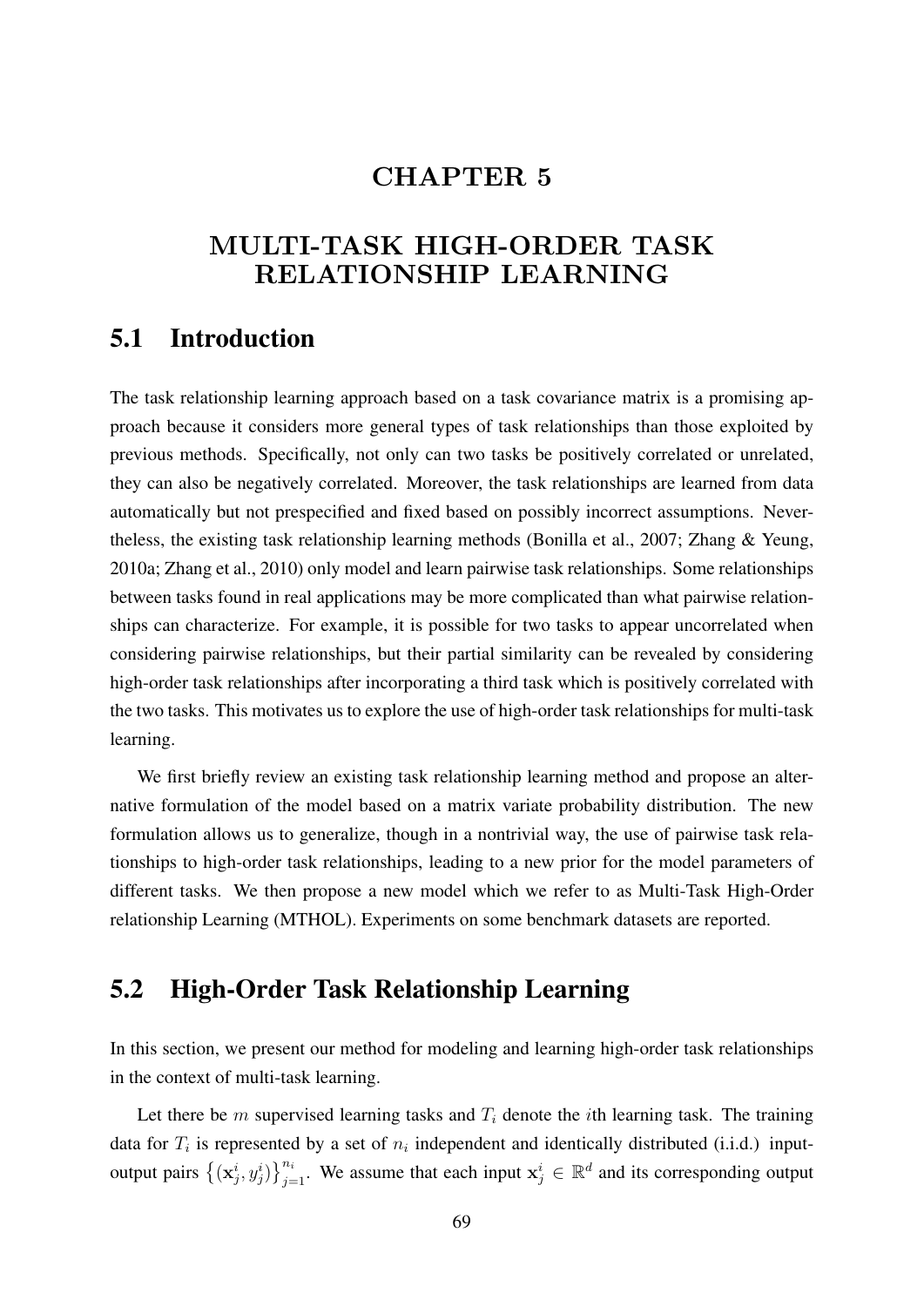# CHAPTER 5

# MULTI-TASK HIGH-ORDER TASK RELATIONSHIP LEARNING

## 5.1 Introduction

The task relationship learning approach based on a task covariance matrix is a promising approach because it considers more general types of task relationships than those exploited by previous methods. Specifically, not only can two tasks be positively correlated or unrelated, they can also be negatively correlated. Moreover, the task relationships are learned from data automatically but not prespecified and fixed based on possibly incorrect assumptions. Nevertheless, the existing task relationship learning methods (Bonilla et al., 2007; Zhang & Yeung, 2010a; Zhang et al., 2010) only model and learn pairwise task relationships. Some relationships between tasks found in real applications may be more complicated than what pairwise relationships can characterize. For example, it is possible for two tasks to appear uncorrelated when considering pairwise relationships, but their partial similarity can be revealed by considering high-order task relationships after incorporating a third task which is positively correlated with the two tasks. This motivates us to explore the use of high-order task relationships for multi-task learning.

We first briefly review an existing task relationship learning method and propose an alternative formulation of the model based on a matrix variate probability distribution. The new formulation allows us to generalize, though in a nontrivial way, the use of pairwise task relationships to high-order task relationships, leading to a new prior for the model parameters of different tasks. We then propose a new model which we refer to as Multi-Task High-Order relationship Learning (MTHOL). Experiments on some benchmark datasets are reported.

## 5.2 High-Order Task Relationship Learning

In this section, we present our method for modeling and learning high-order task relationships in the context of multi-task learning.

Let there be $m$ supervised learning tasks and $T_i$ denote the $i$th learning task. The training data for $T_i$ is represented by a set of $n_i$ independent and identically distributed (i.i.d.) input-output pairs $\left\{(\mathbf{x}_j^i, y_j^i)\right\}_{j=1}^{n_i}$. We assume that each input $\mathbf{x}_j^i \in \mathbb{R}^d$ and its corresponding output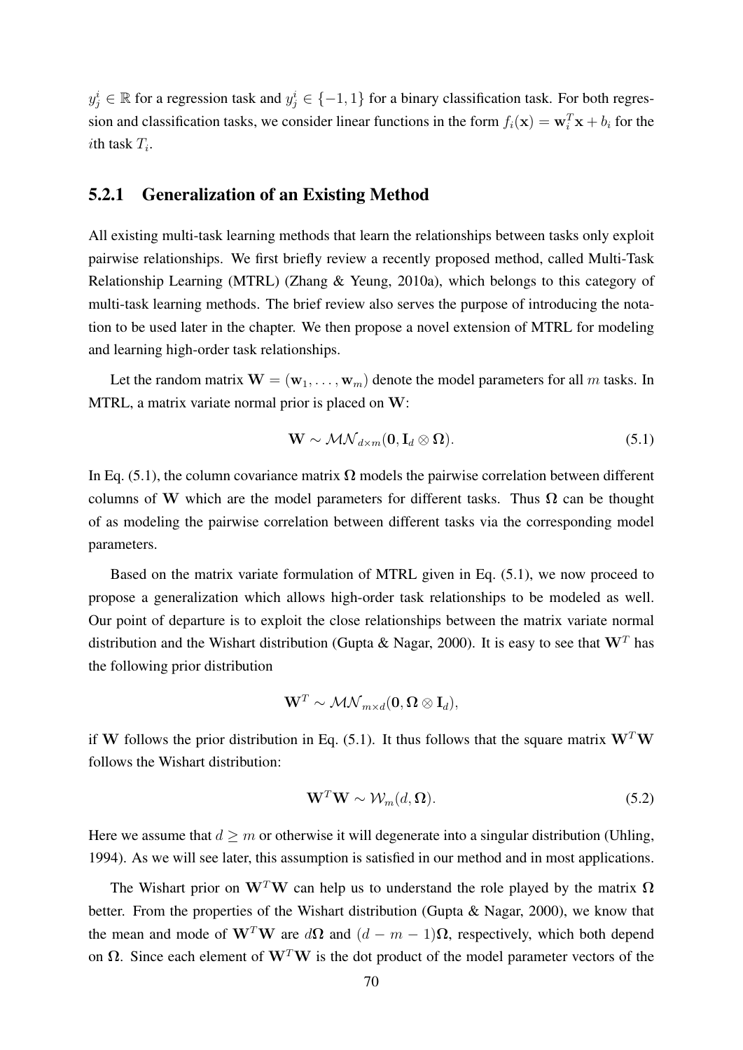$y_j^i \in \mathbb{R}$ for a regression task and $y_j^i \in \{-1, 1\}$ for a binary classification task. For both regression and classification tasks, we consider linear functions in the form $f_i(\mathbf{x}) = \mathbf{w}_i^T \mathbf{x} + b_i$ for the $i$th task $T_i$.

### 5.2.1 Generalization of an Existing Method

All existing multi-task learning methods that learn the relationships between tasks only exploit pairwise relationships. We first briefly review a recently proposed method, called Multi-Task Relationship Learning (MTRL) (Zhang & Yeung, 2010a), which belongs to this category of multi-task learning methods. The brief review also serves the purpose of introducing the notation to be used later in the chapter. We then propose a novel extension of MTRL for modeling and learning high-order task relationships.

Let the random matrix $\mathbf{W} = (\mathbf{w}_1, \ldots, \mathbf{w}_m)$ denote the model parameters for all $m$ tasks. In MTRL, a matrix variate normal prior is placed on $\mathbf{W}$:

$$\mathbf{W} \sim \mathcal{MN}_{d \times m}(\mathbf{0}, \mathbf{I}_d \otimes \boldsymbol{\Omega}). \tag{5.1}$$

In Eq. (5.1), the column covariance matrix $\boldsymbol{\Omega}$ models the pairwise correlation between different columns of $\mathbf{W}$ which are the model parameters for different tasks. Thus $\boldsymbol{\Omega}$ can be thought of as modeling the pairwise correlation between different tasks via the corresponding model parameters.

Based on the matrix variate formulation of MTRL given in Eq. (5.1), we now proceed to propose a generalization which allows high-order task relationships to be modeled as well. Our point of departure is to exploit the close relationships between the matrix variate normal distribution and the Wishart distribution (Gupta & Nagar, 2000). It is easy to see that $\mathbf{W}^T$ has the following prior distribution

$$\mathbf{W}^T \sim \mathcal{MN}_{m \times d}(\mathbf{0}, \boldsymbol{\Omega} \otimes \mathbf{I}_d),$$

if $\mathbf{W}$ follows the prior distribution in Eq. (5.1). It thus follows that the square matrix $\mathbf{W}^T\mathbf{W}$ follows the Wishart distribution:

$$\mathbf{W}^T\mathbf{W} \sim \mathcal{W}_m(d, \boldsymbol{\Omega}). \tag{5.2}$$

Here we assume that $d \geq m$ or otherwise it will degenerate into a singular distribution (Uhling, 1994). As we will see later, this assumption is satisfied in our method and in most applications.

The Wishart prior on $\mathbf{W}^T\mathbf{W}$ can help us to understand the role played by the matrix $\boldsymbol{\Omega}$ better. From the properties of the Wishart distribution (Gupta & Nagar, 2000), we know that the mean and mode of $\mathbf{W}^T\mathbf{W}$ are $d\boldsymbol{\Omega}$ and $(d - m - 1)\boldsymbol{\Omega}$, respectively, which both depend on $\boldsymbol{\Omega}$. Since each element of $\mathbf{W}^T\mathbf{W}$ is the dot product of the model parameter vectors of the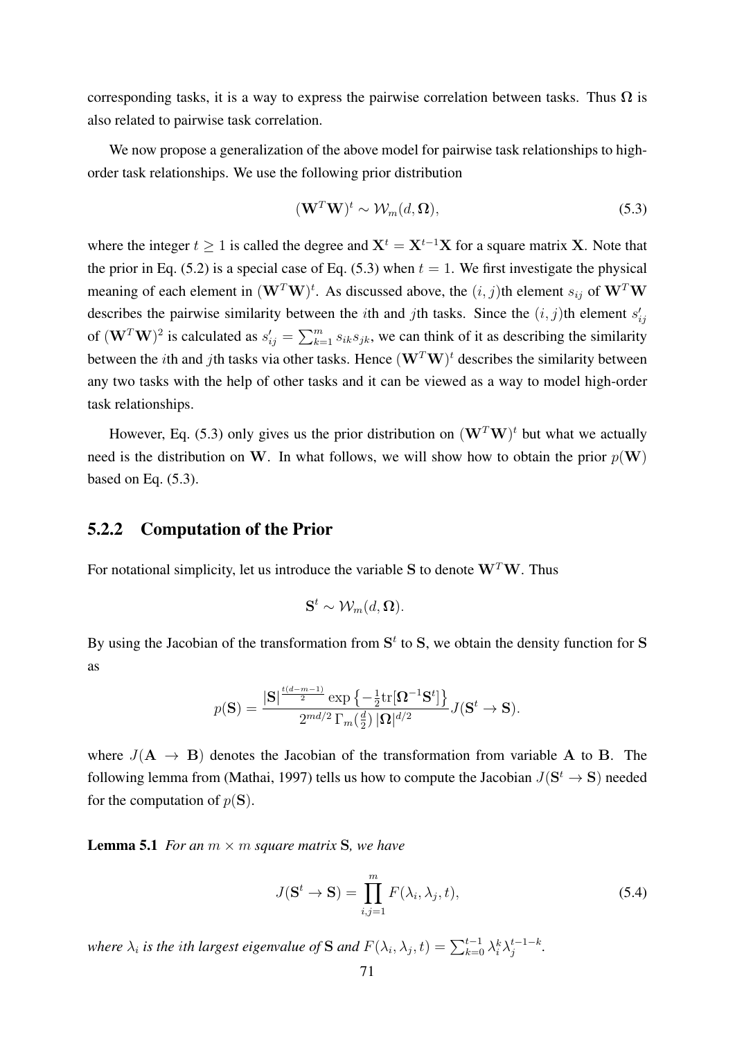corresponding tasks, it is a way to express the pairwise correlation between tasks. Thus $\mathbf{\Omega}$ is also related to pairwise task correlation.

We now propose a generalization of the above model for pairwise task relationships to high-order task relationships. We use the following prior distribution

$$(\mathbf{W}^T\mathbf{W})^t \sim \mathcal{W}_m(d, \mathbf{\Omega}), \tag{5.3}$$

where the integer $t \geq 1$ is called the degree and $\mathbf{X}^t = \mathbf{X}^{t-1}\mathbf{X}$ for a square matrix $\mathbf{X}$. Note that the prior in Eq. (5.2) is a special case of Eq. (5.3) when $t = 1$. We first investigate the physical meaning of each element in $(\mathbf{W}^T\mathbf{W})^t$. As discussed above, the $(i, j)$th element $s_{ij}$ of $\mathbf{W}^T\mathbf{W}$ describes the pairwise similarity between the $i$th and $j$th tasks. Since the $(i, j)$th element $s'_{ij}$ of $(\mathbf{W}^T\mathbf{W})^2$ is calculated as $s'_{ij} = \sum_{k=1}^{m} s_{ik}s_{jk}$, we can think of it as describing the similarity between the $i$th and $j$th tasks via other tasks. Hence $(\mathbf{W}^T\mathbf{W})^t$ describes the similarity between any two tasks with the help of other tasks and it can be viewed as a way to model high-order task relationships.

However, Eq. (5.3) only gives us the prior distribution on $(\mathbf{W}^T\mathbf{W})^t$ but what we actually need is the distribution on $\mathbf{W}$. In what follows, we will show how to obtain the prior $p(\mathbf{W})$ based on Eq. (5.3).

### 5.2.2 Computation of the Prior

For notational simplicity, let us introduce the variable $\mathbf{S}$ to denote $\mathbf{W}^T\mathbf{W}$. Thus

$$\mathbf{S}^t \sim \mathcal{W}_m(d, \mathbf{\Omega}).$$

By using the Jacobian of the transformation from $\mathbf{S}^t$ to $\mathbf{S}$, we obtain the density function for $\mathbf{S}$ as

$$p(\mathbf{S}) = \frac{|\mathbf{S}|^{\frac{t(d-m-1)}{2}} \exp\left\{-\frac{1}{2}\text{tr}[\mathbf{\Omega}^{-1}\mathbf{S}^t]\right\}}{2^{md/2}\,\Gamma_m(\frac{d}{2})\,|\mathbf{\Omega}|^{d/2}} J(\mathbf{S}^t \to \mathbf{S}).$$

where $J(\mathbf{A} \to \mathbf{B})$ denotes the Jacobian of the transformation from variable $\mathbf{A}$ to $\mathbf{B}$. The following lemma from (Mathai, 1997) tells us how to compute the Jacobian $J(\mathbf{S}^t \to \mathbf{S})$ needed for the computation of $p(\mathbf{S})$.

**Lemma 5.1** *For an $m \times m$ square matrix $\mathbf{S}$, we have*

$$J(\mathbf{S}^t \to \mathbf{S}) = \prod_{i,j=1}^{m} F(\lambda_i, \lambda_j, t), \tag{5.4}$$

*where $\lambda_i$ is the $i$th largest eigenvalue of $\mathbf{S}$ and $F(\lambda_i, \lambda_j, t) = \sum_{k=0}^{t-1} \lambda_i^k \lambda_j^{t-1-k}$.*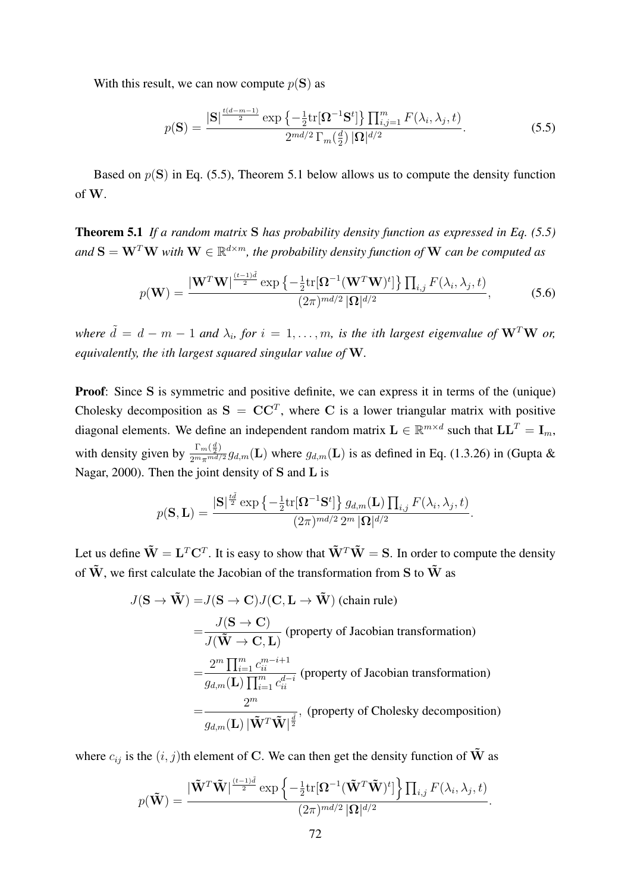With this result, we can now compute $p(\mathbf{S})$ as

$$p(\mathbf{S}) = \frac{|\mathbf{S}|^{\frac{t(d-m-1)}{2}} \exp\left\{-\frac{1}{2}\mathrm{tr}[\mathbf{\Omega}^{-1}\mathbf{S}^t]\right\} \prod_{i,j=1}^{m} F(\lambda_i, \lambda_j, t)}{2^{md/2}\, \Gamma_m(\frac{d}{2})\, |\mathbf{\Omega}|^{d/2}}. \tag{5.5}$$

Based on $p(\mathbf{S})$ in Eq. (5.5), Theorem 5.1 below allows us to compute the density function of $\mathbf{W}$.

**Theorem 5.1** *If a random matrix* $\mathbf{S}$ *has probability density function as expressed in Eq. (5.5) and* $\mathbf{S} = \mathbf{W}^T\mathbf{W}$ *with* $\mathbf{W} \in \mathbb{R}^{d\times m}$*, the probability density function of* $\mathbf{W}$ *can be computed as*

$$p(\mathbf{W}) = \frac{|\mathbf{W}^T\mathbf{W}|^{\frac{(t-1)\tilde{d}}{2}} \exp\left\{-\frac{1}{2}\mathrm{tr}[\mathbf{\Omega}^{-1}(\mathbf{W}^T\mathbf{W})^t]\right\} \prod_{i,j} F(\lambda_i, \lambda_j, t)}{(2\pi)^{md/2}\, |\mathbf{\Omega}|^{d/2}}, \tag{5.6}$$

*where* $\tilde{d} = d - m - 1$ *and* $\lambda_i$*, for* $i = 1, \ldots, m$*, is the* $i$*th largest eigenvalue of* $\mathbf{W}^T\mathbf{W}$ *or, equivalently, the* $i$*th largest squared singular value of* $\mathbf{W}$*.*

**Proof**: Since $\mathbf{S}$ is symmetric and positive definite, we can express it in terms of the (unique) Cholesky decomposition as $\mathbf{S} = \mathbf{C}\mathbf{C}^T$, where $\mathbf{C}$ is a lower triangular matrix with positive diagonal elements. We define an independent random matrix $\mathbf{L} \in \mathbb{R}^{m\times d}$ such that $\mathbf{L}\mathbf{L}^T = \mathbf{I}_m$, with density given by $\frac{\Gamma_m(\frac{d}{2})}{2^m \pi^{md/2}} g_{d,m}(\mathbf{L})$ where $g_{d,m}(\mathbf{L})$ is as defined in Eq. (1.3.26) in (Gupta & Nagar, 2000). Then the joint density of $\mathbf{S}$ and $\mathbf{L}$ is

$$p(\mathbf{S}, \mathbf{L}) = \frac{|\mathbf{S}|^{\frac{t\tilde{d}}{2}} \exp\left\{-\frac{1}{2}\mathrm{tr}[\mathbf{\Omega}^{-1}\mathbf{S}^t]\right\} g_{d,m}(\mathbf{L}) \prod_{i,j} F(\lambda_i, \lambda_j, t)}{(2\pi)^{md/2}\, 2^m\, |\mathbf{\Omega}|^{d/2}}.$$

Let us define $\tilde{\mathbf{W}} = \mathbf{L}^T\mathbf{C}^T$. It is easy to show that $\tilde{\mathbf{W}}^T\tilde{\mathbf{W}} = \mathbf{S}$. In order to compute the density of $\tilde{\mathbf{W}}$, we first calculate the Jacobian of the transformation from $\mathbf{S}$ to $\tilde{\mathbf{W}}$ as

$$\begin{aligned}
J(\mathbf{S} \to \tilde{\mathbf{W}}) =& J(\mathbf{S} \to \mathbf{C}) J(\mathbf{C}, \mathbf{L} \to \tilde{\mathbf{W}}) \text{ (chain rule)} \\
=& \frac{J(\mathbf{S} \to \mathbf{C})}{J(\tilde{\mathbf{W}} \to \mathbf{C}, \mathbf{L})} \text{ (property of Jacobian transformation)} \\
=& \frac{2^m \prod_{i=1}^m c_{ii}^{m-i+1}}{g_{d,m}(\mathbf{L}) \prod_{i=1}^m c_{ii}^{d-i}} \text{ (property of Jacobian transformation)} \\
=& \frac{2^m}{g_{d,m}(\mathbf{L})\, |\tilde{\mathbf{W}}^T\tilde{\mathbf{W}}|^{\frac{\tilde{d}}{2}}}, \text{ (property of Cholesky decomposition)}
\end{aligned}$$

where $c_{ij}$ is the $(i, j)$th element of $\mathbf{C}$. We can then get the density function of $\tilde{\mathbf{W}}$ as

$$p(\tilde{\mathbf{W}}) = \frac{|\tilde{\mathbf{W}}^T\tilde{\mathbf{W}}|^{\frac{(t-1)\tilde{d}}{2}} \exp\left\{-\frac{1}{2}\mathrm{tr}[\mathbf{\Omega}^{-1}(\tilde{\mathbf{W}}^T\tilde{\mathbf{W}})^t]\right\} \prod_{i,j} F(\lambda_i, \lambda_j, t)}{(2\pi)^{md/2}\, |\mathbf{\Omega}|^{d/2}}.$$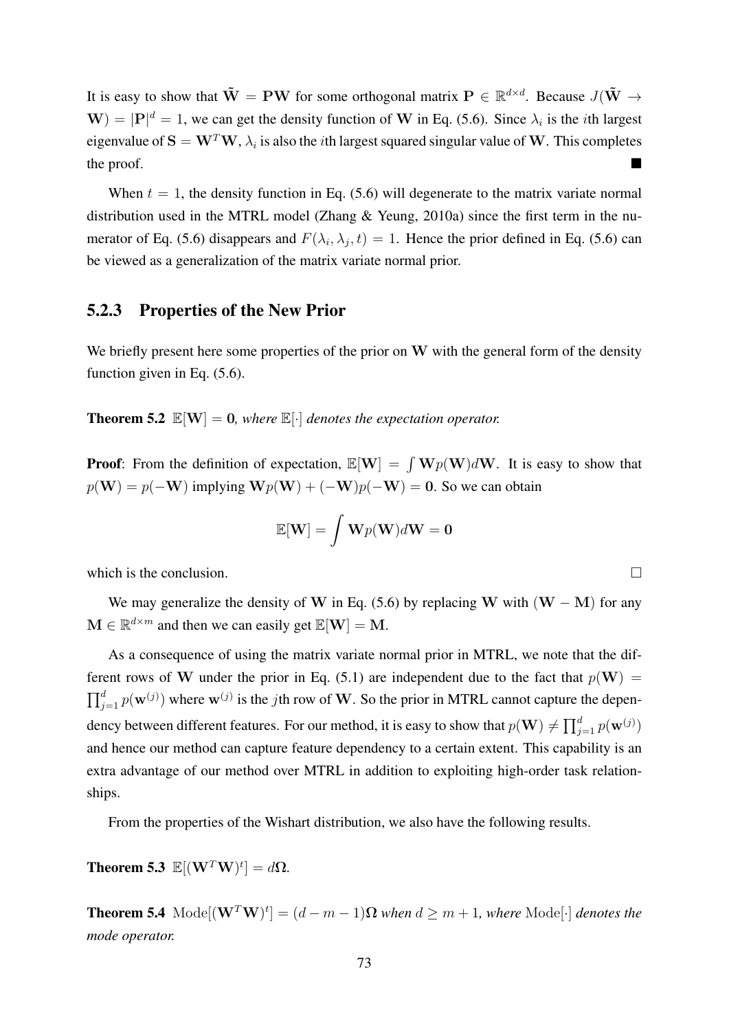It is easy to show that $\tilde{\mathbf{W}} = \mathbf{P}\mathbf{W}$ for some orthogonal matrix $\mathbf{P} \in \mathbb{R}^{d \times d}$. Because $J(\tilde{\mathbf{W}} \rightarrow \mathbf{W}) = |\mathbf{P}|^d = 1$, we can get the density function of $\mathbf{W}$ in Eq. (5.6). Since $\lambda_i$ is the $i$th largest eigenvalue of $\mathbf{S} = \mathbf{W}^T\mathbf{W}$, $\lambda_i$ is also the $i$th largest squared singular value of $\mathbf{W}$. This completes the proof. ■

When $t = 1$, the density function in Eq. (5.6) will degenerate to the matrix variate normal distribution used in the MTRL model (Zhang & Yeung, 2010a) since the first term in the numerator of Eq. (5.6) disappears and $F(\lambda_i, \lambda_j, t) = 1$. Hence the prior defined in Eq. (5.6) can be viewed as a generalization of the matrix variate normal prior.

### 5.2.3 Properties of the New Prior

We briefly present here some properties of the prior on $\mathbf{W}$ with the general form of the density function given in Eq. (5.6).

**Theorem 5.2** $\mathbb{E}[\mathbf{W}] = \mathbf{0}$*, where* $\mathbb{E}[\cdot]$ *denotes the expectation operator.*

**Proof**: From the definition of expectation, $\mathbb{E}[\mathbf{W}] = \int \mathbf{W}p(\mathbf{W})d\mathbf{W}$. It is easy to show that $p(\mathbf{W}) = p(-\mathbf{W})$ implying $\mathbf{W}p(\mathbf{W}) + (-\mathbf{W})p(-\mathbf{W}) = \mathbf{0}$. So we can obtain

$$\mathbb{E}[\mathbf{W}] = \int \mathbf{W}p(\mathbf{W})d\mathbf{W} = \mathbf{0}$$

which is the conclusion. □

We may generalize the density of $\mathbf{W}$ in Eq. (5.6) by replacing $\mathbf{W}$ with $(\mathbf{W} - \mathbf{M})$ for any $\mathbf{M} \in \mathbb{R}^{d \times m}$ and then we can easily get $\mathbb{E}[\mathbf{W}] = \mathbf{M}$.

As a consequence of using the matrix variate normal prior in MTRL, we note that the different rows of $\mathbf{W}$ under the prior in Eq. (5.1) are independent due to the fact that $p(\mathbf{W}) = \prod_{j=1}^{d} p(\mathbf{w}^{(j)})$ where $\mathbf{w}^{(j)}$ is the $j$th row of $\mathbf{W}$. So the prior in MTRL cannot capture the dependency between different features. For our method, it is easy to show that $p(\mathbf{W}) \neq \prod_{j=1}^{d} p(\mathbf{w}^{(j)})$ and hence our method can capture feature dependency to a certain extent. This capability is an extra advantage of our method over MTRL in addition to exploiting high-order task relationships.

From the properties of the Wishart distribution, we also have the following results.

**Theorem 5.3** $\mathbb{E}[(\mathbf{W}^T\mathbf{W})^t] = d\mathbf{\Omega}$.

**Theorem 5.4** $\mathrm{Mode}[(\mathbf{W}^T\mathbf{W})^t] = (d - m - 1)\mathbf{\Omega}$ *when* $d \geq m + 1$*, where* $\mathrm{Mode}[\cdot]$ *denotes the mode operator.*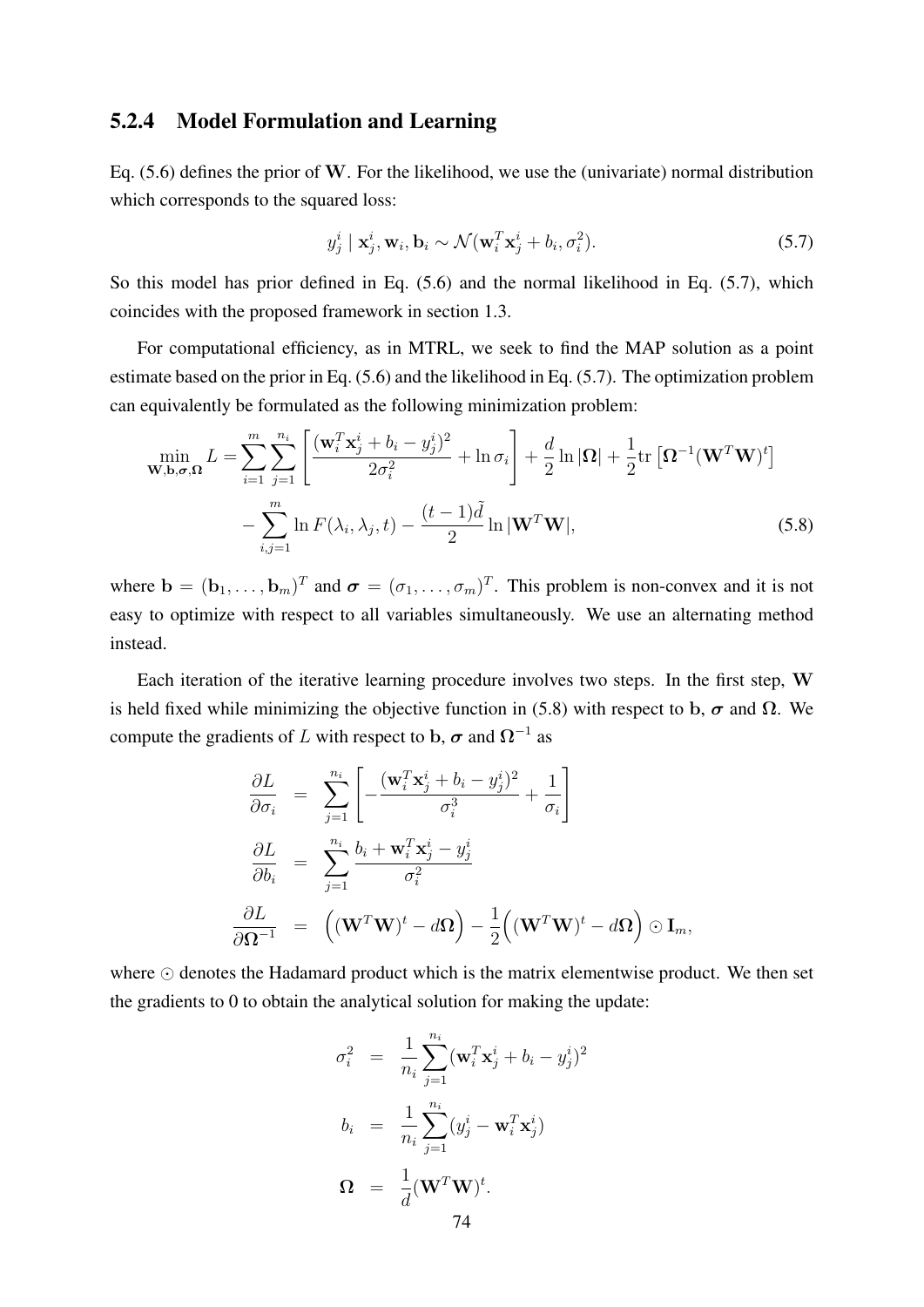### 5.2.4 Model Formulation and Learning

Eq. (5.6) defines the prior of $\mathbf{W}$. For the likelihood, we use the (univariate) normal distribution which corresponds to the squared loss:

$$y_j^i \mid \mathbf{x}_j^i, \mathbf{w}_i, \mathbf{b}_i \sim \mathcal{N}(\mathbf{w}_i^T \mathbf{x}_j^i + b_i, \sigma_i^2). \tag{5.7}$$

So this model has prior defined in Eq. (5.6) and the normal likelihood in Eq. (5.7), which coincides with the proposed framework in section 1.3.

For computational efficiency, as in MTRL, we seek to find the MAP solution as a point estimate based on the prior in Eq. (5.6) and the likelihood in Eq. (5.7). The optimization problem can equivalently be formulated as the following minimization problem:

$$\begin{aligned}
\min_{\mathbf{W}, \mathbf{b}, \boldsymbol{\sigma}, \boldsymbol{\Omega}} L = & \sum_{i=1}^{m} \sum_{j=1}^{n_i} \left[ \frac{(\mathbf{w}_i^T \mathbf{x}_j^i + b_i - y_j^i)^2}{2\sigma_i^2} + \ln \sigma_i \right] + \frac{d}{2} \ln |\boldsymbol{\Omega}| + \frac{1}{2} \mathrm{tr}\left[ \boldsymbol{\Omega}^{-1} (\mathbf{W}^T \mathbf{W})^t \right] \\
& - \sum_{i,j=1}^{m} \ln F(\lambda_i, \lambda_j, t) - \frac{(t-1)\tilde{d}}{2} \ln |\mathbf{W}^T \mathbf{W}|,
\end{aligned} \tag{5.8}$$

where $\mathbf{b} = (\mathbf{b}_1, \ldots, \mathbf{b}_m)^T$ and $\boldsymbol{\sigma} = (\sigma_1, \ldots, \sigma_m)^T$. This problem is non-convex and it is not easy to optimize with respect to all variables simultaneously. We use an alternating method instead.

Each iteration of the iterative learning procedure involves two steps. In the first step, $\mathbf{W}$ is held fixed while minimizing the objective function in (5.8) with respect to $\mathbf{b}$, $\boldsymbol{\sigma}$ and $\boldsymbol{\Omega}$. We compute the gradients of $L$ with respect to $\mathbf{b}$, $\boldsymbol{\sigma}$ and $\boldsymbol{\Omega}^{-1}$ as

$$\begin{aligned}
\frac{\partial L}{\partial \sigma_i} &= \sum_{j=1}^{n_i} \left[ -\frac{(\mathbf{w}_i^T \mathbf{x}_j^i + b_i - y_j^i)^2}{\sigma_i^3} + \frac{1}{\sigma_i} \right] \\
\frac{\partial L}{\partial b_i} &= \sum_{j=1}^{n_i} \frac{b_i + \mathbf{w}_i^T \mathbf{x}_j^i - y_j^i}{\sigma_i^2} \\
\frac{\partial L}{\partial \boldsymbol{\Omega}^{-1}} &= \Big( (\mathbf{W}^T \mathbf{W})^t - d\boldsymbol{\Omega} \Big) - \frac{1}{2} \Big( (\mathbf{W}^T \mathbf{W})^t - d\boldsymbol{\Omega} \Big) \odot \mathbf{I}_m,
\end{aligned}$$

where $\odot$ denotes the Hadamard product which is the matrix elementwise product. We then set the gradients to 0 to obtain the analytical solution for making the update:

$$\begin{aligned}
\sigma_i^2 &= \frac{1}{n_i} \sum_{j=1}^{n_i} (\mathbf{w}_i^T \mathbf{x}_j^i + b_i - y_j^i)^2 \\
b_i &= \frac{1}{n_i} \sum_{j=1}^{n_i} (y_j^i - \mathbf{w}_i^T \mathbf{x}_j^i) \\
\boldsymbol{\Omega} &= \frac{1}{d} (\mathbf{W}^T \mathbf{W})^t.
\end{aligned}$$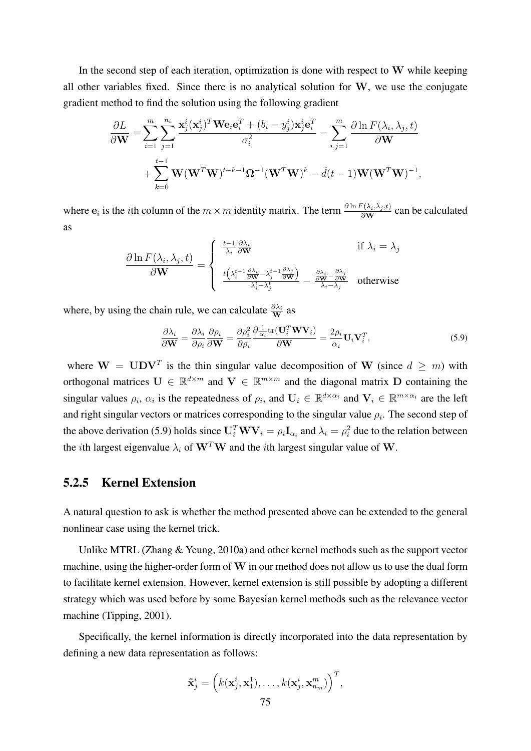In the second step of each iteration, optimization is done with respect to $\mathbf{W}$ while keeping all other variables fixed. Since there is no analytical solution for $\mathbf{W}$, we use the conjugate gradient method to find the solution using the following gradient

$$
\begin{aligned}
\frac{\partial L}{\partial \mathbf{W}} =& \sum_{i=1}^{m} \sum_{j=1}^{n_i} \frac{\mathbf{x}_j^i (\mathbf{x}_j^i)^T \mathbf{W} \mathbf{e}_i \mathbf{e}_i^T + (b_i - y_j^i) \mathbf{x}_j^i \mathbf{e}_i^T}{\sigma_i^2} - \sum_{i,j=1}^{m} \frac{\partial \ln F(\lambda_i, \lambda_j, t)}{\partial \mathbf{W}} \\
&+ \sum_{k=0}^{t-1} \mathbf{W} (\mathbf{W}^T \mathbf{W})^{t-k-1} \mathbf{\Omega}^{-1} (\mathbf{W}^T \mathbf{W})^k - \tilde{d}(t-1) \mathbf{W} (\mathbf{W}^T \mathbf{W})^{-1},
\end{aligned}
$$

where $\mathbf{e}_i$ is the $i$th column of the $m \times m$ identity matrix. The term $\frac{\partial \ln F(\lambda_i, \lambda_j, t)}{\partial \mathbf{W}}$ can be calculated as

$$
\frac{\partial \ln F(\lambda_i, \lambda_j, t)}{\partial \mathbf{W}} = \begin{cases} \frac{t-1}{\lambda_i} \frac{\partial \lambda_i}{\partial \mathbf{W}} & \text{if } \lambda_i = \lambda_j \\ \frac{t\left(\lambda_i^{t-1} \frac{\partial \lambda_i}{\partial \mathbf{W}} - \lambda_j^{t-1} \frac{\partial \lambda_j}{\partial \mathbf{W}}\right)}{\lambda_i^t - \lambda_j^t} - \frac{\frac{\partial \lambda_i}{\partial \mathbf{W}} - \frac{\partial \lambda_j}{\partial \mathbf{W}}}{\lambda_i - \lambda_j} & \text{otherwise} \end{cases}
$$

where, by using the chain rule, we can calculate $\frac{\partial \lambda_i}{\mathbf{W}}$ as

$$
\frac{\partial \lambda_i}{\partial \mathbf{W}} = \frac{\partial \lambda_i}{\partial \rho_i} \frac{\partial \rho_i}{\partial \mathbf{W}} = \frac{\partial \rho_i^2}{\partial \rho_i} \frac{\partial \frac{1}{\alpha_i} \text{tr}(\mathbf{U}_i^T \mathbf{W} \mathbf{V}_i)}{\partial \mathbf{W}} = \frac{2\rho_i}{\alpha_i} \mathbf{U}_i \mathbf{V}_i^T, \tag{5.9}
$$

where $\mathbf{W} = \mathbf{U}\mathbf{D}\mathbf{V}^T$ is the thin singular value decomposition of $\mathbf{W}$ (since $d \geq m$) with orthogonal matrices $\mathbf{U} \in \mathbb{R}^{d \times m}$ and $\mathbf{V} \in \mathbb{R}^{m \times m}$ and the diagonal matrix $\mathbf{D}$ containing the singular values $\rho_i$, $\alpha_i$ is the repeatedness of $\rho_i$, and $\mathbf{U}_i \in \mathbb{R}^{d \times \alpha_i}$ and $\mathbf{V}_i \in \mathbb{R}^{m \times \alpha_i}$ are the left and right singular vectors or matrices corresponding to the singular value $\rho_i$. The second step of the above derivation (5.9) holds since $\mathbf{U}_i^T \mathbf{W} \mathbf{V}_i = \rho_i \mathbf{I}_{\alpha_i}$ and $\lambda_i = \rho_i^2$ due to the relation between the $i$th largest eigenvalue $\lambda_i$ of $\mathbf{W}^T\mathbf{W}$ and the $i$th largest singular value of $\mathbf{W}$.

### 5.2.5 Kernel Extension

A natural question to ask is whether the method presented above can be extended to the general nonlinear case using the kernel trick.

Unlike MTRL (Zhang & Yeung, 2010a) and other kernel methods such as the support vector machine, using the higher-order form of $\mathbf{W}$ in our method does not allow us to use the dual form to facilitate kernel extension. However, kernel extension is still possible by adopting a different strategy which was used before by some Bayesian kernel methods such as the relevance vector machine (Tipping, 2001).

Specifically, the kernel information is directly incorporated into the data representation by defining a new data representation as follows:

$$
\tilde{\mathbf{x}}_j^i = \left( k(\mathbf{x}_j^i, \mathbf{x}_1^1), \ldots, k(\mathbf{x}_j^i, \mathbf{x}_{n_m}^m) \right)^T,
$$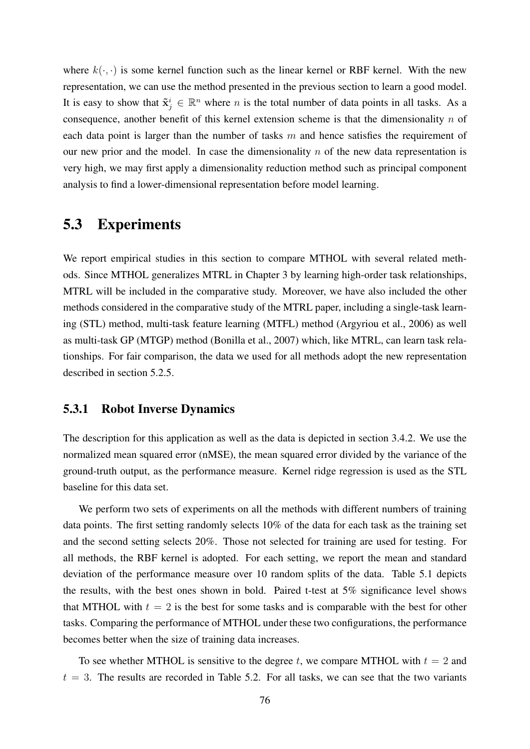where $k(\cdot, \cdot)$ is some kernel function such as the linear kernel or RBF kernel. With the new representation, we can use the method presented in the previous section to learn a good model. It is easy to show that $\tilde{\mathbf{x}}_j^i \in \mathbb{R}^n$ where $n$ is the total number of data points in all tasks. As a consequence, another benefit of this kernel extension scheme is that the dimensionality $n$ of each data point is larger than the number of tasks $m$ and hence satisfies the requirement of our new prior and the model. In case the dimensionality $n$ of the new data representation is very high, we may first apply a dimensionality reduction method such as principal component analysis to find a lower-dimensional representation before model learning.

## 5.3 Experiments

We report empirical studies in this section to compare MTHOL with several related methods. Since MTHOL generalizes MTRL in Chapter 3 by learning high-order task relationships, MTRL will be included in the comparative study. Moreover, we have also included the other methods considered in the comparative study of the MTRL paper, including a single-task learning (STL) method, multi-task feature learning (MTFL) method (Argyriou et al., 2006) as well as multi-task GP (MTGP) method (Bonilla et al., 2007) which, like MTRL, can learn task relationships. For fair comparison, the data we used for all methods adopt the new representation described in section 5.2.5.

### 5.3.1 Robot Inverse Dynamics

The description for this application as well as the data is depicted in section 3.4.2. We use the normalized mean squared error (nMSE), the mean squared error divided by the variance of the ground-truth output, as the performance measure. Kernel ridge regression is used as the STL baseline for this data set.

We perform two sets of experiments on all the methods with different numbers of training data points. The first setting randomly selects 10% of the data for each task as the training set and the second setting selects 20%. Those not selected for training are used for testing. For all methods, the RBF kernel is adopted. For each setting, we report the mean and standard deviation of the performance measure over 10 random splits of the data. Table 5.1 depicts the results, with the best ones shown in bold. Paired t-test at 5% significance level shows that MTHOL with $t = 2$ is the best for some tasks and is comparable with the best for other tasks. Comparing the performance of MTHOL under these two configurations, the performance becomes better when the size of training data increases.

To see whether MTHOL is sensitive to the degree $t$, we compare MTHOL with $t = 2$ and $t = 3$. The results are recorded in Table 5.2. For all tasks, we can see that the two variants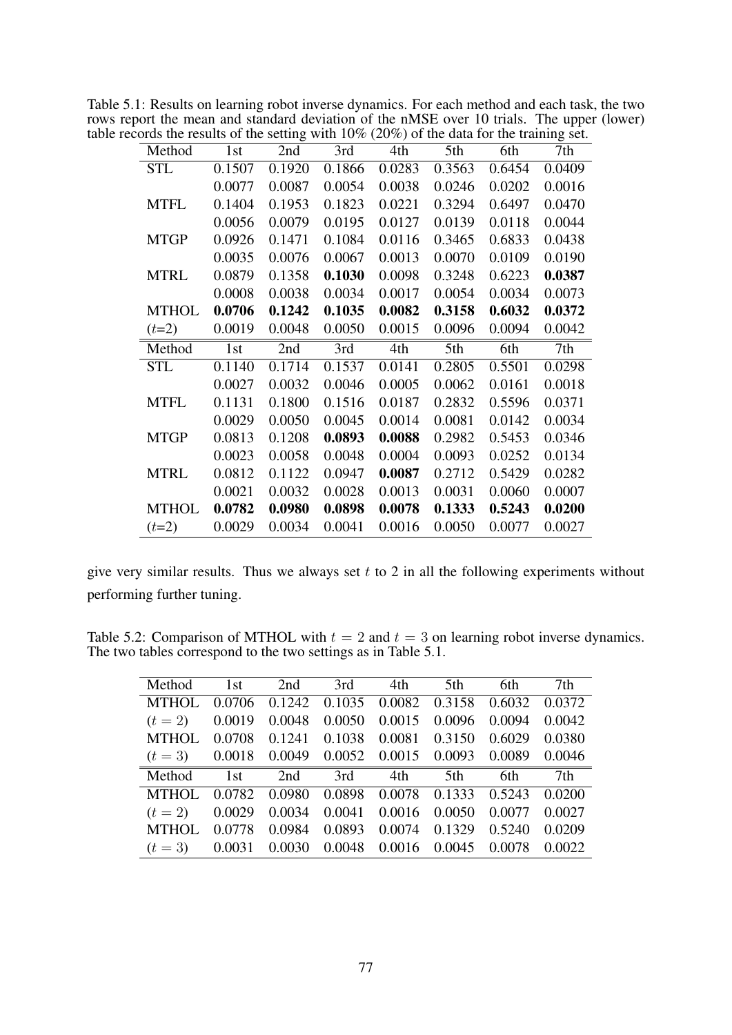Table 5.1: Results on learning robot inverse dynamics. For each method and each task, the two rows report the mean and standard deviation of the nMSE over 10 trials. The upper (lower) table records the results of the setting with 10% (20%) of the data for the training set.

| Method | 1st | 2nd | 3rd | 4th | 5th | 6th | 7th |
|---|---|---|---|---|---|---|---|
| STL | 0.1507 | 0.1920 | 0.1866 | 0.0283 | 0.3563 | 0.6454 | 0.0409 |
| | 0.0077 | 0.0087 | 0.0054 | 0.0038 | 0.0246 | 0.0202 | 0.0016 |
| MTFL | 0.1404 | 0.1953 | 0.1823 | 0.0221 | 0.3294 | 0.6497 | 0.0470 |
| | 0.0056 | 0.0079 | 0.0195 | 0.0127 | 0.0139 | 0.0118 | 0.0044 |
| MTGP | 0.0926 | 0.1471 | 0.1084 | 0.0116 | 0.3465 | 0.6833 | 0.0438 |
| | 0.0035 | 0.0076 | 0.0067 | 0.0013 | 0.0070 | 0.0109 | 0.0190 |
| MTRL | 0.0879 | 0.1358 | **0.1030** | 0.0098 | 0.3248 | 0.6223 | **0.0387** |
| | 0.0008 | 0.0038 | 0.0034 | 0.0017 | 0.0054 | 0.0034 | 0.0073 |
| MTHOL | **0.0706** | **0.1242** | **0.1035** | **0.0082** | **0.3158** | **0.6032** | **0.0372** |
| ($t$=2) | 0.0019 | 0.0048 | 0.0050 | 0.0015 | 0.0096 | 0.0094 | 0.0042 |

| Method | 1st | 2nd | 3rd | 4th | 5th | 6th | 7th |
|---|---|---|---|---|---|---|---|
| STL | 0.1140 | 0.1714 | 0.1537 | 0.0141 | 0.2805 | 0.5501 | 0.0298 |
| | 0.0027 | 0.0032 | 0.0046 | 0.0005 | 0.0062 | 0.0161 | 0.0018 |
| MTFL | 0.1131 | 0.1800 | 0.1516 | 0.0187 | 0.2832 | 0.5596 | 0.0371 |
| | 0.0029 | 0.0050 | 0.0045 | 0.0014 | 0.0081 | 0.0142 | 0.0034 |
| MTGP | 0.0813 | 0.1208 | **0.0893** | **0.0088** | 0.2982 | 0.5453 | 0.0346 |
| | 0.0023 | 0.0058 | 0.0048 | 0.0004 | 0.0093 | 0.0252 | 0.0134 |
| MTRL | 0.0812 | 0.1122 | 0.0947 | **0.0087** | 0.2712 | 0.5429 | 0.0282 |
| | 0.0021 | 0.0032 | 0.0028 | 0.0013 | 0.0031 | 0.0060 | 0.0007 |
| MTHOL | **0.0782** | **0.0980** | **0.0898** | **0.0078** | **0.1333** | **0.5243** | **0.0200** |
| ($t$=2) | 0.0029 | 0.0034 | 0.0041 | 0.0016 | 0.0050 | 0.0077 | 0.0027 |

give very similar results. Thus we always set $t$ to 2 in all the following experiments without performing further tuning.

Table 5.2: Comparison of MTHOL with $t = 2$ and $t = 3$ on learning robot inverse dynamics. The two tables correspond to the two settings as in Table 5.1.

| Method | 1st | 2nd | 3rd | 4th | 5th | 6th | 7th |
|---|---|---|---|---|---|---|---|
| MTHOL | 0.0706 | 0.1242 | 0.1035 | 0.0082 | 0.3158 | 0.6032 | 0.0372 |
| ($t = 2$) | 0.0019 | 0.0048 | 0.0050 | 0.0015 | 0.0096 | 0.0094 | 0.0042 |
| MTHOL | 0.0708 | 0.1241 | 0.1038 | 0.0081 | 0.3150 | 0.6029 | 0.0380 |
| ($t = 3$) | 0.0018 | 0.0049 | 0.0052 | 0.0015 | 0.0093 | 0.0089 | 0.0046 |

| Method | 1st | 2nd | 3rd | 4th | 5th | 6th | 7th |
|---|---|---|---|---|---|---|---|
| MTHOL | 0.0782 | 0.0980 | 0.0898 | 0.0078 | 0.1333 | 0.5243 | 0.0200 |
| ($t = 2$) | 0.0029 | 0.0034 | 0.0041 | 0.0016 | 0.0050 | 0.0077 | 0.0027 |
| MTHOL | 0.0778 | 0.0984 | 0.0893 | 0.0074 | 0.1329 | 0.5240 | 0.0209 |
| ($t = 3$) | 0.0031 | 0.0030 | 0.0048 | 0.0016 | 0.0045 | 0.0078 | 0.0022 |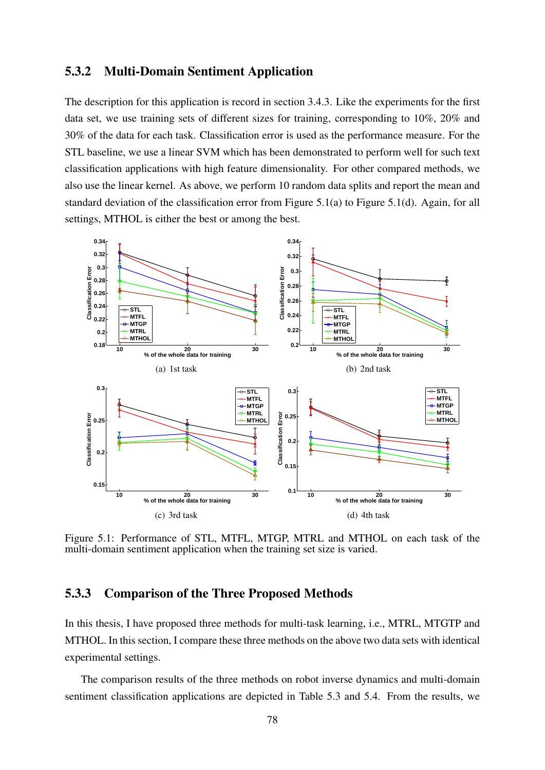### 5.3.2 Multi-Domain Sentiment Application

The description for this application is record in section 3.4.3. Like the experiments for the first data set, we use training sets of different sizes for training, corresponding to 10%, 20% and 30% of the data for each task. Classification error is used as the performance measure. For the STL baseline, we use a linear SVM which has been demonstrated to perform well for such text classification applications with high feature dimensionality. For other compared methods, we also use the linear kernel. As above, we perform 10 random data splits and report the mean and standard deviation of the classification error from Figure 5.1(a) to Figure 5.1(d). Again, for all settings, MTHOL is either the best or among the best.

Classification Error
% of the whole data for training
STL
MTFL
MTGP
MTRL
MTHOL

(a) 1st task

(b) 2nd task

(c) 3rd task

(d) 4th task

Figure 5.1: Performance of STL, MTFL, MTGP, MTRL and MTHOL on each task of the multi-domain sentiment application when the training set size is varied.

### 5.3.3 Comparison of the Three Proposed Methods

In this thesis, I have proposed three methods for multi-task learning, i.e., MTRL, MTGTP and MTHOL. In this section, I compare these three methods on the above two data sets with identical experimental settings.

The comparison results of the three methods on robot inverse dynamics and multi-domain sentiment classification applications are depicted in Table 5.3 and 5.4. From the results, we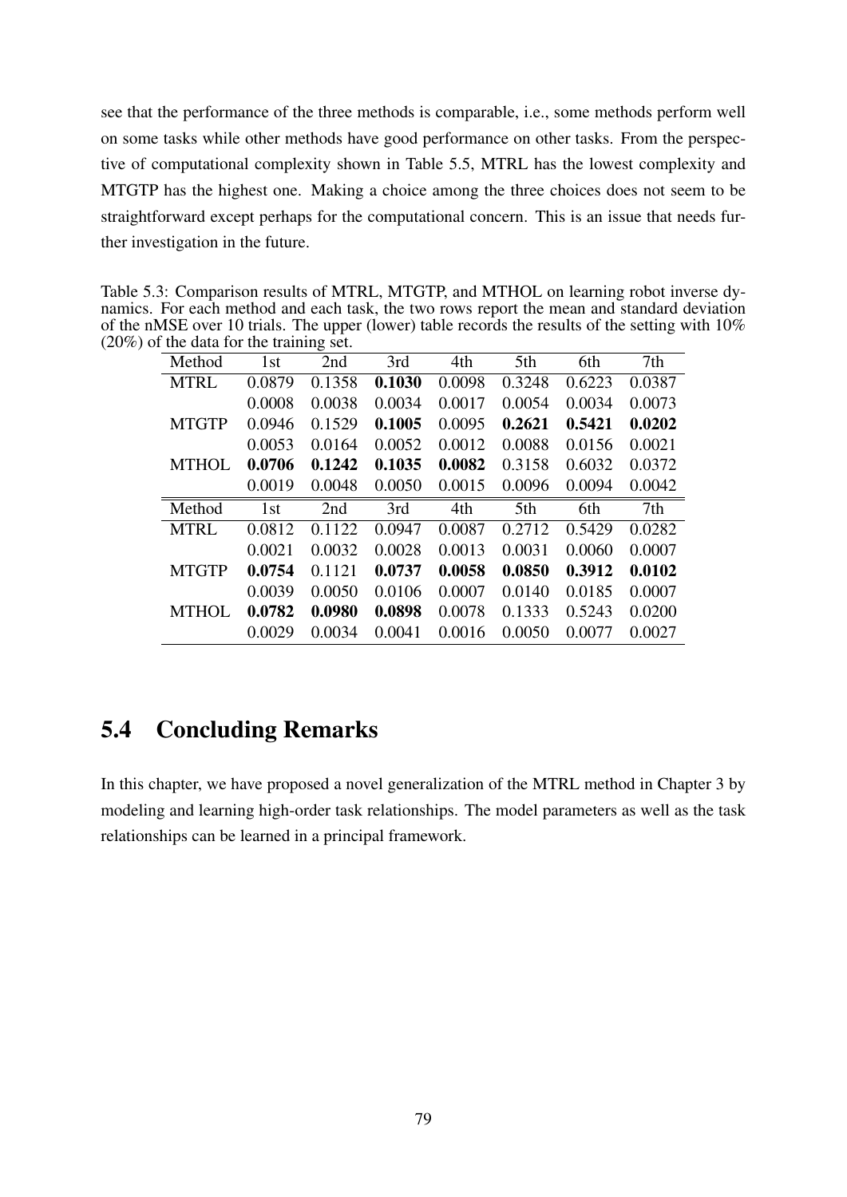see that the performance of the three methods is comparable, i.e., some methods perform well on some tasks while other methods have good performance on other tasks. From the perspective of computational complexity shown in Table 5.5, MTRL has the lowest complexity and MTGTP has the highest one. Making a choice among the three choices does not seem to be straightforward except perhaps for the computational concern. This is an issue that needs further investigation in the future.

Table 5.3: Comparison results of MTRL, MTGTP, and MTHOL on learning robot inverse dynamics. For each method and each task, the two rows report the mean and standard deviation of the nMSE over 10 trials. The upper (lower) table records the results of the setting with 10% (20%) of the data for the training set.

| Method | 1st | 2nd | 3rd | 4th | 5th | 6th | 7th |
|---|---|---|---|---|---|---|---|
| MTRL | 0.0879 | 0.1358 | **0.1030** | 0.0098 | 0.3248 | 0.6223 | 0.0387 |
| | 0.0008 | 0.0038 | 0.0034 | 0.0017 | 0.0054 | 0.0034 | 0.0073 |
| MTGTP | 0.0946 | 0.1529 | **0.1005** | 0.0095 | **0.2621** | **0.5421** | **0.0202** |
| | 0.0053 | 0.0164 | 0.0052 | 0.0012 | 0.0088 | 0.0156 | 0.0021 |
| MTHOL | **0.0706** | **0.1242** | **0.1035** | **0.0082** | 0.3158 | 0.6032 | 0.0372 |
| | 0.0019 | 0.0048 | 0.0050 | 0.0015 | 0.0096 | 0.0094 | 0.0042 |

| Method | 1st | 2nd | 3rd | 4th | 5th | 6th | 7th |
|---|---|---|---|---|---|---|---|
| MTRL | 0.0812 | 0.1122 | 0.0947 | 0.0087 | 0.2712 | 0.5429 | 0.0282 |
| | 0.0021 | 0.0032 | 0.0028 | 0.0013 | 0.0031 | 0.0060 | 0.0007 |
| MTGTP | **0.0754** | 0.1121 | **0.0737** | **0.0058** | **0.0850** | **0.3912** | **0.0102** |
| | 0.0039 | 0.0050 | 0.0106 | 0.0007 | 0.0140 | 0.0185 | 0.0007 |
| MTHOL | **0.0782** | **0.0980** | **0.0898** | 0.0078 | 0.1333 | 0.5243 | 0.0200 |
| | 0.0029 | 0.0034 | 0.0041 | 0.0016 | 0.0050 | 0.0077 | 0.0027 |

## 5.4 Concluding Remarks

In this chapter, we have proposed a novel generalization of the MTRL method in Chapter 3 by modeling and learning high-order task relationships. The model parameters as well as the task relationships can be learned in a principal framework.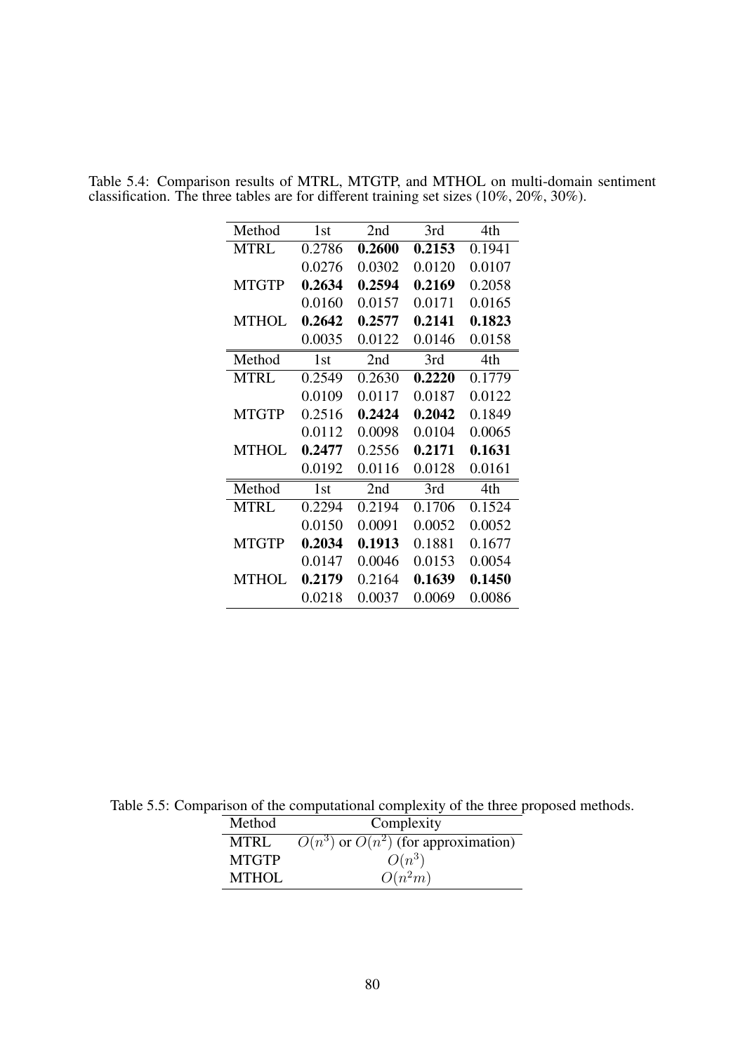Table 5.4: Comparison results of MTRL, MTGTP, and MTHOL on multi-domain sentiment classification. The three tables are for different training set sizes (10%, 20%, 30%).

| Method | 1st | 2nd | 3rd | 4th |
|---|---|---|---|---|
| MTRL | 0.2786 | **0.2600** | **0.2153** | 0.1941 |
| | 0.0276 | 0.0302 | 0.0120 | 0.0107 |
| MTGTP | **0.2634** | **0.2594** | **0.2169** | 0.2058 |
| | 0.0160 | 0.0157 | 0.0171 | 0.0165 |
| MTHOL | **0.2642** | **0.2577** | **0.2141** | **0.1823** |
| | 0.0035 | 0.0122 | 0.0146 | 0.0158 |

| Method | 1st | 2nd | 3rd | 4th |
|---|---|---|---|---|
| MTRL | 0.2549 | 0.2630 | **0.2220** | 0.1779 |
| | 0.0109 | 0.0117 | 0.0187 | 0.0122 |
| MTGTP | 0.2516 | **0.2424** | **0.2042** | 0.1849 |
| | 0.0112 | 0.0098 | 0.0104 | 0.0065 |
| MTHOL | **0.2477** | 0.2556 | **0.2171** | **0.1631** |
| | 0.0192 | 0.0116 | 0.0128 | 0.0161 |

| Method | 1st | 2nd | 3rd | 4th |
|---|---|---|---|---|
| MTRL | 0.2294 | 0.2194 | 0.1706 | 0.1524 |
| | 0.0150 | 0.0091 | 0.0052 | 0.0052 |
| MTGTP | **0.2034** | **0.1913** | 0.1881 | 0.1677 |
| | 0.0147 | 0.0046 | 0.0153 | 0.0054 |
| MTHOL | **0.2179** | 0.2164 | **0.1639** | **0.1450** |
| | 0.0218 | 0.0037 | 0.0069 | 0.0086 |

Table 5.5: Comparison of the computational complexity of the three proposed methods.

| Method | Complexity |
|---|---|
| MTRL | $O(n^3)$ or $O(n^2)$ (for approximation) |
| MTGTP | $O(n^3)$ |
| MTHOL | $O(n^2 m)$ |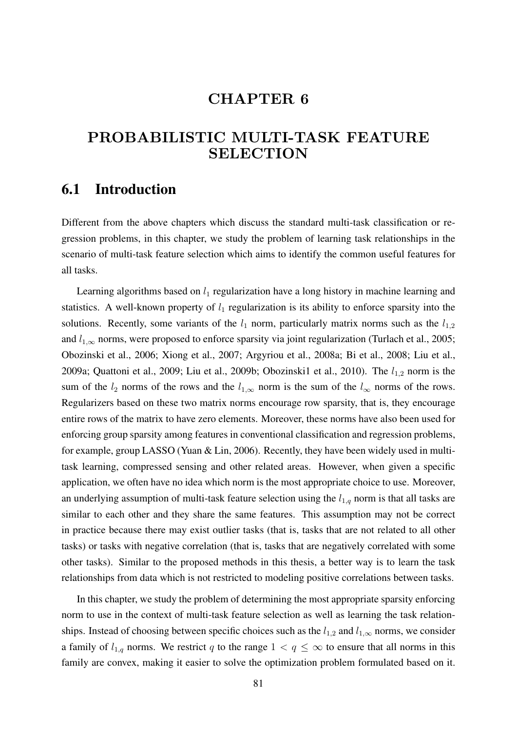# CHAPTER 6

# PROBABILISTIC MULTI-TASK FEATURE SELECTION

## 6.1 Introduction

Different from the above chapters which discuss the standard multi-task classification or regression problems, in this chapter, we study the problem of learning task relationships in the scenario of multi-task feature selection which aims to identify the common useful features for all tasks.

Learning algorithms based on $l_1$ regularization have a long history in machine learning and statistics. A well-known property of $l_1$ regularization is its ability to enforce sparsity into the solutions. Recently, some variants of the $l_1$ norm, particularly matrix norms such as the $l_{1,2}$ and $l_{1,\infty}$ norms, were proposed to enforce sparsity via joint regularization (Turlach et al., 2005; Obozinski et al., 2006; Xiong et al., 2007; Argyriou et al., 2008a; Bi et al., 2008; Liu et al., 2009a; Quattoni et al., 2009; Liu et al., 2009b; Obozinski1 et al., 2010). The $l_{1,2}$ norm is the sum of the $l_2$ norms of the rows and the $l_{1,\infty}$ norm is the sum of the $l_\infty$ norms of the rows. Regularizers based on these two matrix norms encourage row sparsity, that is, they encourage entire rows of the matrix to have zero elements. Moreover, these norms have also been used for enforcing group sparsity among features in conventional classification and regression problems, for example, group LASSO (Yuan & Lin, 2006). Recently, they have been widely used in multi-task learning, compressed sensing and other related areas. However, when given a specific application, we often have no idea which norm is the most appropriate choice to use. Moreover, an underlying assumption of multi-task feature selection using the $l_{1,q}$ norm is that all tasks are similar to each other and they share the same features. This assumption may not be correct in practice because there may exist outlier tasks (that is, tasks that are not related to all other tasks) or tasks with negative correlation (that is, tasks that are negatively correlated with some other tasks). Similar to the proposed methods in this thesis, a better way is to learn the task relationships from data which is not restricted to modeling positive correlations between tasks.

In this chapter, we study the problem of determining the most appropriate sparsity enforcing norm to use in the context of multi-task feature selection as well as learning the task relationships. Instead of choosing between specific choices such as the $l_{1,2}$ and $l_{1,\infty}$ norms, we consider a family of $l_{1,q}$ norms. We restrict $q$ to the range $1 < q \leq \infty$ to ensure that all norms in this family are convex, making it easier to solve the optimization problem formulated based on it.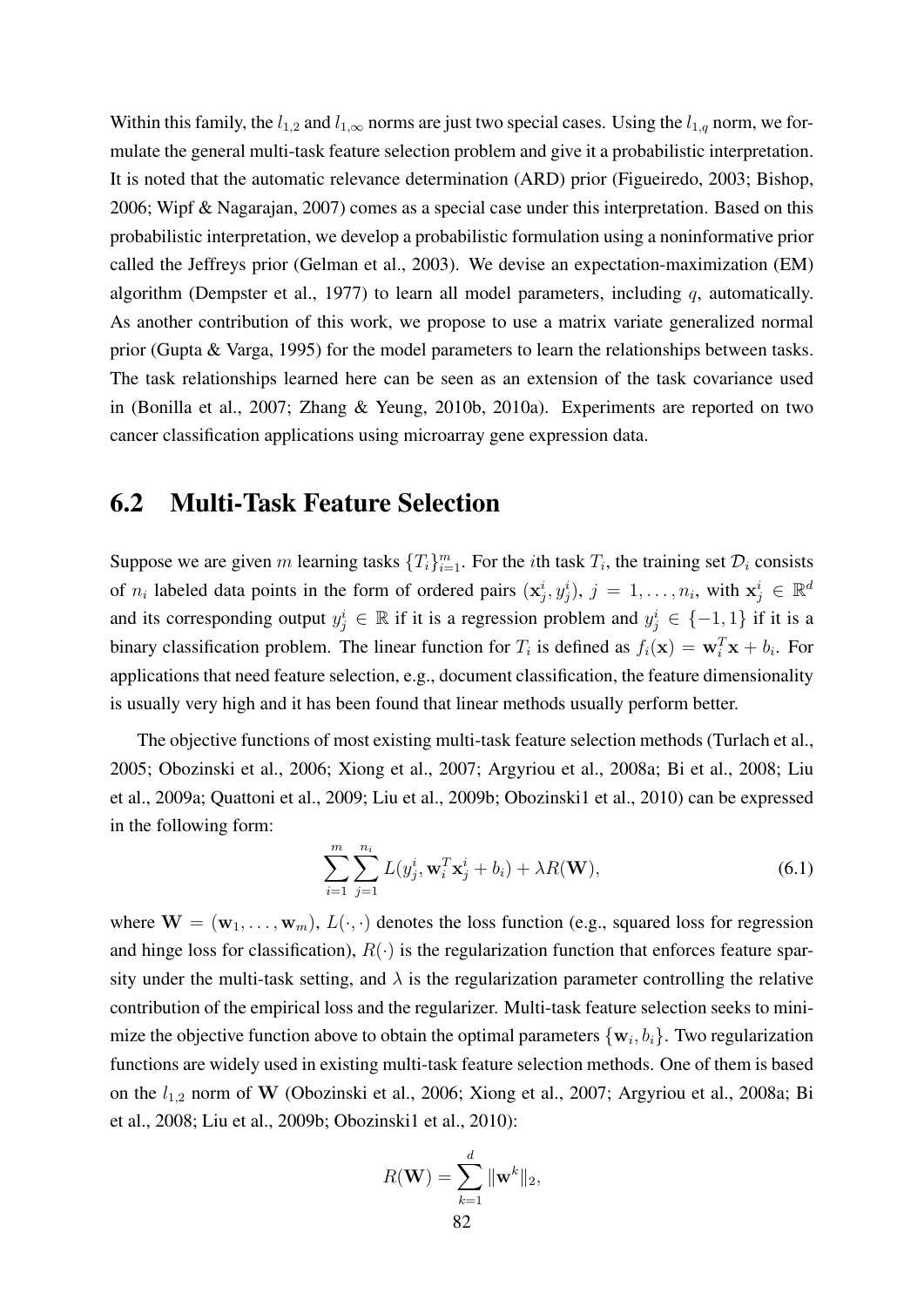Within this family, the $l_{1,2}$ and $l_{1,\infty}$ norms are just two special cases. Using the $l_{1,q}$ norm, we formulate the general multi-task feature selection problem and give it a probabilistic interpretation. It is noted that the automatic relevance determination (ARD) prior (Figueiredo, 2003; Bishop, 2006; Wipf & Nagarajan, 2007) comes as a special case under this interpretation. Based on this probabilistic interpretation, we develop a probabilistic formulation using a noninformative prior called the Jeffreys prior (Gelman et al., 2003). We devise an expectation-maximization (EM) algorithm (Dempster et al., 1977) to learn all model parameters, including $q$, automatically. As another contribution of this work, we propose to use a matrix variate generalized normal prior (Gupta & Varga, 1995) for the model parameters to learn the relationships between tasks. The task relationships learned here can be seen as an extension of the task covariance used in (Bonilla et al., 2007; Zhang & Yeung, 2010b, 2010a). Experiments are reported on two cancer classification applications using microarray gene expression data.

## 6.2 Multi-Task Feature Selection

Suppose we are given $m$ learning tasks $\{T_i\}_{i=1}^m$. For the $i$th task $T_i$, the training set $\mathcal{D}_i$ consists of $n_i$ labeled data points in the form of ordered pairs $(\mathbf{x}_j^i, y_j^i)$, $j = 1, \ldots, n_i$, with $\mathbf{x}_j^i \in \mathbb{R}^d$ and its corresponding output $y_j^i \in \mathbb{R}$ if it is a regression problem and $y_j^i \in \{-1, 1\}$ if it is a binary classification problem. The linear function for $T_i$ is defined as $f_i(\mathbf{x}) = \mathbf{w}_i^T\mathbf{x} + b_i$. For applications that need feature selection, e.g., document classification, the feature dimensionality is usually very high and it has been found that linear methods usually perform better.

The objective functions of most existing multi-task feature selection methods (Turlach et al., 2005; Obozinski et al., 2006; Xiong et al., 2007; Argyriou et al., 2008a; Bi et al., 2008; Liu et al., 2009a; Quattoni et al., 2009; Liu et al., 2009b; Obozinski1 et al., 2010) can be expressed in the following form:

$$\sum_{i=1}^{m}\sum_{j=1}^{n_i} L(y_j^i, \mathbf{w}_i^T\mathbf{x}_j^i + b_i) + \lambda R(\mathbf{W}), \tag{6.1}$$

where $\mathbf{W} = (\mathbf{w}_1, \ldots, \mathbf{w}_m)$, $L(\cdot,\cdot)$ denotes the loss function (e.g., squared loss for regression and hinge loss for classification), $R(\cdot)$ is the regularization function that enforces feature sparsity under the multi-task setting, and $\lambda$ is the regularization parameter controlling the relative contribution of the empirical loss and the regularizer. Multi-task feature selection seeks to minimize the objective function above to obtain the optimal parameters $\{\mathbf{w}_i, b_i\}$. Two regularization functions are widely used in existing multi-task feature selection methods. One of them is based on the $l_{1,2}$ norm of $\mathbf{W}$ (Obozinski et al., 2006; Xiong et al., 2007; Argyriou et al., 2008a; Bi et al., 2008; Liu et al., 2009b; Obozinski1 et al., 2010):

$$R(\mathbf{W}) = \sum_{k=1}^{d} \|\mathbf{w}^k\|_2,$$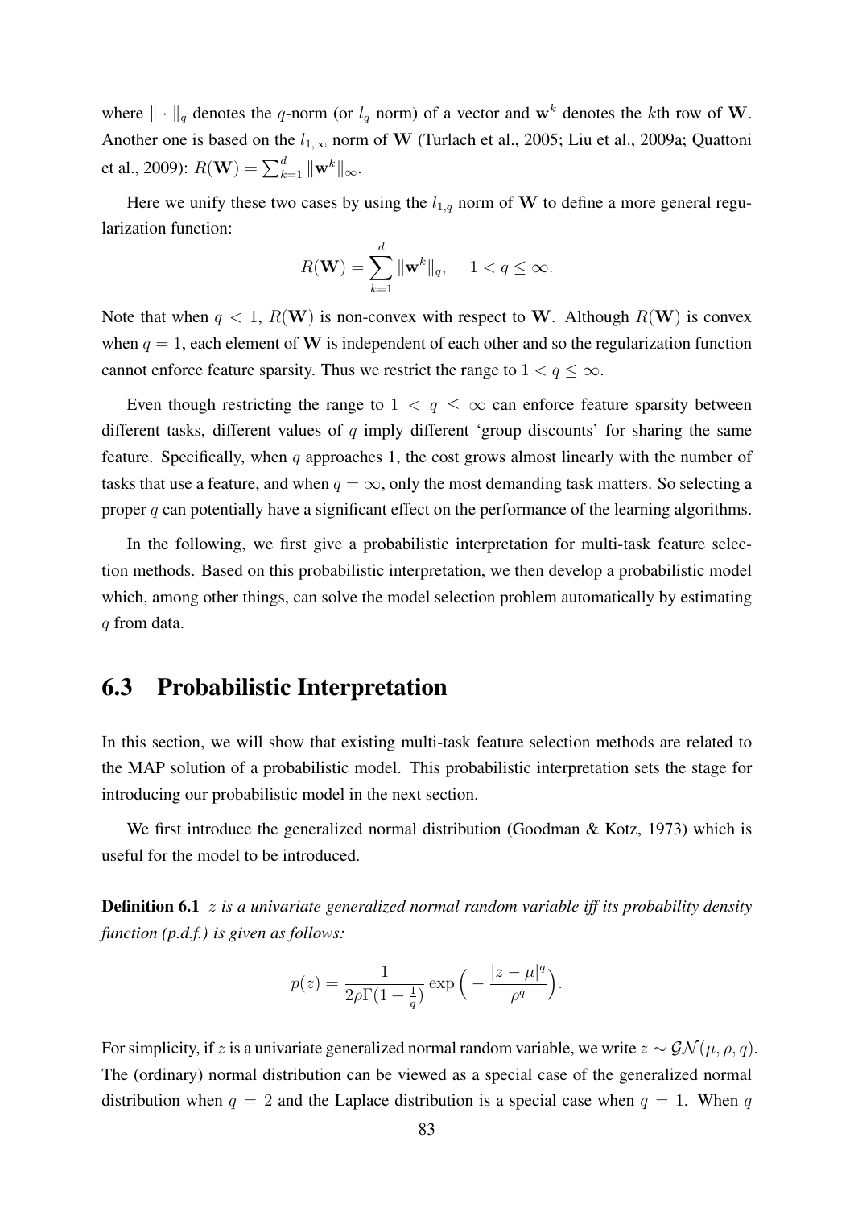where $\| \cdot \|_q$ denotes the $q$-norm (or $l_q$ norm) of a vector and $\mathbf{w}^k$ denotes the $k$th row of $\mathbf{W}$. Another one is based on the $l_{1,\infty}$ norm of $\mathbf{W}$ (Turlach et al., 2005; Liu et al., 2009a; Quattoni et al., 2009): $R(\mathbf{W}) = \sum_{k=1}^{d} \|\mathbf{w}^k\|_\infty$.

Here we unify these two cases by using the $l_{1,q}$ norm of $\mathbf{W}$ to define a more general regularization function:

$$R(\mathbf{W}) = \sum_{k=1}^{d} \|\mathbf{w}^k\|_q, \quad 1 < q \leq \infty.$$

Note that when $q < 1$, $R(\mathbf{W})$ is non-convex with respect to $\mathbf{W}$. Although $R(\mathbf{W})$ is convex when $q = 1$, each element of $\mathbf{W}$ is independent of each other and so the regularization function cannot enforce feature sparsity. Thus we restrict the range to $1 < q \leq \infty$.

Even though restricting the range to $1 < q \leq \infty$ can enforce feature sparsity between different tasks, different values of $q$ imply different 'group discounts' for sharing the same feature. Specifically, when $q$ approaches 1, the cost grows almost linearly with the number of tasks that use a feature, and when $q = \infty$, only the most demanding task matters. So selecting a proper $q$ can potentially have a significant effect on the performance of the learning algorithms.

In the following, we first give a probabilistic interpretation for multi-task feature selection methods. Based on this probabilistic interpretation, we then develop a probabilistic model which, among other things, can solve the model selection problem automatically by estimating $q$ from data.

## 6.3 Probabilistic Interpretation

In this section, we will show that existing multi-task feature selection methods are related to the MAP solution of a probabilistic model. This probabilistic interpretation sets the stage for introducing our probabilistic model in the next section.

We first introduce the generalized normal distribution (Goodman & Kotz, 1973) which is useful for the model to be introduced.

**Definition 6.1** *$z$ is a univariate generalized normal random variable iff its probability density function (p.d.f.) is given as follows:*

$$p(z) = \frac{1}{2\rho\Gamma(1 + \frac{1}{q})} \exp\Big( - \frac{|z - \mu|^q}{\rho^q} \Big).$$

For simplicity, if $z$ is a univariate generalized normal random variable, we write $z \sim \mathcal{GN}(\mu, \rho, q)$. The (ordinary) normal distribution can be viewed as a special case of the generalized normal distribution when $q = 2$ and the Laplace distribution is a special case when $q = 1$. When $q$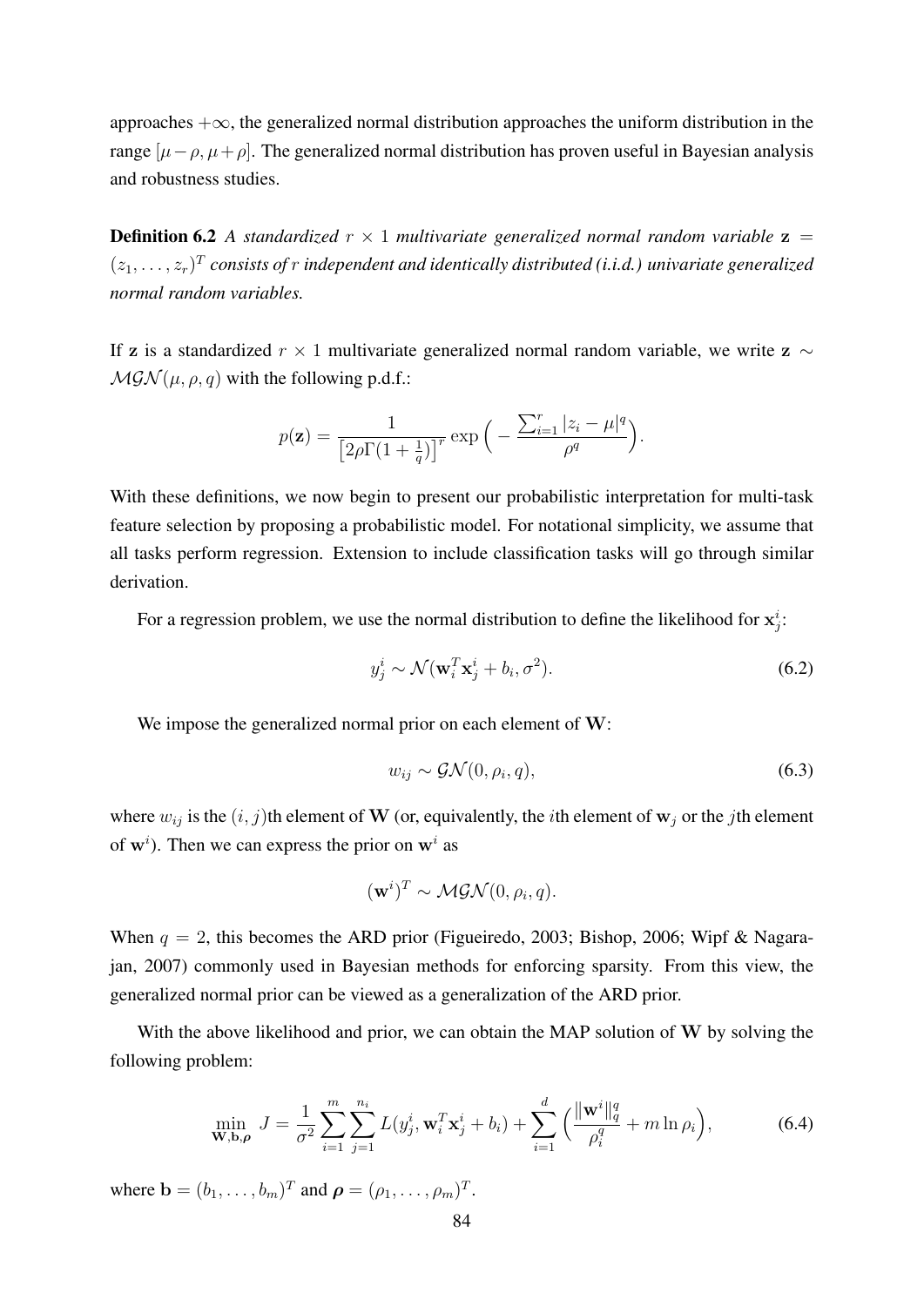approaches $+\infty$, the generalized normal distribution approaches the uniform distribution in the range $[\mu - \rho, \mu + \rho]$. The generalized normal distribution has proven useful in Bayesian analysis and robustness studies.

**Definition 6.2** *A standardized $r \times 1$ multivariate generalized normal random variable $\mathbf{z} = (z_1, \ldots, z_r)^T$ consists of $r$ independent and identically distributed (i.i.d.) univariate generalized normal random variables.*

If $\mathbf{z}$ is a standardized $r \times 1$ multivariate generalized normal random variable, we write $\mathbf{z} \sim \mathcal{MGN}(\mu, \rho, q)$ with the following p.d.f.:

$$p(\mathbf{z}) = \frac{1}{\left[2\rho\Gamma(1 + \frac{1}{q})\right]^r} \exp\Big( - \frac{\sum_{i=1}^r |z_i - \mu|^q}{\rho^q} \Big).$$

With these definitions, we now begin to present our probabilistic interpretation for multi-task feature selection by proposing a probabilistic model. For notational simplicity, we assume that all tasks perform regression. Extension to include classification tasks will go through similar derivation.

For a regression problem, we use the normal distribution to define the likelihood for $\mathbf{x}_j^i$:

$$y_j^i \sim \mathcal{N}(\mathbf{w}_i^T \mathbf{x}_j^i + b_i, \sigma^2). \tag{6.2}$$

We impose the generalized normal prior on each element of $\mathbf{W}$:

$$w_{ij} \sim \mathcal{GN}(0, \rho_i, q), \tag{6.3}$$

where $w_{ij}$ is the $(i, j)$th element of $\mathbf{W}$ (or, equivalently, the $i$th element of $\mathbf{w}_j$ or the $j$th element of $\mathbf{w}^i$). Then we can express the prior on $\mathbf{w}^i$ as

$$(\mathbf{w}^i)^T \sim \mathcal{MGN}(0, \rho_i, q).$$

When $q = 2$, this becomes the ARD prior (Figueiredo, 2003; Bishop, 2006; Wipf & Nagarajan, 2007) commonly used in Bayesian methods for enforcing sparsity. From this view, the generalized normal prior can be viewed as a generalization of the ARD prior.

With the above likelihood and prior, we can obtain the MAP solution of $\mathbf{W}$ by solving the following problem:

$$\min_{\mathbf{W}, \mathbf{b}, \boldsymbol{\rho}} J = \frac{1}{\sigma^2} \sum_{i=1}^m \sum_{j=1}^{n_i} L(y_j^i, \mathbf{w}_i^T \mathbf{x}_j^i + b_i) + \sum_{i=1}^d \Big( \frac{\|\mathbf{w}^i\|_q^q}{\rho_i^q} + m \ln \rho_i \Big), \tag{6.4}$$

where $\mathbf{b} = (b_1, \ldots, b_m)^T$ and $\boldsymbol{\rho} = (\rho_1, \ldots, \rho_m)^T$.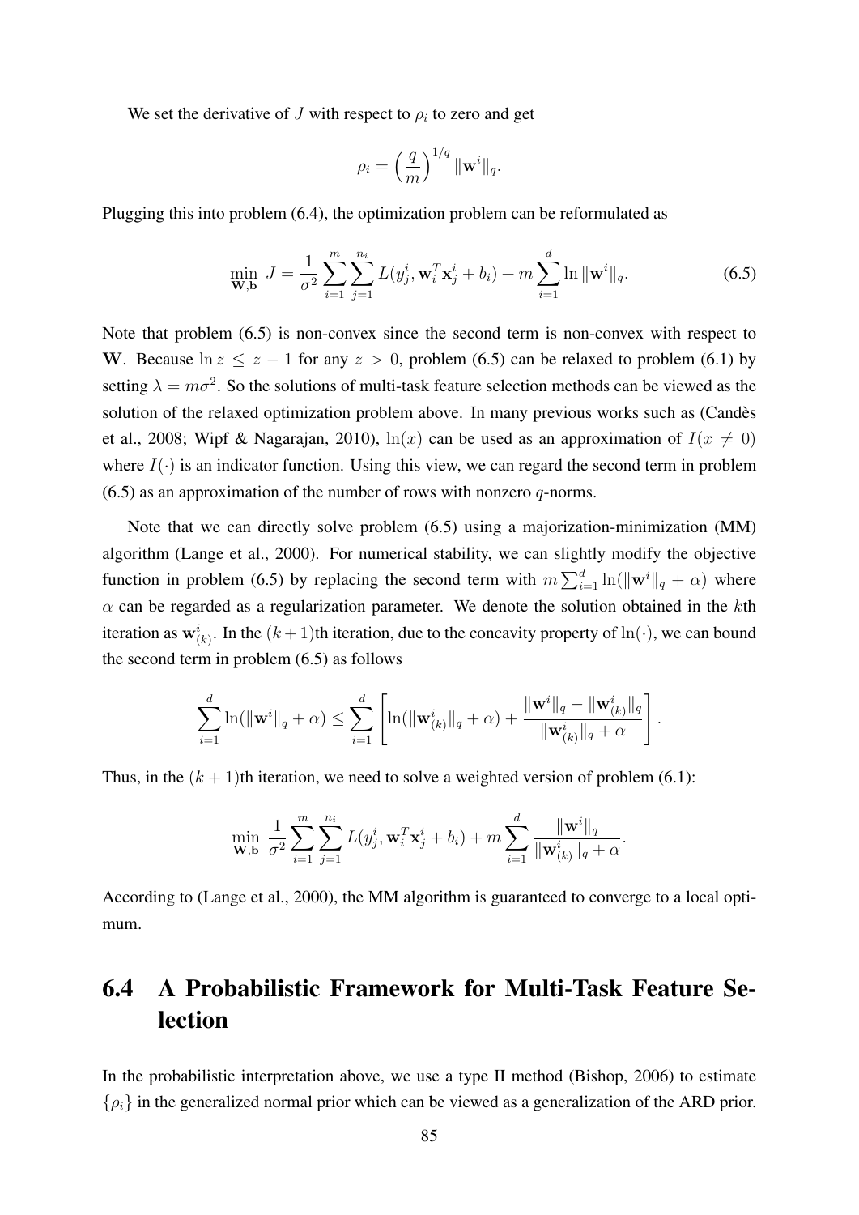We set the derivative of $J$ with respect to $\rho_i$ to zero and get

$$\rho_i = \left(\frac{q}{m}\right)^{1/q} \|\mathbf{w}^i\|_q.$$

Plugging this into problem (6.4), the optimization problem can be reformulated as

$$\min_{\mathbf{W},\mathbf{b}} J = \frac{1}{\sigma^2} \sum_{i=1}^{m} \sum_{j=1}^{n_i} L(y_j^i, \mathbf{w}_i^T \mathbf{x}_j^i + b_i) + m \sum_{i=1}^{d} \ln \|\mathbf{w}^i\|_q. \tag{6.5}$$

Note that problem (6.5) is non-convex since the second term is non-convex with respect to $\mathbf{W}$. Because $\ln z \leq z - 1$ for any $z > 0$, problem (6.5) can be relaxed to problem (6.1) by setting $\lambda = m\sigma^2$. So the solutions of multi-task feature selection methods can be viewed as the solution of the relaxed optimization problem above. In many previous works such as (Candès et al., 2008; Wipf & Nagarajan, 2010), $\ln(x)$ can be used as an approximation of $I(x \neq 0)$ where $I(\cdot)$ is an indicator function. Using this view, we can regard the second term in problem (6.5) as an approximation of the number of rows with nonzero $q$-norms.

Note that we can directly solve problem (6.5) using a majorization-minimization (MM) algorithm (Lange et al., 2000). For numerical stability, we can slightly modify the objective function in problem (6.5) by replacing the second term with $m \sum_{i=1}^{d} \ln(\|\mathbf{w}^i\|_q + \alpha)$ where $\alpha$ can be regarded as a regularization parameter. We denote the solution obtained in the $k$th iteration as $\mathbf{w}_{(k)}^i$. In the $(k+1)$th iteration, due to the concavity property of $\ln(\cdot)$, we can bound the second term in problem (6.5) as follows

$$\sum_{i=1}^{d} \ln(\|\mathbf{w}^i\|_q + \alpha) \leq \sum_{i=1}^{d} \left[ \ln(\|\mathbf{w}_{(k)}^i\|_q + \alpha) + \frac{\|\mathbf{w}^i\|_q - \|\mathbf{w}_{(k)}^i\|_q}{\|\mathbf{w}_{(k)}^i\|_q + \alpha} \right].$$

Thus, in the $(k+1)$th iteration, we need to solve a weighted version of problem (6.1):

$$\min_{\mathbf{W},\mathbf{b}} \frac{1}{\sigma^2} \sum_{i=1}^{m} \sum_{j=1}^{n_i} L(y_j^i, \mathbf{w}_i^T \mathbf{x}_j^i + b_i) + m \sum_{i=1}^{d} \frac{\|\mathbf{w}^i\|_q}{\|\mathbf{w}_{(k)}^i\|_q + \alpha}.$$

According to (Lange et al., 2000), the MM algorithm is guaranteed to converge to a local optimum.

## 6.4 A Probabilistic Framework for Multi-Task Feature Selection

In the probabilistic interpretation above, we use a type II method (Bishop, 2006) to estimate $\{\rho_i\}$ in the generalized normal prior which can be viewed as a generalization of the ARD prior.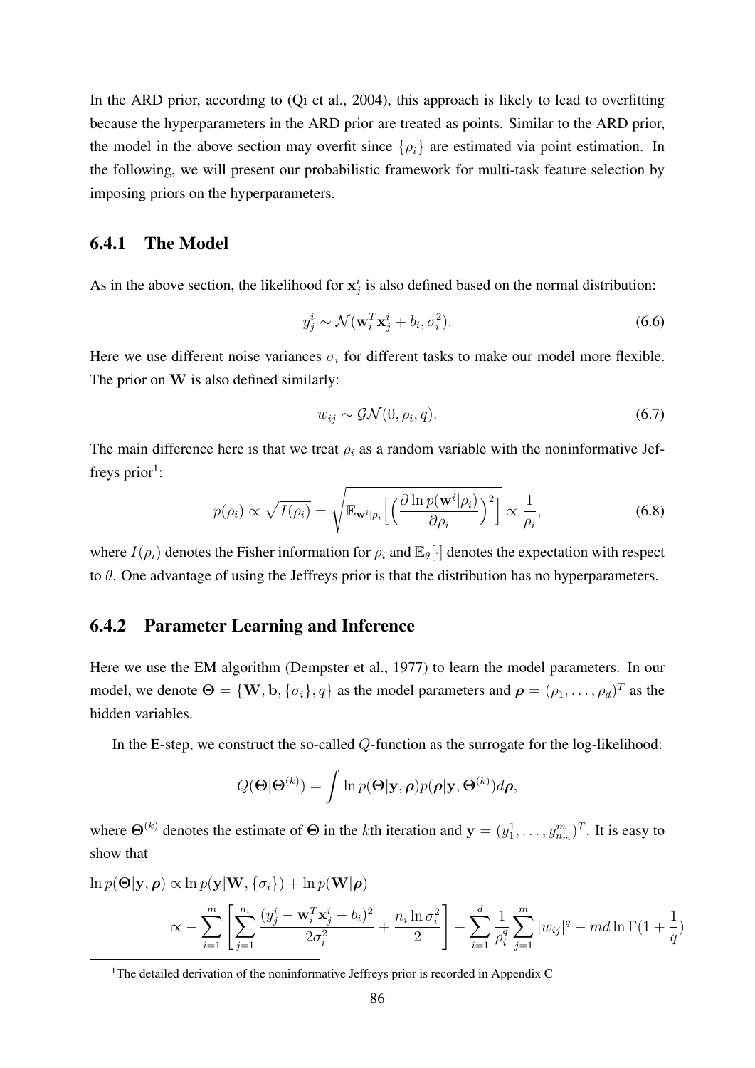In the ARD prior, according to (Qi et al., 2004), this approach is likely to lead to overfitting because the hyperparameters in the ARD prior are treated as points. Similar to the ARD prior, the model in the above section may overfit since $\{\rho_i\}$ are estimated via point estimation. In the following, we will present our probabilistic framework for multi-task feature selection by imposing priors on the hyperparameters.

### 6.4.1 The Model

As in the above section, the likelihood for $\mathbf{x}_j^i$ is also defined based on the normal distribution:

$$y_j^i \sim \mathcal{N}(\mathbf{w}_i^T \mathbf{x}_j^i + b_i, \sigma_i^2). \tag{6.6}$$

Here we use different noise variances $\sigma_i$ for different tasks to make our model more flexible. The prior on $\mathbf{W}$ is also defined similarly:

$$w_{ij} \sim \mathcal{GN}(0, \rho_i, q). \tag{6.7}$$

The main difference here is that we treat $\rho_i$ as a random variable with the noninformative Jeffreys prior[1]:

$$p(\rho_i) \propto \sqrt{I(\rho_i)} = \sqrt{\mathbb{E}_{\mathbf{w}^i|\rho_i}\Big[\Big(\frac{\partial \ln p(\mathbf{w}^i|\rho_i)}{\partial \rho_i}\Big)^2\Big]} \propto \frac{1}{\rho_i}, \tag{6.8}$$

where $I(\rho_i)$ denotes the Fisher information for $\rho_i$ and $\mathbb{E}_\theta[\cdot]$ denotes the expectation with respect to $\theta$. One advantage of using the Jeffreys prior is that the distribution has no hyperparameters.

### 6.4.2 Parameter Learning and Inference

Here we use the EM algorithm (Dempster et al., 1977) to learn the model parameters. In our model, we denote $\mathbf{\Theta} = \{\mathbf{W}, \mathbf{b}, \{\sigma_i\}, q\}$ as the model parameters and $\boldsymbol{\rho} = (\rho_1, \ldots, \rho_d)^T$ as the hidden variables.

In the E-step, we construct the so-called $Q$-function as the surrogate for the log-likelihood:

$$Q(\mathbf{\Theta}|\mathbf{\Theta}^{(k)}) = \int \ln p(\mathbf{\Theta}|\mathbf{y}, \boldsymbol{\rho}) p(\boldsymbol{\rho}|\mathbf{y}, \mathbf{\Theta}^{(k)}) d\boldsymbol{\rho},$$

where $\mathbf{\Theta}^{(k)}$ denotes the estimate of $\mathbf{\Theta}$ in the $k$th iteration and $\mathbf{y} = (y_1^1, \ldots, y_{n_m}^m)^T$. It is easy to show that

$$\ln p(\mathbf{\Theta}|\mathbf{y}, \boldsymbol{\rho}) \propto \ln p(\mathbf{y}|\mathbf{W}, \{\sigma_i\}) + \ln p(\mathbf{W}|\boldsymbol{\rho})$$

$$\propto -\sum_{i=1}^{m}\left[\sum_{j=1}^{n_i} \frac{(y_j^i - \mathbf{w}_i^T \mathbf{x}_j^i - b_i)^2}{2\sigma_i^2} + \frac{n_i \ln \sigma_i^2}{2}\right] - \sum_{i=1}^{d} \frac{1}{\rho_i^q} \sum_{j=1}^{m} |w_{ij}|^q - md \ln \Gamma(1 + \frac{1}{q})$$

[1] The detailed derivation of the noninformative Jeffreys prior is recorded in Appendix C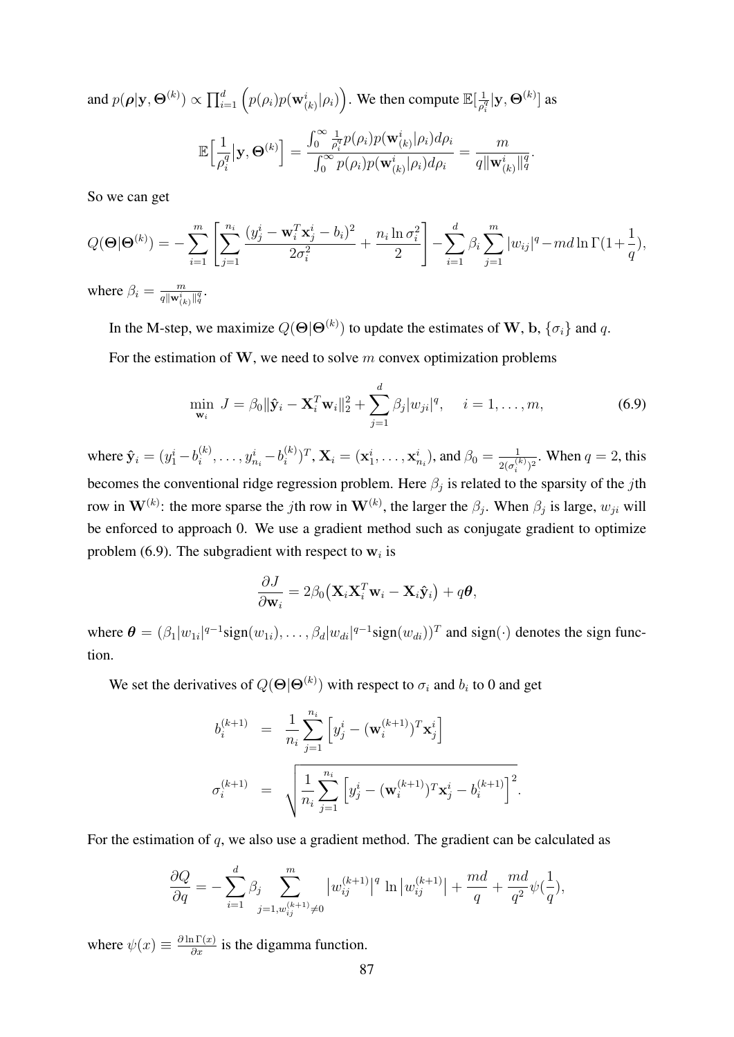and $p(\boldsymbol{\rho}|\mathbf{y}, \boldsymbol{\Theta}^{(k)}) \propto \prod_{i=1}^{d} \Big( p(\rho_i) p(\mathbf{w}^i_{(k)}|\rho_i) \Big)$. We then compute $\mathbb{E}[\frac{1}{\rho_i^q}|\mathbf{y}, \boldsymbol{\Theta}^{(k)}]$ as

$$\mathbb{E}\Big[\frac{1}{\rho_i^q}\big|\mathbf{y}, \boldsymbol{\Theta}^{(k)}\Big] = \frac{\int_0^\infty \frac{1}{\rho_i^q} p(\rho_i) p(\mathbf{w}^i_{(k)}|\rho_i) d\rho_i}{\int_0^\infty p(\rho_i) p(\mathbf{w}^i_{(k)}|\rho_i) d\rho_i} = \frac{m}{q\|\mathbf{w}^i_{(k)}\|_q^q}.$$

So we can get

$$Q(\boldsymbol{\Theta}|\boldsymbol{\Theta}^{(k)}) = -\sum_{i=1}^{m} \left[ \sum_{j=1}^{n_i} \frac{(y^i_j - \mathbf{w}_i^T \mathbf{x}^i_j - b_i)^2}{2\sigma_i^2} + \frac{n_i \ln \sigma_i^2}{2} \right] - \sum_{i=1}^{d} \beta_i \sum_{j=1}^{m} |w_{ij}|^q - md \ln \Gamma(1 + \frac{1}{q}),$$

where $\beta_i = \frac{m}{q\|\mathbf{w}^i_{(k)}\|_q^q}$.

In the M-step, we maximize $Q(\boldsymbol{\Theta}|\boldsymbol{\Theta}^{(k)})$ to update the estimates of $\mathbf{W}$, $\mathbf{b}$, $\{\sigma_i\}$ and $q$.

For the estimation of $\mathbf{W}$, we need to solve $m$ convex optimization problems

$$\min_{\mathbf{w}_i} \; J = \beta_0 \|\hat{\mathbf{y}}_i - \mathbf{X}_i^T \mathbf{w}_i\|_2^2 + \sum_{j=1}^{d} \beta_j |w_{ji}|^q, \quad i = 1, \ldots, m, \tag{6.9}$$

where $\hat{\mathbf{y}}_i = (y^i_1 - b_i^{(k)}, \ldots, y^i_{n_i} - b_i^{(k)})^T$, $\mathbf{X}_i = (\mathbf{x}^i_1, \ldots, \mathbf{x}^i_{n_i})$, and $\beta_0 = \frac{1}{2(\sigma_i^{(k)})^2}$. When $q = 2$, this becomes the conventional ridge regression problem. Here $\beta_j$ is related to the sparsity of the $j$th row in $\mathbf{W}^{(k)}$: the more sparse the $j$th row in $\mathbf{W}^{(k)}$, the larger the $\beta_j$. When $\beta_j$ is large, $w_{ji}$ will be enforced to approach 0. We use a gradient method such as conjugate gradient to optimize problem (6.9). The subgradient with respect to $\mathbf{w}_i$ is

$$\frac{\partial J}{\partial \mathbf{w}_i} = 2\beta_0 \big( \mathbf{X}_i \mathbf{X}_i^T \mathbf{w}_i - \mathbf{X}_i \hat{\mathbf{y}}_i \big) + q\boldsymbol{\theta},$$

where $\boldsymbol{\theta} = (\beta_1 |w_{1i}|^{q-1} \text{sign}(w_{1i}), \ldots, \beta_d |w_{di}|^{q-1} \text{sign}(w_{di}))^T$ and $\text{sign}(\cdot)$ denotes the sign function.

We set the derivatives of $Q(\boldsymbol{\Theta}|\boldsymbol{\Theta}^{(k)})$ with respect to $\sigma_i$ and $b_i$ to 0 and get

$$b_i^{(k+1)} = \frac{1}{n_i} \sum_{j=1}^{n_i} \Big[ y^i_j - (\mathbf{w}_i^{(k+1)})^T \mathbf{x}^i_j \Big]$$

$$\sigma_i^{(k+1)} = \sqrt{\frac{1}{n_i} \sum_{j=1}^{n_i} \Big[ y^i_j - (\mathbf{w}_i^{(k+1)})^T \mathbf{x}^i_j - b_i^{(k+1)} \Big]^2}.$$

For the estimation of $q$, we also use a gradient method. The gradient can be calculated as

$$\frac{\partial Q}{\partial q} = -\sum_{i=1}^{d} \beta_j \sum_{j=1, w_{ij}^{(k+1)} \neq 0}^{m} \big| w_{ij}^{(k+1)} \big|^q \ln \big| w_{ij}^{(k+1)} \big| + \frac{md}{q} + \frac{md}{q^2} \psi(\frac{1}{q}),$$

where $\psi(x) \equiv \frac{\partial \ln \Gamma(x)}{\partial x}$ is the digamma function.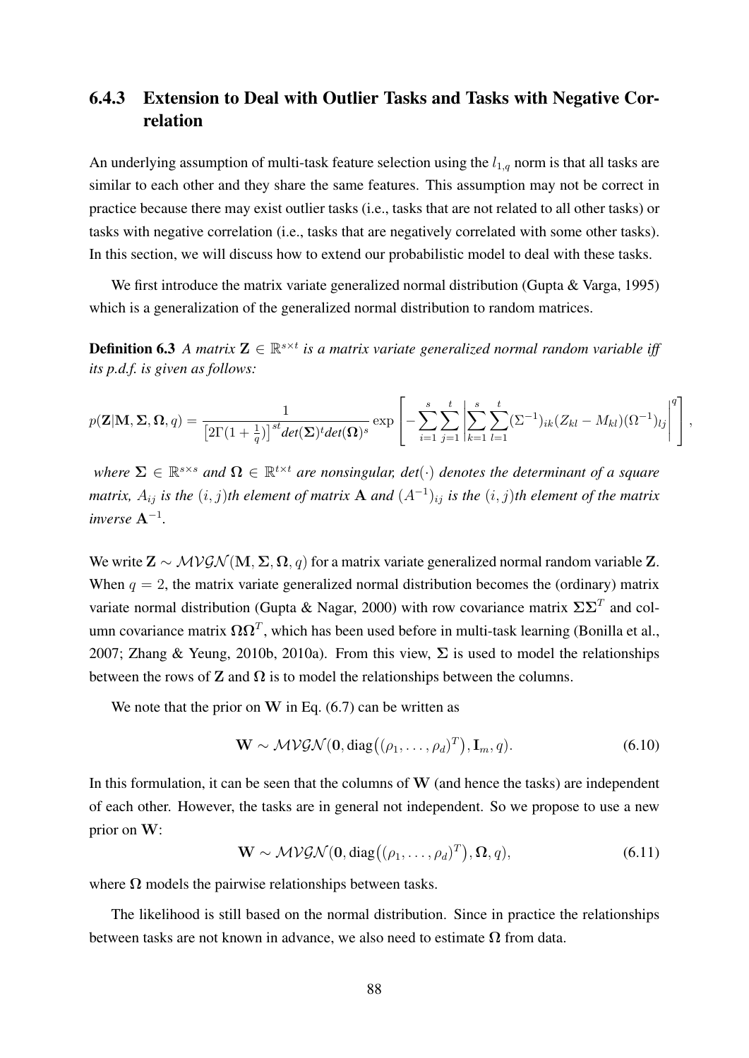### 6.4.3 Extension to Deal with Outlier Tasks and Tasks with Negative Correlation

An underlying assumption of multi-task feature selection using the $l_{1,q}$ norm is that all tasks are similar to each other and they share the same features. This assumption may not be correct in practice because there may exist outlier tasks (i.e., tasks that are not related to all other tasks) or tasks with negative correlation (i.e., tasks that are negatively correlated with some other tasks). In this section, we will discuss how to extend our probabilistic model to deal with these tasks.

We first introduce the matrix variate generalized normal distribution (Gupta & Varga, 1995) which is a generalization of the generalized normal distribution to random matrices.

**Definition 6.3** *A matrix $\mathbf{Z} \in \mathbb{R}^{s\times t}$ is a matrix variate generalized normal random variable iff its p.d.f. is given as follows:*

$$p(\mathbf{Z}|\mathbf{M}, \mathbf{\Sigma}, \mathbf{\Omega}, q) = \frac{1}{\left[2\Gamma(1+\frac{1}{q})\right]^{st} det(\mathbf{\Sigma})^t det(\mathbf{\Omega})^s} \exp\left[-\sum_{i=1}^{s}\sum_{j=1}^{t}\left|\sum_{k=1}^{s}\sum_{l=1}^{t}(\Sigma^{-1})_{ik}(Z_{kl}-M_{kl})(\Omega^{-1})_{lj}\right|^q\right],$$

*where $\mathbf{\Sigma} \in \mathbb{R}^{s\times s}$ and $\mathbf{\Omega} \in \mathbb{R}^{t\times t}$ are nonsingular, $det(\cdot)$ denotes the determinant of a square matrix, $A_{ij}$ is the $(i,j)$th element of matrix $\mathbf{A}$ and $(A^{-1})_{ij}$ is the $(i,j)$th element of the matrix inverse $\mathbf{A}^{-1}$.*

We write $\mathbf{Z} \sim \mathcal{MVGN}(\mathbf{M}, \mathbf{\Sigma}, \mathbf{\Omega}, q)$ for a matrix variate generalized normal random variable $\mathbf{Z}$. When $q = 2$, the matrix variate generalized normal distribution becomes the (ordinary) matrix variate normal distribution (Gupta & Nagar, 2000) with row covariance matrix $\mathbf{\Sigma}\mathbf{\Sigma}^T$ and column covariance matrix $\mathbf{\Omega}\mathbf{\Omega}^T$, which has been used before in multi-task learning (Bonilla et al., 2007; Zhang & Yeung, 2010b, 2010a). From this view, $\mathbf{\Sigma}$ is used to model the relationships between the rows of $\mathbf{Z}$ and $\mathbf{\Omega}$ is to model the relationships between the columns.

We note that the prior on $\mathbf{W}$ in Eq. (6.7) can be written as

$$\mathbf{W} \sim \mathcal{MVGN}(\mathbf{0}, \mathrm{diag}\big((\rho_1, \ldots, \rho_d)^T\big), \mathbf{I}_m, q). \tag{6.10}$$

In this formulation, it can be seen that the columns of $\mathbf{W}$ (and hence the tasks) are independent of each other. However, the tasks are in general not independent. So we propose to use a new prior on $\mathbf{W}$:

$$\mathbf{W} \sim \mathcal{MVGN}(\mathbf{0}, \mathrm{diag}\big((\rho_1, \ldots, \rho_d)^T\big), \mathbf{\Omega}, q), \tag{6.11}$$

where $\mathbf{\Omega}$ models the pairwise relationships between tasks.

The likelihood is still based on the normal distribution. Since in practice the relationships between tasks are not known in advance, we also need to estimate $\mathbf{\Omega}$ from data.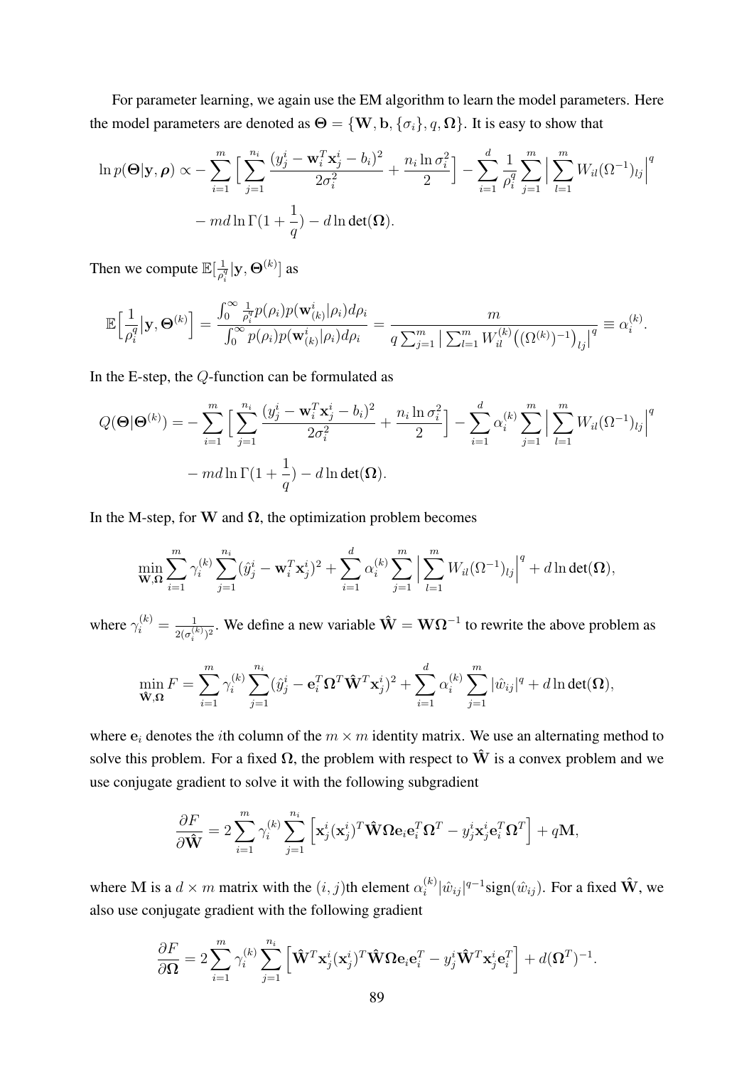For parameter learning, we again use the EM algorithm to learn the model parameters. Here the model parameters are denoted as $\mathbf{\Theta} = \{\mathbf{W}, \mathbf{b}, \{\sigma_i\}, q, \mathbf{\Omega}\}$. It is easy to show that

$$\ln p(\mathbf{\Theta}|\mathbf{y}, \boldsymbol{\rho}) \propto -\sum_{i=1}^{m} \Big[ \sum_{j=1}^{n_i} \frac{(y_j^i - \mathbf{w}_i^T \mathbf{x}_j^i - b_i)^2}{2\sigma_i^2} + \frac{n_i \ln \sigma_i^2}{2} \Big] - \sum_{i=1}^{d} \frac{1}{\rho_i^q} \sum_{j=1}^{m} \Big| \sum_{l=1}^{m} W_{il}(\Omega^{-1})_{lj} \Big|^q$$
$$- md \ln \Gamma(1 + \frac{1}{q}) - d \ln \det(\mathbf{\Omega}).$$

Then we compute $\mathbb{E}[\frac{1}{\rho_i^q}|\mathbf{y}, \mathbf{\Theta}^{(k)}]$ as

$$\mathbb{E}\Big[\frac{1}{\rho_i^q}\big|\mathbf{y}, \mathbf{\Theta}^{(k)}\Big] = \frac{\int_0^\infty \frac{1}{\rho_i^q} p(\rho_i) p(\mathbf{w}_{(k)}^i|\rho_i) d\rho_i}{\int_0^\infty p(\rho_i) p(\mathbf{w}_{(k)}^i|\rho_i) d\rho_i} = \frac{m}{q \sum_{j=1}^{m} \big| \sum_{l=1}^{m} W_{il}^{(k)} \big((\Omega^{(k)})^{-1}\big)_{lj} \big|^q} \equiv \alpha_i^{(k)}.$$

In the E-step, the $Q$-function can be formulated as

$$Q(\mathbf{\Theta}|\mathbf{\Theta}^{(k)}) = -\sum_{i=1}^{m} \Big[ \sum_{j=1}^{n_i} \frac{(y_j^i - \mathbf{w}_i^T \mathbf{x}_j^i - b_i)^2}{2\sigma_i^2} + \frac{n_i \ln \sigma_i^2}{2} \Big] - \sum_{i=1}^{d} \alpha_i^{(k)} \sum_{j=1}^{m} \Big| \sum_{l=1}^{m} W_{il}(\Omega^{-1})_{lj} \Big|^q$$
$$- md \ln \Gamma(1 + \frac{1}{q}) - d \ln \det(\mathbf{\Omega}).$$

In the M-step, for $\mathbf{W}$ and $\mathbf{\Omega}$, the optimization problem becomes

$$\min_{\mathbf{W}, \mathbf{\Omega}} \sum_{i=1}^{m} \gamma_i^{(k)} \sum_{j=1}^{n_i} (\hat{y}_j^i - \mathbf{w}_i^T \mathbf{x}_j^i)^2 + \sum_{i=1}^{d} \alpha_i^{(k)} \sum_{j=1}^{m} \Big| \sum_{l=1}^{m} W_{il}(\Omega^{-1})_{lj} \Big|^q + d \ln \det(\mathbf{\Omega}),$$

where $\gamma_i^{(k)} = \frac{1}{2(\sigma_i^{(k)})^2}$. We define a new variable $\hat{\mathbf{W}} = \mathbf{W}\mathbf{\Omega}^{-1}$ to rewrite the above problem as

$$\min_{\hat{\mathbf{W}}, \mathbf{\Omega}} F = \sum_{i=1}^{m} \gamma_i^{(k)} \sum_{j=1}^{n_i} (\hat{y}_j^i - \mathbf{e}_i^T \mathbf{\Omega}^T \hat{\mathbf{W}}^T \mathbf{x}_j^i)^2 + \sum_{i=1}^{d} \alpha_i^{(k)} \sum_{j=1}^{m} |\hat{w}_{ij}|^q + d \ln \det(\mathbf{\Omega}),$$

where $\mathbf{e}_i$ denotes the $i$th column of the $m \times m$ identity matrix. We use an alternating method to solve this problem. For a fixed $\mathbf{\Omega}$, the problem with respect to $\hat{\mathbf{W}}$ is a convex problem and we use conjugate gradient to solve it with the following subgradient

$$\frac{\partial F}{\partial \hat{\mathbf{W}}} = 2 \sum_{i=1}^{m} \gamma_i^{(k)} \sum_{j=1}^{n_i} \Big[ \mathbf{x}_j^i (\mathbf{x}_j^i)^T \hat{\mathbf{W}} \mathbf{\Omega} \mathbf{e}_i \mathbf{e}_i^T \mathbf{\Omega}^T - y_j^i \mathbf{x}_j^i \mathbf{e}_i^T \mathbf{\Omega}^T \Big] + q\mathbf{M},$$

where $\mathbf{M}$ is a $d \times m$ matrix with the $(i, j)$th element $\alpha_i^{(k)} |\hat{w}_{ij}|^{q-1} \text{sign}(\hat{w}_{ij})$. For a fixed $\hat{\mathbf{W}}$, we also use conjugate gradient with the following gradient

$$\frac{\partial F}{\partial \mathbf{\Omega}} = 2 \sum_{i=1}^{m} \gamma_i^{(k)} \sum_{j=1}^{n_i} \Big[ \hat{\mathbf{W}}^T \mathbf{x}_j^i (\mathbf{x}_j^i)^T \hat{\mathbf{W}} \mathbf{\Omega} \mathbf{e}_i \mathbf{e}_i^T - y_j^i \hat{\mathbf{W}}^T \mathbf{x}_j^i \mathbf{e}_i^T \Big] + d(\mathbf{\Omega}^T)^{-1}.$$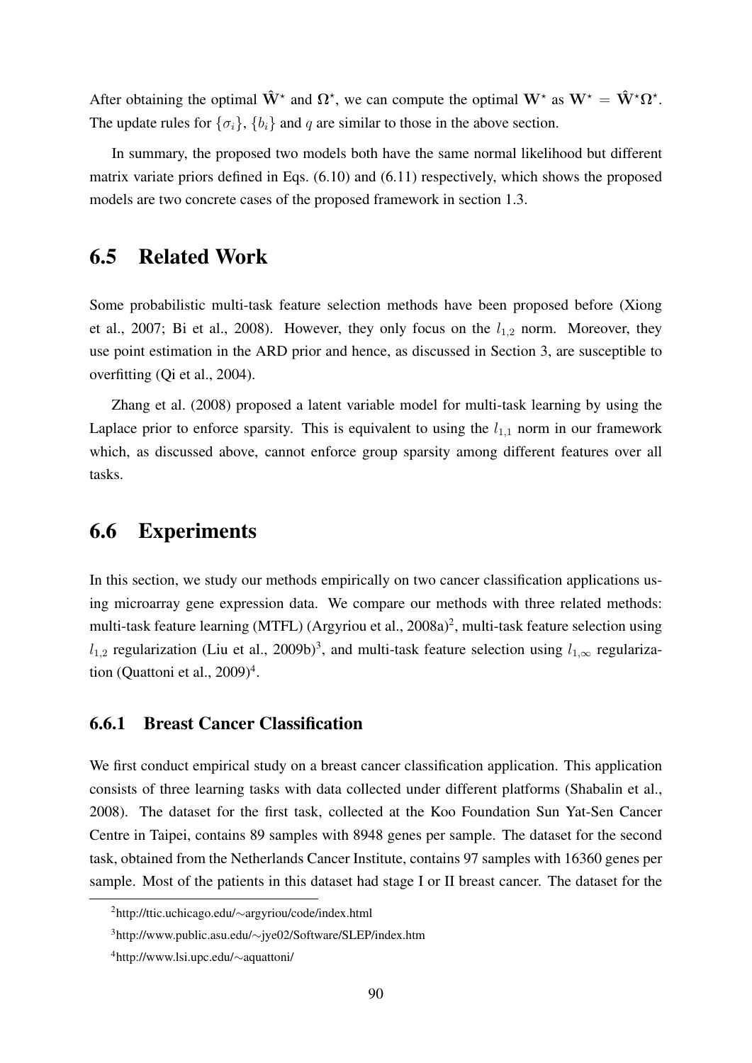After obtaining the optimal $\hat{\mathbf{W}}^{\star}$ and $\boldsymbol{\Omega}^{\star}$, we can compute the optimal $\mathbf{W}^{\star}$ as $\mathbf{W}^{\star} = \hat{\mathbf{W}}^{\star}\boldsymbol{\Omega}^{\star}$. The update rules for $\{\sigma_i\}$, $\{b_i\}$ and $q$ are similar to those in the above section.

In summary, the proposed two models both have the same normal likelihood but different matrix variate priors defined in Eqs. (6.10) and (6.11) respectively, which shows the proposed models are two concrete cases of the proposed framework in section 1.3.

## 6.5 Related Work

Some probabilistic multi-task feature selection methods have been proposed before (Xiong et al., 2007; Bi et al., 2008). However, they only focus on the $l_{1,2}$ norm. Moreover, they use point estimation in the ARD prior and hence, as discussed in Section 3, are susceptible to overfitting (Qi et al., 2004).

Zhang et al. (2008) proposed a latent variable model for multi-task learning by using the Laplace prior to enforce sparsity. This is equivalent to using the $l_{1,1}$ norm in our framework which, as discussed above, cannot enforce group sparsity among different features over all tasks.

## 6.6 Experiments

In this section, we study our methods empirically on two cancer classification applications using microarray gene expression data. We compare our methods with three related methods: multi-task feature learning (MTFL) (Argyriou et al., 2008a)[2], multi-task feature selection using $l_{1,2}$ regularization (Liu et al., 2009b)[3], and multi-task feature selection using $l_{1,\infty}$ regularization (Quattoni et al., 2009)[4].

### 6.6.1 Breast Cancer Classification

We first conduct empirical study on a breast cancer classification application. This application consists of three learning tasks with data collected under different platforms (Shabalin et al., 2008). The dataset for the first task, collected at the Koo Foundation Sun Yat-Sen Cancer Centre in Taipei, contains 89 samples with 8948 genes per sample. The dataset for the second task, obtained from the Netherlands Cancer Institute, contains 97 samples with 16360 genes per sample. Most of the patients in this dataset had stage I or II breast cancer. The dataset for the

[2] http://ttic.uchicago.edu/∼argyriou/code/index.html

[3] http://www.public.asu.edu/∼jye02/Software/SLEP/index.htm

[4] http://www.lsi.upc.edu/∼aquattoni/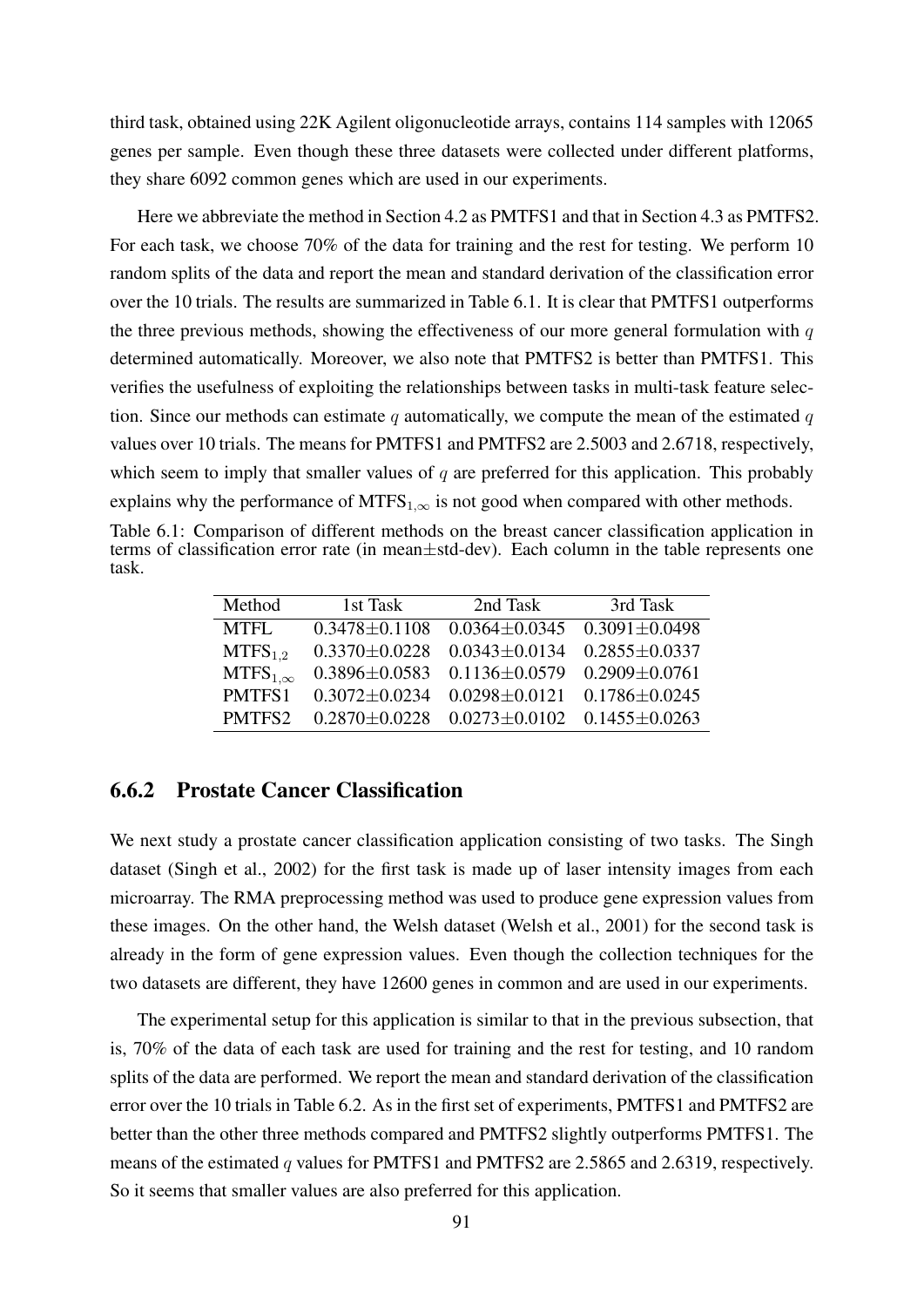third task, obtained using 22K Agilent oligonucleotide arrays, contains 114 samples with 12065 genes per sample. Even though these three datasets were collected under different platforms, they share 6092 common genes which are used in our experiments.

Here we abbreviate the method in Section 4.2 as PMTFS1 and that in Section 4.3 as PMTFS2. For each task, we choose 70% of the data for training and the rest for testing. We perform 10 random splits of the data and report the mean and standard derivation of the classification error over the 10 trials. The results are summarized in Table 6.1. It is clear that PMTFS1 outperforms the three previous methods, showing the effectiveness of our more general formulation with $q$ determined automatically. Moreover, we also note that PMTFS2 is better than PMTFS1. This verifies the usefulness of exploiting the relationships between tasks in multi-task feature selection. Since our methods can estimate $q$ automatically, we compute the mean of the estimated $q$ values over 10 trials. The means for PMTFS1 and PMTFS2 are 2.5003 and 2.6718, respectively, which seem to imply that smaller values of $q$ are preferred for this application. This probably explains why the performance of $\text{MTFS}_{1,\infty}$ is not good when compared with other methods.

Table 6.1: Comparison of different methods on the breast cancer classification application in terms of classification error rate (in mean±std-dev). Each column in the table represents one task.

| Method | 1st Task | 2nd Task | 3rd Task |
|---|---|---|---|
| MTFL | 0.3478±0.1108 | 0.0364±0.0345 | 0.3091±0.0498 |
| $\text{MTFS}_{1,2}$ | 0.3370±0.0228 | 0.0343±0.0134 | 0.2855±0.0337 |
| $\text{MTFS}_{1,\infty}$ | 0.3896±0.0583 | 0.1136±0.0579 | 0.2909±0.0761 |
| PMTFS1 | 0.3072±0.0234 | 0.0298±0.0121 | 0.1786±0.0245 |
| PMTFS2 | 0.2870±0.0228 | 0.0273±0.0102 | 0.1455±0.0263 |

### 6.6.2 Prostate Cancer Classification

We next study a prostate cancer classification application consisting of two tasks. The Singh dataset (Singh et al., 2002) for the first task is made up of laser intensity images from each microarray. The RMA preprocessing method was used to produce gene expression values from these images. On the other hand, the Welsh dataset (Welsh et al., 2001) for the second task is already in the form of gene expression values. Even though the collection techniques for the two datasets are different, they have 12600 genes in common and are used in our experiments.

The experimental setup for this application is similar to that in the previous subsection, that is, 70% of the data of each task are used for training and the rest for testing, and 10 random splits of the data are performed. We report the mean and standard derivation of the classification error over the 10 trials in Table 6.2. As in the first set of experiments, PMTFS1 and PMTFS2 are better than the other three methods compared and PMTFS2 slightly outperforms PMTFS1. The means of the estimated $q$ values for PMTFS1 and PMTFS2 are 2.5865 and 2.6319, respectively. So it seems that smaller values are also preferred for this application.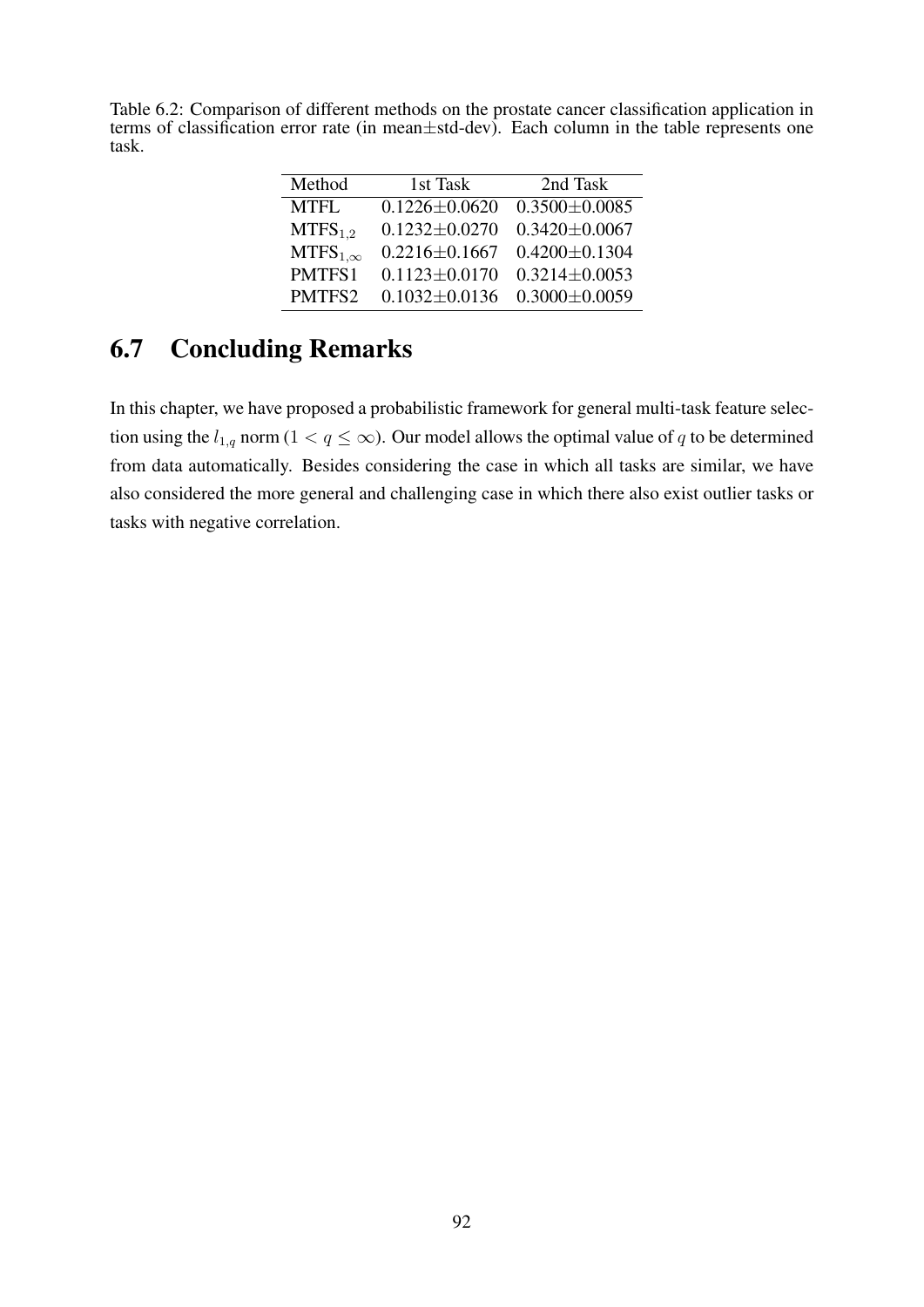Table 6.2: Comparison of different methods on the prostate cancer classification application in terms of classification error rate (in mean$\pm$std-dev). Each column in the table represents one task.

| Method | 1st Task | 2nd Task |
| --- | --- | --- |
| MTFL | 0.1226$\pm$0.0620 | 0.3500$\pm$0.0085 |
| $\text{MTFS}_{1,2}$ | 0.1232$\pm$0.0270 | 0.3420$\pm$0.0067 |
| $\text{MTFS}_{1,\infty}$ | 0.2216$\pm$0.1667 | 0.4200$\pm$0.1304 |
| PMTFS1 | 0.1123$\pm$0.0170 | 0.3214$\pm$0.0053 |
| PMTFS2 | 0.1032$\pm$0.0136 | 0.3000$\pm$0.0059 |

## 6.7 Concluding Remarks

In this chapter, we have proposed a probabilistic framework for general multi-task feature selection using the $l_{1,q}$ norm ($1 < q \leq \infty$). Our model allows the optimal value of $q$ to be determined from data automatically. Besides considering the case in which all tasks are similar, we have also considered the more general and challenging case in which there also exist outlier tasks or tasks with negative correlation.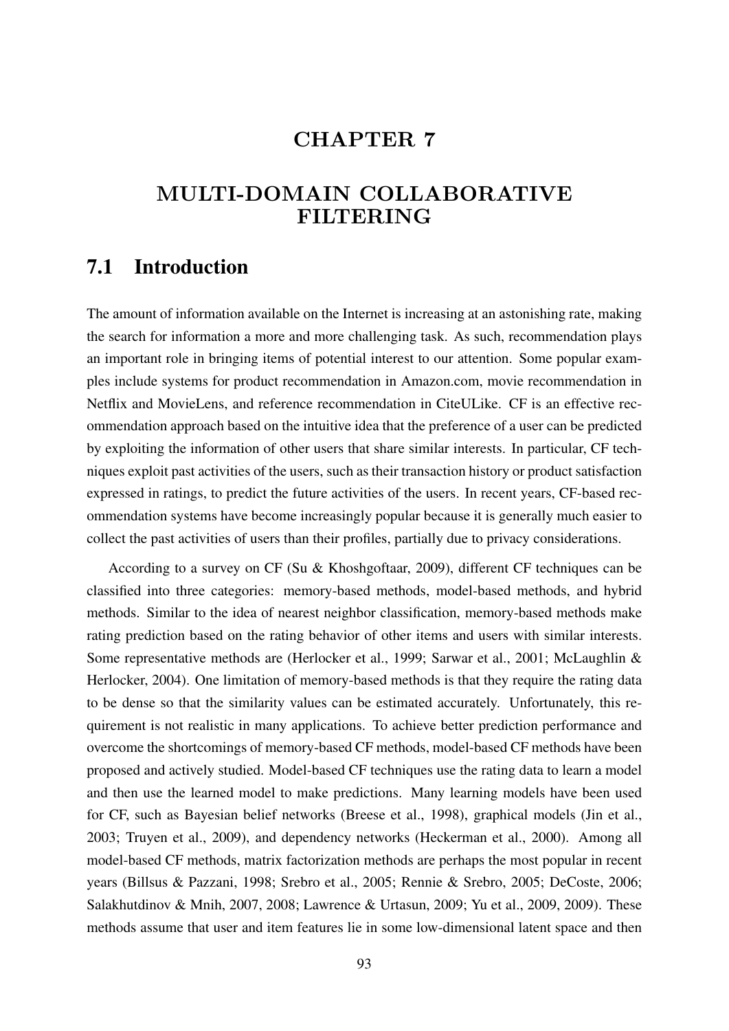# CHAPTER 7

# MULTI-DOMAIN COLLABORATIVE FILTERING

## 7.1 Introduction

The amount of information available on the Internet is increasing at an astonishing rate, making the search for information a more and more challenging task. As such, recommendation plays an important role in bringing items of potential interest to our attention. Some popular examples include systems for product recommendation in Amazon.com, movie recommendation in Netflix and MovieLens, and reference recommendation in CiteULike. CF is an effective recommendation approach based on the intuitive idea that the preference of a user can be predicted by exploiting the information of other users that share similar interests. In particular, CF techniques exploit past activities of the users, such as their transaction history or product satisfaction expressed in ratings, to predict the future activities of the users. In recent years, CF-based recommendation systems have become increasingly popular because it is generally much easier to collect the past activities of users than their profiles, partially due to privacy considerations.

According to a survey on CF (Su & Khoshgoftaar, 2009), different CF techniques can be classified into three categories: memory-based methods, model-based methods, and hybrid methods. Similar to the idea of nearest neighbor classification, memory-based methods make rating prediction based on the rating behavior of other items and users with similar interests. Some representative methods are (Herlocker et al., 1999; Sarwar et al., 2001; McLaughlin & Herlocker, 2004). One limitation of memory-based methods is that they require the rating data to be dense so that the similarity values can be estimated accurately. Unfortunately, this requirement is not realistic in many applications. To achieve better prediction performance and overcome the shortcomings of memory-based CF methods, model-based CF methods have been proposed and actively studied. Model-based CF techniques use the rating data to learn a model and then use the learned model to make predictions. Many learning models have been used for CF, such as Bayesian belief networks (Breese et al., 1998), graphical models (Jin et al., 2003; Truyen et al., 2009), and dependency networks (Heckerman et al., 2000). Among all model-based CF methods, matrix factorization methods are perhaps the most popular in recent years (Billsus & Pazzani, 1998; Srebro et al., 2005; Rennie & Srebro, 2005; DeCoste, 2006; Salakhutdinov & Mnih, 2007, 2008; Lawrence & Urtasun, 2009; Yu et al., 2009, 2009). These methods assume that user and item features lie in some low-dimensional latent space and then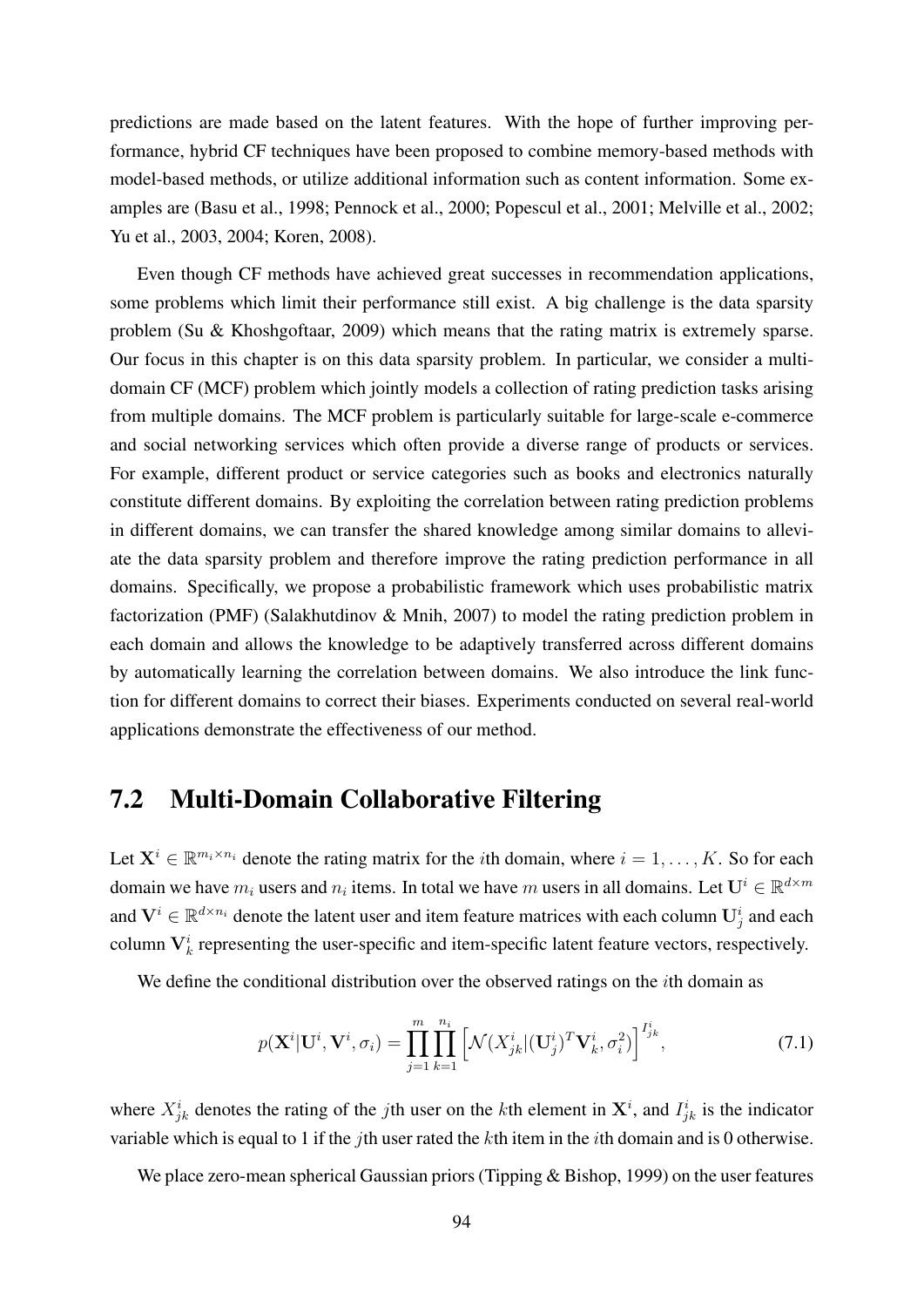predictions are made based on the latent features. With the hope of further improving performance, hybrid CF techniques have been proposed to combine memory-based methods with model-based methods, or utilize additional information such as content information. Some examples are (Basu et al., 1998; Pennock et al., 2000; Popescul et al., 2001; Melville et al., 2002; Yu et al., 2003, 2004; Koren, 2008).

Even though CF methods have achieved great successes in recommendation applications, some problems which limit their performance still exist. A big challenge is the data sparsity problem (Su & Khoshgoftaar, 2009) which means that the rating matrix is extremely sparse. Our focus in this chapter is on this data sparsity problem. In particular, we consider a multi-domain CF (MCF) problem which jointly models a collection of rating prediction tasks arising from multiple domains. The MCF problem is particularly suitable for large-scale e-commerce and social networking services which often provide a diverse range of products or services. For example, different product or service categories such as books and electronics naturally constitute different domains. By exploiting the correlation between rating prediction problems in different domains, we can transfer the shared knowledge among similar domains to alleviate the data sparsity problem and therefore improve the rating prediction performance in all domains. Specifically, we propose a probabilistic framework which uses probabilistic matrix factorization (PMF) (Salakhutdinov & Mnih, 2007) to model the rating prediction problem in each domain and allows the knowledge to be adaptively transferred across different domains by automatically learning the correlation between domains. We also introduce the link function for different domains to correct their biases. Experiments conducted on several real-world applications demonstrate the effectiveness of our method.

## 7.2 Multi-Domain Collaborative Filtering

Let $\mathbf{X}^i \in \mathbb{R}^{m_i \times n_i}$ denote the rating matrix for the $i$th domain, where $i = 1, \ldots, K$. So for each domain we have $m_i$ users and $n_i$ items. In total we have $m$ users in all domains. Let $\mathbf{U}^i \in \mathbb{R}^{d \times m}$ and $\mathbf{V}^i \in \mathbb{R}^{d \times n_i}$ denote the latent user and item feature matrices with each column $\mathbf{U}^i_j$ and each column $\mathbf{V}^i_k$ representing the user-specific and item-specific latent feature vectors, respectively.

We define the conditional distribution over the observed ratings on the $i$th domain as

$$p(\mathbf{X}^i | \mathbf{U}^i, \mathbf{V}^i, \sigma_i) = \prod_{j=1}^{m} \prod_{k=1}^{n_i} \left[ \mathcal{N}(X^i_{jk} | (\mathbf{U}^i_j)^T \mathbf{V}^i_k, \sigma_i^2) \right]^{I^i_{jk}}, \tag{7.1}$$

where $X^i_{jk}$ denotes the rating of the $j$th user on the $k$th element in $\mathbf{X}^i$, and $I^i_{jk}$ is the indicator variable which is equal to 1 if the $j$th user rated the $k$th item in the $i$th domain and is 0 otherwise.

We place zero-mean spherical Gaussian priors (Tipping & Bishop, 1999) on the user features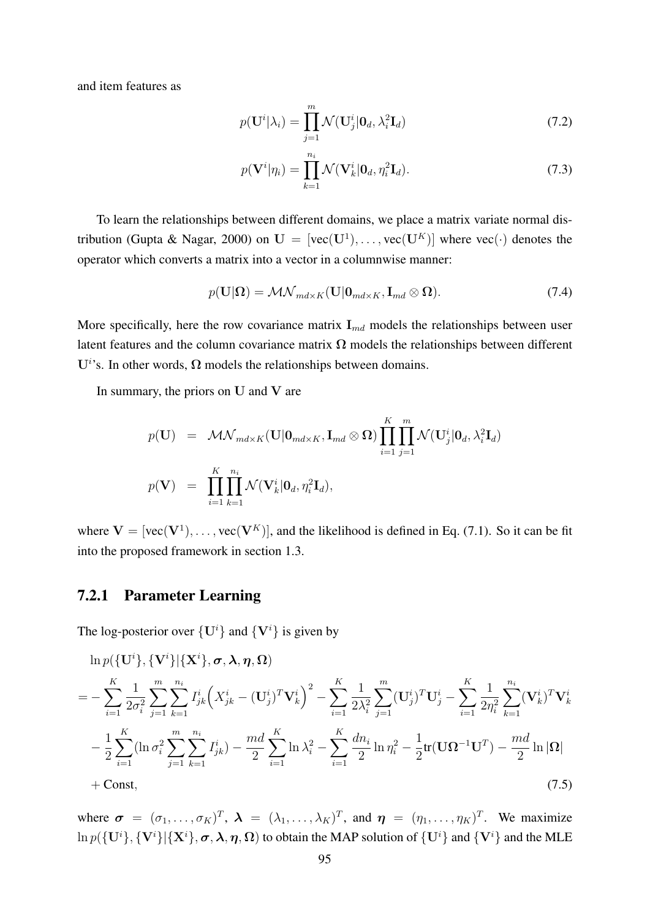and item features as

$$p(\mathbf{U}^i|\lambda_i) = \prod_{j=1}^{m} \mathcal{N}(\mathbf{U}^i_j|\mathbf{0}_d, \lambda_i^2\mathbf{I}_d) \tag{7.2}$$

$$p(\mathbf{V}^i|\eta_i) = \prod_{k=1}^{n_i} \mathcal{N}(\mathbf{V}^i_k|\mathbf{0}_d, \eta_i^2\mathbf{I}_d). \tag{7.3}$$

To learn the relationships between different domains, we place a matrix variate normal distribution (Gupta & Nagar, 2000) on $\mathbf{U} = [\text{vec}(\mathbf{U}^1), \ldots, \text{vec}(\mathbf{U}^K)]$ where $\text{vec}(\cdot)$ denotes the operator which converts a matrix into a vector in a columnwise manner:

$$p(\mathbf{U}|\mathbf{\Omega}) = \mathcal{MN}_{md\times K}(\mathbf{U}|\mathbf{0}_{md\times K}, \mathbf{I}_{md} \otimes \mathbf{\Omega}). \tag{7.4}$$

More specifically, here the row covariance matrix $\mathbf{I}_{md}$ models the relationships between user latent features and the column covariance matrix $\mathbf{\Omega}$ models the relationships between different $\mathbf{U}^i$'s. In other words, $\mathbf{\Omega}$ models the relationships between domains.

In summary, the priors on $\mathbf{U}$ and $\mathbf{V}$ are

$$\begin{aligned}
p(\mathbf{U}) &= \mathcal{MN}_{md\times K}(\mathbf{U}|\mathbf{0}_{md\times K}, \mathbf{I}_{md} \otimes \mathbf{\Omega}) \prod_{i=1}^{K}\prod_{j=1}^{m} \mathcal{N}(\mathbf{U}^i_j|\mathbf{0}_d, \lambda_i^2\mathbf{I}_d) \\
p(\mathbf{V}) &= \prod_{i=1}^{K}\prod_{k=1}^{n_i} \mathcal{N}(\mathbf{V}^i_k|\mathbf{0}_d, \eta_i^2\mathbf{I}_d),
\end{aligned}$$

where $\mathbf{V} = [\text{vec}(\mathbf{V}^1), \ldots, \text{vec}(\mathbf{V}^K)]$, and the likelihood is defined in Eq. (7.1). So it can be fit into the proposed framework in section 1.3.

### 7.2.1 Parameter Learning

The log-posterior over $\{\mathbf{U}^i\}$ and $\{\mathbf{V}^i\}$ is given by

$$\begin{aligned}
&\ln p(\{\mathbf{U}^i\}, \{\mathbf{V}^i\}|\{\mathbf{X}^i\}, \boldsymbol{\sigma}, \boldsymbol{\lambda}, \boldsymbol{\eta}, \mathbf{\Omega}) \\
&= -\sum_{i=1}^{K} \frac{1}{2\sigma_i^2} \sum_{j=1}^{m}\sum_{k=1}^{n_i} I^i_{jk}\Big(X^i_{jk} - (\mathbf{U}^i_j)^T\mathbf{V}^i_k\Big)^2 - \sum_{i=1}^{K} \frac{1}{2\lambda_i^2} \sum_{j=1}^{m} (\mathbf{U}^i_j)^T\mathbf{U}^i_j - \sum_{i=1}^{K} \frac{1}{2\eta_i^2} \sum_{k=1}^{n_i} (\mathbf{V}^i_k)^T\mathbf{V}^i_k \\
&\quad - \frac{1}{2}\sum_{i=1}^{K}(\ln\sigma_i^2 \sum_{j=1}^{m}\sum_{k=1}^{n_i} I^i_{jk}) - \frac{md}{2}\sum_{i=1}^{K}\ln\lambda_i^2 - \sum_{i=1}^{K}\frac{dn_i}{2}\ln\eta_i^2 - \frac{1}{2}\text{tr}(\mathbf{U}\mathbf{\Omega}^{-1}\mathbf{U}^T) - \frac{md}{2}\ln|\mathbf{\Omega}| \\
&\quad + \text{Const},
\end{aligned} \tag{7.5}$$

where $\boldsymbol{\sigma} = (\sigma_1, \ldots, \sigma_K)^T$, $\boldsymbol{\lambda} = (\lambda_1, \ldots, \lambda_K)^T$, and $\boldsymbol{\eta} = (\eta_1, \ldots, \eta_K)^T$. We maximize $\ln p(\{\mathbf{U}^i\}, \{\mathbf{V}^i\}|\{\mathbf{X}^i\}, \boldsymbol{\sigma}, \boldsymbol{\lambda}, \boldsymbol{\eta}, \mathbf{\Omega})$ to obtain the MAP solution of $\{\mathbf{U}^i\}$ and $\{\mathbf{V}^i\}$ and the MLE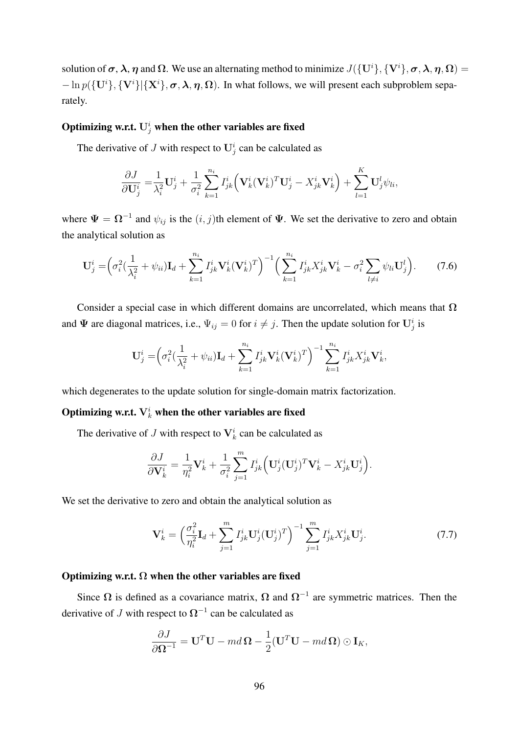solution of $\boldsymbol{\sigma}, \boldsymbol{\lambda}, \boldsymbol{\eta}$ and $\boldsymbol{\Omega}$. We use an alternating method to minimize $J(\{\mathbf{U}^i\}, \{\mathbf{V}^i\}, \boldsymbol{\sigma}, \boldsymbol{\lambda}, \boldsymbol{\eta}, \boldsymbol{\Omega}) = -\ln p(\{\mathbf{U}^i\}, \{\mathbf{V}^i\} | \{\mathbf{X}^i\}, \boldsymbol{\sigma}, \boldsymbol{\lambda}, \boldsymbol{\eta}, \boldsymbol{\Omega})$. In what follows, we will present each subproblem separately.

**Optimizing w.r.t. $\mathbf{U}^i_j$ when the other variables are fixed**

The derivative of $J$ with respect to $\mathbf{U}^i_j$ can be calculated as

$$\frac{\partial J}{\partial \mathbf{U}^i_j} = \frac{1}{\lambda_i^2}\mathbf{U}^i_j + \frac{1}{\sigma_i^2}\sum_{k=1}^{n_i} I^i_{jk}\Big(\mathbf{V}^i_k(\mathbf{V}^i_k)^T\mathbf{U}^i_j - X^i_{jk}\mathbf{V}^i_k\Big) + \sum_{l=1}^{K}\mathbf{U}^l_j\psi_{li},$$

where $\boldsymbol{\Psi} = \boldsymbol{\Omega}^{-1}$ and $\psi_{ij}$ is the $(i,j)$th element of $\boldsymbol{\Psi}$. We set the derivative to zero and obtain the analytical solution as

$$\mathbf{U}^i_j = \Big(\sigma_i^2(\frac{1}{\lambda_i^2} + \psi_{ii})\mathbf{I}_d + \sum_{k=1}^{n_i} I^i_{jk}\mathbf{V}^i_k(\mathbf{V}^i_k)^T\Big)^{-1}\Big(\sum_{k=1}^{n_i} I^i_{jk}X^i_{jk}\mathbf{V}^i_k - \sigma_i^2\sum_{l\neq i}\psi_{li}\mathbf{U}^l_j\Big). \tag{7.6}$$

Consider a special case in which different domains are uncorrelated, which means that $\boldsymbol{\Omega}$ and $\boldsymbol{\Psi}$ are diagonal matrices, i.e., $\Psi_{ij} = 0$ for $i \neq j$. Then the update solution for $\mathbf{U}^i_j$ is

$$\mathbf{U}^i_j = \Big(\sigma_i^2(\frac{1}{\lambda_i^2} + \psi_{ii})\mathbf{I}_d + \sum_{k=1}^{n_i} I^i_{jk}\mathbf{V}^i_k(\mathbf{V}^i_k)^T\Big)^{-1}\sum_{k=1}^{n_i} I^i_{jk}X^i_{jk}\mathbf{V}^i_k,$$

which degenerates to the update solution for single-domain matrix factorization.

**Optimizing w.r.t. $\mathbf{V}^i_k$ when the other variables are fixed**

The derivative of $J$ with respect to $\mathbf{V}^i_k$ can be calculated as

$$\frac{\partial J}{\partial \mathbf{V}^i_k} = \frac{1}{\eta_i^2}\mathbf{V}^i_k + \frac{1}{\sigma_i^2}\sum_{j=1}^{m} I^i_{jk}\Big(\mathbf{U}^i_j(\mathbf{U}^i_j)^T\mathbf{V}^i_k - X^i_{jk}\mathbf{U}^i_j\Big).$$

We set the derivative to zero and obtain the analytical solution as

$$\mathbf{V}^i_k = \Big(\frac{\sigma_i^2}{\eta_i^2}\mathbf{I}_d + \sum_{j=1}^{m} I^i_{jk}\mathbf{U}^i_j(\mathbf{U}^i_j)^T\Big)^{-1}\sum_{j=1}^{m} I^i_{jk}X^i_{jk}\mathbf{U}^i_j. \tag{7.7}$$

**Optimizing w.r.t. $\boldsymbol{\Omega}$ when the other variables are fixed**

Since $\boldsymbol{\Omega}$ is defined as a covariance matrix, $\boldsymbol{\Omega}$ and $\boldsymbol{\Omega}^{-1}$ are symmetric matrices. Then the derivative of $J$ with respect to $\boldsymbol{\Omega}^{-1}$ can be calculated as

$$\frac{\partial J}{\partial \boldsymbol{\Omega}^{-1}} = \mathbf{U}^T\mathbf{U} - md\,\boldsymbol{\Omega} - \frac{1}{2}(\mathbf{U}^T\mathbf{U} - md\,\boldsymbol{\Omega}) \odot \mathbf{I}_K,$$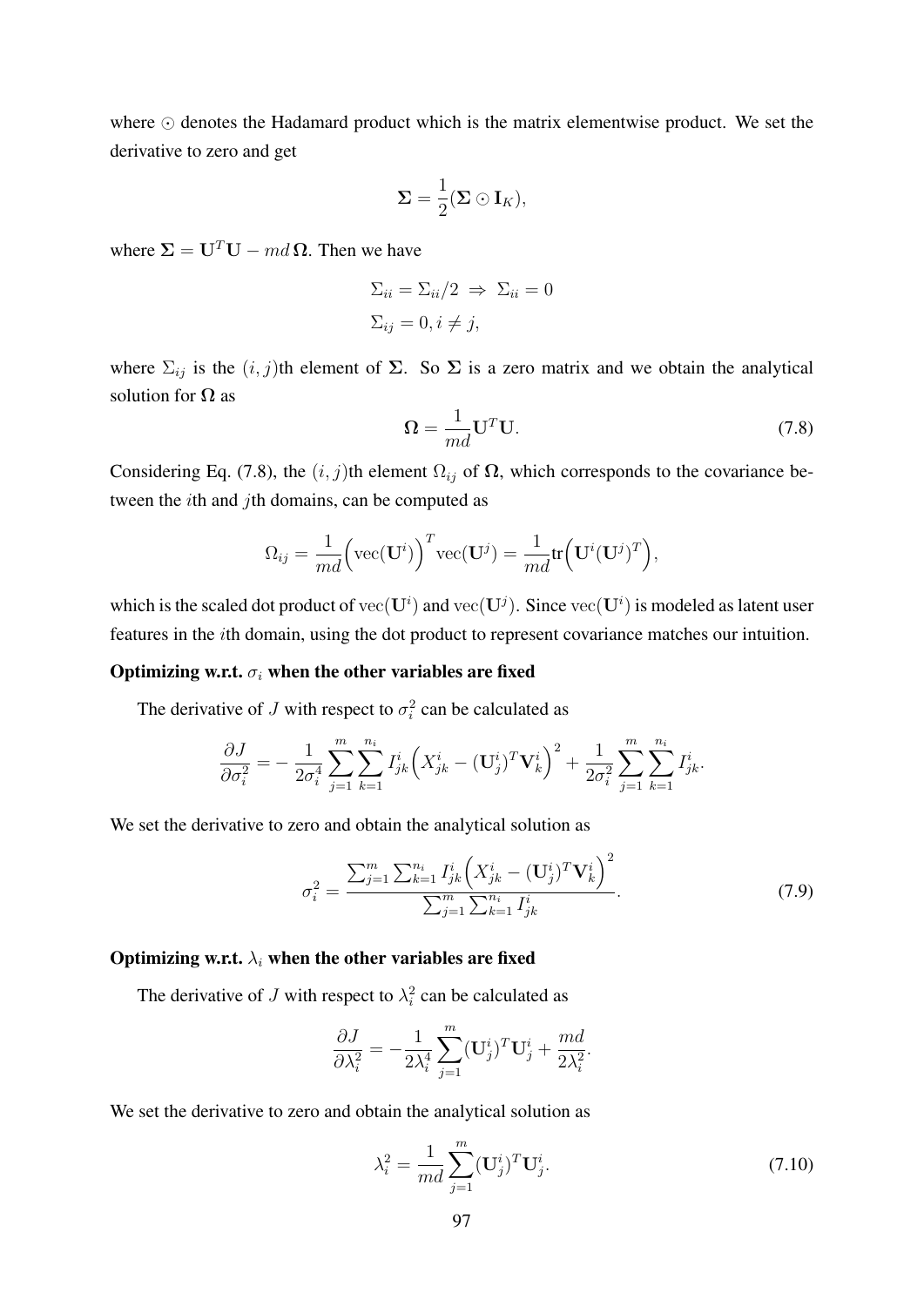where $\odot$ denotes the Hadamard product which is the matrix elementwise product. We set the derivative to zero and get

$$\mathbf{\Sigma} = \frac{1}{2}(\mathbf{\Sigma} \odot \mathbf{I}_K),$$

where $\mathbf{\Sigma} = \mathbf{U}^T\mathbf{U} - md\,\mathbf{\Omega}$. Then we have

$$\Sigma_{ii} = \Sigma_{ii}/2 \;\Rightarrow\; \Sigma_{ii} = 0$$
$$\Sigma_{ij} = 0, i \neq j,$$

where $\Sigma_{ij}$ is the $(i, j)$th element of $\mathbf{\Sigma}$. So $\mathbf{\Sigma}$ is a zero matrix and we obtain the analytical solution for $\mathbf{\Omega}$ as

$$\mathbf{\Omega} = \frac{1}{md}\mathbf{U}^T\mathbf{U}. \tag{7.8}$$

Considering Eq. (7.8), the $(i, j)$th element $\Omega_{ij}$ of $\mathbf{\Omega}$, which corresponds to the covariance between the $i$th and $j$th domains, can be computed as

$$\Omega_{ij} = \frac{1}{md}\Big(\mathrm{vec}(\mathbf{U}^i)\Big)^T\mathrm{vec}(\mathbf{U}^j) = \frac{1}{md}\mathrm{tr}\Big(\mathbf{U}^i(\mathbf{U}^j)^T\Big),$$

which is the scaled dot product of $\mathrm{vec}(\mathbf{U}^i)$ and $\mathrm{vec}(\mathbf{U}^j)$. Since $\mathrm{vec}(\mathbf{U}^i)$ is modeled as latent user features in the $i$th domain, using the dot product to represent covariance matches our intuition.

**Optimizing w.r.t. $\sigma_i$ when the other variables are fixed**

The derivative of $J$ with respect to $\sigma_i^2$ can be calculated as

$$\frac{\partial J}{\partial \sigma_i^2} = -\frac{1}{2\sigma_i^4}\sum_{j=1}^{m}\sum_{k=1}^{n_i} I_{jk}^i\Big(X_{jk}^i - (\mathbf{U}_j^i)^T\mathbf{V}_k^i\Big)^2 + \frac{1}{2\sigma_i^2}\sum_{j=1}^{m}\sum_{k=1}^{n_i} I_{jk}^i.$$

We set the derivative to zero and obtain the analytical solution as

$$\sigma_i^2 = \frac{\sum_{j=1}^{m}\sum_{k=1}^{n_i} I_{jk}^i\Big(X_{jk}^i - (\mathbf{U}_j^i)^T\mathbf{V}_k^i\Big)^2}{\sum_{j=1}^{m}\sum_{k=1}^{n_i} I_{jk}^i}. \tag{7.9}$$

**Optimizing w.r.t. $\lambda_i$ when the other variables are fixed**

The derivative of $J$ with respect to $\lambda_i^2$ can be calculated as

$$\frac{\partial J}{\partial \lambda_i^2} = -\frac{1}{2\lambda_i^4}\sum_{j=1}^{m}(\mathbf{U}_j^i)^T\mathbf{U}_j^i + \frac{md}{2\lambda_i^2}.$$

We set the derivative to zero and obtain the analytical solution as

$$\lambda_i^2 = \frac{1}{md}\sum_{j=1}^{m}(\mathbf{U}_j^i)^T\mathbf{U}_j^i. \tag{7.10}$$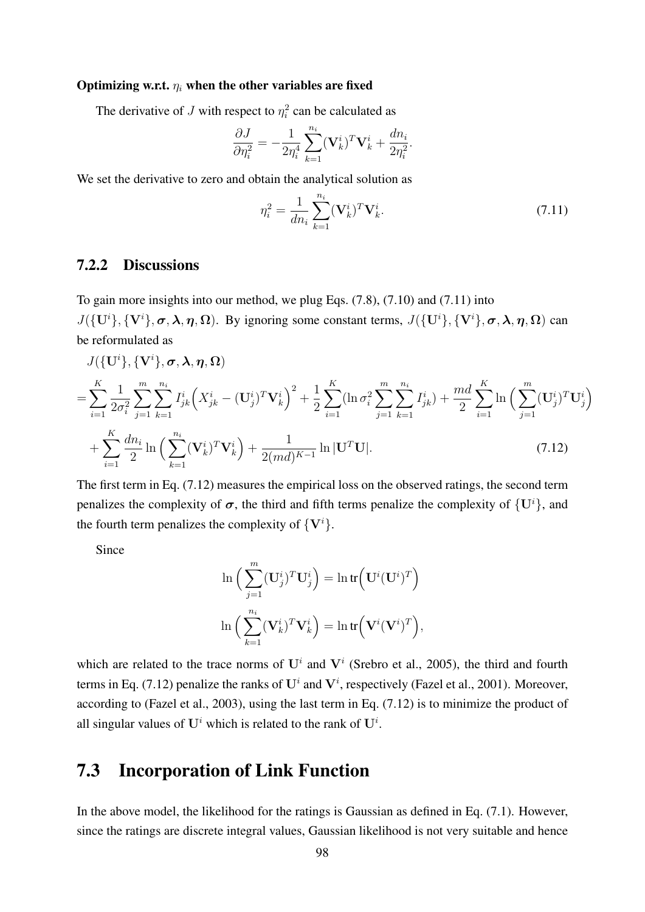**Optimizing w.r.t. $\eta_i$ when the other variables are fixed**

The derivative of $J$ with respect to $\eta_i^2$ can be calculated as

$$\frac{\partial J}{\partial \eta_i^2} = -\frac{1}{2\eta_i^4}\sum_{k=1}^{n_i}(\mathbf{V}_k^i)^T\mathbf{V}_k^i + \frac{dn_i}{2\eta_i^2}.$$

We set the derivative to zero and obtain the analytical solution as

$$\eta_i^2 = \frac{1}{dn_i}\sum_{k=1}^{n_i}(\mathbf{V}_k^i)^T\mathbf{V}_k^i. \tag{7.11}$$

### 7.2.2 Discussions

To gain more insights into our method, we plug Eqs. (7.8), (7.10) and (7.11) into $J(\{\mathbf{U}^i\},\{\mathbf{V}^i\},\boldsymbol{\sigma},\boldsymbol{\lambda},\boldsymbol{\eta},\boldsymbol{\Omega})$. By ignoring some constant terms, $J(\{\mathbf{U}^i\},\{\mathbf{V}^i\},\boldsymbol{\sigma},\boldsymbol{\lambda},\boldsymbol{\eta},\boldsymbol{\Omega})$ can be reformulated as

$$\begin{aligned}
&J(\{\mathbf{U}^i\},\{\mathbf{V}^i\},\boldsymbol{\sigma},\boldsymbol{\lambda},\boldsymbol{\eta},\boldsymbol{\Omega})\\
=&\sum_{i=1}^{K}\frac{1}{2\sigma_i^2}\sum_{j=1}^{m}\sum_{k=1}^{n_i}I_{jk}^i\Big(X_{jk}^i-(\mathbf{U}_j^i)^T\mathbf{V}_k^i\Big)^2+\frac{1}{2}\sum_{i=1}^{K}(\ln\sigma_i^2\sum_{j=1}^{m}\sum_{k=1}^{n_i}I_{jk}^i)+\frac{md}{2}\sum_{i=1}^{K}\ln\Big(\sum_{j=1}^{m}(\mathbf{U}_j^i)^T\mathbf{U}_j^i\Big)\\
&+\sum_{i=1}^{K}\frac{dn_i}{2}\ln\Big(\sum_{k=1}^{n_i}(\mathbf{V}_k^i)^T\mathbf{V}_k^i\Big)+\frac{1}{2(md)^{K-1}}\ln|\mathbf{U}^T\mathbf{U}|.
\end{aligned}\tag{7.12}$$

The first term in Eq. (7.12) measures the empirical loss on the observed ratings, the second term penalizes the complexity of $\boldsymbol{\sigma}$, the third and fifth terms penalize the complexity of $\{\mathbf{U}^i\}$, and the fourth term penalizes the complexity of $\{\mathbf{V}^i\}$.

Since

$$\ln\Big(\sum_{j=1}^{m}(\mathbf{U}_j^i)^T\mathbf{U}_j^i\Big)=\ln\mathrm{tr}\Big(\mathbf{U}^i(\mathbf{U}^i)^T\Big)$$

$$\ln\Big(\sum_{k=1}^{n_i}(\mathbf{V}_k^i)^T\mathbf{V}_k^i\Big)=\ln\mathrm{tr}\Big(\mathbf{V}^i(\mathbf{V}^i)^T\Big),$$

which are related to the trace norms of $\mathbf{U}^i$ and $\mathbf{V}^i$ (Srebro et al., 2005), the third and fourth terms in Eq. (7.12) penalize the ranks of $\mathbf{U}^i$ and $\mathbf{V}^i$, respectively (Fazel et al., 2001). Moreover, according to (Fazel et al., 2003), using the last term in Eq. (7.12) is to minimize the product of all singular values of $\mathbf{U}^i$ which is related to the rank of $\mathbf{U}^i$.

## 7.3 Incorporation of Link Function

In the above model, the likelihood for the ratings is Gaussian as defined in Eq. (7.1). However, since the ratings are discrete integral values, Gaussian likelihood is not very suitable and hence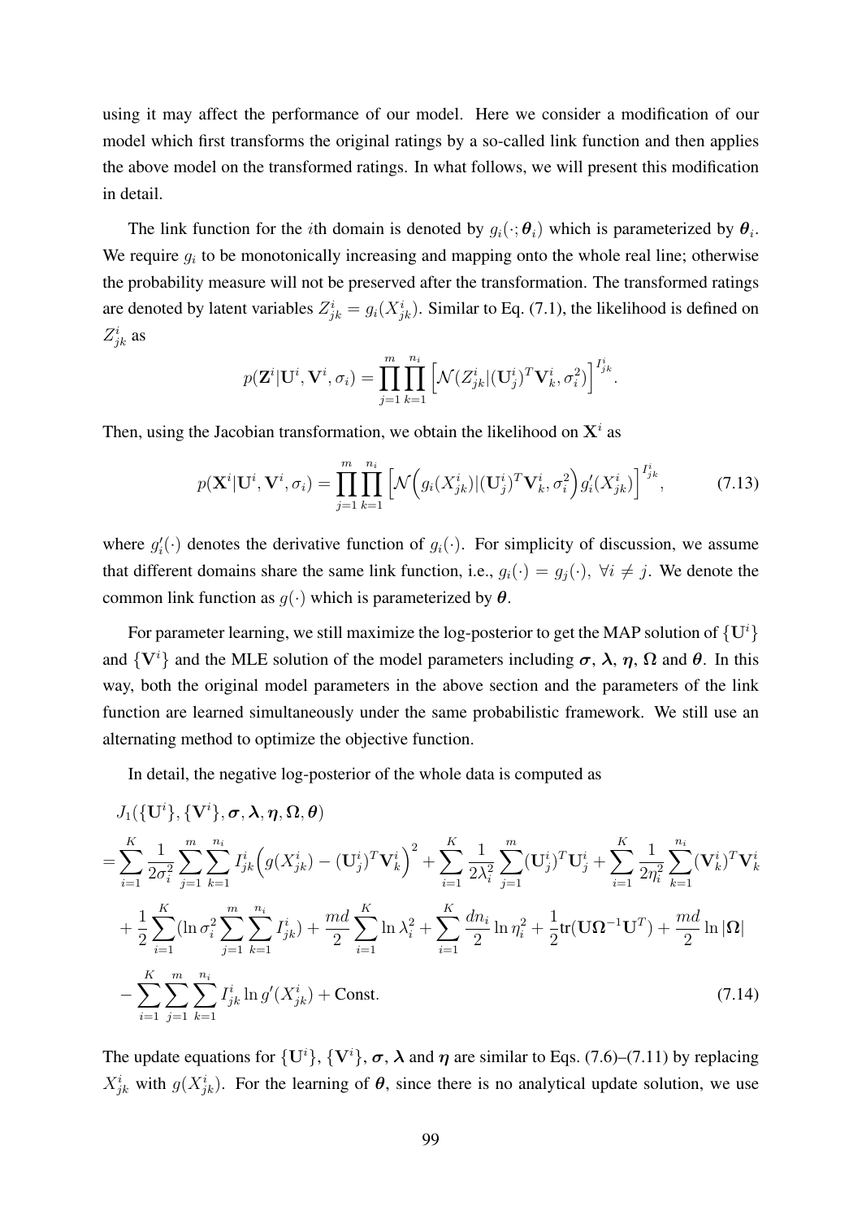using it may affect the performance of our model. Here we consider a modification of our model which first transforms the original ratings by a so-called link function and then applies the above model on the transformed ratings. In what follows, we will present this modification in detail.

The link function for the $i$th domain is denoted by $g_i(\cdot;\boldsymbol{\theta}_i)$ which is parameterized by $\boldsymbol{\theta}_i$. We require $g_i$ to be monotonically increasing and mapping onto the whole real line; otherwise the probability measure will not be preserved after the transformation. The transformed ratings are denoted by latent variables $Z^i_{jk} = g_i(X^i_{jk})$. Similar to Eq. (7.1), the likelihood is defined on $Z^i_{jk}$ as

$$p(\mathbf{Z}^i|\mathbf{U}^i, \mathbf{V}^i, \sigma_i) = \prod_{j=1}^{m}\prod_{k=1}^{n_i}\Big[\mathcal{N}(Z^i_{jk}|(\mathbf{U}^i_j)^T\mathbf{V}^i_k, \sigma_i^2)\Big]^{I^i_{jk}}.$$

Then, using the Jacobian transformation, we obtain the likelihood on $\mathbf{X}^i$ as

$$p(\mathbf{X}^i|\mathbf{U}^i, \mathbf{V}^i, \sigma_i) = \prod_{j=1}^{m}\prod_{k=1}^{n_i}\Big[\mathcal{N}\Big(g_i(X^i_{jk})|(\mathbf{U}^i_j)^T\mathbf{V}^i_k, \sigma_i^2\Big)g_i'(X^i_{jk})\Big]^{I^i_{jk}}, \tag{7.13}$$

where $g_i'(\cdot)$ denotes the derivative function of $g_i(\cdot)$. For simplicity of discussion, we assume that different domains share the same link function, i.e., $g_i(\cdot) = g_j(\cdot),\ \forall i \neq j$. We denote the common link function as $g(\cdot)$ which is parameterized by $\boldsymbol{\theta}$.

For parameter learning, we still maximize the log-posterior to get the MAP solution of $\{\mathbf{U}^i\}$ and $\{\mathbf{V}^i\}$ and the MLE solution of the model parameters including $\boldsymbol{\sigma}$, $\boldsymbol{\lambda}$, $\boldsymbol{\eta}$, $\boldsymbol{\Omega}$ and $\boldsymbol{\theta}$. In this way, both the original model parameters in the above section and the parameters of the link function are learned simultaneously under the same probabilistic framework. We still use an alternating method to optimize the objective function.

In detail, the negative log-posterior of the whole data is computed as

$$\begin{aligned}
&J_1(\{\mathbf{U}^i\}, \{\mathbf{V}^i\}, \boldsymbol{\sigma}, \boldsymbol{\lambda}, \boldsymbol{\eta}, \boldsymbol{\Omega}, \boldsymbol{\theta}) \\
=&\sum_{i=1}^{K}\frac{1}{2\sigma_i^2}\sum_{j=1}^{m}\sum_{k=1}^{n_i}I^i_{jk}\Big(g(X^i_{jk}) - (\mathbf{U}^i_j)^T\mathbf{V}^i_k\Big)^2 + \sum_{i=1}^{K}\frac{1}{2\lambda_i^2}\sum_{j=1}^{m}(\mathbf{U}^i_j)^T\mathbf{U}^i_j + \sum_{i=1}^{K}\frac{1}{2\eta_i^2}\sum_{k=1}^{n_i}(\mathbf{V}^i_k)^T\mathbf{V}^i_k \\
&+ \frac{1}{2}\sum_{i=1}^{K}(\ln\sigma_i^2\sum_{j=1}^{m}\sum_{k=1}^{n_i}I^i_{jk}) + \frac{md}{2}\sum_{i=1}^{K}\ln\lambda_i^2 + \sum_{i=1}^{K}\frac{dn_i}{2}\ln\eta_i^2 + \frac{1}{2}\mathrm{tr}(\mathbf{U}\boldsymbol{\Omega}^{-1}\mathbf{U}^T) + \frac{md}{2}\ln|\boldsymbol{\Omega}| \\
&- \sum_{i=1}^{K}\sum_{j=1}^{m}\sum_{k=1}^{n_i}I^i_{jk}\ln g'(X^i_{jk}) + \text{Const}.
\end{aligned} \tag{7.14}$$

The update equations for $\{\mathbf{U}^i\}$, $\{\mathbf{V}^i\}$, $\boldsymbol{\sigma}$, $\boldsymbol{\lambda}$ and $\boldsymbol{\eta}$ are similar to Eqs. (7.6)–(7.11) by replacing $X^i_{jk}$ with $g(X^i_{jk})$. For the learning of $\boldsymbol{\theta}$, since there is no analytical update solution, we use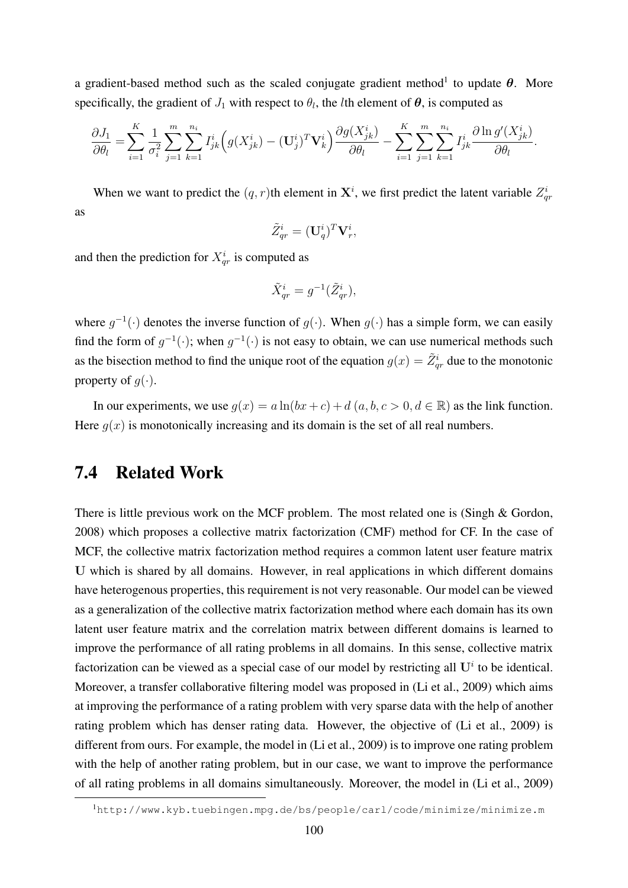a gradient-based method such as the scaled conjugate gradient method[1] to update $\boldsymbol{\theta}$. More specifically, the gradient of $J_1$ with respect to $\theta_l$, the $l$th element of $\boldsymbol{\theta}$, is computed as

$$\frac{\partial J_1}{\partial \theta_l} = \sum_{i=1}^{K} \frac{1}{\sigma_i^2} \sum_{j=1}^{m} \sum_{k=1}^{n_i} I_{jk}^i \Big( g(X_{jk}^i) - (\mathbf{U}_j^i)^T \mathbf{V}_k^i \Big) \frac{\partial g(X_{jk}^i)}{\partial \theta_l} - \sum_{i=1}^{K} \sum_{j=1}^{m} \sum_{k=1}^{n_i} I_{jk}^i \frac{\partial \ln g'(X_{jk}^i)}{\partial \theta_l}.$$

When we want to predict the $(q, r)$th element in $\mathbf{X}^i$, we first predict the latent variable $Z_{qr}^i$ as

$$\tilde{Z}_{qr}^i = (\mathbf{U}_q^i)^T \mathbf{V}_r^i,$$

and then the prediction for $X_{qr}^i$ is computed as

$$\tilde{X}_{qr}^i = g^{-1}(\tilde{Z}_{qr}^i),$$

where $g^{-1}(\cdot)$ denotes the inverse function of $g(\cdot)$. When $g(\cdot)$ has a simple form, we can easily find the form of $g^{-1}(\cdot)$; when $g^{-1}(\cdot)$ is not easy to obtain, we can use numerical methods such as the bisection method to find the unique root of the equation $g(x) = \tilde{Z}_{qr}^i$ due to the monotonic property of $g(\cdot)$.

In our experiments, we use $g(x) = a \ln(bx + c) + d$ $(a, b, c > 0, d \in \mathbb{R})$ as the link function. Here $g(x)$ is monotonically increasing and its domain is the set of all real numbers.

## 7.4 Related Work

There is little previous work on the MCF problem. The most related one is (Singh & Gordon, 2008) which proposes a collective matrix factorization (CMF) method for CF. In the case of MCF, the collective matrix factorization method requires a common latent user feature matrix $\mathbf{U}$ which is shared by all domains. However, in real applications in which different domains have heterogenous properties, this requirement is not very reasonable. Our model can be viewed as a generalization of the collective matrix factorization method where each domain has its own latent user feature matrix and the correlation matrix between different domains is learned to improve the performance of all rating problems in all domains. In this sense, collective matrix factorization can be viewed as a special case of our model by restricting all $\mathbf{U}^i$ to be identical. Moreover, a transfer collaborative filtering model was proposed in (Li et al., 2009) which aims at improving the performance of a rating problem with very sparse data with the help of another rating problem which has denser rating data. However, the objective of (Li et al., 2009) is different from ours. For example, the model in (Li et al., 2009) is to improve one rating problem with the help of another rating problem, but in our case, we want to improve the performance of all rating problems in all domains simultaneously. Moreover, the model in (Li et al., 2009)

[1] http://www.kyb.tuebingen.mpg.de/bs/people/carl/code/minimize/minimize.m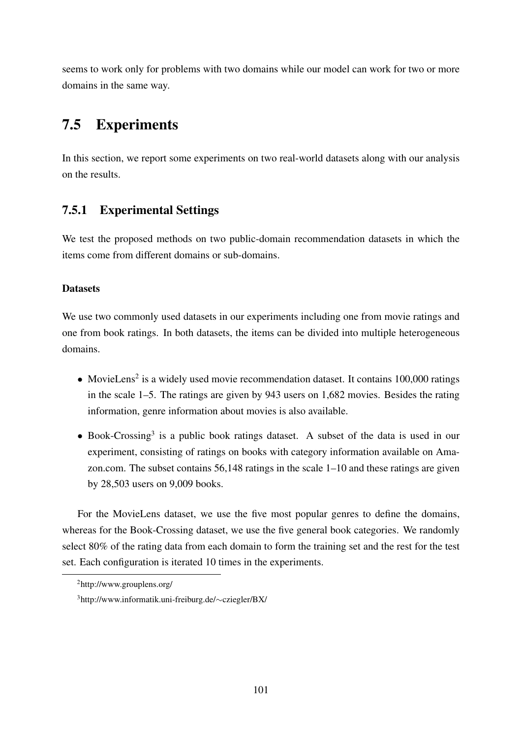seems to work only for problems with two domains while our model can work for two or more domains in the same way.

## 7.5 Experiments

In this section, we report some experiments on two real-world datasets along with our analysis on the results.

### 7.5.1 Experimental Settings

We test the proposed methods on two public-domain recommendation datasets in which the items come from different domains or sub-domains.

#### Datasets

We use two commonly used datasets in our experiments including one from movie ratings and one from book ratings. In both datasets, the items can be divided into multiple heterogeneous domains.

- MovieLens[2] is a widely used movie recommendation dataset. It contains 100,000 ratings in the scale 1–5. The ratings are given by 943 users on 1,682 movies. Besides the rating information, genre information about movies is also available.
- Book-Crossing[3] is a public book ratings dataset. A subset of the data is used in our experiment, consisting of ratings on books with category information available on Amazon.com. The subset contains 56,148 ratings in the scale 1–10 and these ratings are given by 28,503 users on 9,009 books.

For the MovieLens dataset, we use the five most popular genres to define the domains, whereas for the Book-Crossing dataset, we use the five general book categories. We randomly select 80% of the rating data from each domain to form the training set and the rest for the test set. Each configuration is iterated 10 times in the experiments.

[2] http://www.grouplens.org/

[3] http://www.informatik.uni-freiburg.de/∼cziegler/BX/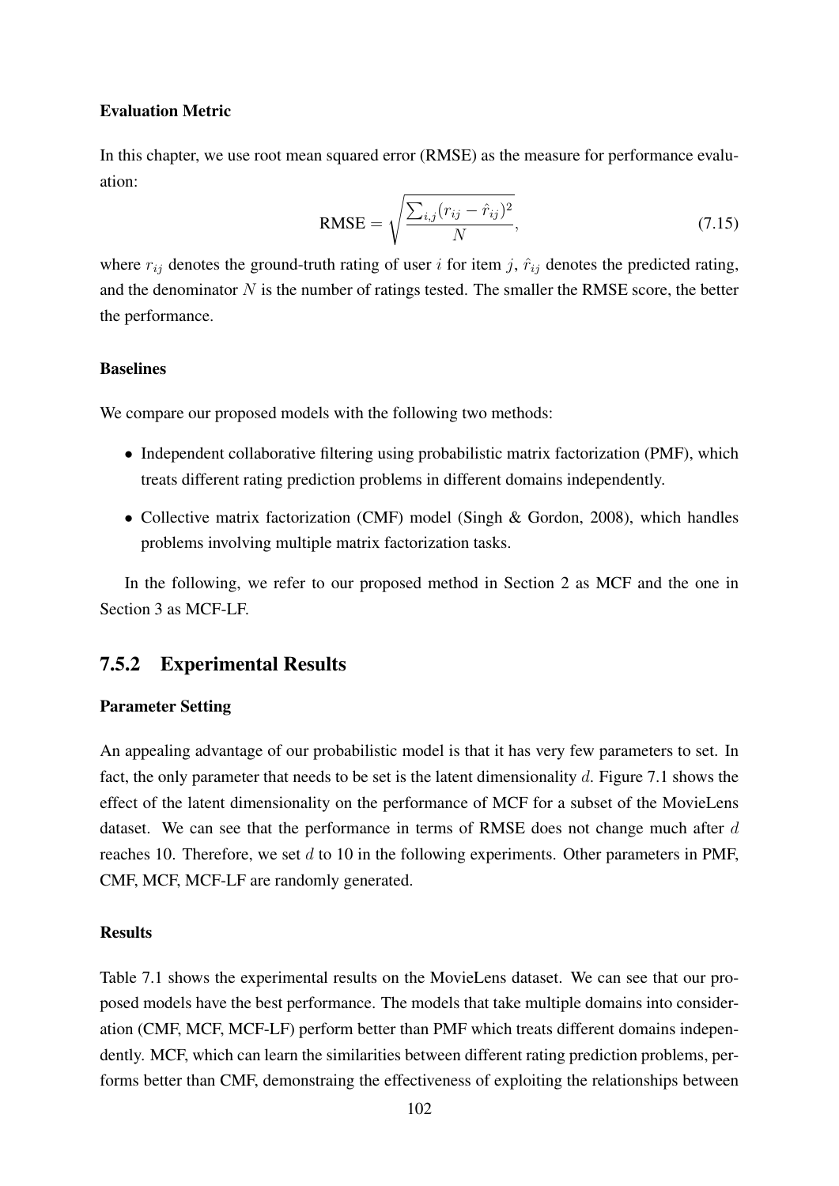#### Evaluation Metric

In this chapter, we use root mean squared error (RMSE) as the measure for performance evaluation:

$$\text{RMSE} = \sqrt{\frac{\sum_{i,j}(r_{ij} - \hat{r}_{ij})^2}{N}}, \tag{7.15}$$

where $r_{ij}$ denotes the ground-truth rating of user $i$ for item $j$, $\hat{r}_{ij}$ denotes the predicted rating, and the denominator $N$ is the number of ratings tested. The smaller the RMSE score, the better the performance.

#### Baselines

We compare our proposed models with the following two methods:

- Independent collaborative filtering using probabilistic matrix factorization (PMF), which treats different rating prediction problems in different domains independently.
- Collective matrix factorization (CMF) model (Singh & Gordon, 2008), which handles problems involving multiple matrix factorization tasks.

In the following, we refer to our proposed method in Section 2 as MCF and the one in Section 3 as MCF-LF.

### 7.5.2 Experimental Results

#### Parameter Setting

An appealing advantage of our probabilistic model is that it has very few parameters to set. In fact, the only parameter that needs to be set is the latent dimensionality $d$. Figure 7.1 shows the effect of the latent dimensionality on the performance of MCF for a subset of the MovieLens dataset. We can see that the performance in terms of RMSE does not change much after $d$ reaches 10. Therefore, we set $d$ to 10 in the following experiments. Other parameters in PMF, CMF, MCF, MCF-LF are randomly generated.

#### Results

Table 7.1 shows the experimental results on the MovieLens dataset. We can see that our proposed models have the best performance. The models that take multiple domains into consideration (CMF, MCF, MCF-LF) perform better than PMF which treats different domains independently. MCF, which can learn the similarities between different rating prediction problems, performs better than CMF, demonstraing the effectiveness of exploiting the relationships between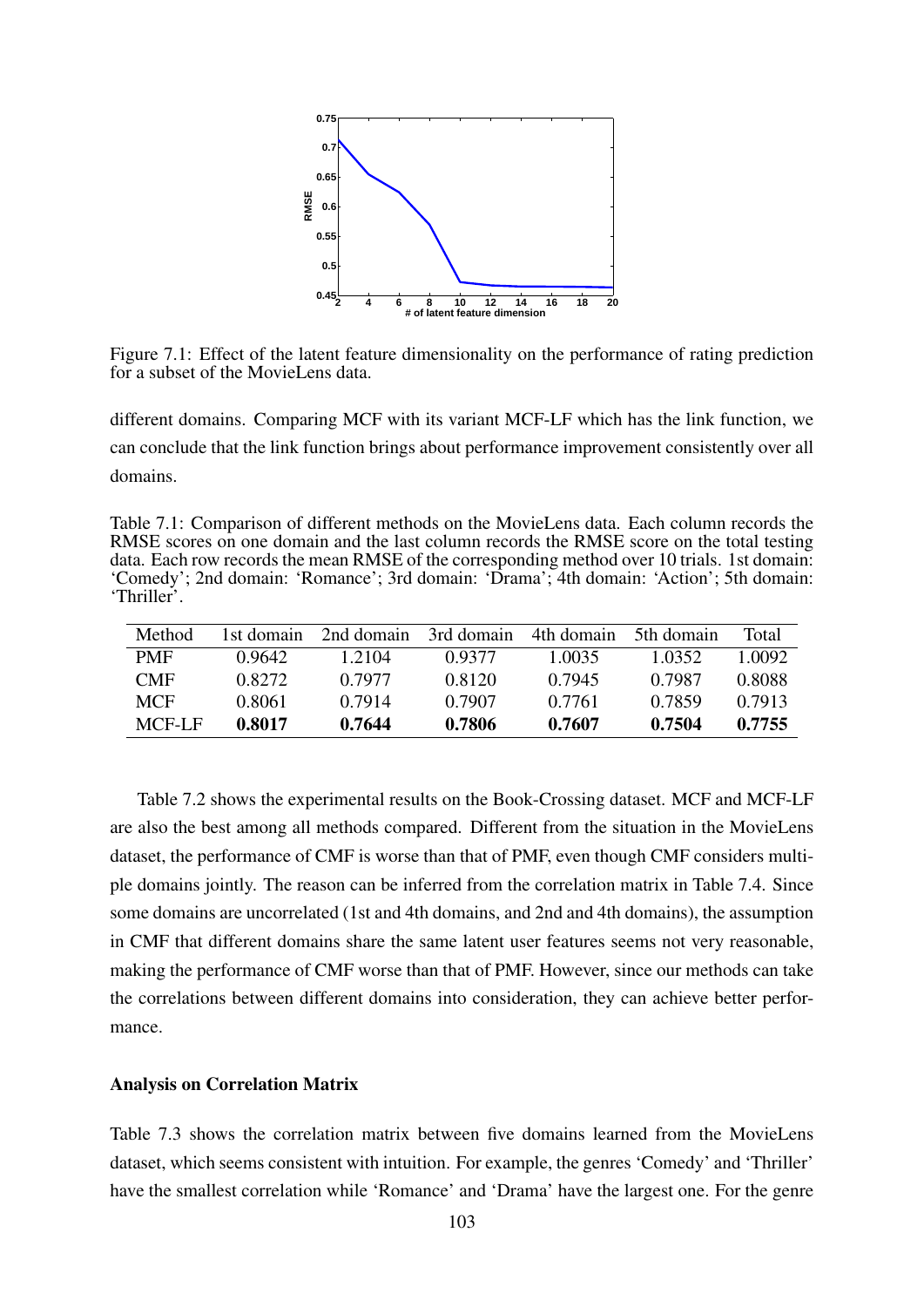0.75
0.7
0.65
0.6
0.55
0.5
0.45
RMSE
2 4 6 8 10 12 14 16 18 20
# of latent feature dimension

Figure 7.1: Effect of the latent feature dimensionality on the performance of rating prediction for a subset of the MovieLens data.

different domains. Comparing MCF with its variant MCF-LF which has the link function, we can conclude that the link function brings about performance improvement consistently over all domains.

Table 7.1: Comparison of different methods on the MovieLens data. Each column records the RMSE scores on one domain and the last column records the RMSE score on the total testing data. Each row records the mean RMSE of the corresponding method over 10 trials. 1st domain: 'Comedy'; 2nd domain: 'Romance'; 3rd domain: 'Drama'; 4th domain: 'Action'; 5th domain: 'Thriller'.

| Method | 1st domain | 2nd domain | 3rd domain | 4th domain | 5th domain | Total |
|---|---|---|---|---|---|---|
| PMF | 0.9642 | 1.2104 | 0.9377 | 1.0035 | 1.0352 | 1.0092 |
| CMF | 0.8272 | 0.7977 | 0.8120 | 0.7945 | 0.7987 | 0.8088 |
| MCF | 0.8061 | 0.7914 | 0.7907 | 0.7761 | 0.7859 | 0.7913 |
| MCF-LF | **0.8017** | **0.7644** | **0.7806** | **0.7607** | **0.7504** | **0.7755** |

Table 7.2 shows the experimental results on the Book-Crossing dataset. MCF and MCF-LF are also the best among all methods compared. Different from the situation in the MovieLens dataset, the performance of CMF is worse than that of PMF, even though CMF considers multiple domains jointly. The reason can be inferred from the correlation matrix in Table 7.4. Since some domains are uncorrelated (1st and 4th domains, and 2nd and 4th domains), the assumption in CMF that different domains share the same latent user features seems not very reasonable, making the performance of CMF worse than that of PMF. However, since our methods can take the correlations between different domains into consideration, they can achieve better performance.

**Analysis on Correlation Matrix**

Table 7.3 shows the correlation matrix between five domains learned from the MovieLens dataset, which seems consistent with intuition. For example, the genres 'Comedy' and 'Thriller' have the smallest correlation while 'Romance' and 'Drama' have the largest one. For the genre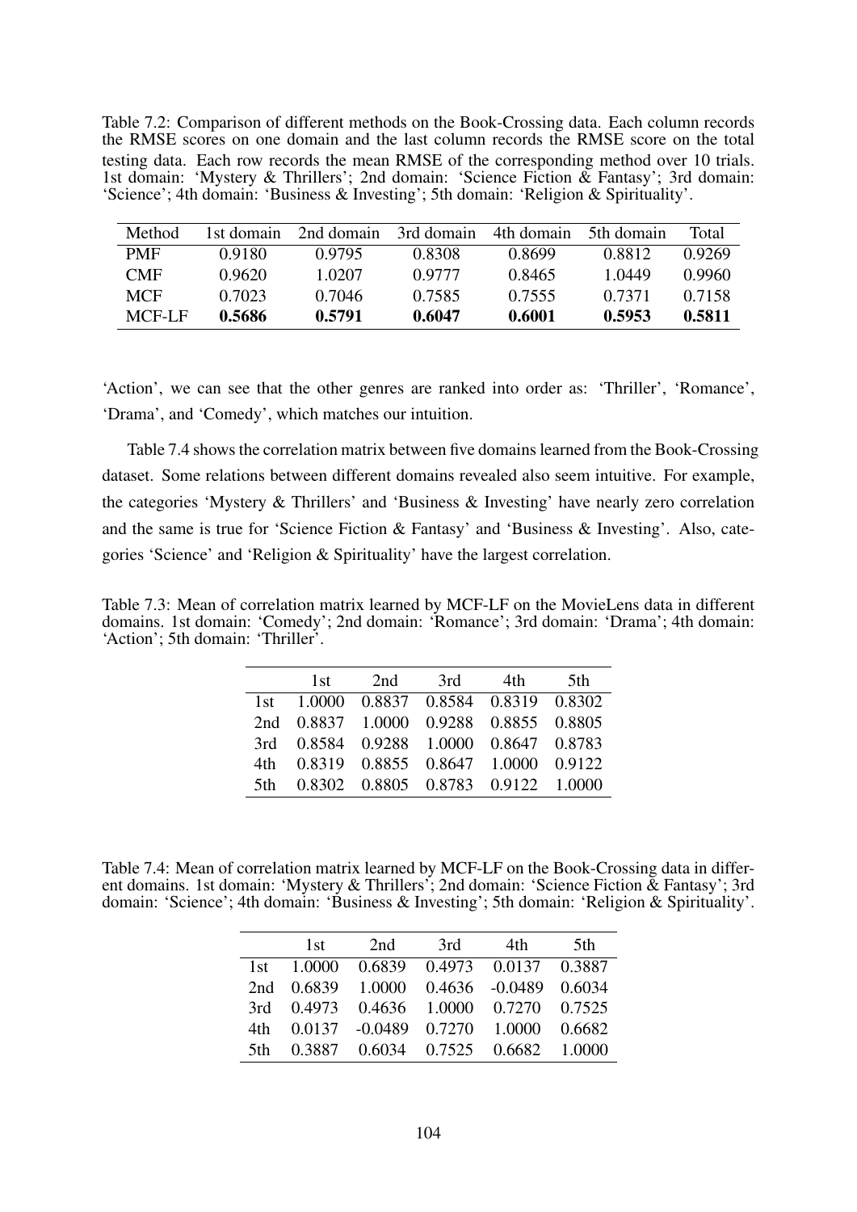Table 7.2: Comparison of different methods on the Book-Crossing data. Each column records the RMSE scores on one domain and the last column records the RMSE score on the total testing data. Each row records the mean RMSE of the corresponding method over 10 trials. 1st domain: 'Mystery & Thrillers'; 2nd domain: 'Science Fiction & Fantasy'; 3rd domain: 'Science'; 4th domain: 'Business & Investing'; 5th domain: 'Religion & Spirituality'.

| Method | 1st domain | 2nd domain | 3rd domain | 4th domain | 5th domain | Total |
|---|---|---|---|---|---|---|
| PMF | 0.9180 | 0.9795 | 0.8308 | 0.8699 | 0.8812 | 0.9269 |
| CMF | 0.9620 | 1.0207 | 0.9777 | 0.8465 | 1.0449 | 0.9960 |
| MCF | 0.7023 | 0.7046 | 0.7585 | 0.7555 | 0.7371 | 0.7158 |
| MCF-LF | **0.5686** | **0.5791** | **0.6047** | **0.6001** | **0.5953** | **0.5811** |

'Action', we can see that the other genres are ranked into order as: 'Thriller', 'Romance', 'Drama', and 'Comedy', which matches our intuition.

Table 7.4 shows the correlation matrix between five domains learned from the Book-Crossing dataset. Some relations between different domains revealed also seem intuitive. For example, the categories 'Mystery & Thrillers' and 'Business & Investing' have nearly zero correlation and the same is true for 'Science Fiction & Fantasy' and 'Business & Investing'. Also, categories 'Science' and 'Religion & Spirituality' have the largest correlation.

Table 7.3: Mean of correlation matrix learned by MCF-LF on the MovieLens data in different domains. 1st domain: 'Comedy'; 2nd domain: 'Romance'; 3rd domain: 'Drama'; 4th domain: 'Action'; 5th domain: 'Thriller'.

| | 1st | 2nd | 3rd | 4th | 5th |
|---|---|---|---|---|---|
| 1st | 1.0000 | 0.8837 | 0.8584 | 0.8319 | 0.8302 |
| 2nd | 0.8837 | 1.0000 | 0.9288 | 0.8855 | 0.8805 |
| 3rd | 0.8584 | 0.9288 | 1.0000 | 0.8647 | 0.8783 |
| 4th | 0.8319 | 0.8855 | 0.8647 | 1.0000 | 0.9122 |
| 5th | 0.8302 | 0.8805 | 0.8783 | 0.9122 | 1.0000 |

Table 7.4: Mean of correlation matrix learned by MCF-LF on the Book-Crossing data in different domains. 1st domain: 'Mystery & Thrillers'; 2nd domain: 'Science Fiction & Fantasy'; 3rd domain: 'Science'; 4th domain: 'Business & Investing'; 5th domain: 'Religion & Spirituality'.

| | 1st | 2nd | 3rd | 4th | 5th |
|---|---|---|---|---|---|
| 1st | 1.0000 | 0.6839 | 0.4973 | 0.0137 | 0.3887 |
| 2nd | 0.6839 | 1.0000 | 0.4636 | -0.0489 | 0.6034 |
| 3rd | 0.4973 | 0.4636 | 1.0000 | 0.7270 | 0.7525 |
| 4th | 0.0137 | -0.0489 | 0.7270 | 1.0000 | 0.6682 |
| 5th | 0.3887 | 0.6034 | 0.7525 | 0.6682 | 1.0000 |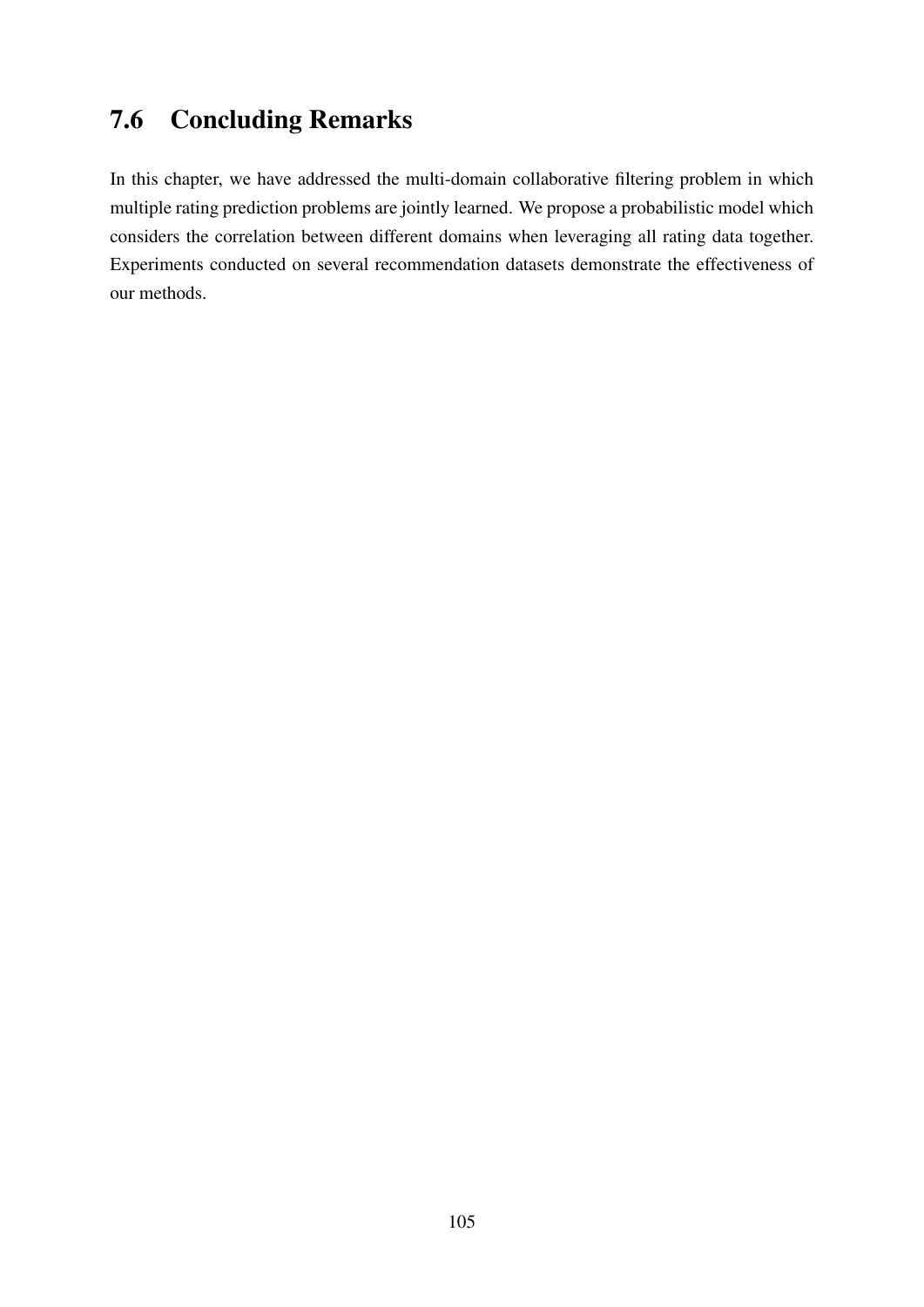## 7.6 Concluding Remarks

In this chapter, we have addressed the multi-domain collaborative filtering problem in which multiple rating prediction problems are jointly learned. We propose a probabilistic model which considers the correlation between different domains when leveraging all rating data together. Experiments conducted on several recommendation datasets demonstrate the effectiveness of our methods.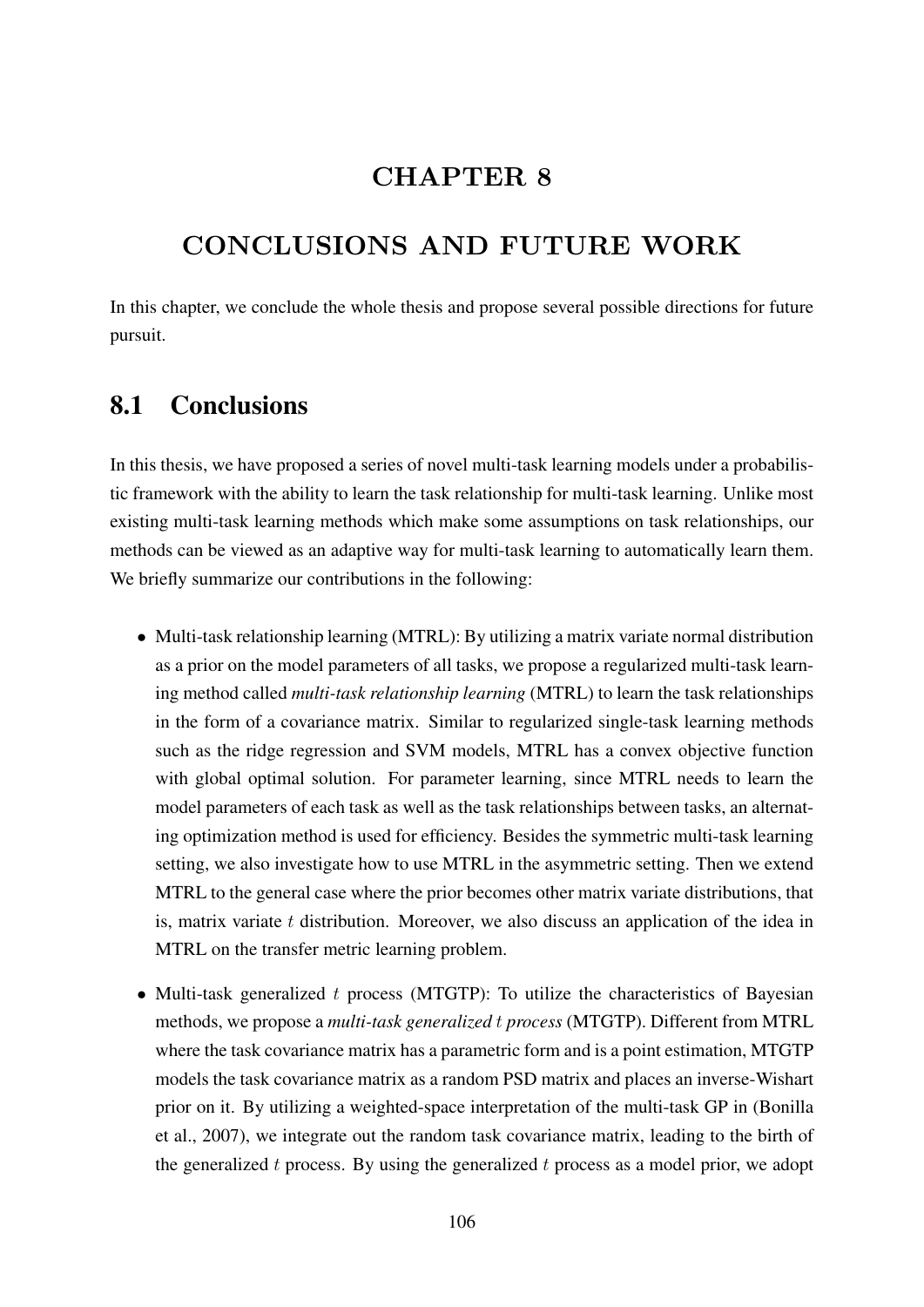# CHAPTER 8

# CONCLUSIONS AND FUTURE WORK

In this chapter, we conclude the whole thesis and propose several possible directions for future pursuit.

## 8.1 Conclusions

In this thesis, we have proposed a series of novel multi-task learning models under a probabilistic framework with the ability to learn the task relationship for multi-task learning. Unlike most existing multi-task learning methods which make some assumptions on task relationships, our methods can be viewed as an adaptive way for multi-task learning to automatically learn them. We briefly summarize our contributions in the following:

- Multi-task relationship learning (MTRL): By utilizing a matrix variate normal distribution as a prior on the model parameters of all tasks, we propose a regularized multi-task learning method called *multi-task relationship learning* (MTRL) to learn the task relationships in the form of a covariance matrix. Similar to regularized single-task learning methods such as the ridge regression and SVM models, MTRL has a convex objective function with global optimal solution. For parameter learning, since MTRL needs to learn the model parameters of each task as well as the task relationships between tasks, an alternating optimization method is used for efficiency. Besides the symmetric multi-task learning setting, we also investigate how to use MTRL in the asymmetric setting. Then we extend MTRL to the general case where the prior becomes other matrix variate distributions, that is, matrix variate $t$ distribution. Moreover, we also discuss an application of the idea in MTRL on the transfer metric learning problem.
- Multi-task generalized $t$ process (MTGTP): To utilize the characteristics of Bayesian methods, we propose a *multi-task generalized $t$ process* (MTGTP). Different from MTRL where the task covariance matrix has a parametric form and is a point estimation, MTGTP models the task covariance matrix as a random PSD matrix and places an inverse-Wishart prior on it. By utilizing a weighted-space interpretation of the multi-task GP in (Bonilla et al., 2007), we integrate out the random task covariance matrix, leading to the birth of the generalized $t$ process. By using the generalized $t$ process as a model prior, we adopt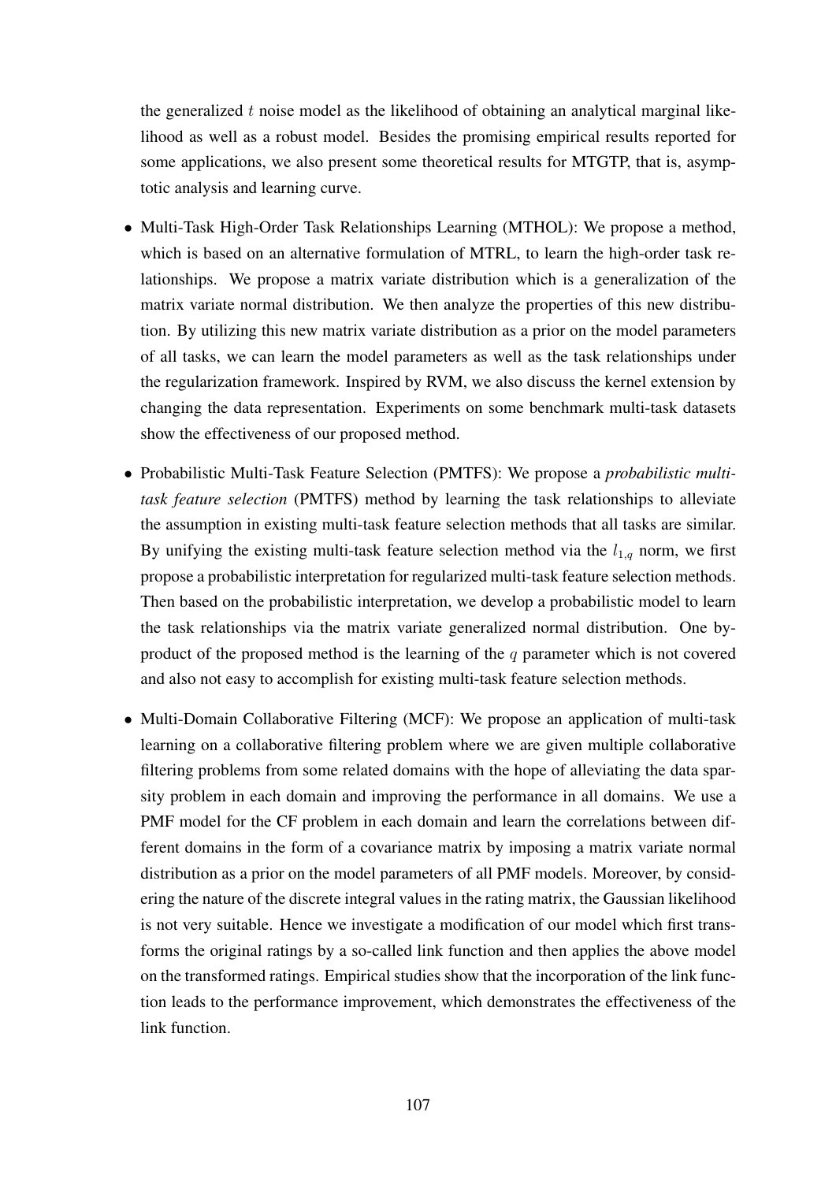the generalized $t$ noise model as the likelihood of obtaining an analytical marginal likelihood as well as a robust model. Besides the promising empirical results reported for some applications, we also present some theoretical results for MTGTP, that is, asymptotic analysis and learning curve.

- Multi-Task High-Order Task Relationships Learning (MTHOL): We propose a method, which is based on an alternative formulation of MTRL, to learn the high-order task relationships. We propose a matrix variate distribution which is a generalization of the matrix variate normal distribution. We then analyze the properties of this new distribution. By utilizing this new matrix variate distribution as a prior on the model parameters of all tasks, we can learn the model parameters as well as the task relationships under the regularization framework. Inspired by RVM, we also discuss the kernel extension by changing the data representation. Experiments on some benchmark multi-task datasets show the effectiveness of our proposed method.

- Probabilistic Multi-Task Feature Selection (PMTFS): We propose a *probabilistic multi-task feature selection* (PMTFS) method by learning the task relationships to alleviate the assumption in existing multi-task feature selection methods that all tasks are similar. By unifying the existing multi-task feature selection method via the $l_{1,q}$ norm, we first propose a probabilistic interpretation for regularized multi-task feature selection methods. Then based on the probabilistic interpretation, we develop a probabilistic model to learn the task relationships via the matrix variate generalized normal distribution. One by-product of the proposed method is the learning of the $q$ parameter which is not covered and also not easy to accomplish for existing multi-task feature selection methods.

- Multi-Domain Collaborative Filtering (MCF): We propose an application of multi-task learning on a collaborative filtering problem where we are given multiple collaborative filtering problems from some related domains with the hope of alleviating the data sparsity problem in each domain and improving the performance in all domains. We use a PMF model for the CF problem in each domain and learn the correlations between different domains in the form of a covariance matrix by imposing a matrix variate normal distribution as a prior on the model parameters of all PMF models. Moreover, by considering the nature of the discrete integral values in the rating matrix, the Gaussian likelihood is not very suitable. Hence we investigate a modification of our model which first transforms the original ratings by a so-called link function and then applies the above model on the transformed ratings. Empirical studies show that the incorporation of the link function leads to the performance improvement, which demonstrates the effectiveness of the link function.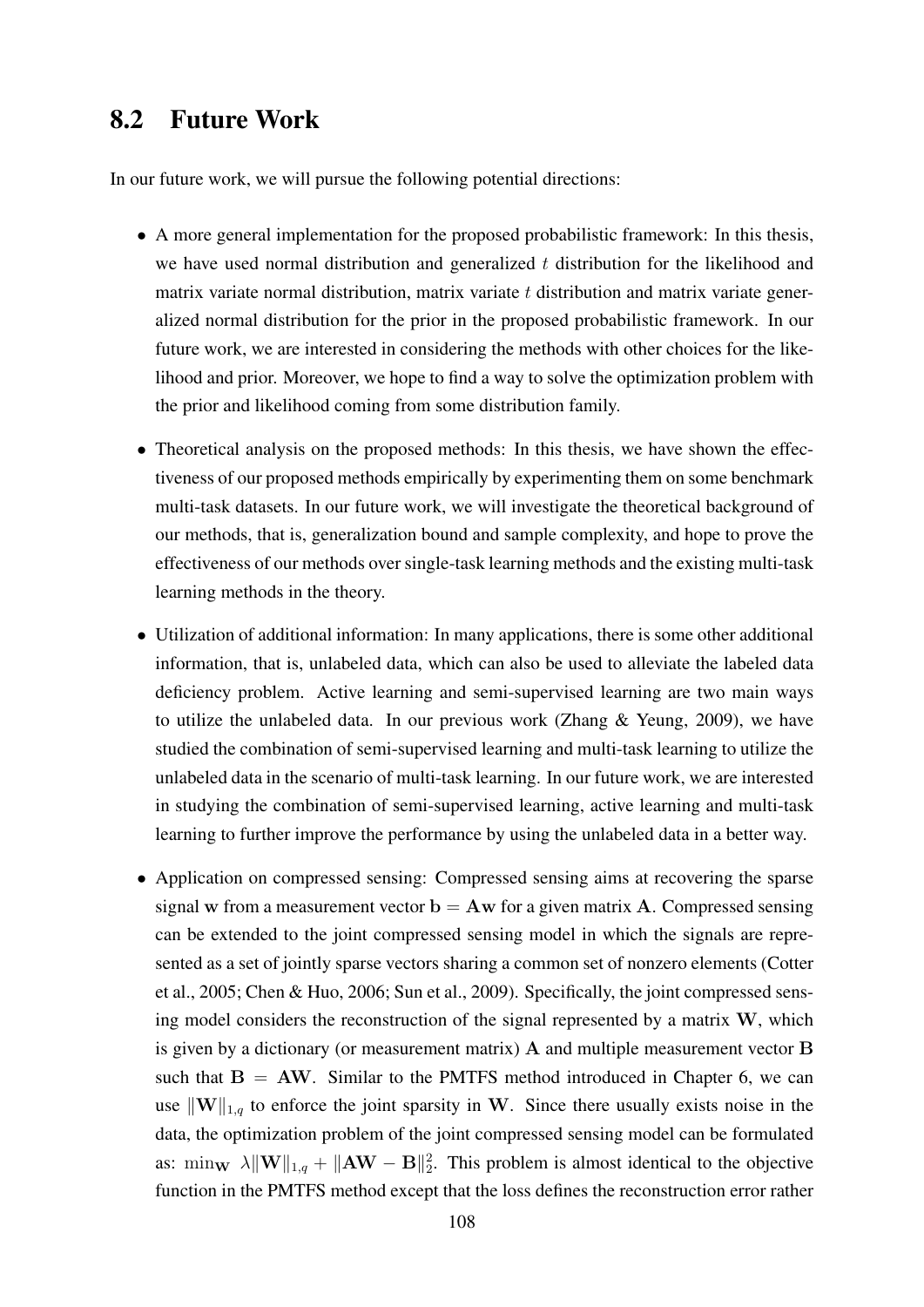## 8.2 Future Work

In our future work, we will pursue the following potential directions:

- A more general implementation for the proposed probabilistic framework: In this thesis, we have used normal distribution and generalized $t$ distribution for the likelihood and matrix variate normal distribution, matrix variate $t$ distribution and matrix variate generalized normal distribution for the prior in the proposed probabilistic framework. In our future work, we are interested in considering the methods with other choices for the likelihood and prior. Moreover, we hope to find a way to solve the optimization problem with the prior and likelihood coming from some distribution family.

- Theoretical analysis on the proposed methods: In this thesis, we have shown the effectiveness of our proposed methods empirically by experimenting them on some benchmark multi-task datasets. In our future work, we will investigate the theoretical background of our methods, that is, generalization bound and sample complexity, and hope to prove the effectiveness of our methods over single-task learning methods and the existing multi-task learning methods in the theory.

- Utilization of additional information: In many applications, there is some other additional information, that is, unlabeled data, which can also be used to alleviate the labeled data deficiency problem. Active learning and semi-supervised learning are two main ways to utilize the unlabeled data. In our previous work (Zhang & Yeung, 2009), we have studied the combination of semi-supervised learning and multi-task learning to utilize the unlabeled data in the scenario of multi-task learning. In our future work, we are interested in studying the combination of semi-supervised learning, active learning and multi-task learning to further improve the performance by using the unlabeled data in a better way.

- Application on compressed sensing: Compressed sensing aims at recovering the sparse signal $\mathbf{w}$ from a measurement vector $\mathbf{b} = \mathbf{A}\mathbf{w}$ for a given matrix $\mathbf{A}$. Compressed sensing can be extended to the joint compressed sensing model in which the signals are represented as a set of jointly sparse vectors sharing a common set of nonzero elements (Cotter et al., 2005; Chen & Huo, 2006; Sun et al., 2009). Specifically, the joint compressed sensing model considers the reconstruction of the signal represented by a matrix $\mathbf{W}$, which is given by a dictionary (or measurement matrix) $\mathbf{A}$ and multiple measurement vector $\mathbf{B}$ such that $\mathbf{B} = \mathbf{A}\mathbf{W}$. Similar to the PMTFS method introduced in Chapter 6, we can use $\|\mathbf{W}\|_{1,q}$ to enforce the joint sparsity in $\mathbf{W}$. Since there usually exists noise in the data, the optimization problem of the joint compressed sensing model can be formulated as: $\min_{\mathbf{W}} \ \lambda\|\mathbf{W}\|_{1,q} + \|\mathbf{A}\mathbf{W} - \mathbf{B}\|_2^2$. This problem is almost identical to the objective function in the PMTFS method except that the loss defines the reconstruction error rather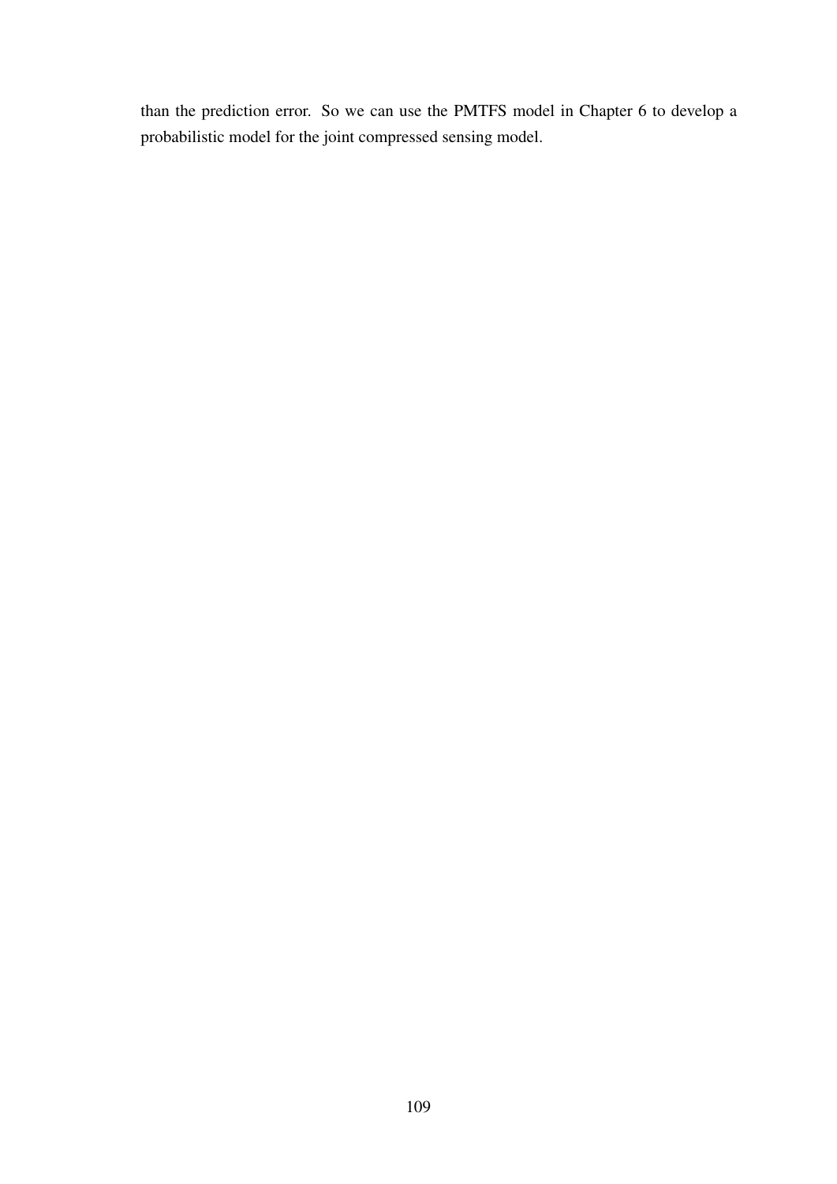than the prediction error. So we can use the PMTFS model in Chapter 6 to develop a probabilistic model for the joint compressed sensing model.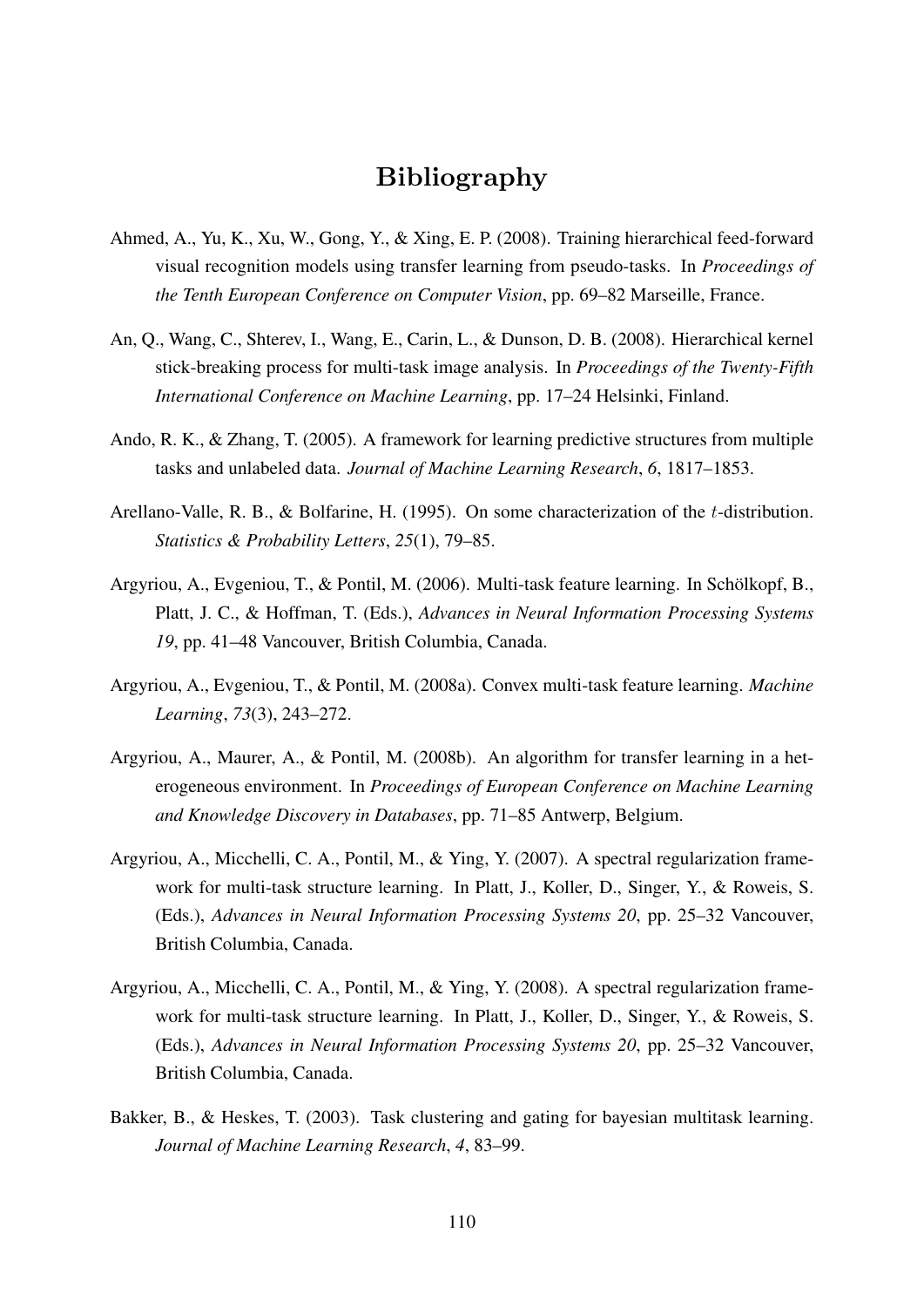# Bibliography

Ahmed, A., Yu, K., Xu, W., Gong, Y., & Xing, E. P. (2008). Training hierarchical feed-forward visual recognition models using transfer learning from pseudo-tasks. In *Proceedings of the Tenth European Conference on Computer Vision*, pp. 69–82 Marseille, France.

An, Q., Wang, C., Shterev, I., Wang, E., Carin, L., & Dunson, D. B. (2008). Hierarchical kernel stick-breaking process for multi-task image analysis. In *Proceedings of the Twenty-Fifth International Conference on Machine Learning*, pp. 17–24 Helsinki, Finland.

Ando, R. K., & Zhang, T. (2005). A framework for learning predictive structures from multiple tasks and unlabeled data. *Journal of Machine Learning Research*, *6*, 1817–1853.

Arellano-Valle, R. B., & Bolfarine, H. (1995). On some characterization of the $t$-distribution. *Statistics & Probability Letters*, *25*(1), 79–85.

Argyriou, A., Evgeniou, T., & Pontil, M. (2006). Multi-task feature learning. In Schölkopf, B., Platt, J. C., & Hoffman, T. (Eds.), *Advances in Neural Information Processing Systems 19*, pp. 41–48 Vancouver, British Columbia, Canada.

Argyriou, A., Evgeniou, T., & Pontil, M. (2008a). Convex multi-task feature learning. *Machine Learning*, *73*(3), 243–272.

Argyriou, A., Maurer, A., & Pontil, M. (2008b). An algorithm for transfer learning in a heterogeneous environment. In *Proceedings of European Conference on Machine Learning and Knowledge Discovery in Databases*, pp. 71–85 Antwerp, Belgium.

Argyriou, A., Micchelli, C. A., Pontil, M., & Ying, Y. (2007). A spectral regularization framework for multi-task structure learning. In Platt, J., Koller, D., Singer, Y., & Roweis, S. (Eds.), *Advances in Neural Information Processing Systems 20*, pp. 25–32 Vancouver, British Columbia, Canada.

Argyriou, A., Micchelli, C. A., Pontil, M., & Ying, Y. (2008). A spectral regularization framework for multi-task structure learning. In Platt, J., Koller, D., Singer, Y., & Roweis, S. (Eds.), *Advances in Neural Information Processing Systems 20*, pp. 25–32 Vancouver, British Columbia, Canada.

Bakker, B., & Heskes, T. (2003). Task clustering and gating for bayesian multitask learning. *Journal of Machine Learning Research*, *4*, 83–99.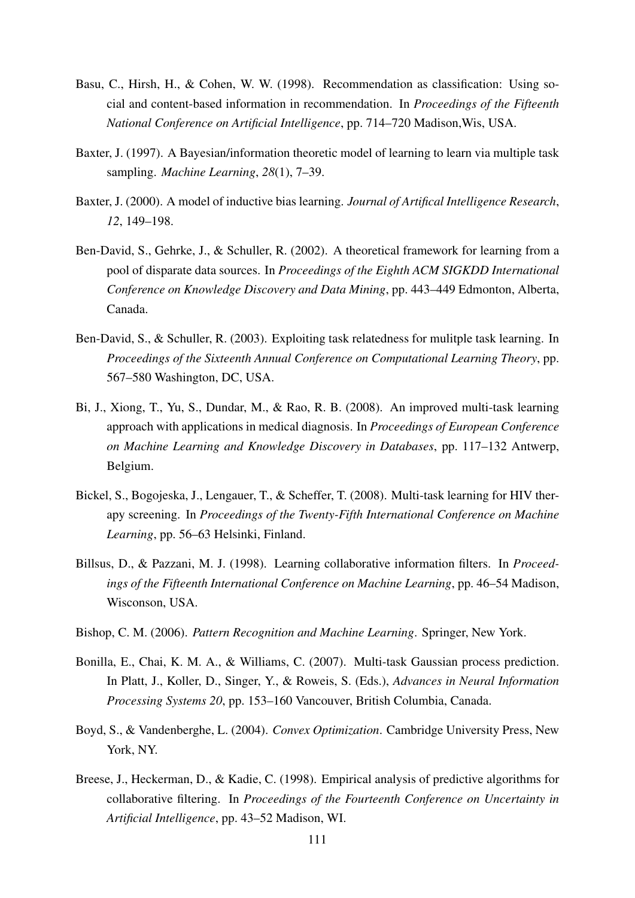Basu, C., Hirsh, H., & Cohen, W. W. (1998). Recommendation as classification: Using social and content-based information in recommendation. In *Proceedings of the Fifteenth National Conference on Artificial Intelligence*, pp. 714–720 Madison,Wis, USA.

Baxter, J. (1997). A Bayesian/information theoretic model of learning to learn via multiple task sampling. *Machine Learning*, *28*(1), 7–39.

Baxter, J. (2000). A model of inductive bias learning. *Journal of Artifical Intelligence Research*, *12*, 149–198.

Ben-David, S., Gehrke, J., & Schuller, R. (2002). A theoretical framework for learning from a pool of disparate data sources. In *Proceedings of the Eighth ACM SIGKDD International Conference on Knowledge Discovery and Data Mining*, pp. 443–449 Edmonton, Alberta, Canada.

Ben-David, S., & Schuller, R. (2003). Exploiting task relatedness for mulitple task learning. In *Proceedings of the Sixteenth Annual Conference on Computational Learning Theory*, pp. 567–580 Washington, DC, USA.

Bi, J., Xiong, T., Yu, S., Dundar, M., & Rao, R. B. (2008). An improved multi-task learning approach with applications in medical diagnosis. In *Proceedings of European Conference on Machine Learning and Knowledge Discovery in Databases*, pp. 117–132 Antwerp, Belgium.

Bickel, S., Bogojeska, J., Lengauer, T., & Scheffer, T. (2008). Multi-task learning for HIV therapy screening. In *Proceedings of the Twenty-Fifth International Conference on Machine Learning*, pp. 56–63 Helsinki, Finland.

Billsus, D., & Pazzani, M. J. (1998). Learning collaborative information filters. In *Proceedings of the Fifteenth International Conference on Machine Learning*, pp. 46–54 Madison, Wisconson, USA.

Bishop, C. M. (2006). *Pattern Recognition and Machine Learning*. Springer, New York.

Bonilla, E., Chai, K. M. A., & Williams, C. (2007). Multi-task Gaussian process prediction. In Platt, J., Koller, D., Singer, Y., & Roweis, S. (Eds.), *Advances in Neural Information Processing Systems 20*, pp. 153–160 Vancouver, British Columbia, Canada.

Boyd, S., & Vandenberghe, L. (2004). *Convex Optimization*. Cambridge University Press, New York, NY.

Breese, J., Heckerman, D., & Kadie, C. (1998). Empirical analysis of predictive algorithms for collaborative filtering. In *Proceedings of the Fourteenth Conference on Uncertainty in Artificial Intelligence*, pp. 43–52 Madison, WI.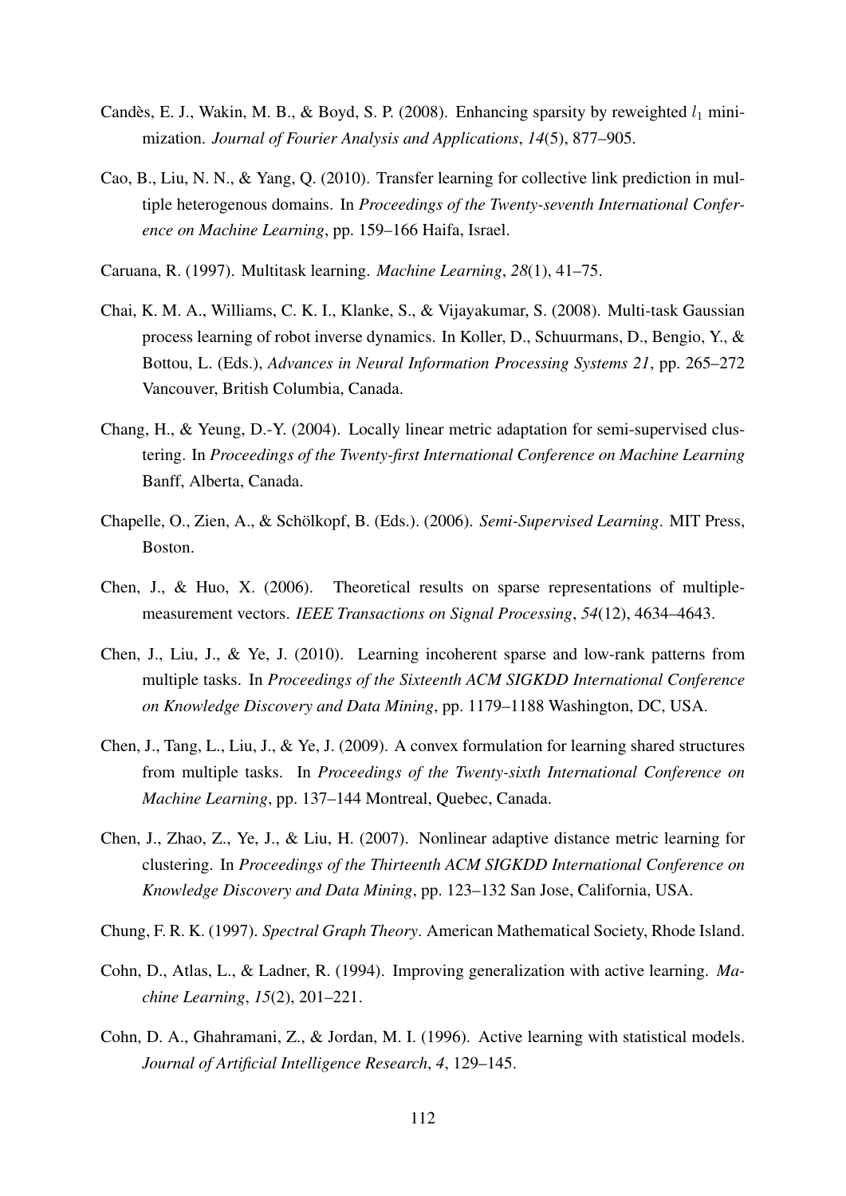Candès, E. J., Wakin, M. B., & Boyd, S. P. (2008). Enhancing sparsity by reweighted $l_1$ minimization. *Journal of Fourier Analysis and Applications*, *14*(5), 877–905.

Cao, B., Liu, N. N., & Yang, Q. (2010). Transfer learning for collective link prediction in multiple heterogenous domains. In *Proceedings of the Twenty-seventh International Conference on Machine Learning*, pp. 159–166 Haifa, Israel.

Caruana, R. (1997). Multitask learning. *Machine Learning*, *28*(1), 41–75.

Chai, K. M. A., Williams, C. K. I., Klanke, S., & Vijayakumar, S. (2008). Multi-task Gaussian process learning of robot inverse dynamics. In Koller, D., Schuurmans, D., Bengio, Y., & Bottou, L. (Eds.), *Advances in Neural Information Processing Systems 21*, pp. 265–272 Vancouver, British Columbia, Canada.

Chang, H., & Yeung, D.-Y. (2004). Locally linear metric adaptation for semi-supervised clustering. In *Proceedings of the Twenty-first International Conference on Machine Learning* Banff, Alberta, Canada.

Chapelle, O., Zien, A., & Schölkopf, B. (Eds.). (2006). *Semi-Supervised Learning*. MIT Press, Boston.

Chen, J., & Huo, X. (2006). Theoretical results on sparse representations of multiple-measurement vectors. *IEEE Transactions on Signal Processing*, *54*(12), 4634–4643.

Chen, J., Liu, J., & Ye, J. (2010). Learning incoherent sparse and low-rank patterns from multiple tasks. In *Proceedings of the Sixteenth ACM SIGKDD International Conference on Knowledge Discovery and Data Mining*, pp. 1179–1188 Washington, DC, USA.

Chen, J., Tang, L., Liu, J., & Ye, J. (2009). A convex formulation for learning shared structures from multiple tasks. In *Proceedings of the Twenty-sixth International Conference on Machine Learning*, pp. 137–144 Montreal, Quebec, Canada.

Chen, J., Zhao, Z., Ye, J., & Liu, H. (2007). Nonlinear adaptive distance metric learning for clustering. In *Proceedings of the Thirteenth ACM SIGKDD International Conference on Knowledge Discovery and Data Mining*, pp. 123–132 San Jose, California, USA.

Chung, F. R. K. (1997). *Spectral Graph Theory*. American Mathematical Society, Rhode Island.

Cohn, D., Atlas, L., & Ladner, R. (1994). Improving generalization with active learning. *Machine Learning*, *15*(2), 201–221.

Cohn, D. A., Ghahramani, Z., & Jordan, M. I. (1996). Active learning with statistical models. *Journal of Artificial Intelligence Research*, *4*, 129–145.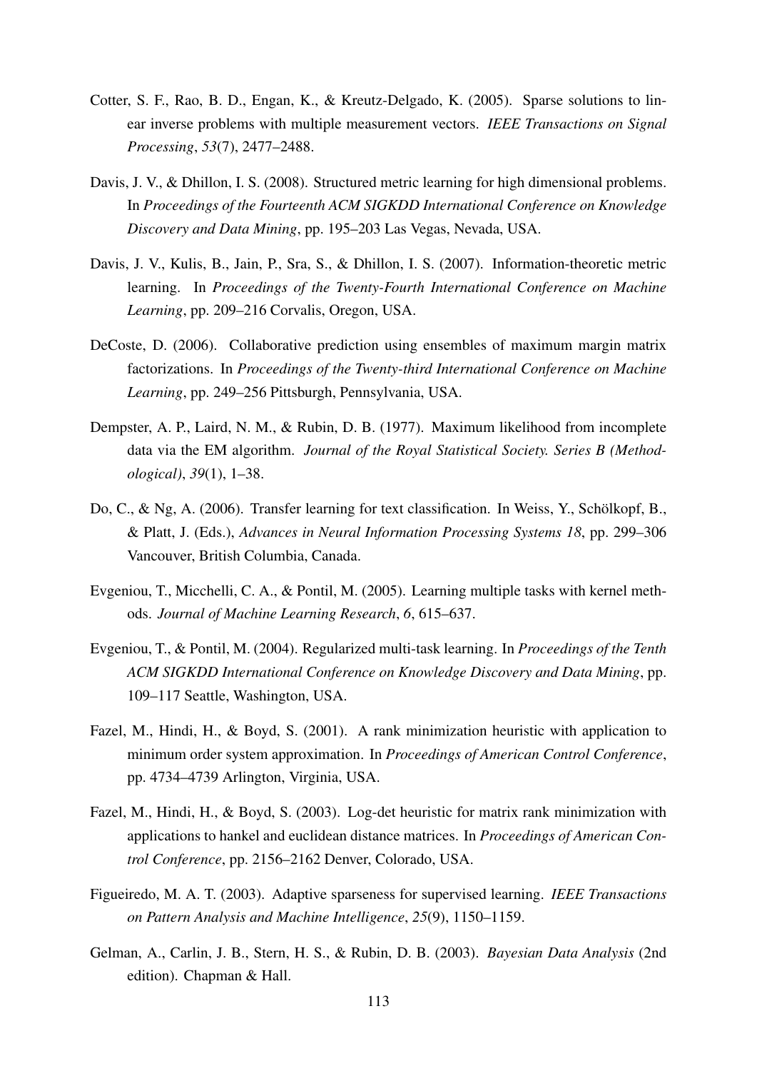Cotter, S. F., Rao, B. D., Engan, K., & Kreutz-Delgado, K. (2005). Sparse solutions to linear inverse problems with multiple measurement vectors. *IEEE Transactions on Signal Processing*, *53*(7), 2477–2488.

Davis, J. V., & Dhillon, I. S. (2008). Structured metric learning for high dimensional problems. In *Proceedings of the Fourteenth ACM SIGKDD International Conference on Knowledge Discovery and Data Mining*, pp. 195–203 Las Vegas, Nevada, USA.

Davis, J. V., Kulis, B., Jain, P., Sra, S., & Dhillon, I. S. (2007). Information-theoretic metric learning. In *Proceedings of the Twenty-Fourth International Conference on Machine Learning*, pp. 209–216 Corvalis, Oregon, USA.

DeCoste, D. (2006). Collaborative prediction using ensembles of maximum margin matrix factorizations. In *Proceedings of the Twenty-third International Conference on Machine Learning*, pp. 249–256 Pittsburgh, Pennsylvania, USA.

Dempster, A. P., Laird, N. M., & Rubin, D. B. (1977). Maximum likelihood from incomplete data via the EM algorithm. *Journal of the Royal Statistical Society. Series B (Methodological)*, *39*(1), 1–38.

Do, C., & Ng, A. (2006). Transfer learning for text classification. In Weiss, Y., Schölkopf, B., & Platt, J. (Eds.), *Advances in Neural Information Processing Systems 18*, pp. 299–306 Vancouver, British Columbia, Canada.

Evgeniou, T., Micchelli, C. A., & Pontil, M. (2005). Learning multiple tasks with kernel methods. *Journal of Machine Learning Research*, *6*, 615–637.

Evgeniou, T., & Pontil, M. (2004). Regularized multi-task learning. In *Proceedings of the Tenth ACM SIGKDD International Conference on Knowledge Discovery and Data Mining*, pp. 109–117 Seattle, Washington, USA.

Fazel, M., Hindi, H., & Boyd, S. (2001). A rank minimization heuristic with application to minimum order system approximation. In *Proceedings of American Control Conference*, pp. 4734–4739 Arlington, Virginia, USA.

Fazel, M., Hindi, H., & Boyd, S. (2003). Log-det heuristic for matrix rank minimization with applications to hankel and euclidean distance matrices. In *Proceedings of American Control Conference*, pp. 2156–2162 Denver, Colorado, USA.

Figueiredo, M. A. T. (2003). Adaptive sparseness for supervised learning. *IEEE Transactions on Pattern Analysis and Machine Intelligence*, *25*(9), 1150–1159.

Gelman, A., Carlin, J. B., Stern, H. S., & Rubin, D. B. (2003). *Bayesian Data Analysis* (2nd edition). Chapman & Hall.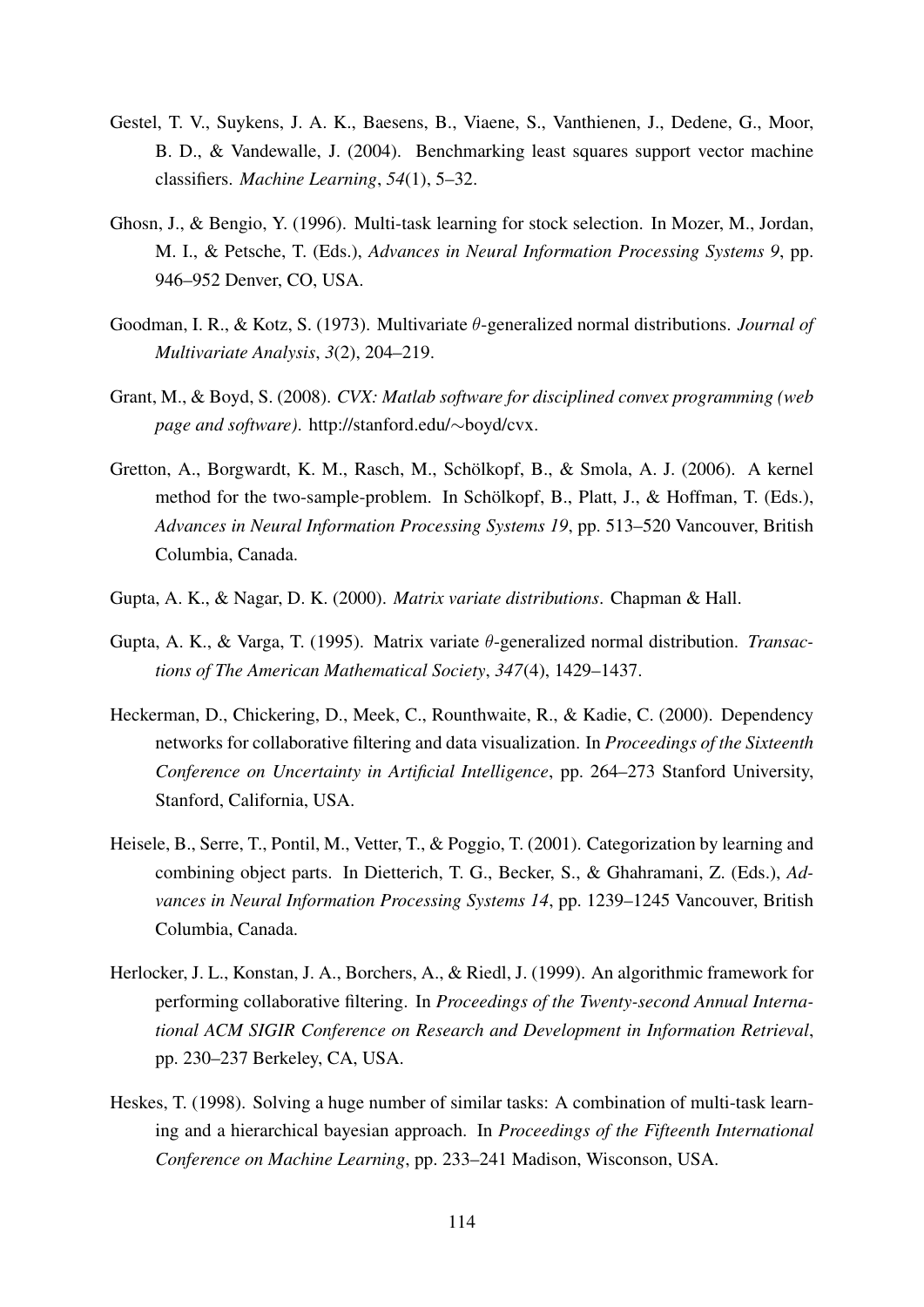Gestel, T. V., Suykens, J. A. K., Baesens, B., Viaene, S., Vanthienen, J., Dedene, G., Moor, B. D., & Vandewalle, J. (2004). Benchmarking least squares support vector machine classifiers. *Machine Learning*, *54*(1), 5–32.

Ghosn, J., & Bengio, Y. (1996). Multi-task learning for stock selection. In Mozer, M., Jordan, M. I., & Petsche, T. (Eds.), *Advances in Neural Information Processing Systems 9*, pp. 946–952 Denver, CO, USA.

Goodman, I. R., & Kotz, S. (1973). Multivariate $\theta$-generalized normal distributions. *Journal of Multivariate Analysis*, *3*(2), 204–219.

Grant, M., & Boyd, S. (2008). *CVX: Matlab software for disciplined convex programming (web page and software)*. http://stanford.edu/∼boyd/cvx.

Gretton, A., Borgwardt, K. M., Rasch, M., Schölkopf, B., & Smola, A. J. (2006). A kernel method for the two-sample-problem. In Schölkopf, B., Platt, J., & Hoffman, T. (Eds.), *Advances in Neural Information Processing Systems 19*, pp. 513–520 Vancouver, British Columbia, Canada.

Gupta, A. K., & Nagar, D. K. (2000). *Matrix variate distributions*. Chapman & Hall.

Gupta, A. K., & Varga, T. (1995). Matrix variate $\theta$-generalized normal distribution. *Transactions of The American Mathematical Society*, *347*(4), 1429–1437.

Heckerman, D., Chickering, D., Meek, C., Rounthwaite, R., & Kadie, C. (2000). Dependency networks for collaborative filtering and data visualization. In *Proceedings of the Sixteenth Conference on Uncertainty in Artificial Intelligence*, pp. 264–273 Stanford University, Stanford, California, USA.

Heisele, B., Serre, T., Pontil, M., Vetter, T., & Poggio, T. (2001). Categorization by learning and combining object parts. In Dietterich, T. G., Becker, S., & Ghahramani, Z. (Eds.), *Advances in Neural Information Processing Systems 14*, pp. 1239–1245 Vancouver, British Columbia, Canada.

Herlocker, J. L., Konstan, J. A., Borchers, A., & Riedl, J. (1999). An algorithmic framework for performing collaborative filtering. In *Proceedings of the Twenty-second Annual International ACM SIGIR Conference on Research and Development in Information Retrieval*, pp. 230–237 Berkeley, CA, USA.

Heskes, T. (1998). Solving a huge number of similar tasks: A combination of multi-task learning and a hierarchical bayesian approach. In *Proceedings of the Fifteenth International Conference on Machine Learning*, pp. 233–241 Madison, Wisconson, USA.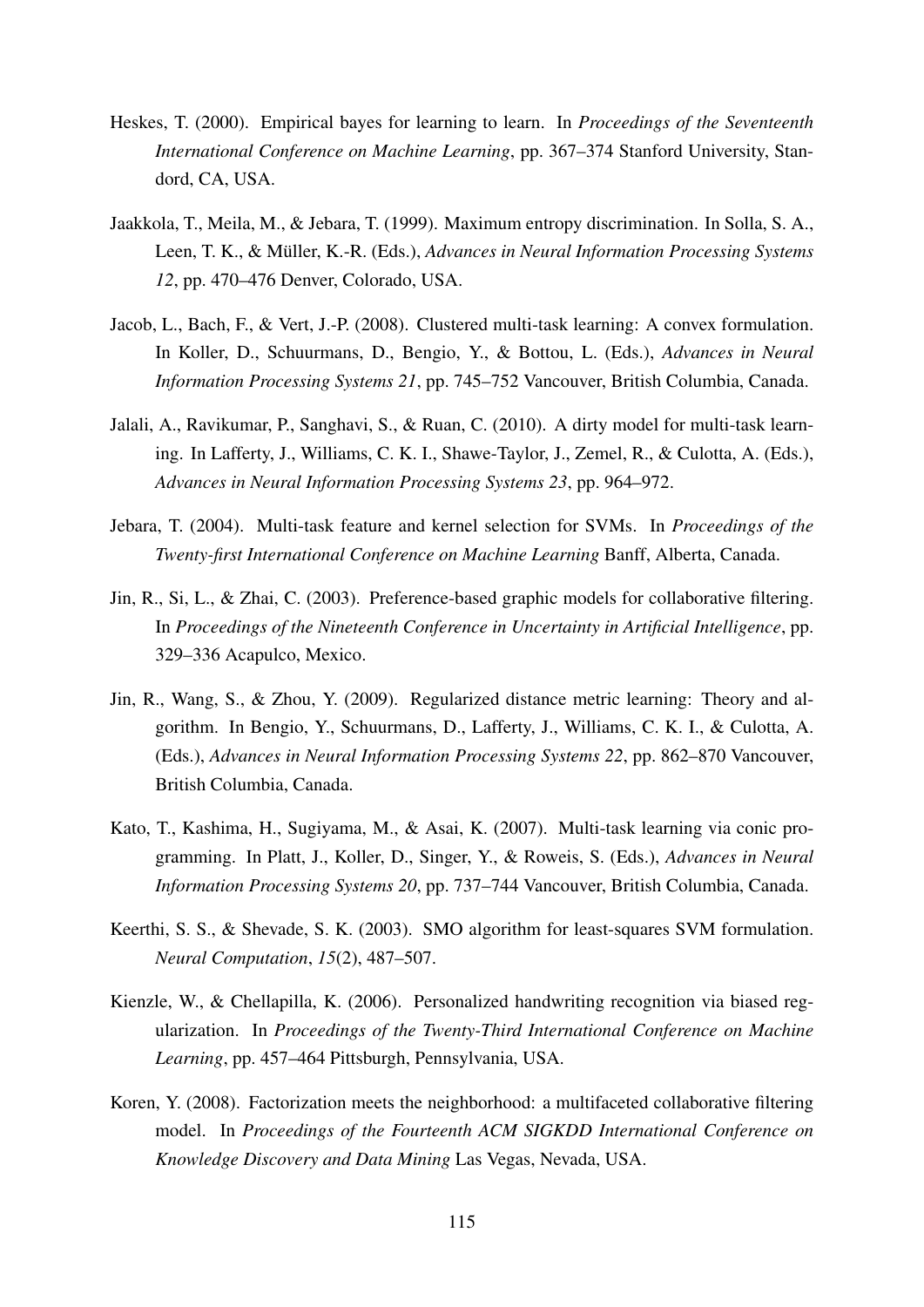Heskes, T. (2000). Empirical bayes for learning to learn. In *Proceedings of the Seventeenth International Conference on Machine Learning*, pp. 367–374 Stanford University, Standord, CA, USA.

Jaakkola, T., Meila, M., & Jebara, T. (1999). Maximum entropy discrimination. In Solla, S. A., Leen, T. K., & Müller, K.-R. (Eds.), *Advances in Neural Information Processing Systems 12*, pp. 470–476 Denver, Colorado, USA.

Jacob, L., Bach, F., & Vert, J.-P. (2008). Clustered multi-task learning: A convex formulation. In Koller, D., Schuurmans, D., Bengio, Y., & Bottou, L. (Eds.), *Advances in Neural Information Processing Systems 21*, pp. 745–752 Vancouver, British Columbia, Canada.

Jalali, A., Ravikumar, P., Sanghavi, S., & Ruan, C. (2010). A dirty model for multi-task learning. In Lafferty, J., Williams, C. K. I., Shawe-Taylor, J., Zemel, R., & Culotta, A. (Eds.), *Advances in Neural Information Processing Systems 23*, pp. 964–972.

Jebara, T. (2004). Multi-task feature and kernel selection for SVMs. In *Proceedings of the Twenty-first International Conference on Machine Learning* Banff, Alberta, Canada.

Jin, R., Si, L., & Zhai, C. (2003). Preference-based graphic models for collaborative filtering. In *Proceedings of the Nineteenth Conference in Uncertainty in Artificial Intelligence*, pp. 329–336 Acapulco, Mexico.

Jin, R., Wang, S., & Zhou, Y. (2009). Regularized distance metric learning: Theory and algorithm. In Bengio, Y., Schuurmans, D., Lafferty, J., Williams, C. K. I., & Culotta, A. (Eds.), *Advances in Neural Information Processing Systems 22*, pp. 862–870 Vancouver, British Columbia, Canada.

Kato, T., Kashima, H., Sugiyama, M., & Asai, K. (2007). Multi-task learning via conic programming. In Platt, J., Koller, D., Singer, Y., & Roweis, S. (Eds.), *Advances in Neural Information Processing Systems 20*, pp. 737–744 Vancouver, British Columbia, Canada.

Keerthi, S. S., & Shevade, S. K. (2003). SMO algorithm for least-squares SVM formulation. *Neural Computation*, *15*(2), 487–507.

Kienzle, W., & Chellapilla, K. (2006). Personalized handwriting recognition via biased regularization. In *Proceedings of the Twenty-Third International Conference on Machine Learning*, pp. 457–464 Pittsburgh, Pennsylvania, USA.

Koren, Y. (2008). Factorization meets the neighborhood: a multifaceted collaborative filtering model. In *Proceedings of the Fourteenth ACM SIGKDD International Conference on Knowledge Discovery and Data Mining* Las Vegas, Nevada, USA.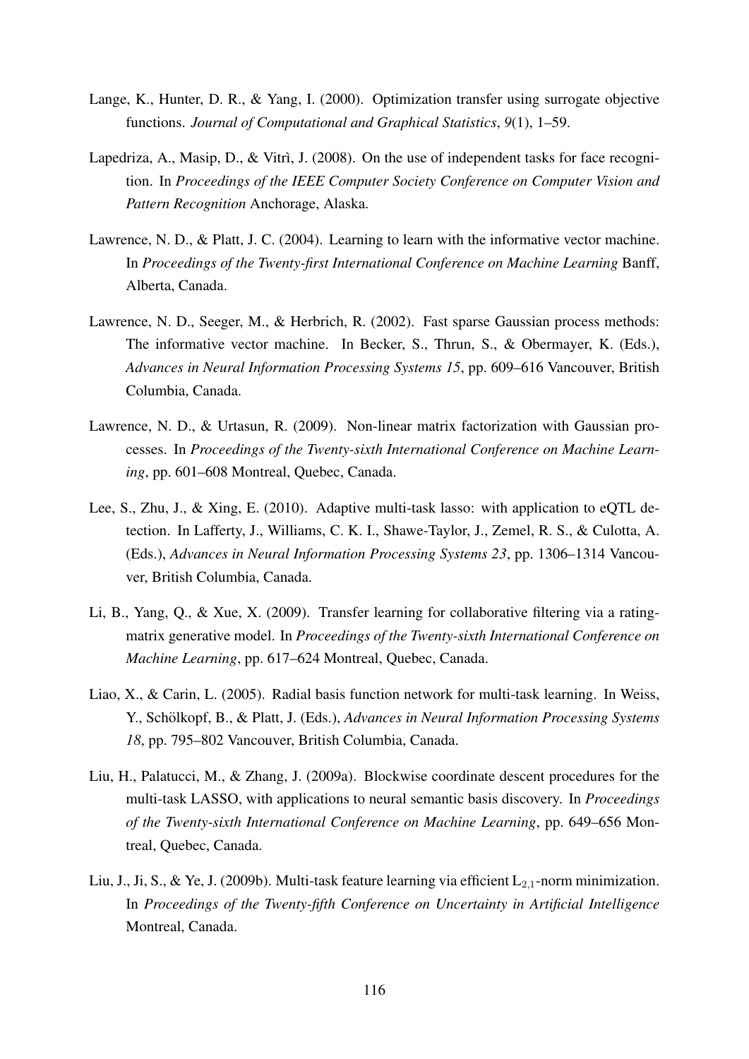Lange, K., Hunter, D. R., & Yang, I. (2000). Optimization transfer using surrogate objective functions. *Journal of Computational and Graphical Statistics*, *9*(1), 1–59.

Lapedriza, A., Masip, D., & Vitrì, J. (2008). On the use of independent tasks for face recognition. In *Proceedings of the IEEE Computer Society Conference on Computer Vision and Pattern Recognition* Anchorage, Alaska.

Lawrence, N. D., & Platt, J. C. (2004). Learning to learn with the informative vector machine. In *Proceedings of the Twenty-first International Conference on Machine Learning* Banff, Alberta, Canada.

Lawrence, N. D., Seeger, M., & Herbrich, R. (2002). Fast sparse Gaussian process methods: The informative vector machine. In Becker, S., Thrun, S., & Obermayer, K. (Eds.), *Advances in Neural Information Processing Systems 15*, pp. 609–616 Vancouver, British Columbia, Canada.

Lawrence, N. D., & Urtasun, R. (2009). Non-linear matrix factorization with Gaussian processes. In *Proceedings of the Twenty-sixth International Conference on Machine Learning*, pp. 601–608 Montreal, Quebec, Canada.

Lee, S., Zhu, J., & Xing, E. (2010). Adaptive multi-task lasso: with application to eQTL detection. In Lafferty, J., Williams, C. K. I., Shawe-Taylor, J., Zemel, R. S., & Culotta, A. (Eds.), *Advances in Neural Information Processing Systems 23*, pp. 1306–1314 Vancouver, British Columbia, Canada.

Li, B., Yang, Q., & Xue, X. (2009). Transfer learning for collaborative filtering via a rating-matrix generative model. In *Proceedings of the Twenty-sixth International Conference on Machine Learning*, pp. 617–624 Montreal, Quebec, Canada.

Liao, X., & Carin, L. (2005). Radial basis function network for multi-task learning. In Weiss, Y., Schölkopf, B., & Platt, J. (Eds.), *Advances in Neural Information Processing Systems 18*, pp. 795–802 Vancouver, British Columbia, Canada.

Liu, H., Palatucci, M., & Zhang, J. (2009a). Blockwise coordinate descent procedures for the multi-task LASSO, with applications to neural semantic basis discovery. In *Proceedings of the Twenty-sixth International Conference on Machine Learning*, pp. 649–656 Montreal, Quebec, Canada.

Liu, J., Ji, S., & Ye, J. (2009b). Multi-task feature learning via efficient $L_{2,1}$-norm minimization. In *Proceedings of the Twenty-fifth Conference on Uncertainty in Artificial Intelligence* Montreal, Canada.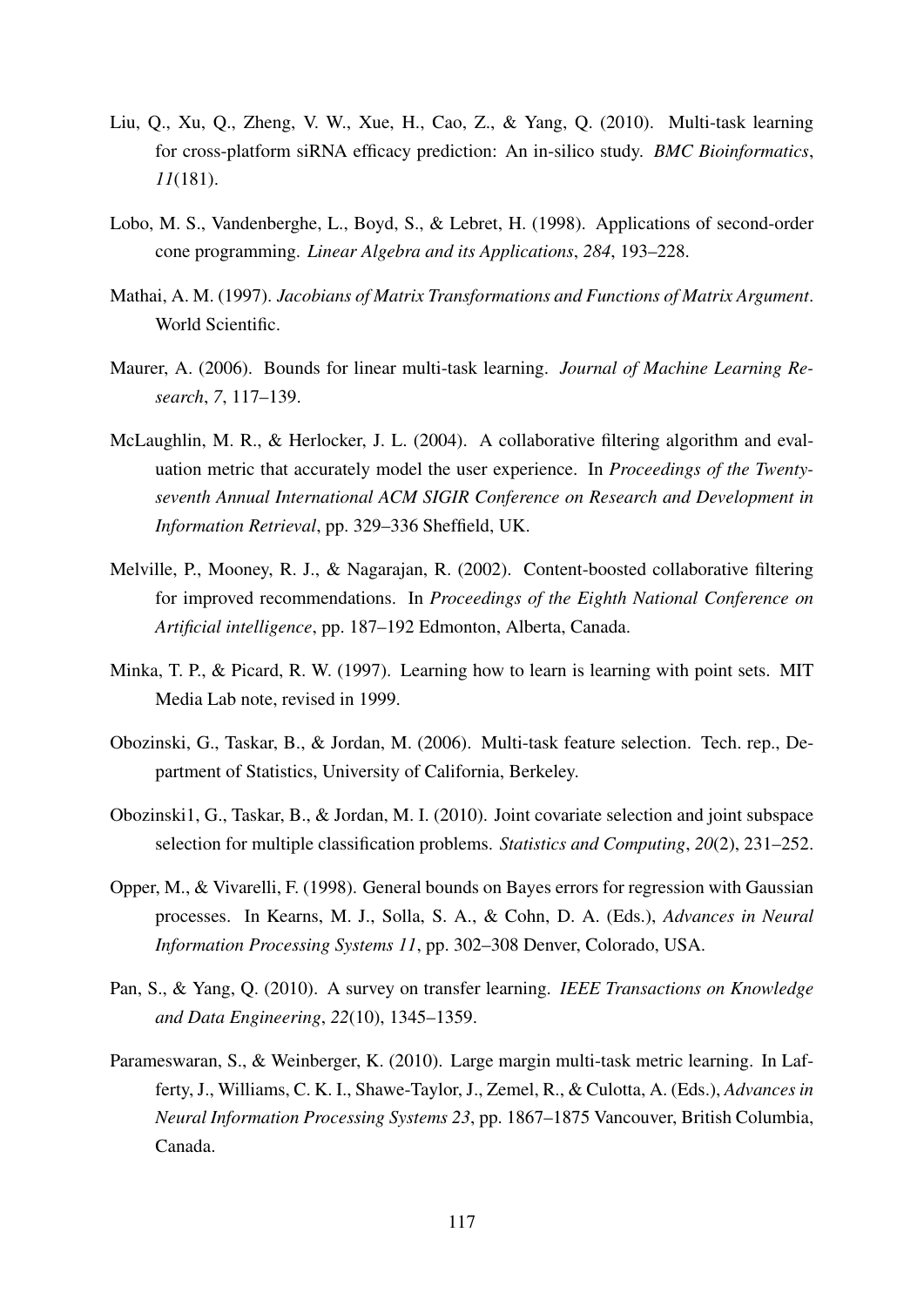Liu, Q., Xu, Q., Zheng, V. W., Xue, H., Cao, Z., & Yang, Q. (2010). Multi-task learning for cross-platform siRNA efficacy prediction: An in-silico study. *BMC Bioinformatics*, *11*(181).

Lobo, M. S., Vandenberghe, L., Boyd, S., & Lebret, H. (1998). Applications of second-order cone programming. *Linear Algebra and its Applications*, *284*, 193–228.

Mathai, A. M. (1997). *Jacobians of Matrix Transformations and Functions of Matrix Argument*. World Scientific.

Maurer, A. (2006). Bounds for linear multi-task learning. *Journal of Machine Learning Research*, *7*, 117–139.

McLaughlin, M. R., & Herlocker, J. L. (2004). A collaborative filtering algorithm and evaluation metric that accurately model the user experience. In *Proceedings of the Twenty-seventh Annual International ACM SIGIR Conference on Research and Development in Information Retrieval*, pp. 329–336 Sheffield, UK.

Melville, P., Mooney, R. J., & Nagarajan, R. (2002). Content-boosted collaborative filtering for improved recommendations. In *Proceedings of the Eighth National Conference on Artificial intelligence*, pp. 187–192 Edmonton, Alberta, Canada.

Minka, T. P., & Picard, R. W. (1997). Learning how to learn is learning with point sets. MIT Media Lab note, revised in 1999.

Obozinski, G., Taskar, B., & Jordan, M. (2006). Multi-task feature selection. Tech. rep., Department of Statistics, University of California, Berkeley.

Obozinski1, G., Taskar, B., & Jordan, M. I. (2010). Joint covariate selection and joint subspace selection for multiple classification problems. *Statistics and Computing*, *20*(2), 231–252.

Opper, M., & Vivarelli, F. (1998). General bounds on Bayes errors for regression with Gaussian processes. In Kearns, M. J., Solla, S. A., & Cohn, D. A. (Eds.), *Advances in Neural Information Processing Systems 11*, pp. 302–308 Denver, Colorado, USA.

Pan, S., & Yang, Q. (2010). A survey on transfer learning. *IEEE Transactions on Knowledge and Data Engineering*, *22*(10), 1345–1359.

Parameswaran, S., & Weinberger, K. (2010). Large margin multi-task metric learning. In Lafferty, J., Williams, C. K. I., Shawe-Taylor, J., Zemel, R., & Culotta, A. (Eds.), *Advances in Neural Information Processing Systems 23*, pp. 1867–1875 Vancouver, British Columbia, Canada.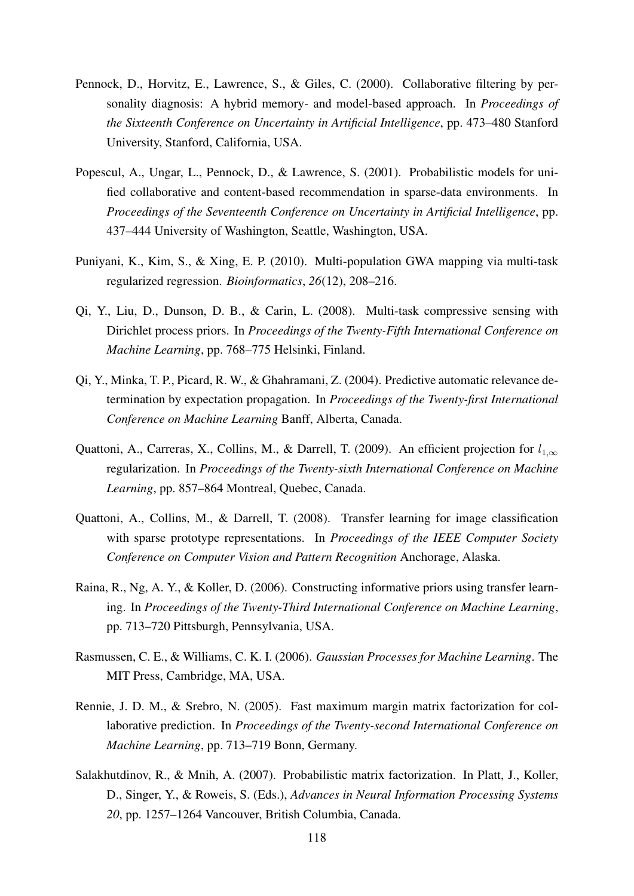Pennock, D., Horvitz, E., Lawrence, S., & Giles, C. (2000). Collaborative filtering by personality diagnosis: A hybrid memory- and model-based approach. In *Proceedings of the Sixteenth Conference on Uncertainty in Artificial Intelligence*, pp. 473–480 Stanford University, Stanford, California, USA.

Popescul, A., Ungar, L., Pennock, D., & Lawrence, S. (2001). Probabilistic models for unified collaborative and content-based recommendation in sparse-data environments. In *Proceedings of the Seventeenth Conference on Uncertainty in Artificial Intelligence*, pp. 437–444 University of Washington, Seattle, Washington, USA.

Puniyani, K., Kim, S., & Xing, E. P. (2010). Multi-population GWA mapping via multi-task regularized regression. *Bioinformatics*, *26*(12), 208–216.

Qi, Y., Liu, D., Dunson, D. B., & Carin, L. (2008). Multi-task compressive sensing with Dirichlet process priors. In *Proceedings of the Twenty-Fifth International Conference on Machine Learning*, pp. 768–775 Helsinki, Finland.

Qi, Y., Minka, T. P., Picard, R. W., & Ghahramani, Z. (2004). Predictive automatic relevance determination by expectation propagation. In *Proceedings of the Twenty-first International Conference on Machine Learning* Banff, Alberta, Canada.

Quattoni, A., Carreras, X., Collins, M., & Darrell, T. (2009). An efficient projection for $l_{1,\infty}$ regularization. In *Proceedings of the Twenty-sixth International Conference on Machine Learning*, pp. 857–864 Montreal, Quebec, Canada.

Quattoni, A., Collins, M., & Darrell, T. (2008). Transfer learning for image classification with sparse prototype representations. In *Proceedings of the IEEE Computer Society Conference on Computer Vision and Pattern Recognition* Anchorage, Alaska.

Raina, R., Ng, A. Y., & Koller, D. (2006). Constructing informative priors using transfer learning. In *Proceedings of the Twenty-Third International Conference on Machine Learning*, pp. 713–720 Pittsburgh, Pennsylvania, USA.

Rasmussen, C. E., & Williams, C. K. I. (2006). *Gaussian Processes for Machine Learning*. The MIT Press, Cambridge, MA, USA.

Rennie, J. D. M., & Srebro, N. (2005). Fast maximum margin matrix factorization for collaborative prediction. In *Proceedings of the Twenty-second International Conference on Machine Learning*, pp. 713–719 Bonn, Germany.

Salakhutdinov, R., & Mnih, A. (2007). Probabilistic matrix factorization. In Platt, J., Koller, D., Singer, Y., & Roweis, S. (Eds.), *Advances in Neural Information Processing Systems 20*, pp. 1257–1264 Vancouver, British Columbia, Canada.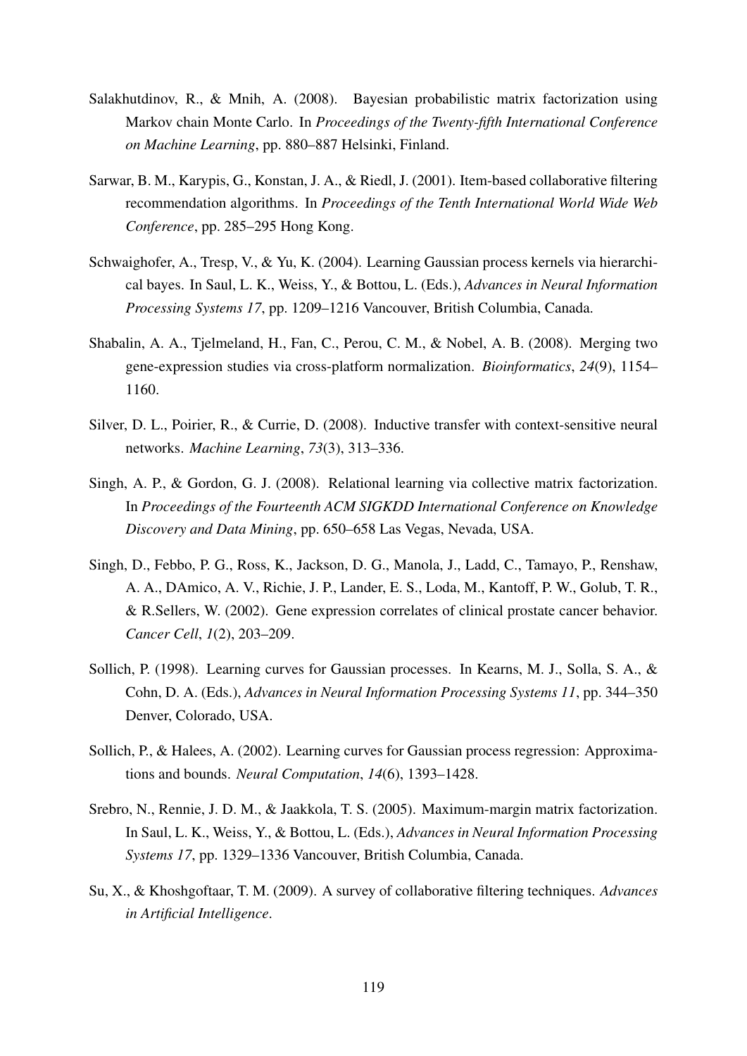Salakhutdinov, R., & Mnih, A. (2008). Bayesian probabilistic matrix factorization using Markov chain Monte Carlo. In *Proceedings of the Twenty-fifth International Conference on Machine Learning*, pp. 880–887 Helsinki, Finland.

Sarwar, B. M., Karypis, G., Konstan, J. A., & Riedl, J. (2001). Item-based collaborative filtering recommendation algorithms. In *Proceedings of the Tenth International World Wide Web Conference*, pp. 285–295 Hong Kong.

Schwaighofer, A., Tresp, V., & Yu, K. (2004). Learning Gaussian process kernels via hierarchical bayes. In Saul, L. K., Weiss, Y., & Bottou, L. (Eds.), *Advances in Neural Information Processing Systems 17*, pp. 1209–1216 Vancouver, British Columbia, Canada.

Shabalin, A. A., Tjelmeland, H., Fan, C., Perou, C. M., & Nobel, A. B. (2008). Merging two gene-expression studies via cross-platform normalization. *Bioinformatics*, *24*(9), 1154–1160.

Silver, D. L., Poirier, R., & Currie, D. (2008). Inductive transfer with context-sensitive neural networks. *Machine Learning*, *73*(3), 313–336.

Singh, A. P., & Gordon, G. J. (2008). Relational learning via collective matrix factorization. In *Proceedings of the Fourteenth ACM SIGKDD International Conference on Knowledge Discovery and Data Mining*, pp. 650–658 Las Vegas, Nevada, USA.

Singh, D., Febbo, P. G., Ross, K., Jackson, D. G., Manola, J., Ladd, C., Tamayo, P., Renshaw, A. A., DAmico, A. V., Richie, J. P., Lander, E. S., Loda, M., Kantoff, P. W., Golub, T. R., & R.Sellers, W. (2002). Gene expression correlates of clinical prostate cancer behavior. *Cancer Cell*, *1*(2), 203–209.

Sollich, P. (1998). Learning curves for Gaussian processes. In Kearns, M. J., Solla, S. A., & Cohn, D. A. (Eds.), *Advances in Neural Information Processing Systems 11*, pp. 344–350 Denver, Colorado, USA.

Sollich, P., & Halees, A. (2002). Learning curves for Gaussian process regression: Approximations and bounds. *Neural Computation*, *14*(6), 1393–1428.

Srebro, N., Rennie, J. D. M., & Jaakkola, T. S. (2005). Maximum-margin matrix factorization. In Saul, L. K., Weiss, Y., & Bottou, L. (Eds.), *Advances in Neural Information Processing Systems 17*, pp. 1329–1336 Vancouver, British Columbia, Canada.

Su, X., & Khoshgoftaar, T. M. (2009). A survey of collaborative filtering techniques. *Advances in Artificial Intelligence*.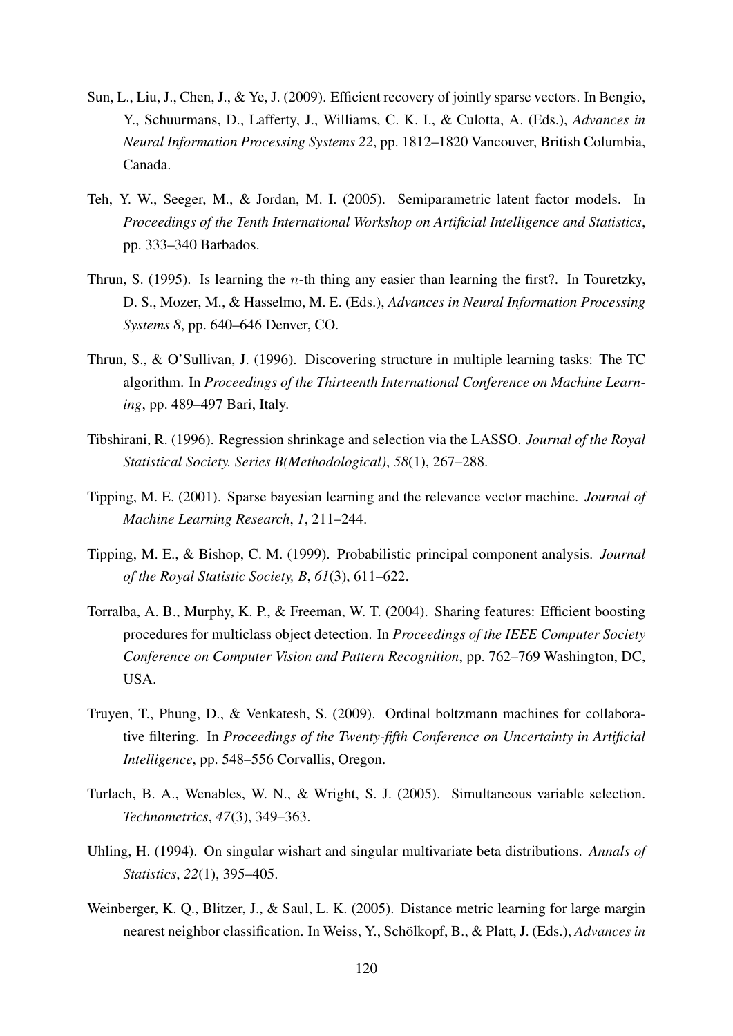Sun, L., Liu, J., Chen, J., & Ye, J. (2009). Efficient recovery of jointly sparse vectors. In Bengio, Y., Schuurmans, D., Lafferty, J., Williams, C. K. I., & Culotta, A. (Eds.), *Advances in Neural Information Processing Systems 22*, pp. 1812–1820 Vancouver, British Columbia, Canada.

Teh, Y. W., Seeger, M., & Jordan, M. I. (2005). Semiparametric latent factor models. In *Proceedings of the Tenth International Workshop on Artificial Intelligence and Statistics*, pp. 333–340 Barbados.

Thrun, S. (1995). Is learning the $n$-th thing any easier than learning the first?. In Touretzky, D. S., Mozer, M., & Hasselmo, M. E. (Eds.), *Advances in Neural Information Processing Systems 8*, pp. 640–646 Denver, CO.

Thrun, S., & O'Sullivan, J. (1996). Discovering structure in multiple learning tasks: The TC algorithm. In *Proceedings of the Thirteenth International Conference on Machine Learning*, pp. 489–497 Bari, Italy.

Tibshirani, R. (1996). Regression shrinkage and selection via the LASSO. *Journal of the Royal Statistical Society. Series B(Methodological)*, *58*(1), 267–288.

Tipping, M. E. (2001). Sparse bayesian learning and the relevance vector machine. *Journal of Machine Learning Research*, *1*, 211–244.

Tipping, M. E., & Bishop, C. M. (1999). Probabilistic principal component analysis. *Journal of the Royal Statistic Society, B*, *61*(3), 611–622.

Torralba, A. B., Murphy, K. P., & Freeman, W. T. (2004). Sharing features: Efficient boosting procedures for multiclass object detection. In *Proceedings of the IEEE Computer Society Conference on Computer Vision and Pattern Recognition*, pp. 762–769 Washington, DC, USA.

Truyen, T., Phung, D., & Venkatesh, S. (2009). Ordinal boltzmann machines for collaborative filtering. In *Proceedings of the Twenty-fifth Conference on Uncertainty in Artificial Intelligence*, pp. 548–556 Corvallis, Oregon.

Turlach, B. A., Wenables, W. N., & Wright, S. J. (2005). Simultaneous variable selection. *Technometrics*, *47*(3), 349–363.

Uhling, H. (1994). On singular wishart and singular multivariate beta distributions. *Annals of Statistics*, *22*(1), 395–405.

Weinberger, K. Q., Blitzer, J., & Saul, L. K. (2005). Distance metric learning for large margin nearest neighbor classification. In Weiss, Y., Schölkopf, B., & Platt, J. (Eds.), *Advances in*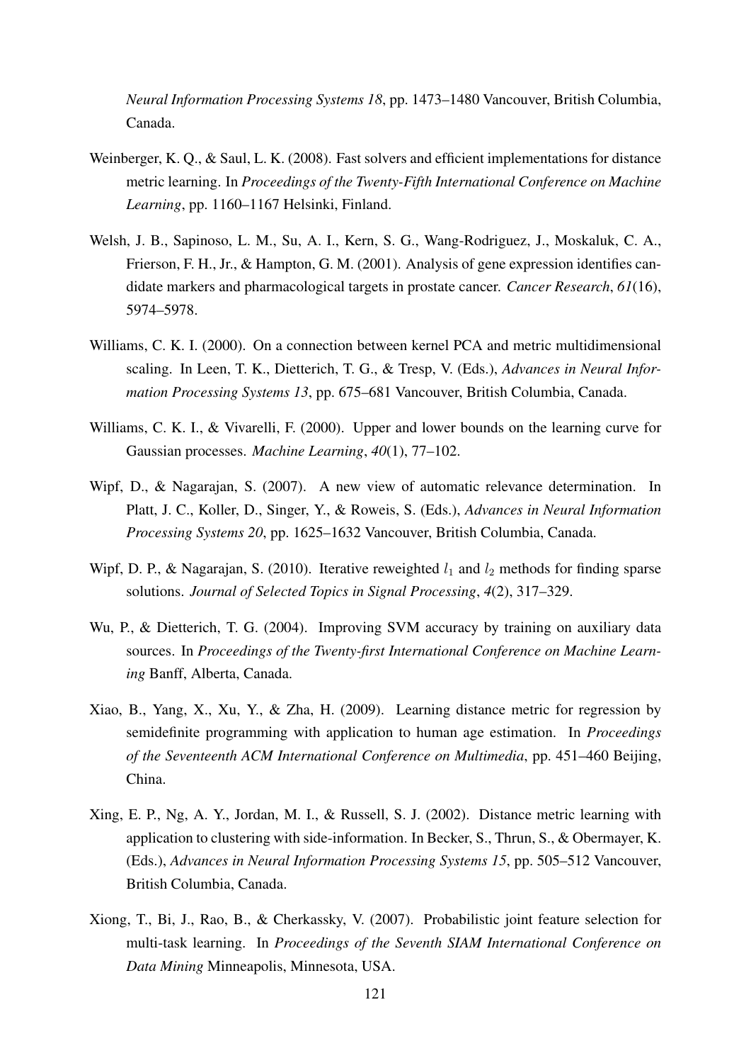*Neural Information Processing Systems 18*, pp. 1473–1480 Vancouver, British Columbia, Canada.

Weinberger, K. Q., & Saul, L. K. (2008). Fast solvers and efficient implementations for distance metric learning. In *Proceedings of the Twenty-Fifth International Conference on Machine Learning*, pp. 1160–1167 Helsinki, Finland.

Welsh, J. B., Sapinoso, L. M., Su, A. I., Kern, S. G., Wang-Rodriguez, J., Moskaluk, C. A., Frierson, F. H., Jr., & Hampton, G. M. (2001). Analysis of gene expression identifies candidate markers and pharmacological targets in prostate cancer. *Cancer Research*, *61*(16), 5974–5978.

Williams, C. K. I. (2000). On a connection between kernel PCA and metric multidimensional scaling. In Leen, T. K., Dietterich, T. G., & Tresp, V. (Eds.), *Advances in Neural Information Processing Systems 13*, pp. 675–681 Vancouver, British Columbia, Canada.

Williams, C. K. I., & Vivarelli, F. (2000). Upper and lower bounds on the learning curve for Gaussian processes. *Machine Learning*, *40*(1), 77–102.

Wipf, D., & Nagarajan, S. (2007). A new view of automatic relevance determination. In Platt, J. C., Koller, D., Singer, Y., & Roweis, S. (Eds.), *Advances in Neural Information Processing Systems 20*, pp. 1625–1632 Vancouver, British Columbia, Canada.

Wipf, D. P., & Nagarajan, S. (2010). Iterative reweighted $l_1$ and $l_2$ methods for finding sparse solutions. *Journal of Selected Topics in Signal Processing*, *4*(2), 317–329.

Wu, P., & Dietterich, T. G. (2004). Improving SVM accuracy by training on auxiliary data sources. In *Proceedings of the Twenty-first International Conference on Machine Learning* Banff, Alberta, Canada.

Xiao, B., Yang, X., Xu, Y., & Zha, H. (2009). Learning distance metric for regression by semidefinite programming with application to human age estimation. In *Proceedings of the Seventeenth ACM International Conference on Multimedia*, pp. 451–460 Beijing, China.

Xing, E. P., Ng, A. Y., Jordan, M. I., & Russell, S. J. (2002). Distance metric learning with application to clustering with side-information. In Becker, S., Thrun, S., & Obermayer, K. (Eds.), *Advances in Neural Information Processing Systems 15*, pp. 505–512 Vancouver, British Columbia, Canada.

Xiong, T., Bi, J., Rao, B., & Cherkassky, V. (2007). Probabilistic joint feature selection for multi-task learning. In *Proceedings of the Seventh SIAM International Conference on Data Mining* Minneapolis, Minnesota, USA.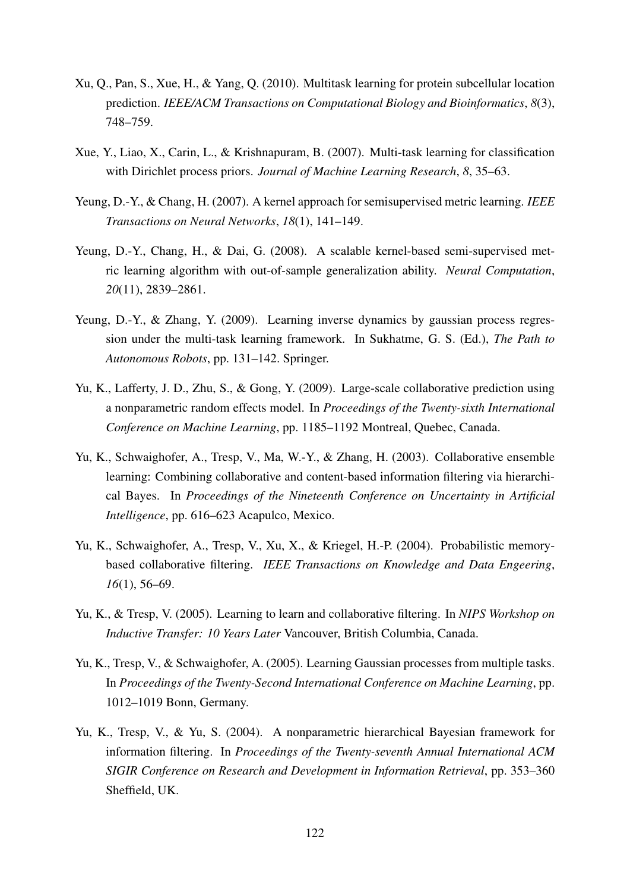Xu, Q., Pan, S., Xue, H., & Yang, Q. (2010). Multitask learning for protein subcellular location prediction. *IEEE/ACM Transactions on Computational Biology and Bioinformatics*, *8*(3), 748–759.

Xue, Y., Liao, X., Carin, L., & Krishnapuram, B. (2007). Multi-task learning for classification with Dirichlet process priors. *Journal of Machine Learning Research*, *8*, 35–63.

Yeung, D.-Y., & Chang, H. (2007). A kernel approach for semisupervised metric learning. *IEEE Transactions on Neural Networks*, *18*(1), 141–149.

Yeung, D.-Y., Chang, H., & Dai, G. (2008). A scalable kernel-based semi-supervised metric learning algorithm with out-of-sample generalization ability. *Neural Computation*, *20*(11), 2839–2861.

Yeung, D.-Y., & Zhang, Y. (2009). Learning inverse dynamics by gaussian process regression under the multi-task learning framework. In Sukhatme, G. S. (Ed.), *The Path to Autonomous Robots*, pp. 131–142. Springer.

Yu, K., Lafferty, J. D., Zhu, S., & Gong, Y. (2009). Large-scale collaborative prediction using a nonparametric random effects model. In *Proceedings of the Twenty-sixth International Conference on Machine Learning*, pp. 1185–1192 Montreal, Quebec, Canada.

Yu, K., Schwaighofer, A., Tresp, V., Ma, W.-Y., & Zhang, H. (2003). Collaborative ensemble learning: Combining collaborative and content-based information filtering via hierarchical Bayes. In *Proceedings of the Nineteenth Conference on Uncertainty in Artificial Intelligence*, pp. 616–623 Acapulco, Mexico.

Yu, K., Schwaighofer, A., Tresp, V., Xu, X., & Kriegel, H.-P. (2004). Probabilistic memory-based collaborative filtering. *IEEE Transactions on Knowledge and Data Engeering*, *16*(1), 56–69.

Yu, K., & Tresp, V. (2005). Learning to learn and collaborative filtering. In *NIPS Workshop on Inductive Transfer: 10 Years Later* Vancouver, British Columbia, Canada.

Yu, K., Tresp, V., & Schwaighofer, A. (2005). Learning Gaussian processes from multiple tasks. In *Proceedings of the Twenty-Second International Conference on Machine Learning*, pp. 1012–1019 Bonn, Germany.

Yu, K., Tresp, V., & Yu, S. (2004). A nonparametric hierarchical Bayesian framework for information filtering. In *Proceedings of the Twenty-seventh Annual International ACM SIGIR Conference on Research and Development in Information Retrieval*, pp. 353–360 Sheffield, UK.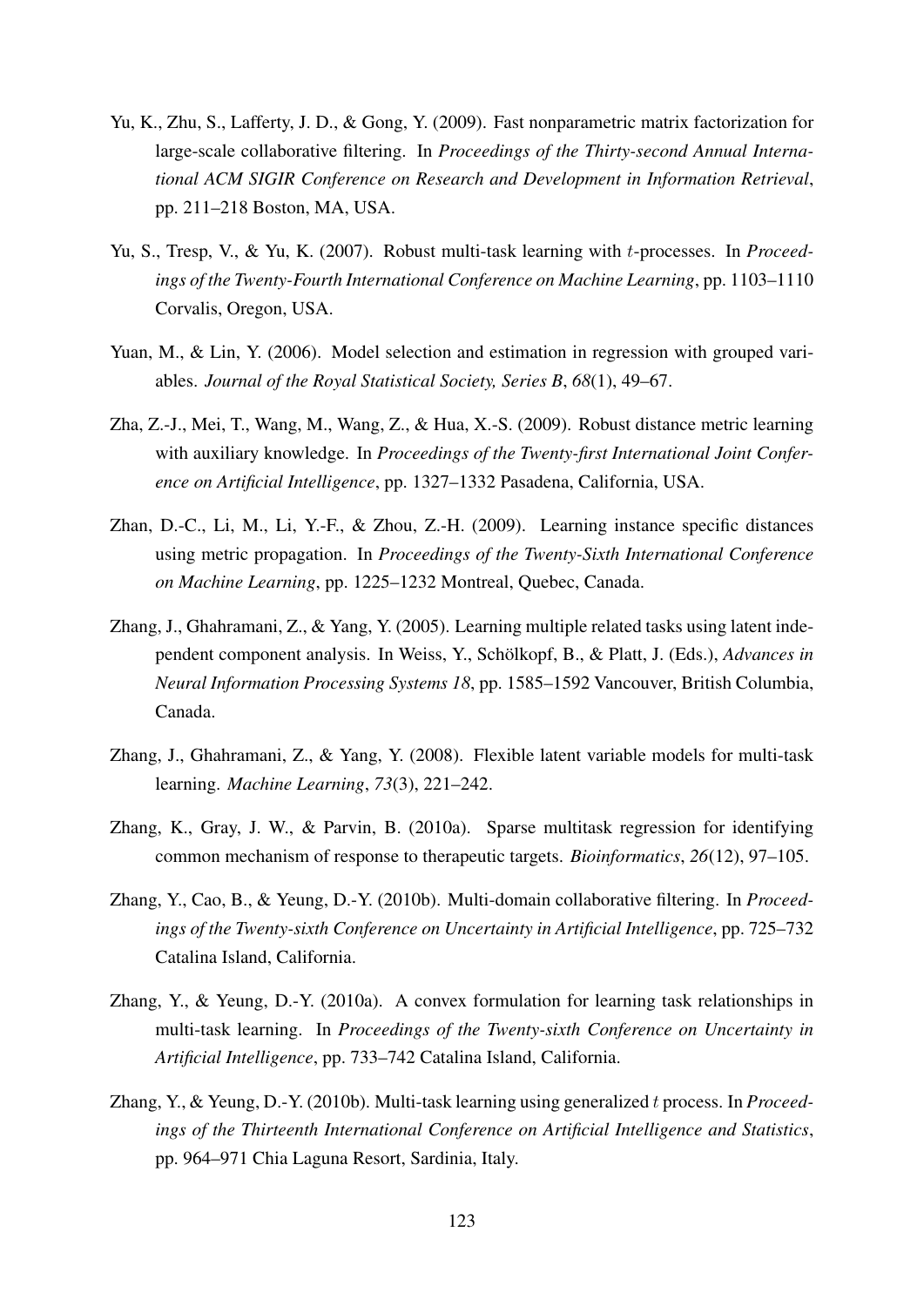Yu, K., Zhu, S., Lafferty, J. D., & Gong, Y. (2009). Fast nonparametric matrix factorization for large-scale collaborative filtering. In *Proceedings of the Thirty-second Annual International ACM SIGIR Conference on Research and Development in Information Retrieval*, pp. 211–218 Boston, MA, USA.

Yu, S., Tresp, V., & Yu, K. (2007). Robust multi-task learning with $t$-processes. In *Proceedings of the Twenty-Fourth International Conference on Machine Learning*, pp. 1103–1110 Corvalis, Oregon, USA.

Yuan, M., & Lin, Y. (2006). Model selection and estimation in regression with grouped variables. *Journal of the Royal Statistical Society, Series B*, *68*(1), 49–67.

Zha, Z.-J., Mei, T., Wang, M., Wang, Z., & Hua, X.-S. (2009). Robust distance metric learning with auxiliary knowledge. In *Proceedings of the Twenty-first International Joint Conference on Artificial Intelligence*, pp. 1327–1332 Pasadena, California, USA.

Zhan, D.-C., Li, M., Li, Y.-F., & Zhou, Z.-H. (2009). Learning instance specific distances using metric propagation. In *Proceedings of the Twenty-Sixth International Conference on Machine Learning*, pp. 1225–1232 Montreal, Quebec, Canada.

Zhang, J., Ghahramani, Z., & Yang, Y. (2005). Learning multiple related tasks using latent independent component analysis. In Weiss, Y., Schölkopf, B., & Platt, J. (Eds.), *Advances in Neural Information Processing Systems 18*, pp. 1585–1592 Vancouver, British Columbia, Canada.

Zhang, J., Ghahramani, Z., & Yang, Y. (2008). Flexible latent variable models for multi-task learning. *Machine Learning*, *73*(3), 221–242.

Zhang, K., Gray, J. W., & Parvin, B. (2010a). Sparse multitask regression for identifying common mechanism of response to therapeutic targets. *Bioinformatics*, *26*(12), 97–105.

Zhang, Y., Cao, B., & Yeung, D.-Y. (2010b). Multi-domain collaborative filtering. In *Proceedings of the Twenty-sixth Conference on Uncertainty in Artificial Intelligence*, pp. 725–732 Catalina Island, California.

Zhang, Y., & Yeung, D.-Y. (2010a). A convex formulation for learning task relationships in multi-task learning. In *Proceedings of the Twenty-sixth Conference on Uncertainty in Artificial Intelligence*, pp. 733–742 Catalina Island, California.

Zhang, Y., & Yeung, D.-Y. (2010b). Multi-task learning using generalized $t$ process. In *Proceedings of the Thirteenth International Conference on Artificial Intelligence and Statistics*, pp. 964–971 Chia Laguna Resort, Sardinia, Italy.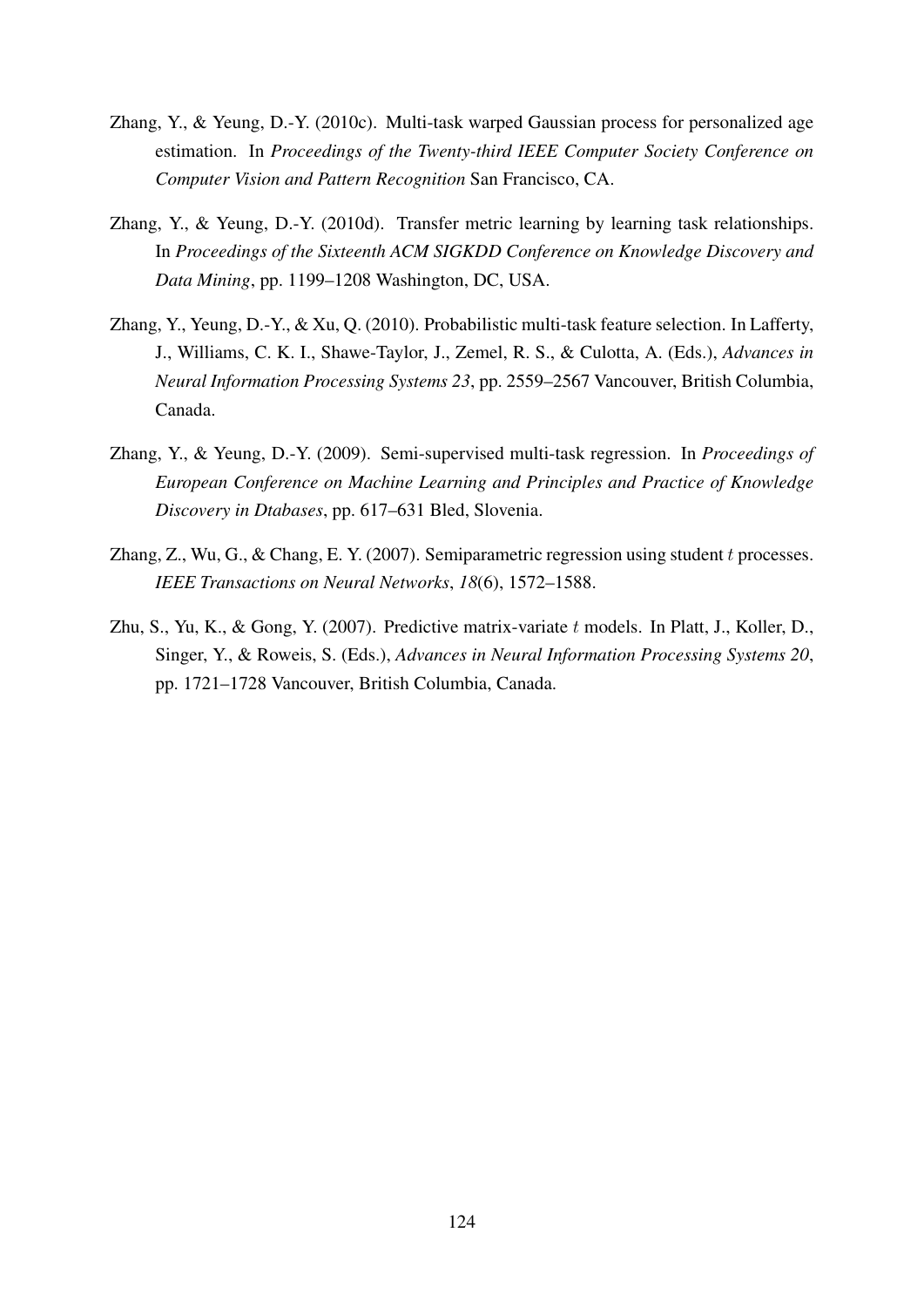Zhang, Y., & Yeung, D.-Y. (2010c). Multi-task warped Gaussian process for personalized age estimation. In *Proceedings of the Twenty-third IEEE Computer Society Conference on Computer Vision and Pattern Recognition* San Francisco, CA.

Zhang, Y., & Yeung, D.-Y. (2010d). Transfer metric learning by learning task relationships. In *Proceedings of the Sixteenth ACM SIGKDD Conference on Knowledge Discovery and Data Mining*, pp. 1199–1208 Washington, DC, USA.

Zhang, Y., Yeung, D.-Y., & Xu, Q. (2010). Probabilistic multi-task feature selection. In Lafferty, J., Williams, C. K. I., Shawe-Taylor, J., Zemel, R. S., & Culotta, A. (Eds.), *Advances in Neural Information Processing Systems 23*, pp. 2559–2567 Vancouver, British Columbia, Canada.

Zhang, Y., & Yeung, D.-Y. (2009). Semi-supervised multi-task regression. In *Proceedings of European Conference on Machine Learning and Principles and Practice of Knowledge Discovery in Dtabases*, pp. 617–631 Bled, Slovenia.

Zhang, Z., Wu, G., & Chang, E. Y. (2007). Semiparametric regression using student $t$ processes. *IEEE Transactions on Neural Networks*, *18*(6), 1572–1588.

Zhu, S., Yu, K., & Gong, Y. (2007). Predictive matrix-variate $t$ models. In Platt, J., Koller, D., Singer, Y., & Roweis, S. (Eds.), *Advances in Neural Information Processing Systems 20*, pp. 1721–1728 Vancouver, British Columbia, Canada.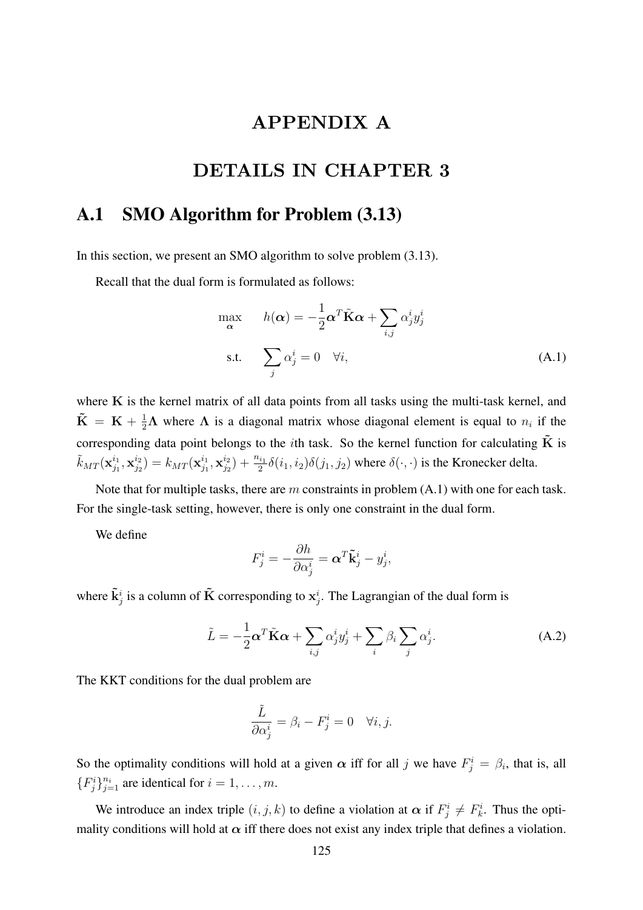# APPENDIX A

# DETAILS IN CHAPTER 3

## A.1 SMO Algorithm for Problem (3.13)

In this section, we present an SMO algorithm to solve problem (3.13).

Recall that the dual form is formulated as follows:

$$
\begin{aligned}
\max_{\boldsymbol{\alpha}} \quad & h(\boldsymbol{\alpha}) = -\frac{1}{2}\boldsymbol{\alpha}^T\tilde{\mathbf{K}}\boldsymbol{\alpha} + \sum_{i,j}\alpha_j^i y_j^i \\
\text{s.t.} \quad & \sum_j \alpha_j^i = 0 \quad \forall i,
\end{aligned} \tag{A.1}
$$

where $\mathbf{K}$ is the kernel matrix of all data points from all tasks using the multi-task kernel, and $\tilde{\mathbf{K}} = \mathbf{K} + \frac{1}{2}\boldsymbol{\Lambda}$ where $\boldsymbol{\Lambda}$ is a diagonal matrix whose diagonal element is equal to $n_i$ if the corresponding data point belongs to the $i$th task. So the kernel function for calculating $\tilde{\mathbf{K}}$ is $\tilde{k}_{MT}(\mathbf{x}_{j_1}^{i_1}, \mathbf{x}_{j_2}^{i_2}) = k_{MT}(\mathbf{x}_{j_1}^{i_1}, \mathbf{x}_{j_2}^{i_2}) + \frac{n_{i_1}}{2}\delta(i_1, i_2)\delta(j_1, j_2)$ where $\delta(\cdot, \cdot)$ is the Kronecker delta.

Note that for multiple tasks, there are $m$ constraints in problem (A.1) with one for each task. For the single-task setting, however, there is only one constraint in the dual form.

We define

$$
F_j^i = -\frac{\partial h}{\partial \alpha_j^i} = \boldsymbol{\alpha}^T\tilde{\mathbf{k}}_j^i - y_j^i,
$$

where $\tilde{\mathbf{k}}_j^i$ is a column of $\tilde{\mathbf{K}}$ corresponding to $\mathbf{x}_j^i$. The Lagrangian of the dual form is

$$
\tilde{L} = -\frac{1}{2}\boldsymbol{\alpha}^T\tilde{\mathbf{K}}\boldsymbol{\alpha} + \sum_{i,j}\alpha_j^i y_j^i + \sum_i \beta_i \sum_j \alpha_j^i. \tag{A.2}
$$

The KKT conditions for the dual problem are

$$
\frac{\tilde{L}}{\partial \alpha_j^i} = \beta_i - F_j^i = 0 \quad \forall i, j.
$$

So the optimality conditions will hold at a given $\boldsymbol{\alpha}$ iff for all $j$ we have $F_j^i = \beta_i$, that is, all $\{F_j^i\}_{j=1}^{n_i}$ are identical for $i = 1, \ldots, m$.

We introduce an index triple $(i, j, k)$ to define a violation at $\boldsymbol{\alpha}$ if $F_j^i \neq F_k^i$. Thus the optimality conditions will hold at $\boldsymbol{\alpha}$ iff there does not exist any index triple that defines a violation.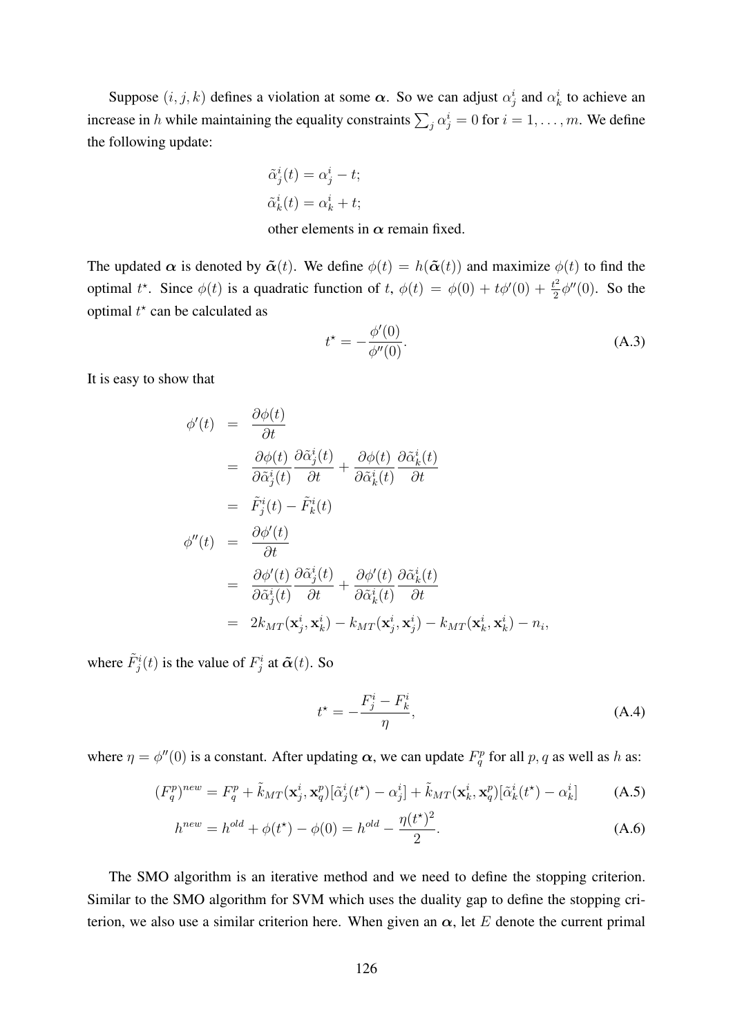Suppose $(i, j, k)$ defines a violation at some $\boldsymbol{\alpha}$. So we can adjust $\alpha_j^i$ and $\alpha_k^i$ to achieve an increase in $h$ while maintaining the equality constraints $\sum_j \alpha_j^i = 0$ for $i = 1, \ldots, m$. We define the following update:

$$\tilde{\alpha}_j^i(t) = \alpha_j^i - t;$$

$$\tilde{\alpha}_k^i(t) = \alpha_k^i + t;$$

other elements in $\boldsymbol{\alpha}$ remain fixed.

The updated $\boldsymbol{\alpha}$ is denoted by $\tilde{\boldsymbol{\alpha}}(t)$. We define $\phi(t) = h(\tilde{\boldsymbol{\alpha}}(t))$ and maximize $\phi(t)$ to find the optimal $t^\star$. Since $\phi(t)$ is a quadratic function of $t$, $\phi(t) = \phi(0) + t\phi'(0) + \frac{t^2}{2}\phi''(0)$. So the optimal $t^\star$ can be calculated as

$$t^\star = -\frac{\phi'(0)}{\phi''(0)}. \tag{A.3}$$

It is easy to show that

$$\begin{aligned}
\phi'(t) &= \frac{\partial \phi(t)}{\partial t} \\
&= \frac{\partial \phi(t)}{\partial \tilde{\alpha}_j^i(t)} \frac{\partial \tilde{\alpha}_j^i(t)}{\partial t} + \frac{\partial \phi(t)}{\partial \tilde{\alpha}_k^i(t)} \frac{\partial \tilde{\alpha}_k^i(t)}{\partial t} \\
&= \tilde{F}_j^i(t) - \tilde{F}_k^i(t) \\
\phi''(t) &= \frac{\partial \phi'(t)}{\partial t} \\
&= \frac{\partial \phi'(t)}{\partial \tilde{\alpha}_j^i(t)} \frac{\partial \tilde{\alpha}_j^i(t)}{\partial t} + \frac{\partial \phi'(t)}{\partial \tilde{\alpha}_k^i(t)} \frac{\partial \tilde{\alpha}_k^i(t)}{\partial t} \\
&= 2k_{MT}(\mathbf{x}_j^i, \mathbf{x}_k^i) - k_{MT}(\mathbf{x}_j^i, \mathbf{x}_j^i) - k_{MT}(\mathbf{x}_k^i, \mathbf{x}_k^i) - n_i,
\end{aligned}$$

where $\tilde{F}_j^i(t)$ is the value of $F_j^i$ at $\tilde{\boldsymbol{\alpha}}(t)$. So

$$t^\star = -\frac{F_j^i - F_k^i}{\eta}, \tag{A.4}$$

where $\eta = \phi''(0)$ is a constant. After updating $\boldsymbol{\alpha}$, we can update $F_q^p$ for all $p, q$ as well as $h$ as:

$$(F_q^p)^{new} = F_q^p + \tilde{k}_{MT}(\mathbf{x}_j^i, \mathbf{x}_q^p)[\tilde{\alpha}_j^i(t^\star) - \alpha_j^i] + \tilde{k}_{MT}(\mathbf{x}_k^i, \mathbf{x}_q^p)[\tilde{\alpha}_k^i(t^\star) - \alpha_k^i] \tag{A.5}$$

$$h^{new} = h^{old} + \phi(t^\star) - \phi(0) = h^{old} - \frac{\eta(t^\star)^2}{2}. \tag{A.6}$$

The SMO algorithm is an iterative method and we need to define the stopping criterion. Similar to the SMO algorithm for SVM which uses the duality gap to define the stopping criterion, we also use a similar criterion here. When given an $\boldsymbol{\alpha}$, let $E$ denote the current primal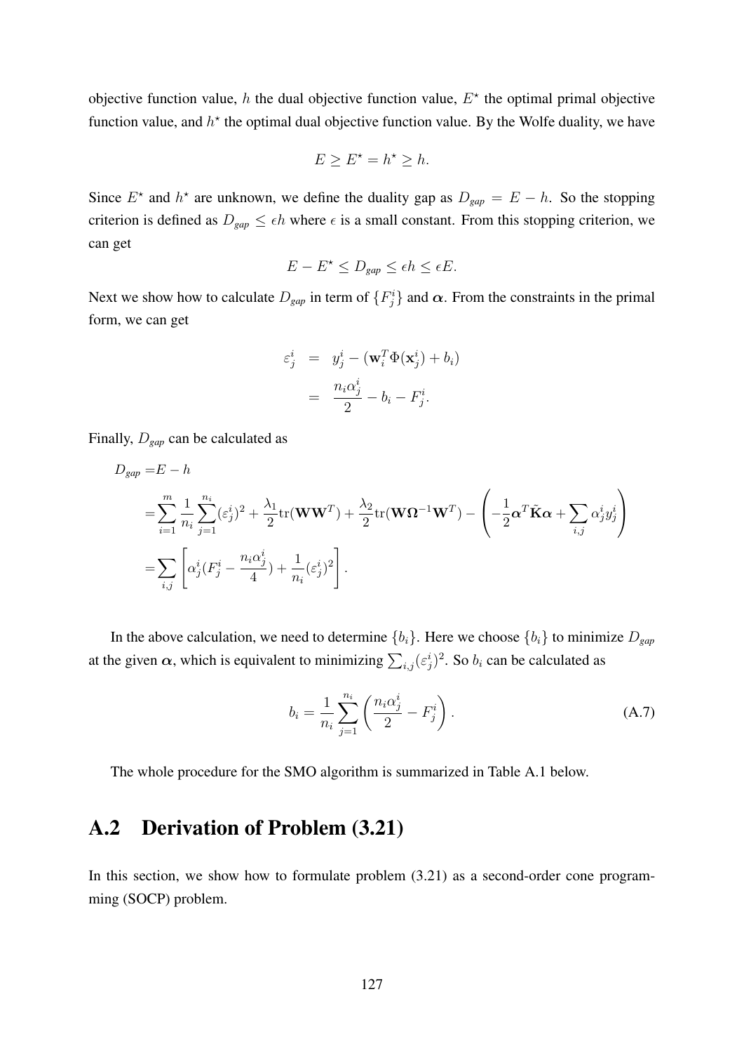objective function value, $h$ the dual objective function value, $E^\star$ the optimal primal objective function value, and $h^\star$ the optimal dual objective function value. By the Wolfe duality, we have

$$E \geq E^\star = h^\star \geq h.$$

Since $E^\star$ and $h^\star$ are unknown, we define the duality gap as $D_{gap} = E - h$. So the stopping criterion is defined as $D_{gap} \leq \epsilon h$ where $\epsilon$ is a small constant. From this stopping criterion, we can get

$$E - E^\star \leq D_{gap} \leq \epsilon h \leq \epsilon E.$$

Next we show how to calculate $D_{gap}$ in term of $\{F_j^i\}$ and $\boldsymbol{\alpha}$. From the constraints in the primal form, we can get

$$\begin{aligned}
\varepsilon_j^i &= y_j^i - (\mathbf{w}_i^T \Phi(\mathbf{x}_j^i) + b_i) \\
&= \frac{n_i \alpha_j^i}{2} - b_i - F_j^i.
\end{aligned}$$

Finally, $D_{gap}$ can be calculated as

$$\begin{aligned}
D_{gap} =& E - h \\
=& \sum_{i=1}^{m} \frac{1}{n_i} \sum_{j=1}^{n_i} (\varepsilon_j^i)^2 + \frac{\lambda_1}{2} \mathrm{tr}(\mathbf{W}\mathbf{W}^T) + \frac{\lambda_2}{2} \mathrm{tr}(\mathbf{W}\boldsymbol{\Omega}^{-1}\mathbf{W}^T) - \left( -\frac{1}{2} \boldsymbol{\alpha}^T \tilde{\mathbf{K}} \boldsymbol{\alpha} + \sum_{i,j} \alpha_j^i y_j^i \right) \\
=& \sum_{i,j} \left[ \alpha_j^i (F_j^i - \frac{n_i \alpha_j^i}{4}) + \frac{1}{n_i} (\varepsilon_j^i)^2 \right].
\end{aligned}$$

In the above calculation, we need to determine $\{b_i\}$. Here we choose $\{b_i\}$ to minimize $D_{gap}$ at the given $\boldsymbol{\alpha}$, which is equivalent to minimizing $\sum_{i,j} (\varepsilon_j^i)^2$. So $b_i$ can be calculated as

$$b_i = \frac{1}{n_i} \sum_{j=1}^{n_i} \left( \frac{n_i \alpha_j^i}{2} - F_j^i \right). \tag{A.7}$$

The whole procedure for the SMO algorithm is summarized in Table A.1 below.

## A.2 Derivation of Problem (3.21)

In this section, we show how to formulate problem (3.21) as a second-order cone programming (SOCP) problem.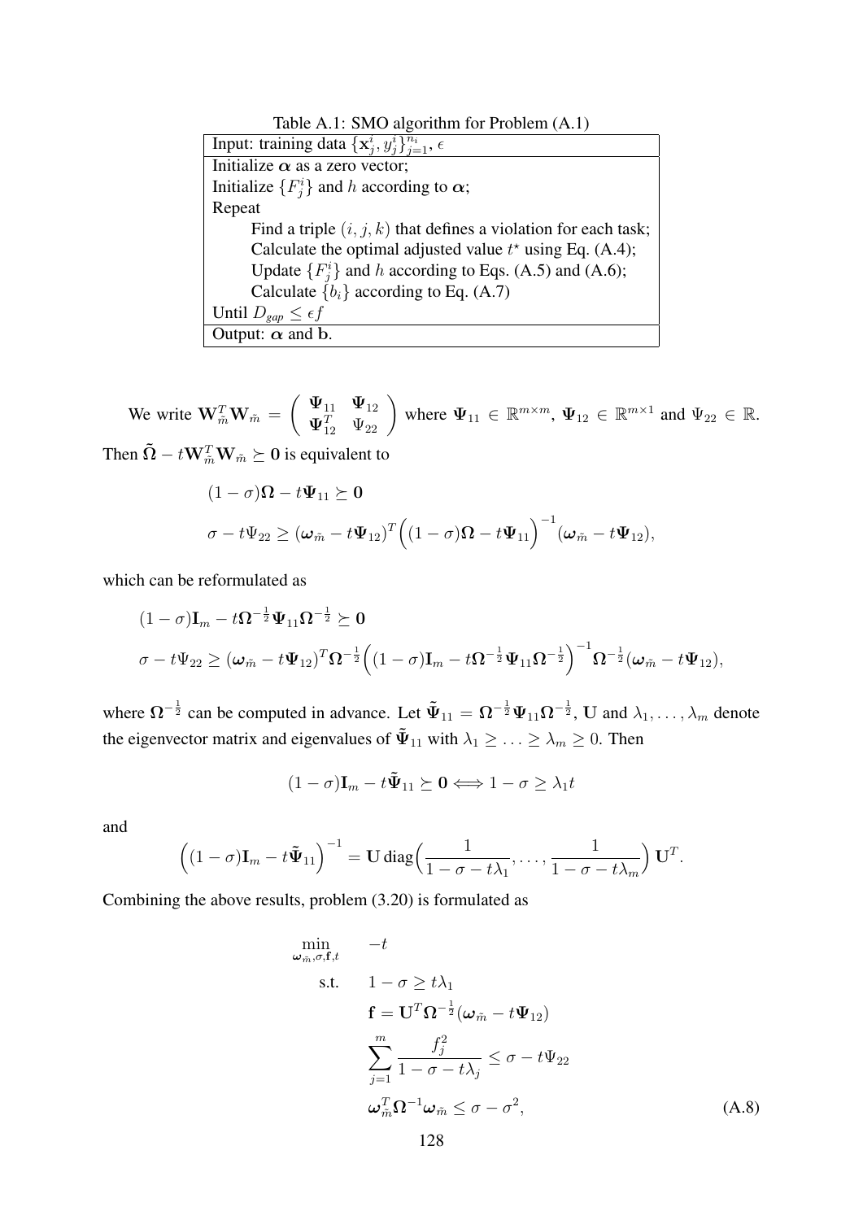Table A.1: SMO algorithm for Problem (A.1)

| |
|---|
| Input: training data $\{\mathbf{x}_j^i, y_j^i\}_{j=1}^{n_i}$, $\epsilon$ |
| Initialize $\boldsymbol{\alpha}$ as a zero vector; |
| Initialize $\{F_j^i\}$ and $h$ according to $\boldsymbol{\alpha}$; |
| Repeat |
| Find a triple $(i, j, k)$ that defines a violation for each task; |
| Calculate the optimal adjusted value $t^\star$ using Eq. (A.4); |
| Update $\{F_j^i\}$ and $h$ according to Eqs. (A.5) and (A.6); |
| Calculate $\{b_i\}$ according to Eq. (A.7) |
| Until $D_{gap} \leq \epsilon f$ |
| Output: $\boldsymbol{\alpha}$ and $\mathbf{b}$. |

We write $\mathbf{W}_{\tilde{m}}^T \mathbf{W}_{\tilde{m}} = \begin{pmatrix} \boldsymbol{\Psi}_{11} & \boldsymbol{\Psi}_{12} \\ \boldsymbol{\Psi}_{12}^T & \Psi_{22} \end{pmatrix}$ where $\boldsymbol{\Psi}_{11} \in \mathbb{R}^{m \times m}$, $\boldsymbol{\Psi}_{12} \in \mathbb{R}^{m \times 1}$ and $\Psi_{22} \in \mathbb{R}$. Then $\tilde{\boldsymbol{\Omega}} - t\mathbf{W}_{\tilde{m}}^T \mathbf{W}_{\tilde{m}} \succeq \mathbf{0}$ is equivalent to

$$
\begin{aligned}
&(1-\sigma)\boldsymbol{\Omega} - t\boldsymbol{\Psi}_{11} \succeq \mathbf{0} \\
&\sigma - t\Psi_{22} \geq (\boldsymbol{\omega}_{\tilde{m}} - t\boldsymbol{\Psi}_{12})^T \Big((1-\sigma)\boldsymbol{\Omega} - t\boldsymbol{\Psi}_{11}\Big)^{-1} (\boldsymbol{\omega}_{\tilde{m}} - t\boldsymbol{\Psi}_{12}),
\end{aligned}
$$

which can be reformulated as

$$
\begin{aligned}
&(1-\sigma)\mathbf{I}_m - t\boldsymbol{\Omega}^{-\frac{1}{2}}\boldsymbol{\Psi}_{11}\boldsymbol{\Omega}^{-\frac{1}{2}} \succeq \mathbf{0} \\
&\sigma - t\Psi_{22} \geq (\boldsymbol{\omega}_{\tilde{m}} - t\boldsymbol{\Psi}_{12})^T \boldsymbol{\Omega}^{-\frac{1}{2}} \Big((1-\sigma)\mathbf{I}_m - t\boldsymbol{\Omega}^{-\frac{1}{2}}\boldsymbol{\Psi}_{11}\boldsymbol{\Omega}^{-\frac{1}{2}}\Big)^{-1} \boldsymbol{\Omega}^{-\frac{1}{2}} (\boldsymbol{\omega}_{\tilde{m}} - t\boldsymbol{\Psi}_{12}),
\end{aligned}
$$

where $\boldsymbol{\Omega}^{-\frac{1}{2}}$ can be computed in advance. Let $\tilde{\boldsymbol{\Psi}}_{11} = \boldsymbol{\Omega}^{-\frac{1}{2}}\boldsymbol{\Psi}_{11}\boldsymbol{\Omega}^{-\frac{1}{2}}$, $\mathbf{U}$ and $\lambda_1, \ldots, \lambda_m$ denote the eigenvector matrix and eigenvalues of $\tilde{\boldsymbol{\Psi}}_{11}$ with $\lambda_1 \geq \ldots \geq \lambda_m \geq 0$. Then

$$
(1-\sigma)\mathbf{I}_m - t\tilde{\boldsymbol{\Psi}}_{11} \succeq \mathbf{0} \Longleftrightarrow 1 - \sigma \geq \lambda_1 t
$$

and

$$
\Big((1-\sigma)\mathbf{I}_m - t\tilde{\boldsymbol{\Psi}}_{11}\Big)^{-1} = \mathbf{U}\,\mathrm{diag}\Big(\frac{1}{1-\sigma-t\lambda_1}, \ldots, \frac{1}{1-\sigma-t\lambda_m}\Big)\,\mathbf{U}^T.
$$

Combining the above results, problem (3.20) is formulated as

$$
\begin{aligned}
\min_{\boldsymbol{\omega}_{\tilde{m}}, \sigma, \mathbf{f}, t} \quad & -t \\
\text{s.t.} \quad & 1 - \sigma \geq t\lambda_1 \\
& \mathbf{f} = \mathbf{U}^T \boldsymbol{\Omega}^{-\frac{1}{2}} (\boldsymbol{\omega}_{\tilde{m}} - t\boldsymbol{\Psi}_{12}) \\
& \sum_{j=1}^{m} \frac{f_j^2}{1-\sigma-t\lambda_j} \leq \sigma - t\Psi_{22} \\
& \boldsymbol{\omega}_{\tilde{m}}^T \boldsymbol{\Omega}^{-1} \boldsymbol{\omega}_{\tilde{m}} \leq \sigma - \sigma^2,
\end{aligned}
\tag{A.8}
$$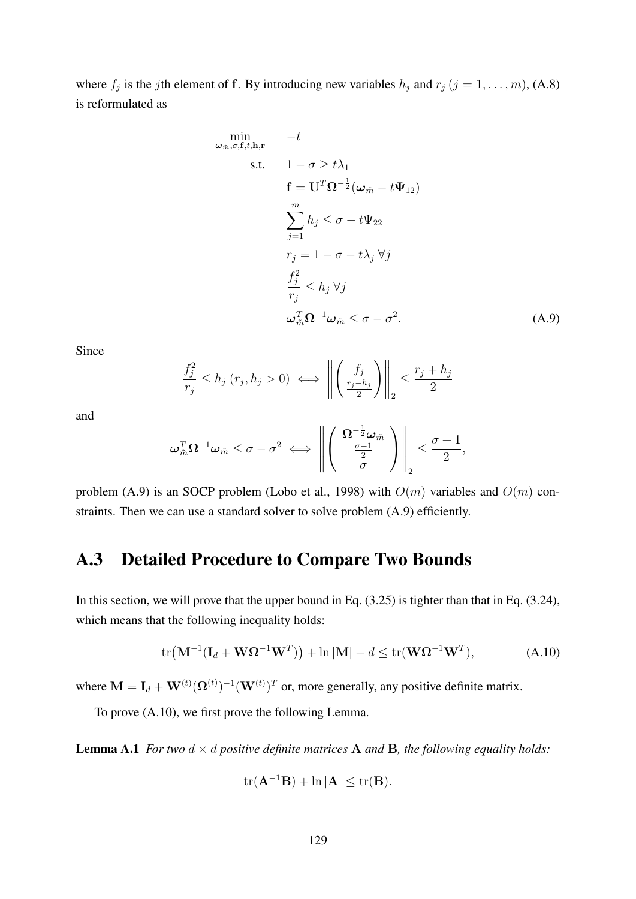where $f_j$ is the $j$th element of $\mathbf{f}$. By introducing new variables $h_j$ and $r_j$ $(j = 1, \ldots, m)$, (A.8) is reformulated as

$$
\begin{aligned}
\min_{\boldsymbol{\omega}_{\tilde{m}}, \sigma, \mathbf{f}, t, \mathbf{h}, \mathbf{r}} \quad & -t \\
\text{s.t.} \quad & 1 - \sigma \geq t\lambda_1 \\
& \mathbf{f} = \mathbf{U}^T \boldsymbol{\Omega}^{-\frac{1}{2}} (\boldsymbol{\omega}_{\tilde{m}} - t\boldsymbol{\Psi}_{12}) \\
& \sum_{j=1}^{m} h_j \leq \sigma - t\Psi_{22} \\
& r_j = 1 - \sigma - t\lambda_j \ \forall j \\
& \frac{f_j^2}{r_j} \leq h_j \ \forall j \\
& \boldsymbol{\omega}_{\tilde{m}}^T \boldsymbol{\Omega}^{-1} \boldsymbol{\omega}_{\tilde{m}} \leq \sigma - \sigma^2.
\end{aligned}
\tag{A.9}
$$

Since

$$
\frac{f_j^2}{r_j} \leq h_j \ (r_j, h_j > 0) \iff \left\| \begin{pmatrix} f_j \\ \frac{r_j - h_j}{2} \end{pmatrix} \right\|_2 \leq \frac{r_j + h_j}{2}
$$

and

$$
\boldsymbol{\omega}_{\tilde{m}}^T \boldsymbol{\Omega}^{-1} \boldsymbol{\omega}_{\tilde{m}} \leq \sigma - \sigma^2 \iff \left\| \begin{pmatrix} \boldsymbol{\Omega}^{-\frac{1}{2}} \boldsymbol{\omega}_{\tilde{m}} \\ \frac{\sigma - 1}{2} \\ \sigma \end{pmatrix} \right\|_2 \leq \frac{\sigma + 1}{2},
$$

problem (A.9) is an SOCP problem (Lobo et al., 1998) with $O(m)$ variables and $O(m)$ constraints. Then we can use a standard solver to solve problem (A.9) efficiently.

## A.3 Detailed Procedure to Compare Two Bounds

In this section, we will prove that the upper bound in Eq. (3.25) is tighter than that in Eq. (3.24), which means that the following inequality holds:

$$
\operatorname{tr}\big(\mathbf{M}^{-1}(\mathbf{I}_d + \mathbf{W}\boldsymbol{\Omega}^{-1}\mathbf{W}^T)\big) + \ln|\mathbf{M}| - d \leq \operatorname{tr}(\mathbf{W}\boldsymbol{\Omega}^{-1}\mathbf{W}^T),
\tag{A.10}
$$

where $\mathbf{M} = \mathbf{I}_d + \mathbf{W}^{(t)}(\boldsymbol{\Omega}^{(t)})^{-1}(\mathbf{W}^{(t)})^T$ or, more generally, any positive definite matrix.

To prove (A.10), we first prove the following Lemma.

**Lemma A.1** *For two $d \times d$ positive definite matrices $\mathbf{A}$ and $\mathbf{B}$, the following equality holds:*

$$
\operatorname{tr}(\mathbf{A}^{-1}\mathbf{B}) + \ln|\mathbf{A}| \leq \operatorname{tr}(\mathbf{B}).
$$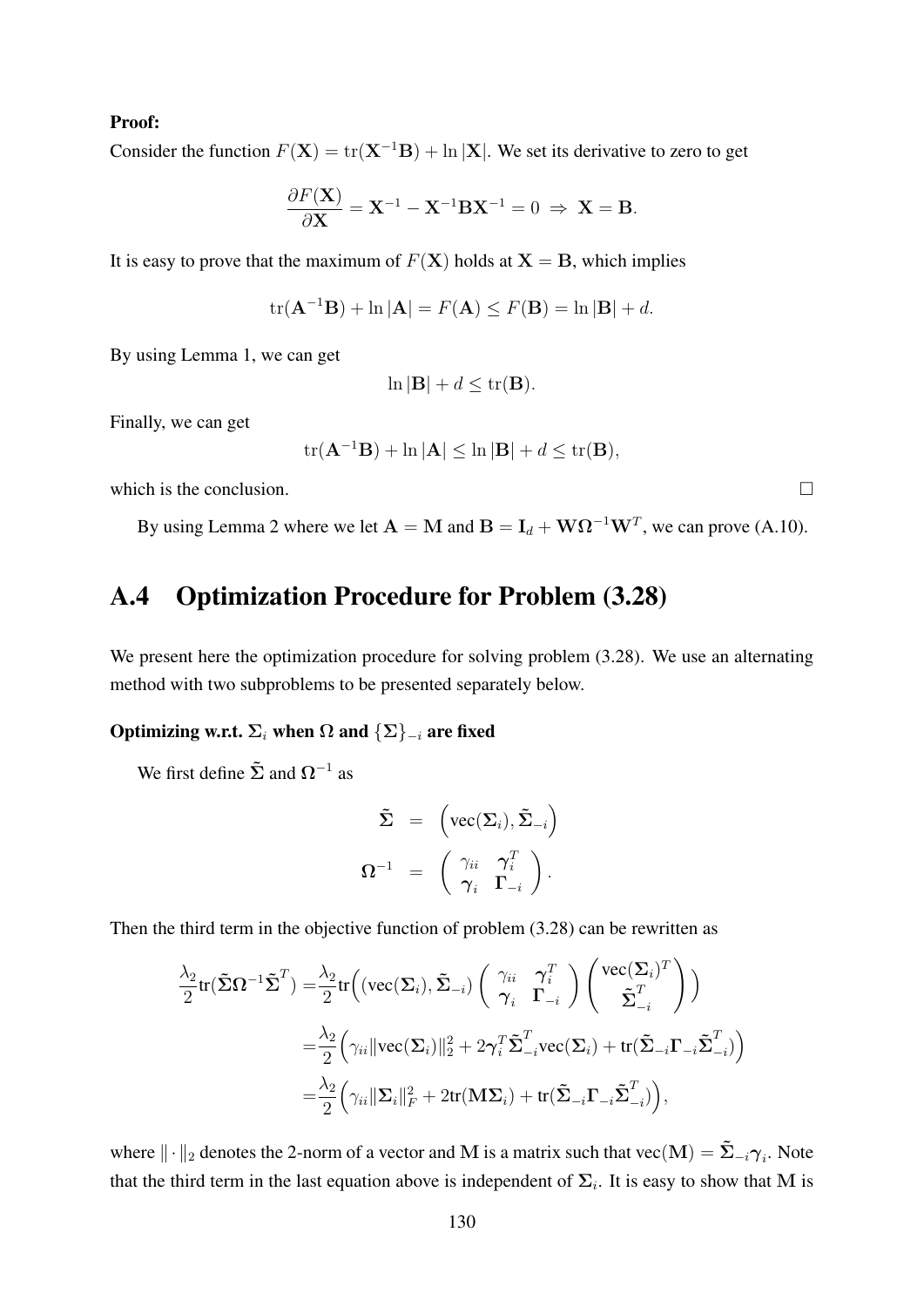**Proof:**

Consider the function $F(\mathbf{X}) = \mathrm{tr}(\mathbf{X}^{-1}\mathbf{B}) + \ln|\mathbf{X}|$. We set its derivative to zero to get

$$\frac{\partial F(\mathbf{X})}{\partial \mathbf{X}} = \mathbf{X}^{-1} - \mathbf{X}^{-1}\mathbf{B}\mathbf{X}^{-1} = 0 \ \Rightarrow \ \mathbf{X} = \mathbf{B}.$$

It is easy to prove that the maximum of $F(\mathbf{X})$ holds at $\mathbf{X} = \mathbf{B}$, which implies

$$\mathrm{tr}(\mathbf{A}^{-1}\mathbf{B}) + \ln|\mathbf{A}| = F(\mathbf{A}) \leq F(\mathbf{B}) = \ln|\mathbf{B}| + d.$$

By using Lemma 1, we can get

$$\ln|\mathbf{B}| + d \leq \mathrm{tr}(\mathbf{B}).$$

Finally, we can get

$$\mathrm{tr}(\mathbf{A}^{-1}\mathbf{B}) + \ln|\mathbf{A}| \leq \ln|\mathbf{B}| + d \leq \mathrm{tr}(\mathbf{B}),$$

which is the conclusion. □

By using Lemma 2 where we let $\mathbf{A} = \mathbf{M}$ and $\mathbf{B} = \mathbf{I}_d + \mathbf{W}\boldsymbol{\Omega}^{-1}\mathbf{W}^T$, we can prove (A.10).

## A.4 Optimization Procedure for Problem (3.28)

We present here the optimization procedure for solving problem (3.28). We use an alternating method with two subproblems to be presented separately below.

**Optimizing w.r.t. $\boldsymbol{\Sigma}_i$ when $\boldsymbol{\Omega}$ and $\{\boldsymbol{\Sigma}\}_{-i}$ are fixed**

We first define $\tilde{\boldsymbol{\Sigma}}$ and $\boldsymbol{\Omega}^{-1}$ as

$$\begin{aligned}
\tilde{\boldsymbol{\Sigma}} &= \Big(\mathrm{vec}(\boldsymbol{\Sigma}_i), \tilde{\boldsymbol{\Sigma}}_{-i}\Big) \\
\boldsymbol{\Omega}^{-1} &= \begin{pmatrix} \gamma_{ii} & \boldsymbol{\gamma}_i^T \\ \boldsymbol{\gamma}_i & \boldsymbol{\Gamma}_{-i} \end{pmatrix}.
\end{aligned}$$

Then the third term in the objective function of problem (3.28) can be rewritten as

$$\begin{aligned}
\frac{\lambda_2}{2}\mathrm{tr}(\tilde{\boldsymbol{\Sigma}}\boldsymbol{\Omega}^{-1}\tilde{\boldsymbol{\Sigma}}^T) =& \frac{\lambda_2}{2}\mathrm{tr}\Big(\big(\mathrm{vec}(\boldsymbol{\Sigma}_i), \tilde{\boldsymbol{\Sigma}}_{-i}\big)\begin{pmatrix} \gamma_{ii} & \boldsymbol{\gamma}_i^T \\ \boldsymbol{\gamma}_i & \boldsymbol{\Gamma}_{-i} \end{pmatrix}\begin{pmatrix} \mathrm{vec}(\boldsymbol{\Sigma}_i)^T \\ \tilde{\boldsymbol{\Sigma}}_{-i}^T \end{pmatrix}\Big) \\
=& \frac{\lambda_2}{2}\Big(\gamma_{ii}\|\mathrm{vec}(\boldsymbol{\Sigma}_i)\|_2^2 + 2\boldsymbol{\gamma}_i^T\tilde{\boldsymbol{\Sigma}}_{-i}^T\mathrm{vec}(\boldsymbol{\Sigma}_i) + \mathrm{tr}(\tilde{\boldsymbol{\Sigma}}_{-i}\boldsymbol{\Gamma}_{-i}\tilde{\boldsymbol{\Sigma}}_{-i}^T)\Big) \\
=& \frac{\lambda_2}{2}\Big(\gamma_{ii}\|\boldsymbol{\Sigma}_i\|_F^2 + 2\mathrm{tr}(\mathbf{M}\boldsymbol{\Sigma}_i) + \mathrm{tr}(\tilde{\boldsymbol{\Sigma}}_{-i}\boldsymbol{\Gamma}_{-i}\tilde{\boldsymbol{\Sigma}}_{-i}^T)\Big),
\end{aligned}$$

where $\|\cdot\|_2$ denotes the 2-norm of a vector and $\mathbf{M}$ is a matrix such that $\mathrm{vec}(\mathbf{M}) = \tilde{\boldsymbol{\Sigma}}_{-i}\boldsymbol{\gamma}_i$. Note that the third term in the last equation above is independent of $\boldsymbol{\Sigma}_i$. It is easy to show that $\mathbf{M}$ is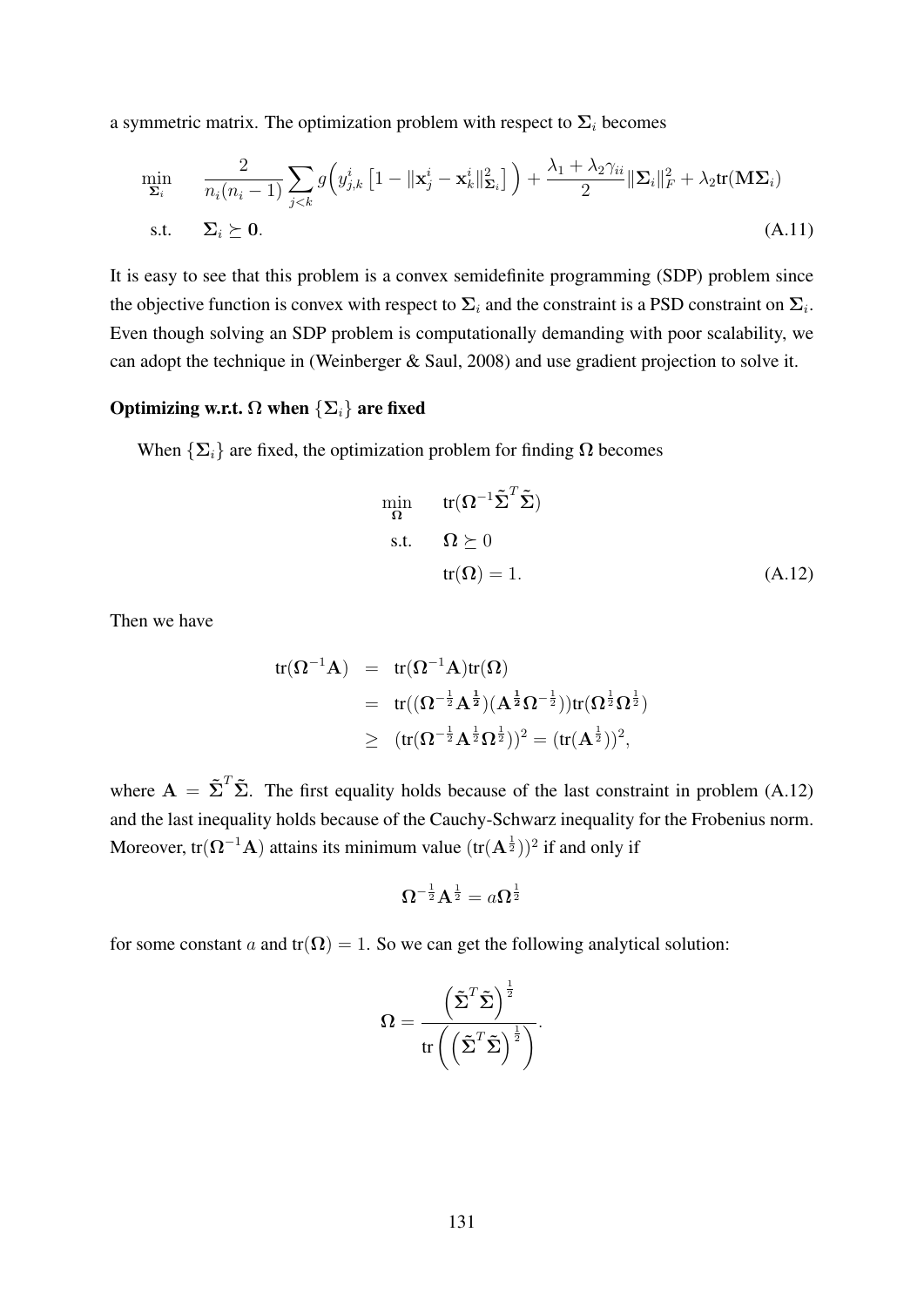a symmetric matrix. The optimization problem with respect to $\mathbf{\Sigma}_i$ becomes

$$
\begin{aligned}
\min_{\mathbf{\Sigma}_i} \quad & \frac{2}{n_i(n_i-1)} \sum_{j<k} g\Big(y^i_{j,k}\left[1 - \|\mathbf{x}^i_j - \mathbf{x}^i_k\|^2_{\mathbf{\Sigma}_i}\right]\Big) + \frac{\lambda_1 + \lambda_2 \gamma_{ii}}{2} \|\mathbf{\Sigma}_i\|^2_F + \lambda_2 \text{tr}(\mathbf{M}\mathbf{\Sigma}_i) \\
\text{s.t.} \quad & \mathbf{\Sigma}_i \succeq \mathbf{0}. \qquad\qquad\qquad\qquad\qquad\qquad\qquad\qquad\qquad\qquad\qquad\qquad\qquad\qquad (A.11)
\end{aligned}
$$

It is easy to see that this problem is a convex semidefinite programming (SDP) problem since the objective function is convex with respect to $\mathbf{\Sigma}_i$ and the constraint is a PSD constraint on $\mathbf{\Sigma}_i$. Even though solving an SDP problem is computationally demanding with poor scalability, we can adopt the technique in (Weinberger & Saul, 2008) and use gradient projection to solve it.

**Optimizing w.r.t. $\Omega$ when $\{\mathbf{\Sigma}_i\}$ are fixed**

When $\{\mathbf{\Sigma}_i\}$ are fixed, the optimization problem for finding $\mathbf{\Omega}$ becomes

$$
\begin{aligned}
\min_{\mathbf{\Omega}} \quad & \text{tr}(\mathbf{\Omega}^{-1}\tilde{\mathbf{\Sigma}}^T\tilde{\mathbf{\Sigma}}) \\
\text{s.t.} \quad & \mathbf{\Omega} \succeq 0 \\
& \text{tr}(\mathbf{\Omega}) = 1. \qquad\qquad (A.12)
\end{aligned}
$$

Then we have

$$
\begin{aligned}
\text{tr}(\mathbf{\Omega}^{-1}\mathbf{A}) &= \text{tr}(\mathbf{\Omega}^{-1}\mathbf{A})\text{tr}(\mathbf{\Omega}) \\
&= \text{tr}((\mathbf{\Omega}^{-\frac{1}{2}}\mathbf{A}^{\frac{1}{2}})(\mathbf{A}^{\frac{1}{2}}\mathbf{\Omega}^{-\frac{1}{2}}))\text{tr}(\mathbf{\Omega}^{\frac{1}{2}}\mathbf{\Omega}^{\frac{1}{2}}) \\
&\geq (\text{tr}(\mathbf{\Omega}^{-\frac{1}{2}}\mathbf{A}^{\frac{1}{2}}\mathbf{\Omega}^{\frac{1}{2}}))^2 = (\text{tr}(\mathbf{A}^{\frac{1}{2}}))^2,
\end{aligned}
$$

where $\mathbf{A} = \tilde{\mathbf{\Sigma}}^T\tilde{\mathbf{\Sigma}}$. The first equality holds because of the last constraint in problem (A.12) and the last inequality holds because of the Cauchy-Schwarz inequality for the Frobenius norm. Moreover, $\text{tr}(\mathbf{\Omega}^{-1}\mathbf{A})$ attains its minimum value $(\text{tr}(\mathbf{A}^{\frac{1}{2}}))^2$ if and only if

$$
\mathbf{\Omega}^{-\frac{1}{2}}\mathbf{A}^{\frac{1}{2}} = a\mathbf{\Omega}^{\frac{1}{2}}
$$

for some constant $a$ and $\text{tr}(\mathbf{\Omega}) = 1$. So we can get the following analytical solution:

$$
\mathbf{\Omega} = \frac{\left(\tilde{\mathbf{\Sigma}}^T\tilde{\mathbf{\Sigma}}\right)^{\frac{1}{2}}}{\text{tr}\left(\left(\tilde{\mathbf{\Sigma}}^T\tilde{\mathbf{\Sigma}}\right)^{\frac{1}{2}}\right)}.
$$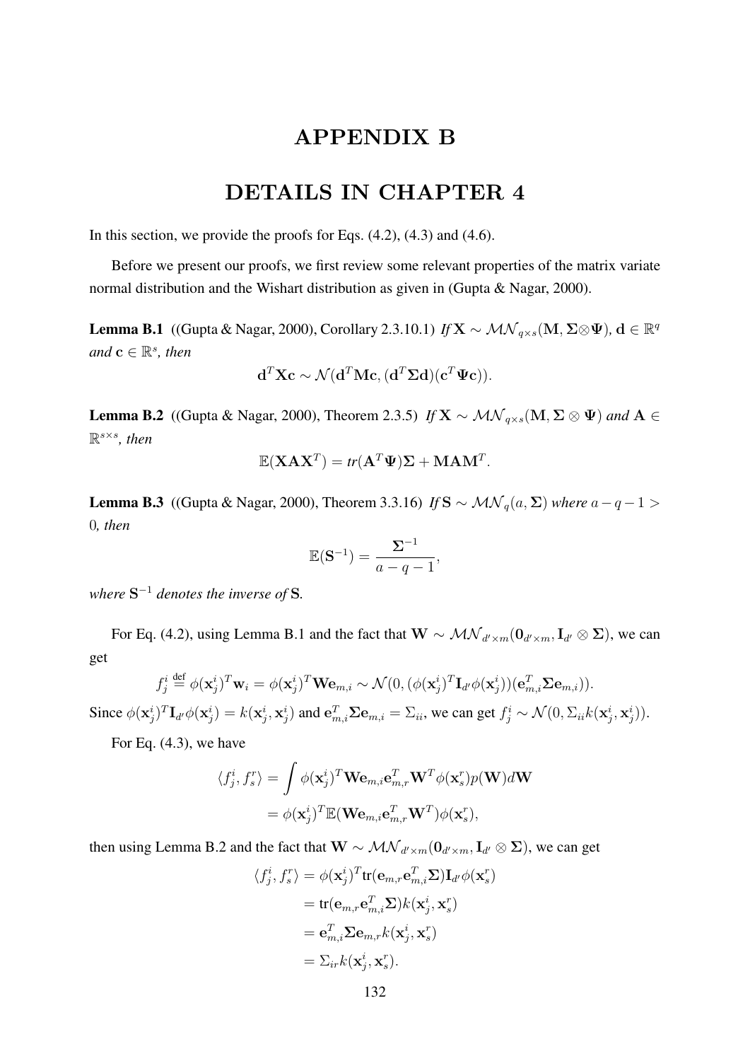# APPENDIX B

# DETAILS IN CHAPTER 4

In this section, we provide the proofs for Eqs. (4.2), (4.3) and (4.6).

Before we present our proofs, we first review some relevant properties of the matrix variate normal distribution and the Wishart distribution as given in (Gupta & Nagar, 2000).

**Lemma B.1** ((Gupta & Nagar, 2000), Corollary 2.3.10.1) *If* $\mathbf{X} \sim \mathcal{MN}_{q\times s}(\mathbf{M}, \mathbf{\Sigma}\otimes\mathbf{\Psi})$*,* $\mathbf{d} \in \mathbb{R}^q$ *and* $\mathbf{c} \in \mathbb{R}^s$*, then*

$$\mathbf{d}^T\mathbf{X}\mathbf{c} \sim \mathcal{N}(\mathbf{d}^T\mathbf{M}\mathbf{c}, (\mathbf{d}^T\mathbf{\Sigma}\mathbf{d})(\mathbf{c}^T\mathbf{\Psi}\mathbf{c})).$$

**Lemma B.2** ((Gupta & Nagar, 2000), Theorem 2.3.5) *If* $\mathbf{X} \sim \mathcal{MN}_{q\times s}(\mathbf{M}, \mathbf{\Sigma}\otimes\mathbf{\Psi})$ *and* $\mathbf{A} \in \mathbb{R}^{s\times s}$*, then*

$$\mathbb{E}(\mathbf{X}\mathbf{A}\mathbf{X}^T) = tr(\mathbf{A}^T\mathbf{\Psi})\mathbf{\Sigma} + \mathbf{M}\mathbf{A}\mathbf{M}^T.$$

**Lemma B.3** ((Gupta & Nagar, 2000), Theorem 3.3.16) *If* $\mathbf{S} \sim \mathcal{MN}_q(a, \mathbf{\Sigma})$ *where* $a - q - 1 > 0$*, then*

$$\mathbb{E}(\mathbf{S}^{-1}) = \frac{\mathbf{\Sigma}^{-1}}{a-q-1},$$

*where* $\mathbf{S}^{-1}$ *denotes the inverse of* $\mathbf{S}$*.*

For Eq. (4.2), using Lemma B.1 and the fact that $\mathbf{W} \sim \mathcal{MN}_{d'\times m}(\mathbf{0}_{d'\times m}, \mathbf{I}_{d'}\otimes\mathbf{\Sigma})$, we can get

$$f_j^i \stackrel{\text{def}}{=} \phi(\mathbf{x}_j^i)^T\mathbf{w}_i = \phi(\mathbf{x}_j^i)^T\mathbf{W}\mathbf{e}_{m,i} \sim \mathcal{N}(0, (\phi(\mathbf{x}_j^i)^T\mathbf{I}_{d'}\phi(\mathbf{x}_j^i))(\mathbf{e}_{m,i}^T\mathbf{\Sigma}\mathbf{e}_{m,i})).$$

Since $\phi(\mathbf{x}_j^i)^T\mathbf{I}_{d'}\phi(\mathbf{x}_j^i) = k(\mathbf{x}_j^i, \mathbf{x}_j^i)$ and $\mathbf{e}_{m,i}^T\mathbf{\Sigma}\mathbf{e}_{m,i} = \Sigma_{ii}$, we can get $f_j^i \sim \mathcal{N}(0, \Sigma_{ii}k(\mathbf{x}_j^i, \mathbf{x}_j^i))$.

For Eq. (4.3), we have

$$\begin{aligned}
\langle f_j^i, f_s^r\rangle &= \int \phi(\mathbf{x}_j^i)^T\mathbf{W}\mathbf{e}_{m,i}\mathbf{e}_{m,r}^T\mathbf{W}^T\phi(\mathbf{x}_s^r)p(\mathbf{W})d\mathbf{W} \\
&= \phi(\mathbf{x}_j^i)^T\mathbb{E}(\mathbf{W}\mathbf{e}_{m,i}\mathbf{e}_{m,r}^T\mathbf{W}^T)\phi(\mathbf{x}_s^r),
\end{aligned}$$

then using Lemma B.2 and the fact that $\mathbf{W} \sim \mathcal{MN}_{d'\times m}(\mathbf{0}_{d'\times m}, \mathbf{I}_{d'}\otimes\mathbf{\Sigma})$, we can get

$$\begin{aligned}
\langle f_j^i, f_s^r\rangle &= \phi(\mathbf{x}_j^i)^T\text{tr}(\mathbf{e}_{m,r}\mathbf{e}_{m,i}^T\mathbf{\Sigma})\mathbf{I}_{d'}\phi(\mathbf{x}_s^r) \\
&= \text{tr}(\mathbf{e}_{m,r}\mathbf{e}_{m,i}^T\mathbf{\Sigma})k(\mathbf{x}_j^i, \mathbf{x}_s^r) \\
&= \mathbf{e}_{m,i}^T\mathbf{\Sigma}\mathbf{e}_{m,r}k(\mathbf{x}_j^i, \mathbf{x}_s^r) \\
&= \Sigma_{ir}k(\mathbf{x}_j^i, \mathbf{x}_s^r).
\end{aligned}$$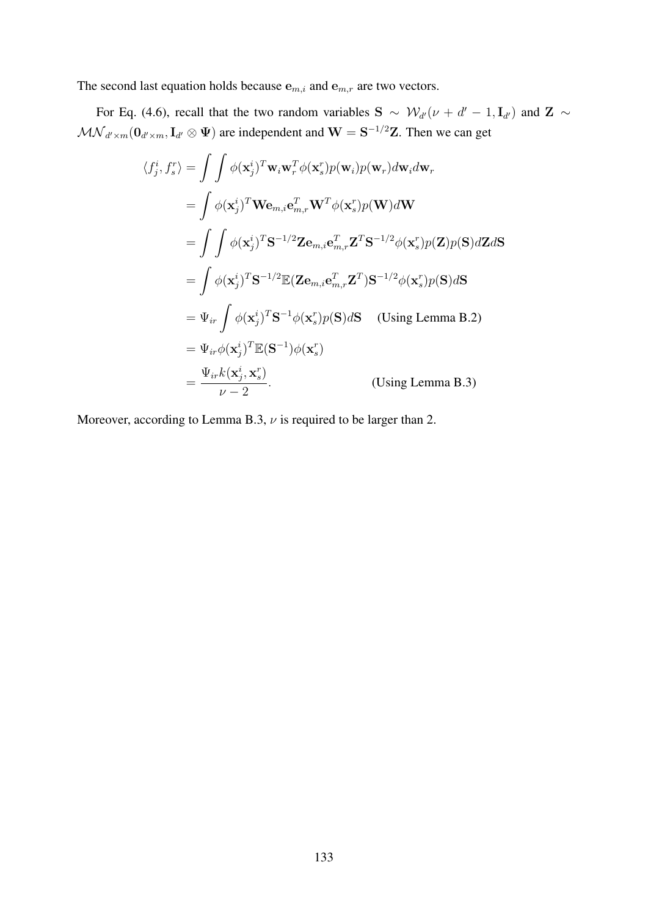The second last equation holds because $\mathbf{e}_{m,i}$ and $\mathbf{e}_{m,r}$ are two vectors.

For Eq. (4.6), recall that the two random variables $\mathbf{S} \sim \mathcal{W}_{d'}(\nu + d' - 1, \mathbf{I}_{d'})$ and $\mathbf{Z} \sim \mathcal{MN}_{d' \times m}(\mathbf{0}_{d' \times m}, \mathbf{I}_{d'} \otimes \mathbf{\Psi})$ are independent and $\mathbf{W} = \mathbf{S}^{-1/2}\mathbf{Z}$. Then we can get

$$
\begin{aligned}
\langle f_j^i, f_s^r \rangle &= \int\int \phi(\mathbf{x}_j^i)^T \mathbf{w}_i \mathbf{w}_r^T \phi(\mathbf{x}_s^r) p(\mathbf{w}_i) p(\mathbf{w}_r) d\mathbf{w}_i d\mathbf{w}_r \\
&= \int \phi(\mathbf{x}_j^i)^T \mathbf{W} \mathbf{e}_{m,i} \mathbf{e}_{m,r}^T \mathbf{W}^T \phi(\mathbf{x}_s^r) p(\mathbf{W}) d\mathbf{W} \\
&= \int\int \phi(\mathbf{x}_j^i)^T \mathbf{S}^{-1/2} \mathbf{Z} \mathbf{e}_{m,i} \mathbf{e}_{m,r}^T \mathbf{Z}^T \mathbf{S}^{-1/2} \phi(\mathbf{x}_s^r) p(\mathbf{Z}) p(\mathbf{S}) d\mathbf{Z} d\mathbf{S} \\
&= \int \phi(\mathbf{x}_j^i)^T \mathbf{S}^{-1/2} \mathbb{E}(\mathbf{Z} \mathbf{e}_{m,i} \mathbf{e}_{m,r}^T \mathbf{Z}^T) \mathbf{S}^{-1/2} \phi(\mathbf{x}_s^r) p(\mathbf{S}) d\mathbf{S} \\
&= \Psi_{ir} \int \phi(\mathbf{x}_j^i)^T \mathbf{S}^{-1} \phi(\mathbf{x}_s^r) p(\mathbf{S}) d\mathbf{S} \quad \text{(Using Lemma B.2)} \\
&= \Psi_{ir} \phi(\mathbf{x}_j^i)^T \mathbb{E}(\mathbf{S}^{-1}) \phi(\mathbf{x}_s^r) \\
&= \frac{\Psi_{ir} k(\mathbf{x}_j^i, \mathbf{x}_s^r)}{\nu - 2}. \quad \text{(Using Lemma B.3)}
\end{aligned}
$$

Moreover, according to Lemma B.3, $\nu$ is required to be larger than 2.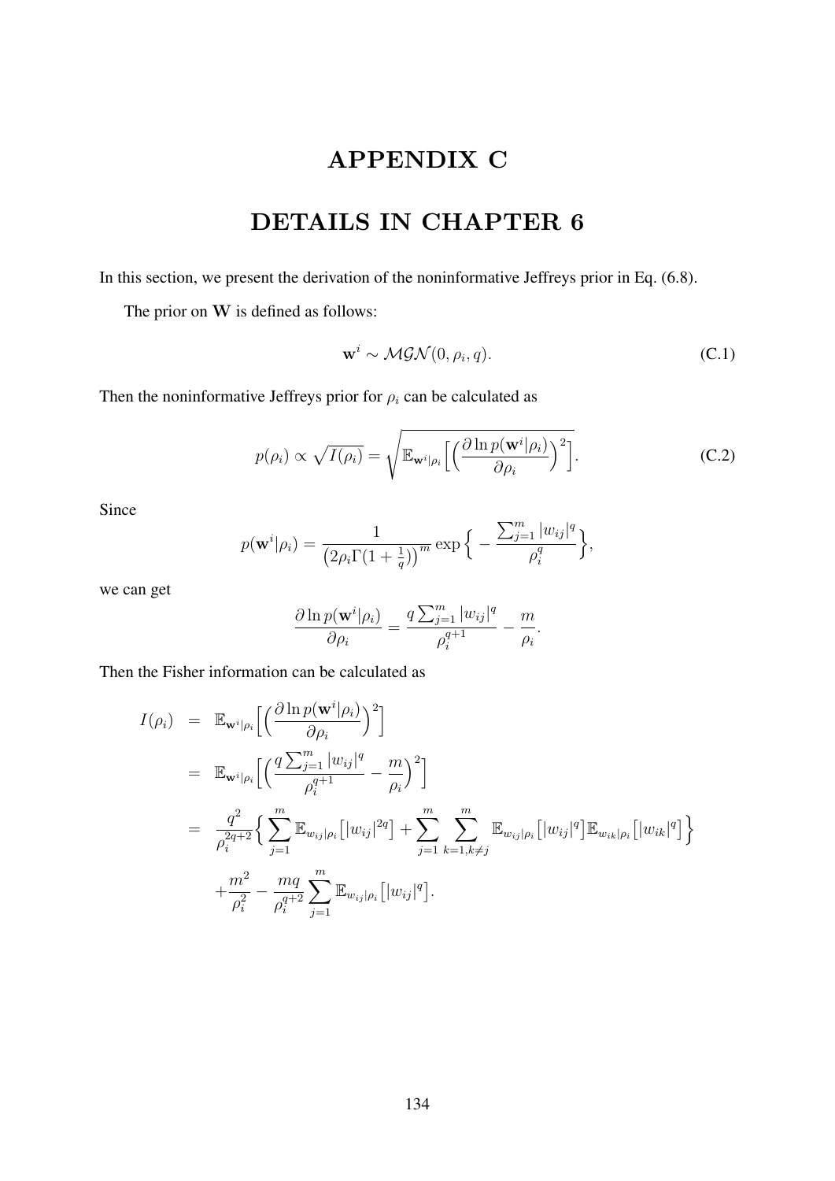# APPENDIX C

# DETAILS IN CHAPTER 6

In this section, we present the derivation of the noninformative Jeffreys prior in Eq. (6.8).

The prior on $\mathbf{W}$ is defined as follows:

$$\mathbf{w}^i \sim \mathcal{MGN}(0, \rho_i, q). \tag{C.1}$$

Then the noninformative Jeffreys prior for $\rho_i$ can be calculated as

$$p(\rho_i) \propto \sqrt{I(\rho_i)} = \sqrt{\mathbb{E}_{\mathbf{w}^i|\rho_i}\Big[\Big(\frac{\partial \ln p(\mathbf{w}^i|\rho_i)}{\partial \rho_i}\Big)^2\Big]}. \tag{C.2}$$

Since

$$p(\mathbf{w}^i|\rho_i) = \frac{1}{\big(2\rho_i\Gamma(1+\frac{1}{q})\big)^m} \exp\Big\{-\frac{\sum_{j=1}^m |w_{ij}|^q}{\rho_i^q}\Big\},$$

we can get

$$\frac{\partial \ln p(\mathbf{w}^i|\rho_i)}{\partial \rho_i} = \frac{q\sum_{j=1}^m |w_{ij}|^q}{\rho_i^{q+1}} - \frac{m}{\rho_i}.$$

Then the Fisher information can be calculated as

$$\begin{aligned}
I(\rho_i) &= \mathbb{E}_{\mathbf{w}^i|\rho_i}\Big[\Big(\frac{\partial \ln p(\mathbf{w}^i|\rho_i)}{\partial \rho_i}\Big)^2\Big] \\
&= \mathbb{E}_{\mathbf{w}^i|\rho_i}\Big[\Big(\frac{q\sum_{j=1}^m |w_{ij}|^q}{\rho_i^{q+1}} - \frac{m}{\rho_i}\Big)^2\Big] \\
&= \frac{q^2}{\rho_i^{2q+2}}\Big\{\sum_{j=1}^m \mathbb{E}_{w_{ij}|\rho_i}\big[|w_{ij}|^{2q}\big] + \sum_{j=1}^m \sum_{k=1,k\neq j}^m \mathbb{E}_{w_{ij}|\rho_i}\big[|w_{ij}|^q\big]\mathbb{E}_{w_{ik}|\rho_i}\big[|w_{ik}|^q\big]\Big\} \\
&\quad + \frac{m^2}{\rho_i^2} - \frac{mq}{\rho_i^{q+2}}\sum_{j=1}^m \mathbb{E}_{w_{ij}|\rho_i}\big[|w_{ij}|^q\big].
\end{aligned}$$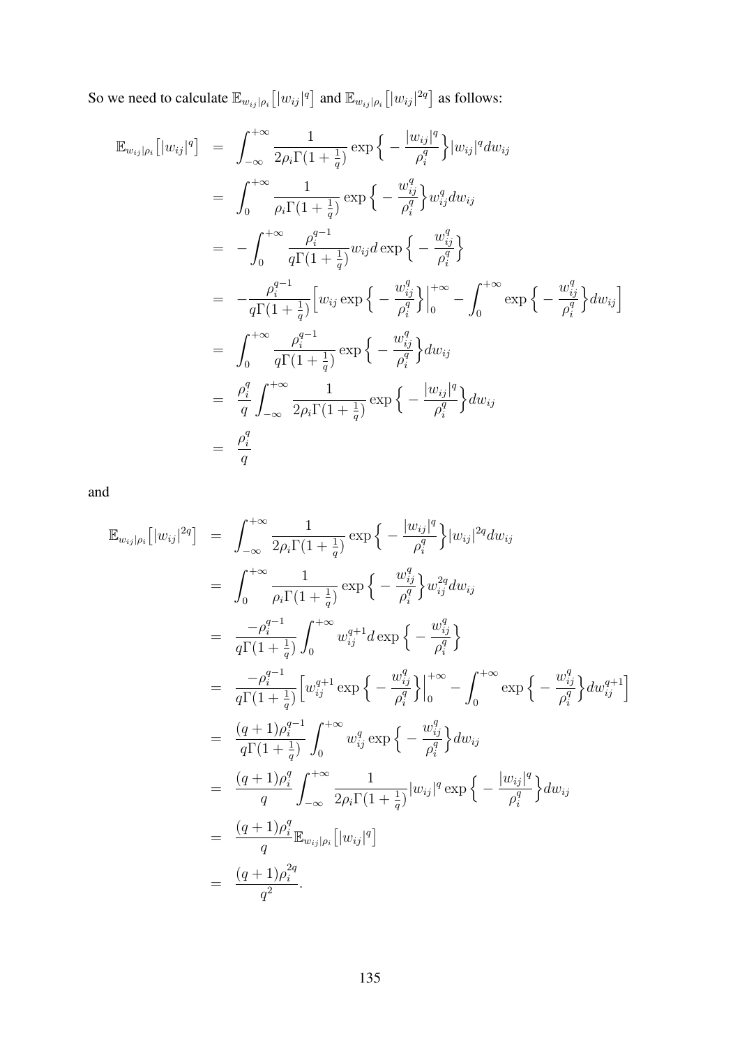So we need to calculate $\mathbb{E}_{w_{ij}|\rho_i}\big[|w_{ij}|^q\big]$ and $\mathbb{E}_{w_{ij}|\rho_i}\big[|w_{ij}|^{2q}\big]$ as follows:

$$
\begin{aligned}
\mathbb{E}_{w_{ij}|\rho_i}\big[|w_{ij}|^q\big] &= \int_{-\infty}^{+\infty} \frac{1}{2\rho_i\Gamma(1+\frac{1}{q})} \exp\Big\{-\frac{|w_{ij}|^q}{\rho_i^q}\Big\}|w_{ij}|^q dw_{ij} \\
&= \int_{0}^{+\infty} \frac{1}{\rho_i\Gamma(1+\frac{1}{q})} \exp\Big\{-\frac{w_{ij}^q}{\rho_i^q}\Big\}w_{ij}^q dw_{ij} \\
&= -\int_{0}^{+\infty} \frac{\rho_i^{q-1}}{q\Gamma(1+\frac{1}{q})} w_{ij} d\exp\Big\{-\frac{w_{ij}^q}{\rho_i^q}\Big\} \\
&= -\frac{\rho_i^{q-1}}{q\Gamma(1+\frac{1}{q})}\Big[w_{ij}\exp\Big\{-\frac{w_{ij}^q}{\rho_i^q}\Big\}\Big|_0^{+\infty} - \int_0^{+\infty}\exp\Big\{-\frac{w_{ij}^q}{\rho_i^q}\Big\}dw_{ij}\Big] \\
&= \int_{0}^{+\infty} \frac{\rho_i^{q-1}}{q\Gamma(1+\frac{1}{q})} \exp\Big\{-\frac{w_{ij}^q}{\rho_i^q}\Big\}dw_{ij} \\
&= \frac{\rho_i^q}{q}\int_{-\infty}^{+\infty} \frac{1}{2\rho_i\Gamma(1+\frac{1}{q})} \exp\Big\{-\frac{|w_{ij}|^q}{\rho_i^q}\Big\}dw_{ij} \\
&= \frac{\rho_i^q}{q}
\end{aligned}
$$

and

$$
\begin{aligned}
\mathbb{E}_{w_{ij}|\rho_i}\big[|w_{ij}|^{2q}\big] &= \int_{-\infty}^{+\infty} \frac{1}{2\rho_i\Gamma(1+\frac{1}{q})} \exp\Big\{-\frac{|w_{ij}|^q}{\rho_i^q}\Big\}|w_{ij}|^{2q} dw_{ij} \\
&= \int_{0}^{+\infty} \frac{1}{\rho_i\Gamma(1+\frac{1}{q})} \exp\Big\{-\frac{w_{ij}^q}{\rho_i^q}\Big\}w_{ij}^{2q} dw_{ij} \\
&= \frac{-\rho_i^{q-1}}{q\Gamma(1+\frac{1}{q})}\int_{0}^{+\infty} w_{ij}^{q+1} d\exp\Big\{-\frac{w_{ij}^q}{\rho_i^q}\Big\} \\
&= \frac{-\rho_i^{q-1}}{q\Gamma(1+\frac{1}{q})}\Big[w_{ij}^{q+1}\exp\Big\{-\frac{w_{ij}^q}{\rho_i^q}\Big\}\Big|_0^{+\infty} - \int_0^{+\infty}\exp\Big\{-\frac{w_{ij}^q}{\rho_i^q}\Big\}dw_{ij}^{q+1}\Big] \\
&= \frac{(q+1)\rho_i^{q-1}}{q\Gamma(1+\frac{1}{q})}\int_{0}^{+\infty} w_{ij}^q \exp\Big\{-\frac{w_{ij}^q}{\rho_i^q}\Big\}dw_{ij} \\
&= \frac{(q+1)\rho_i^q}{q}\int_{-\infty}^{+\infty} \frac{1}{2\rho_i\Gamma(1+\frac{1}{q})}|w_{ij}|^q \exp\Big\{-\frac{|w_{ij}|^q}{\rho_i^q}\Big\}dw_{ij} \\
&= \frac{(q+1)\rho_i^q}{q}\mathbb{E}_{w_{ij}|\rho_i}\big[|w_{ij}|^q\big] \\
&= \frac{(q+1)\rho_i^{2q}}{q^2}.
\end{aligned}
$$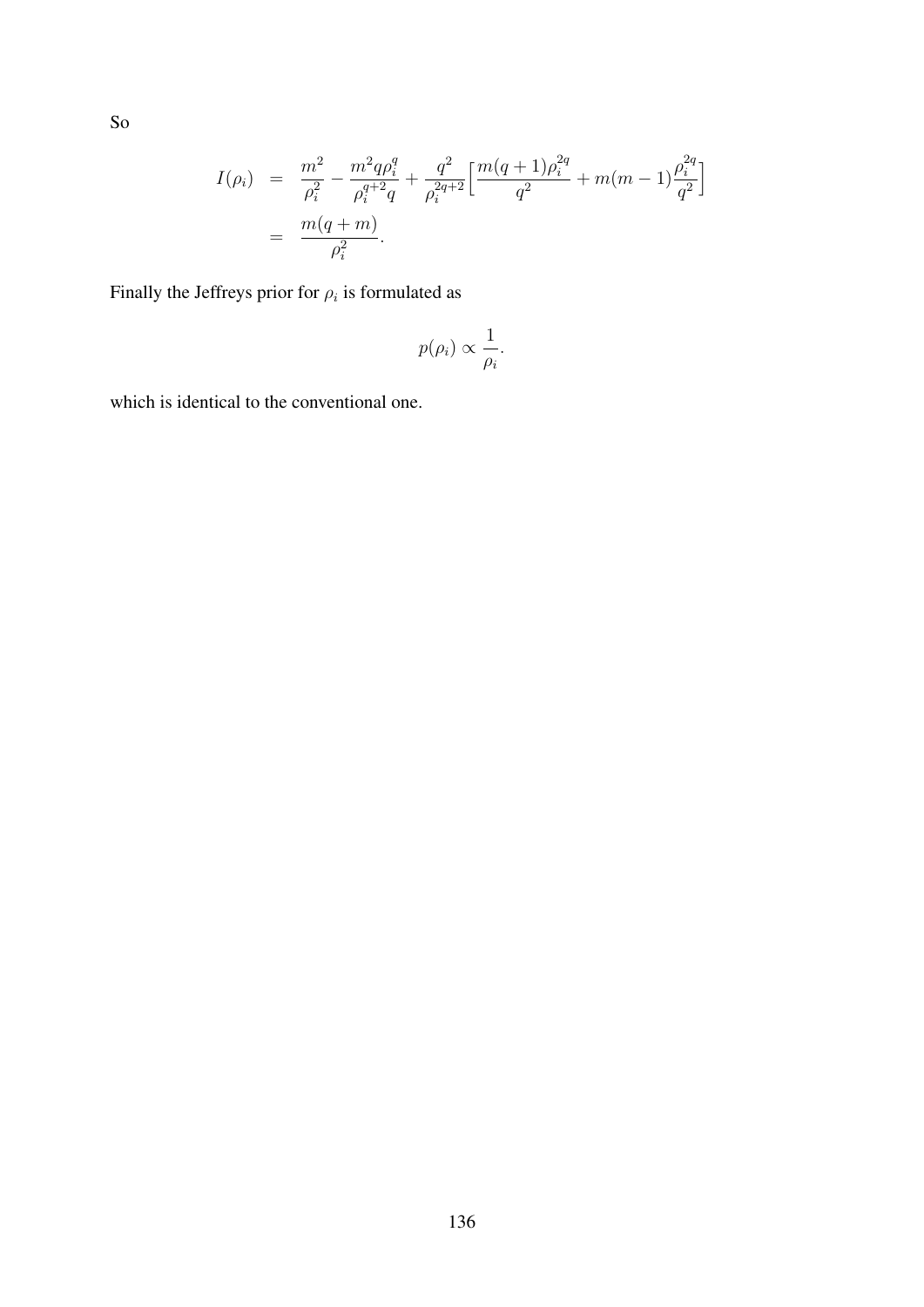So

$$
\begin{aligned}
I(\rho_i) &= \frac{m^2}{\rho_i^2} - \frac{m^2 q \rho_i^q}{\rho_i^{q+2} q} + \frac{q^2}{\rho_i^{2q+2}} \Big[ \frac{m(q+1)\rho_i^{2q}}{q^2} + m(m-1)\frac{\rho_i^{2q}}{q^2} \Big] \\
&= \frac{m(q+m)}{\rho_i^2}.
\end{aligned}
$$

Finally the Jeffreys prior for $\rho_i$ is formulated as

$$
p(\rho_i) \propto \frac{1}{\rho_i}.
$$

which is identical to the conventional one.